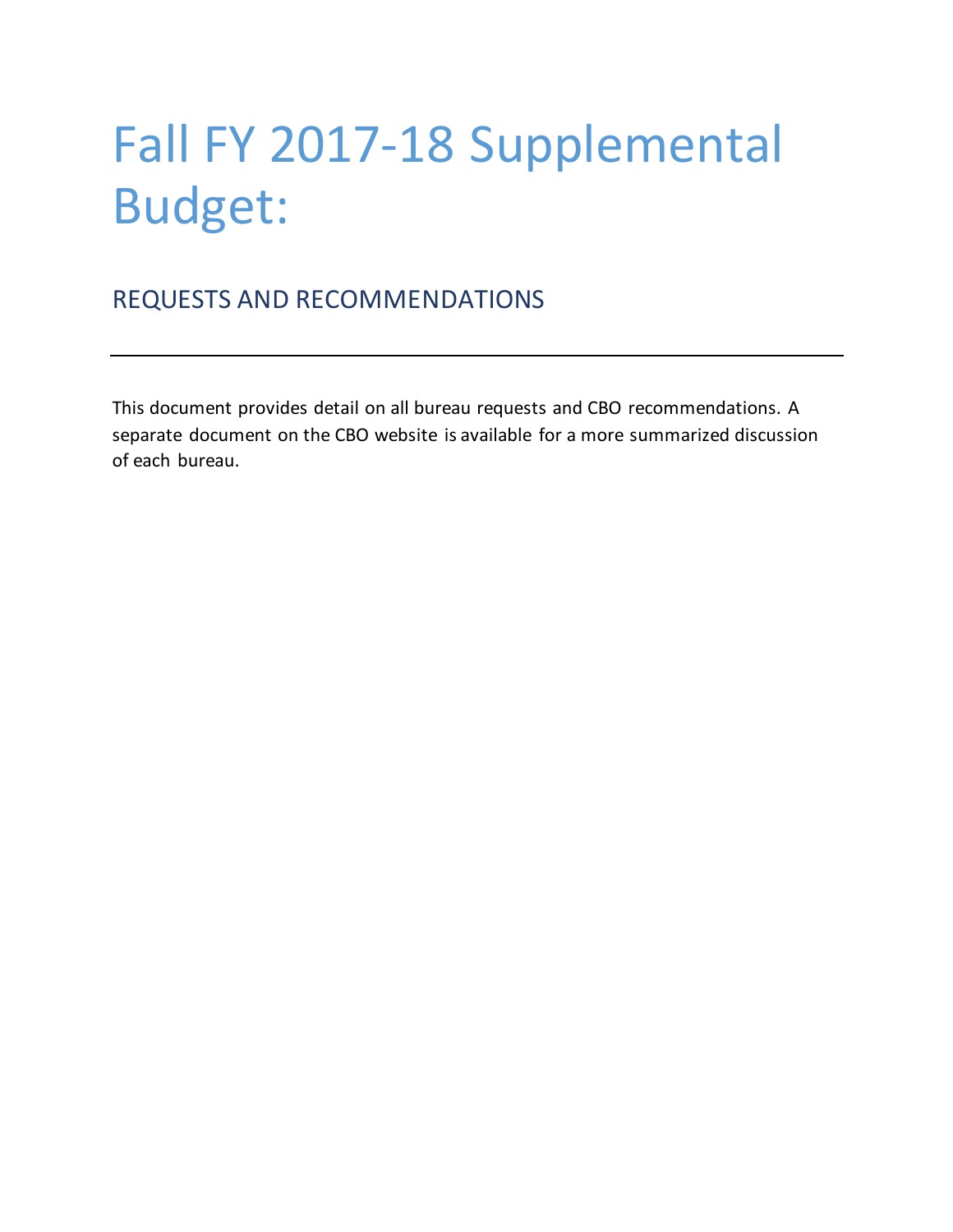# Fall FY 2017-18 Supplemental Budget:

## REQUESTS AND RECOMMENDATIONS

---

This document provides detail on all bureau requests and CBO recommendations. A separate document on the CBO website is available for a more summarized discussion of each bureau.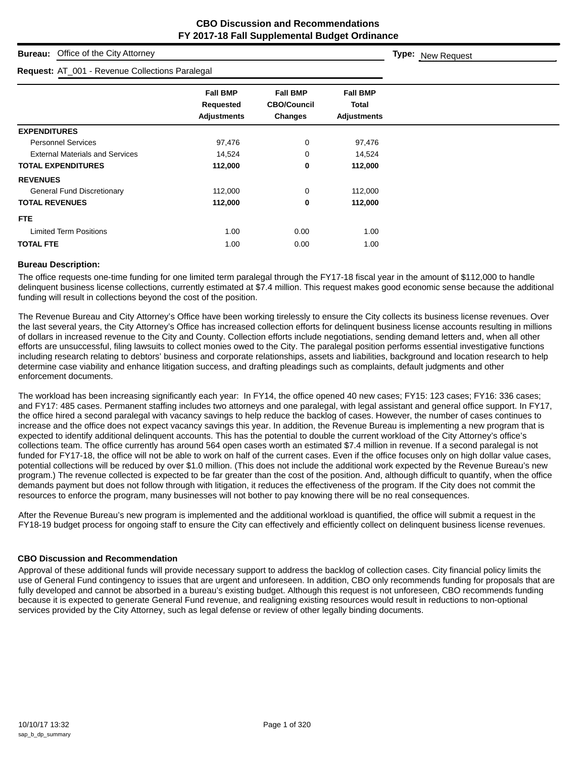# CBO Discussion and Recommendations
## FY 2017-18 Fall Supplemental Budget Ordinance

**Bureau:** Office of the City Attorney **Type:** New Request

**Request:** AT_001 - Revenue Collections Paralegal

| | Fall BMP Requested Adjustments | Fall BMP CBO/Council Changes | Fall BMP Total Adjustments |
|---|---|---|---|
| **EXPENDITURES** | | | |
| Personnel Services | 97,476 | 0 | 97,476 |
| External Materials and Services | 14,524 | 0 | 14,524 |
| **TOTAL EXPENDITURES** | **112,000** | **0** | **112,000** |
| **REVENUES** | | | |
| General Fund Discretionary | 112,000 | 0 | 112,000 |
| **TOTAL REVENUES** | **112,000** | **0** | **112,000** |
| **FTE** | | | |
| Limited Term Positions | 1.00 | 0.00 | 1.00 |
| **TOTAL FTE** | 1.00 | 0.00 | 1.00 |

**Bureau Description:**

The office requests one-time funding for one limited term paralegal through the FY17-18 fiscal year in the amount of $112,000 to handle delinquent business license collections, currently estimated at $7.4 million. This request makes good economic sense because the additional funding will result in collections beyond the cost of the position.

The Revenue Bureau and City Attorney's Office have been working tirelessly to ensure the City collects its business license revenues. Over the last several years, the City Attorney's Office has increased collection efforts for delinquent business license accounts resulting in millions of dollars in increased revenue to the City and County. Collection efforts include negotiations, sending demand letters and, when all other efforts are unsuccessful, filing lawsuits to collect monies owed to the City. The paralegal position performs essential investigative functions including research relating to debtors' business and corporate relationships, assets and liabilities, background and location research to help determine case viability and enhance litigation success, and drafting pleadings such as complaints, default judgments and other enforcement documents.

The workload has been increasing significantly each year: In FY14, the office opened 40 new cases; FY15: 123 cases; FY16: 336 cases; and FY17: 485 cases. Permanent staffing includes two attorneys and one paralegal, with legal assistant and general office support. In FY17, the office hired a second paralegal with vacancy savings to help reduce the backlog of cases. However, the number of cases continues to increase and the office does not expect vacancy savings this year. In addition, the Revenue Bureau is implementing a new program that is expected to identify additional delinquent accounts. This has the potential to double the current workload of the City Attorney's office's collections team. The office currently has around 564 open cases worth an estimated $7.4 million in revenue. If a second paralegal is not funded for FY17-18, the office will not be able to work on half of the current cases. Even if the office focuses only on high dollar value cases, potential collections will be reduced by over $1.0 million. (This does not include the additional work expected by the Revenue Bureau's new program.) The revenue collected is expected to be far greater than the cost of the position. And, although difficult to quantify, when the office demands payment but does not follow through with litigation, it reduces the effectiveness of the program. If the City does not commit the resources to enforce the program, many businesses will not bother to pay knowing there will be no real consequences.

After the Revenue Bureau's new program is implemented and the additional workload is quantified, the office will submit a request in the FY18-19 budget process for ongoing staff to ensure the City can effectively and efficiently collect on delinquent business license revenues.

**CBO Discussion and Recommendation**

Approval of these additional funds will provide necessary support to address the backlog of collection cases. City financial policy limits the use of General Fund contingency to issues that are urgent and unforeseen. In addition, CBO only recommends funding for proposals that are fully developed and cannot be absorbed in a bureau's existing budget. Although this request is not unforeseen, CBO recommends funding because it is expected to generate General Fund revenue, and realigning existing resources would result in reductions to non-optional services provided by the City Attorney, such as legal defense or review of other legally binding documents.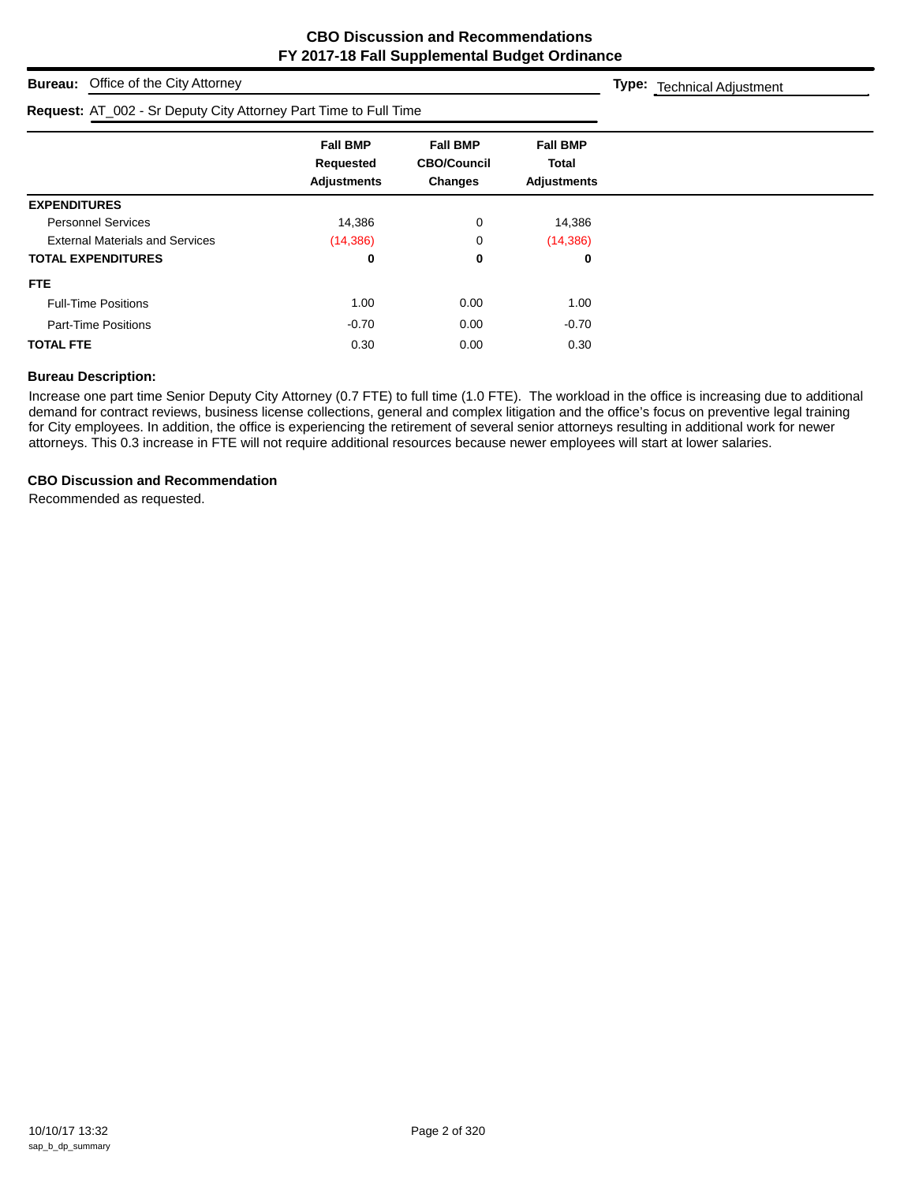## CBO Discussion and Recommendations
## FY 2017-18 Fall Supplemental Budget Ordinance

**Bureau:** Office of the City Attorney

**Type:** Technical Adjustment

**Request:** AT_002 - Sr Deputy City Attorney Part Time to Full Time

| | Fall BMP Requested Adjustments | Fall BMP CBO/Council Changes | Fall BMP Total Adjustments |
|---|---|---|---|
| **EXPENDITURES** | | | |
| Personnel Services | 14,386 | 0 | 14,386 |
| External Materials and Services | (14,386) | 0 | (14,386) |
| **TOTAL EXPENDITURES** | **0** | **0** | **0** |
| **FTE** | | | |
| Full-Time Positions | 1.00 | 0.00 | 1.00 |
| Part-Time Positions | -0.70 | 0.00 | -0.70 |
| **TOTAL FTE** | 0.30 | 0.00 | 0.30 |

### Bureau Description:

Increase one part time Senior Deputy City Attorney (0.7 FTE) to full time (1.0 FTE). The workload in the office is increasing due to additional demand for contract reviews, business license collections, general and complex litigation and the office's focus on preventive legal training for City employees. In addition, the office is experiencing the retirement of several senior attorneys resulting in additional work for newer attorneys. This 0.3 increase in FTE will not require additional resources because newer employees will start at lower salaries.

### CBO Discussion and Recommendation

Recommended as requested.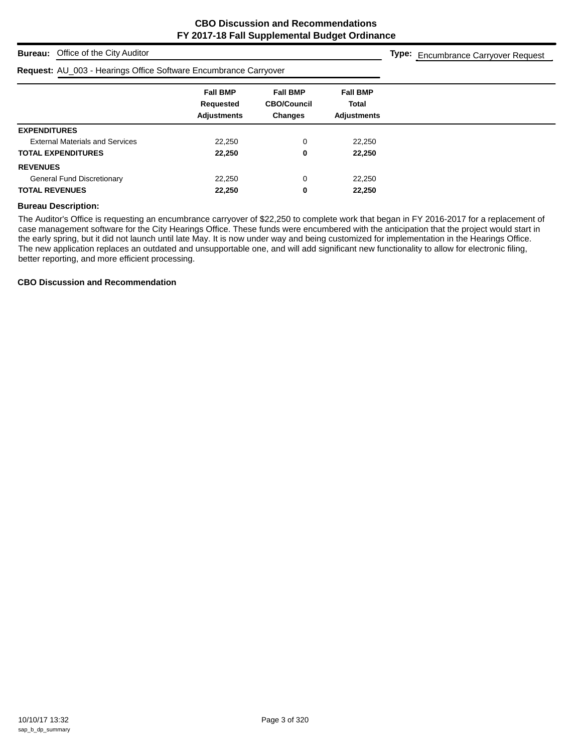# CBO Discussion and Recommendations
# FY 2017-18 Fall Supplemental Budget Ordinance

**Bureau:** Office of the City Auditor

**Type:** Encumbrance Carryover Request

**Request:** AU_003 - Hearings Office Software Encumbrance Carryover

| | Fall BMP Requested Adjustments | Fall BMP CBO/Council Changes | Fall BMP Total Adjustments |
|---|---|---|---|
| **EXPENDITURES** | | | |
| External Materials and Services | 22,250 | 0 | 22,250 |
| **TOTAL EXPENDITURES** | **22,250** | **0** | **22,250** |
| **REVENUES** | | | |
| General Fund Discretionary | 22,250 | 0 | 22,250 |
| **TOTAL REVENUES** | **22,250** | **0** | **22,250** |

**Bureau Description:**

The Auditor's Office is requesting an encumbrance carryover of $22,250 to complete work that began in FY 2016-2017 for a replacement of case management software for the City Hearings Office. These funds were encumbered with the anticipation that the project would start in the early spring, but it did not launch until late May. It is now under way and being customized for implementation in the Hearings Office. The new application replaces an outdated and unsupportable one, and will add significant new functionality to allow for electronic filing, better reporting, and more efficient processing.

**CBO Discussion and Recommendation**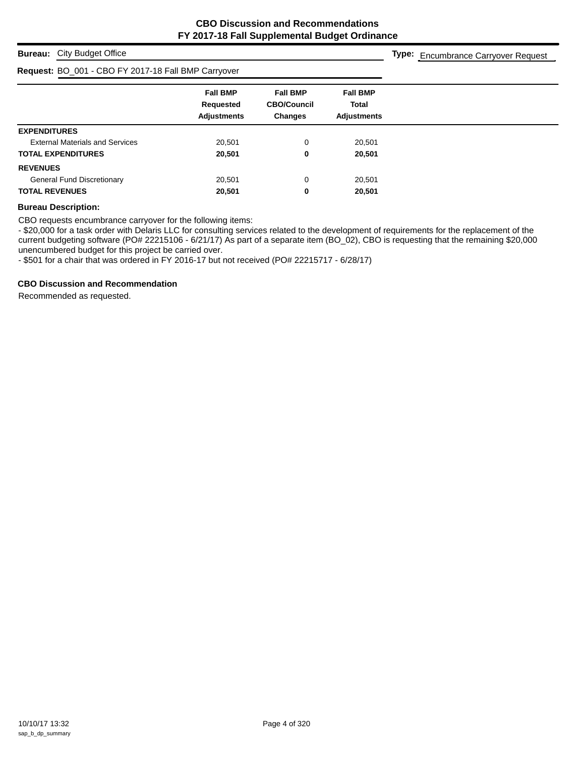**CBO Discussion and Recommendations**
**FY 2017-18 Fall Supplemental Budget Ordinance**

**Bureau:** City Budget Office

**Type:** Encumbrance Carryover Request

**Request:** BO_001 - CBO FY 2017-18 Fall BMP Carryover

| | Fall BMP Requested Adjustments | Fall BMP CBO/Council Changes | Fall BMP Total Adjustments |
|---|---|---|---|
| **EXPENDITURES** | | | |
| External Materials and Services | 20,501 | 0 | 20,501 |
| **TOTAL EXPENDITURES** | **20,501** | **0** | **20,501** |
| **REVENUES** | | | |
| General Fund Discretionary | 20,501 | 0 | 20,501 |
| **TOTAL REVENUES** | **20,501** | **0** | **20,501** |

**Bureau Description:**

CBO requests encumbrance carryover for the following items:
- $20,000 for a task order with Delaris LLC for consulting services related to the development of requirements for the replacement of the current budgeting software (PO# 22215106 - 6/21/17) As part of a separate item (BO_02), CBO is requesting that the remaining $20,000 unencumbered budget for this project be carried over.
- $501 for a chair that was ordered in FY 2016-17 but not received (PO# 22215717 - 6/28/17)

**CBO Discussion and Recommendation**

Recommended as requested.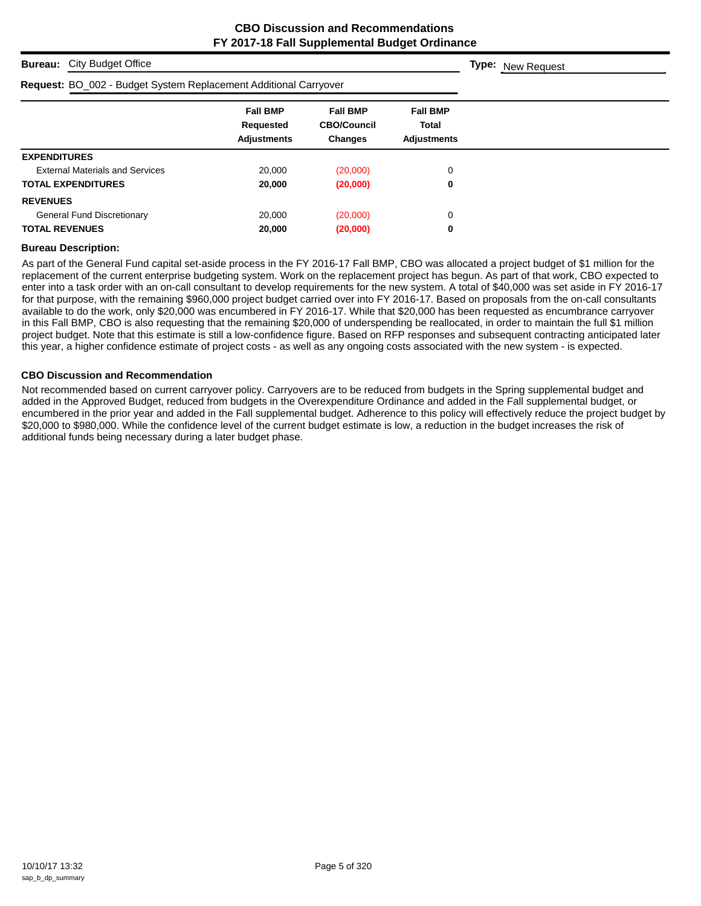## CBO Discussion and Recommendations
## FY 2017-18 Fall Supplemental Budget Ordinance

**Bureau:** City Budget Office **Type:** New Request

**Request:** BO_002 - Budget System Replacement Additional Carryover

| | Fall BMP Requested Adjustments | Fall BMP CBO/Council Changes | Fall BMP Total Adjustments |
|---|---|---|---|
| **EXPENDITURES** | | | |
| External Materials and Services | 20,000 | (20,000) | 0 |
| **TOTAL EXPENDITURES** | **20,000** | **(20,000)** | **0** |
| **REVENUES** | | | |
| General Fund Discretionary | 20,000 | (20,000) | 0 |
| **TOTAL REVENUES** | **20,000** | **(20,000)** | **0** |

### Bureau Description:

As part of the General Fund capital set-aside process in the FY 2016-17 Fall BMP, CBO was allocated a project budget of $1 million for the replacement of the current enterprise budgeting system. Work on the replacement project has begun. As part of that work, CBO expected to enter into a task order with an on-call consultant to develop requirements for the new system. A total of $40,000 was set aside in FY 2016-17 for that purpose, with the remaining $960,000 project budget carried over into FY 2016-17. Based on proposals from the on-call consultants available to do the work, only $20,000 was encumbered in FY 2016-17. While that $20,000 has been requested as encumbrance carryover in this Fall BMP, CBO is also requesting that the remaining $20,000 of underspending be reallocated, in order to maintain the full $1 million project budget. Note that this estimate is still a low-confidence figure. Based on RFP responses and subsequent contracting anticipated later this year, a higher confidence estimate of project costs - as well as any ongoing costs associated with the new system - is expected.

### CBO Discussion and Recommendation

Not recommended based on current carryover policy. Carryovers are to be reduced from budgets in the Spring supplemental budget and added in the Approved Budget, reduced from budgets in the Overexpenditure Ordinance and added in the Fall supplemental budget, or encumbered in the prior year and added in the Fall supplemental budget. Adherence to this policy will effectively reduce the project budget by $20,000 to $980,000. While the confidence level of the current budget estimate is low, a reduction in the budget increases the risk of additional funds being necessary during a later budget phase.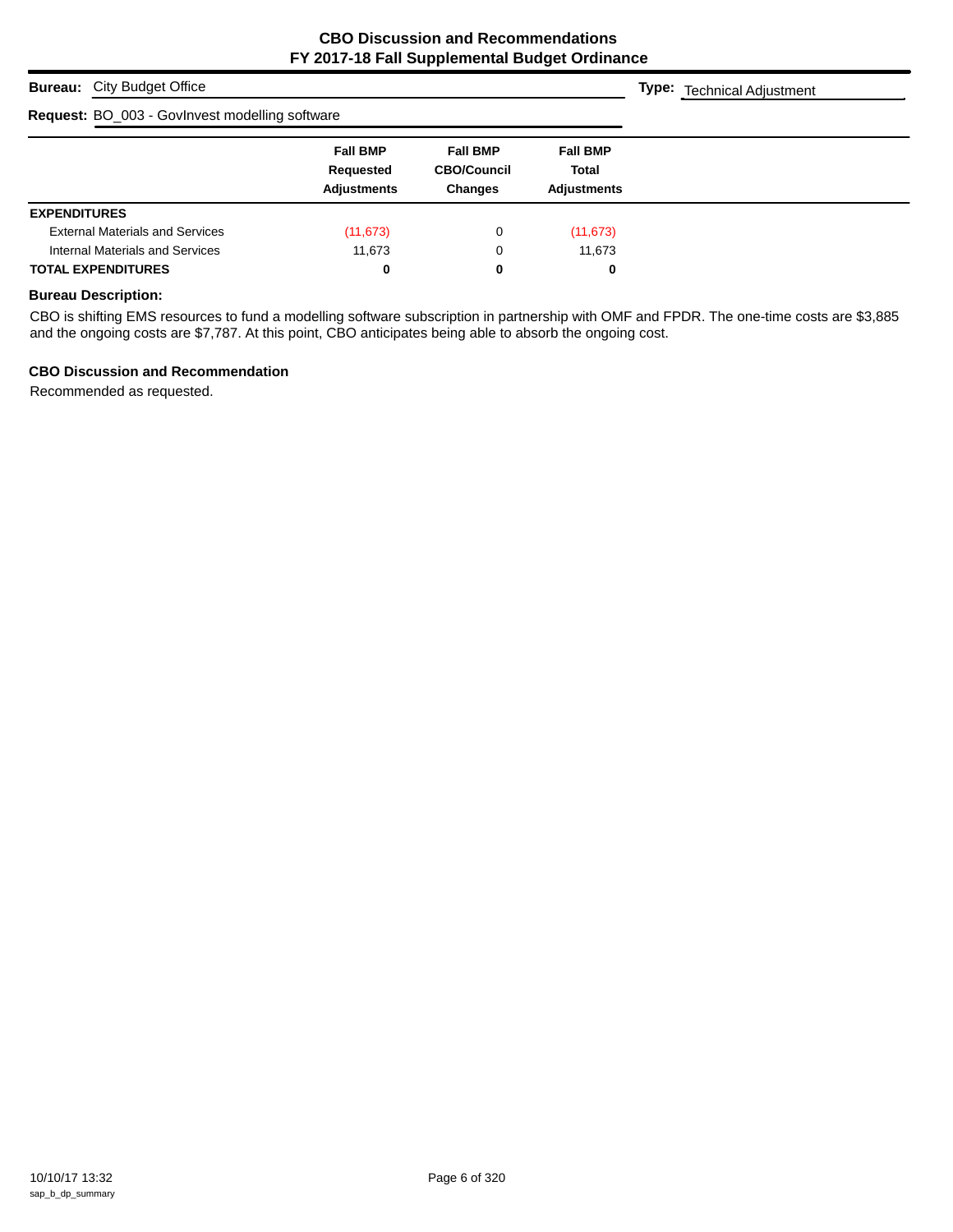# CBO Discussion and Recommendations
## FY 2017-18 Fall Supplemental Budget Ordinance

**Bureau:** City Budget Office

**Type:** Technical Adjustment

**Request:** BO_003 - GovInvest modelling software

| | Fall BMP Requested Adjustments | Fall BMP CBO/Council Changes | Fall BMP Total Adjustments |
|---|---|---|---|
| **EXPENDITURES** | | | |
| External Materials and Services | (11,673) | 0 | (11,673) |
| Internal Materials and Services | 11,673 | 0 | 11,673 |
| **TOTAL EXPENDITURES** | **0** | **0** | **0** |

**Bureau Description:**

CBO is shifting EMS resources to fund a modelling software subscription in partnership with OMF and FPDR. The one-time costs are $3,885 and the ongoing costs are $7,787. At this point, CBO anticipates being able to absorb the ongoing cost.

**CBO Discussion and Recommendation**

Recommended as requested.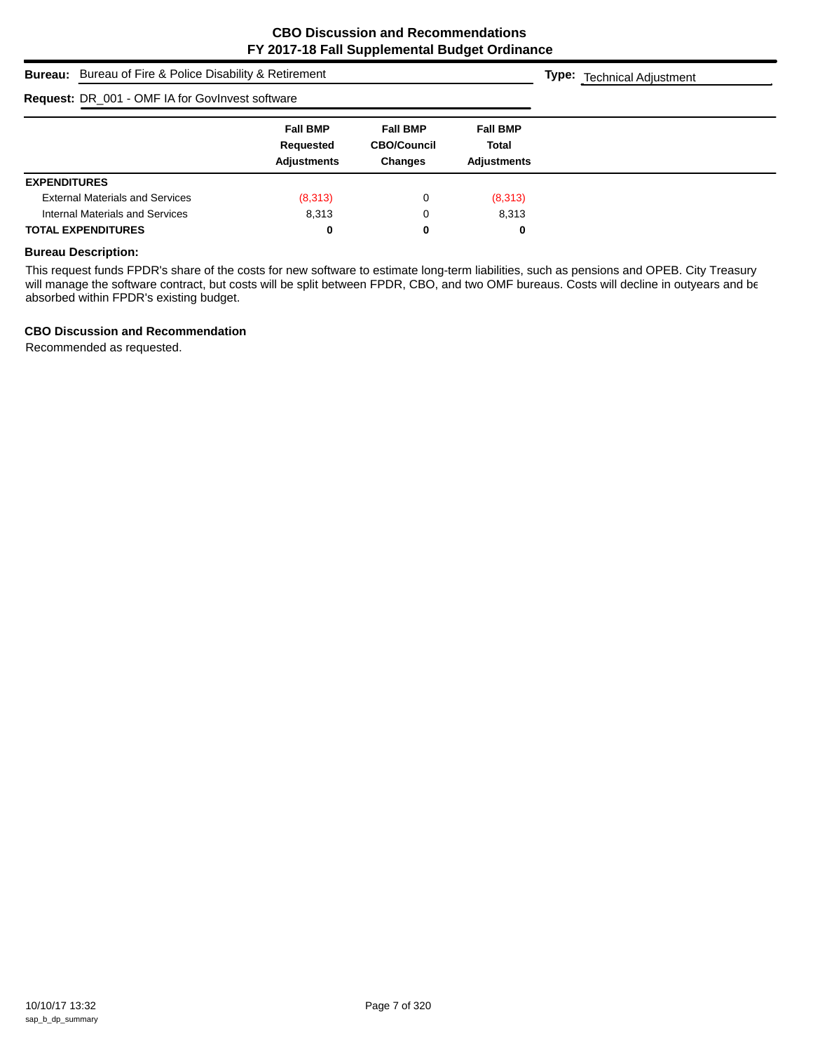## CBO Discussion and Recommendations
## FY 2017-18 Fall Supplemental Budget Ordinance

**Bureau:** Bureau of Fire & Police Disability & Retirement

**Type:** Technical Adjustment

**Request:** DR_001 - OMF IA for GovInvest software

| | Fall BMP Requested Adjustments | Fall BMP CBO/Council Changes | Fall BMP Total Adjustments |
|---|---|---|---|
| **EXPENDITURES** | | | |
| External Materials and Services | (8,313) | 0 | (8,313) |
| Internal Materials and Services | 8,313 | 0 | 8,313 |
| **TOTAL EXPENDITURES** | **0** | **0** | **0** |

**Bureau Description:**

This request funds FPDR's share of the costs for new software to estimate long-term liabilities, such as pensions and OPEB. City Treasury will manage the software contract, but costs will be split between FPDR, CBO, and two OMF bureaus. Costs will decline in outyears and be absorbed within FPDR's existing budget.

**CBO Discussion and Recommendation**

Recommended as requested.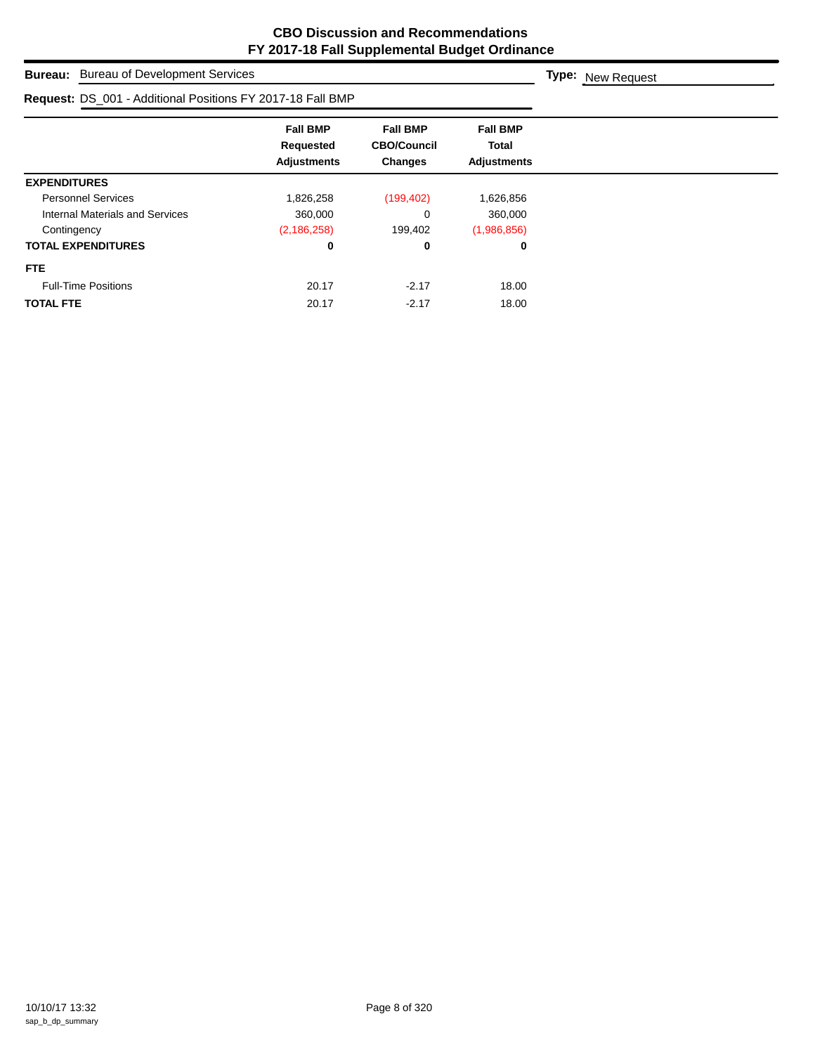# CBO Discussion and Recommendations
# FY 2017-18 Fall Supplemental Budget Ordinance

**Bureau:** Bureau of Development Services

**Type:** New Request

**Request:** DS_001 - Additional Positions FY 2017-18 Fall BMP

| | Fall BMP Requested Adjustments | Fall BMP CBO/Council Changes | Fall BMP Total Adjustments |
|---|---|---|---|
| **EXPENDITURES** | | | |
| Personnel Services | 1,826,258 | (199,402) | 1,626,856 |
| Internal Materials and Services | 360,000 | 0 | 360,000 |
| Contingency | (2,186,258) | 199,402 | (1,986,856) |
| **TOTAL EXPENDITURES** | **0** | **0** | **0** |
| **FTE** | | | |
| Full-Time Positions | 20.17 | -2.17 | 18.00 |
| **TOTAL FTE** | 20.17 | -2.17 | 18.00 |

10/10/17 13:32
sap_b_dp_summary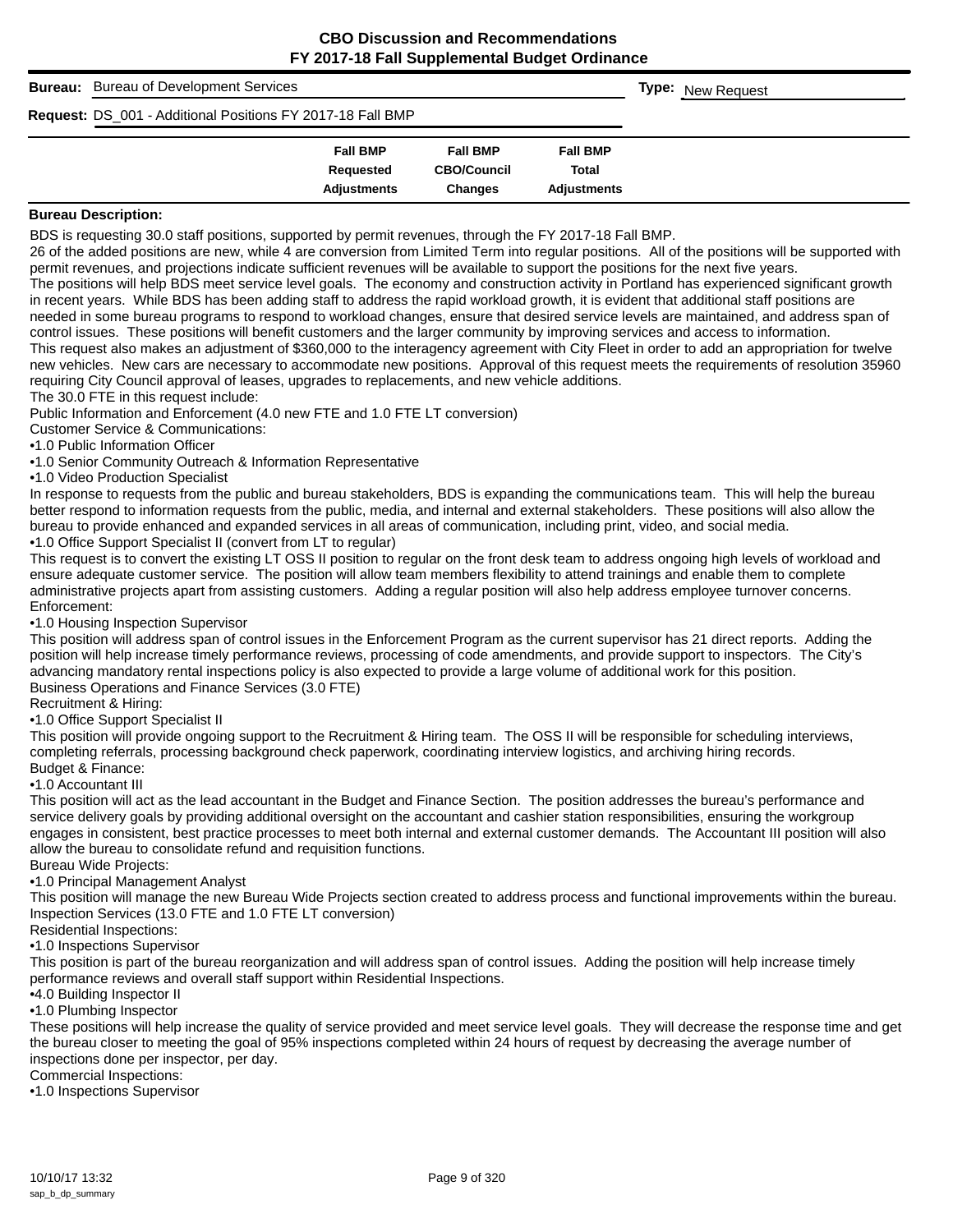# CBO Discussion and Recommendations
## FY 2017-18 Fall Supplemental Budget Ordinance

**Bureau:** Bureau of Development Services **Type:** New Request

**Request:** DS_001 - Additional Positions FY 2017-18 Fall BMP

| | Fall BMP Requested Adjustments | Fall BMP CBO/Council Changes | Fall BMP Total Adjustments |
|---|---|---|---|

**Bureau Description:**

BDS is requesting 30.0 staff positions, supported by permit revenues, through the FY 2017-18 Fall BMP.

26 of the added positions are new, while 4 are conversion from Limited Term into regular positions. All of the positions will be supported with permit revenues, and projections indicate sufficient revenues will be available to support the positions for the next five years.

The positions will help BDS meet service level goals. The economy and construction activity in Portland has experienced significant growth in recent years. While BDS has been adding staff to address the rapid workload growth, it is evident that additional staff positions are needed in some bureau programs to respond to workload changes, ensure that desired service levels are maintained, and address span of control issues. These positions will benefit customers and the larger community by improving services and access to information.

This request also makes an adjustment of $360,000 to the interagency agreement with City Fleet in order to add an appropriation for twelve new vehicles. New cars are necessary to accommodate new positions. Approval of this request meets the requirements of resolution 35960 requiring City Council approval of leases, upgrades to replacements, and new vehicle additions.

The 30.0 FTE in this request include:

Public Information and Enforcement (4.0 new FTE and 1.0 FTE LT conversion)

Customer Service & Communications:

- 1.0 Public Information Officer
- 1.0 Senior Community Outreach & Information Representative
- 1.0 Video Production Specialist

In response to requests from the public and bureau stakeholders, BDS is expanding the communications team. This will help the bureau better respond to information requests from the public, media, and internal and external stakeholders. These positions will also allow the bureau to provide enhanced and expanded services in all areas of communication, including print, video, and social media.

- 1.0 Office Support Specialist II (convert from LT to regular)

This request is to convert the existing LT OSS II position to regular on the front desk team to address ongoing high levels of workload and ensure adequate customer service. The position will allow team members flexibility to attend trainings and enable them to complete administrative projects apart from assisting customers. Adding a regular position will also help address employee turnover concerns.

Enforcement:

- 1.0 Housing Inspection Supervisor

This position will address span of control issues in the Enforcement Program as the current supervisor has 21 direct reports. Adding the position will help increase timely performance reviews, processing of code amendments, and provide support to inspectors. The City's advancing mandatory rental inspections policy is also expected to provide a large volume of additional work for this position.

Business Operations and Finance Services (3.0 FTE)

Recruitment & Hiring:

- 1.0 Office Support Specialist II

This position will provide ongoing support to the Recruitment & Hiring team. The OSS II will be responsible for scheduling interviews, completing referrals, processing background check paperwork, coordinating interview logistics, and archiving hiring records.

Budget & Finance:

- 1.0 Accountant III

This position will act as the lead accountant in the Budget and Finance Section. The position addresses the bureau's performance and service delivery goals by providing additional oversight on the accountant and cashier station responsibilities, ensuring the workgroup engages in consistent, best practice processes to meet both internal and external customer demands. The Accountant III position will also allow the bureau to consolidate refund and requisition functions.

Bureau Wide Projects:

- 1.0 Principal Management Analyst

This position will manage the new Bureau Wide Projects section created to address process and functional improvements within the bureau.

Inspection Services (13.0 FTE and 1.0 FTE LT conversion)

Residential Inspections:

- 1.0 Inspections Supervisor

This position is part of the bureau reorganization and will address span of control issues. Adding the position will help increase timely performance reviews and overall staff support within Residential Inspections.

- 4.0 Building Inspector II
- 1.0 Plumbing Inspector

These positions will help increase the quality of service provided and meet service level goals. They will decrease the response time and get the bureau closer to meeting the goal of 95% inspections completed within 24 hours of request by decreasing the average number of inspections done per inspector, per day.

Commercial Inspections:

- 1.0 Inspections Supervisor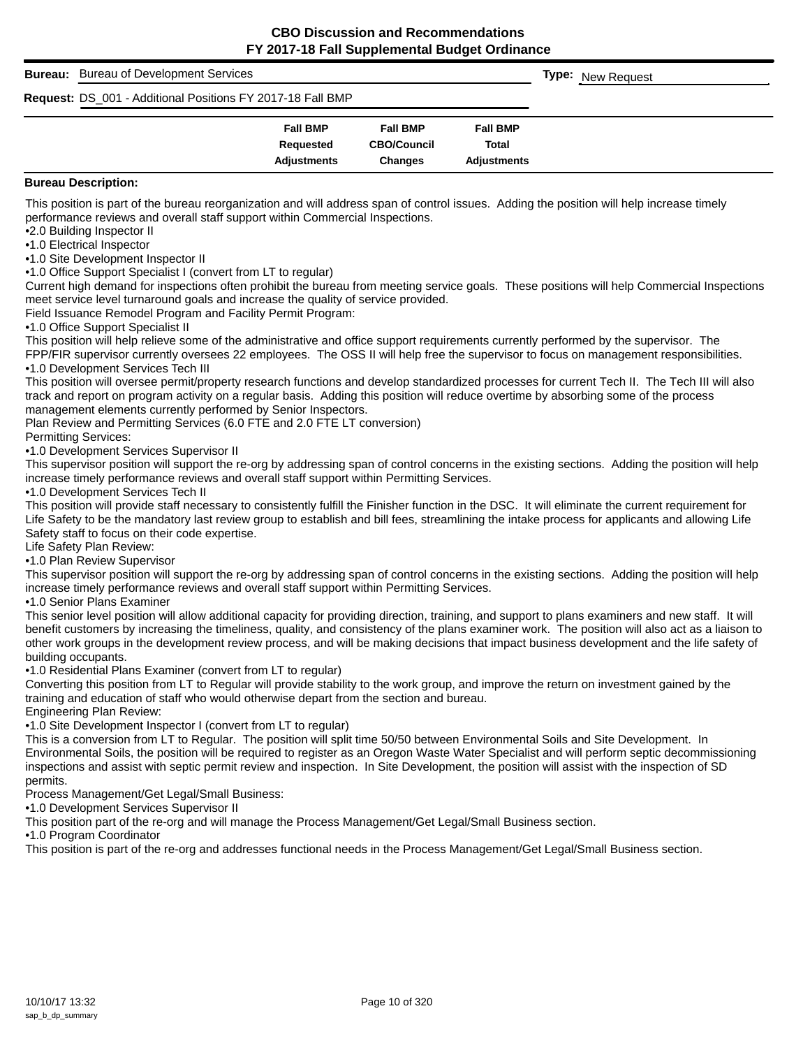# CBO Discussion and Recommendations
## FY 2017-18 Fall Supplemental Budget Ordinance

**Bureau:** Bureau of Development Services **Type:** New Request

**Request:** DS_001 - Additional Positions FY 2017-18 Fall BMP

| | Fall BMP Requested Adjustments | Fall BMP CBO/Council Changes | Fall BMP Total Adjustments |
|---|---|---|---|

**Bureau Description:**

This position is part of the bureau reorganization and will address span of control issues. Adding the position will help increase timely performance reviews and overall staff support within Commercial Inspections.

- 2.0 Building Inspector II
- 1.0 Electrical Inspector
- 1.0 Site Development Inspector II
- 1.0 Office Support Specialist I (convert from LT to regular)

Current high demand for inspections often prohibit the bureau from meeting service goals. These positions will help Commercial Inspections meet service level turnaround goals and increase the quality of service provided.

Field Issuance Remodel Program and Facility Permit Program:

- 1.0 Office Support Specialist II

This position will help relieve some of the administrative and office support requirements currently performed by the supervisor. The FPP/FIR supervisor currently oversees 22 employees. The OSS II will help free the supervisor to focus on management responsibilities.

- 1.0 Development Services Tech III

This position will oversee permit/property research functions and develop standardized processes for current Tech II. The Tech III will also track and report on program activity on a regular basis. Adding this position will reduce overtime by absorbing some of the process management elements currently performed by Senior Inspectors.

Plan Review and Permitting Services (6.0 FTE and 2.0 FTE LT conversion)

Permitting Services:

- 1.0 Development Services Supervisor II

This supervisor position will support the re-org by addressing span of control concerns in the existing sections. Adding the position will help increase timely performance reviews and overall staff support within Permitting Services.

- 1.0 Development Services Tech II

This position will provide staff necessary to consistently fulfill the Finisher function in the DSC. It will eliminate the current requirement for Life Safety to be the mandatory last review group to establish and bill fees, streamlining the intake process for applicants and allowing Life Safety staff to focus on their code expertise.

Life Safety Plan Review:

- 1.0 Plan Review Supervisor

This supervisor position will support the re-org by addressing span of control concerns in the existing sections. Adding the position will help increase timely performance reviews and overall staff support within Permitting Services.

- 1.0 Senior Plans Examiner

This senior level position will allow additional capacity for providing direction, training, and support to plans examiners and new staff. It will benefit customers by increasing the timeliness, quality, and consistency of the plans examiner work. The position will also act as a liaison to other work groups in the development review process, and will be making decisions that impact business development and the life safety of building occupants.

- 1.0 Residential Plans Examiner (convert from LT to regular)

Converting this position from LT to Regular will provide stability to the work group, and improve the return on investment gained by the training and education of staff who would otherwise depart from the section and bureau.

Engineering Plan Review:

- 1.0 Site Development Inspector I (convert from LT to regular)

This is a conversion from LT to Regular. The position will split time 50/50 between Environmental Soils and Site Development. In Environmental Soils, the position will be required to register as an Oregon Waste Water Specialist and will perform septic decommissioning inspections and assist with septic permit review and inspection. In Site Development, the position will assist with the inspection of SD permits.

Process Management/Get Legal/Small Business:

- 1.0 Development Services Supervisor II

This position part of the re-org and will manage the Process Management/Get Legal/Small Business section.

- 1.0 Program Coordinator

This position is part of the re-org and addresses functional needs in the Process Management/Get Legal/Small Business section.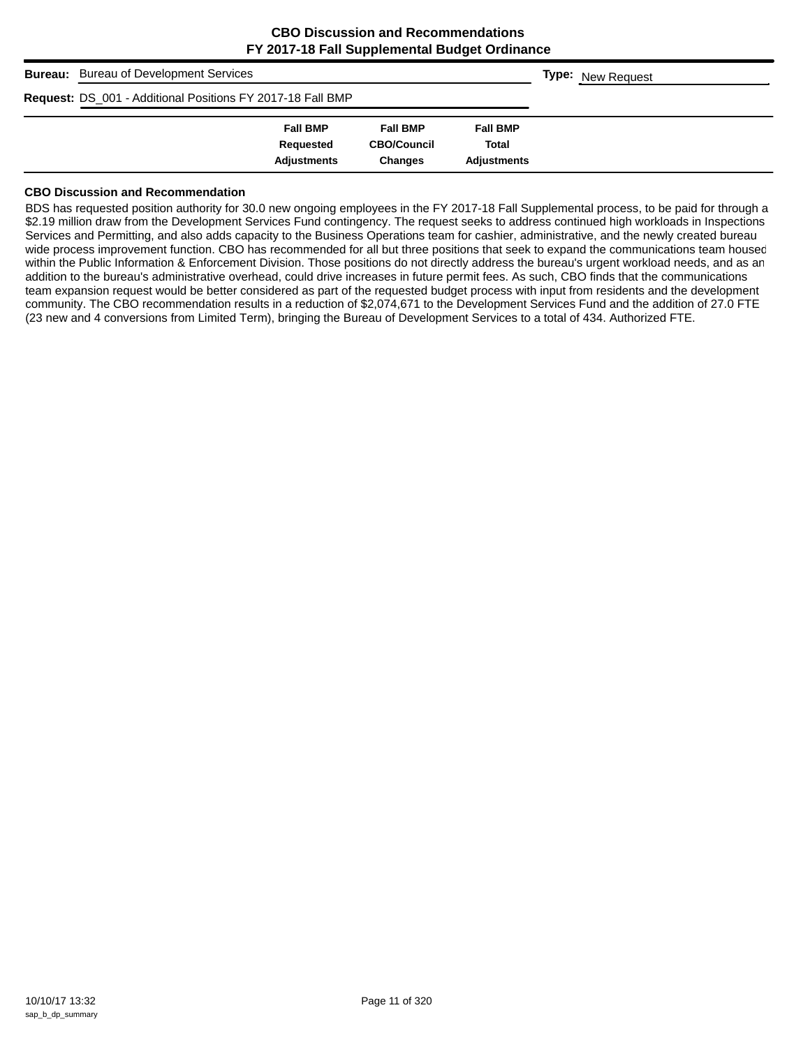# CBO Discussion and Recommendations
## FY 2017-18 Fall Supplemental Budget Ordinance

**Bureau:** Bureau of Development Services

**Type:** New Request

**Request:** DS_001 - Additional Positions FY 2017-18 Fall BMP

| | Fall BMP Requested Adjustments | Fall BMP CBO/Council Changes | Fall BMP Total Adjustments |
|---|---|---|---|

### CBO Discussion and Recommendation

BDS has requested position authority for 30.0 new ongoing employees in the FY 2017-18 Fall Supplemental process, to be paid for through a $2.19 million draw from the Development Services Fund contingency. The request seeks to address continued high workloads in Inspections Services and Permitting, and also adds capacity to the Business Operations team for cashier, administrative, and the newly created bureau wide process improvement function. CBO has recommended for all but three positions that seek to expand the communications team housed within the Public Information & Enforcement Division. Those positions do not directly address the bureau's urgent workload needs, and as an addition to the bureau's administrative overhead, could drive increases in future permit fees. As such, CBO finds that the communications team expansion request would be better considered as part of the requested budget process with input from residents and the development community. The CBO recommendation results in a reduction of $2,074,671 to the Development Services Fund and the addition of 27.0 FTE (23 new and 4 conversions from Limited Term), bringing the Bureau of Development Services to a total of 434. Authorized FTE.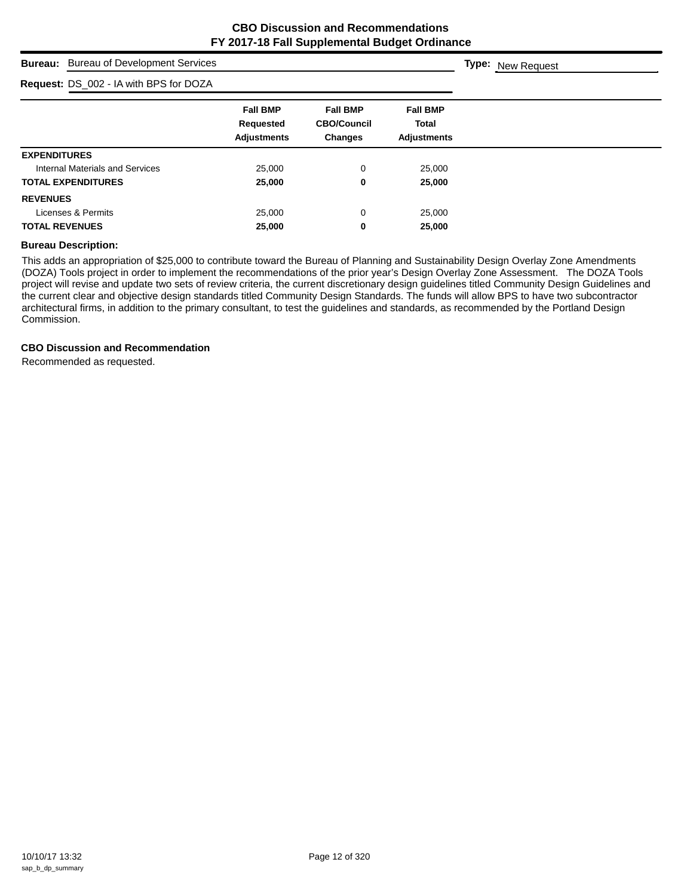# CBO Discussion and Recommendations
## FY 2017-18 Fall Supplemental Budget Ordinance

**Bureau:** Bureau of Development Services **Type:** New Request

**Request:** DS_002 - IA with BPS for DOZA

| | Fall BMP Requested Adjustments | Fall BMP CBO/Council Changes | Fall BMP Total Adjustments |
|---|---|---|---|
| **EXPENDITURES** | | | |
| Internal Materials and Services | 25,000 | 0 | 25,000 |
| **TOTAL EXPENDITURES** | **25,000** | **0** | **25,000** |
| **REVENUES** | | | |
| Licenses & Permits | 25,000 | 0 | 25,000 |
| **TOTAL REVENUES** | **25,000** | **0** | **25,000** |

**Bureau Description:**

This adds an appropriation of $25,000 to contribute toward the Bureau of Planning and Sustainability Design Overlay Zone Amendments (DOZA) Tools project in order to implement the recommendations of the prior year's Design Overlay Zone Assessment. The DOZA Tools project will revise and update two sets of review criteria, the current discretionary design guidelines titled Community Design Guidelines and the current clear and objective design standards titled Community Design Standards. The funds will allow BPS to have two subcontractor architectural firms, in addition to the primary consultant, to test the guidelines and standards, as recommended by the Portland Design Commission.

**CBO Discussion and Recommendation**

Recommended as requested.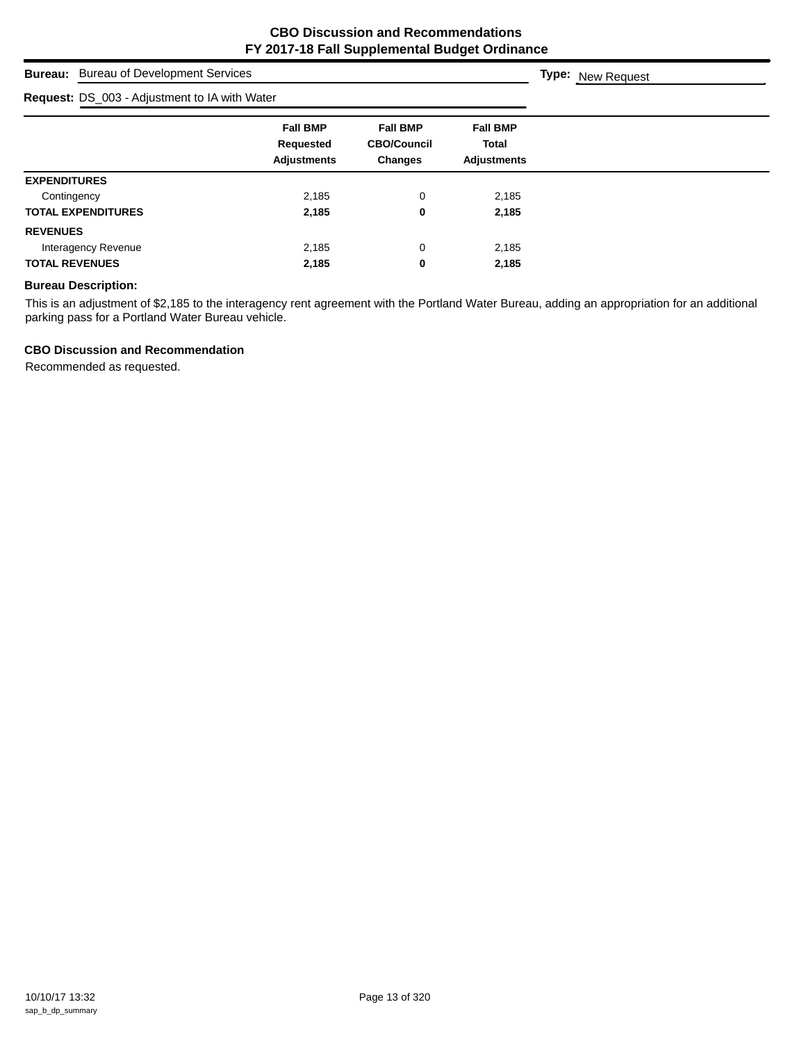## CBO Discussion and Recommendations
## FY 2017-18 Fall Supplemental Budget Ordinance

**Bureau:** Bureau of Development Services **Type:** New Request

**Request:** DS_003 - Adjustment to IA with Water

| | Fall BMP Requested Adjustments | Fall BMP CBO/Council Changes | Fall BMP Total Adjustments |
|---|---|---|---|
| **EXPENDITURES** | | | |
| Contingency | 2,185 | 0 | 2,185 |
| **TOTAL EXPENDITURES** | **2,185** | **0** | **2,185** |
| **REVENUES** | | | |
| Interagency Revenue | 2,185 | 0 | 2,185 |
| **TOTAL REVENUES** | **2,185** | **0** | **2,185** |

**Bureau Description:**

This is an adjustment of $2,185 to the interagency rent agreement with the Portland Water Bureau, adding an appropriation for an additional parking pass for a Portland Water Bureau vehicle.

**CBO Discussion and Recommendation**

Recommended as requested.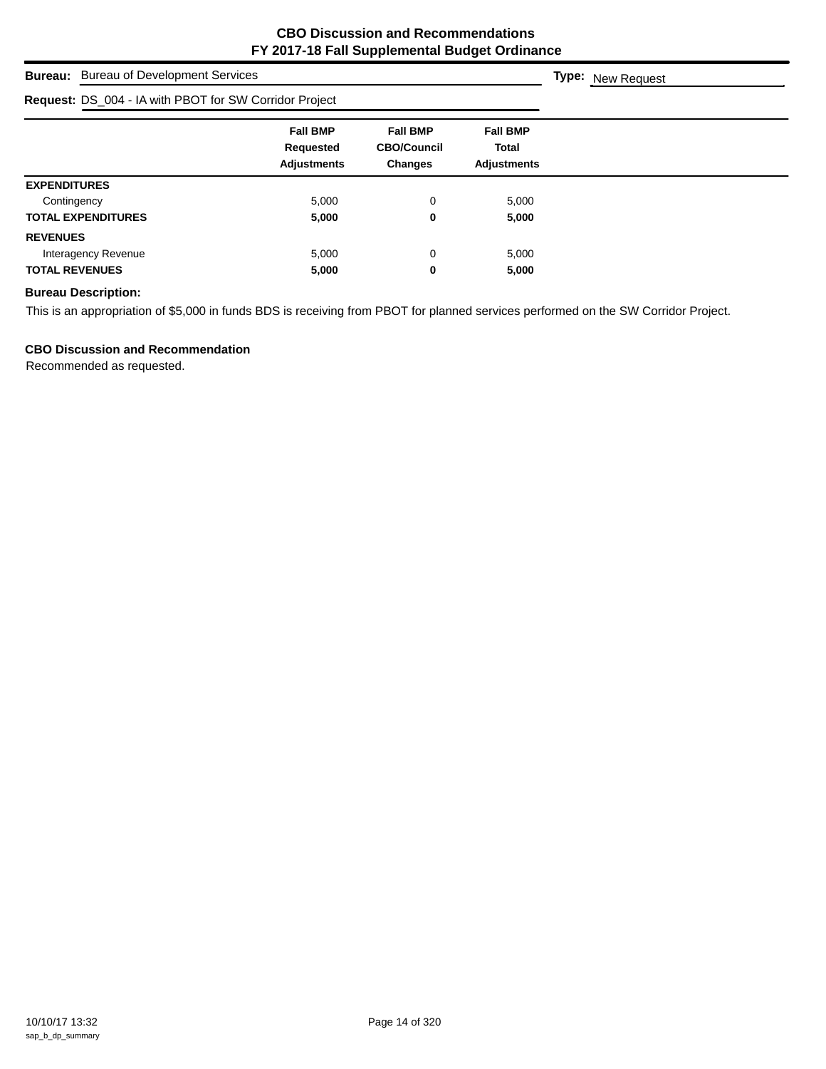# CBO Discussion and Recommendations
# FY 2017-18 Fall Supplemental Budget Ordinance

**Bureau:** Bureau of Development Services

**Type:** New Request

**Request:** DS_004 - IA with PBOT for SW Corridor Project

| | Fall BMP Requested Adjustments | Fall BMP CBO/Council Changes | Fall BMP Total Adjustments |
|---|---|---|---|
| **EXPENDITURES** | | | |
| Contingency | 5,000 | 0 | 5,000 |
| **TOTAL EXPENDITURES** | **5,000** | **0** | **5,000** |
| **REVENUES** | | | |
| Interagency Revenue | 5,000 | 0 | 5,000 |
| **TOTAL REVENUES** | **5,000** | **0** | **5,000** |

**Bureau Description:**

This is an appropriation of $5,000 in funds BDS is receiving from PBOT for planned services performed on the SW Corridor Project.

**CBO Discussion and Recommendation**

Recommended as requested.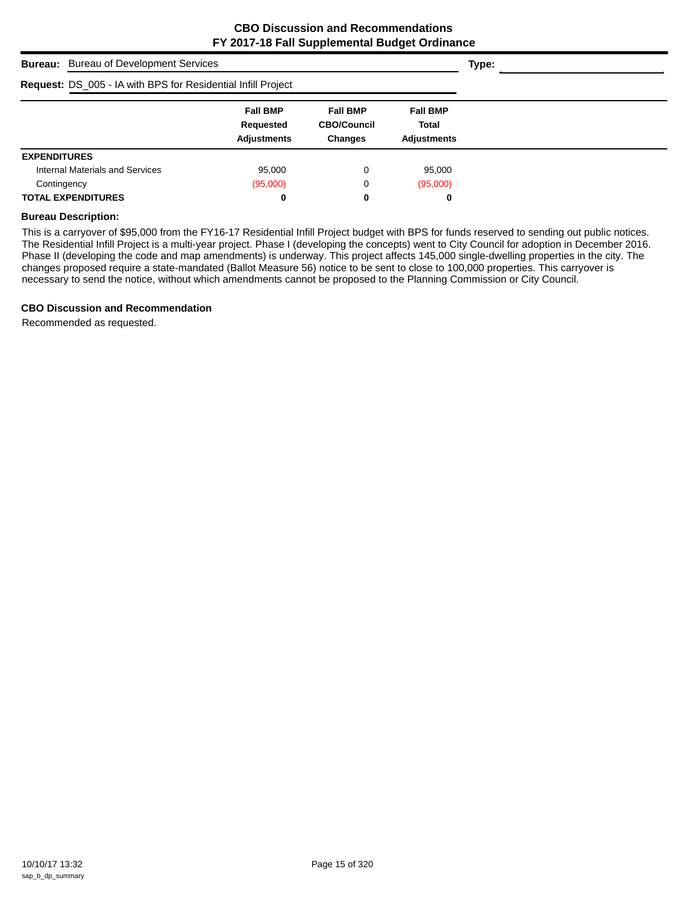## CBO Discussion and Recommendations
## FY 2017-18 Fall Supplemental Budget Ordinance

**Bureau:** Bureau of Development Services **Type:**

**Request:** DS_005 - IA with BPS for Residential Infill Project

| | Fall BMP Requested Adjustments | Fall BMP CBO/Council Changes | Fall BMP Total Adjustments |
|---|---|---|---|
| **EXPENDITURES** | | | |
| Internal Materials and Services | 95,000 | 0 | 95,000 |
| Contingency | (95,000) | 0 | (95,000) |
| **TOTAL EXPENDITURES** | **0** | **0** | **0** |

**Bureau Description:**

This is a carryover of $95,000 from the FY16-17 Residential Infill Project budget with BPS for funds reserved to sending out public notices. The Residential Infill Project is a multi-year project. Phase I (developing the concepts) went to City Council for adoption in December 2016. Phase II (developing the code and map amendments) is underway. This project affects 145,000 single-dwelling properties in the city. The changes proposed require a state-mandated (Ballot Measure 56) notice to be sent to close to 100,000 properties. This carryover is necessary to send the notice, without which amendments cannot be proposed to the Planning Commission or City Council.

**CBO Discussion and Recommendation**

Recommended as requested.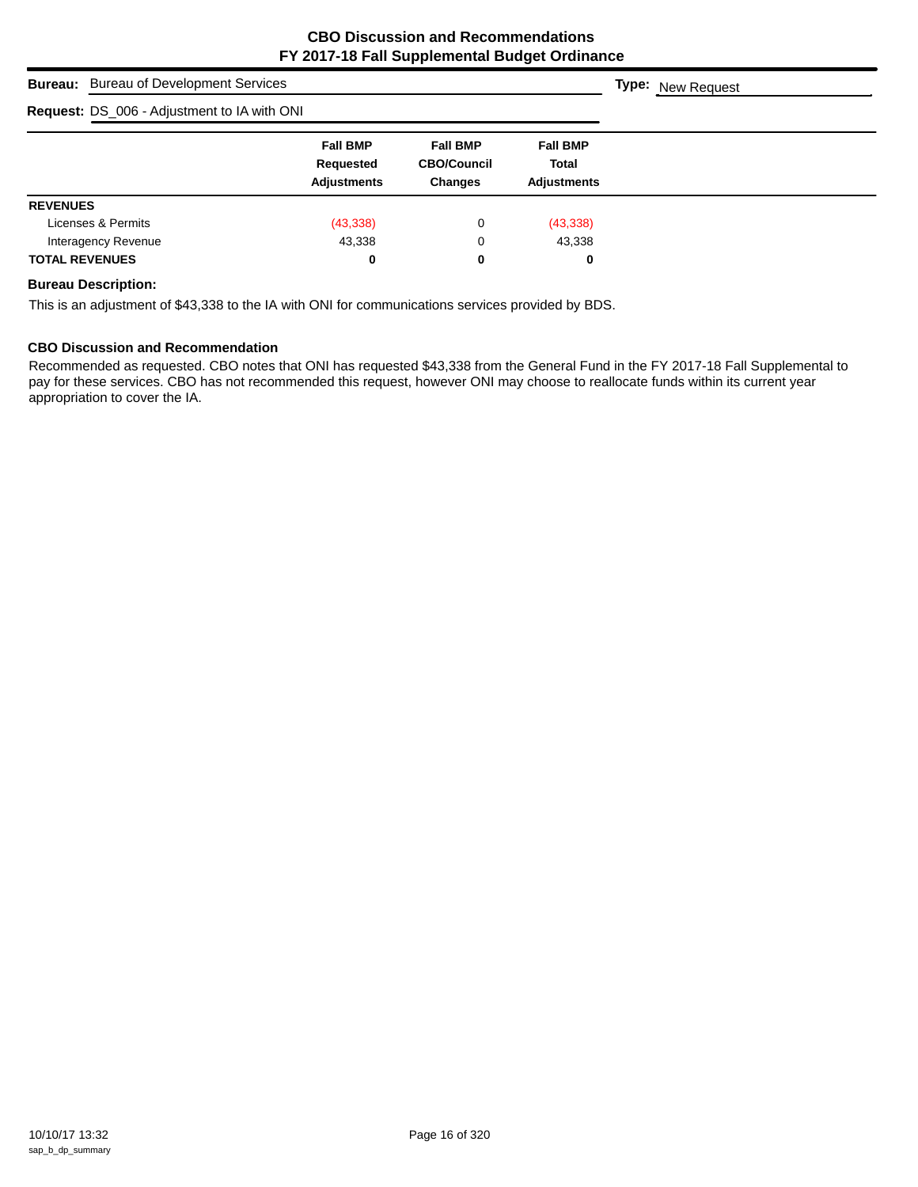## CBO Discussion and Recommendations
## FY 2017-18 Fall Supplemental Budget Ordinance

**Bureau:** Bureau of Development Services **Type:** New Request

**Request:** DS_006 - Adjustment to IA with ONI

| | Fall BMP Requested Adjustments | Fall BMP CBO/Council Changes | Fall BMP Total Adjustments |
|---|---|---|---|
| **REVENUES** | | | |
| Licenses & Permits | (43,338) | 0 | (43,338) |
| Interagency Revenue | 43,338 | 0 | 43,338 |
| **TOTAL REVENUES** | **0** | **0** | **0** |

**Bureau Description:**

This is an adjustment of $43,338 to the IA with ONI for communications services provided by BDS.

**CBO Discussion and Recommendation**

Recommended as requested. CBO notes that ONI has requested $43,338 from the General Fund in the FY 2017-18 Fall Supplemental to pay for these services. CBO has not recommended this request, however ONI may choose to reallocate funds within its current year appropriation to cover the IA.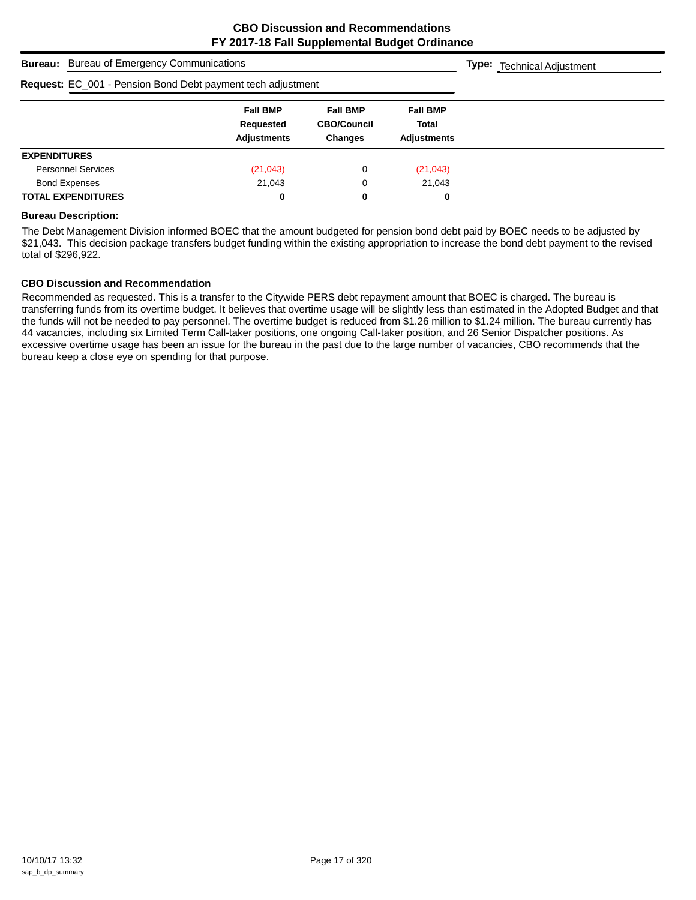# CBO Discussion and Recommendations
# FY 2017-18 Fall Supplemental Budget Ordinance

**Bureau:** Bureau of Emergency Communications

**Type:** Technical Adjustment

**Request:** EC_001 - Pension Bond Debt payment tech adjustment

| | Fall BMP Requested Adjustments | Fall BMP CBO/Council Changes | Fall BMP Total Adjustments |
|---|---|---|---|
| **EXPENDITURES** | | | |
| Personnel Services | (21,043) | 0 | (21,043) |
| Bond Expenses | 21,043 | 0 | 21,043 |
| **TOTAL EXPENDITURES** | **0** | **0** | **0** |

### Bureau Description:

The Debt Management Division informed BOEC that the amount budgeted for pension bond debt paid by BOEC needs to be adjusted by $21,043. This decision package transfers budget funding within the existing appropriation to increase the bond debt payment to the revised total of $296,922.

### CBO Discussion and Recommendation

Recommended as requested. This is a transfer to the Citywide PERS debt repayment amount that BOEC is charged. The bureau is transferring funds from its overtime budget. It believes that overtime usage will be slightly less than estimated in the Adopted Budget and that the funds will not be needed to pay personnel. The overtime budget is reduced from $1.26 million to $1.24 million. The bureau currently has 44 vacancies, including six Limited Term Call-taker positions, one ongoing Call-taker position, and 26 Senior Dispatcher positions. As excessive overtime usage has been an issue for the bureau in the past due to the large number of vacancies, CBO recommends that the bureau keep a close eye on spending for that purpose.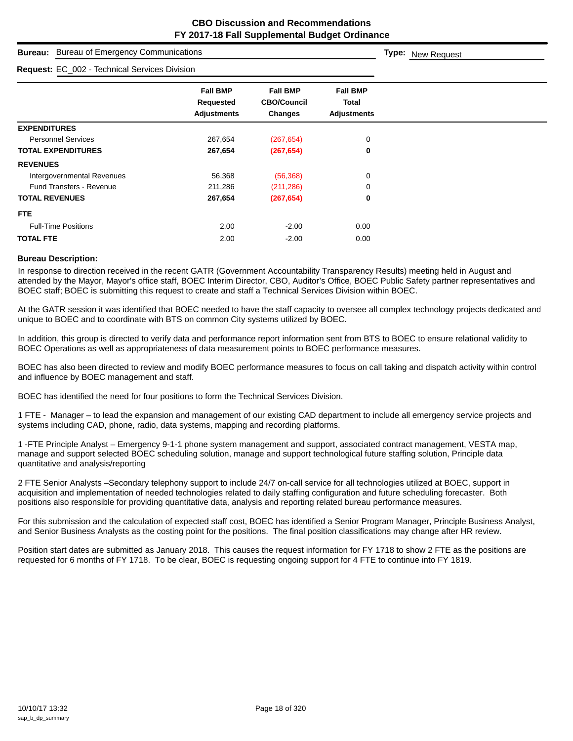# CBO Discussion and Recommendations
## FY 2017-18 Fall Supplemental Budget Ordinance

**Bureau:** Bureau of Emergency Communications **Type:** New Request

**Request:** EC_002 - Technical Services Division

| | Fall BMP Requested Adjustments | Fall BMP CBO/Council Changes | Fall BMP Total Adjustments |
|---|---|---|---|
| **EXPENDITURES** | | | |
| Personnel Services | 267,654 | (267,654) | 0 |
| **TOTAL EXPENDITURES** | **267,654** | **(267,654)** | **0** |
| **REVENUES** | | | |
| Intergovernmental Revenues | 56,368 | (56,368) | 0 |
| Fund Transfers - Revenue | 211,286 | (211,286) | 0 |
| **TOTAL REVENUES** | **267,654** | **(267,654)** | **0** |
| **FTE** | | | |
| Full-Time Positions | 2.00 | -2.00 | 0.00 |
| **TOTAL FTE** | 2.00 | -2.00 | 0.00 |

**Bureau Description:**

In response to direction received in the recent GATR (Government Accountability Transparency Results) meeting held in August and attended by the Mayor, Mayor's office staff, BOEC Interim Director, CBO, Auditor's Office, BOEC Public Safety partner representatives and BOEC staff; BOEC is submitting this request to create and staff a Technical Services Division within BOEC.

At the GATR session it was identified that BOEC needed to have the staff capacity to oversee all complex technology projects dedicated and unique to BOEC and to coordinate with BTS on common City systems utilized by BOEC.

In addition, this group is directed to verify data and performance report information sent from BTS to BOEC to ensure relational validity to BOEC Operations as well as appropriateness of data measurement points to BOEC performance measures.

BOEC has also been directed to review and modify BOEC performance measures to focus on call taking and dispatch activity within control and influence by BOEC management and staff.

BOEC has identified the need for four positions to form the Technical Services Division.

1 FTE - Manager – to lead the expansion and management of our existing CAD department to include all emergency service projects and systems including CAD, phone, radio, data systems, mapping and recording platforms.

1 -FTE Principle Analyst – Emergency 9-1-1 phone system management and support, associated contract management, VESTA map, manage and support selected BOEC scheduling solution, manage and support technological future staffing solution, Principle data quantitative and analysis/reporting

2 FTE Senior Analysts –Secondary telephony support to include 24/7 on-call service for all technologies utilized at BOEC, support in acquisition and implementation of needed technologies related to daily staffing configuration and future scheduling forecaster. Both positions also responsible for providing quantitative data, analysis and reporting related bureau performance measures.

For this submission and the calculation of expected staff cost, BOEC has identified a Senior Program Manager, Principle Business Analyst, and Senior Business Analysts as the costing point for the positions. The final position classifications may change after HR review.

Position start dates are submitted as January 2018. This causes the request information for FY 1718 to show 2 FTE as the positions are requested for 6 months of FY 1718. To be clear, BOEC is requesting ongoing support for 4 FTE to continue into FY 1819.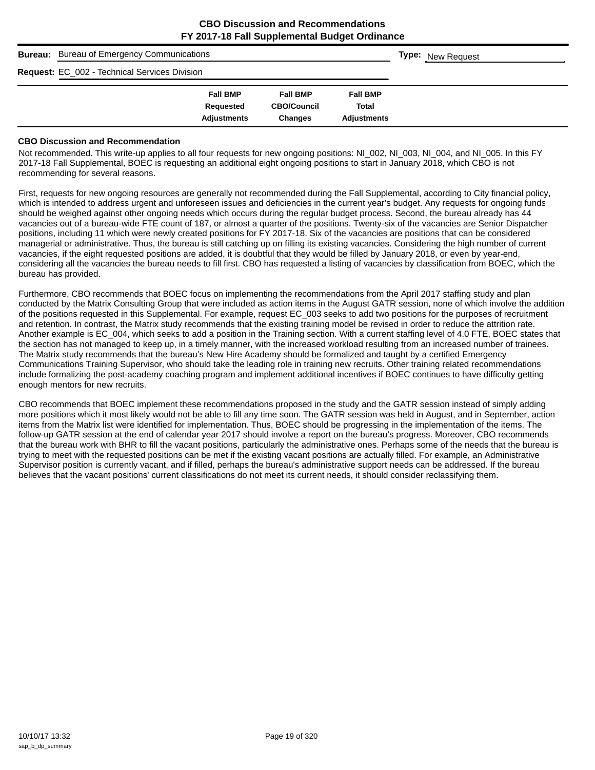**CBO Discussion and Recommendations**
**FY 2017-18 Fall Supplemental Budget Ordinance**

**Bureau:** Bureau of Emergency Communications

**Type:** New Request

**Request:** EC_002 - Technical Services Division

| | Fall BMP Requested Adjustments | Fall BMP CBO/Council Changes | Fall BMP Total Adjustments |
|---|---|---|---|

### CBO Discussion and Recommendation

Not recommended. This write-up applies to all four requests for new ongoing positions: NI_002, NI_003, NI_004, and NI_005. In this FY 2017-18 Fall Supplemental, BOEC is requesting an additional eight ongoing positions to start in January 2018, which CBO is not recommending for several reasons.

First, requests for new ongoing resources are generally not recommended during the Fall Supplemental, according to City financial policy, which is intended to address urgent and unforeseen issues and deficiencies in the current year's budget. Any requests for ongoing funds should be weighed against other ongoing needs which occurs during the regular budget process. Second, the bureau already has 44 vacancies out of a bureau-wide FTE count of 187, or almost a quarter of the positions. Twenty-six of the vacancies are Senior Dispatcher positions, including 11 which were newly created positions for FY 2017-18. Six of the vacancies are positions that can be considered managerial or administrative. Thus, the bureau is still catching up on filling its existing vacancies. Considering the high number of current vacancies, if the eight requested positions are added, it is doubtful that they would be filled by January 2018, or even by year-end, considering all the vacancies the bureau needs to fill first. CBO has requested a listing of vacancies by classification from BOEC, which the bureau has provided.

Furthermore, CBO recommends that BOEC focus on implementing the recommendations from the April 2017 staffing study and plan conducted by the Matrix Consulting Group that were included as action items in the August GATR session, none of which involve the addition of the positions requested in this Supplemental. For example, request EC_003 seeks to add two positions for the purposes of recruitment and retention. In contrast, the Matrix study recommends that the existing training model be revised in order to reduce the attrition rate. Another example is EC_004, which seeks to add a position in the Training section. With a current staffing level of 4.0 FTE, BOEC states that the section has not managed to keep up, in a timely manner, with the increased workload resulting from an increased number of trainees. The Matrix study recommends that the bureau's New Hire Academy should be formalized and taught by a certified Emergency Communications Training Supervisor, who should take the leading role in training new recruits. Other training related recommendations include formalizing the post-academy coaching program and implement additional incentives if BOEC continues to have difficulty getting enough mentors for new recruits.

CBO recommends that BOEC implement these recommendations proposed in the study and the GATR session instead of simply adding more positions which it most likely would not be able to fill any time soon. The GATR session was held in August, and in September, action items from the Matrix list were identified for implementation. Thus, BOEC should be progressing in the implementation of the items. The follow-up GATR session at the end of calendar year 2017 should involve a report on the bureau's progress. Moreover, CBO recommends that the bureau work with BHR to fill the vacant positions, particularly the administrative ones. Perhaps some of the needs that the bureau is trying to meet with the requested positions can be met if the existing vacant positions are actually filled. For example, an Administrative Supervisor position is currently vacant, and if filled, perhaps the bureau's administrative support needs can be addressed. If the bureau believes that the vacant positions' current classifications do not meet its current needs, it should consider reclassifying them.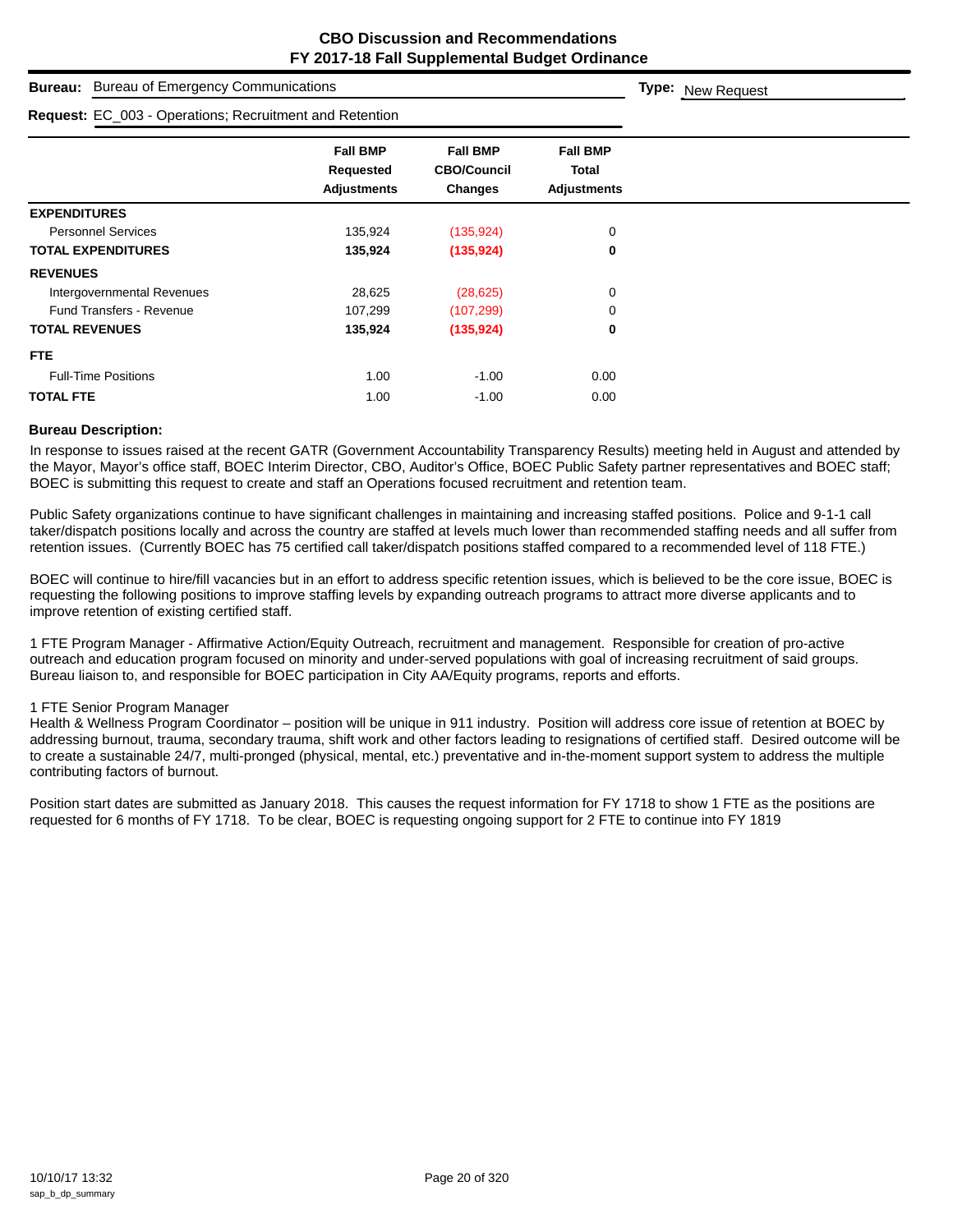# CBO Discussion and Recommendations
## FY 2017-18 Fall Supplemental Budget Ordinance

**Bureau:** Bureau of Emergency Communications

**Type:** New Request

**Request:** EC_003 - Operations; Recruitment and Retention

| | Fall BMP Requested Adjustments | Fall BMP CBO/Council Changes | Fall BMP Total Adjustments |
|---|---|---|---|
| **EXPENDITURES** | | | |
| Personnel Services | 135,924 | (135,924) | 0 |
| **TOTAL EXPENDITURES** | **135,924** | **(135,924)** | **0** |
| **REVENUES** | | | |
| Intergovernmental Revenues | 28,625 | (28,625) | 0 |
| Fund Transfers - Revenue | 107,299 | (107,299) | 0 |
| **TOTAL REVENUES** | **135,924** | **(135,924)** | **0** |
| **FTE** | | | |
| Full-Time Positions | 1.00 | -1.00 | 0.00 |
| **TOTAL FTE** | 1.00 | -1.00 | 0.00 |

### Bureau Description:

In response to issues raised at the recent GATR (Government Accountability Transparency Results) meeting held in August and attended by the Mayor, Mayor's office staff, BOEC Interim Director, CBO, Auditor's Office, BOEC Public Safety partner representatives and BOEC staff; BOEC is submitting this request to create and staff an Operations focused recruitment and retention team.

Public Safety organizations continue to have significant challenges in maintaining and increasing staffed positions. Police and 9-1-1 call taker/dispatch positions locally and across the country are staffed at levels much lower than recommended staffing needs and all suffer from retention issues. (Currently BOEC has 75 certified call taker/dispatch positions staffed compared to a recommended level of 118 FTE.)

BOEC will continue to hire/fill vacancies but in an effort to address specific retention issues, which is believed to be the core issue, BOEC is requesting the following positions to improve staffing levels by expanding outreach programs to attract more diverse applicants and to improve retention of existing certified staff.

1 FTE Program Manager - Affirmative Action/Equity Outreach, recruitment and management. Responsible for creation of pro-active outreach and education program focused on minority and under-served populations with goal of increasing recruitment of said groups. Bureau liaison to, and responsible for BOEC participation in City AA/Equity programs, reports and efforts.

1 FTE Senior Program Manager
Health & Wellness Program Coordinator – position will be unique in 911 industry. Position will address core issue of retention at BOEC by addressing burnout, trauma, secondary trauma, shift work and other factors leading to resignations of certified staff. Desired outcome will be to create a sustainable 24/7, multi-pronged (physical, mental, etc.) preventative and in-the-moment support system to address the multiple contributing factors of burnout.

Position start dates are submitted as January 2018. This causes the request information for FY 1718 to show 1 FTE as the positions are requested for 6 months of FY 1718. To be clear, BOEC is requesting ongoing support for 2 FTE to continue into FY 1819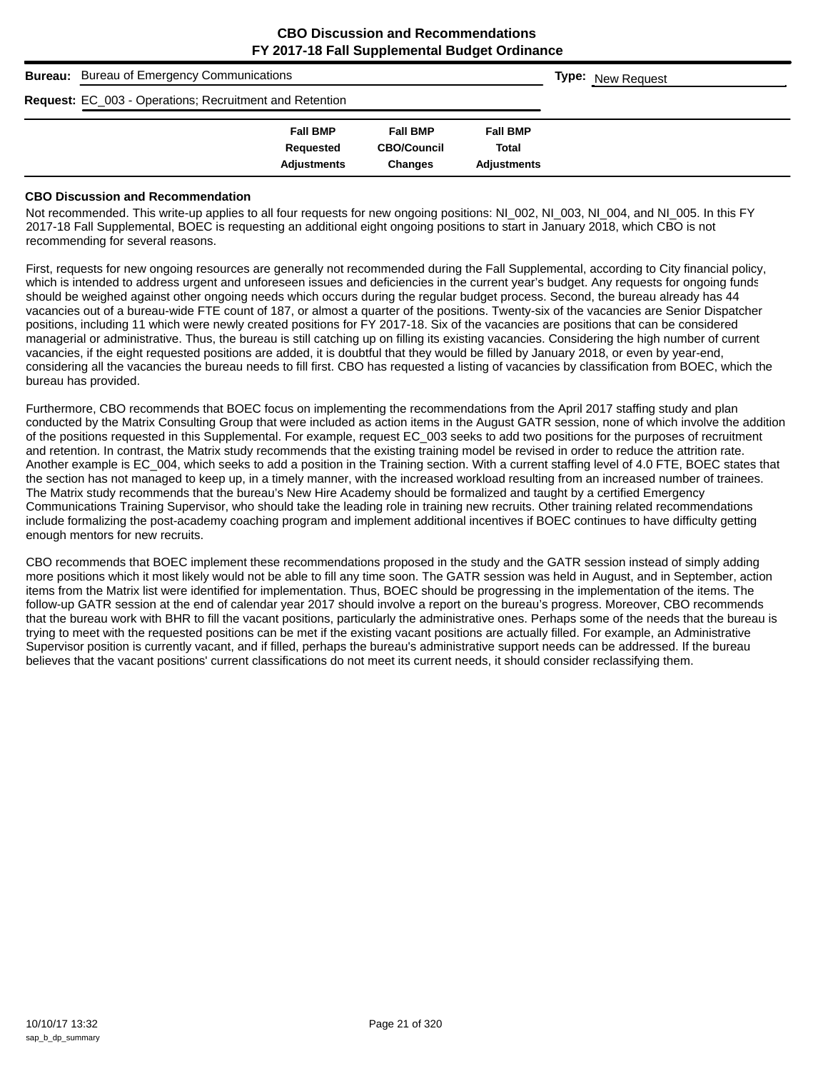# CBO Discussion and Recommendations
## FY 2017-18 Fall Supplemental Budget Ordinance

**Bureau:** Bureau of Emergency Communications

**Type:** New Request

**Request:** EC_003 - Operations; Recruitment and Retention

| | Fall BMP Requested Adjustments | Fall BMP CBO/Council Changes | Fall BMP Total Adjustments |
|---|---|---|---|

### CBO Discussion and Recommendation

Not recommended. This write-up applies to all four requests for new ongoing positions: NI_002, NI_003, NI_004, and NI_005. In this FY 2017-18 Fall Supplemental, BOEC is requesting an additional eight ongoing positions to start in January 2018, which CBO is not recommending for several reasons.

First, requests for new ongoing resources are generally not recommended during the Fall Supplemental, according to City financial policy, which is intended to address urgent and unforeseen issues and deficiencies in the current year's budget. Any requests for ongoing funds should be weighed against other ongoing needs which occurs during the regular budget process. Second, the bureau already has 44 vacancies out of a bureau-wide FTE count of 187, or almost a quarter of the positions. Twenty-six of the vacancies are Senior Dispatcher positions, including 11 which were newly created positions for FY 2017-18. Six of the vacancies are positions that can be considered managerial or administrative. Thus, the bureau is still catching up on filling its existing vacancies. Considering the high number of current vacancies, if the eight requested positions are added, it is doubtful that they would be filled by January 2018, or even by year-end, considering all the vacancies the bureau needs to fill first. CBO has requested a listing of vacancies by classification from BOEC, which the bureau has provided.

Furthermore, CBO recommends that BOEC focus on implementing the recommendations from the April 2017 staffing study and plan conducted by the Matrix Consulting Group that were included as action items in the August GATR session, none of which involve the addition of the positions requested in this Supplemental. For example, request EC_003 seeks to add two positions for the purposes of recruitment and retention. In contrast, the Matrix study recommends that the existing training model be revised in order to reduce the attrition rate. Another example is EC_004, which seeks to add a position in the Training section. With a current staffing level of 4.0 FTE, BOEC states that the section has not managed to keep up, in a timely manner, with the increased workload resulting from an increased number of trainees. The Matrix study recommends that the bureau's New Hire Academy should be formalized and taught by a certified Emergency Communications Training Supervisor, who should take the leading role in training new recruits. Other training related recommendations include formalizing the post-academy coaching program and implement additional incentives if BOEC continues to have difficulty getting enough mentors for new recruits.

CBO recommends that BOEC implement these recommendations proposed in the study and the GATR session instead of simply adding more positions which it most likely would not be able to fill any time soon. The GATR session was held in August, and in September, action items from the Matrix list were identified for implementation. Thus, BOEC should be progressing in the implementation of the items. The follow-up GATR session at the end of calendar year 2017 should involve a report on the bureau's progress. Moreover, CBO recommends that the bureau work with BHR to fill the vacant positions, particularly the administrative ones. Perhaps some of the needs that the bureau is trying to meet with the requested positions can be met if the existing vacant positions are actually filled. For example, an Administrative Supervisor position is currently vacant, and if filled, perhaps the bureau's administrative support needs can be addressed. If the bureau believes that the vacant positions' current classifications do not meet its current needs, it should consider reclassifying them.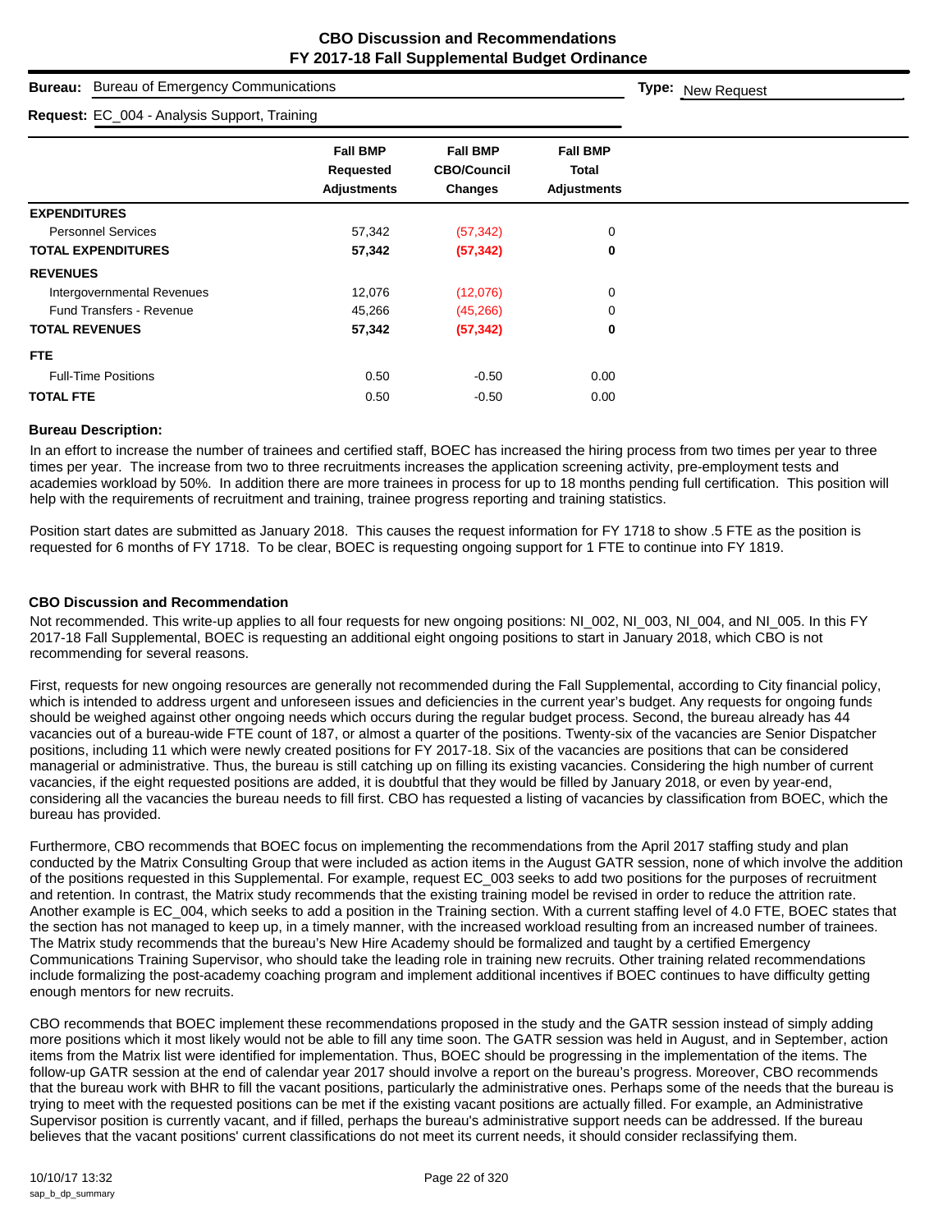# CBO Discussion and Recommendations
## FY 2017-18 Fall Supplemental Budget Ordinance

**Bureau:** Bureau of Emergency Communications

**Type:** New Request

**Request:** EC_004 - Analysis Support, Training

| | Fall BMP Requested Adjustments | Fall BMP CBO/Council Changes | Fall BMP Total Adjustments |
|---|---|---|---|
| **EXPENDITURES** | | | |
| Personnel Services | 57,342 | (57,342) | 0 |
| **TOTAL EXPENDITURES** | **57,342** | **(57,342)** | **0** |
| **REVENUES** | | | |
| Intergovernmental Revenues | 12,076 | (12,076) | 0 |
| Fund Transfers - Revenue | 45,266 | (45,266) | 0 |
| **TOTAL REVENUES** | **57,342** | **(57,342)** | **0** |
| **FTE** | | | |
| Full-Time Positions | 0.50 | -0.50 | 0.00 |
| **TOTAL FTE** | 0.50 | -0.50 | 0.00 |

### Bureau Description:

In an effort to increase the number of trainees and certified staff, BOEC has increased the hiring process from two times per year to three times per year. The increase from two to three recruitments increases the application screening activity, pre-employment tests and academies workload by 50%. In addition there are more trainees in process for up to 18 months pending full certification. This position will help with the requirements of recruitment and training, trainee progress reporting and training statistics.

Position start dates are submitted as January 2018. This causes the request information for FY 1718 to show .5 FTE as the position is requested for 6 months of FY 1718. To be clear, BOEC is requesting ongoing support for 1 FTE to continue into FY 1819.

### CBO Discussion and Recommendation

Not recommended. This write-up applies to all four requests for new ongoing positions: NI_002, NI_003, NI_004, and NI_005. In this FY 2017-18 Fall Supplemental, BOEC is requesting an additional eight ongoing positions to start in January 2018, which CBO is not recommending for several reasons.

First, requests for new ongoing resources are generally not recommended during the Fall Supplemental, according to City financial policy, which is intended to address urgent and unforeseen issues and deficiencies in the current year's budget. Any requests for ongoing funds should be weighed against other ongoing needs which occurs during the regular budget process. Second, the bureau already has 44 vacancies out of a bureau-wide FTE count of 187, or almost a quarter of the positions. Twenty-six of the vacancies are Senior Dispatcher positions, including 11 which were newly created positions for FY 2017-18. Six of the vacancies are positions that can be considered managerial or administrative. Thus, the bureau is still catching up on filling its existing vacancies. Considering the high number of current vacancies, if the eight requested positions are added, it is doubtful that they would be filled by January 2018, or even by year-end, considering all the vacancies the bureau needs to fill first. CBO has requested a listing of vacancies by classification from BOEC, which the bureau has provided.

Furthermore, CBO recommends that BOEC focus on implementing the recommendations from the April 2017 staffing study and plan conducted by the Matrix Consulting Group that were included as action items in the August GATR session, none of which involve the addition of the positions requested in this Supplemental. For example, request EC_003 seeks to add two positions for the purposes of recruitment and retention. In contrast, the Matrix study recommends that the existing training model be revised in order to reduce the attrition rate. Another example is EC_004, which seeks to add a position in the Training section. With a current staffing level of 4.0 FTE, BOEC states that the section has not managed to keep up, in a timely manner, with the increased workload resulting from an increased number of trainees. The Matrix study recommends that the bureau's New Hire Academy should be formalized and taught by a certified Emergency Communications Training Supervisor, who should take the leading role in training new recruits. Other training related recommendations include formalizing the post-academy coaching program and implement additional incentives if BOEC continues to have difficulty getting enough mentors for new recruits.

CBO recommends that BOEC implement these recommendations proposed in the study and the GATR session instead of simply adding more positions which it most likely would not be able to fill any time soon. The GATR session was held in August, and in September, action items from the Matrix list were identified for implementation. Thus, BOEC should be progressing in the implementation of the items. The follow-up GATR session at the end of calendar year 2017 should involve a report on the bureau's progress. Moreover, CBO recommends that the bureau work with BHR to fill the vacant positions, particularly the administrative ones. Perhaps some of the needs that the bureau is trying to meet with the requested positions can be met if the existing vacant positions are actually filled. For example, an Administrative Supervisor position is currently vacant, and if filled, perhaps the bureau's administrative support needs can be addressed. If the bureau believes that the vacant positions' current classifications do not meet its current needs, it should consider reclassifying them.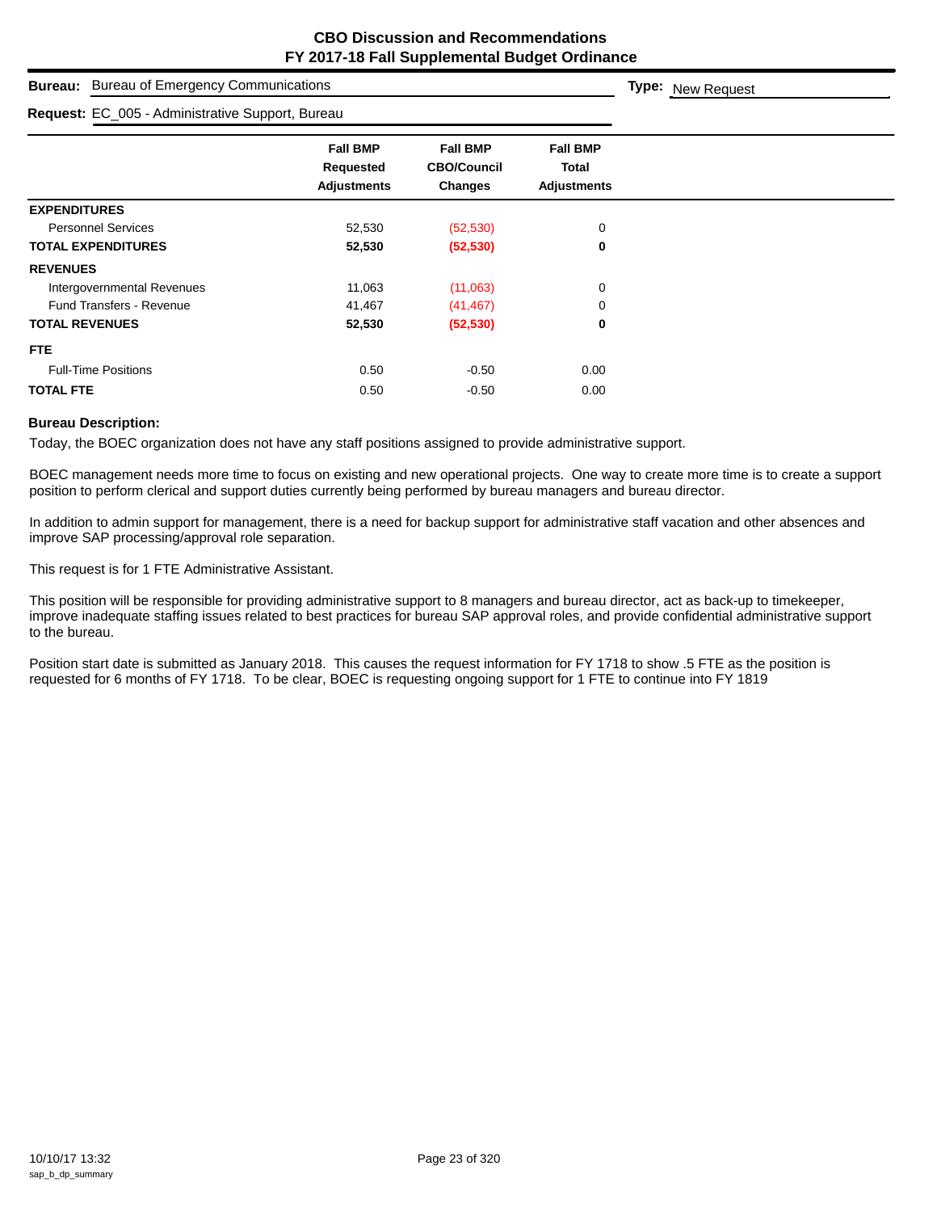# CBO Discussion and Recommendations
## FY 2017-18 Fall Supplemental Budget Ordinance

**Bureau:** Bureau of Emergency Communications

**Type:** New Request

**Request:** EC_005 - Administrative Support, Bureau

| | Fall BMP Requested Adjustments | Fall BMP CBO/Council Changes | Fall BMP Total Adjustments |
|---|---|---|---|
| **EXPENDITURES** | | | |
| Personnel Services | 52,530 | (52,530) | 0 |
| **TOTAL EXPENDITURES** | **52,530** | **(52,530)** | **0** |
| **REVENUES** | | | |
| Intergovernmental Revenues | 11,063 | (11,063) | 0 |
| Fund Transfers - Revenue | 41,467 | (41,467) | 0 |
| **TOTAL REVENUES** | **52,530** | **(52,530)** | **0** |
| **FTE** | | | |
| Full-Time Positions | 0.50 | -0.50 | 0.00 |
| **TOTAL FTE** | 0.50 | -0.50 | 0.00 |

**Bureau Description:**

Today, the BOEC organization does not have any staff positions assigned to provide administrative support.

BOEC management needs more time to focus on existing and new operational projects. One way to create more time is to create a support position to perform clerical and support duties currently being performed by bureau managers and bureau director.

In addition to admin support for management, there is a need for backup support for administrative staff vacation and other absences and improve SAP processing/approval role separation.

This request is for 1 FTE Administrative Assistant.

This position will be responsible for providing administrative support to 8 managers and bureau director, act as back-up to timekeeper, improve inadequate staffing issues related to best practices for bureau SAP approval roles, and provide confidential administrative support to the bureau.

Position start date is submitted as January 2018. This causes the request information for FY 1718 to show .5 FTE as the position is requested for 6 months of FY 1718. To be clear, BOEC is requesting ongoing support for 1 FTE to continue into FY 1819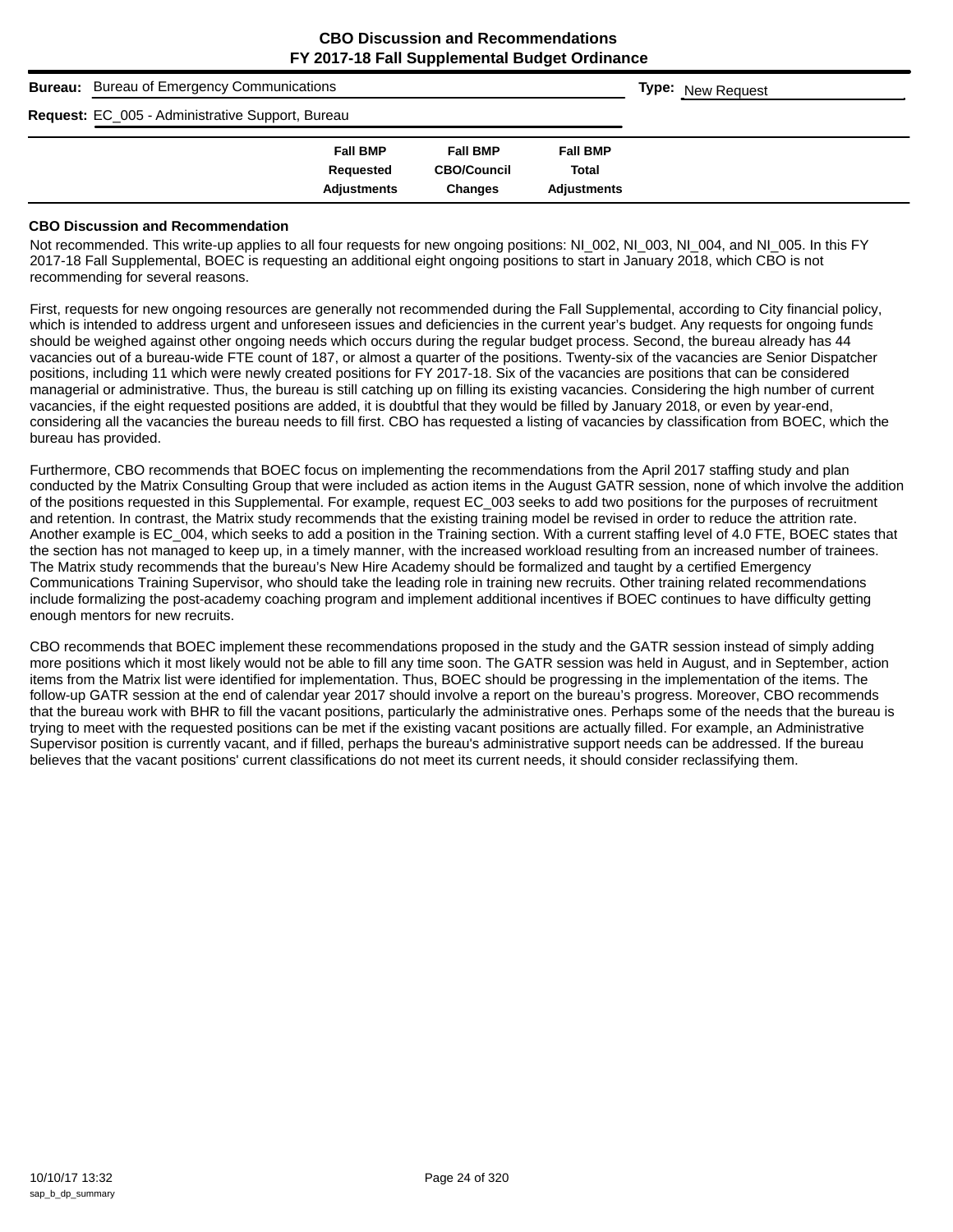# CBO Discussion and Recommendations
## FY 2017-18 Fall Supplemental Budget Ordinance

**Bureau:** Bureau of Emergency Communications

**Type:** New Request

**Request:** EC_005 - Administrative Support, Bureau

| | Fall BMP Requested Adjustments | Fall BMP CBO/Council Changes | Fall BMP Total Adjustments |
|---|---|---|---|

### CBO Discussion and Recommendation

Not recommended. This write-up applies to all four requests for new ongoing positions: NI_002, NI_003, NI_004, and NI_005. In this FY 2017-18 Fall Supplemental, BOEC is requesting an additional eight ongoing positions to start in January 2018, which CBO is not recommending for several reasons.

First, requests for new ongoing resources are generally not recommended during the Fall Supplemental, according to City financial policy, which is intended to address urgent and unforeseen issues and deficiencies in the current year's budget. Any requests for ongoing funds should be weighed against other ongoing needs which occurs during the regular budget process. Second, the bureau already has 44 vacancies out of a bureau-wide FTE count of 187, or almost a quarter of the positions. Twenty-six of the vacancies are Senior Dispatcher positions, including 11 which were newly created positions for FY 2017-18. Six of the vacancies are positions that can be considered managerial or administrative. Thus, the bureau is still catching up on filling its existing vacancies. Considering the high number of current vacancies, if the eight requested positions are added, it is doubtful that they would be filled by January 2018, or even by year-end, considering all the vacancies the bureau needs to fill first. CBO has requested a listing of vacancies by classification from BOEC, which the bureau has provided.

Furthermore, CBO recommends that BOEC focus on implementing the recommendations from the April 2017 staffing study and plan conducted by the Matrix Consulting Group that were included as action items in the August GATR session, none of which involve the addition of the positions requested in this Supplemental. For example, request EC_003 seeks to add two positions for the purposes of recruitment and retention. In contrast, the Matrix study recommends that the existing training model be revised in order to reduce the attrition rate. Another example is EC_004, which seeks to add a position in the Training section. With a current staffing level of 4.0 FTE, BOEC states that the section has not managed to keep up, in a timely manner, with the increased workload resulting from an increased number of trainees. The Matrix study recommends that the bureau's New Hire Academy should be formalized and taught by a certified Emergency Communications Training Supervisor, who should take the leading role in training new recruits. Other training related recommendations include formalizing the post-academy coaching program and implement additional incentives if BOEC continues to have difficulty getting enough mentors for new recruits.

CBO recommends that BOEC implement these recommendations proposed in the study and the GATR session instead of simply adding more positions which it most likely would not be able to fill any time soon. The GATR session was held in August, and in September, action items from the Matrix list were identified for implementation. Thus, BOEC should be progressing in the implementation of the items. The follow-up GATR session at the end of calendar year 2017 should involve a report on the bureau's progress. Moreover, CBO recommends that the bureau work with BHR to fill the vacant positions, particularly the administrative ones. Perhaps some of the needs that the bureau is trying to meet with the requested positions can be met if the existing vacant positions are actually filled. For example, an Administrative Supervisor position is currently vacant, and if filled, perhaps the bureau's administrative support needs can be addressed. If the bureau believes that the vacant positions' current classifications do not meet its current needs, it should consider reclassifying them.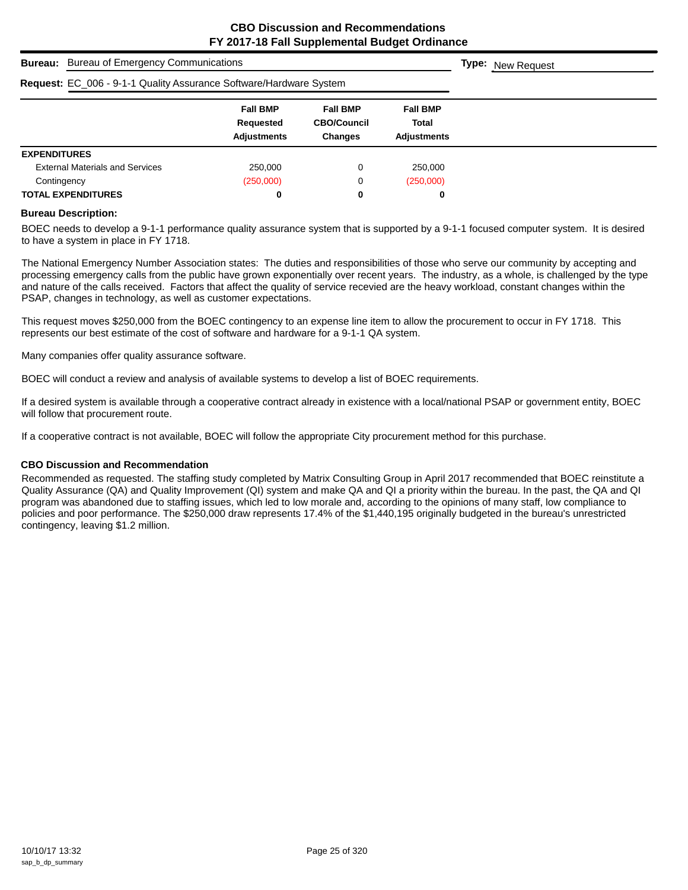# CBO Discussion and Recommendations
## FY 2017-18 Fall Supplemental Budget Ordinance

**Bureau:** Bureau of Emergency Communications **Type:** New Request

**Request:** EC_006 - 9-1-1 Quality Assurance Software/Hardware System

| | Fall BMP Requested Adjustments | Fall BMP CBO/Council Changes | Fall BMP Total Adjustments |
|---|---|---|---|
| **EXPENDITURES** | | | |
| External Materials and Services | 250,000 | 0 | 250,000 |
| Contingency | (250,000) | 0 | (250,000) |
| **TOTAL EXPENDITURES** | **0** | **0** | **0** |

**Bureau Description:**

BOEC needs to develop a 9-1-1 performance quality assurance system that is supported by a 9-1-1 focused computer system. It is desired to have a system in place in FY 1718.

The National Emergency Number Association states: The duties and responsibilities of those who serve our community by accepting and processing emergency calls from the public have grown exponentially over recent years. The industry, as a whole, is challenged by the type and nature of the calls received. Factors that affect the quality of service recevied are the heavy workload, constant changes within the PSAP, changes in technology, as well as customer expectations.

This request moves $250,000 from the BOEC contingency to an expense line item to allow the procurement to occur in FY 1718. This represents our best estimate of the cost of software and hardware for a 9-1-1 QA system.

Many companies offer quality assurance software.

BOEC will conduct a review and analysis of available systems to develop a list of BOEC requirements.

If a desired system is available through a cooperative contract already in existence with a local/national PSAP or government entity, BOEC will follow that procurement route.

If a cooperative contract is not available, BOEC will follow the appropriate City procurement method for this purchase.

**CBO Discussion and Recommendation**

Recommended as requested. The staffing study completed by Matrix Consulting Group in April 2017 recommended that BOEC reinstitute a Quality Assurance (QA) and Quality Improvement (QI) system and make QA and QI a priority within the bureau. In the past, the QA and QI program was abandoned due to staffing issues, which led to low morale and, according to the opinions of many staff, low compliance to policies and poor performance. The $250,000 draw represents 17.4% of the $1,440,195 originally budgeted in the bureau's unrestricted contingency, leaving $1.2 million.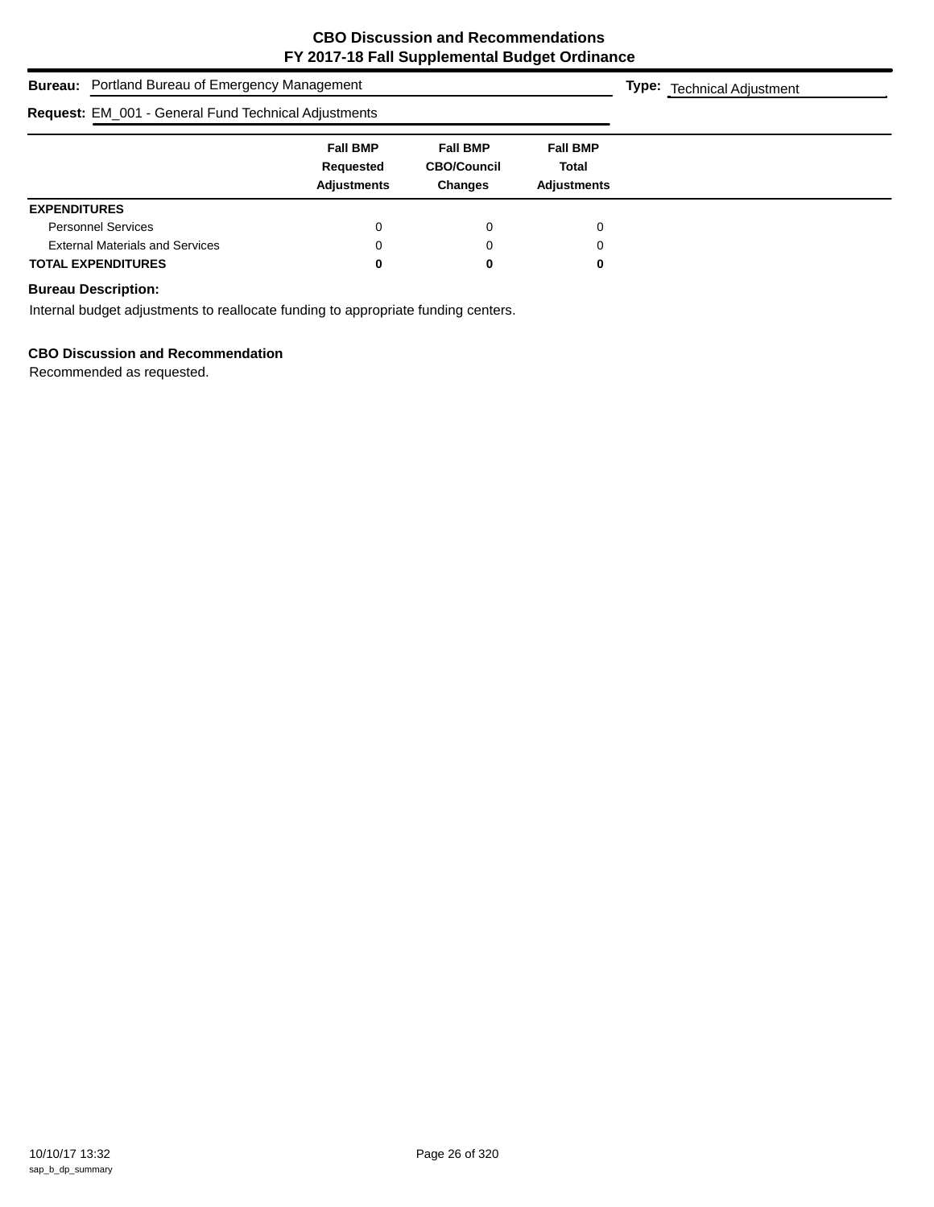# CBO Discussion and Recommendations
# FY 2017-18 Fall Supplemental Budget Ordinance

**Bureau:** Portland Bureau of Emergency Management **Type:** Technical Adjustment

**Request:** EM_001 - General Fund Technical Adjustments

| | Fall BMP Requested Adjustments | Fall BMP CBO/Council Changes | Fall BMP Total Adjustments |
|---|---|---|---|
| **EXPENDITURES** | | | |
| Personnel Services | 0 | 0 | 0 |
| External Materials and Services | 0 | 0 | 0 |
| **TOTAL EXPENDITURES** | **0** | **0** | **0** |

**Bureau Description:**

Internal budget adjustments to reallocate funding to appropriate funding centers.

**CBO Discussion and Recommendation**

Recommended as requested.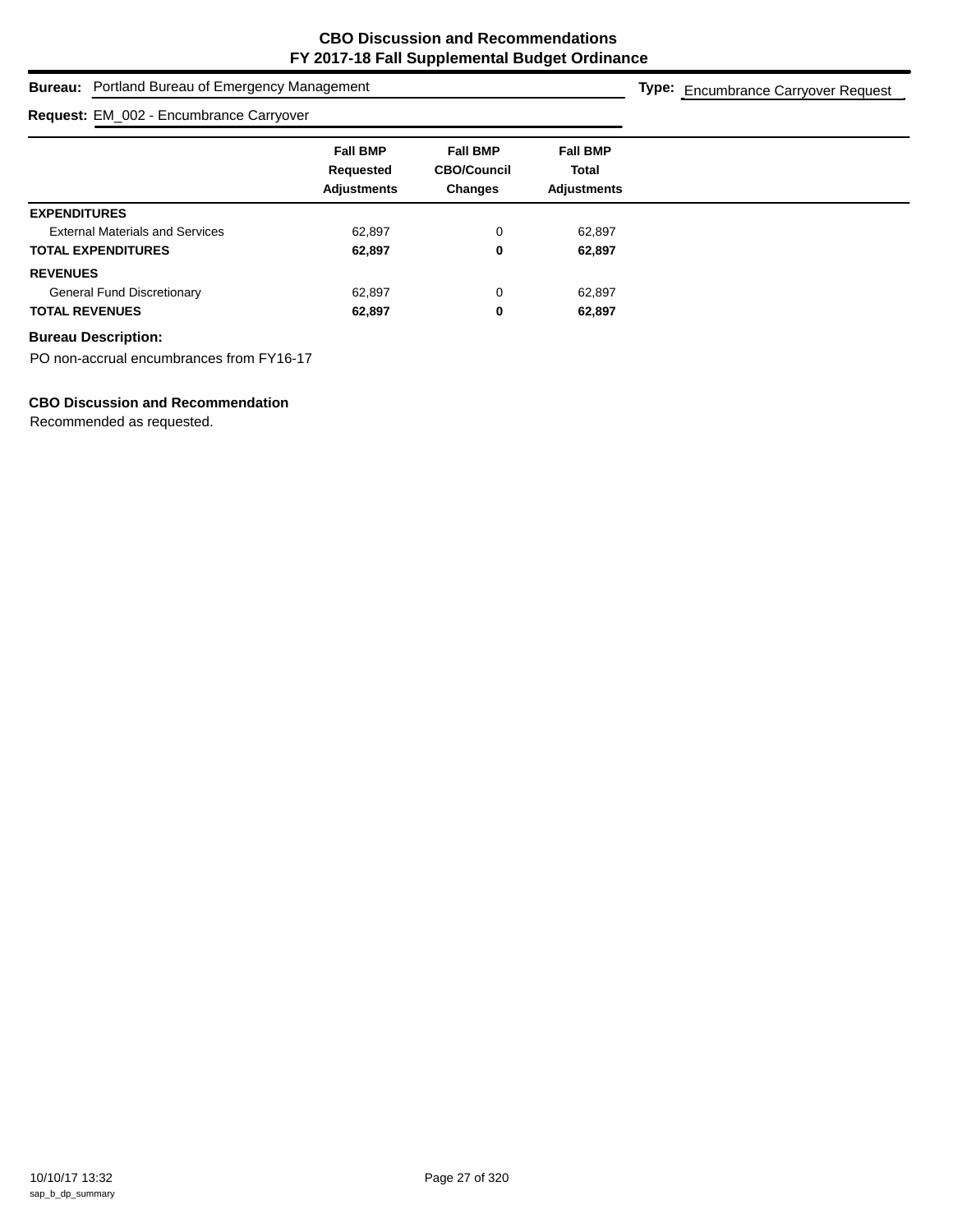# CBO Discussion and Recommendations
## FY 2017-18 Fall Supplemental Budget Ordinance

**Bureau:** Portland Bureau of Emergency Management

**Type:** Encumbrance Carryover Request

**Request:** EM_002 - Encumbrance Carryover

| | Fall BMP Requested Adjustments | Fall BMP CBO/Council Changes | Fall BMP Total Adjustments |
|---|---|---|---|
| **EXPENDITURES** | | | |
| External Materials and Services | 62,897 | 0 | 62,897 |
| **TOTAL EXPENDITURES** | **62,897** | **0** | **62,897** |
| **REVENUES** | | | |
| General Fund Discretionary | 62,897 | 0 | 62,897 |
| **TOTAL REVENUES** | **62,897** | **0** | **62,897** |

**Bureau Description:**

PO non-accrual encumbrances from FY16-17

**CBO Discussion and Recommendation**

Recommended as requested.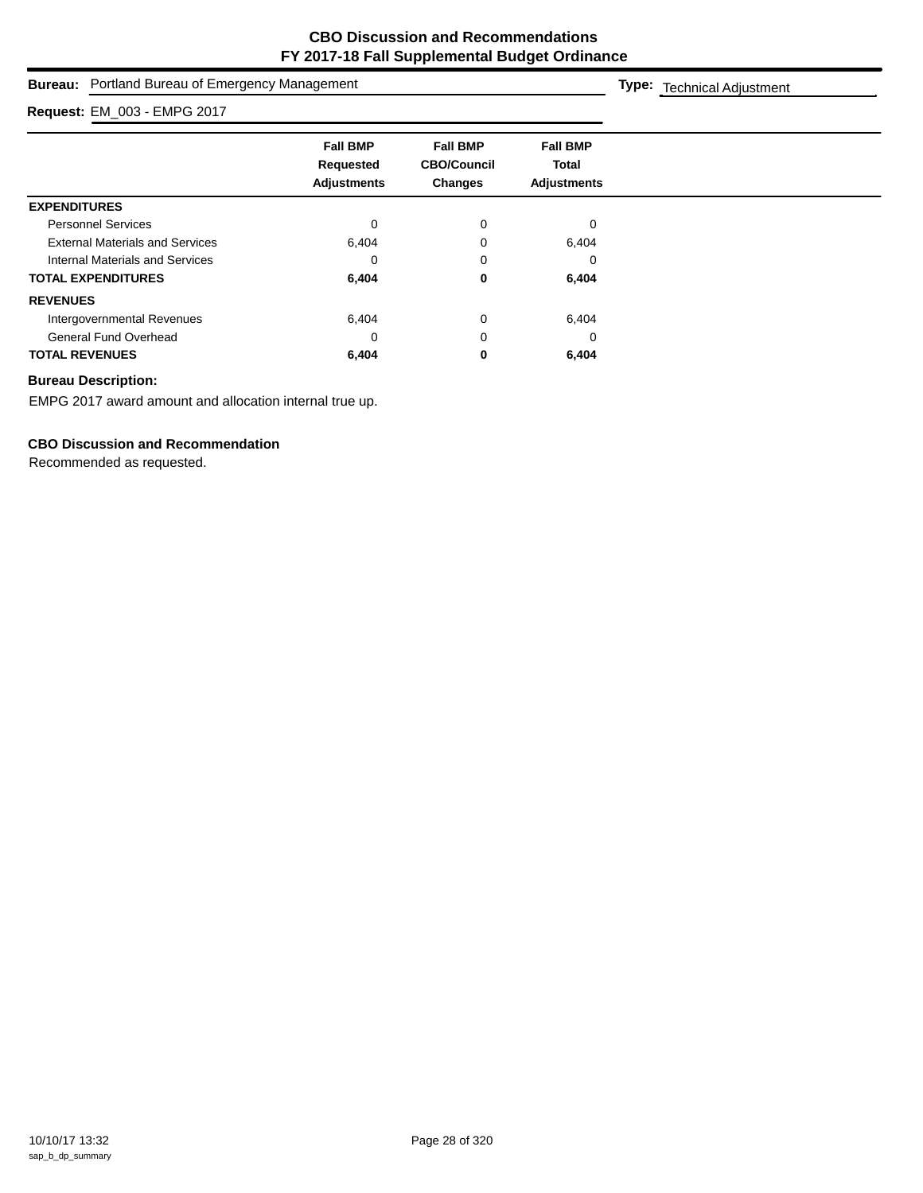# CBO Discussion and Recommendations
# FY 2017-18 Fall Supplemental Budget Ordinance

**Bureau:** Portland Bureau of Emergency Management **Type:** Technical Adjustment

**Request:** EM_003 - EMPG 2017

| | Fall BMP Requested Adjustments | Fall BMP CBO/Council Changes | Fall BMP Total Adjustments |
|---|---|---|---|
| **EXPENDITURES** | | | |
| Personnel Services | 0 | 0 | 0 |
| External Materials and Services | 6,404 | 0 | 6,404 |
| Internal Materials and Services | 0 | 0 | 0 |
| **TOTAL EXPENDITURES** | **6,404** | **0** | **6,404** |
| **REVENUES** | | | |
| Intergovernmental Revenues | 6,404 | 0 | 6,404 |
| General Fund Overhead | 0 | 0 | 0 |
| **TOTAL REVENUES** | **6,404** | **0** | **6,404** |

**Bureau Description:**

EMPG 2017 award amount and allocation internal true up.

**CBO Discussion and Recommendation**

Recommended as requested.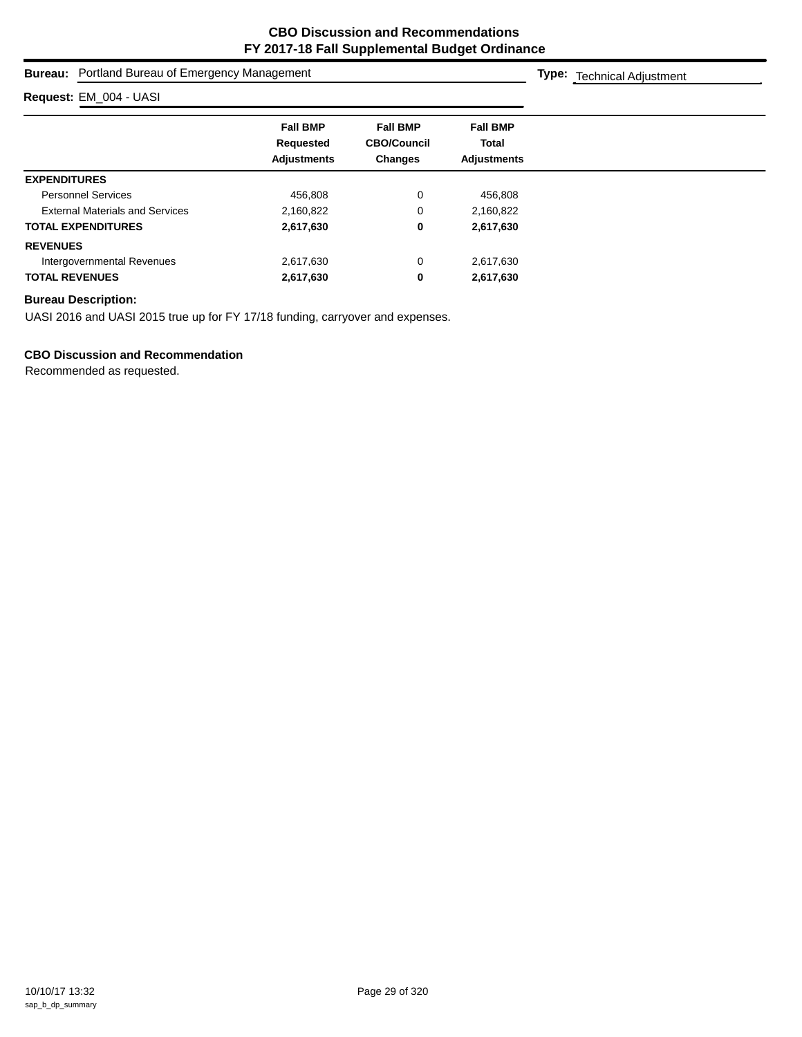# CBO Discussion and Recommendations
## FY 2017-18 Fall Supplemental Budget Ordinance

**Bureau:** Portland Bureau of Emergency Management

**Type:** Technical Adjustment

**Request:** EM_004 - UASI

| | Fall BMP Requested Adjustments | Fall BMP CBO/Council Changes | Fall BMP Total Adjustments |
|---|---|---|---|
| **EXPENDITURES** | | | |
| Personnel Services | 456,808 | 0 | 456,808 |
| External Materials and Services | 2,160,822 | 0 | 2,160,822 |
| **TOTAL EXPENDITURES** | **2,617,630** | **0** | **2,617,630** |
| **REVENUES** | | | |
| Intergovernmental Revenues | 2,617,630 | 0 | 2,617,630 |
| **TOTAL REVENUES** | **2,617,630** | **0** | **2,617,630** |

**Bureau Description:**

UASI 2016 and UASI 2015 true up for FY 17/18 funding, carryover and expenses.

**CBO Discussion and Recommendation**

Recommended as requested.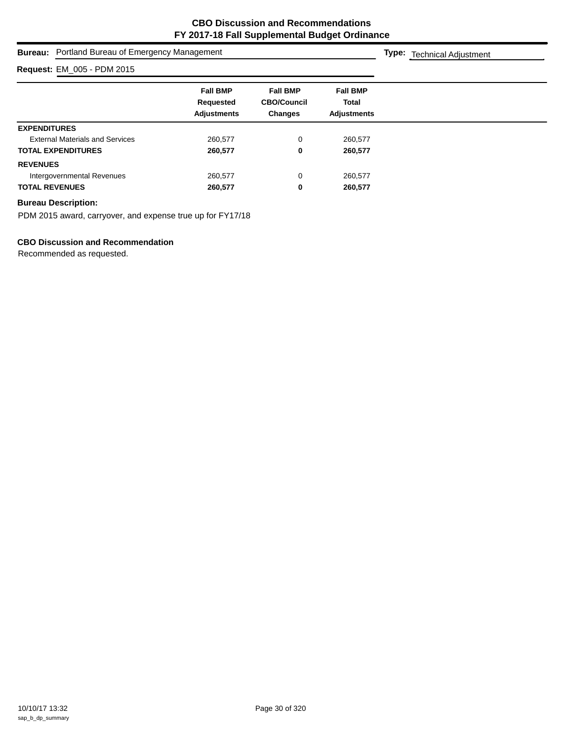# CBO Discussion and Recommendations
## FY 2017-18 Fall Supplemental Budget Ordinance

**Bureau:** Portland Bureau of Emergency Management

**Type:** Technical Adjustment

**Request:** EM_005 - PDM 2015

| | Fall BMP Requested Adjustments | Fall BMP CBO/Council Changes | Fall BMP Total Adjustments |
|---|---|---|---|
| **EXPENDITURES** | | | |
| External Materials and Services | 260,577 | 0 | 260,577 |
| **TOTAL EXPENDITURES** | **260,577** | **0** | **260,577** |
| **REVENUES** | | | |
| Intergovernmental Revenues | 260,577 | 0 | 260,577 |
| **TOTAL REVENUES** | **260,577** | **0** | **260,577** |

**Bureau Description:**

PDM 2015 award, carryover, and expense true up for FY17/18

**CBO Discussion and Recommendation**

Recommended as requested.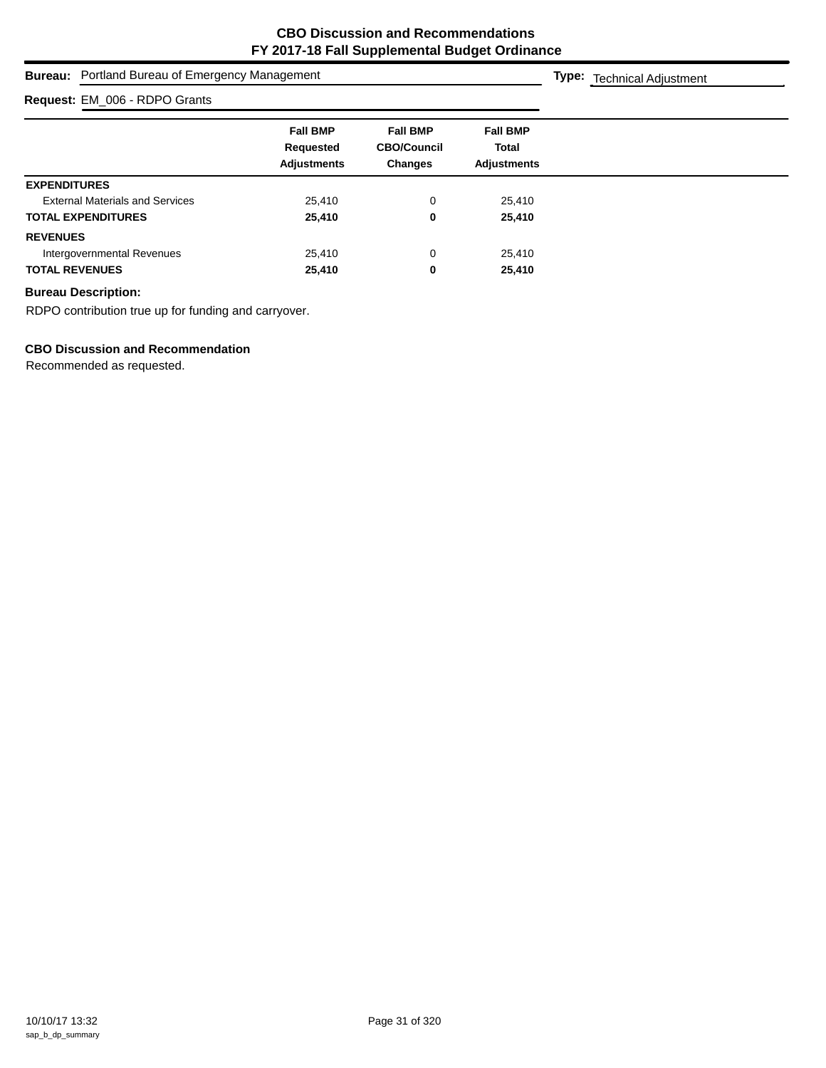# CBO Discussion and Recommendations
## FY 2017-18 Fall Supplemental Budget Ordinance

**Bureau:** Portland Bureau of Emergency Management **Type:** Technical Adjustment

**Request:** EM_006 - RDPO Grants

| | Fall BMP Requested Adjustments | Fall BMP CBO/Council Changes | Fall BMP Total Adjustments |
|---|---|---|---|
| **EXPENDITURES** | | | |
| External Materials and Services | 25,410 | 0 | 25,410 |
| **TOTAL EXPENDITURES** | **25,410** | **0** | **25,410** |
| **REVENUES** | | | |
| Intergovernmental Revenues | 25,410 | 0 | 25,410 |
| **TOTAL REVENUES** | **25,410** | **0** | **25,410** |

**Bureau Description:**

RDPO contribution true up for funding and carryover.

**CBO Discussion and Recommendation**

Recommended as requested.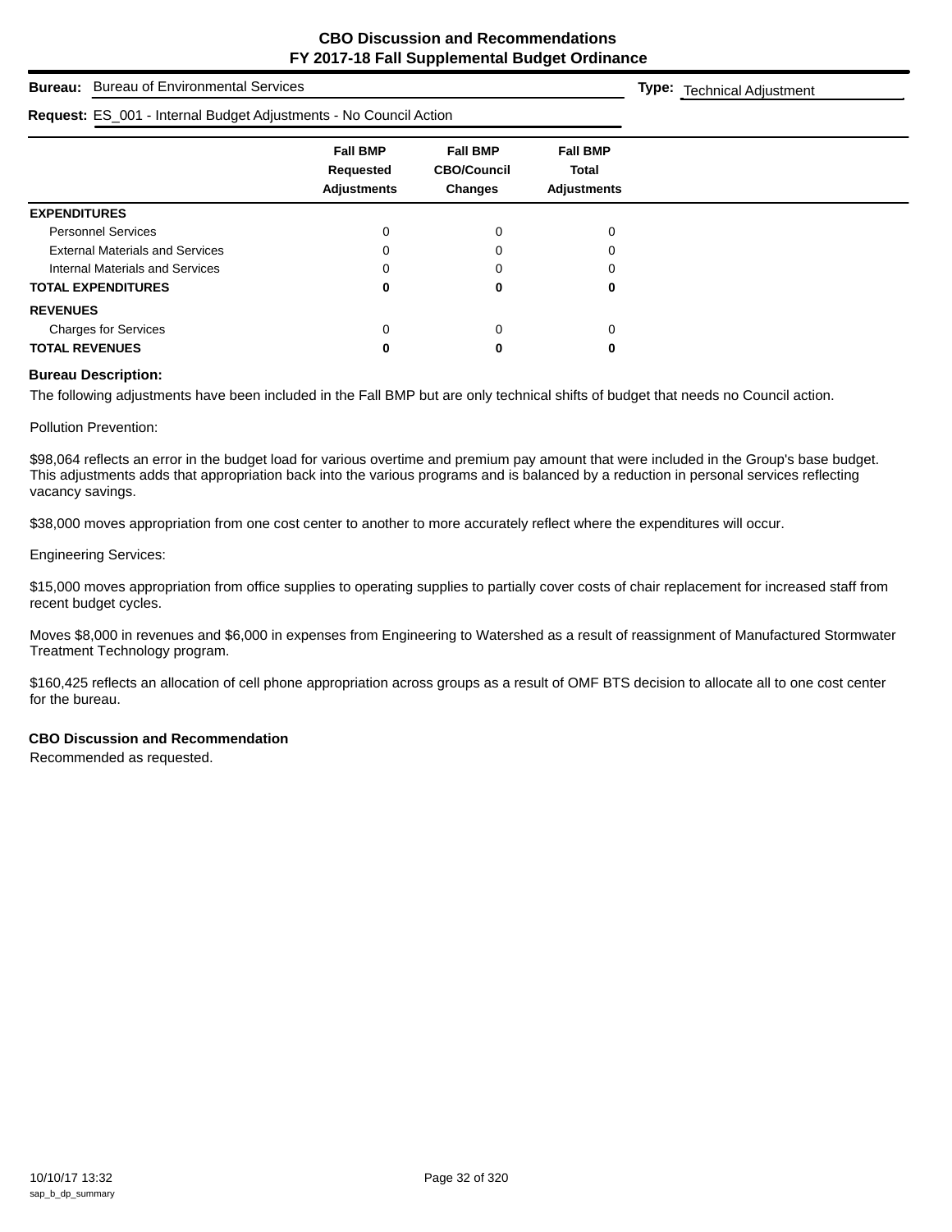# CBO Discussion and Recommendations
## FY 2017-18 Fall Supplemental Budget Ordinance

**Bureau:** Bureau of Environmental Services **Type:** Technical Adjustment

**Request:** ES_001 - Internal Budget Adjustments - No Council Action

| | Fall BMP Requested Adjustments | Fall BMP CBO/Council Changes | Fall BMP Total Adjustments |
|---|---|---|---|
| **EXPENDITURES** | | | |
| Personnel Services | 0 | 0 | 0 |
| External Materials and Services | 0 | 0 | 0 |
| Internal Materials and Services | 0 | 0 | 0 |
| **TOTAL EXPENDITURES** | **0** | **0** | **0** |
| **REVENUES** | | | |
| Charges for Services | 0 | 0 | 0 |
| **TOTAL REVENUES** | **0** | **0** | **0** |

**Bureau Description:**

The following adjustments have been included in the Fall BMP but are only technical shifts of budget that needs no Council action.

Pollution Prevention:

$98,064 reflects an error in the budget load for various overtime and premium pay amount that were included in the Group's base budget. This adjustments adds that appropriation back into the various programs and is balanced by a reduction in personal services reflecting vacancy savings.

$38,000 moves appropriation from one cost center to another to more accurately reflect where the expenditures will occur.

Engineering Services:

$15,000 moves appropriation from office supplies to operating supplies to partially cover costs of chair replacement for increased staff from recent budget cycles.

Moves $8,000 in revenues and $6,000 in expenses from Engineering to Watershed as a result of reassignment of Manufactured Stormwater Treatment Technology program.

$160,425 reflects an allocation of cell phone appropriation across groups as a result of OMF BTS decision to allocate all to one cost center for the bureau.

**CBO Discussion and Recommendation**

Recommended as requested.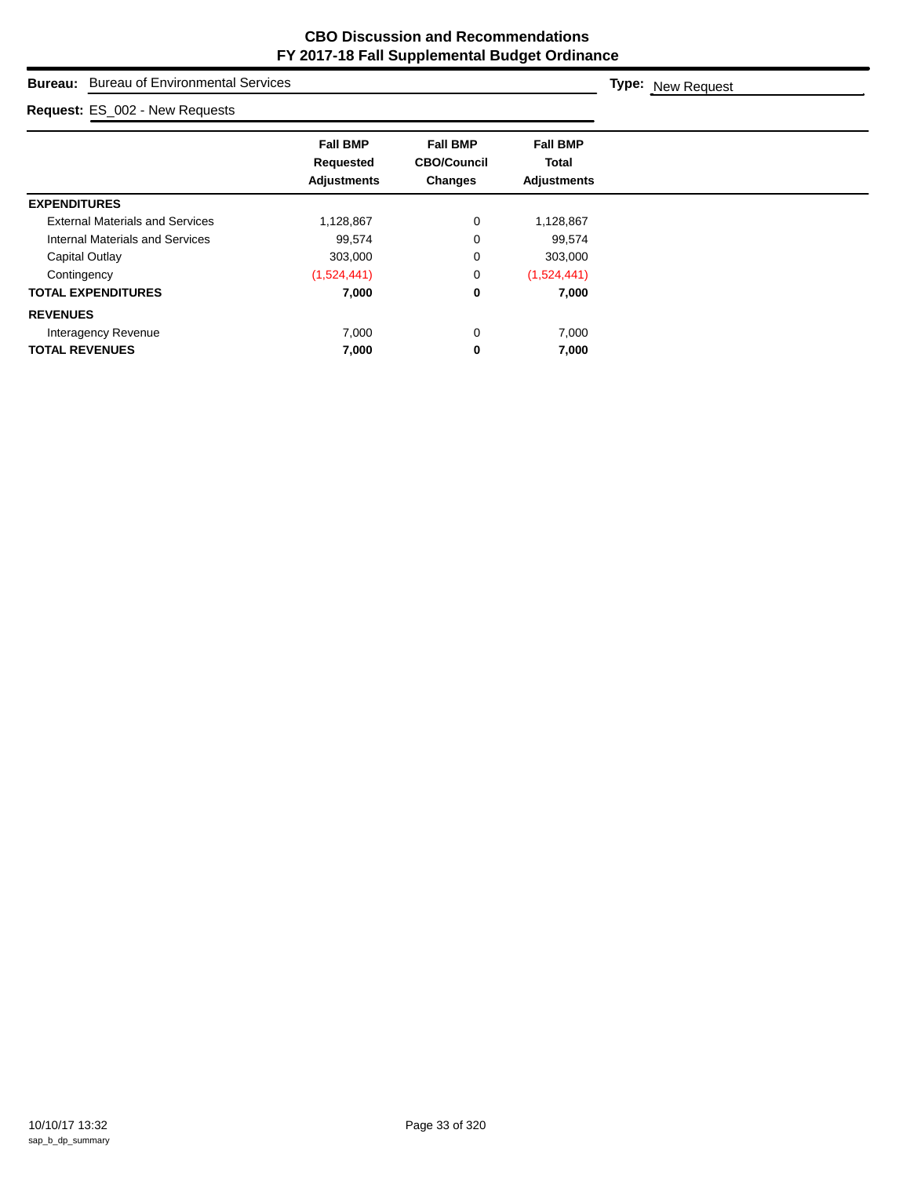# CBO Discussion and Recommendations
## FY 2017-18 Fall Supplemental Budget Ordinance

**Bureau:** Bureau of Environmental Services

**Type:** New Request

**Request:** ES_002 - New Requests

| | Fall BMP Requested Adjustments | Fall BMP CBO/Council Changes | Fall BMP Total Adjustments |
|---|---|---|---|
| **EXPENDITURES** | | | |
| External Materials and Services | 1,128,867 | 0 | 1,128,867 |
| Internal Materials and Services | 99,574 | 0 | 99,574 |
| Capital Outlay | 303,000 | 0 | 303,000 |
| Contingency | (1,524,441) | 0 | (1,524,441) |
| **TOTAL EXPENDITURES** | **7,000** | **0** | **7,000** |
| **REVENUES** | | | |
| Interagency Revenue | 7,000 | 0 | 7,000 |
| **TOTAL REVENUES** | **7,000** | **0** | **7,000** |

10/10/17 13:32
sap_b_dp_summary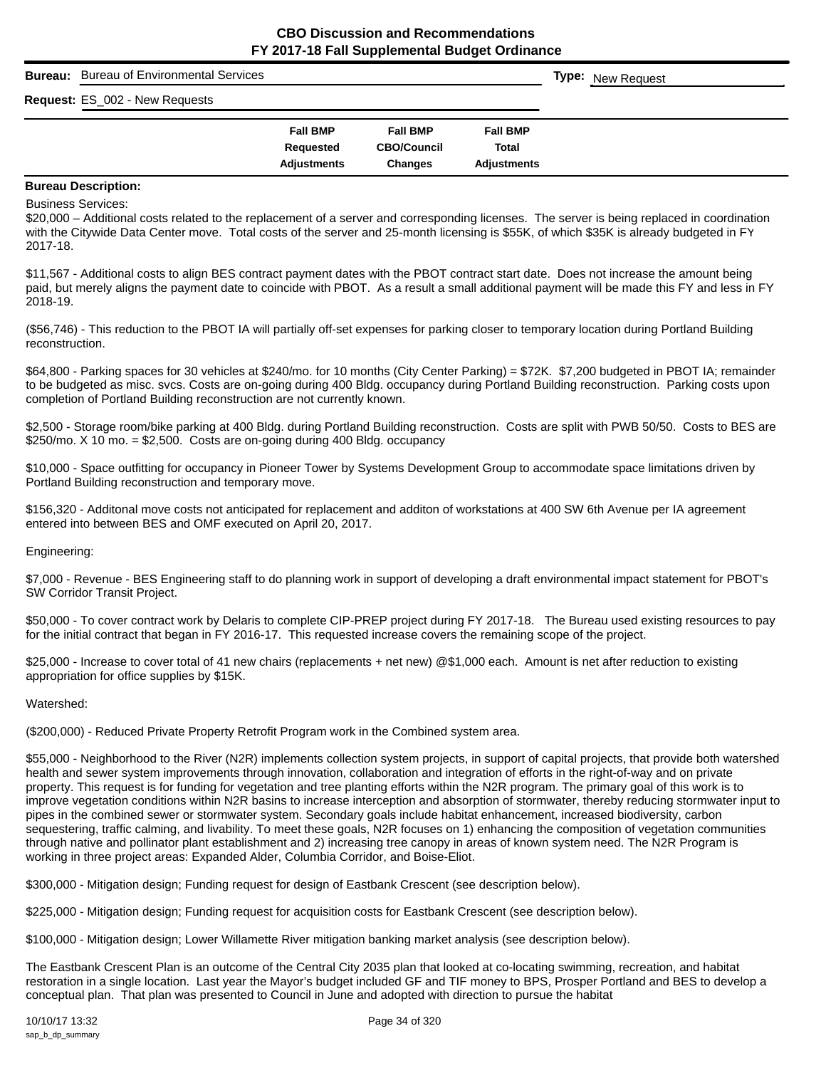# CBO Discussion and Recommendations
## FY 2017-18 Fall Supplemental Budget Ordinance

**Bureau:** Bureau of Environmental Services

**Type:** New Request

**Request:** ES_002 - New Requests

| | Fall BMP Requested Adjustments | Fall BMP CBO/Council Changes | Fall BMP Total Adjustments |
|---|---|---|---|

**Bureau Description:**

Business Services:

$20,000 – Additional costs related to the replacement of a server and corresponding licenses. The server is being replaced in coordination with the Citywide Data Center move. Total costs of the server and 25-month licensing is $55K, of which $35K is already budgeted in FY 2017-18.

$11,567 - Additional costs to align BES contract payment dates with the PBOT contract start date. Does not increase the amount being paid, but merely aligns the payment date to coincide with PBOT. As a result a small additional payment will be made this FY and less in FY 2018-19.

($56,746) - This reduction to the PBOT IA will partially off-set expenses for parking closer to temporary location during Portland Building reconstruction.

$64,800 - Parking spaces for 30 vehicles at $240/mo. for 10 months (City Center Parking) = $72K. $7,200 budgeted in PBOT IA; remainder to be budgeted as misc. svcs. Costs are on-going during 400 Bldg. occupancy during Portland Building reconstruction. Parking costs upon completion of Portland Building reconstruction are not currently known.

$2,500 - Storage room/bike parking at 400 Bldg. during Portland Building reconstruction. Costs are split with PWB 50/50. Costs to BES are $250/mo. X 10 mo. = $2,500. Costs are on-going during 400 Bldg. occupancy

$10,000 - Space outfitting for occupancy in Pioneer Tower by Systems Development Group to accommodate space limitations driven by Portland Building reconstruction and temporary move.

$156,320 - Additonal move costs not anticipated for replacement and additon of workstations at 400 SW 6th Avenue per IA agreement entered into between BES and OMF executed on April 20, 2017.

Engineering:

$7,000 - Revenue - BES Engineering staff to do planning work in support of developing a draft environmental impact statement for PBOT's SW Corridor Transit Project.

$50,000 - To cover contract work by Delaris to complete CIP-PREP project during FY 2017-18. The Bureau used existing resources to pay for the initial contract that began in FY 2016-17. This requested increase covers the remaining scope of the project.

$25,000 - Increase to cover total of 41 new chairs (replacements + net new) @$1,000 each. Amount is net after reduction to existing appropriation for office supplies by $15K.

Watershed:

($200,000) - Reduced Private Property Retrofit Program work in the Combined system area.

$55,000 - Neighborhood to the River (N2R) implements collection system projects, in support of capital projects, that provide both watershed health and sewer system improvements through innovation, collaboration and integration of efforts in the right-of-way and on private property. This request is for funding for vegetation and tree planting efforts within the N2R program. The primary goal of this work is to improve vegetation conditions within N2R basins to increase interception and absorption of stormwater, thereby reducing stormwater input to pipes in the combined sewer or stormwater system. Secondary goals include habitat enhancement, increased biodiversity, carbon sequestering, traffic calming, and livability. To meet these goals, N2R focuses on 1) enhancing the composition of vegetation communities through native and pollinator plant establishment and 2) increasing tree canopy in areas of known system need. The N2R Program is working in three project areas: Expanded Alder, Columbia Corridor, and Boise-Eliot.

$300,000 - Mitigation design; Funding request for design of Eastbank Crescent (see description below).

$225,000 - Mitigation design; Funding request for acquisition costs for Eastbank Crescent (see description below).

$100,000 - Mitigation design; Lower Willamette River mitigation banking market analysis (see description below).

The Eastbank Crescent Plan is an outcome of the Central City 2035 plan that looked at co-locating swimming, recreation, and habitat restoration in a single location. Last year the Mayor's budget included GF and TIF money to BPS, Prosper Portland and BES to develop a conceptual plan. That plan was presented to Council in June and adopted with direction to pursue the habitat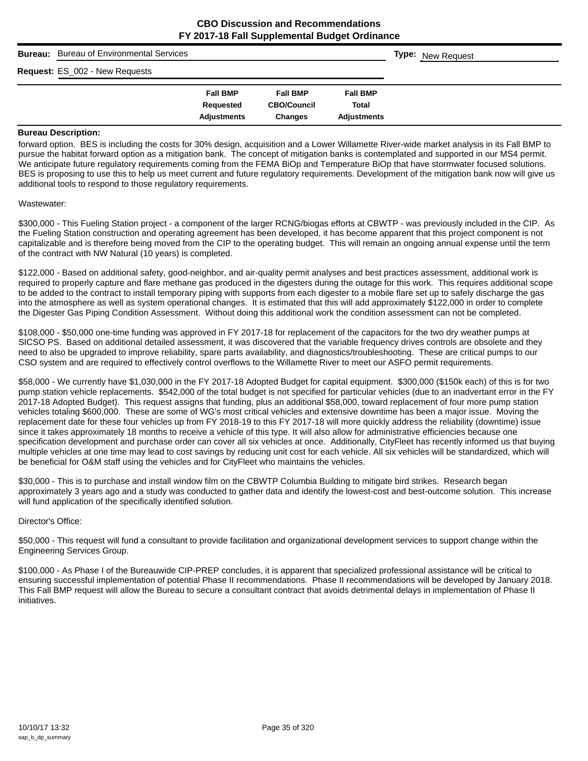**CBO Discussion and Recommendations**
**FY 2017-18 Fall Supplemental Budget Ordinance**

**Bureau:** Bureau of Environmental Services | **Type:** New Request

**Request:** ES_002 - New Requests

| | Fall BMP Requested Adjustments | Fall BMP CBO/Council Changes | Fall BMP Total Adjustments |
|---|---|---|---|

**Bureau Description:**

forward option. BES is including the costs for 30% design, acquisition and a Lower Willamette River-wide market analysis in its Fall BMP to pursue the habitat forward option as a mitigation bank. The concept of mitigation banks is contemplated and supported in our MS4 permit. We anticipate future regulatory requirements coming from the FEMA BiOp and Temperature BiOp that have stormwater focused solutions. BES is proposing to use this to help us meet current and future regulatory requirements. Development of the mitigation bank now will give us additional tools to respond to those regulatory requirements.

Wastewater:

$300,000 - This Fueling Station project - a component of the larger RCNG/biogas efforts at CBWTP - was previously included in the CIP. As the Fueling Station construction and operating agreement has been developed, it has become apparent that this project component is not capitalizable and is therefore being moved from the CIP to the operating budget. This will remain an ongoing annual expense until the term of the contract with NW Natural (10 years) is completed.

$122,000 - Based on additional safety, good-neighbor, and air-quality permit analyses and best practices assessment, additional work is required to properly capture and flare methane gas produced in the digesters during the outage for this work. This requires additional scope to be added to the contract to install temporary piping with supports from each digester to a mobile flare set up to safely discharge the gas into the atmosphere as well as system operational changes. It is estimated that this will add approximately $122,000 in order to complete the Digester Gas Piping Condition Assessment. Without doing this additional work the condition assessment can not be completed.

$108,000 - $50,000 one-time funding was approved in FY 2017-18 for replacement of the capacitors for the two dry weather pumps at SICSO PS. Based on additional detailed assessment, it was discovered that the variable frequency drives controls are obsolete and they need to also be upgraded to improve reliability, spare parts availability, and diagnostics/troubleshooting. These are critical pumps to our CSO system and are required to effectively control overflows to the Willamette River to meet our ASFO permit requirements.

$58,000 - We currently have $1,030,000 in the FY 2017-18 Adopted Budget for capital equipment. $300,000 ($150k each) of this is for two pump station vehicle replacements. $542,000 of the total budget is not specified for particular vehicles (due to an inadvertant error in the FY 2017-18 Adopted Budget). This request assigns that funding, plus an additional $58,000, toward replacement of four more pump station vehicles totaling $600,000. These are some of WG's most critical vehicles and extensive downtime has been a major issue. Moving the replacement date for these four vehicles up from FY 2018-19 to this FY 2017-18 will more quickly address the reliability (downtime) issue since it takes approximately 18 months to receive a vehicle of this type. It will also allow for administrative efficiencies because one specification development and purchase order can cover all six vehicles at once. Additionally, CityFleet has recently informed us that buying multiple vehicles at one time may lead to cost savings by reducing unit cost for each vehicle. All six vehicles will be standardized, which will be beneficial for O&M staff using the vehicles and for CityFleet who maintains the vehicles.

$30,000 - This is to purchase and install window film on the CBWTP Columbia Building to mitigate bird strikes. Research began approximately 3 years ago and a study was conducted to gather data and identify the lowest-cost and best-outcome solution. This increase will fund application of the specifically identified solution.

Director's Office:

$50,000 - This request will fund a consultant to provide facilitation and organizational development services to support change within the Engineering Services Group.

$100,000 - As Phase I of the Bureauwide CIP-PREP concludes, it is apparent that specialized professional assistance will be critical to ensuring successful implementation of potential Phase II recommendations. Phase II recommendations will be developed by January 2018. This Fall BMP request will allow the Bureau to secure a consultant contract that avoids detrimental delays in implementation of Phase II initiatives.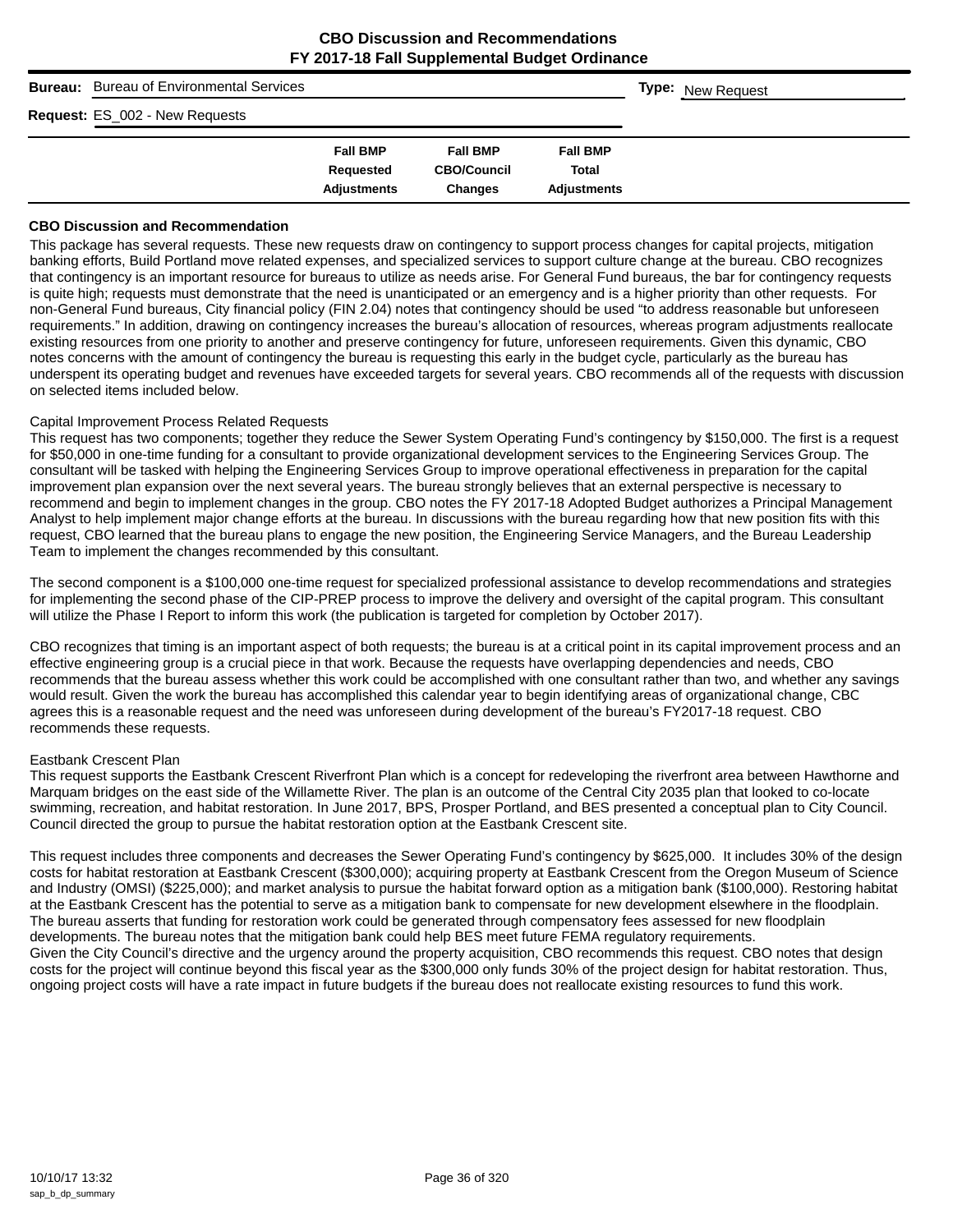# CBO Discussion and Recommendations
## FY 2017-18 Fall Supplemental Budget Ordinance

**Bureau:** Bureau of Environmental Services **Type:** New Request

**Request:** ES_002 - New Requests

| | Fall BMP Requested Adjustments | Fall BMP CBO/Council Changes | Fall BMP Total Adjustments |
|---|---|---|---|

### CBO Discussion and Recommendation

This package has several requests. These new requests draw on contingency to support process changes for capital projects, mitigation banking efforts, Build Portland move related expenses, and specialized services to support culture change at the bureau. CBO recognizes that contingency is an important resource for bureaus to utilize as needs arise. For General Fund bureaus, the bar for contingency requests is quite high; requests must demonstrate that the need is unanticipated or an emergency and is a higher priority than other requests. For non-General Fund bureaus, City financial policy (FIN 2.04) notes that contingency should be used "to address reasonable but unforeseen requirements." In addition, drawing on contingency increases the bureau's allocation of resources, whereas program adjustments reallocate existing resources from one priority to another and preserve contingency for future, unforeseen requirements. Given this dynamic, CBO notes concerns with the amount of contingency the bureau is requesting this early in the budget cycle, particularly as the bureau has underspent its operating budget and revenues have exceeded targets for several years. CBO recommends all of the requests with discussion on selected items included below.

Capital Improvement Process Related Requests

This request has two components; together they reduce the Sewer System Operating Fund's contingency by $150,000. The first is a request for $50,000 in one-time funding for a consultant to provide organizational development services to the Engineering Services Group. The consultant will be tasked with helping the Engineering Services Group to improve operational effectiveness in preparation for the capital improvement plan expansion over the next several years. The bureau strongly believes that an external perspective is necessary to recommend and begin to implement changes in the group. CBO notes the FY 2017-18 Adopted Budget authorizes a Principal Management Analyst to help implement major change efforts at the bureau. In discussions with the bureau regarding how that new position fits with this request, CBO learned that the bureau plans to engage the new position, the Engineering Service Managers, and the Bureau Leadership Team to implement the changes recommended by this consultant.

The second component is a $100,000 one-time request for specialized professional assistance to develop recommendations and strategies for implementing the second phase of the CIP-PREP process to improve the delivery and oversight of the capital program. This consultant will utilize the Phase I Report to inform this work (the publication is targeted for completion by October 2017).

CBO recognizes that timing is an important aspect of both requests; the bureau is at a critical point in its capital improvement process and an effective engineering group is a crucial piece in that work. Because the requests have overlapping dependencies and needs, CBO recommends that the bureau assess whether this work could be accomplished with one consultant rather than two, and whether any savings would result. Given the work the bureau has accomplished this calendar year to begin identifying areas of organizational change, CBC agrees this is a reasonable request and the need was unforeseen during development of the bureau's FY2017-18 request. CBO recommends these requests.

Eastbank Crescent Plan

This request supports the Eastbank Crescent Riverfront Plan which is a concept for redeveloping the riverfront area between Hawthorne and Marquam bridges on the east side of the Willamette River. The plan is an outcome of the Central City 2035 plan that looked to co-locate swimming, recreation, and habitat restoration. In June 2017, BPS, Prosper Portland, and BES presented a conceptual plan to City Council. Council directed the group to pursue the habitat restoration option at the Eastbank Crescent site.

This request includes three components and decreases the Sewer Operating Fund's contingency by $625,000. It includes 30% of the design costs for habitat restoration at Eastbank Crescent ($300,000); acquiring property at Eastbank Crescent from the Oregon Museum of Science and Industry (OMSI) ($225,000); and market analysis to pursue the habitat forward option as a mitigation bank ($100,000). Restoring habitat at the Eastbank Crescent has the potential to serve as a mitigation bank to compensate for new development elsewhere in the floodplain. The bureau asserts that funding for restoration work could be generated through compensatory fees assessed for new floodplain developments. The bureau notes that the mitigation bank could help BES meet future FEMA regulatory requirements.
Given the City Council's directive and the urgency around the property acquisition, CBO recommends this request. CBO notes that design costs for the project will continue beyond this fiscal year as the $300,000 only funds 30% of the project design for habitat restoration. Thus, ongoing project costs will have a rate impact in future budgets if the bureau does not reallocate existing resources to fund this work.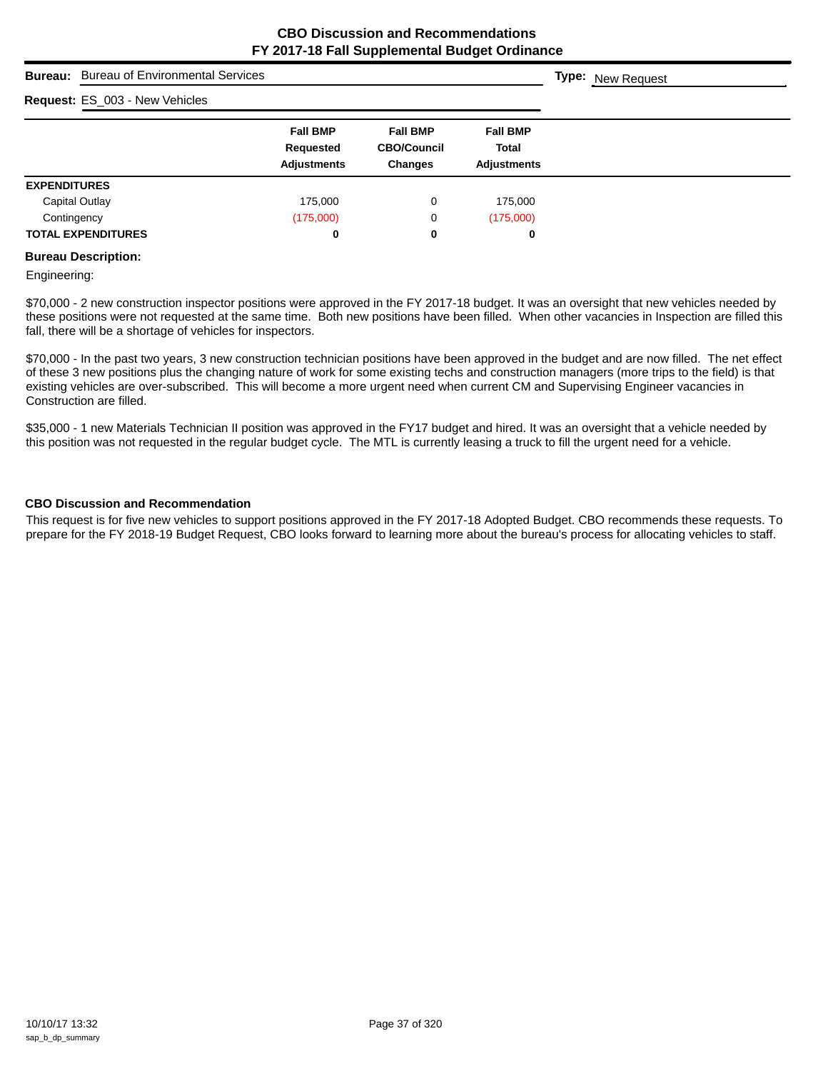## CBO Discussion and Recommendations
## FY 2017-18 Fall Supplemental Budget Ordinance

**Bureau:** Bureau of Environmental Services

**Type:** New Request

**Request:** ES_003 - New Vehicles

| | Fall BMP Requested Adjustments | Fall BMP CBO/Council Changes | Fall BMP Total Adjustments |
|---|---|---|---|
| **EXPENDITURES** | | | |
| Capital Outlay | 175,000 | 0 | 175,000 |
| Contingency | (175,000) | 0 | (175,000) |
| **TOTAL EXPENDITURES** | **0** | **0** | **0** |

**Bureau Description:**

Engineering:

$70,000 - 2 new construction inspector positions were approved in the FY 2017-18 budget. It was an oversight that new vehicles needed by these positions were not requested at the same time. Both new positions have been filled. When other vacancies in Inspection are filled this fall, there will be a shortage of vehicles for inspectors.

$70,000 - In the past two years, 3 new construction technician positions have been approved in the budget and are now filled. The net effect of these 3 new positions plus the changing nature of work for some existing techs and construction managers (more trips to the field) is that existing vehicles are over-subscribed. This will become a more urgent need when current CM and Supervising Engineer vacancies in Construction are filled.

$35,000 - 1 new Materials Technician II position was approved in the FY17 budget and hired. It was an oversight that a vehicle needed by this position was not requested in the regular budget cycle. The MTL is currently leasing a truck to fill the urgent need for a vehicle.

### CBO Discussion and Recommendation

This request is for five new vehicles to support positions approved in the FY 2017-18 Adopted Budget. CBO recommends these requests. To prepare for the FY 2018-19 Budget Request, CBO looks forward to learning more about the bureau's process for allocating vehicles to staff.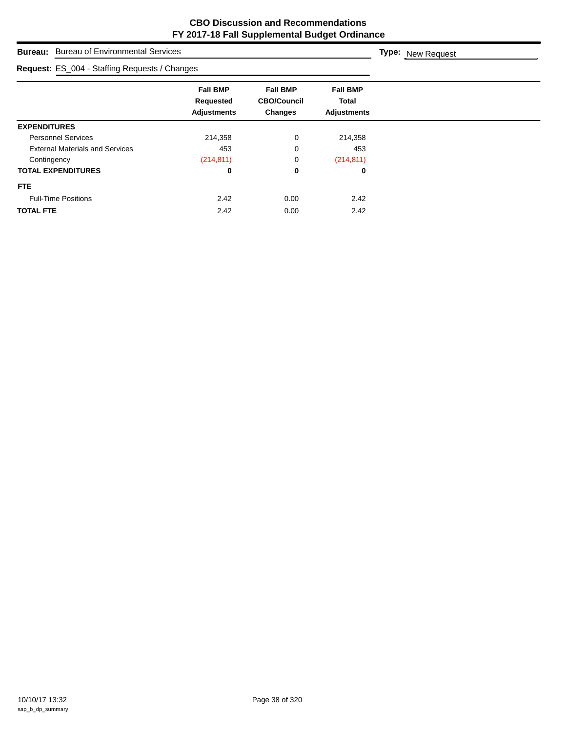# CBO Discussion and Recommendations
## FY 2017-18 Fall Supplemental Budget Ordinance

**Bureau:** Bureau of Environmental Services

**Type:** New Request

**Request:** ES_004 - Staffing Requests / Changes

| | Fall BMP Requested Adjustments | Fall BMP CBO/Council Changes | Fall BMP Total Adjustments |
|---|---|---|---|
| **EXPENDITURES** | | | |
| Personnel Services | 214,358 | 0 | 214,358 |
| External Materials and Services | 453 | 0 | 453 |
| Contingency | (214,811) | 0 | (214,811) |
| **TOTAL EXPENDITURES** | **0** | **0** | **0** |
| **FTE** | | | |
| Full-Time Positions | 2.42 | 0.00 | 2.42 |
| **TOTAL FTE** | 2.42 | 0.00 | 2.42 |

10/10/17 13:32
sap_b_dp_summary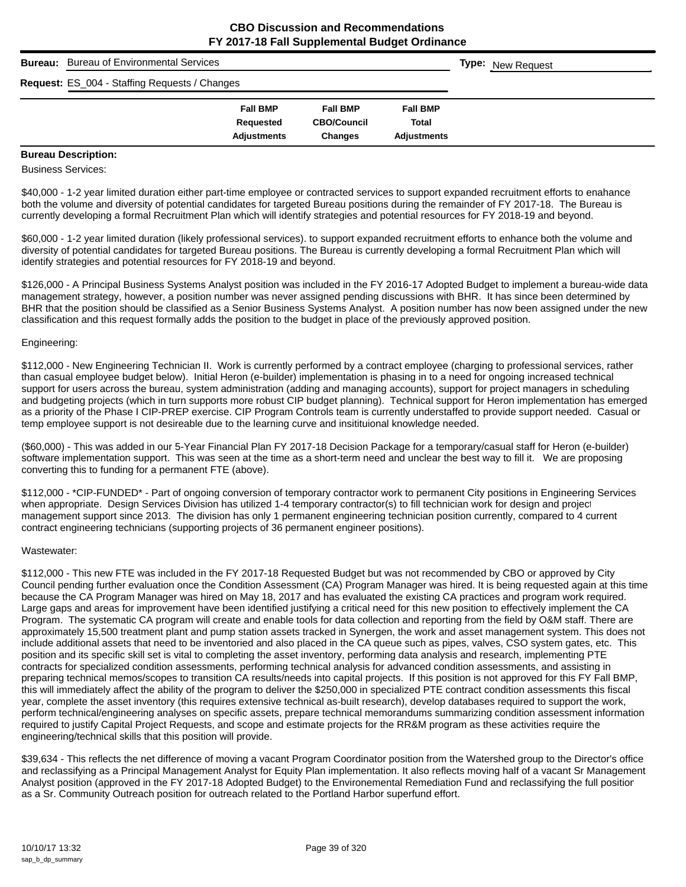**CBO Discussion and Recommendations**
**FY 2017-18 Fall Supplemental Budget Ordinance**

**Bureau:** Bureau of Environmental Services | **Type:** New Request

**Request:** ES_004 - Staffing Requests / Changes

| | Fall BMP Requested Adjustments | Fall BMP CBO/Council Changes | Fall BMP Total Adjustments |
|---|---|---|---|

**Bureau Description:**

Business Services:

$40,000 - 1-2 year limited duration either part-time employee or contracted services to support expanded recruitment efforts to enahance both the volume and diversity of potential candidates for targeted Bureau positions during the remainder of FY 2017-18. The Bureau is currently developing a formal Recruitment Plan which will identify strategies and potential resources for FY 2018-19 and beyond.

$60,000 - 1-2 year limited duration (likely professional services). to support expanded recruitment efforts to enhance both the volume and diversity of potential candidates for targeted Bureau positions. The Bureau is currently developing a formal Recruitment Plan which will identify strategies and potential resources for FY 2018-19 and beyond.

$126,000 - A Principal Business Systems Analyst position was included in the FY 2016-17 Adopted Budget to implement a bureau-wide data management strategy, however, a position number was never assigned pending discussions with BHR. It has since been determined by BHR that the position should be classified as a Senior Business Systems Analyst. A position number has now been assigned under the new classification and this request formally adds the position to the budget in place of the previously approved position.

Engineering:

$112,000 - New Engineering Technician II. Work is currently performed by a contract employee (charging to professional services, rather than casual employee budget below). Initial Heron (e-builder) implementation is phasing in to a need for ongoing increased technical support for users across the bureau, system administration (adding and managing accounts), support for project managers in scheduling and budgeting projects (which in turn supports more robust CIP budget planning). Technical support for Heron implementation has emerged as a priority of the Phase I CIP-PREP exercise. CIP Program Controls team is currently understaffed to provide support needed. Casual or temp employee support is not desireable due to the learning curve and insitituional knowledge needed.

($60,000) - This was added in our 5-Year Financial Plan FY 2017-18 Decision Package for a temporary/casual staff for Heron (e-builder) software implementation support. This was seen at the time as a short-term need and unclear the best way to fill it. We are proposing converting this to funding for a permanent FTE (above).

$112,000 - *CIP-FUNDED* - Part of ongoing conversion of temporary contractor work to permanent City positions in Engineering Services when appropriate. Design Services Division has utilized 1-4 temporary contractor(s) to fill technician work for design and project management support since 2013. The division has only 1 permanent engineering technician position currently, compared to 4 current contract engineering technicians (supporting projects of 36 permanent engineer positions).

Wastewater:

$112,000 - This new FTE was included in the FY 2017-18 Requested Budget but was not recommended by CBO or approved by City Council pending further evaluation once the Condition Assessment (CA) Program Manager was hired. It is being requested again at this time because the CA Program Manager was hired on May 18, 2017 and has evaluated the existing CA practices and program work required. Large gaps and areas for improvement have been identified justifying a critical need for this new position to effectively implement the CA Program. The systematic CA program will create and enable tools for data collection and reporting from the field by O&M staff. There are approximately 15,500 treatment plant and pump station assets tracked in Synergen, the work and asset management system. This does not include additional assets that need to be inventoried and also placed in the CA queue such as pipes, valves, CSO system gates, etc. This position and its specific skill set is vital to completing the asset inventory, performing data analysis and research, implementing PTE contracts for specialized condition assessments, performing technical analysis for advanced condition assessments, and assisting in preparing technical memos/scopes to transition CA results/needs into capital projects. If this position is not approved for this FY Fall BMP, this will immediately affect the ability of the program to deliver the $250,000 in specialized PTE contract condition assessments this fiscal year, complete the asset inventory (this requires extensive technical as-built research), develop databases required to support the work, perform technical/engineering analyses on specific assets, prepare technical memorandums summarizing condition assessment information required to justify Capital Project Requests, and scope and estimate projects for the RR&M program as these activities require the engineering/technical skills that this position will provide.

$39,634 - This reflects the net difference of moving a vacant Program Coordinator position from the Watershed group to the Director's office and reclassifying as a Principal Management Analyst for Equity Plan implementation. It also reflects moving half of a vacant Sr Management Analyst position (approved in the FY 2017-18 Adopted Budget) to the Environemental Remediation Fund and reclassifying the full position as a Sr. Community Outreach position for outreach related to the Portland Harbor superfund effort.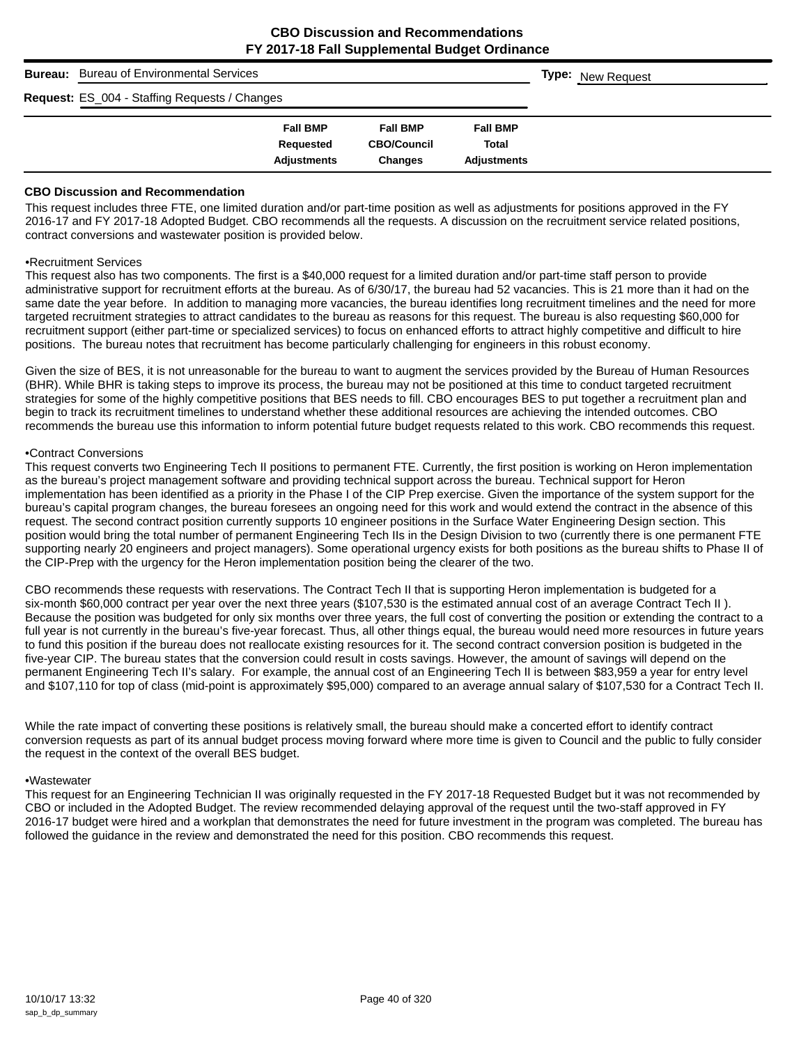**CBO Discussion and Recommendations**
**FY 2017-18 Fall Supplemental Budget Ordinance**

**Bureau:** Bureau of Environmental Services

**Type:** New Request

**Request:** ES_004 - Staffing Requests / Changes

| Fall BMP Requested Adjustments | Fall BMP CBO/Council Changes | Fall BMP Total Adjustments |
|---|---|---|

### CBO Discussion and Recommendation

This request includes three FTE, one limited duration and/or part-time position as well as adjustments for positions approved in the FY 2016-17 and FY 2017-18 Adopted Budget. CBO recommends all the requests. A discussion on the recruitment service related positions, contract conversions and wastewater position is provided below.

•Recruitment Services

This request also has two components. The first is a $40,000 request for a limited duration and/or part-time staff person to provide administrative support for recruitment efforts at the bureau. As of 6/30/17, the bureau had 52 vacancies. This is 21 more than it had on the same date the year before. In addition to managing more vacancies, the bureau identifies long recruitment timelines and the need for more targeted recruitment strategies to attract candidates to the bureau as reasons for this request. The bureau is also requesting $60,000 for recruitment support (either part-time or specialized services) to focus on enhanced efforts to attract highly competitive and difficult to hire positions. The bureau notes that recruitment has become particularly challenging for engineers in this robust economy.

Given the size of BES, it is not unreasonable for the bureau to want to augment the services provided by the Bureau of Human Resources (BHR). While BHR is taking steps to improve its process, the bureau may not be positioned at this time to conduct targeted recruitment strategies for some of the highly competitive positions that BES needs to fill. CBO encourages BES to put together a recruitment plan and begin to track its recruitment timelines to understand whether these additional resources are achieving the intended outcomes. CBO recommends the bureau use this information to inform potential future budget requests related to this work. CBO recommends this request.

•Contract Conversions

This request converts two Engineering Tech II positions to permanent FTE. Currently, the first position is working on Heron implementation as the bureau's project management software and providing technical support across the bureau. Technical support for Heron implementation has been identified as a priority in the Phase I of the CIP Prep exercise. Given the importance of the system support for the bureau's capital program changes, the bureau foresees an ongoing need for this work and would extend the contract in the absence of this request. The second contract position currently supports 10 engineer positions in the Surface Water Engineering Design section. This position would bring the total number of permanent Engineering Tech IIs in the Design Division to two (currently there is one permanent FTE supporting nearly 20 engineers and project managers). Some operational urgency exists for both positions as the bureau shifts to Phase II of the CIP-Prep with the urgency for the Heron implementation position being the clearer of the two.

CBO recommends these requests with reservations. The Contract Tech II that is supporting Heron implementation is budgeted for a six-month $60,000 contract per year over the next three years ($107,530 is the estimated annual cost of an average Contract Tech II ). Because the position was budgeted for only six months over three years, the full cost of converting the position or extending the contract to a full year is not currently in the bureau's five-year forecast. Thus, all other things equal, the bureau would need more resources in future years to fund this position if the bureau does not reallocate existing resources for it. The second contract conversion position is budgeted in the five-year CIP. The bureau states that the conversion could result in costs savings. However, the amount of savings will depend on the permanent Engineering Tech II's salary. For example, the annual cost of an Engineering Tech II is between $83,959 a year for entry level and $107,110 for top of class (mid-point is approximately $95,000) compared to an average annual salary of $107,530 for a Contract Tech II.

While the rate impact of converting these positions is relatively small, the bureau should make a concerted effort to identify contract conversion requests as part of its annual budget process moving forward where more time is given to Council and the public to fully consider the request in the context of the overall BES budget.

•Wastewater

This request for an Engineering Technician II was originally requested in the FY 2017-18 Requested Budget but it was not recommended by CBO or included in the Adopted Budget. The review recommended delaying approval of the request until the two-staff approved in FY 2016-17 budget were hired and a workplan that demonstrates the need for future investment in the program was completed. The bureau has followed the guidance in the review and demonstrated the need for this position. CBO recommends this request.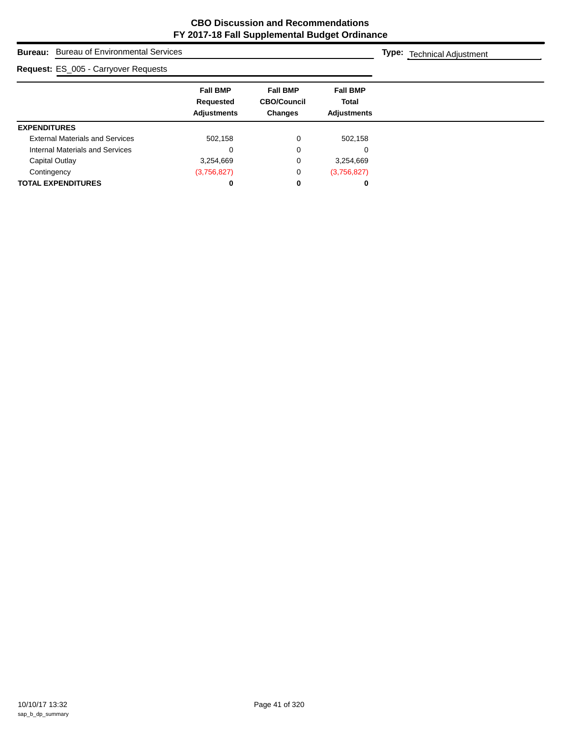# CBO Discussion and Recommendations
## FY 2017-18 Fall Supplemental Budget Ordinance

**Bureau:** Bureau of Environmental Services

**Type:** Technical Adjustment

**Request:** ES_005 - Carryover Requests

| | Fall BMP Requested Adjustments | Fall BMP CBO/Council Changes | Fall BMP Total Adjustments |
|---|---|---|---|
| **EXPENDITURES** | | | |
| External Materials and Services | 502,158 | 0 | 502,158 |
| Internal Materials and Services | 0 | 0 | 0 |
| Capital Outlay | 3,254,669 | 0 | 3,254,669 |
| Contingency | (3,756,827) | 0 | (3,756,827) |
| **TOTAL EXPENDITURES** | **0** | **0** | **0** |

10/10/17 13:32
sap_b_dp_summary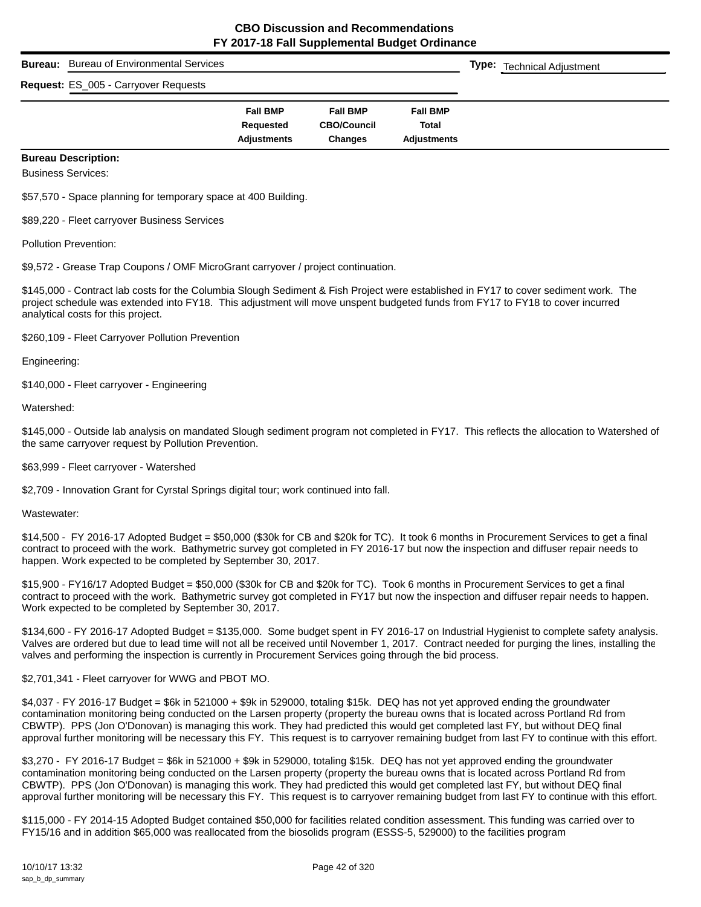# CBO Discussion and Recommendations
## FY 2017-18 Fall Supplemental Budget Ordinance

**Bureau:** Bureau of Environmental Services

**Type:** Technical Adjustment

**Request:** ES_005 - Carryover Requests

| | Fall BMP Requested Adjustments | Fall BMP CBO/Council Changes | Fall BMP Total Adjustments |
|---|---|---|---|

**Bureau Description:**

Business Services:

$57,570 - Space planning for temporary space at 400 Building.

$89,220 - Fleet carryover Business Services

Pollution Prevention:

$9,572 - Grease Trap Coupons / OMF MicroGrant carryover / project continuation.

$145,000 - Contract lab costs for the Columbia Slough Sediment & Fish Project were established in FY17 to cover sediment work. The project schedule was extended into FY18. This adjustment will move unspent budgeted funds from FY17 to FY18 to cover incurred analytical costs for this project.

$260,109 - Fleet Carryover Pollution Prevention

Engineering:

$140,000 - Fleet carryover - Engineering

Watershed:

$145,000 - Outside lab analysis on mandated Slough sediment program not completed in FY17. This reflects the allocation to Watershed of the same carryover request by Pollution Prevention.

$63,999 - Fleet carryover - Watershed

$2,709 - Innovation Grant for Cyrstal Springs digital tour; work continued into fall.

Wastewater:

$14,500 - FY 2016-17 Adopted Budget = $50,000 ($30k for CB and $20k for TC). It took 6 months in Procurement Services to get a final contract to proceed with the work. Bathymetric survey got completed in FY 2016-17 but now the inspection and diffuser repair needs to happen. Work expected to be completed by September 30, 2017.

$15,900 - FY16/17 Adopted Budget = $50,000 ($30k for CB and $20k for TC). Took 6 months in Procurement Services to get a final contract to proceed with the work. Bathymetric survey got completed in FY17 but now the inspection and diffuser repair needs to happen. Work expected to be completed by September 30, 2017.

$134,600 - FY 2016-17 Adopted Budget = $135,000. Some budget spent in FY 2016-17 on Industrial Hygienist to complete safety analysis. Valves are ordered but due to lead time will not all be received until November 1, 2017. Contract needed for purging the lines, installing the valves and performing the inspection is currently in Procurement Services going through the bid process.

$2,701,341 - Fleet carryover for WWG and PBOT MO.

$4,037 - FY 2016-17 Budget = $6k in 521000 + $9k in 529000, totaling $15k. DEQ has not yet approved ending the groundwater contamination monitoring being conducted on the Larsen property (property the bureau owns that is located across Portland Rd from CBWTP). PPS (Jon O'Donovan) is managing this work. They had predicted this would get completed last FY, but without DEQ final approval further monitoring will be necessary this FY. This request is to carryover remaining budget from last FY to continue with this effort.

$3,270 - FY 2016-17 Budget = $6k in 521000 + $9k in 529000, totaling $15k. DEQ has not yet approved ending the groundwater contamination monitoring being conducted on the Larsen property (property the bureau owns that is located across Portland Rd from CBWTP). PPS (Jon O'Donovan) is managing this work. They had predicted this would get completed last FY, but without DEQ final approval further monitoring will be necessary this FY. This request is to carryover remaining budget from last FY to continue with this effort.

$115,000 - FY 2014-15 Adopted Budget contained $50,000 for facilities related condition assessment. This funding was carried over to FY15/16 and in addition $65,000 was reallocated from the biosolids program (ESSS-5, 529000) to the facilities program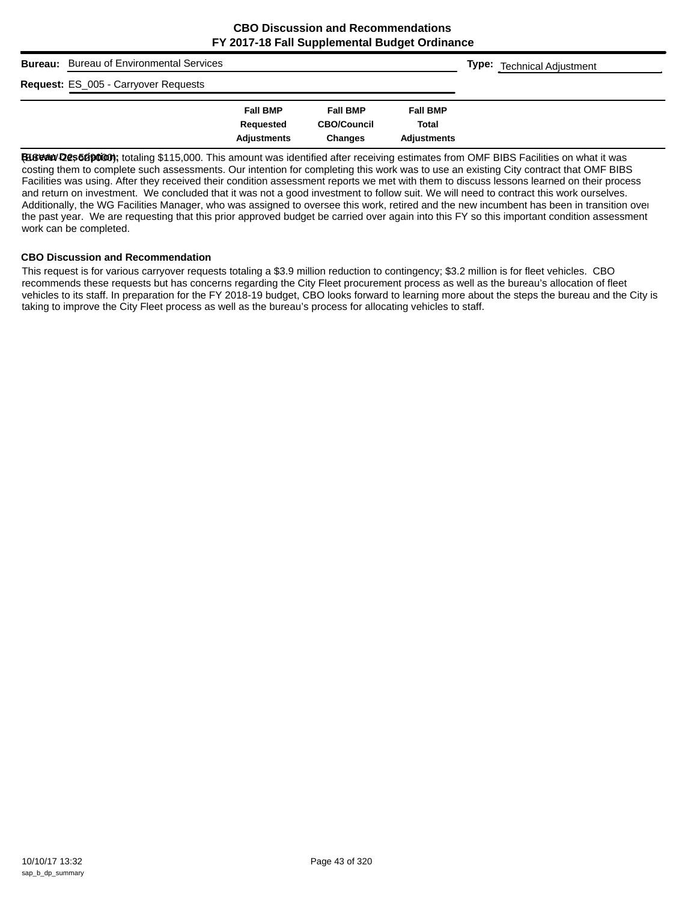**CBO Discussion and Recommendations**
**FY 2017-18 Fall Supplemental Budget Ordinance**

**Bureau:** Bureau of Environmental Services

**Type:** Technical Adjustment

**Request:** ES_005 - Carryover Requests

| | Fall BMP Requested Adjustments | Fall BMP CBO/Council Changes | Fall BMP Total Adjustments |
|---|---|---|---|

**Bureau Description:**

(ES.WW-22; 529000); totaling $115,000. This amount was identified after receiving estimates from OMF BIBS Facilities on what it was costing them to complete such assessments. Our intention for completing this work was to use an existing City contract that OMF BIBS Facilities was using. After they received their condition assessment reports we met with them to discuss lessons learned on their process and return on investment. We concluded that it was not a good investment to follow suit. We will need to contract this work ourselves. Additionally, the WG Facilities Manager, who was assigned to oversee this work, retired and the new incumbent has been in transition over the past year. We are requesting that this prior approved budget be carried over again into this FY so this important condition assessment work can be completed.

**CBO Discussion and Recommendation**

This request is for various carryover requests totaling a $3.9 million reduction to contingency; $3.2 million is for fleet vehicles. CBO recommends these requests but has concerns regarding the City Fleet procurement process as well as the bureau's allocation of fleet vehicles to its staff. In preparation for the FY 2018-19 budget, CBO looks forward to learning more about the steps the bureau and the City is taking to improve the City Fleet process as well as the bureau's process for allocating vehicles to staff.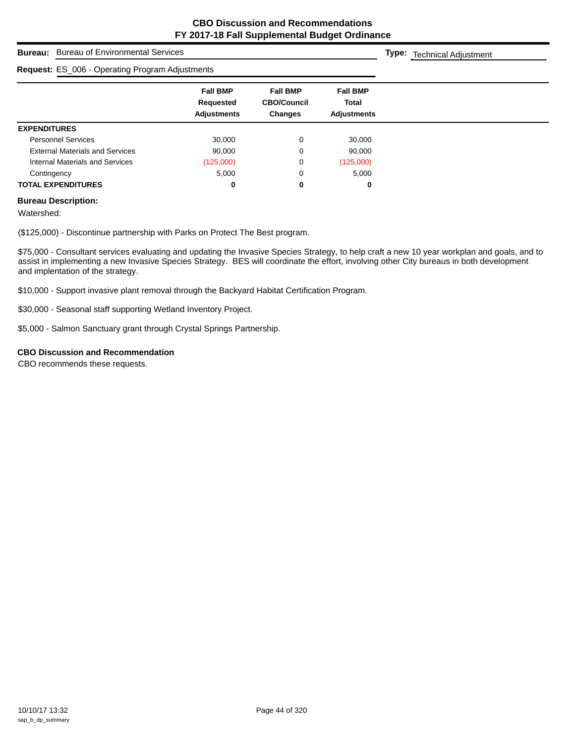# CBO Discussion and Recommendations
## FY 2017-18 Fall Supplemental Budget Ordinance

**Bureau:** Bureau of Environmental Services

**Type:** Technical Adjustment

**Request:** ES_006 - Operating Program Adjustments

| | Fall BMP Requested Adjustments | Fall BMP CBO/Council Changes | Fall BMP Total Adjustments |
|---|---|---|---|
| **EXPENDITURES** | | | |
| Personnel Services | 30,000 | 0 | 30,000 |
| External Materials and Services | 90,000 | 0 | 90,000 |
| Internal Materials and Services | (125,000) | 0 | (125,000) |
| Contingency | 5,000 | 0 | 5,000 |
| **TOTAL EXPENDITURES** | **0** | **0** | **0** |

**Bureau Description:**

Watershed:

($125,000) - Discontinue partnership with Parks on Protect The Best program.

$75,000 - Consultant services evaluating and updating the Invasive Species Strategy, to help craft a new 10 year workplan and goals, and to assist in implementing a new Invasive Species Strategy. BES will coordinate the effort, involving other City bureaus in both development and implentation of the strategy.

$10,000 - Support invasive plant removal through the Backyard Habitat Certification Program.

$30,000 - Seasonal staff supporting Wetland Inventory Project.

$5,000 - Salmon Sanctuary grant through Crystal Springs Partnership.

**CBO Discussion and Recommendation**

CBO recommends these requests.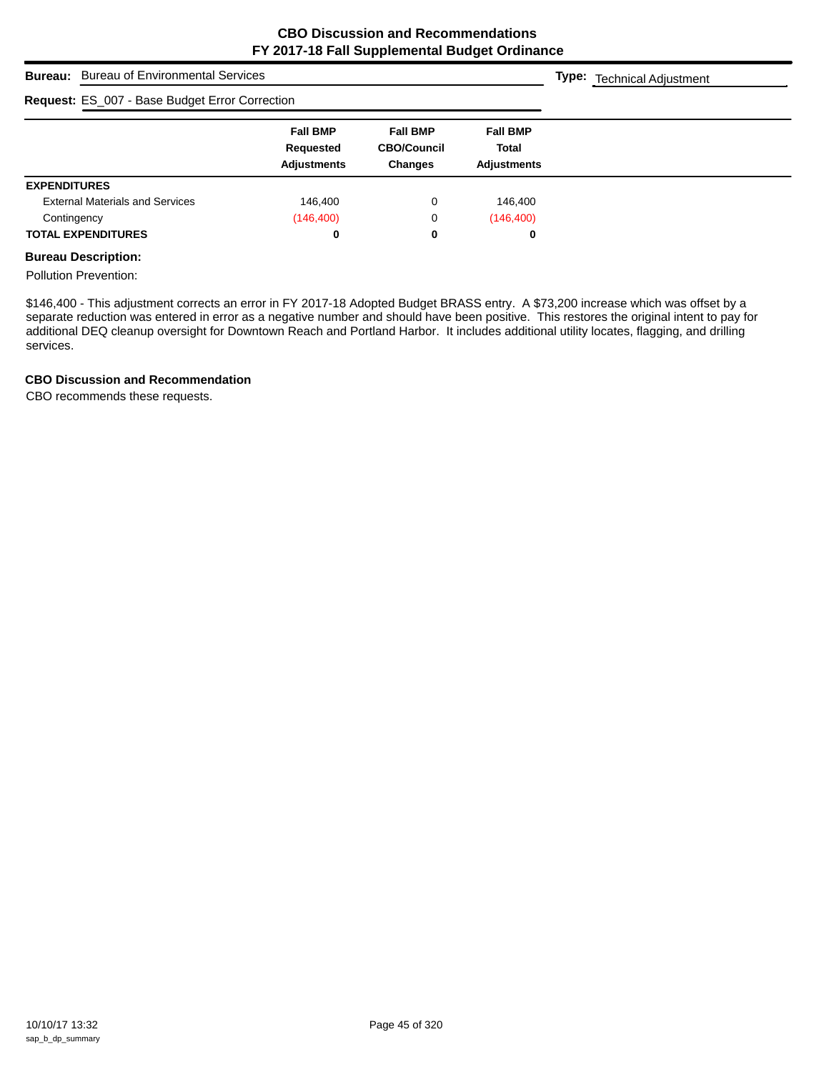**CBO Discussion and Recommendations**
**FY 2017-18 Fall Supplemental Budget Ordinance**

**Bureau:** Bureau of Environmental Services

**Type:** Technical Adjustment

**Request:** ES_007 - Base Budget Error Correction

| | Fall BMP Requested Adjustments | Fall BMP CBO/Council Changes | Fall BMP Total Adjustments |
|---|---|---|---|
| **EXPENDITURES** | | | |
| External Materials and Services | 146,400 | 0 | 146,400 |
| Contingency | (146,400) | 0 | (146,400) |
| **TOTAL EXPENDITURES** | **0** | **0** | **0** |

**Bureau Description:**

Pollution Prevention:

$146,400 - This adjustment corrects an error in FY 2017-18 Adopted Budget BRASS entry. A $73,200 increase which was offset by a separate reduction was entered in error as a negative number and should have been positive. This restores the original intent to pay for additional DEQ cleanup oversight for Downtown Reach and Portland Harbor. It includes additional utility locates, flagging, and drilling services.

**CBO Discussion and Recommendation**

CBO recommends these requests.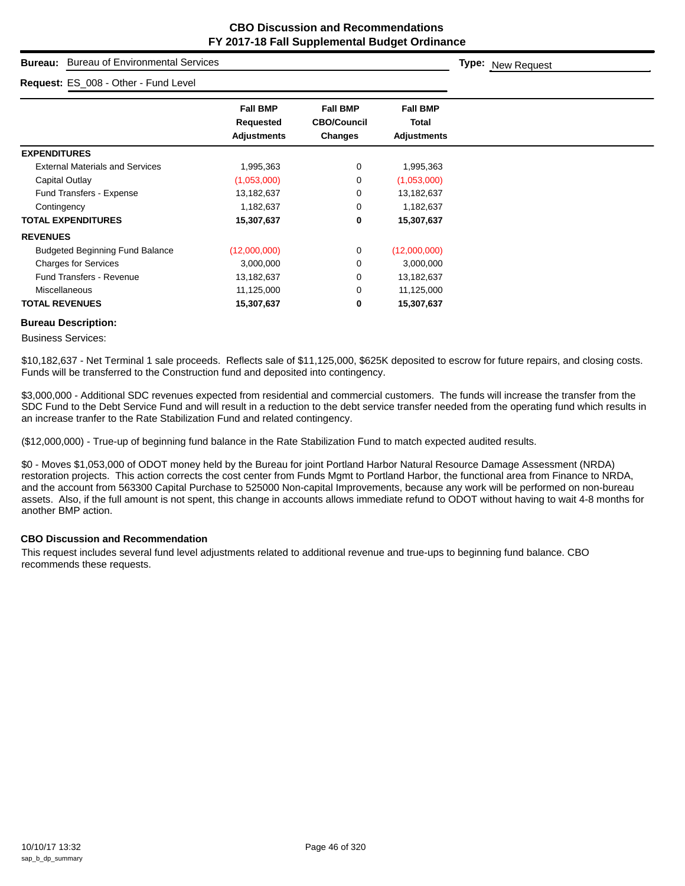# CBO Discussion and Recommendations
# FY 2017-18 Fall Supplemental Budget Ordinance

**Bureau:** Bureau of Environmental Services

**Type:** New Request

**Request:** ES_008 - Other - Fund Level

| | Fall BMP Requested Adjustments | Fall BMP CBO/Council Changes | Fall BMP Total Adjustments |
|---|---|---|---|
| **EXPENDITURES** | | | |
| External Materials and Services | 1,995,363 | 0 | 1,995,363 |
| Capital Outlay | (1,053,000) | 0 | (1,053,000) |
| Fund Transfers - Expense | 13,182,637 | 0 | 13,182,637 |
| Contingency | 1,182,637 | 0 | 1,182,637 |
| **TOTAL EXPENDITURES** | **15,307,637** | **0** | **15,307,637** |
| **REVENUES** | | | |
| Budgeted Beginning Fund Balance | (12,000,000) | 0 | (12,000,000) |
| Charges for Services | 3,000,000 | 0 | 3,000,000 |
| Fund Transfers - Revenue | 13,182,637 | 0 | 13,182,637 |
| Miscellaneous | 11,125,000 | 0 | 11,125,000 |
| **TOTAL REVENUES** | **15,307,637** | **0** | **15,307,637** |

**Bureau Description:**

Business Services:

$10,182,637 - Net Terminal 1 sale proceeds. Reflects sale of $11,125,000, $625K deposited to escrow for future repairs, and closing costs. Funds will be transferred to the Construction fund and deposited into contingency.

$3,000,000 - Additional SDC revenues expected from residential and commercial customers. The funds will increase the transfer from the SDC Fund to the Debt Service Fund and will result in a reduction to the debt service transfer needed from the operating fund which results in an increase tranfer to the Rate Stabilization Fund and related contingency.

($12,000,000) - True-up of beginning fund balance in the Rate Stabilization Fund to match expected audited results.

$0 - Moves $1,053,000 of ODOT money held by the Bureau for joint Portland Harbor Natural Resource Damage Assessment (NRDA) restoration projects. This action corrects the cost center from Funds Mgmt to Portland Harbor, the functional area from Finance to NRDA, and the account from 563300 Capital Purchase to 525000 Non-capital Improvements, because any work will be performed on non-bureau assets. Also, if the full amount is not spent, this change in accounts allows immediate refund to ODOT without having to wait 4-8 months for another BMP action.

**CBO Discussion and Recommendation**

This request includes several fund level adjustments related to additional revenue and true-ups to beginning fund balance. CBO recommends these requests.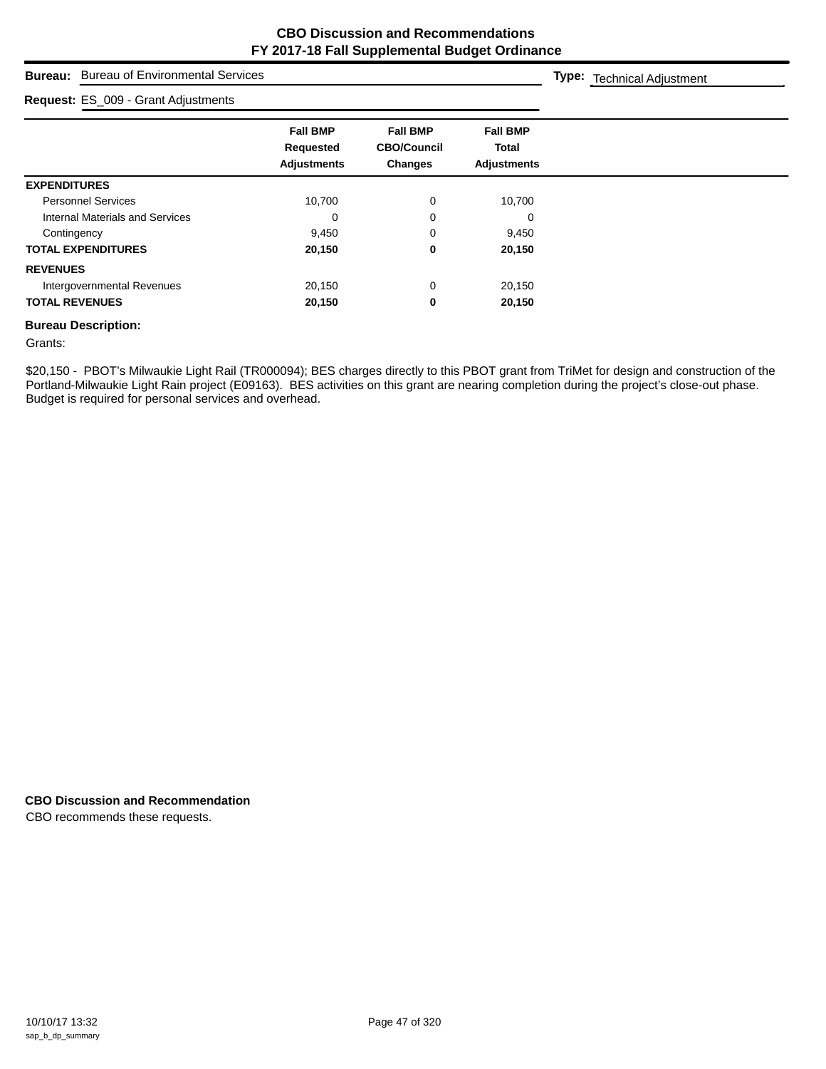# CBO Discussion and Recommendations
## FY 2017-18 Fall Supplemental Budget Ordinance

**Bureau:** Bureau of Environmental Services

**Type:** Technical Adjustment

**Request:** ES_009 - Grant Adjustments

| | Fall BMP Requested Adjustments | Fall BMP CBO/Council Changes | Fall BMP Total Adjustments |
|---|---|---|---|
| **EXPENDITURES** | | | |
| Personnel Services | 10,700 | 0 | 10,700 |
| Internal Materials and Services | 0 | 0 | 0 |
| Contingency | 9,450 | 0 | 9,450 |
| **TOTAL EXPENDITURES** | **20,150** | **0** | **20,150** |
| **REVENUES** | | | |
| Intergovernmental Revenues | 20,150 | 0 | 20,150 |
| **TOTAL REVENUES** | **20,150** | **0** | **20,150** |

**Bureau Description:**

Grants:

$20,150 - PBOT's Milwaukie Light Rail (TR000094); BES charges directly to this PBOT grant from TriMet for design and construction of the Portland-Milwaukie Light Rain project (E09163). BES activities on this grant are nearing completion during the project's close-out phase. Budget is required for personal services and overhead.

**CBO Discussion and Recommendation**

CBO recommends these requests.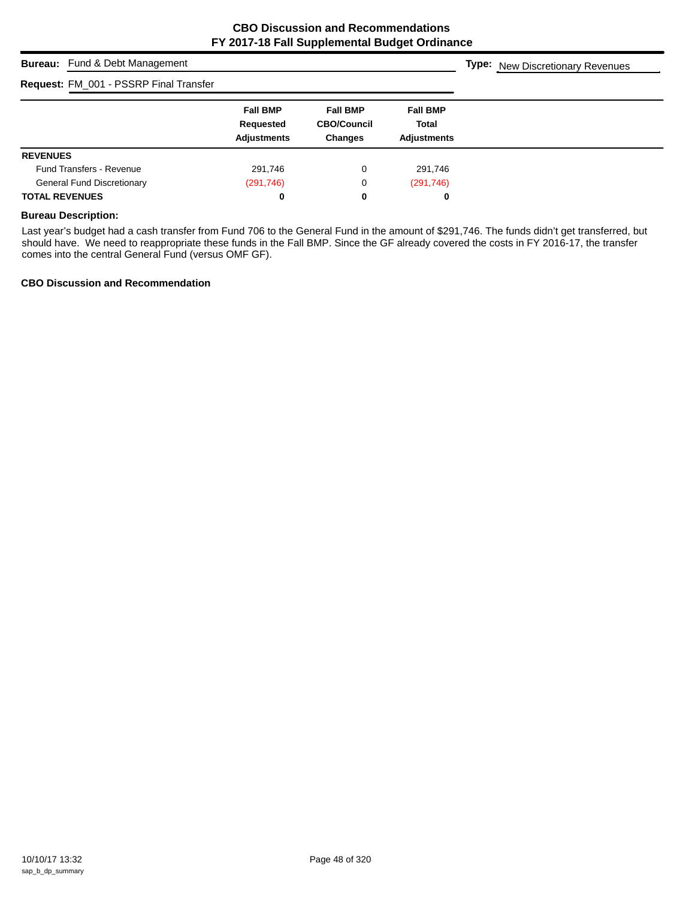## CBO Discussion and Recommendations
## FY 2017-18 Fall Supplemental Budget Ordinance

**Bureau:** Fund & Debt Management

**Type:** New Discretionary Revenues

**Request:** FM_001 - PSSRP Final Transfer

| | Fall BMP Requested Adjustments | Fall BMP CBO/Council Changes | Fall BMP Total Adjustments |
|---|---|---|---|
| **REVENUES** | | | |
| Fund Transfers - Revenue | 291,746 | 0 | 291,746 |
| General Fund Discretionary | (291,746) | 0 | (291,746) |
| **TOTAL REVENUES** | **0** | **0** | **0** |

**Bureau Description:**

Last year's budget had a cash transfer from Fund 706 to the General Fund in the amount of $291,746. The funds didn't get transferred, but should have. We need to reappropriate these funds in the Fall BMP. Since the GF already covered the costs in FY 2016-17, the transfer comes into the central General Fund (versus OMF GF).

**CBO Discussion and Recommendation**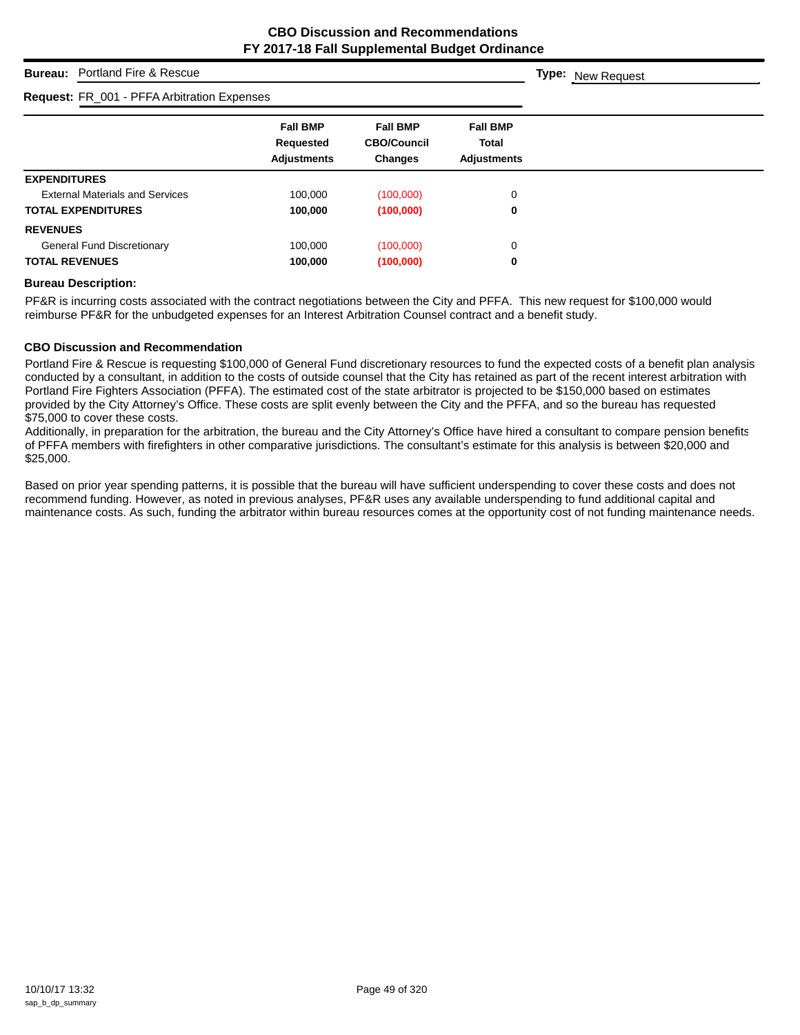# CBO Discussion and Recommendations
## FY 2017-18 Fall Supplemental Budget Ordinance

**Bureau:** Portland Fire & Rescue

**Type:** New Request

**Request:** FR_001 - PFFA Arbitration Expenses

| | Fall BMP Requested Adjustments | Fall BMP CBO/Council Changes | Fall BMP Total Adjustments |
|---|---|---|---|
| **EXPENDITURES** | | | |
| External Materials and Services | 100,000 | (100,000) | 0 |
| **TOTAL EXPENDITURES** | **100,000** | **(100,000)** | **0** |
| **REVENUES** | | | |
| General Fund Discretionary | 100,000 | (100,000) | 0 |
| **TOTAL REVENUES** | **100,000** | **(100,000)** | **0** |

**Bureau Description:**

PF&R is incurring costs associated with the contract negotiations between the City and PFFA. This new request for $100,000 would reimburse PF&R for the unbudgeted expenses for an Interest Arbitration Counsel contract and a benefit study.

**CBO Discussion and Recommendation**

Portland Fire & Rescue is requesting $100,000 of General Fund discretionary resources to fund the expected costs of a benefit plan analysis conducted by a consultant, in addition to the costs of outside counsel that the City has retained as part of the recent interest arbitration with Portland Fire Fighters Association (PFFA). The estimated cost of the state arbitrator is projected to be $150,000 based on estimates provided by the City Attorney's Office. These costs are split evenly between the City and the PFFA, and so the bureau has requested $75,000 to cover these costs.
Additionally, in preparation for the arbitration, the bureau and the City Attorney's Office have hired a consultant to compare pension benefits of PFFA members with firefighters in other comparative jurisdictions. The consultant's estimate for this analysis is between $20,000 and $25,000.

Based on prior year spending patterns, it is possible that the bureau will have sufficient underspending to cover these costs and does not recommend funding. However, as noted in previous analyses, PF&R uses any available underspending to fund additional capital and maintenance costs. As such, funding the arbitrator within bureau resources comes at the opportunity cost of not funding maintenance needs.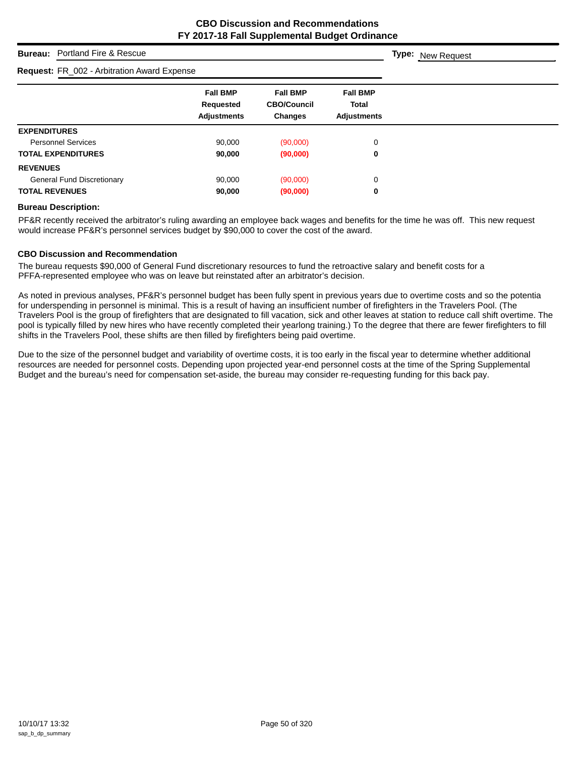# CBO Discussion and Recommendations
## FY 2017-18 Fall Supplemental Budget Ordinance

**Bureau:** Portland Fire & Rescue

**Type:** New Request

**Request:** FR_002 - Arbitration Award Expense

| | Fall BMP Requested Adjustments | Fall BMP CBO/Council Changes | Fall BMP Total Adjustments |
|---|---|---|---|
| **EXPENDITURES** | | | |
| Personnel Services | 90,000 | (90,000) | 0 |
| **TOTAL EXPENDITURES** | **90,000** | **(90,000)** | **0** |
| **REVENUES** | | | |
| General Fund Discretionary | 90,000 | (90,000) | 0 |
| **TOTAL REVENUES** | **90,000** | **(90,000)** | **0** |

### Bureau Description:

PF&R recently received the arbitrator's ruling awarding an employee back wages and benefits for the time he was off. This new request would increase PF&R's personnel services budget by $90,000 to cover the cost of the award.

### CBO Discussion and Recommendation

The bureau requests $90,000 of General Fund discretionary resources to fund the retroactive salary and benefit costs for a PFFA-represented employee who was on leave but reinstated after an arbitrator's decision.

As noted in previous analyses, PF&R's personnel budget has been fully spent in previous years due to overtime costs and so the potentia for underspending in personnel is minimal. This is a result of having an insufficient number of firefighters in the Travelers Pool. (The Travelers Pool is the group of firefighters that are designated to fill vacation, sick and other leaves at station to reduce call shift overtime. The pool is typically filled by new hires who have recently completed their yearlong training.) To the degree that there are fewer firefighters to fill shifts in the Travelers Pool, these shifts are then filled by firefighters being paid overtime.

Due to the size of the personnel budget and variability of overtime costs, it is too early in the fiscal year to determine whether additional resources are needed for personnel costs. Depending upon projected year-end personnel costs at the time of the Spring Supplemental Budget and the bureau's need for compensation set-aside, the bureau may consider re-requesting funding for this back pay.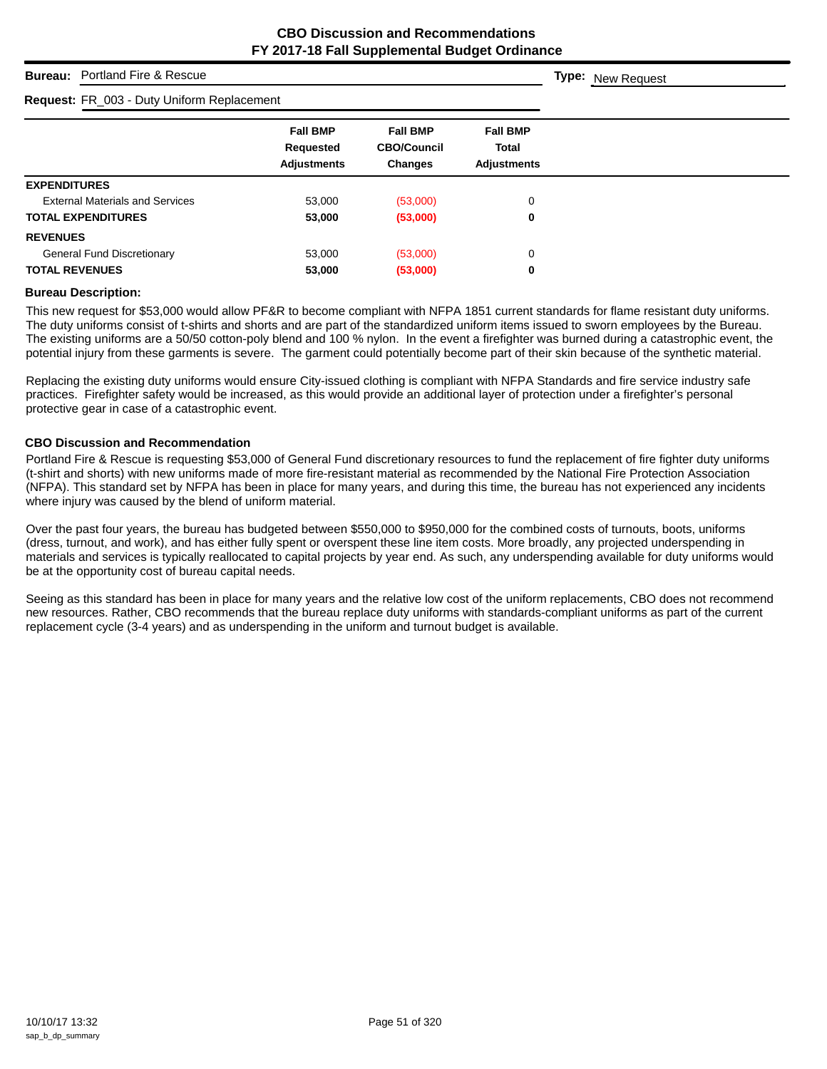# CBO Discussion and Recommendations
## FY 2017-18 Fall Supplemental Budget Ordinance

**Bureau:** Portland Fire & Rescue **Type:** New Request

**Request:** FR_003 - Duty Uniform Replacement

| | Fall BMP Requested Adjustments | Fall BMP CBO/Council Changes | Fall BMP Total Adjustments |
|---|---|---|---|
| **EXPENDITURES** | | | |
| External Materials and Services | 53,000 | (53,000) | 0 |
| **TOTAL EXPENDITURES** | **53,000** | **(53,000)** | **0** |
| **REVENUES** | | | |
| General Fund Discretionary | 53,000 | (53,000) | 0 |
| **TOTAL REVENUES** | **53,000** | **(53,000)** | **0** |

**Bureau Description:**

This new request for $53,000 would allow PF&R to become compliant with NFPA 1851 current standards for flame resistant duty uniforms. The duty uniforms consist of t-shirts and shorts and are part of the standardized uniform items issued to sworn employees by the Bureau. The existing uniforms are a 50/50 cotton-poly blend and 100 % nylon. In the event a firefighter was burned during a catastrophic event, the potential injury from these garments is severe. The garment could potentially become part of their skin because of the synthetic material.

Replacing the existing duty uniforms would ensure City-issued clothing is compliant with NFPA Standards and fire service industry safe practices. Firefighter safety would be increased, as this would provide an additional layer of protection under a firefighter's personal protective gear in case of a catastrophic event.

**CBO Discussion and Recommendation**

Portland Fire & Rescue is requesting $53,000 of General Fund discretionary resources to fund the replacement of fire fighter duty uniforms (t-shirt and shorts) with new uniforms made of more fire-resistant material as recommended by the National Fire Protection Association (NFPA). This standard set by NFPA has been in place for many years, and during this time, the bureau has not experienced any incidents where injury was caused by the blend of uniform material.

Over the past four years, the bureau has budgeted between $550,000 to $950,000 for the combined costs of turnouts, boots, uniforms (dress, turnout, and work), and has either fully spent or overspent these line item costs. More broadly, any projected underspending in materials and services is typically reallocated to capital projects by year end. As such, any underspending available for duty uniforms would be at the opportunity cost of bureau capital needs.

Seeing as this standard has been in place for many years and the relative low cost of the uniform replacements, CBO does not recommend new resources. Rather, CBO recommends that the bureau replace duty uniforms with standards-compliant uniforms as part of the current replacement cycle (3-4 years) and as underspending in the uniform and turnout budget is available.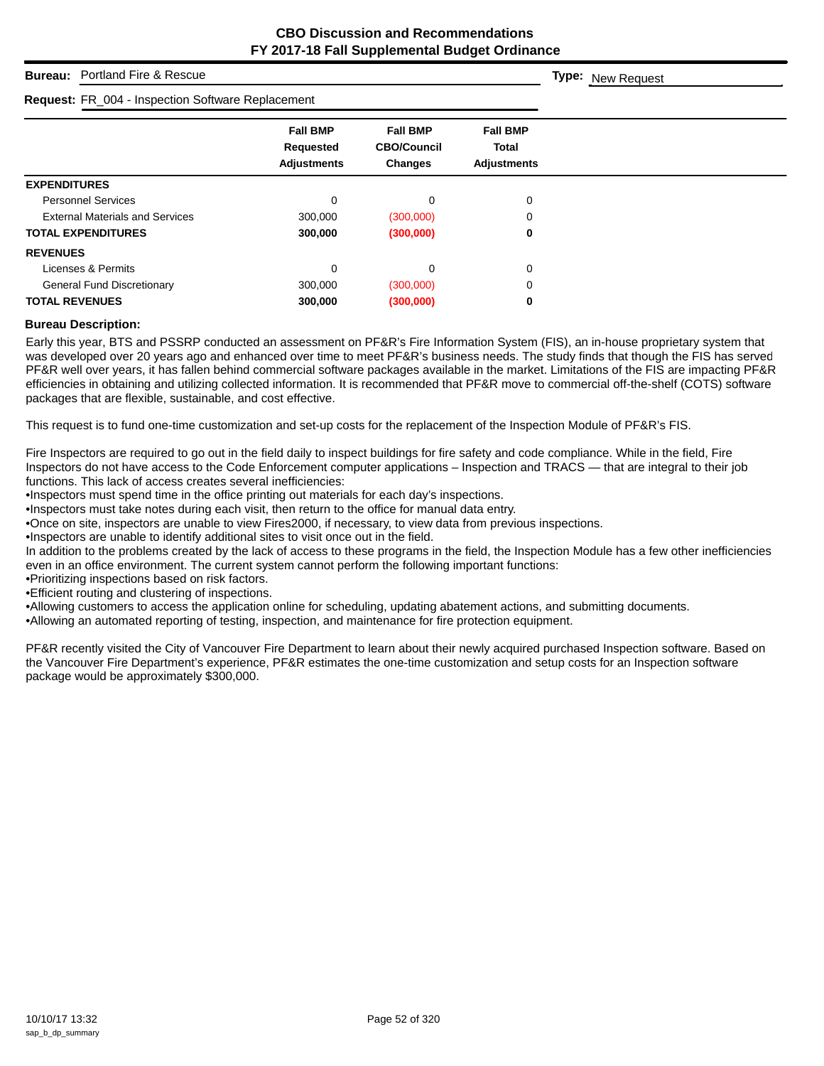# CBO Discussion and Recommendations
## FY 2017-18 Fall Supplemental Budget Ordinance

**Bureau:** Portland Fire & Rescue

**Type:** New Request

**Request:** FR_004 - Inspection Software Replacement

| | Fall BMP Requested Adjustments | Fall BMP CBO/Council Changes | Fall BMP Total Adjustments |
|---|---|---|---|
| **EXPENDITURES** | | | |
| Personnel Services | 0 | 0 | 0 |
| External Materials and Services | 300,000 | (300,000) | 0 |
| **TOTAL EXPENDITURES** | **300,000** | **(300,000)** | **0** |
| **REVENUES** | | | |
| Licenses & Permits | 0 | 0 | 0 |
| General Fund Discretionary | 300,000 | (300,000) | 0 |
| **TOTAL REVENUES** | **300,000** | **(300,000)** | **0** |

**Bureau Description:**

Early this year, BTS and PSSRP conducted an assessment on PF&R's Fire Information System (FIS), an in-house proprietary system that was developed over 20 years ago and enhanced over time to meet PF&R's business needs. The study finds that though the FIS has served PF&R well over years, it has fallen behind commercial software packages available in the market. Limitations of the FIS are impacting PF&R efficiencies in obtaining and utilizing collected information. It is recommended that PF&R move to commercial off-the-shelf (COTS) software packages that are flexible, sustainable, and cost effective.

This request is to fund one-time customization and set-up costs for the replacement of the Inspection Module of PF&R's FIS.

Fire Inspectors are required to go out in the field daily to inspect buildings for fire safety and code compliance. While in the field, Fire Inspectors do not have access to the Code Enforcement computer applications – Inspection and TRACS — that are integral to their job functions. This lack of access creates several inefficiencies:

- Inspectors must spend time in the office printing out materials for each day's inspections.
- Inspectors must take notes during each visit, then return to the office for manual data entry.
- Once on site, inspectors are unable to view Fires2000, if necessary, to view data from previous inspections.
- Inspectors are unable to identify additional sites to visit once out in the field.

In addition to the problems created by the lack of access to these programs in the field, the Inspection Module has a few other inefficiencies even in an office environment. The current system cannot perform the following important functions:

- Prioritizing inspections based on risk factors.
- Efficient routing and clustering of inspections.
- Allowing customers to access the application online for scheduling, updating abatement actions, and submitting documents.
- Allowing an automated reporting of testing, inspection, and maintenance for fire protection equipment.

PF&R recently visited the City of Vancouver Fire Department to learn about their newly acquired purchased Inspection software. Based on the Vancouver Fire Department's experience, PF&R estimates the one-time customization and setup costs for an Inspection software package would be approximately $300,000.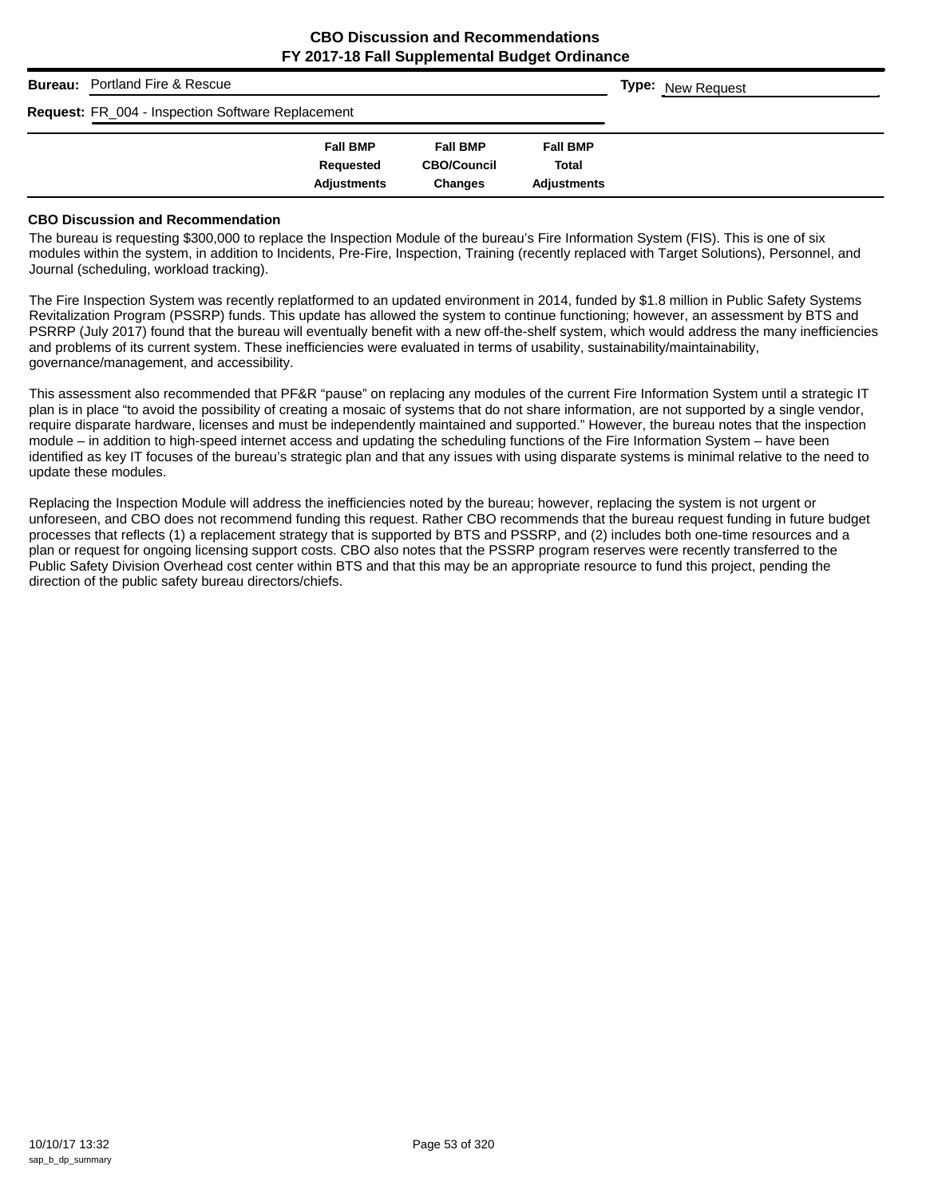# CBO Discussion and Recommendations
## FY 2017-18 Fall Supplemental Budget Ordinance

**Bureau:** Portland Fire & Rescue **Type:** New Request

**Request:** FR_004 - Inspection Software Replacement

| | Fall BMP Requested Adjustments | Fall BMP CBO/Council Changes | Fall BMP Total Adjustments |
|---|---|---|---|

### CBO Discussion and Recommendation

The bureau is requesting $300,000 to replace the Inspection Module of the bureau's Fire Information System (FIS). This is one of six modules within the system, in addition to Incidents, Pre-Fire, Inspection, Training (recently replaced with Target Solutions), Personnel, and Journal (scheduling, workload tracking).

The Fire Inspection System was recently replatformed to an updated environment in 2014, funded by $1.8 million in Public Safety Systems Revitalization Program (PSSRP) funds. This update has allowed the system to continue functioning; however, an assessment by BTS and PSRRP (July 2017) found that the bureau will eventually benefit with a new off-the-shelf system, which would address the many inefficiencies and problems of its current system. These inefficiencies were evaluated in terms of usability, sustainability/maintainability, governance/management, and accessibility.

This assessment also recommended that PF&R "pause" on replacing any modules of the current Fire Information System until a strategic IT plan is in place "to avoid the possibility of creating a mosaic of systems that do not share information, are not supported by a single vendor, require disparate hardware, licenses and must be independently maintained and supported." However, the bureau notes that the inspection module – in addition to high-speed internet access and updating the scheduling functions of the Fire Information System – have been identified as key IT focuses of the bureau's strategic plan and that any issues with using disparate systems is minimal relative to the need to update these modules.

Replacing the Inspection Module will address the inefficiencies noted by the bureau; however, replacing the system is not urgent or unforeseen, and CBO does not recommend funding this request. Rather CBO recommends that the bureau request funding in future budget processes that reflects (1) a replacement strategy that is supported by BTS and PSSRP, and (2) includes both one-time resources and a plan or request for ongoing licensing support costs. CBO also notes that the PSSRP program reserves were recently transferred to the Public Safety Division Overhead cost center within BTS and that this may be an appropriate resource to fund this project, pending the direction of the public safety bureau directors/chiefs.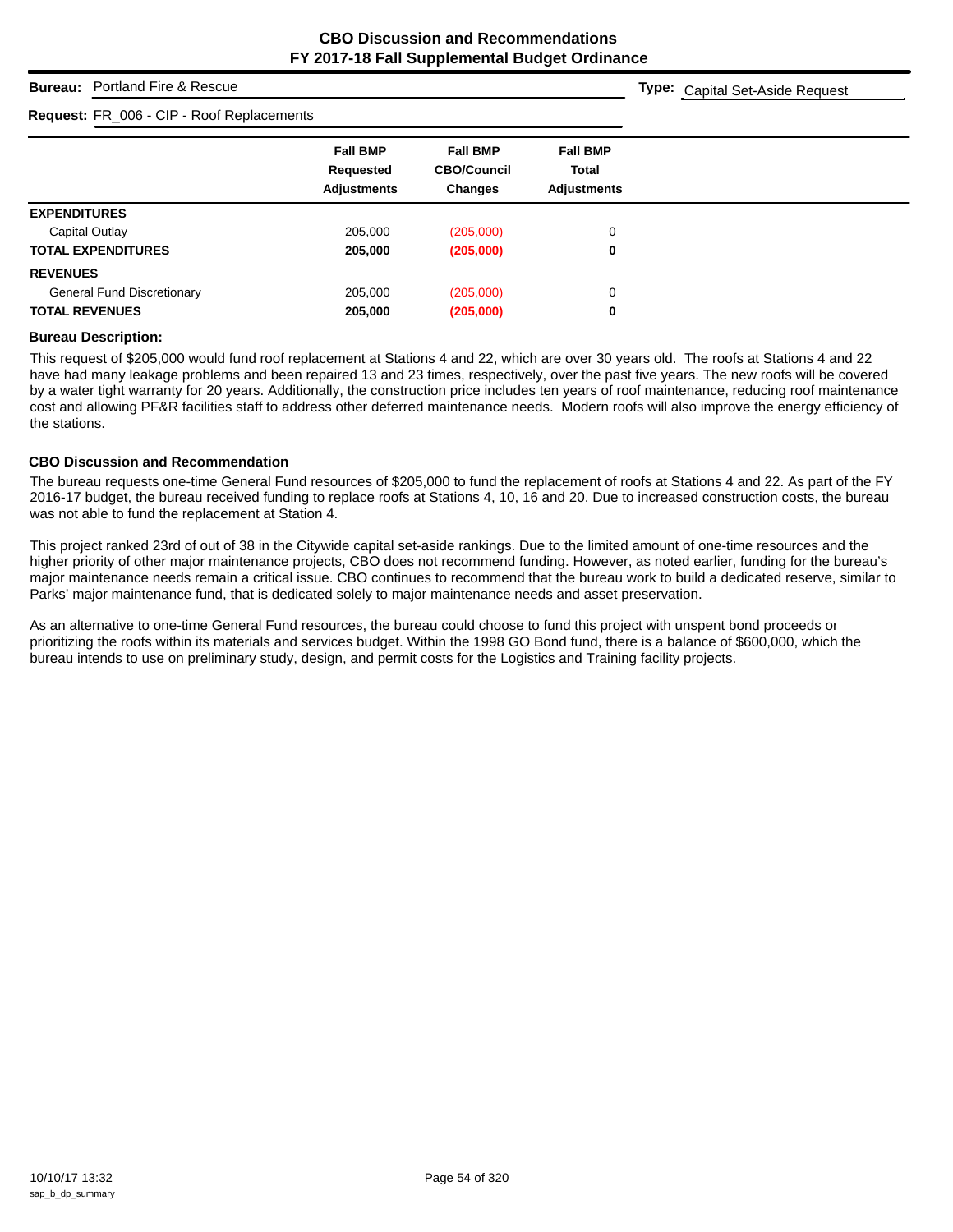## CBO Discussion and Recommendations
## FY 2017-18 Fall Supplemental Budget Ordinance

**Bureau:** Portland Fire & Rescue

**Type:** Capital Set-Aside Request

**Request:** FR_006 - CIP - Roof Replacements

| | Fall BMP Requested Adjustments | Fall BMP CBO/Council Changes | Fall BMP Total Adjustments |
|---|---|---|---|
| **EXPENDITURES** | | | |
| Capital Outlay | 205,000 | (205,000) | 0 |
| **TOTAL EXPENDITURES** | **205,000** | **(205,000)** | **0** |
| **REVENUES** | | | |
| General Fund Discretionary | 205,000 | (205,000) | 0 |
| **TOTAL REVENUES** | **205,000** | **(205,000)** | **0** |

**Bureau Description:**

This request of $205,000 would fund roof replacement at Stations 4 and 22, which are over 30 years old. The roofs at Stations 4 and 22 have had many leakage problems and been repaired 13 and 23 times, respectively, over the past five years. The new roofs will be covered by a water tight warranty for 20 years. Additionally, the construction price includes ten years of roof maintenance, reducing roof maintenance cost and allowing PF&R facilities staff to address other deferred maintenance needs. Modern roofs will also improve the energy efficiency of the stations.

**CBO Discussion and Recommendation**

The bureau requests one-time General Fund resources of $205,000 to fund the replacement of roofs at Stations 4 and 22. As part of the FY 2016-17 budget, the bureau received funding to replace roofs at Stations 4, 10, 16 and 20. Due to increased construction costs, the bureau was not able to fund the replacement at Station 4.

This project ranked 23rd of out of 38 in the Citywide capital set-aside rankings. Due to the limited amount of one-time resources and the higher priority of other major maintenance projects, CBO does not recommend funding. However, as noted earlier, funding for the bureau's major maintenance needs remain a critical issue. CBO continues to recommend that the bureau work to build a dedicated reserve, similar to Parks' major maintenance fund, that is dedicated solely to major maintenance needs and asset preservation.

As an alternative to one-time General Fund resources, the bureau could choose to fund this project with unspent bond proceeds or prioritizing the roofs within its materials and services budget. Within the 1998 GO Bond fund, there is a balance of $600,000, which the bureau intends to use on preliminary study, design, and permit costs for the Logistics and Training facility projects.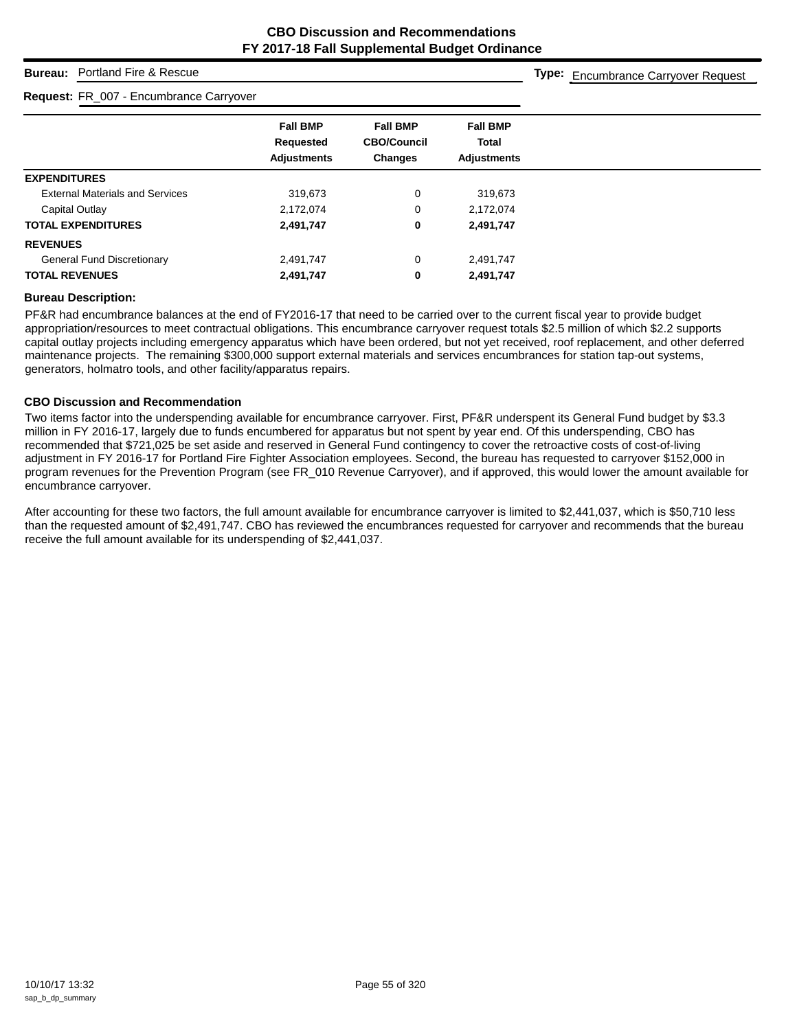# CBO Discussion and Recommendations
## FY 2017-18 Fall Supplemental Budget Ordinance

**Bureau:** Portland Fire & Rescue

**Type:** Encumbrance Carryover Request

**Request:** FR_007 - Encumbrance Carryover

| | Fall BMP Requested Adjustments | Fall BMP CBO/Council Changes | Fall BMP Total Adjustments |
|---|---|---|---|
| **EXPENDITURES** | | | |
| External Materials and Services | 319,673 | 0 | 319,673 |
| Capital Outlay | 2,172,074 | 0 | 2,172,074 |
| **TOTAL EXPENDITURES** | **2,491,747** | **0** | **2,491,747** |
| **REVENUES** | | | |
| General Fund Discretionary | 2,491,747 | 0 | 2,491,747 |
| **TOTAL REVENUES** | **2,491,747** | **0** | **2,491,747** |

### Bureau Description:

PF&R had encumbrance balances at the end of FY2016-17 that need to be carried over to the current fiscal year to provide budget appropriation/resources to meet contractual obligations. This encumbrance carryover request totals $2.5 million of which $2.2 supports capital outlay projects including emergency apparatus which have been ordered, but not yet received, roof replacement, and other deferred maintenance projects. The remaining $300,000 support external materials and services encumbrances for station tap-out systems, generators, holmatro tools, and other facility/apparatus repairs.

### CBO Discussion and Recommendation

Two items factor into the underspending available for encumbrance carryover. First, PF&R underspent its General Fund budget by $3.3 million in FY 2016-17, largely due to funds encumbered for apparatus but not spent by year end. Of this underspending, CBO has recommended that $721,025 be set aside and reserved in General Fund contingency to cover the retroactive costs of cost-of-living adjustment in FY 2016-17 for Portland Fire Fighter Association employees. Second, the bureau has requested to carryover $152,000 in program revenues for the Prevention Program (see FR_010 Revenue Carryover), and if approved, this would lower the amount available for encumbrance carryover.

After accounting for these two factors, the full amount available for encumbrance carryover is limited to $2,441,037, which is $50,710 less than the requested amount of $2,491,747. CBO has reviewed the encumbrances requested for carryover and recommends that the bureau receive the full amount available for its underspending of $2,441,037.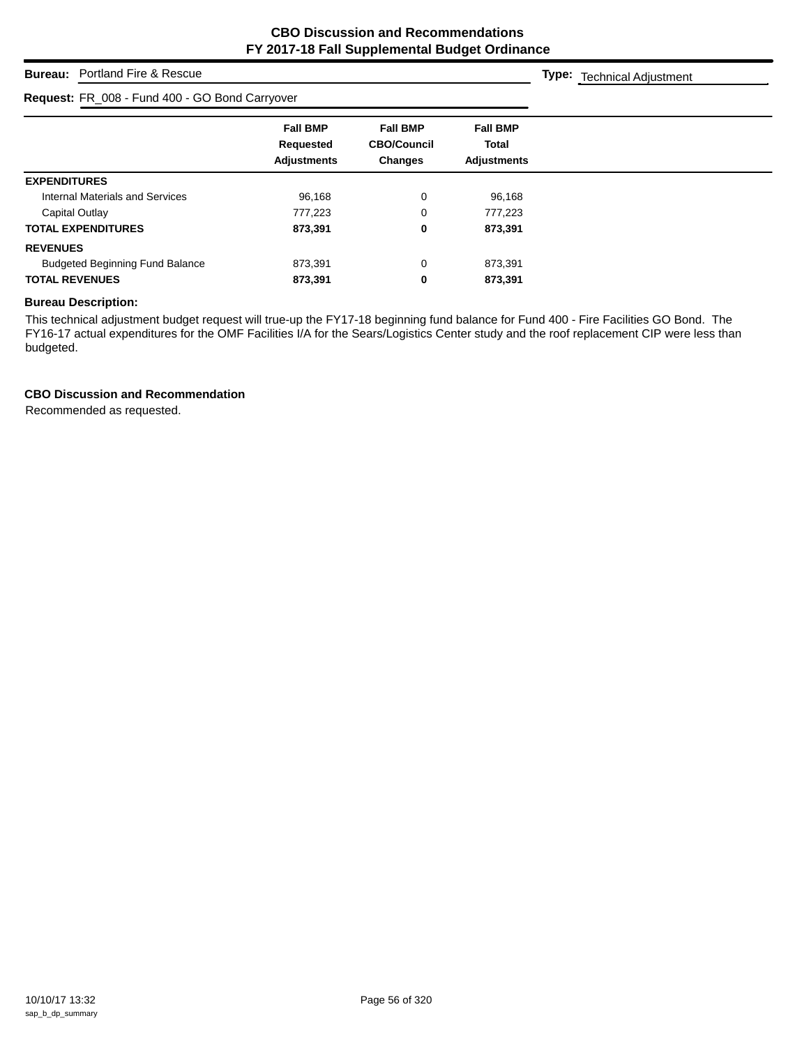# CBO Discussion and Recommendations
## FY 2017-18 Fall Supplemental Budget Ordinance

**Bureau:** Portland Fire & Rescue

**Type:** Technical Adjustment

**Request:** FR_008 - Fund 400 - GO Bond Carryover

| | Fall BMP Requested Adjustments | Fall BMP CBO/Council Changes | Fall BMP Total Adjustments |
|---|---|---|---|
| **EXPENDITURES** | | | |
| Internal Materials and Services | 96,168 | 0 | 96,168 |
| Capital Outlay | 777,223 | 0 | 777,223 |
| **TOTAL EXPENDITURES** | **873,391** | **0** | **873,391** |
| **REVENUES** | | | |
| Budgeted Beginning Fund Balance | 873,391 | 0 | 873,391 |
| **TOTAL REVENUES** | **873,391** | **0** | **873,391** |

**Bureau Description:**

This technical adjustment budget request will true-up the FY17-18 beginning fund balance for Fund 400 - Fire Facilities GO Bond. The FY16-17 actual expenditures for the OMF Facilities I/A for the Sears/Logistics Center study and the roof replacement CIP were less than budgeted.

**CBO Discussion and Recommendation**

Recommended as requested.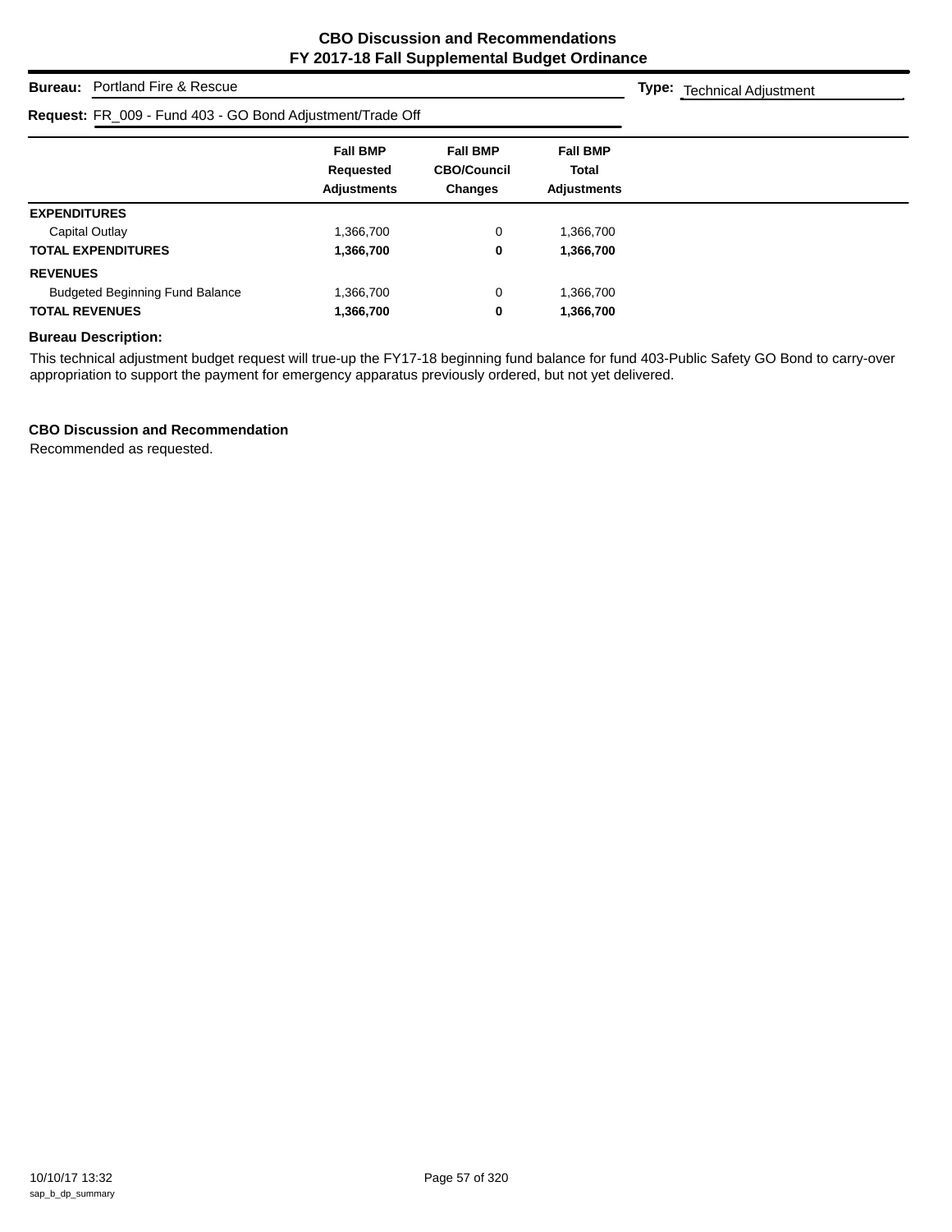# CBO Discussion and Recommendations
## FY 2017-18 Fall Supplemental Budget Ordinance

**Bureau:** Portland Fire & Rescue **Type:** Technical Adjustment

**Request:** FR_009 - Fund 403 - GO Bond Adjustment/Trade Off

| | Fall BMP Requested Adjustments | Fall BMP CBO/Council Changes | Fall BMP Total Adjustments |
|---|---|---|---|
| **EXPENDITURES** | | | |
| Capital Outlay | 1,366,700 | 0 | 1,366,700 |
| **TOTAL EXPENDITURES** | **1,366,700** | **0** | **1,366,700** |
| **REVENUES** | | | |
| Budgeted Beginning Fund Balance | 1,366,700 | 0 | 1,366,700 |
| **TOTAL REVENUES** | **1,366,700** | **0** | **1,366,700** |

**Bureau Description:**

This technical adjustment budget request will true-up the FY17-18 beginning fund balance for fund 403-Public Safety GO Bond to carry-over appropriation to support the payment for emergency apparatus previously ordered, but not yet delivered.

**CBO Discussion and Recommendation**

Recommended as requested.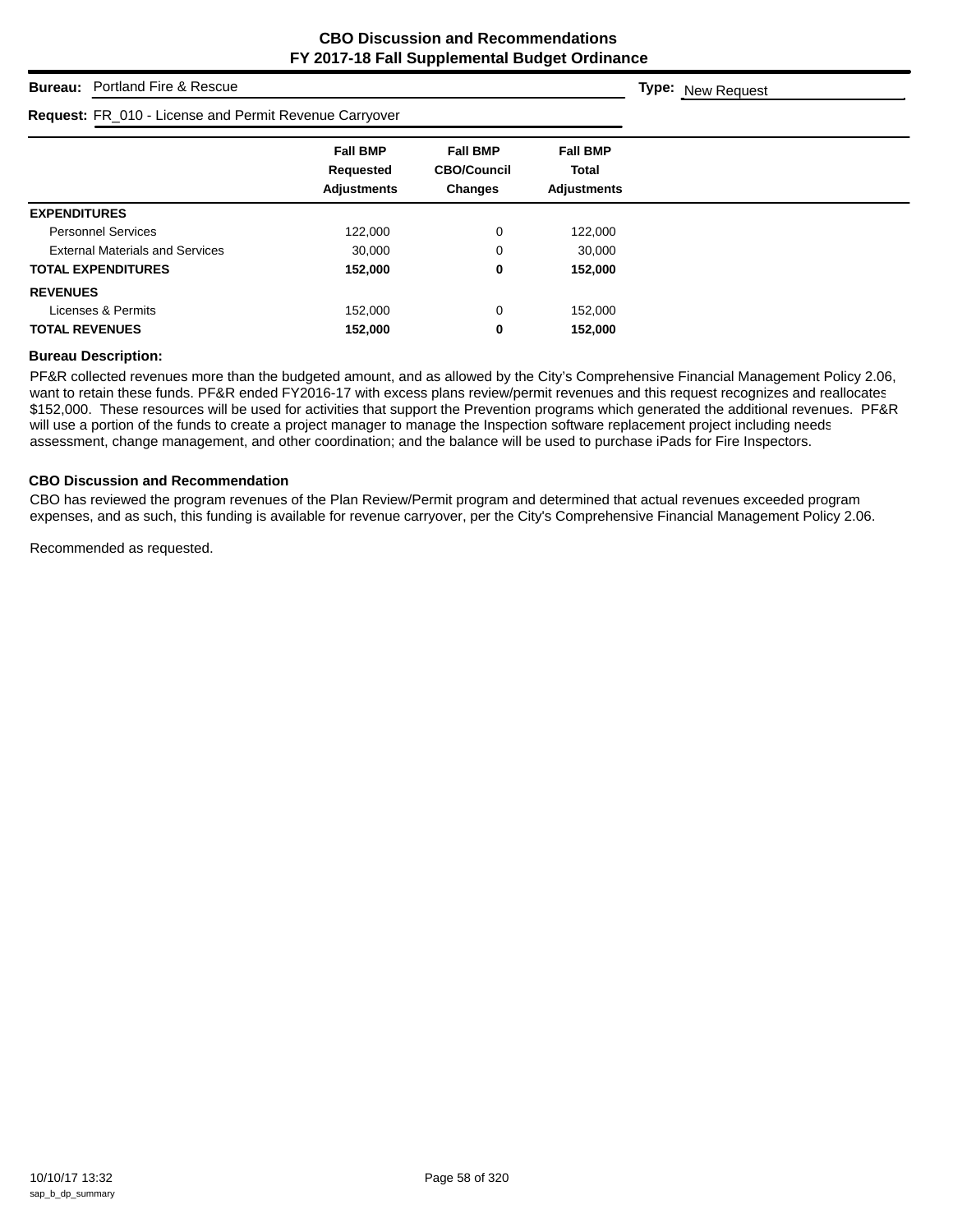# CBO Discussion and Recommendations
## FY 2017-18 Fall Supplemental Budget Ordinance

**Bureau:** Portland Fire & Rescue **Type:** New Request

**Request:** FR_010 - License and Permit Revenue Carryover

| | Fall BMP Requested Adjustments | Fall BMP CBO/Council Changes | Fall BMP Total Adjustments |
|---|---|---|---|
| **EXPENDITURES** | | | |
| Personnel Services | 122,000 | 0 | 122,000 |
| External Materials and Services | 30,000 | 0 | 30,000 |
| **TOTAL EXPENDITURES** | **152,000** | **0** | **152,000** |
| **REVENUES** | | | |
| Licenses & Permits | 152,000 | 0 | 152,000 |
| **TOTAL REVENUES** | **152,000** | **0** | **152,000** |

**Bureau Description:**

PF&R collected revenues more than the budgeted amount, and as allowed by the City's Comprehensive Financial Management Policy 2.06, want to retain these funds. PF&R ended FY2016-17 with excess plans review/permit revenues and this request recognizes and reallocates $152,000. These resources will be used for activities that support the Prevention programs which generated the additional revenues. PF&R will use a portion of the funds to create a project manager to manage the Inspection software replacement project including needs assessment, change management, and other coordination; and the balance will be used to purchase iPads for Fire Inspectors.

**CBO Discussion and Recommendation**

CBO has reviewed the program revenues of the Plan Review/Permit program and determined that actual revenues exceeded program expenses, and as such, this funding is available for revenue carryover, per the City's Comprehensive Financial Management Policy 2.06.

Recommended as requested.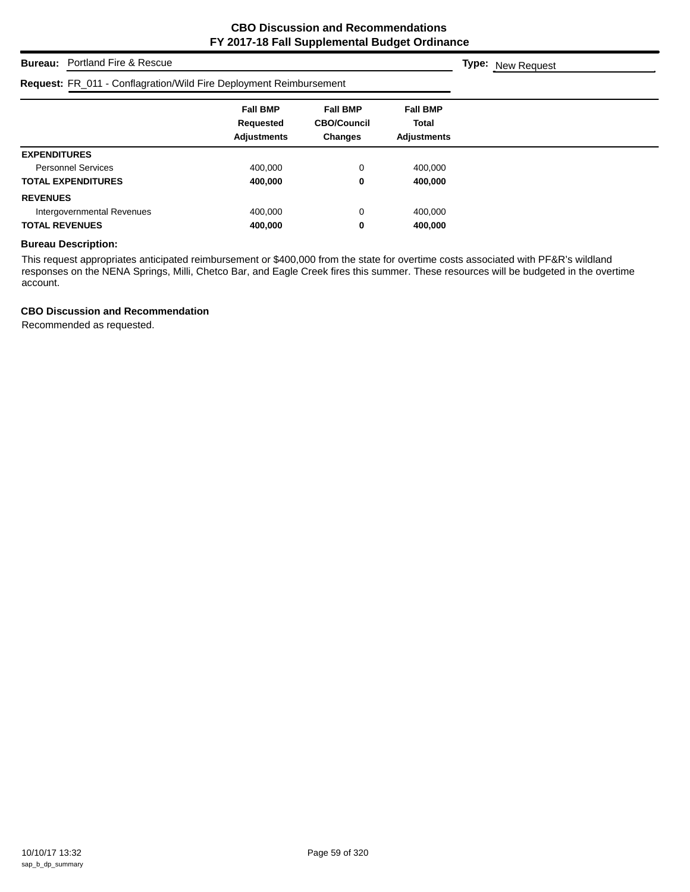# CBO Discussion and Recommendations
## FY 2017-18 Fall Supplemental Budget Ordinance

**Bureau:** Portland Fire & Rescue **Type:** New Request

**Request:** FR_011 - Conflagration/Wild Fire Deployment Reimbursement

| | Fall BMP Requested Adjustments | Fall BMP CBO/Council Changes | Fall BMP Total Adjustments |
|---|---|---|---|
| **EXPENDITURES** | | | |
| Personnel Services | 400,000 | 0 | 400,000 |
| **TOTAL EXPENDITURES** | **400,000** | **0** | **400,000** |
| **REVENUES** | | | |
| Intergovernmental Revenues | 400,000 | 0 | 400,000 |
| **TOTAL REVENUES** | **400,000** | **0** | **400,000** |

**Bureau Description:**

This request appropriates anticipated reimbursement or $400,000 from the state for overtime costs associated with PF&R's wildland responses on the NENA Springs, Milli, Chetco Bar, and Eagle Creek fires this summer. These resources will be budgeted in the overtime account.

**CBO Discussion and Recommendation**

Recommended as requested.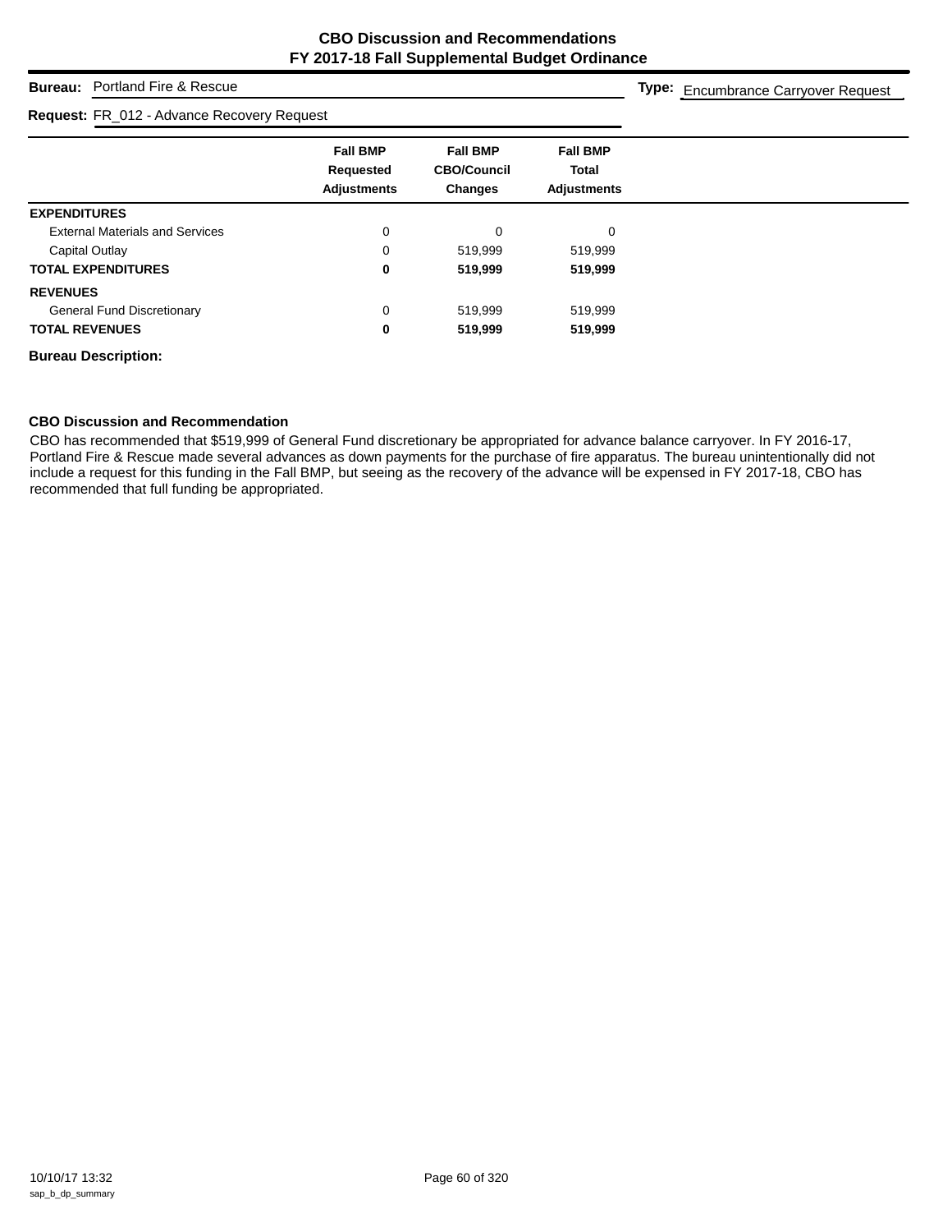# CBO Discussion and Recommendations
## FY 2017-18 Fall Supplemental Budget Ordinance

**Bureau:** Portland Fire & Rescue

**Type:** Encumbrance Carryover Request

**Request:** FR_012 - Advance Recovery Request

| | Fall BMP Requested Adjustments | Fall BMP CBO/Council Changes | Fall BMP Total Adjustments |
|---|---|---|---|
| **EXPENDITURES** | | | |
| External Materials and Services | 0 | 0 | 0 |
| Capital Outlay | 0 | 519,999 | 519,999 |
| **TOTAL EXPENDITURES** | **0** | **519,999** | **519,999** |
| **REVENUES** | | | |
| General Fund Discretionary | 0 | 519,999 | 519,999 |
| **TOTAL REVENUES** | **0** | **519,999** | **519,999** |

**Bureau Description:**

### CBO Discussion and Recommendation

CBO has recommended that $519,999 of General Fund discretionary be appropriated for advance balance carryover. In FY 2016-17, Portland Fire & Rescue made several advances as down payments for the purchase of fire apparatus. The bureau unintentionally did not include a request for this funding in the Fall BMP, but seeing as the recovery of the advance will be expensed in FY 2017-18, CBO has recommended that full funding be appropriated.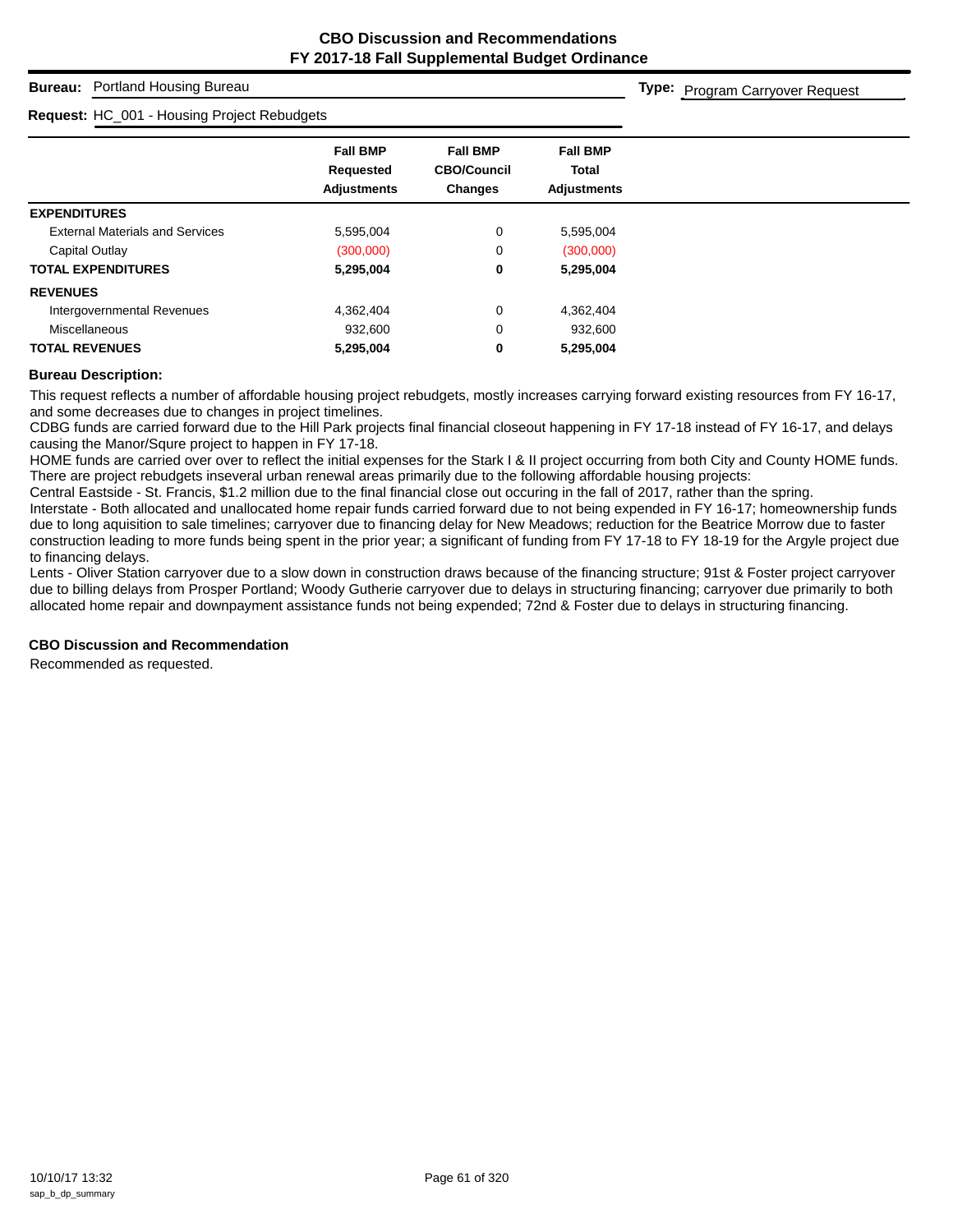# CBO Discussion and Recommendations
## FY 2017-18 Fall Supplemental Budget Ordinance

**Bureau:** Portland Housing Bureau

**Type:** Program Carryover Request

**Request:** HC_001 - Housing Project Rebudgets

| | Fall BMP Requested Adjustments | Fall BMP CBO/Council Changes | Fall BMP Total Adjustments |
|---|---|---|---|
| **EXPENDITURES** | | | |
| External Materials and Services | 5,595,004 | 0 | 5,595,004 |
| Capital Outlay | (300,000) | 0 | (300,000) |
| **TOTAL EXPENDITURES** | **5,295,004** | **0** | **5,295,004** |
| **REVENUES** | | | |
| Intergovernmental Revenues | 4,362,404 | 0 | 4,362,404 |
| Miscellaneous | 932,600 | 0 | 932,600 |
| **TOTAL REVENUES** | **5,295,004** | **0** | **5,295,004** |

### Bureau Description:

This request reflects a number of affordable housing project rebudgets, mostly increases carrying forward existing resources from FY 16-17, and some decreases due to changes in project timelines.
CDBG funds are carried forward due to the Hill Park projects final financial closeout happening in FY 17-18 instead of FY 16-17, and delays causing the Manor/Squre project to happen in FY 17-18.
HOME funds are carried over over to reflect the initial expenses for the Stark I & II project occurring from both City and County HOME funds.
There are project rebudgets inseveral urban renewal areas primarily due to the following affordable housing projects:
Central Eastside - St. Francis, $1.2 million due to the final financial close out occuring in the fall of 2017, rather than the spring.
Interstate - Both allocated and unallocated home repair funds carried forward due to not being expended in FY 16-17; homeownership funds due to long aquisition to sale timelines; carryover due to financing delay for New Meadows; reduction for the Beatrice Morrow due to faster construction leading to more funds being spent in the prior year; a significant of funding from FY 17-18 to FY 18-19 for the Argyle project due to financing delays.
Lents - Oliver Station carryover due to a slow down in construction draws because of the financing structure; 91st & Foster project carryover due to billing delays from Prosper Portland; Woody Gutherie carryover due to delays in structuring financing; carryover due primarily to both allocated home repair and downpayment assistance funds not being expended; 72nd & Foster due to delays in structuring financing.

### CBO Discussion and Recommendation

Recommended as requested.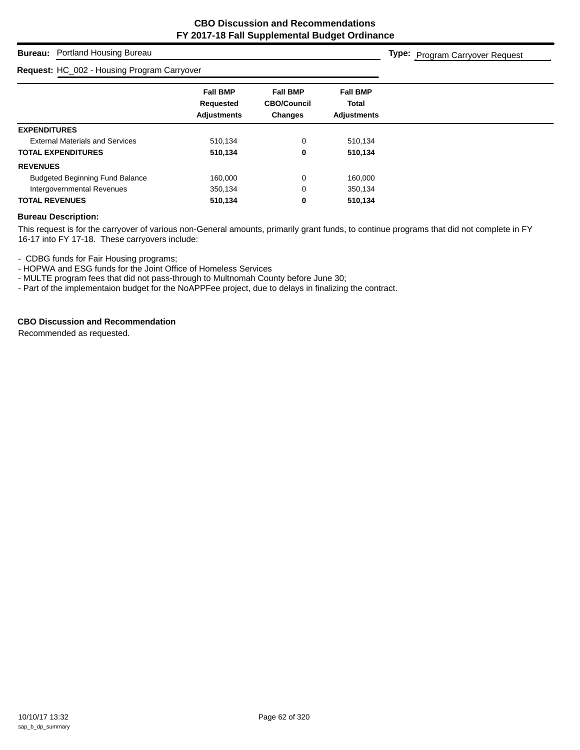# CBO Discussion and Recommendations
## FY 2017-18 Fall Supplemental Budget Ordinance

**Bureau:** Portland Housing Bureau

**Type:** Program Carryover Request

**Request:** HC_002 - Housing Program Carryover

| | Fall BMP Requested Adjustments | Fall BMP CBO/Council Changes | Fall BMP Total Adjustments |
|---|---|---|---|
| **EXPENDITURES** | | | |
| External Materials and Services | 510,134 | 0 | 510,134 |
| **TOTAL EXPENDITURES** | **510,134** | **0** | **510,134** |
| **REVENUES** | | | |
| Budgeted Beginning Fund Balance | 160,000 | 0 | 160,000 |
| Intergovernmental Revenues | 350,134 | 0 | 350,134 |
| **TOTAL REVENUES** | **510,134** | **0** | **510,134** |

### Bureau Description:

This request is for the carryover of various non-General amounts, primarily grant funds, to continue programs that did not complete in FY 16-17 into FY 17-18. These carryovers include:

- CDBG funds for Fair Housing programs;
- HOPWA and ESG funds for the Joint Office of Homeless Services
- MULTE program fees that did not pass-through to Multnomah County before June 30;
- Part of the implementaion budget for the NoAPPFee project, due to delays in finalizing the contract.

### CBO Discussion and Recommendation

Recommended as requested.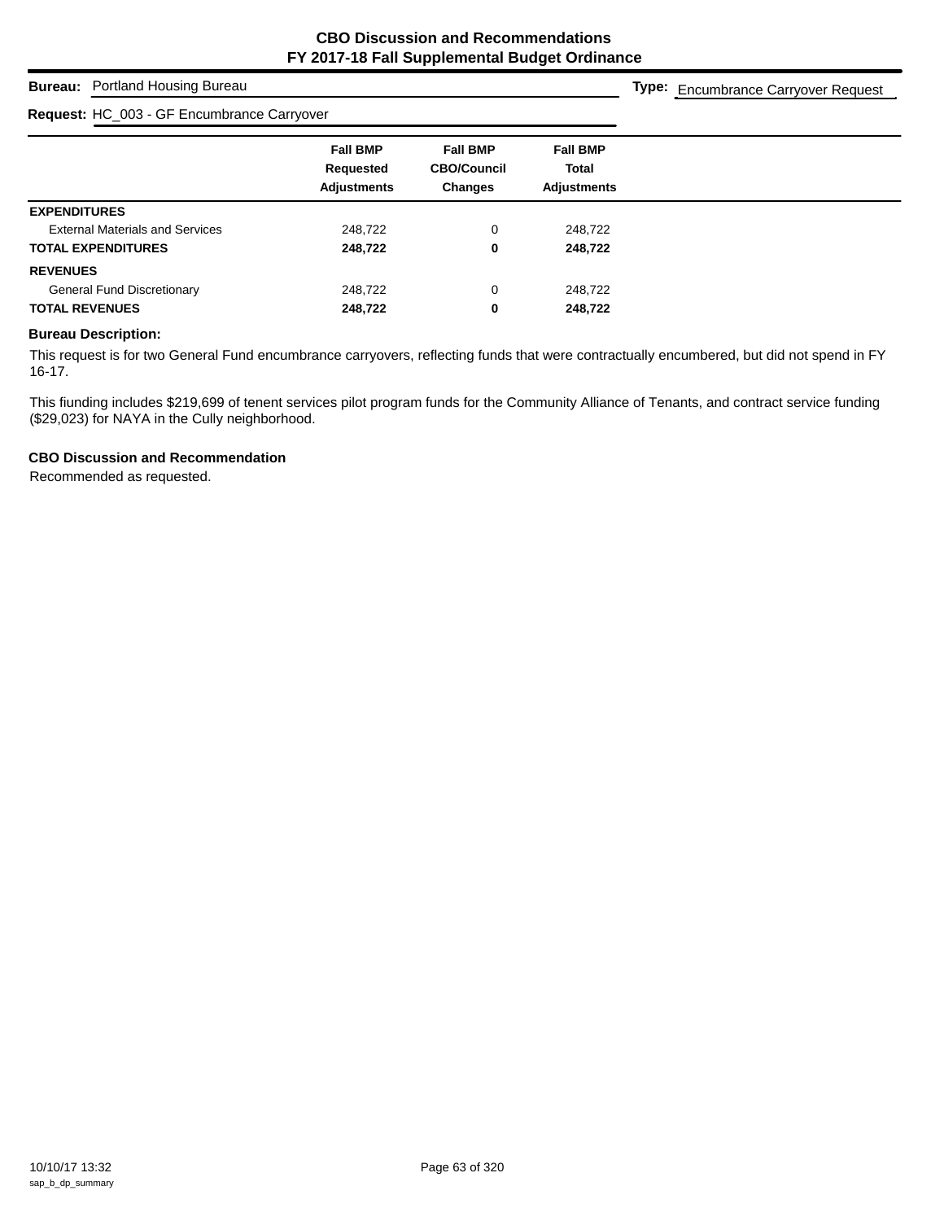# CBO Discussion and Recommendations
## FY 2017-18 Fall Supplemental Budget Ordinance

**Bureau:** Portland Housing Bureau

**Type:** Encumbrance Carryover Request

**Request:** HC_003 - GF Encumbrance Carryover

| | Fall BMP Requested Adjustments | Fall BMP CBO/Council Changes | Fall BMP Total Adjustments |
|---|---|---|---|
| **EXPENDITURES** | | | |
| External Materials and Services | 248,722 | 0 | 248,722 |
| **TOTAL EXPENDITURES** | **248,722** | **0** | **248,722** |
| **REVENUES** | | | |
| General Fund Discretionary | 248,722 | 0 | 248,722 |
| **TOTAL REVENUES** | **248,722** | **0** | **248,722** |

**Bureau Description:**

This request is for two General Fund encumbrance carryovers, reflecting funds that were contractually encumbered, but did not spend in FY 16-17.

This fiunding includes $219,699 of tenent services pilot program funds for the Community Alliance of Tenants, and contract service funding ($29,023) for NAYA in the Cully neighborhood.

**CBO Discussion and Recommendation**

Recommended as requested.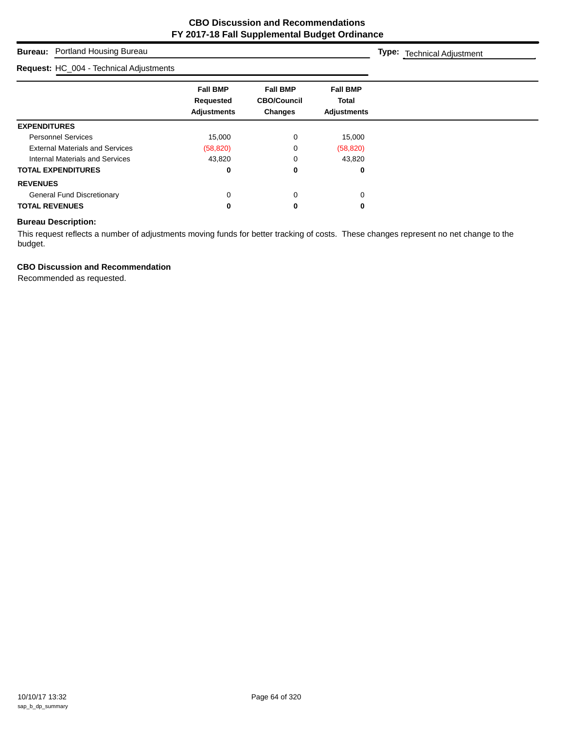# CBO Discussion and Recommendations
## FY 2017-18 Fall Supplemental Budget Ordinance

**Bureau:** Portland Housing Bureau **Type:** Technical Adjustment

**Request:** HC_004 - Technical Adjustments

| | Fall BMP Requested Adjustments | Fall BMP CBO/Council Changes | Fall BMP Total Adjustments |
|---|---|---|---|
| **EXPENDITURES** | | | |
| Personnel Services | 15,000 | 0 | 15,000 |
| External Materials and Services | (58,820) | 0 | (58,820) |
| Internal Materials and Services | 43,820 | 0 | 43,820 |
| **TOTAL EXPENDITURES** | **0** | **0** | **0** |
| **REVENUES** | | | |
| General Fund Discretionary | 0 | 0 | 0 |
| **TOTAL REVENUES** | **0** | **0** | **0** |

**Bureau Description:**

This request reflects a number of adjustments moving funds for better tracking of costs. These changes represent no net change to the budget.

**CBO Discussion and Recommendation**

Recommended as requested.

10/10/17 13:32
sap_b_dp_summary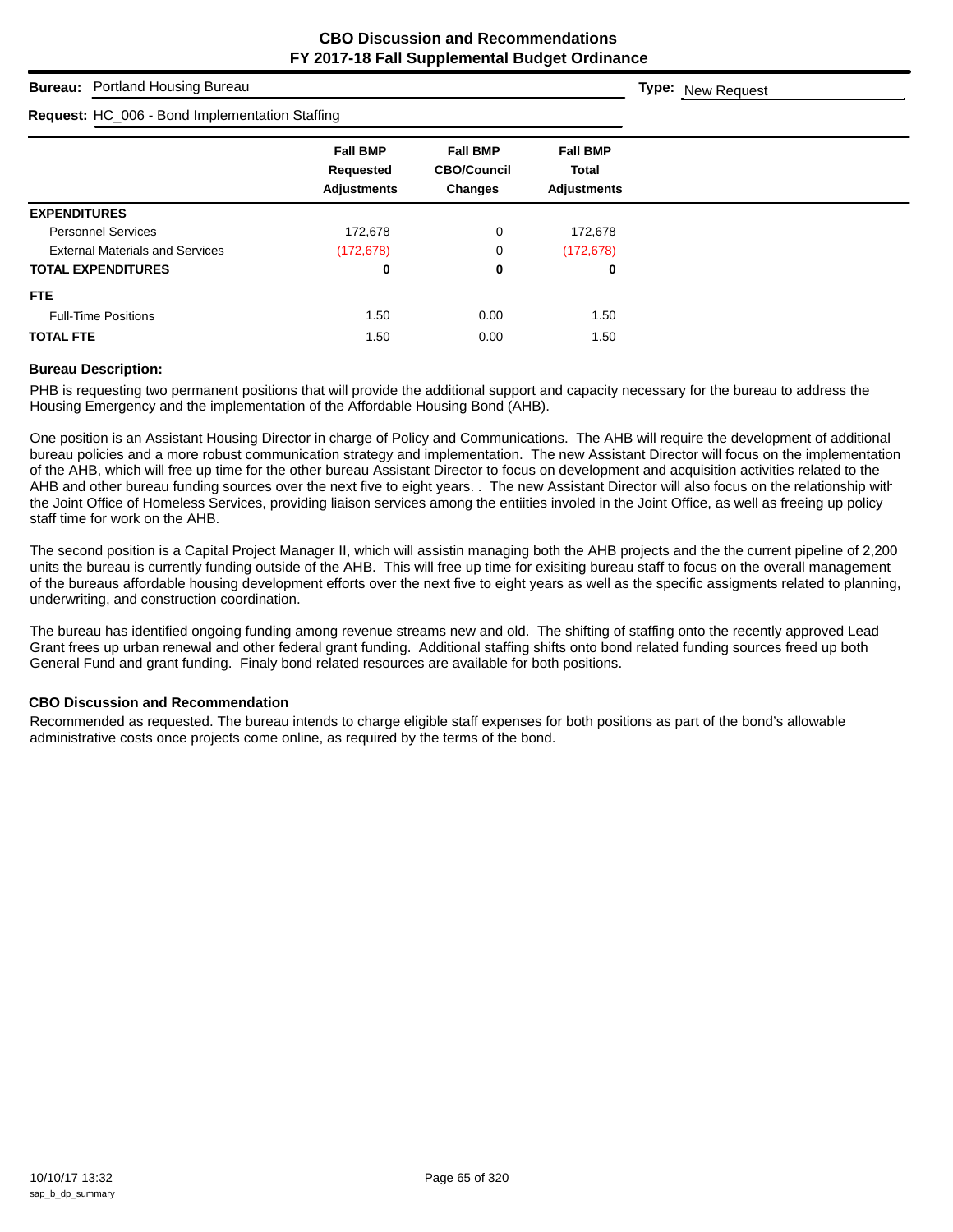# CBO Discussion and Recommendations
## FY 2017-18 Fall Supplemental Budget Ordinance

**Bureau:** Portland Housing Bureau

**Type:** New Request

**Request:** HC_006 - Bond Implementation Staffing

| | Fall BMP Requested Adjustments | Fall BMP CBO/Council Changes | Fall BMP Total Adjustments |
|---|---|---|---|
| **EXPENDITURES** | | | |
| Personnel Services | 172,678 | 0 | 172,678 |
| External Materials and Services | (172,678) | 0 | (172,678) |
| **TOTAL EXPENDITURES** | **0** | **0** | **0** |
| **FTE** | | | |
| Full-Time Positions | 1.50 | 0.00 | 1.50 |
| **TOTAL FTE** | 1.50 | 0.00 | 1.50 |

**Bureau Description:**

PHB is requesting two permanent positions that will provide the additional support and capacity necessary for the bureau to address the Housing Emergency and the implementation of the Affordable Housing Bond (AHB).

One position is an Assistant Housing Director in charge of Policy and Communications. The AHB will require the development of additional bureau policies and a more robust communication strategy and implementation. The new Assistant Director will focus on the implementation of the AHB, which will free up time for the other bureau Assistant Director to focus on development and acquisition activities related to the AHB and other bureau funding sources over the next five to eight years. . The new Assistant Director will also focus on the relationship with the Joint Office of Homeless Services, providing liaison services among the entiities involed in the Joint Office, as well as freeing up policy staff time for work on the AHB.

The second position is a Capital Project Manager II, which will assistin managing both the AHB projects and the the current pipeline of 2,200 units the bureau is currently funding outside of the AHB. This will free up time for exisiting bureau staff to focus on the overall management of the bureaus affordable housing development efforts over the next five to eight years as well as the specific assigments related to planning, underwriting, and construction coordination.

The bureau has identified ongoing funding among revenue streams new and old. The shifting of staffing onto the recently approved Lead Grant frees up urban renewal and other federal grant funding. Additional staffing shifts onto bond related funding sources freed up both General Fund and grant funding. Finaly bond related resources are available for both positions.

**CBO Discussion and Recommendation**

Recommended as requested. The bureau intends to charge eligible staff expenses for both positions as part of the bond's allowable administrative costs once projects come online, as required by the terms of the bond.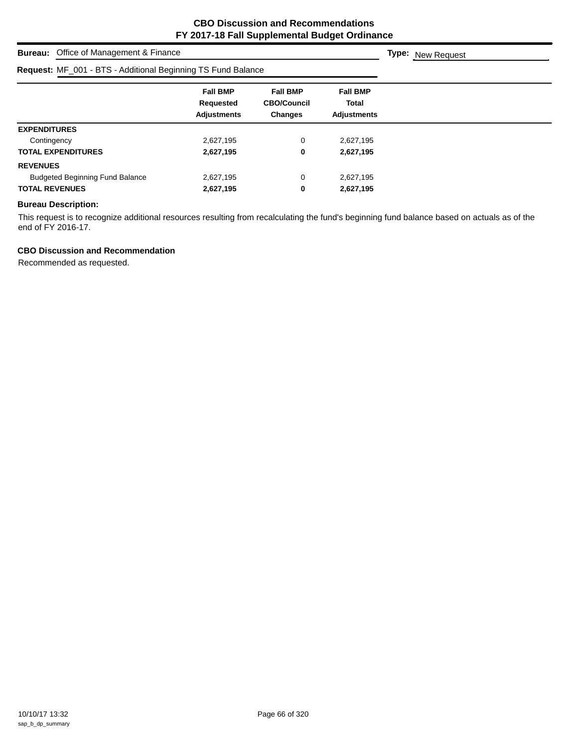# CBO Discussion and Recommendations
## FY 2017-18 Fall Supplemental Budget Ordinance

**Bureau:** Office of Management & Finance **Type:** New Request

**Request:** MF_001 - BTS - Additional Beginning TS Fund Balance

| | Fall BMP Requested Adjustments | Fall BMP CBO/Council Changes | Fall BMP Total Adjustments |
|---|---|---|---|
| **EXPENDITURES** | | | |
| Contingency | 2,627,195 | 0 | 2,627,195 |
| **TOTAL EXPENDITURES** | **2,627,195** | **0** | **2,627,195** |
| **REVENUES** | | | |
| Budgeted Beginning Fund Balance | 2,627,195 | 0 | 2,627,195 |
| **TOTAL REVENUES** | **2,627,195** | **0** | **2,627,195** |

**Bureau Description:**

This request is to recognize additional resources resulting from recalculating the fund's beginning fund balance based on actuals as of the end of FY 2016-17.

**CBO Discussion and Recommendation**

Recommended as requested.

10/10/17 13:32
sap_b_dp_summary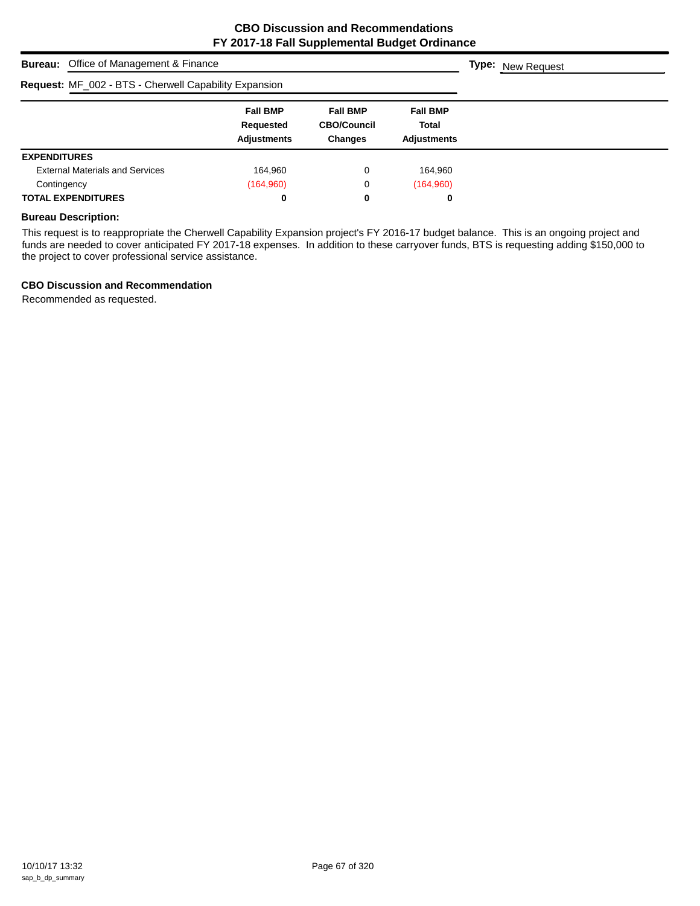# CBO Discussion and Recommendations
## FY 2017-18 Fall Supplemental Budget Ordinance

**Bureau:** Office of Management & Finance **Type:** New Request

**Request:** MF_002 - BTS - Cherwell Capability Expansion

| | Fall BMP Requested Adjustments | Fall BMP CBO/Council Changes | Fall BMP Total Adjustments |
|---|---|---|---|
| **EXPENDITURES** | | | |
| External Materials and Services | 164,960 | 0 | 164,960 |
| Contingency | (164,960) | 0 | (164,960) |
| **TOTAL EXPENDITURES** | **0** | **0** | **0** |

### Bureau Description:

This request is to reappropriate the Cherwell Capability Expansion project's FY 2016-17 budget balance. This is an ongoing project and funds are needed to cover anticipated FY 2017-18 expenses. In addition to these carryover funds, BTS is requesting adding $150,000 to the project to cover professional service assistance.

### CBO Discussion and Recommendation

Recommended as requested.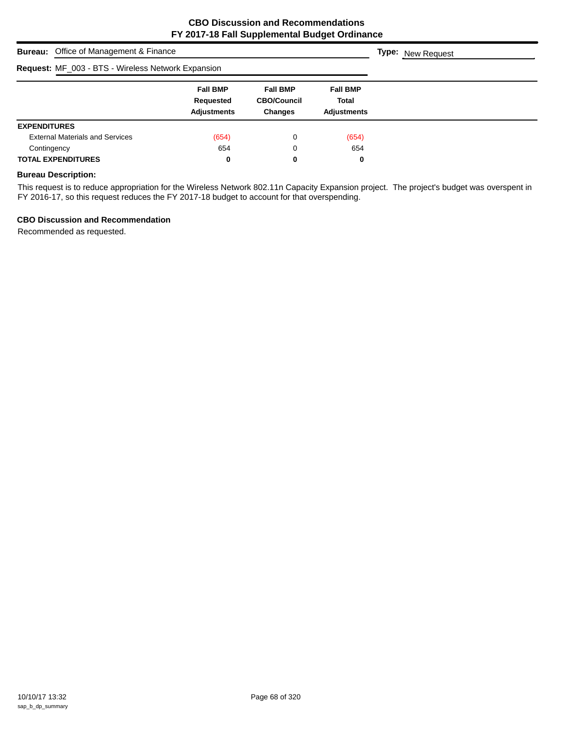# CBO Discussion and Recommendations
## FY 2017-18 Fall Supplemental Budget Ordinance

**Bureau:** Office of Management & Finance

**Type:** New Request

**Request:** MF_003 - BTS - Wireless Network Expansion

| | Fall BMP Requested Adjustments | Fall BMP CBO/Council Changes | Fall BMP Total Adjustments |
|---|---|---|---|
| **EXPENDITURES** | | | |
| External Materials and Services | (654) | 0 | (654) |
| Contingency | 654 | 0 | 654 |
| **TOTAL EXPENDITURES** | **0** | **0** | **0** |

### Bureau Description:

This request is to reduce appropriation for the Wireless Network 802.11n Capacity Expansion project. The project's budget was overspent in FY 2016-17, so this request reduces the FY 2017-18 budget to account for that overspending.

### CBO Discussion and Recommendation

Recommended as requested.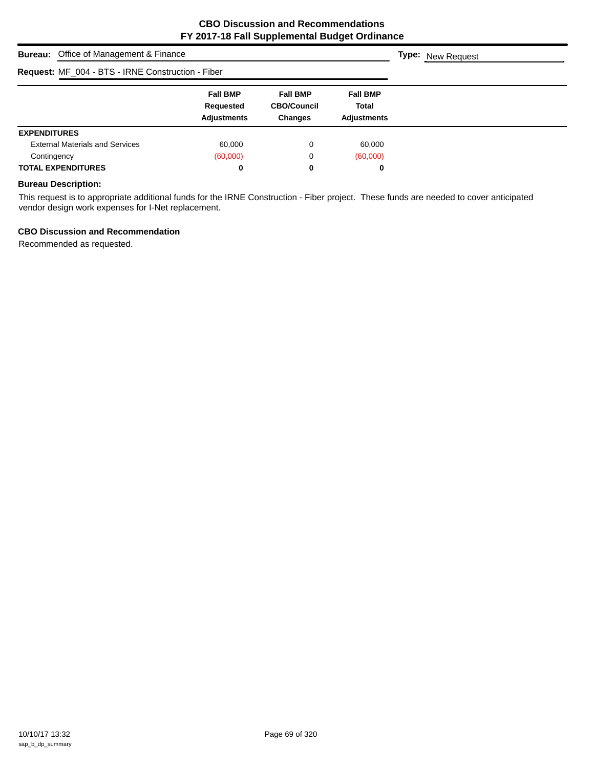# CBO Discussion and Recommendations
## FY 2017-18 Fall Supplemental Budget Ordinance

**Bureau:** Office of Management & Finance

**Type:** New Request

**Request:** MF_004 - BTS - IRNE Construction - Fiber

| | Fall BMP Requested Adjustments | Fall BMP CBO/Council Changes | Fall BMP Total Adjustments |
|---|---|---|---|
| **EXPENDITURES** | | | |
| External Materials and Services | 60,000 | 0 | 60,000 |
| Contingency | (60,000) | 0 | (60,000) |
| **TOTAL EXPENDITURES** | **0** | **0** | **0** |

**Bureau Description:**

This request is to appropriate additional funds for the IRNE Construction - Fiber project. These funds are needed to cover anticipated vendor design work expenses for I-Net replacement.

**CBO Discussion and Recommendation**

Recommended as requested.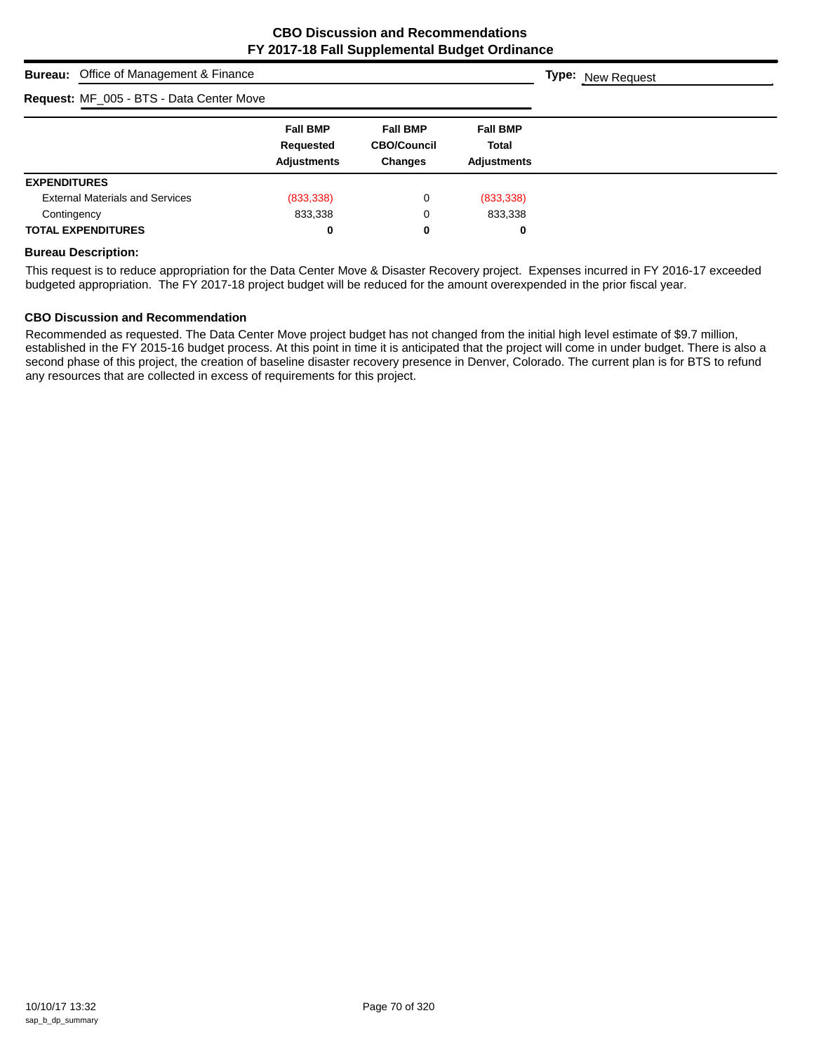## CBO Discussion and Recommendations
## FY 2017-18 Fall Supplemental Budget Ordinance

**Bureau:** Office of Management & Finance **Type:** New Request

**Request:** MF_005 - BTS - Data Center Move

| | Fall BMP Requested Adjustments | Fall BMP CBO/Council Changes | Fall BMP Total Adjustments |
|---|---|---|---|
| **EXPENDITURES** | | | |
| External Materials and Services | (833,338) | 0 | (833,338) |
| Contingency | 833,338 | 0 | 833,338 |
| **TOTAL EXPENDITURES** | **0** | **0** | **0** |

**Bureau Description:**

This request is to reduce appropriation for the Data Center Move & Disaster Recovery project. Expenses incurred in FY 2016-17 exceeded budgeted appropriation. The FY 2017-18 project budget will be reduced for the amount overexpended in the prior fiscal year.

**CBO Discussion and Recommendation**

Recommended as requested. The Data Center Move project budget has not changed from the initial high level estimate of $9.7 million, established in the FY 2015-16 budget process. At this point in time it is anticipated that the project will come in under budget. There is also a second phase of this project, the creation of baseline disaster recovery presence in Denver, Colorado. The current plan is for BTS to refund any resources that are collected in excess of requirements for this project.

10/10/17 13:32
sap_b_dp_summary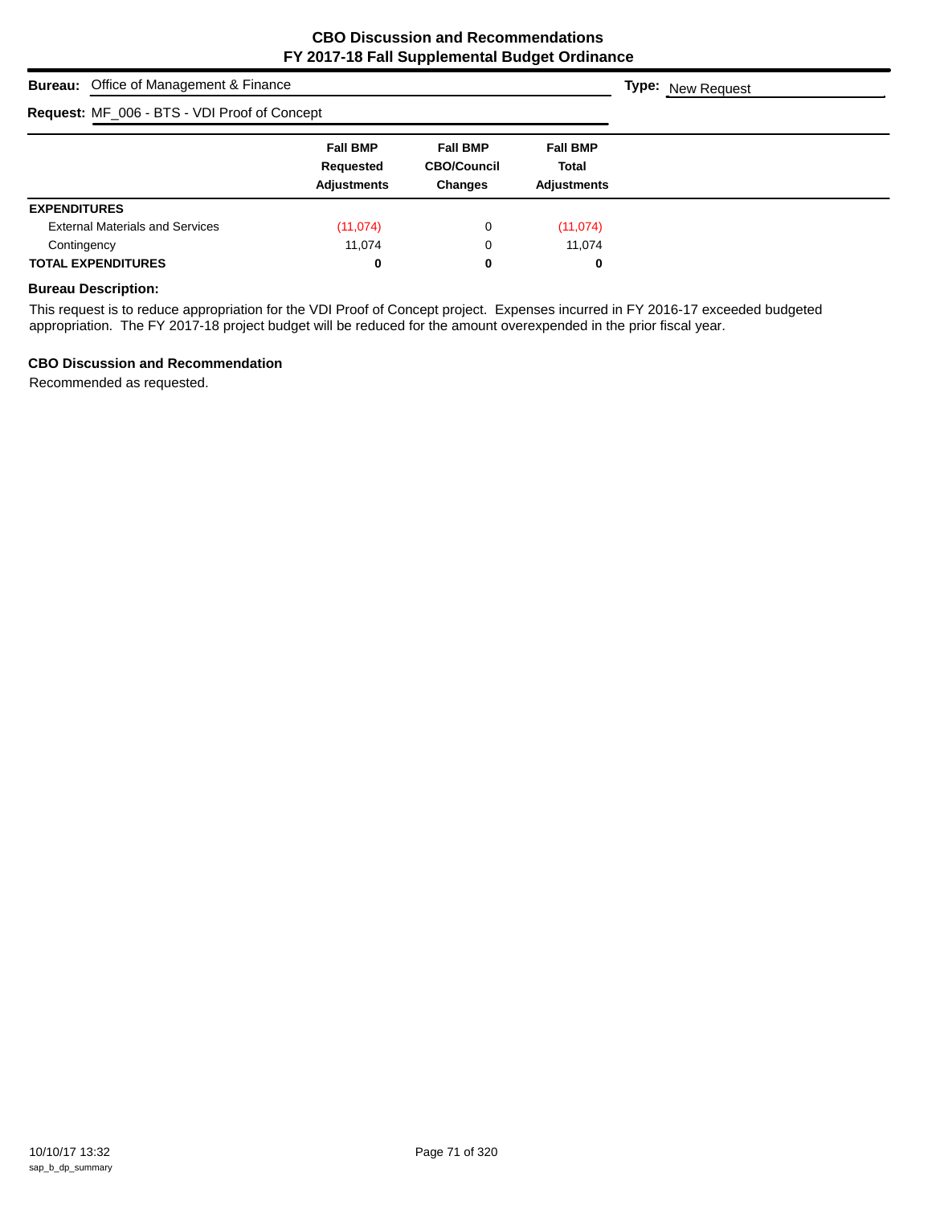# CBO Discussion and Recommendations
## FY 2017-18 Fall Supplemental Budget Ordinance

**Bureau:** Office of Management & Finance

**Type:** New Request

**Request:** MF_006 - BTS - VDI Proof of Concept

| | Fall BMP Requested Adjustments | Fall BMP CBO/Council Changes | Fall BMP Total Adjustments |
|---|---|---|---|
| **EXPENDITURES** | | | |
| External Materials and Services | (11,074) | 0 | (11,074) |
| Contingency | 11,074 | 0 | 11,074 |
| **TOTAL EXPENDITURES** | **0** | **0** | **0** |

### Bureau Description:

This request is to reduce appropriation for the VDI Proof of Concept project. Expenses incurred in FY 2016-17 exceeded budgeted appropriation. The FY 2017-18 project budget will be reduced for the amount overexpended in the prior fiscal year.

### CBO Discussion and Recommendation

Recommended as requested.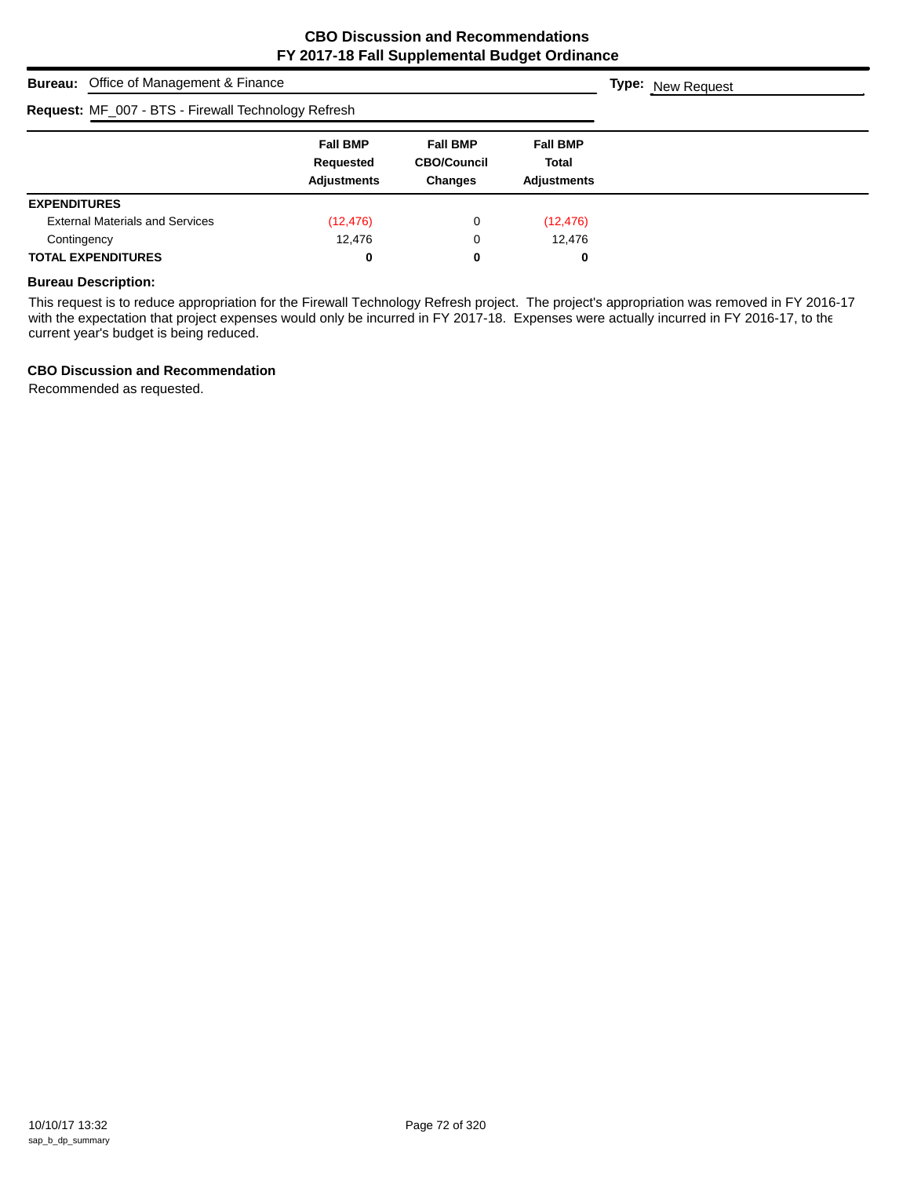# CBO Discussion and Recommendations
## FY 2017-18 Fall Supplemental Budget Ordinance

**Bureau:** Office of Management & Finance

**Type:** New Request

**Request:** MF_007 - BTS - Firewall Technology Refresh

| | Fall BMP Requested Adjustments | Fall BMP CBO/Council Changes | Fall BMP Total Adjustments |
|---|---|---|---|
| **EXPENDITURES** | | | |
| External Materials and Services | (12,476) | 0 | (12,476) |
| Contingency | 12,476 | 0 | 12,476 |
| **TOTAL EXPENDITURES** | **0** | **0** | **0** |

**Bureau Description:**

This request is to reduce appropriation for the Firewall Technology Refresh project. The project's appropriation was removed in FY 2016-17 with the expectation that project expenses would only be incurred in FY 2017-18. Expenses were actually incurred in FY 2016-17, to the current year's budget is being reduced.

**CBO Discussion and Recommendation**

Recommended as requested.

10/10/17 13:32
sap_b_dp_summary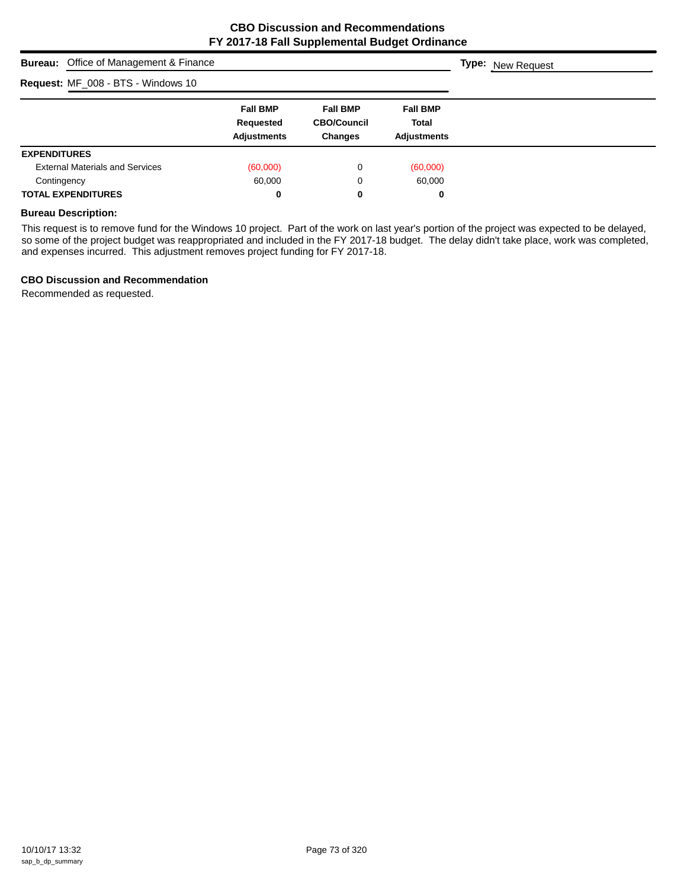# CBO Discussion and Recommendations
## FY 2017-18 Fall Supplemental Budget Ordinance

**Bureau:** Office of Management & Finance

**Type:** New Request

**Request:** MF_008 - BTS - Windows 10

| | Fall BMP Requested Adjustments | Fall BMP CBO/Council Changes | Fall BMP Total Adjustments |
|---|---|---|---|
| **EXPENDITURES** | | | |
| External Materials and Services | (60,000) | 0 | (60,000) |
| Contingency | 60,000 | 0 | 60,000 |
| **TOTAL EXPENDITURES** | **0** | **0** | **0** |

**Bureau Description:**

This request is to remove fund for the Windows 10 project. Part of the work on last year's portion of the project was expected to be delayed, so some of the project budget was reappropriated and included in the FY 2017-18 budget. The delay didn't take place, work was completed, and expenses incurred. This adjustment removes project funding for FY 2017-18.

**CBO Discussion and Recommendation**

Recommended as requested.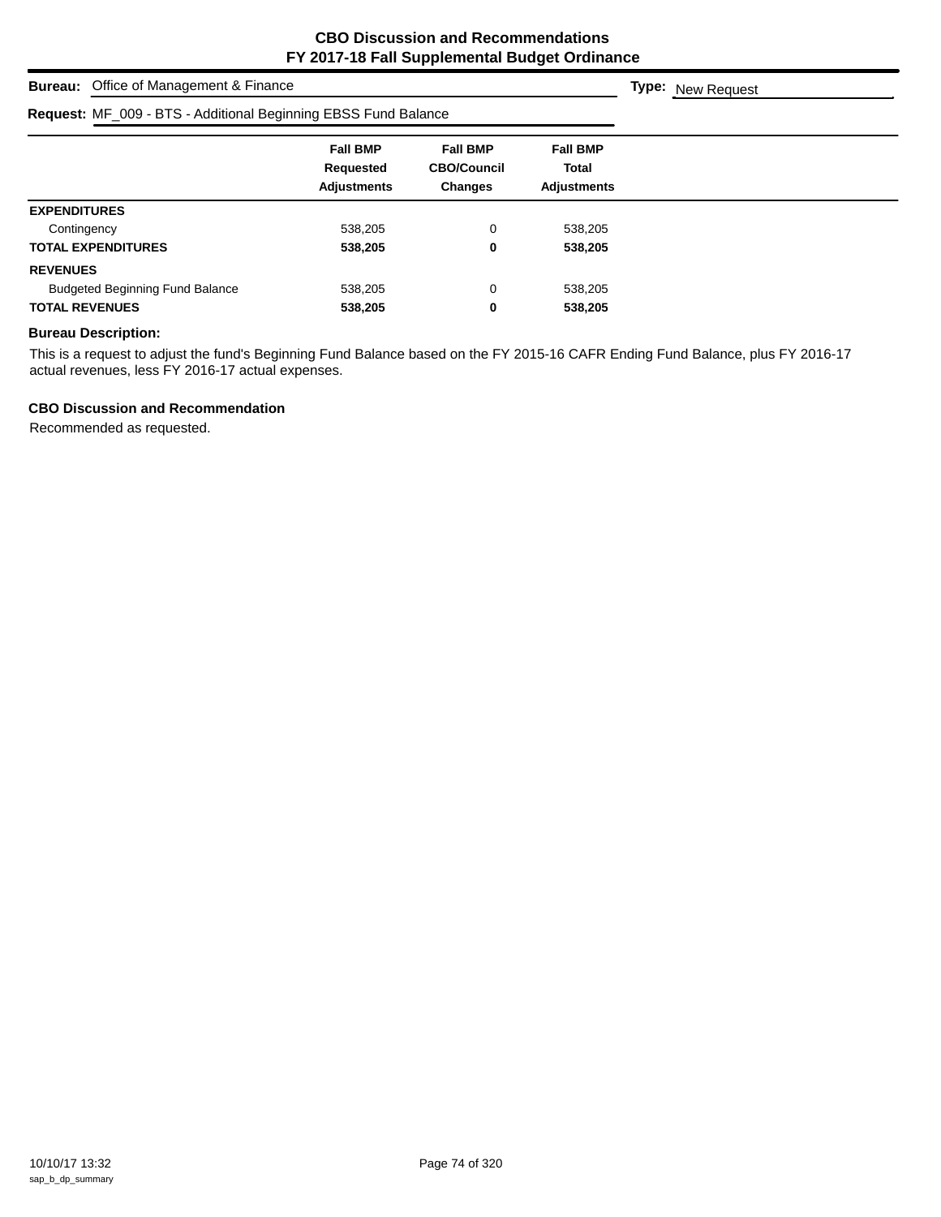# CBO Discussion and Recommendations
# FY 2017-18 Fall Supplemental Budget Ordinance

**Bureau:** Office of Management & Finance **Type:** New Request

**Request:** MF_009 - BTS - Additional Beginning EBSS Fund Balance

| | Fall BMP Requested Adjustments | Fall BMP CBO/Council Changes | Fall BMP Total Adjustments |
|---|---|---|---|
| **EXPENDITURES** | | | |
| Contingency | 538,205 | 0 | 538,205 |
| **TOTAL EXPENDITURES** | **538,205** | **0** | **538,205** |
| **REVENUES** | | | |
| Budgeted Beginning Fund Balance | 538,205 | 0 | 538,205 |
| **TOTAL REVENUES** | **538,205** | **0** | **538,205** |

**Bureau Description:**

This is a request to adjust the fund's Beginning Fund Balance based on the FY 2015-16 CAFR Ending Fund Balance, plus FY 2016-17 actual revenues, less FY 2016-17 actual expenses.

**CBO Discussion and Recommendation**

Recommended as requested.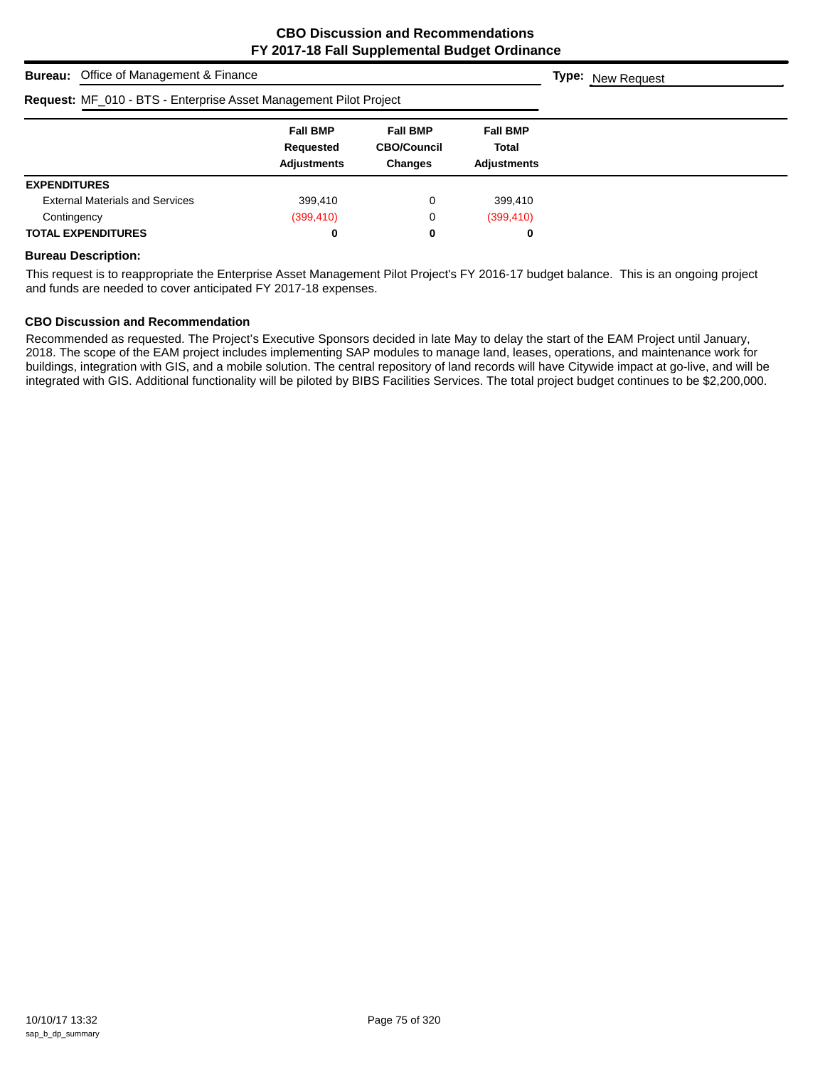## CBO Discussion and Recommendations
## FY 2017-18 Fall Supplemental Budget Ordinance

**Bureau:** Office of Management & Finance

**Type:** New Request

**Request:** MF_010 - BTS - Enterprise Asset Management Pilot Project

| | Fall BMP Requested Adjustments | Fall BMP CBO/Council Changes | Fall BMP Total Adjustments |
|---|---|---|---|
| **EXPENDITURES** | | | |
| External Materials and Services | 399,410 | 0 | 399,410 |
| Contingency | (399,410) | 0 | (399,410) |
| **TOTAL EXPENDITURES** | **0** | **0** | **0** |

### Bureau Description:

This request is to reappropriate the Enterprise Asset Management Pilot Project's FY 2016-17 budget balance. This is an ongoing project and funds are needed to cover anticipated FY 2017-18 expenses.

### CBO Discussion and Recommendation

Recommended as requested. The Project's Executive Sponsors decided in late May to delay the start of the EAM Project until January, 2018. The scope of the EAM project includes implementing SAP modules to manage land, leases, operations, and maintenance work for buildings, integration with GIS, and a mobile solution. The central repository of land records will have Citywide impact at go-live, and will be integrated with GIS. Additional functionality will be piloted by BIBS Facilities Services. The total project budget continues to be $2,200,000.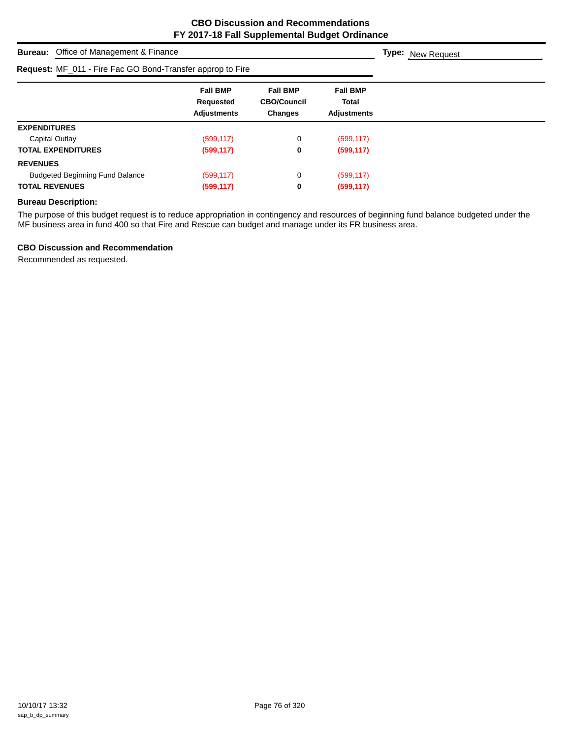# CBO Discussion and Recommendations
# FY 2017-18 Fall Supplemental Budget Ordinance

**Bureau:** Office of Management & Finance

**Type:** New Request

**Request:** MF_011 - Fire Fac GO Bond-Transfer approp to Fire

| | Fall BMP Requested Adjustments | Fall BMP CBO/Council Changes | Fall BMP Total Adjustments |
|---|---|---|---|
| **EXPENDITURES** | | | |
| Capital Outlay | (599,117) | 0 | (599,117) |
| **TOTAL EXPENDITURES** | **(599,117)** | **0** | **(599,117)** |
| **REVENUES** | | | |
| Budgeted Beginning Fund Balance | (599,117) | 0 | (599,117) |
| **TOTAL REVENUES** | **(599,117)** | **0** | **(599,117)** |

**Bureau Description:**

The purpose of this budget request is to reduce appropriation in contingency and resources of beginning fund balance budgeted under the MF business area in fund 400 so that Fire and Rescue can budget and manage under its FR business area.

**CBO Discussion and Recommendation**

Recommended as requested.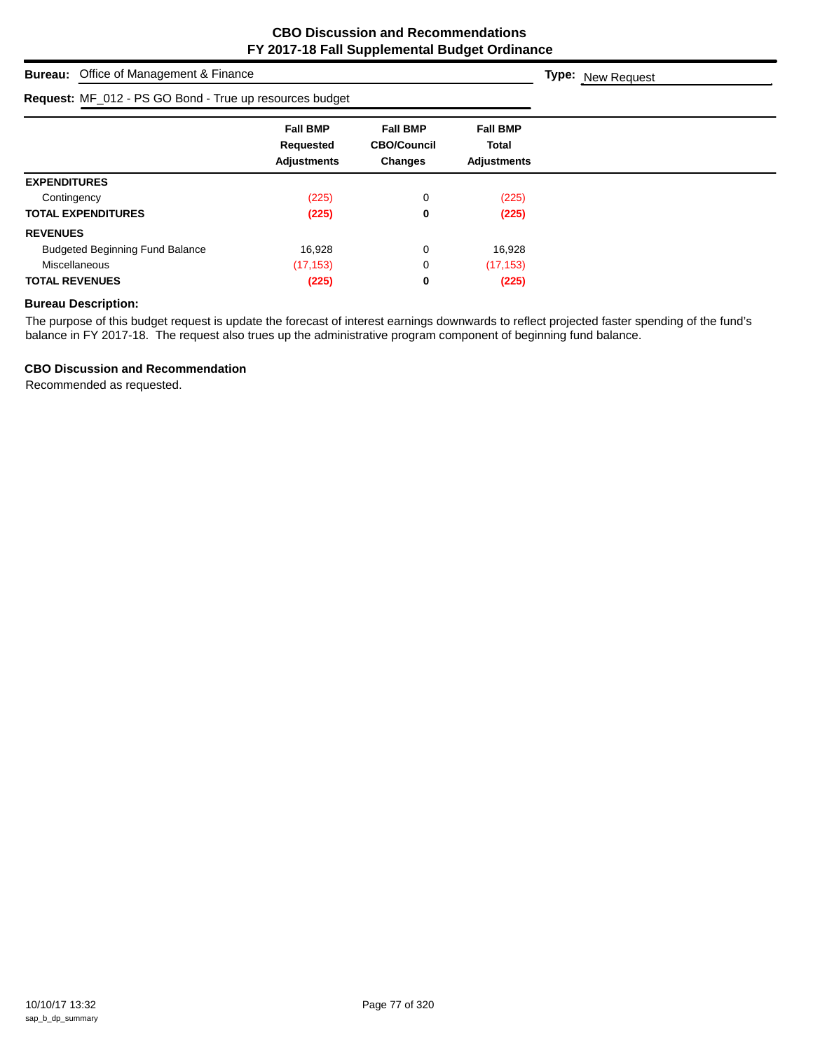## CBO Discussion and Recommendations
## FY 2017-18 Fall Supplemental Budget Ordinance

**Bureau:** Office of Management & Finance

**Type:** New Request

**Request:** MF_012 - PS GO Bond - True up resources budget

| | Fall BMP Requested Adjustments | Fall BMP CBO/Council Changes | Fall BMP Total Adjustments |
|---|---|---|---|
| **EXPENDITURES** | | | |
| Contingency | (225) | 0 | (225) |
| **TOTAL EXPENDITURES** | **(225)** | **0** | **(225)** |
| **REVENUES** | | | |
| Budgeted Beginning Fund Balance | 16,928 | 0 | 16,928 |
| Miscellaneous | (17,153) | 0 | (17,153) |
| **TOTAL REVENUES** | **(225)** | **0** | **(225)** |

### Bureau Description:

The purpose of this budget request is update the forecast of interest earnings downwards to reflect projected faster spending of the fund's balance in FY 2017-18. The request also trues up the administrative program component of beginning fund balance.

### CBO Discussion and Recommendation

Recommended as requested.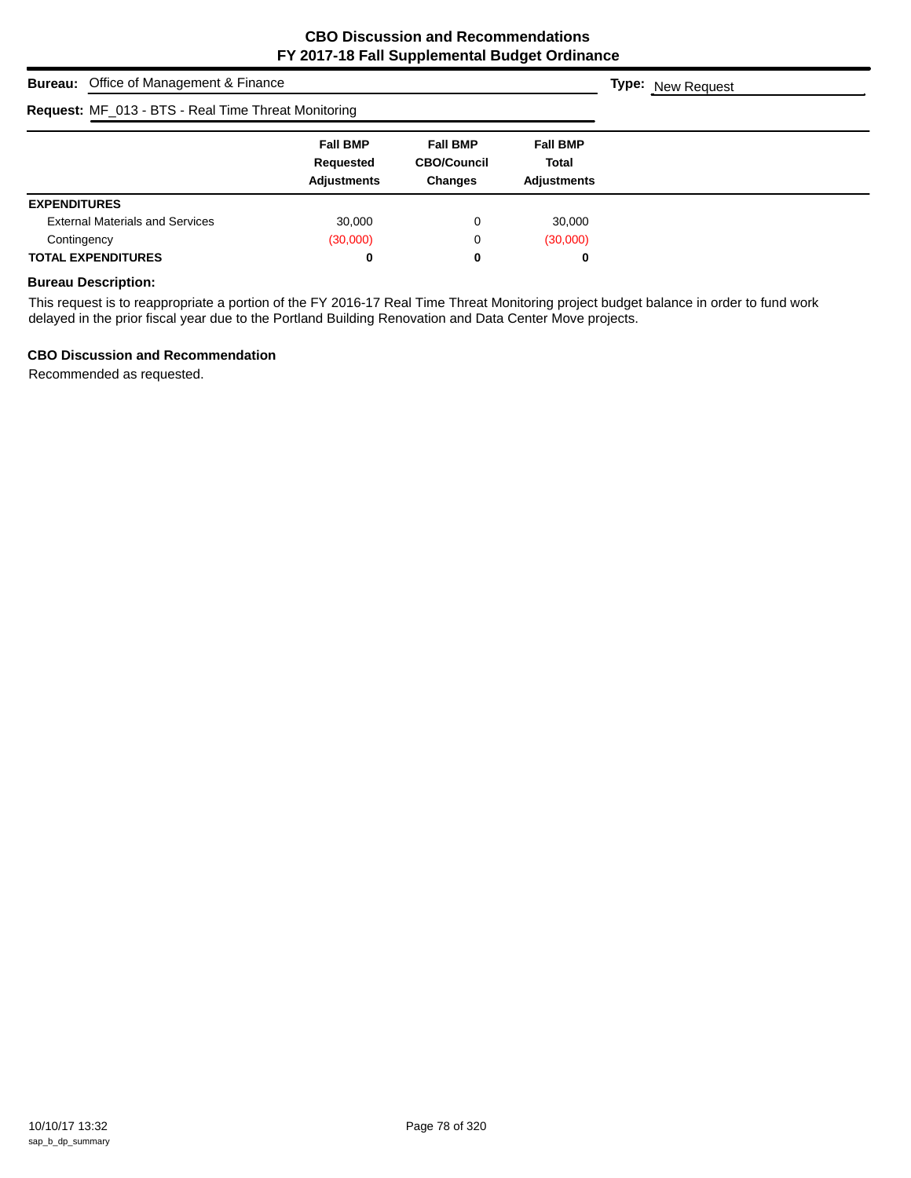## CBO Discussion and Recommendations
## FY 2017-18 Fall Supplemental Budget Ordinance

**Bureau:** Office of Management & Finance **Type:** New Request

**Request:** MF_013 - BTS - Real Time Threat Monitoring

| | Fall BMP Requested Adjustments | Fall BMP CBO/Council Changes | Fall BMP Total Adjustments |
|---|---|---|---|
| **EXPENDITURES** | | | |
| External Materials and Services | 30,000 | 0 | 30,000 |
| Contingency | (30,000) | 0 | (30,000) |
| **TOTAL EXPENDITURES** | **0** | **0** | **0** |

**Bureau Description:**

This request is to reappropriate a portion of the FY 2016-17 Real Time Threat Monitoring project budget balance in order to fund work delayed in the prior fiscal year due to the Portland Building Renovation and Data Center Move projects.

**CBO Discussion and Recommendation**

Recommended as requested.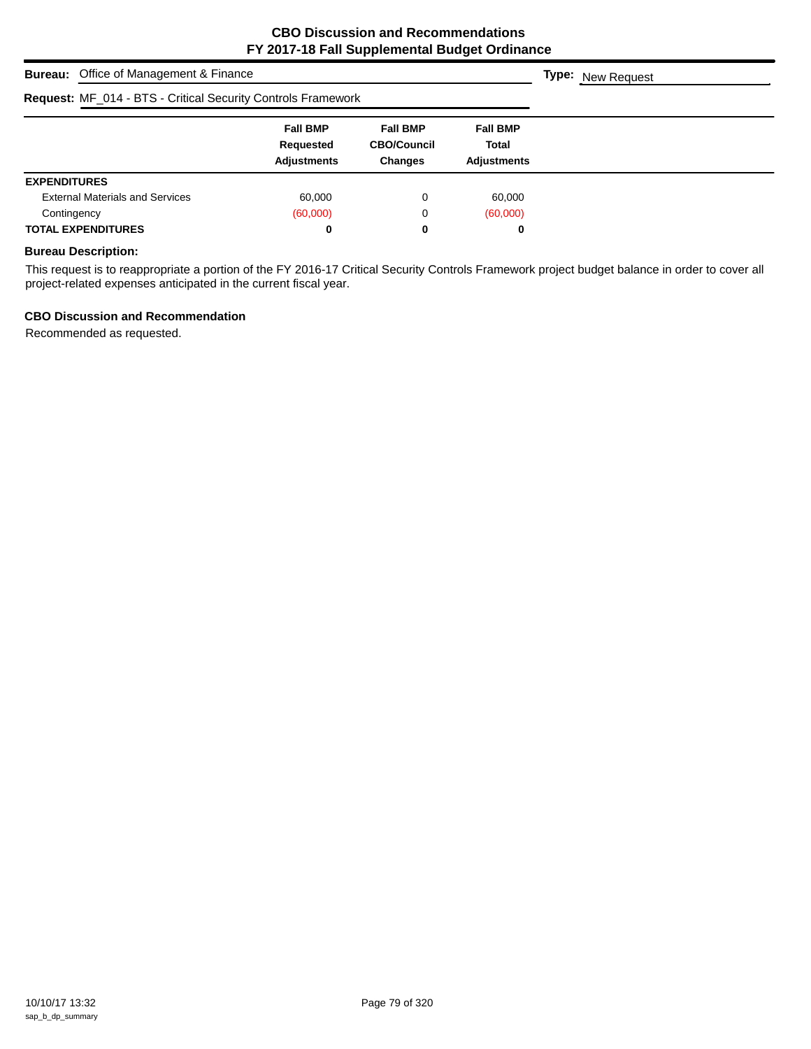**CBO Discussion and Recommendations**
**FY 2017-18 Fall Supplemental Budget Ordinance**

**Bureau:** Office of Management & Finance

**Type:** New Request

**Request:** MF_014 - BTS - Critical Security Controls Framework

| | Fall BMP Requested Adjustments | Fall BMP CBO/Council Changes | Fall BMP Total Adjustments |
|---|---|---|---|
| **EXPENDITURES** | | | |
| External Materials and Services | 60,000 | 0 | 60,000 |
| Contingency | (60,000) | 0 | (60,000) |
| **TOTAL EXPENDITURES** | **0** | **0** | **0** |

**Bureau Description:**

This request is to reappropriate a portion of the FY 2016-17 Critical Security Controls Framework project budget balance in order to cover all project-related expenses anticipated in the current fiscal year.

**CBO Discussion and Recommendation**

Recommended as requested.

10/10/17 13:32
sap_b_dp_summary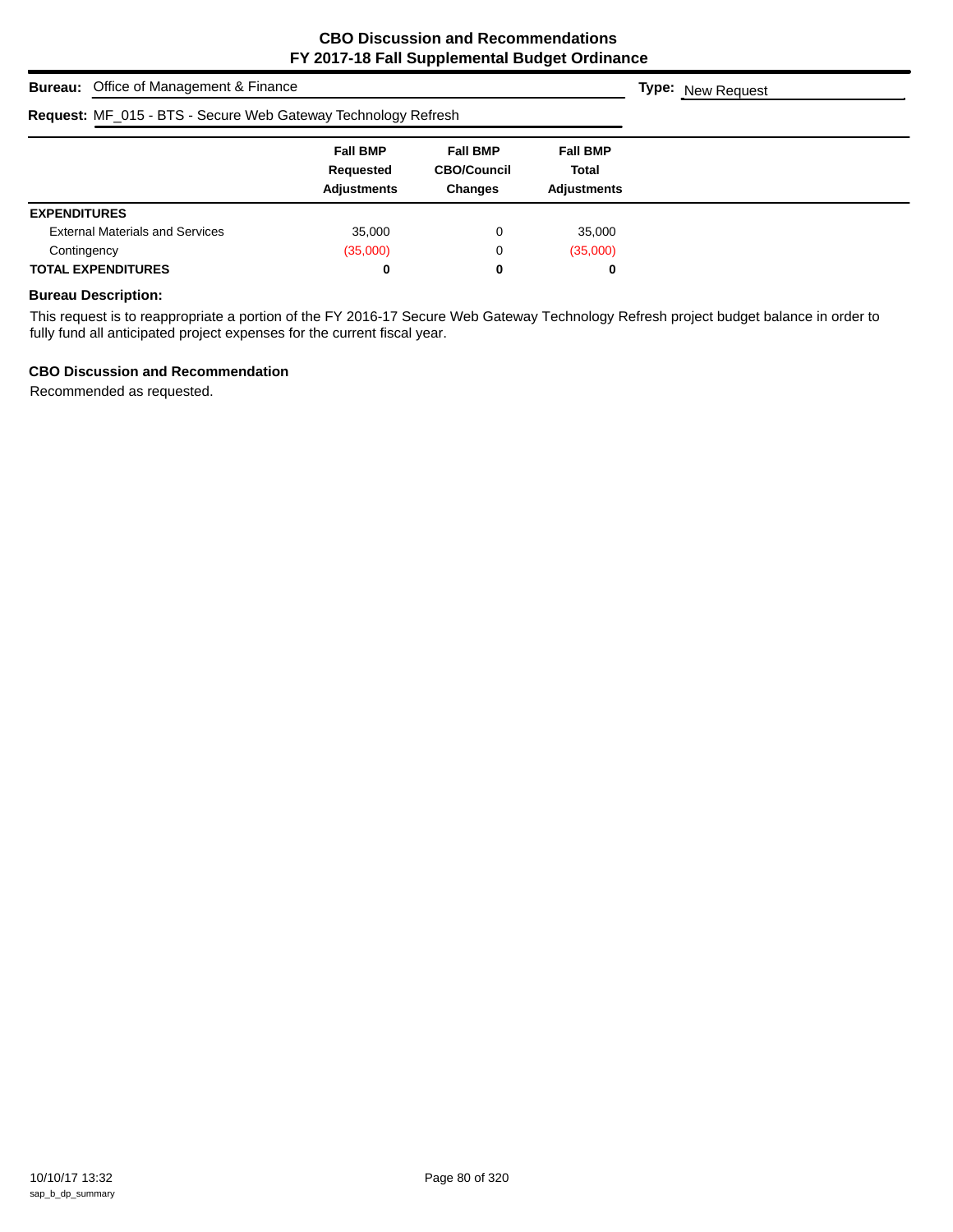# CBO Discussion and Recommendations
## FY 2017-18 Fall Supplemental Budget Ordinance

**Bureau:** Office of Management & Finance

**Type:** New Request

**Request:** MF_015 - BTS - Secure Web Gateway Technology Refresh

| | Fall BMP Requested Adjustments | Fall BMP CBO/Council Changes | Fall BMP Total Adjustments |
|---|---|---|---|
| **EXPENDITURES** | | | |
| External Materials and Services | 35,000 | 0 | 35,000 |
| Contingency | (35,000) | 0 | (35,000) |
| **TOTAL EXPENDITURES** | **0** | **0** | **0** |

**Bureau Description:**

This request is to reappropriate a portion of the FY 2016-17 Secure Web Gateway Technology Refresh project budget balance in order to fully fund all anticipated project expenses for the current fiscal year.

**CBO Discussion and Recommendation**

Recommended as requested.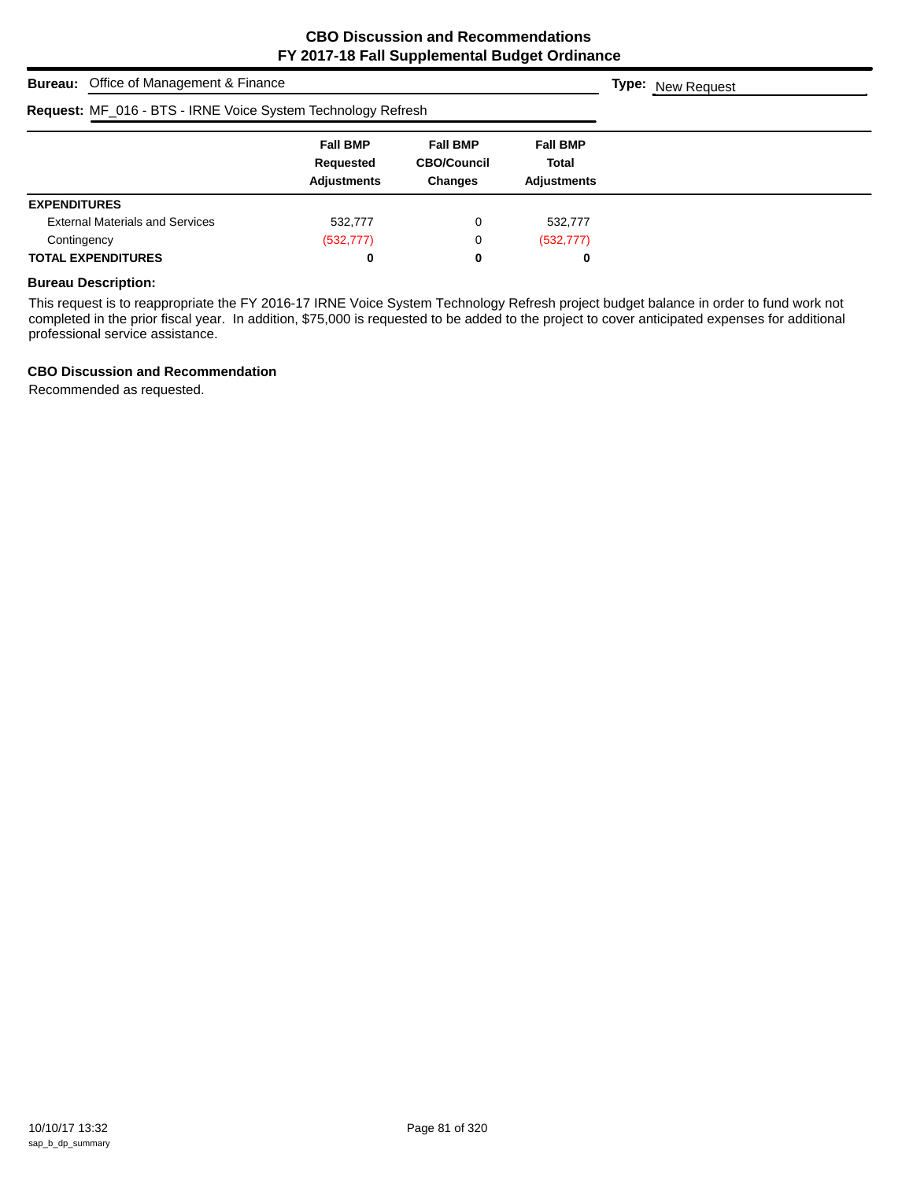# CBO Discussion and Recommendations
## FY 2017-18 Fall Supplemental Budget Ordinance

**Bureau:** Office of Management & Finance **Type:** New Request

**Request:** MF_016 - BTS - IRNE Voice System Technology Refresh

| | Fall BMP Requested Adjustments | Fall BMP CBO/Council Changes | Fall BMP Total Adjustments |
|---|---|---|---|
| **EXPENDITURES** | | | |
| External Materials and Services | 532,777 | 0 | 532,777 |
| Contingency | (532,777) | 0 | (532,777) |
| **TOTAL EXPENDITURES** | **0** | **0** | **0** |

### Bureau Description:

This request is to reappropriate the FY 2016-17 IRNE Voice System Technology Refresh project budget balance in order to fund work not completed in the prior fiscal year. In addition, $75,000 is requested to be added to the project to cover anticipated expenses for additional professional service assistance.

### CBO Discussion and Recommendation

Recommended as requested.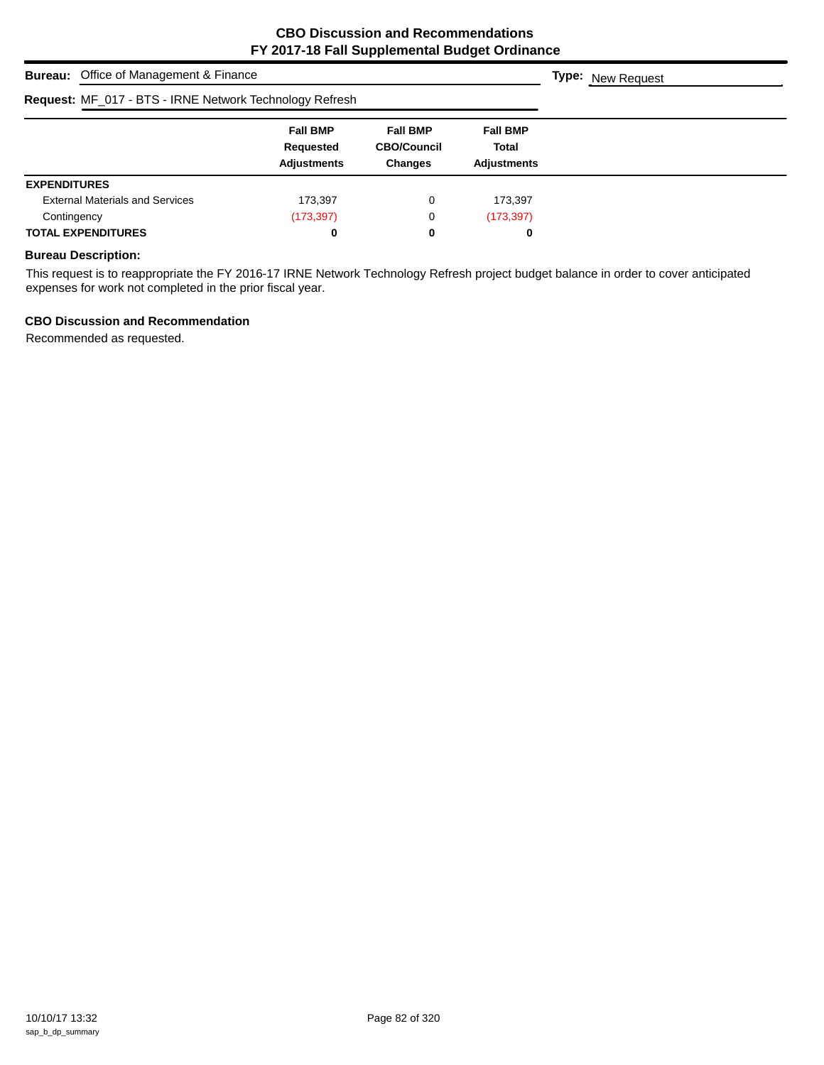# CBO Discussion and Recommendations
## FY 2017-18 Fall Supplemental Budget Ordinance

**Bureau:** Office of Management & Finance

**Type:** New Request

**Request:** MF_017 - BTS - IRNE Network Technology Refresh

| | Fall BMP Requested Adjustments | Fall BMP CBO/Council Changes | Fall BMP Total Adjustments |
|---|---|---|---|
| **EXPENDITURES** | | | |
| External Materials and Services | 173,397 | 0 | 173,397 |
| Contingency | (173,397) | 0 | (173,397) |
| **TOTAL EXPENDITURES** | **0** | **0** | **0** |

### Bureau Description:

This request is to reappropriate the FY 2016-17 IRNE Network Technology Refresh project budget balance in order to cover anticipated expenses for work not completed in the prior fiscal year.

### CBO Discussion and Recommendation

Recommended as requested.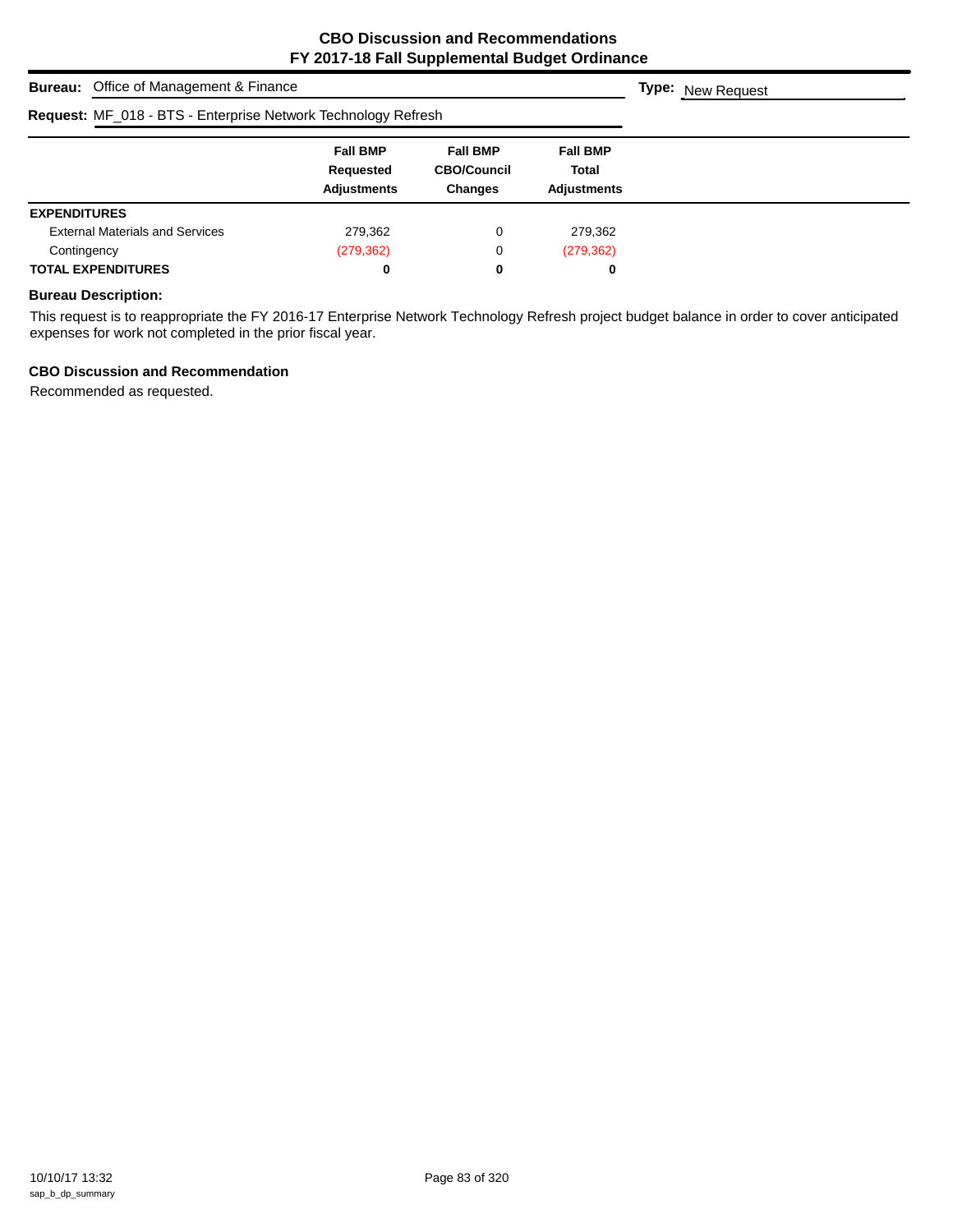# CBO Discussion and Recommendations
## FY 2017-18 Fall Supplemental Budget Ordinance

**Bureau:** Office of Management & Finance

**Type:** New Request

**Request:** MF_018 - BTS - Enterprise Network Technology Refresh

| | Fall BMP Requested Adjustments | Fall BMP CBO/Council Changes | Fall BMP Total Adjustments |
|---|---|---|---|
| **EXPENDITURES** | | | |
| External Materials and Services | 279,362 | 0 | 279,362 |
| Contingency | (279,362) | 0 | (279,362) |
| **TOTAL EXPENDITURES** | **0** | **0** | **0** |

### Bureau Description:

This request is to reappropriate the FY 2016-17 Enterprise Network Technology Refresh project budget balance in order to cover anticipated expenses for work not completed in the prior fiscal year.

### CBO Discussion and Recommendation

Recommended as requested.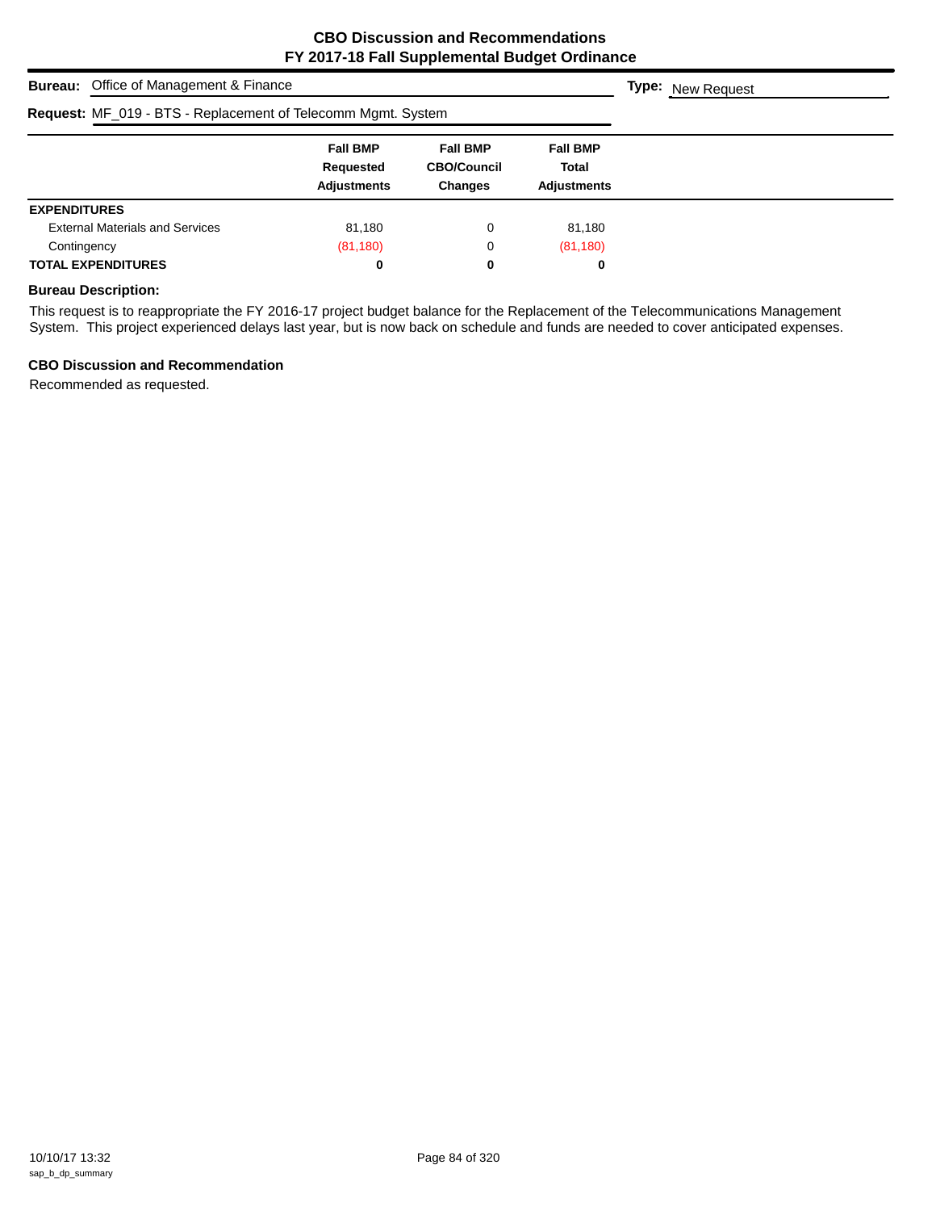# CBO Discussion and Recommendations
# FY 2017-18 Fall Supplemental Budget Ordinance

**Bureau:** Office of Management & Finance

**Type:** New Request

**Request:** MF_019 - BTS - Replacement of Telecomm Mgmt. System

| | Fall BMP Requested Adjustments | Fall BMP CBO/Council Changes | Fall BMP Total Adjustments |
|---|---|---|---|
| **EXPENDITURES** | | | |
| External Materials and Services | 81,180 | 0 | 81,180 |
| Contingency | (81,180) | 0 | (81,180) |
| **TOTAL EXPENDITURES** | **0** | **0** | **0** |

### Bureau Description:

This request is to reappropriate the FY 2016-17 project budget balance for the Replacement of the Telecommunications Management System. This project experienced delays last year, but is now back on schedule and funds are needed to cover anticipated expenses.

### CBO Discussion and Recommendation

Recommended as requested.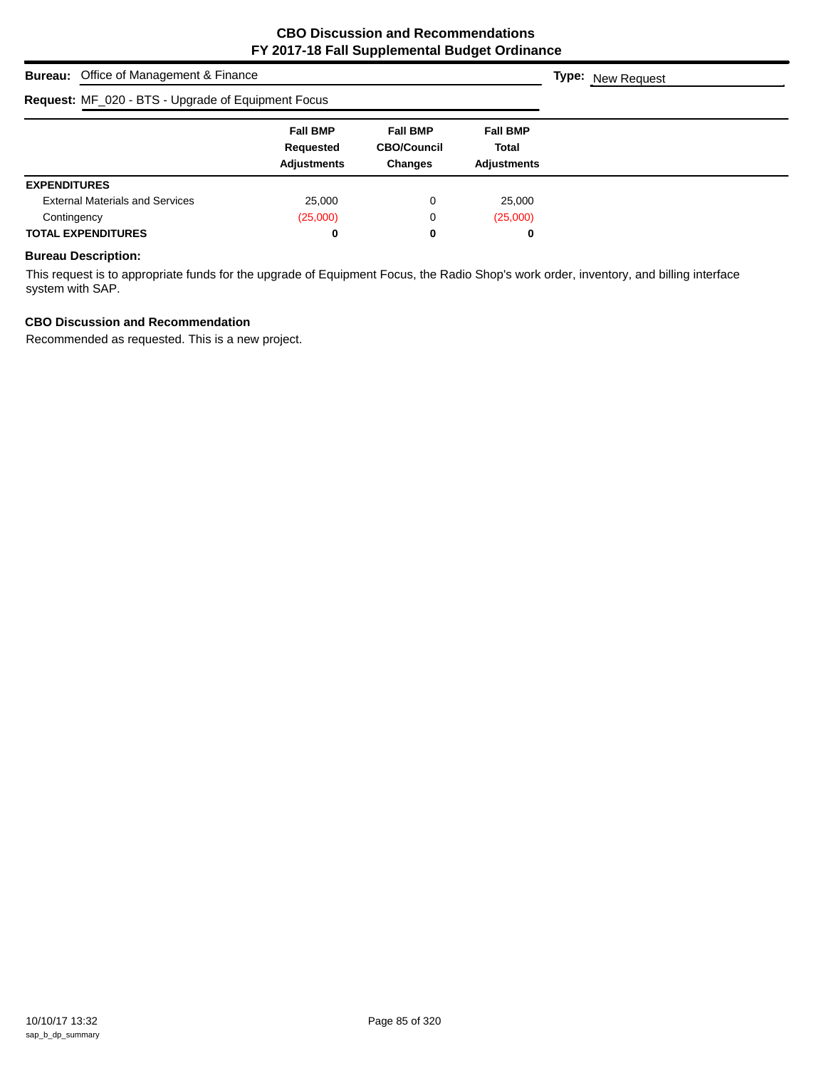# CBO Discussion and Recommendations
## FY 2017-18 Fall Supplemental Budget Ordinance

**Bureau:** Office of Management & Finance

**Type:** New Request

**Request:** MF_020 - BTS - Upgrade of Equipment Focus

| | Fall BMP Requested Adjustments | Fall BMP CBO/Council Changes | Fall BMP Total Adjustments |
|---|---|---|---|
| **EXPENDITURES** | | | |
| External Materials and Services | 25,000 | 0 | 25,000 |
| Contingency | (25,000) | 0 | (25,000) |
| **TOTAL EXPENDITURES** | **0** | **0** | **0** |

**Bureau Description:**

This request is to appropriate funds for the upgrade of Equipment Focus, the Radio Shop's work order, inventory, and billing interface system with SAP.

**CBO Discussion and Recommendation**

Recommended as requested. This is a new project.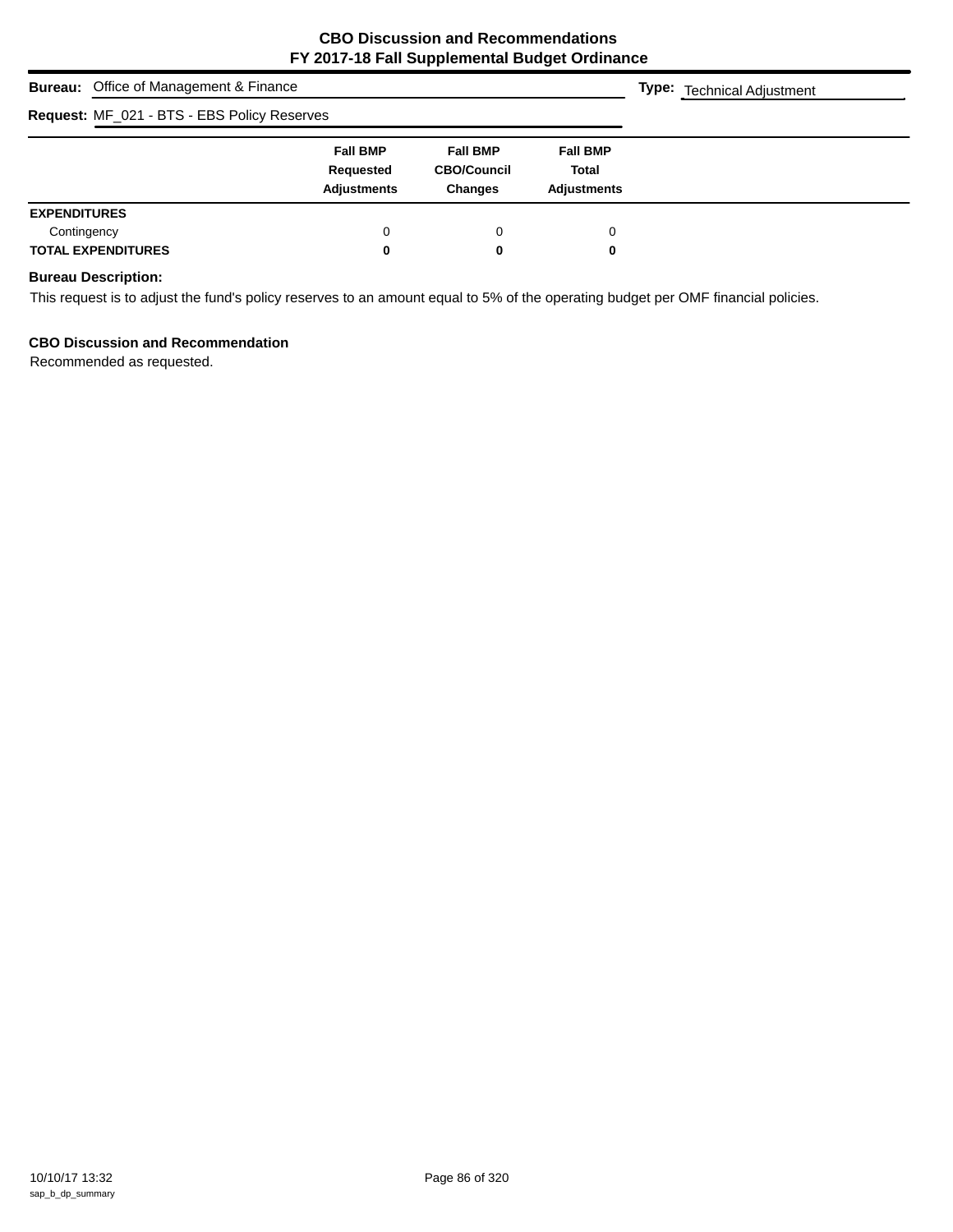# CBO Discussion and Recommendations
# FY 2017-18 Fall Supplemental Budget Ordinance

**Bureau:** Office of Management & Finance **Type:** Technical Adjustment

**Request:** MF_021 - BTS - EBS Policy Reserves

| | Fall BMP Requested Adjustments | Fall BMP CBO/Council Changes | Fall BMP Total Adjustments |
|---|---|---|---|
| **EXPENDITURES** | | | |
| Contingency | 0 | 0 | 0 |
| **TOTAL EXPENDITURES** | **0** | **0** | **0** |

**Bureau Description:**

This request is to adjust the fund's policy reserves to an amount equal to 5% of the operating budget per OMF financial policies.

**CBO Discussion and Recommendation**

Recommended as requested.

10/10/17 13:32
sap_b_dp_summary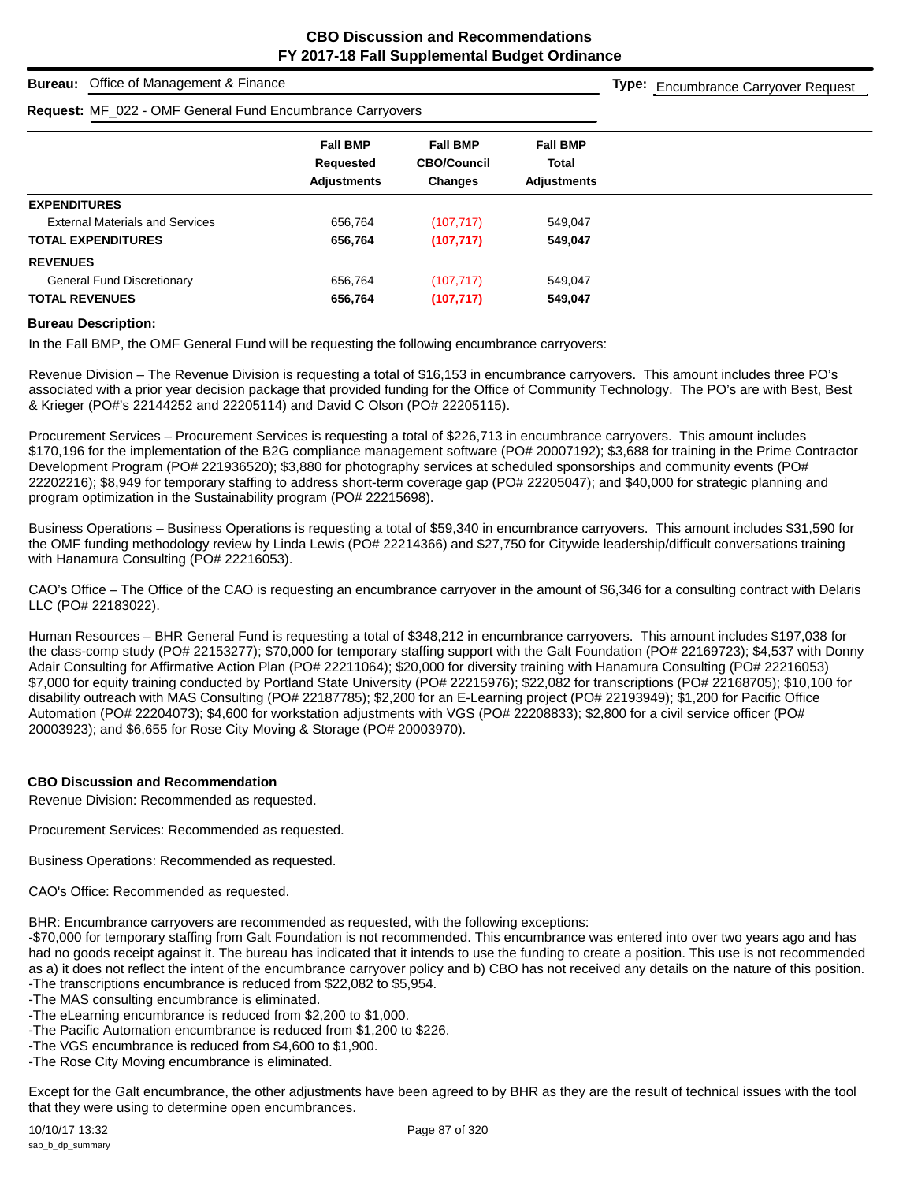## CBO Discussion and Recommendations
## FY 2017-18 Fall Supplemental Budget Ordinance

**Bureau:** Office of Management & Finance

**Type:** Encumbrance Carryover Request

**Request:** MF_022 - OMF General Fund Encumbrance Carryovers

| | Fall BMP Requested Adjustments | Fall BMP CBO/Council Changes | Fall BMP Total Adjustments |
|---|---|---|---|
| **EXPENDITURES** | | | |
| External Materials and Services | 656,764 | (107,717) | 549,047 |
| **TOTAL EXPENDITURES** | **656,764** | **(107,717)** | **549,047** |
| **REVENUES** | | | |
| General Fund Discretionary | 656,764 | (107,717) | 549,047 |
| **TOTAL REVENUES** | **656,764** | **(107,717)** | **549,047** |

**Bureau Description:**

In the Fall BMP, the OMF General Fund will be requesting the following encumbrance carryovers:

Revenue Division – The Revenue Division is requesting a total of $16,153 in encumbrance carryovers. This amount includes three PO's associated with a prior year decision package that provided funding for the Office of Community Technology. The PO's are with Best, Best & Krieger (PO#'s 22144252 and 22205114) and David C Olson (PO# 22205115).

Procurement Services – Procurement Services is requesting a total of $226,713 in encumbrance carryovers. This amount includes $170,196 for the implementation of the B2G compliance management software (PO# 20007192); $3,688 for training in the Prime Contractor Development Program (PO# 221936520); $3,880 for photography services at scheduled sponsorships and community events (PO# 22202216); $8,949 for temporary staffing to address short-term coverage gap (PO# 22205047); and $40,000 for strategic planning and program optimization in the Sustainability program (PO# 22215698).

Business Operations – Business Operations is requesting a total of $59,340 in encumbrance carryovers. This amount includes $31,590 for the OMF funding methodology review by Linda Lewis (PO# 22214366) and $27,750 for Citywide leadership/difficult conversations training with Hanamura Consulting (PO# 22216053).

CAO's Office – The Office of the CAO is requesting an encumbrance carryover in the amount of $6,346 for a consulting contract with Delaris LLC (PO# 22183022).

Human Resources – BHR General Fund is requesting a total of $348,212 in encumbrance carryovers. This amount includes $197,038 for the class-comp study (PO# 22153277); $70,000 for temporary staffing support with the Galt Foundation (PO# 22169723); $4,537 with Donny Adair Consulting for Affirmative Action Plan (PO# 22211064); $20,000 for diversity training with Hanamura Consulting (PO# 22216053); $7,000 for equity training conducted by Portland State University (PO# 22215976); $22,082 for transcriptions (PO# 22168705); $10,100 for disability outreach with MAS Consulting (PO# 22187785); $2,200 for an E-Learning project (PO# 22193949); $1,200 for Pacific Office Automation (PO# 22204073); $4,600 for workstation adjustments with VGS (PO# 22208833); $2,800 for a civil service officer (PO# 20003923); and $6,655 for Rose City Moving & Storage (PO# 20003970).

**CBO Discussion and Recommendation**

Revenue Division: Recommended as requested.

Procurement Services: Recommended as requested.

Business Operations: Recommended as requested.

CAO's Office: Recommended as requested.

BHR: Encumbrance carryovers are recommended as requested, with the following exceptions:
-$70,000 for temporary staffing from Galt Foundation is not recommended. This encumbrance was entered into over two years ago and has had no goods receipt against it. The bureau has indicated that it intends to use the funding to create a position. This use is not recommended as a) it does not reflect the intent of the encumbrance carryover policy and b) CBO has not received any details on the nature of this position.
-The transcriptions encumbrance is reduced from $22,082 to $5,954.
-The MAS consulting encumbrance is eliminated.
-The eLearning encumbrance is reduced from $2,200 to $1,000.
-The Pacific Automation encumbrance is reduced from $1,200 to $226.
-The VGS encumbrance is reduced from $4,600 to $1,900.
-The Rose City Moving encumbrance is eliminated.

Except for the Galt encumbrance, the other adjustments have been agreed to by BHR as they are the result of technical issues with the tool that they were using to determine open encumbrances.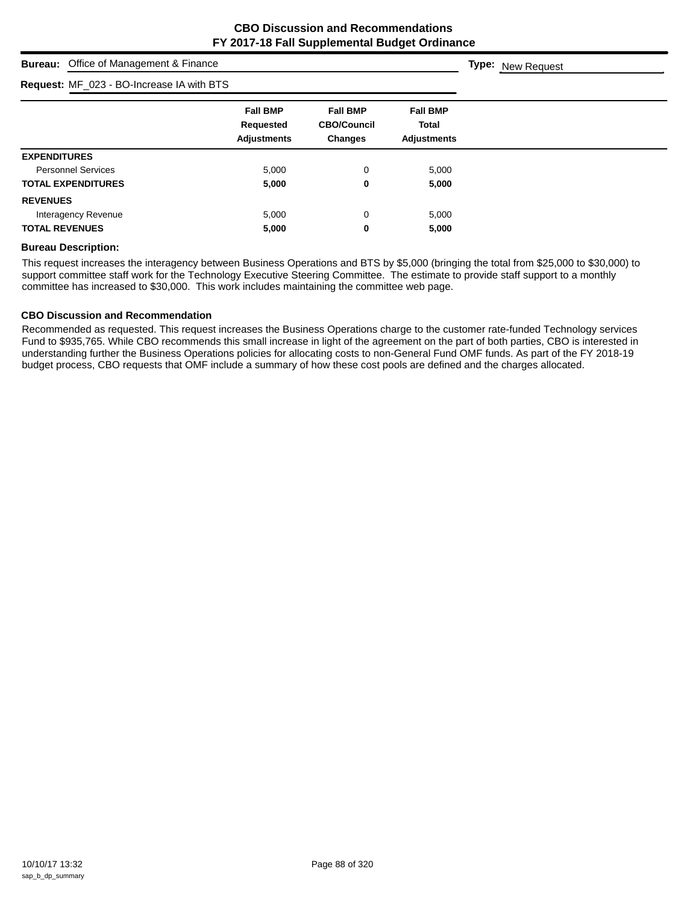# CBO Discussion and Recommendations
## FY 2017-18 Fall Supplemental Budget Ordinance

**Bureau:** Office of Management & Finance

**Type:** New Request

**Request:** MF_023 - BO-Increase IA with BTS

| | Fall BMP Requested Adjustments | Fall BMP CBO/Council Changes | Fall BMP Total Adjustments |
|---|---|---|---|
| **EXPENDITURES** | | | |
| Personnel Services | 5,000 | 0 | 5,000 |
| **TOTAL EXPENDITURES** | **5,000** | **0** | **5,000** |
| **REVENUES** | | | |
| Interagency Revenue | 5,000 | 0 | 5,000 |
| **TOTAL REVENUES** | **5,000** | **0** | **5,000** |

### Bureau Description:

This request increases the interagency between Business Operations and BTS by $5,000 (bringing the total from $25,000 to $30,000) to support committee staff work for the Technology Executive Steering Committee. The estimate to provide staff support to a monthly committee has increased to $30,000. This work includes maintaining the committee web page.

### CBO Discussion and Recommendation

Recommended as requested. This request increases the Business Operations charge to the customer rate-funded Technology services Fund to $935,765. While CBO recommends this small increase in light of the agreement on the part of both parties, CBO is interested in understanding further the Business Operations policies for allocating costs to non-General Fund OMF funds. As part of the FY 2018-19 budget process, CBO requests that OMF include a summary of how these cost pools are defined and the charges allocated.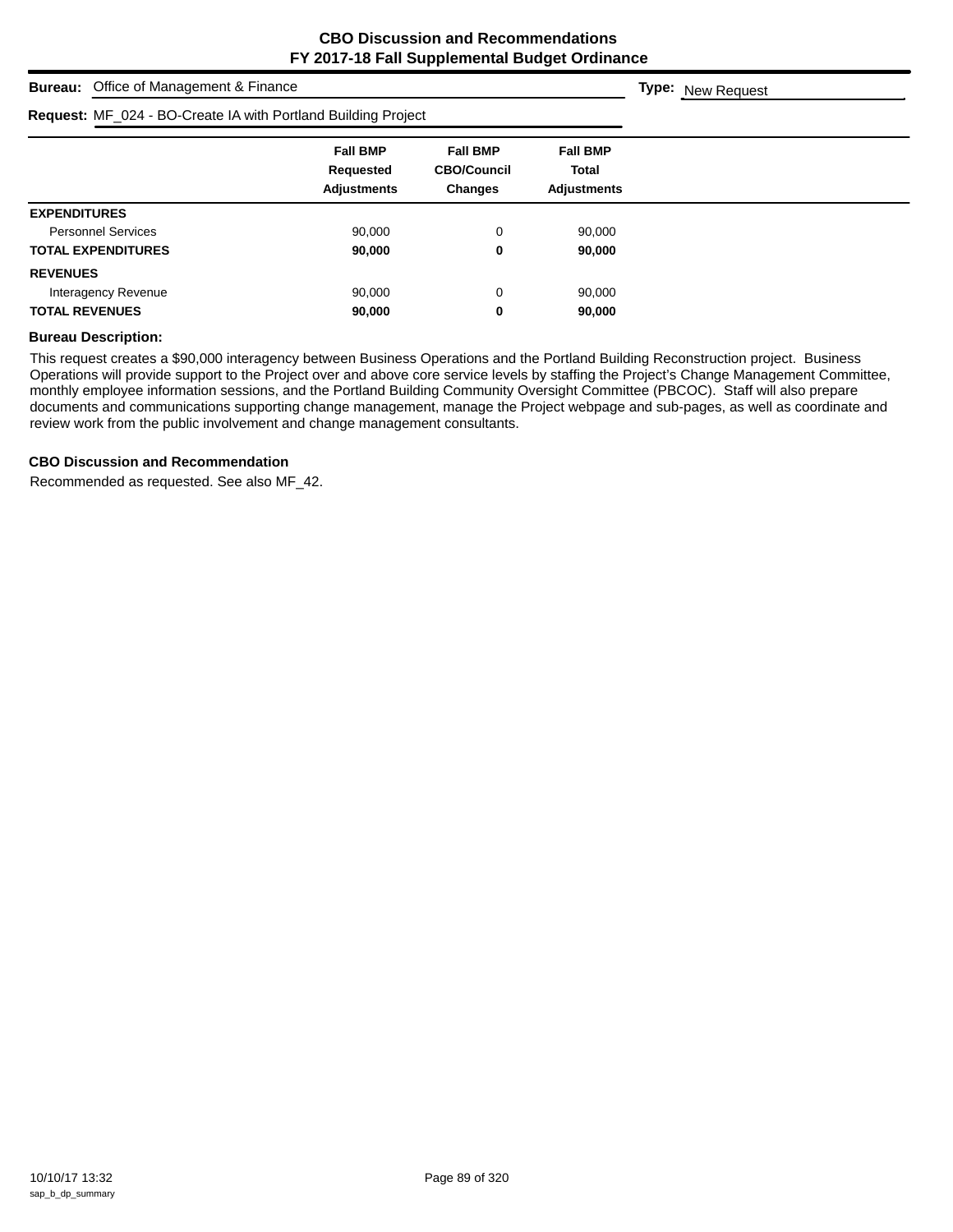# CBO Discussion and Recommendations
## FY 2017-18 Fall Supplemental Budget Ordinance

**Bureau:** Office of Management & Finance

**Type:** New Request

**Request:** MF_024 - BO-Create IA with Portland Building Project

| | Fall BMP Requested Adjustments | Fall BMP CBO/Council Changes | Fall BMP Total Adjustments |
|---|---|---|---|
| **EXPENDITURES** | | | |
| Personnel Services | 90,000 | 0 | 90,000 |
| **TOTAL EXPENDITURES** | **90,000** | **0** | **90,000** |
| **REVENUES** | | | |
| Interagency Revenue | 90,000 | 0 | 90,000 |
| **TOTAL REVENUES** | **90,000** | **0** | **90,000** |

**Bureau Description:**

This request creates a $90,000 interagency between Business Operations and the Portland Building Reconstruction project. Business Operations will provide support to the Project over and above core service levels by staffing the Project's Change Management Committee, monthly employee information sessions, and the Portland Building Community Oversight Committee (PBCOC). Staff will also prepare documents and communications supporting change management, manage the Project webpage and sub-pages, as well as coordinate and review work from the public involvement and change management consultants.

**CBO Discussion and Recommendation**

Recommended as requested. See also MF_42.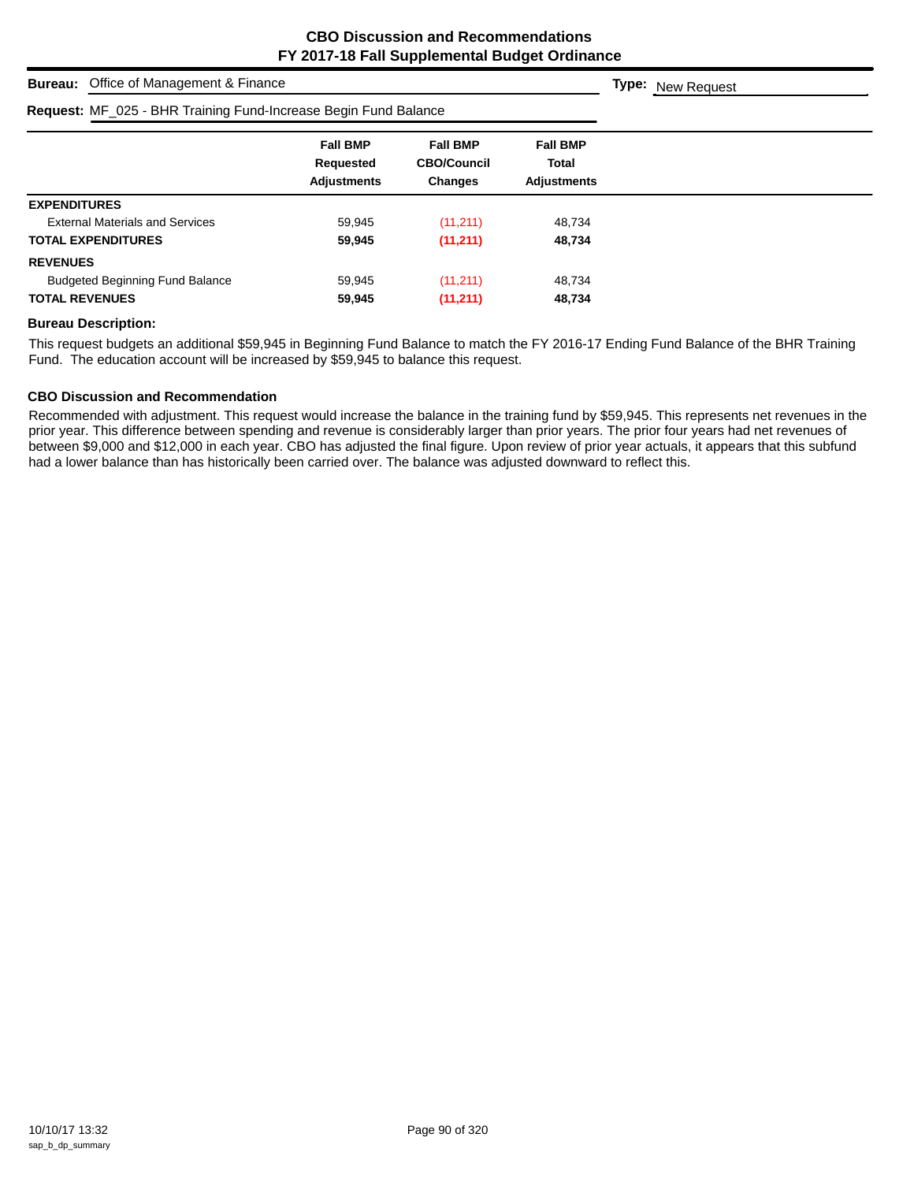# CBO Discussion and Recommendations
## FY 2017-18 Fall Supplemental Budget Ordinance

**Bureau:** Office of Management & Finance **Type:** New Request

**Request:** MF_025 - BHR Training Fund-Increase Begin Fund Balance

| | Fall BMP Requested Adjustments | Fall BMP CBO/Council Changes | Fall BMP Total Adjustments |
|---|---|---|---|
| **EXPENDITURES** | | | |
| External Materials and Services | 59,945 | (11,211) | 48,734 |
| **TOTAL EXPENDITURES** | **59,945** | **(11,211)** | **48,734** |
| **REVENUES** | | | |
| Budgeted Beginning Fund Balance | 59,945 | (11,211) | 48,734 |
| **TOTAL REVENUES** | **59,945** | **(11,211)** | **48,734** |

### Bureau Description:

This request budgets an additional $59,945 in Beginning Fund Balance to match the FY 2016-17 Ending Fund Balance of the BHR Training Fund. The education account will be increased by $59,945 to balance this request.

### CBO Discussion and Recommendation

Recommended with adjustment. This request would increase the balance in the training fund by $59,945. This represents net revenues in the prior year. This difference between spending and revenue is considerably larger than prior years. The prior four years had net revenues of between $9,000 and $12,000 in each year. CBO has adjusted the final figure. Upon review of prior year actuals, it appears that this subfund had a lower balance than has historically been carried over. The balance was adjusted downward to reflect this.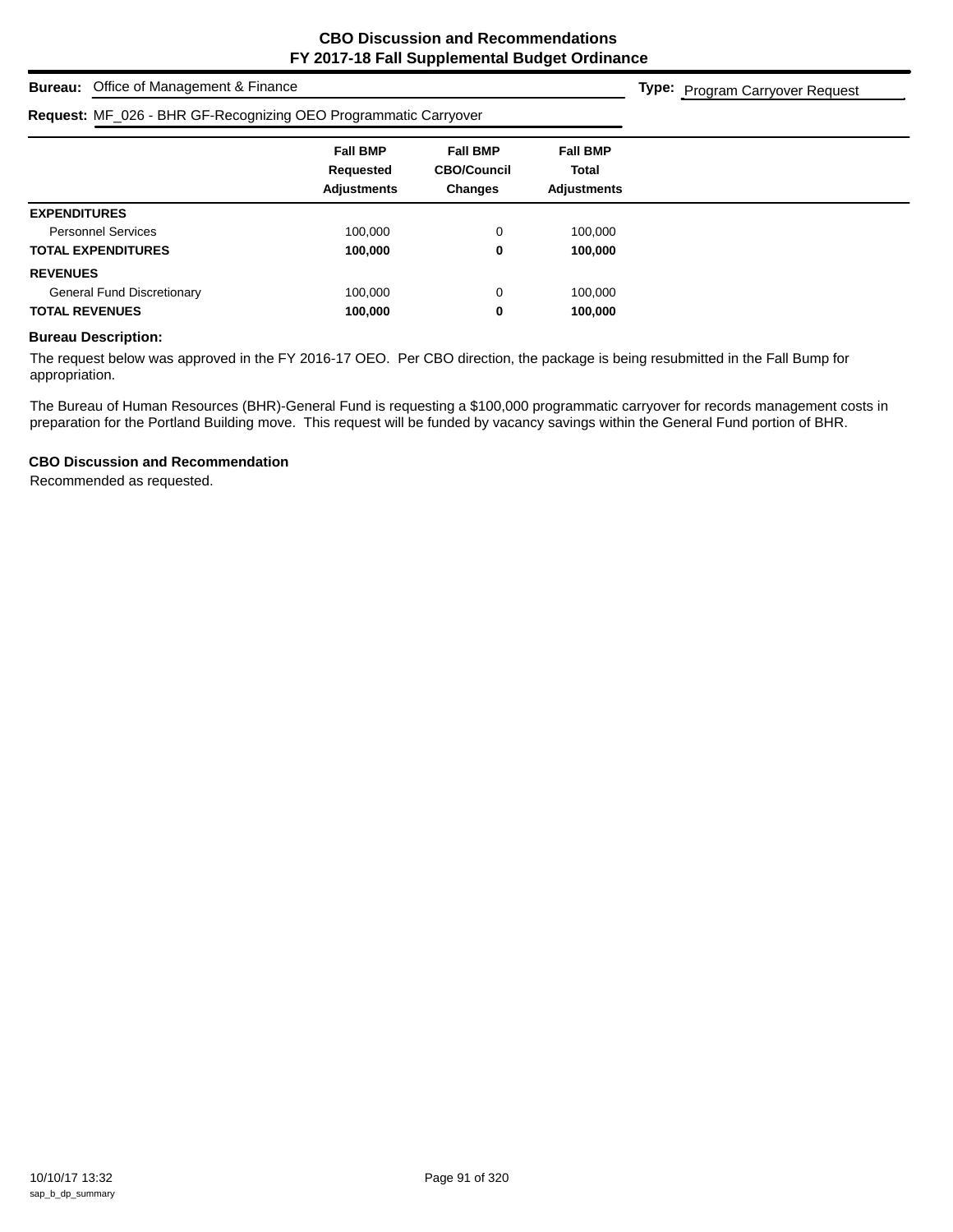# CBO Discussion and Recommendations
## FY 2017-18 Fall Supplemental Budget Ordinance

**Bureau:** Office of Management & Finance

**Type:** Program Carryover Request

**Request:** MF_026 - BHR GF-Recognizing OEO Programmatic Carryover

| | Fall BMP Requested Adjustments | Fall BMP CBO/Council Changes | Fall BMP Total Adjustments |
|---|---|---|---|
| **EXPENDITURES** | | | |
| Personnel Services | 100,000 | 0 | 100,000 |
| **TOTAL EXPENDITURES** | **100,000** | **0** | **100,000** |
| **REVENUES** | | | |
| General Fund Discretionary | 100,000 | 0 | 100,000 |
| **TOTAL REVENUES** | **100,000** | **0** | **100,000** |

**Bureau Description:**

The request below was approved in the FY 2016-17 OEO. Per CBO direction, the package is being resubmitted in the Fall Bump for appropriation.

The Bureau of Human Resources (BHR)-General Fund is requesting a $100,000 programmatic carryover for records management costs in preparation for the Portland Building move. This request will be funded by vacancy savings within the General Fund portion of BHR.

**CBO Discussion and Recommendation**

Recommended as requested.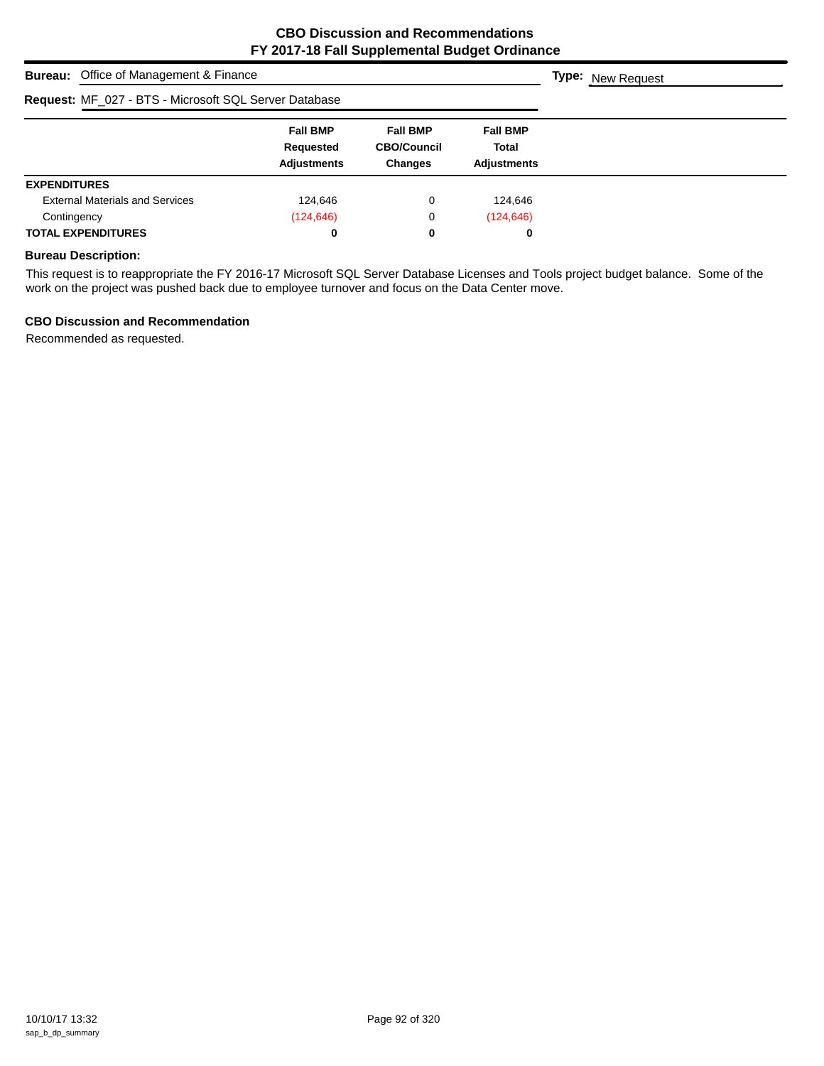# CBO Discussion and Recommendations
# FY 2017-18 Fall Supplemental Budget Ordinance

**Bureau:** Office of Management & Finance **Type:** New Request

**Request:** MF_027 - BTS - Microsoft SQL Server Database

| | Fall BMP Requested Adjustments | Fall BMP CBO/Council Changes | Fall BMP Total Adjustments |
|---|---|---|---|
| **EXPENDITURES** | | | |
| External Materials and Services | 124,646 | 0 | 124,646 |
| Contingency | (124,646) | 0 | (124,646) |
| **TOTAL EXPENDITURES** | **0** | **0** | **0** |

### Bureau Description:

This request is to reappropriate the FY 2016-17 Microsoft SQL Server Database Licenses and Tools project budget balance. Some of the work on the project was pushed back due to employee turnover and focus on the Data Center move.

### CBO Discussion and Recommendation

Recommended as requested.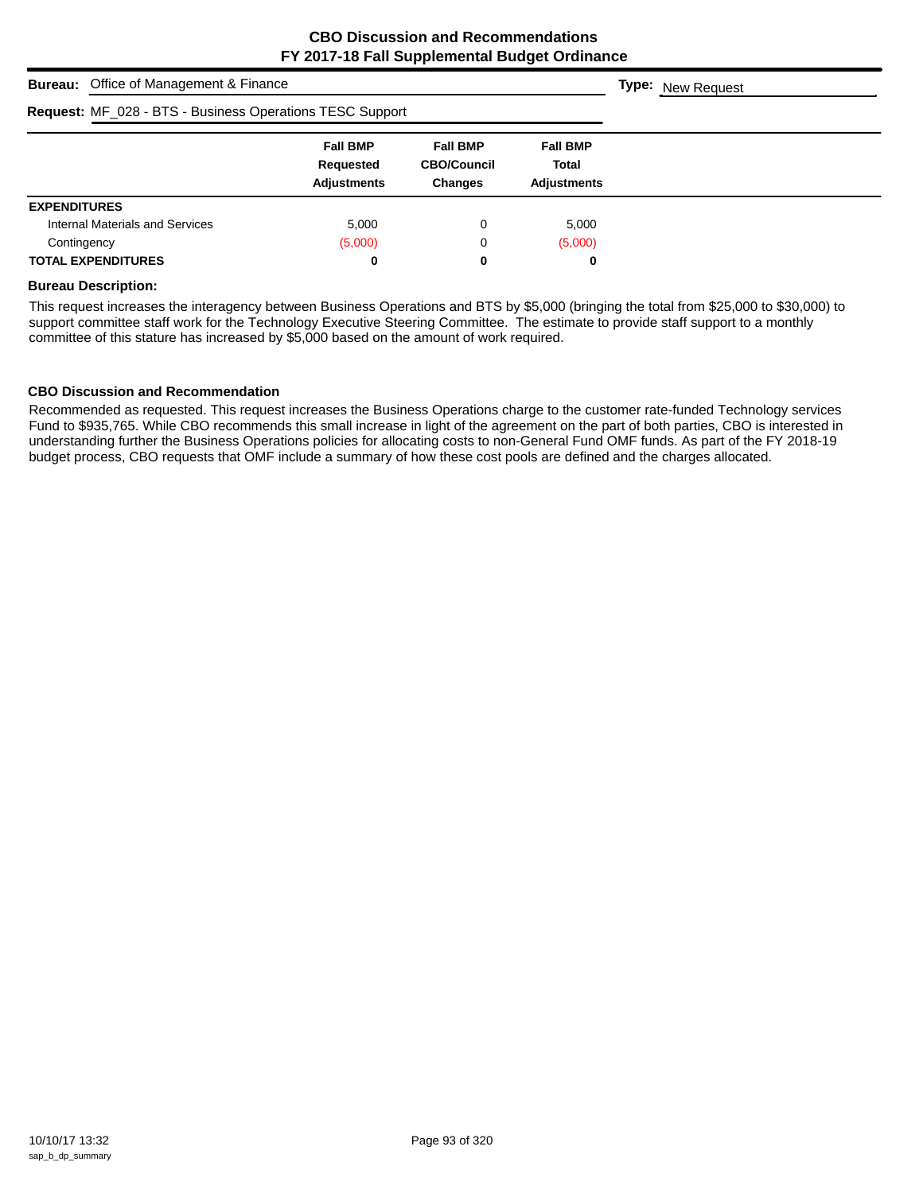# CBO Discussion and Recommendations
# FY 2017-18 Fall Supplemental Budget Ordinance

**Bureau:** Office of Management & Finance **Type:** New Request

**Request:** MF_028 - BTS - Business Operations TESC Support

| | Fall BMP Requested Adjustments | Fall BMP CBO/Council Changes | Fall BMP Total Adjustments |
|---|---|---|---|
| **EXPENDITURES** | | | |
| Internal Materials and Services | 5,000 | 0 | 5,000 |
| Contingency | (5,000) | 0 | (5,000) |
| **TOTAL EXPENDITURES** | **0** | **0** | **0** |

**Bureau Description:**

This request increases the interagency between Business Operations and BTS by $5,000 (bringing the total from $25,000 to $30,000) to support committee staff work for the Technology Executive Steering Committee. The estimate to provide staff support to a monthly committee of this stature has increased by $5,000 based on the amount of work required.

**CBO Discussion and Recommendation**

Recommended as requested. This request increases the Business Operations charge to the customer rate-funded Technology services Fund to $935,765. While CBO recommends this small increase in light of the agreement on the part of both parties, CBO is interested in understanding further the Business Operations policies for allocating costs to non-General Fund OMF funds. As part of the FY 2018-19 budget process, CBO requests that OMF include a summary of how these cost pools are defined and the charges allocated.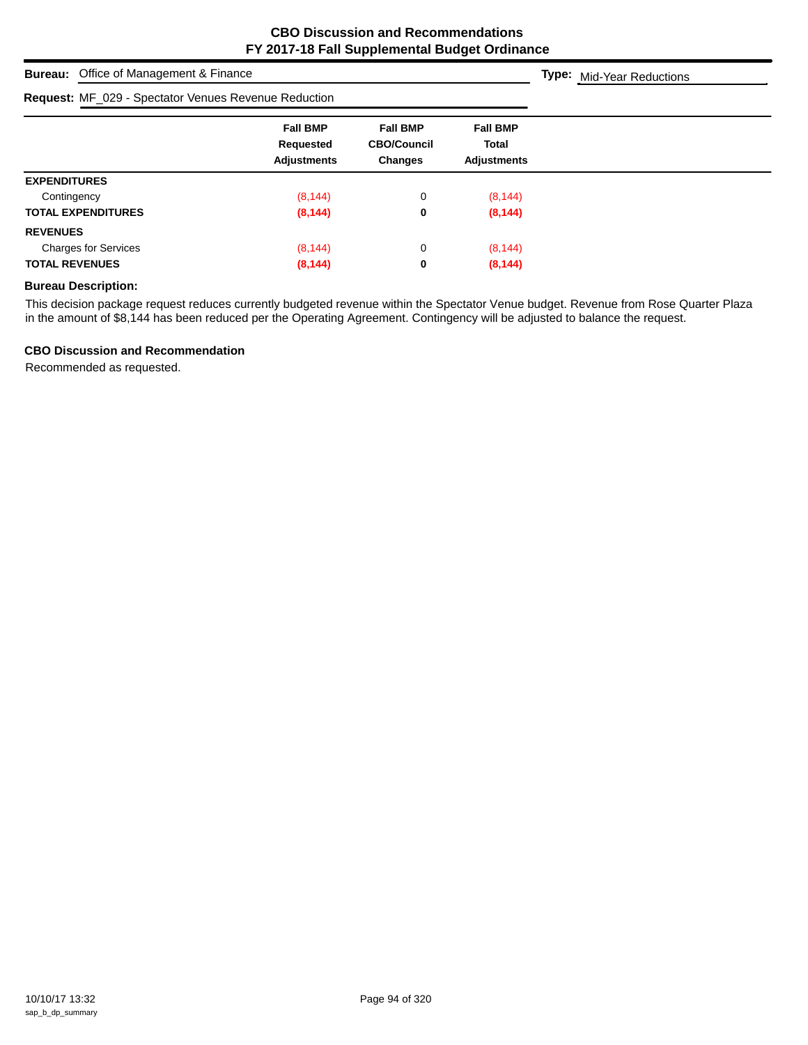## CBO Discussion and Recommendations
## FY 2017-18 Fall Supplemental Budget Ordinance

**Bureau:** Office of Management & Finance

**Type:** Mid-Year Reductions

**Request:** MF_029 - Spectator Venues Revenue Reduction

| | Fall BMP Requested Adjustments | Fall BMP CBO/Council Changes | Fall BMP Total Adjustments |
|---|---|---|---|
| **EXPENDITURES** | | | |
| Contingency | (8,144) | 0 | (8,144) |
| **TOTAL EXPENDITURES** | **(8,144)** | **0** | **(8,144)** |
| **REVENUES** | | | |
| Charges for Services | (8,144) | 0 | (8,144) |
| **TOTAL REVENUES** | **(8,144)** | **0** | **(8,144)** |

### Bureau Description:

This decision package request reduces currently budgeted revenue within the Spectator Venue budget. Revenue from Rose Quarter Plaza in the amount of $8,144 has been reduced per the Operating Agreement. Contingency will be adjusted to balance the request.

### CBO Discussion and Recommendation

Recommended as requested.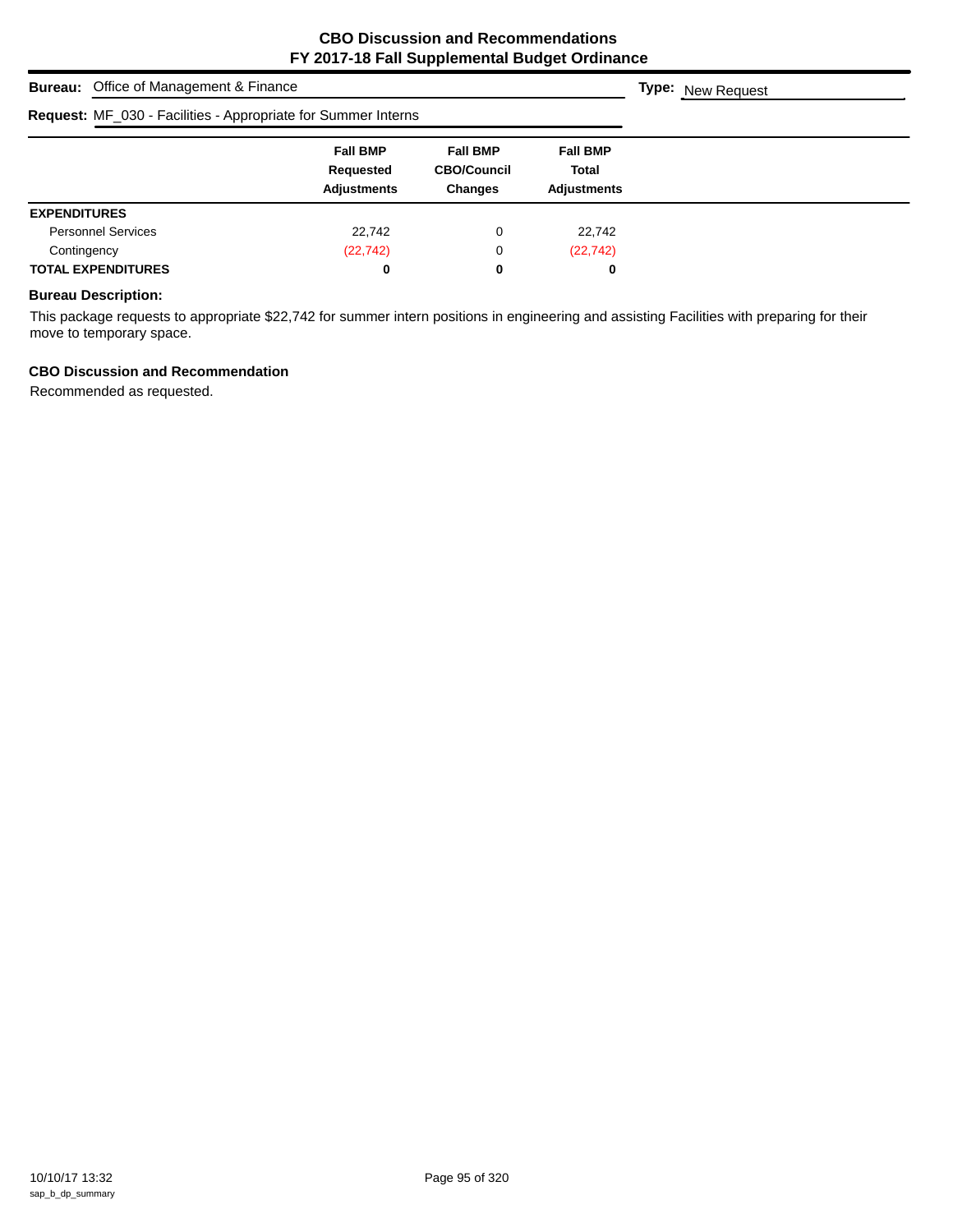# CBO Discussion and Recommendations
## FY 2017-18 Fall Supplemental Budget Ordinance

**Bureau:** Office of Management & Finance **Type:** New Request

**Request:** MF_030 - Facilities - Appropriate for Summer Interns

| | Fall BMP Requested Adjustments | Fall BMP CBO/Council Changes | Fall BMP Total Adjustments |
|---|---|---|---|
| **EXPENDITURES** | | | |
| Personnel Services | 22,742 | 0 | 22,742 |
| Contingency | (22,742) | 0 | (22,742) |
| **TOTAL EXPENDITURES** | **0** | **0** | **0** |

**Bureau Description:**

This package requests to appropriate $22,742 for summer intern positions in engineering and assisting Facilities with preparing for their move to temporary space.

**CBO Discussion and Recommendation**

Recommended as requested.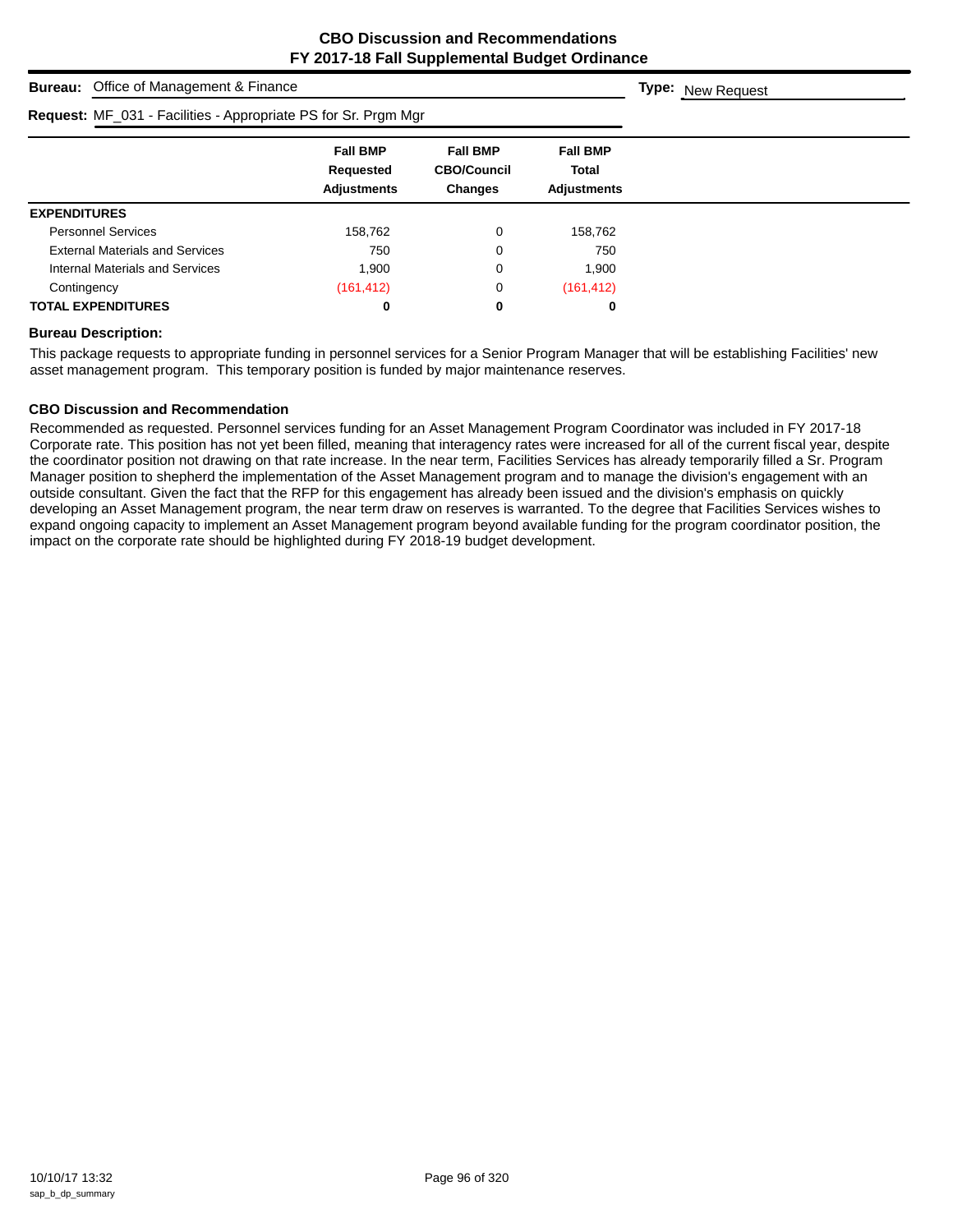**CBO Discussion and Recommendations**
**FY 2017-18 Fall Supplemental Budget Ordinance**

**Bureau:** Office of Management & Finance

**Type:** New Request

**Request:** MF_031 - Facilities - Appropriate PS for Sr. Prgm Mgr

| | Fall BMP Requested Adjustments | Fall BMP CBO/Council Changes | Fall BMP Total Adjustments |
|---|---|---|---|
| **EXPENDITURES** | | | |
| Personnel Services | 158,762 | 0 | 158,762 |
| External Materials and Services | 750 | 0 | 750 |
| Internal Materials and Services | 1,900 | 0 | 1,900 |
| Contingency | (161,412) | 0 | (161,412) |
| **TOTAL EXPENDITURES** | **0** | **0** | **0** |

**Bureau Description:**

This package requests to appropriate funding in personnel services for a Senior Program Manager that will be establishing Facilities' new asset management program. This temporary position is funded by major maintenance reserves.

**CBO Discussion and Recommendation**

Recommended as requested. Personnel services funding for an Asset Management Program Coordinator was included in FY 2017-18 Corporate rate. This position has not yet been filled, meaning that interagency rates were increased for all of the current fiscal year, despite the coordinator position not drawing on that rate increase. In the near term, Facilities Services has already temporarily filled a Sr. Program Manager position to shepherd the implementation of the Asset Management program and to manage the division's engagement with an outside consultant. Given the fact that the RFP for this engagement has already been issued and the division's emphasis on quickly developing an Asset Management program, the near term draw on reserves is warranted. To the degree that Facilities Services wishes to expand ongoing capacity to implement an Asset Management program beyond available funding for the program coordinator position, the impact on the corporate rate should be highlighted during FY 2018-19 budget development.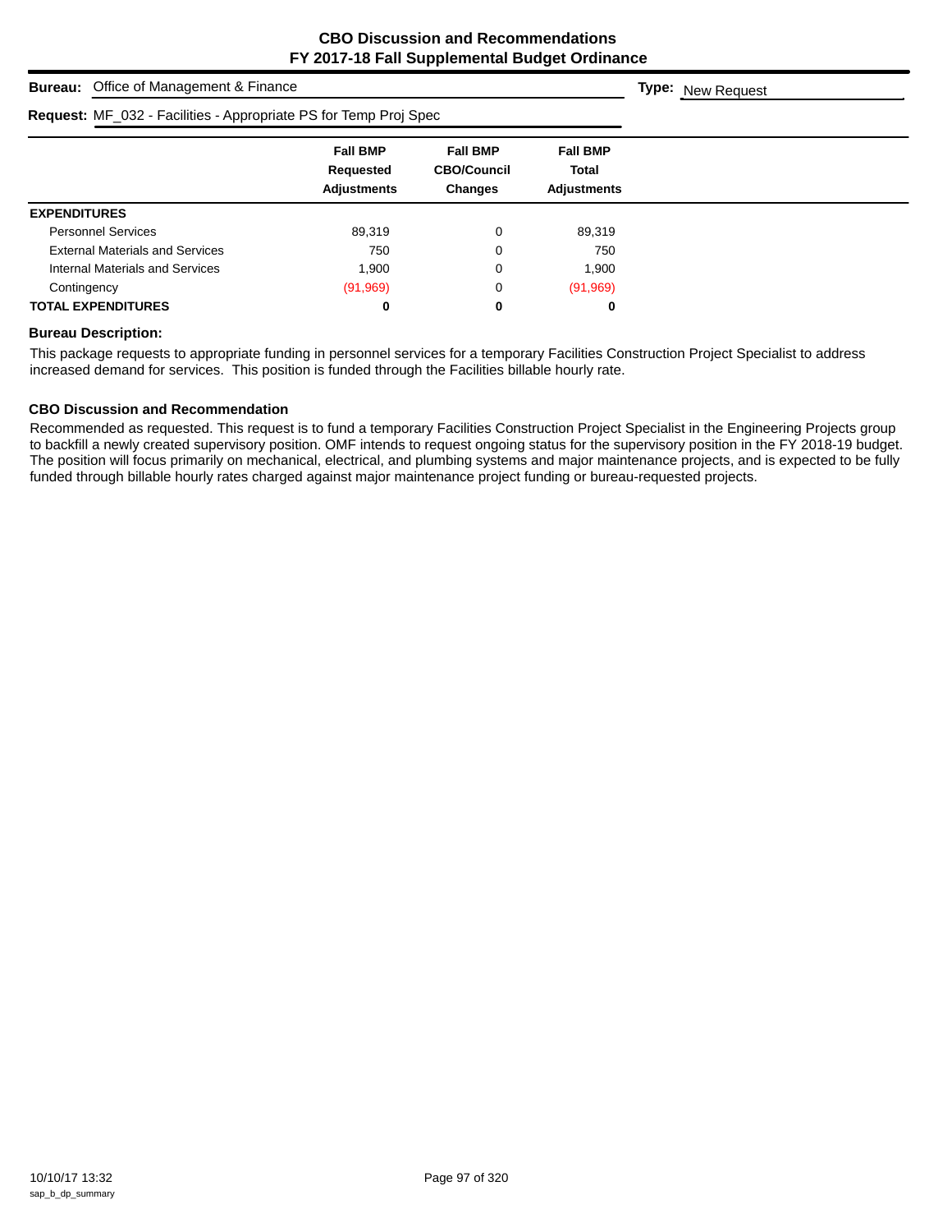## CBO Discussion and Recommendations
## FY 2017-18 Fall Supplemental Budget Ordinance

**Bureau:** Office of Management & Finance

**Type:** New Request

**Request:** MF_032 - Facilities - Appropriate PS for Temp Proj Spec

| | Fall BMP Requested Adjustments | Fall BMP CBO/Council Changes | Fall BMP Total Adjustments |
|---|---|---|---|
| **EXPENDITURES** | | | |
| Personnel Services | 89,319 | 0 | 89,319 |
| External Materials and Services | 750 | 0 | 750 |
| Internal Materials and Services | 1,900 | 0 | 1,900 |
| Contingency | (91,969) | 0 | (91,969) |
| **TOTAL EXPENDITURES** | **0** | **0** | **0** |

### Bureau Description:

This package requests to appropriate funding in personnel services for a temporary Facilities Construction Project Specialist to address increased demand for services. This position is funded through the Facilities billable hourly rate.

### CBO Discussion and Recommendation

Recommended as requested. This request is to fund a temporary Facilities Construction Project Specialist in the Engineering Projects group to backfill a newly created supervisory position. OMF intends to request ongoing status for the supervisory position in the FY 2018-19 budget. The position will focus primarily on mechanical, electrical, and plumbing systems and major maintenance projects, and is expected to be fully funded through billable hourly rates charged against major maintenance project funding or bureau-requested projects.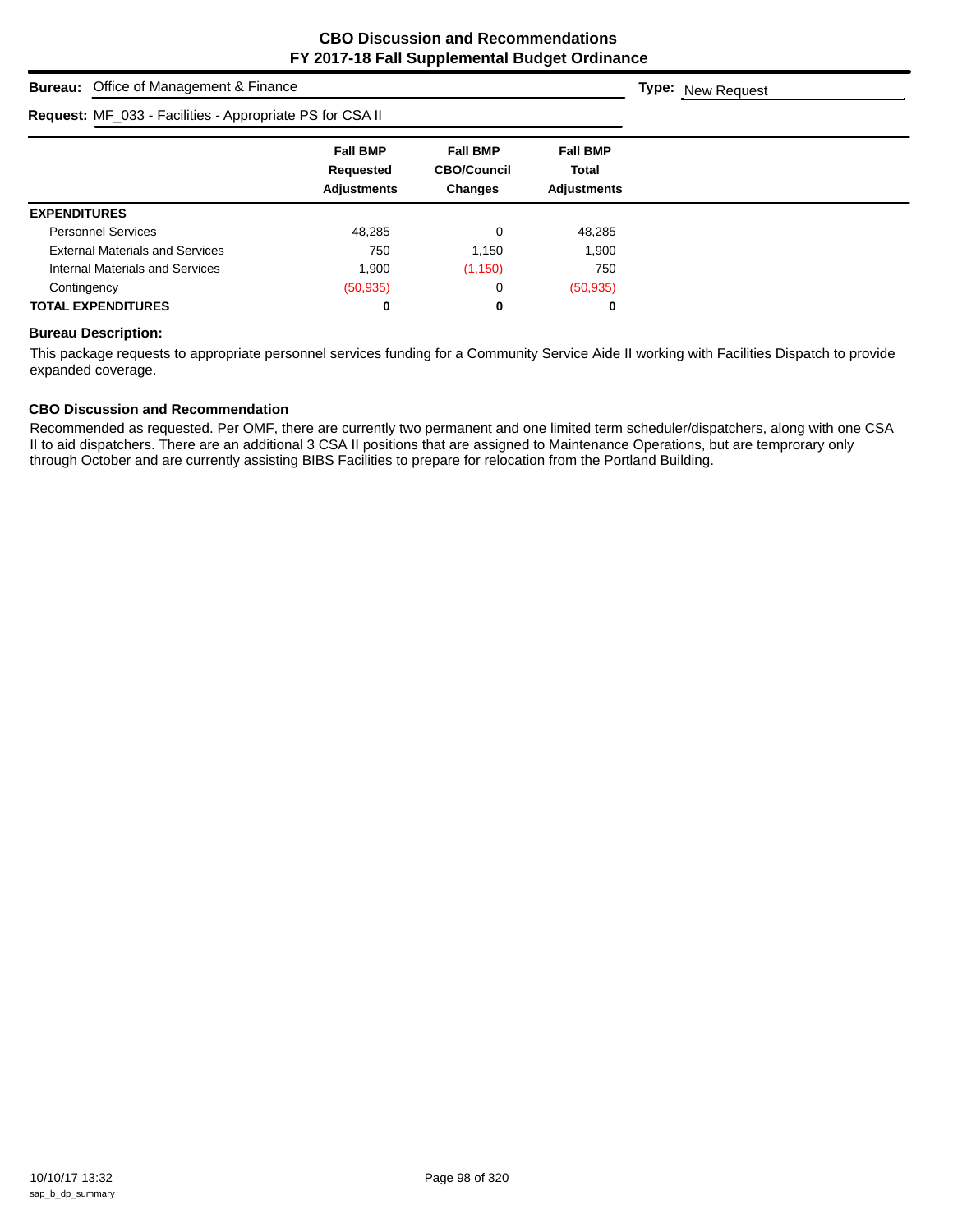# CBO Discussion and Recommendations
## FY 2017-18 Fall Supplemental Budget Ordinance

**Bureau:** Office of Management & Finance

**Type:** New Request

**Request:** MF_033 - Facilities - Appropriate PS for CSA II

| | Fall BMP Requested Adjustments | Fall BMP CBO/Council Changes | Fall BMP Total Adjustments |
|---|---|---|---|
| **EXPENDITURES** | | | |
| Personnel Services | 48,285 | 0 | 48,285 |
| External Materials and Services | 750 | 1,150 | 1,900 |
| Internal Materials and Services | 1,900 | (1,150) | 750 |
| Contingency | (50,935) | 0 | (50,935) |
| **TOTAL EXPENDITURES** | **0** | **0** | **0** |

**Bureau Description:**

This package requests to appropriate personnel services funding for a Community Service Aide II working with Facilities Dispatch to provide expanded coverage.

**CBO Discussion and Recommendation**

Recommended as requested. Per OMF, there are currently two permanent and one limited term scheduler/dispatchers, along with one CSA II to aid dispatchers. There are an additional 3 CSA II positions that are assigned to Maintenance Operations, but are temprorary only through October and are currently assisting BIBS Facilities to prepare for relocation from the Portland Building.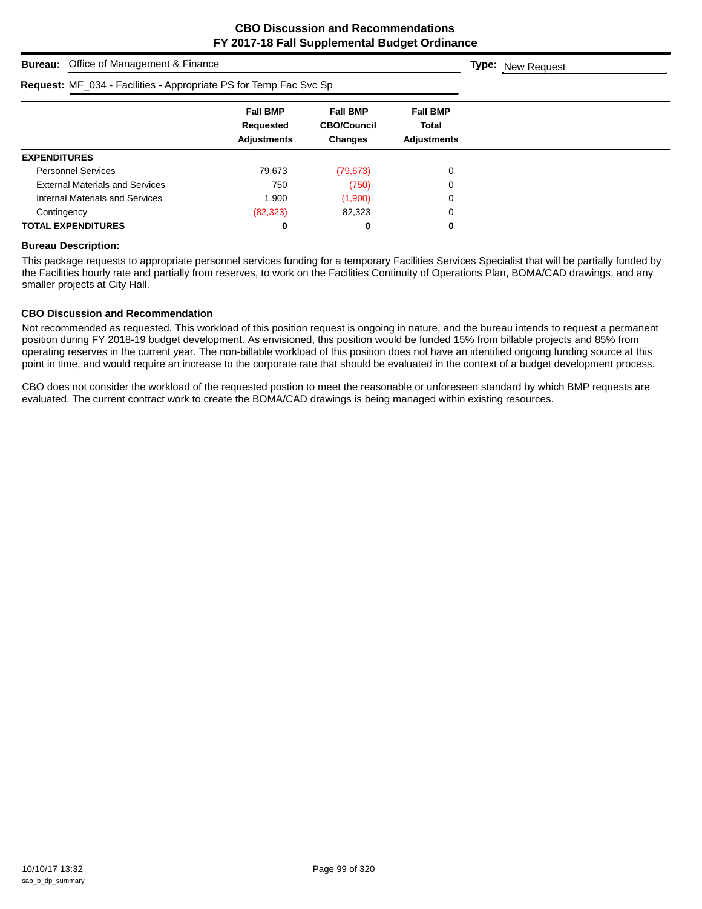# CBO Discussion and Recommendations
## FY 2017-18 Fall Supplemental Budget Ordinance

**Bureau:** Office of Management & Finance

**Type:** New Request

**Request:** MF_034 - Facilities - Appropriate PS for Temp Fac Svc Sp

| | Fall BMP Requested Adjustments | Fall BMP CBO/Council Changes | Fall BMP Total Adjustments |
|---|---|---|---|
| **EXPENDITURES** | | | |
| Personnel Services | 79,673 | (79,673) | 0 |
| External Materials and Services | 750 | (750) | 0 |
| Internal Materials and Services | 1,900 | (1,900) | 0 |
| Contingency | (82,323) | 82,323 | 0 |
| **TOTAL EXPENDITURES** | **0** | **0** | **0** |

### Bureau Description:

This package requests to appropriate personnel services funding for a temporary Facilities Services Specialist that will be partially funded by the Facilities hourly rate and partially from reserves, to work on the Facilities Continuity of Operations Plan, BOMA/CAD drawings, and any smaller projects at City Hall.

### CBO Discussion and Recommendation

Not recommended as requested. This workload of this position request is ongoing in nature, and the bureau intends to request a permanent position during FY 2018-19 budget development. As envisioned, this position would be funded 15% from billable projects and 85% from operating reserves in the current year. The non-billable workload of this position does not have an identified ongoing funding source at this point in time, and would require an increase to the corporate rate that should be evaluated in the context of a budget development process.

CBO does not consider the workload of the requested postion to meet the reasonable or unforeseen standard by which BMP requests are evaluated. The current contract work to create the BOMA/CAD drawings is being managed within existing resources.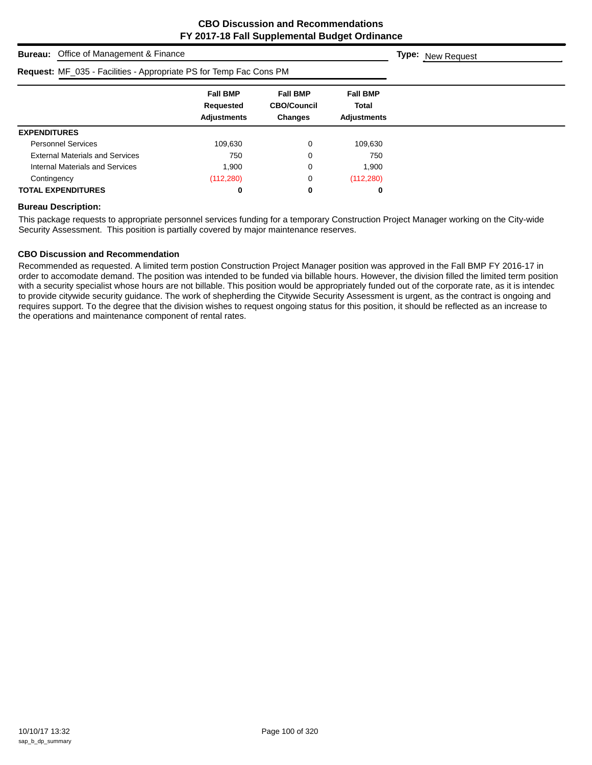# CBO Discussion and Recommendations
## FY 2017-18 Fall Supplemental Budget Ordinance

**Bureau:** Office of Management & Finance

**Type:** New Request

**Request:** MF_035 - Facilities - Appropriate PS for Temp Fac Cons PM

| | Fall BMP Requested Adjustments | Fall BMP CBO/Council Changes | Fall BMP Total Adjustments |
|---|---|---|---|
| **EXPENDITURES** | | | |
| Personnel Services | 109,630 | 0 | 109,630 |
| External Materials and Services | 750 | 0 | 750 |
| Internal Materials and Services | 1,900 | 0 | 1,900 |
| Contingency | (112,280) | 0 | (112,280) |
| **TOTAL EXPENDITURES** | **0** | **0** | **0** |

**Bureau Description:**

This package requests to appropriate personnel services funding for a temporary Construction Project Manager working on the City-wide Security Assessment. This position is partially covered by major maintenance reserves.

**CBO Discussion and Recommendation**

Recommended as requested. A limited term postion Construction Project Manager position was approved in the Fall BMP FY 2016-17 in order to accomodate demand. The position was intended to be funded via billable hours. However, the division filled the limited term position with a security specialist whose hours are not billable. This position would be appropriately funded out of the corporate rate, as it is intended to provide citywide security guidance. The work of shepherding the Citywide Security Assessment is urgent, as the contract is ongoing and requires support. To the degree that the division wishes to request ongoing status for this position, it should be reflected as an increase to the operations and maintenance component of rental rates.

10/10/17 13:32
sap_b_dp_summary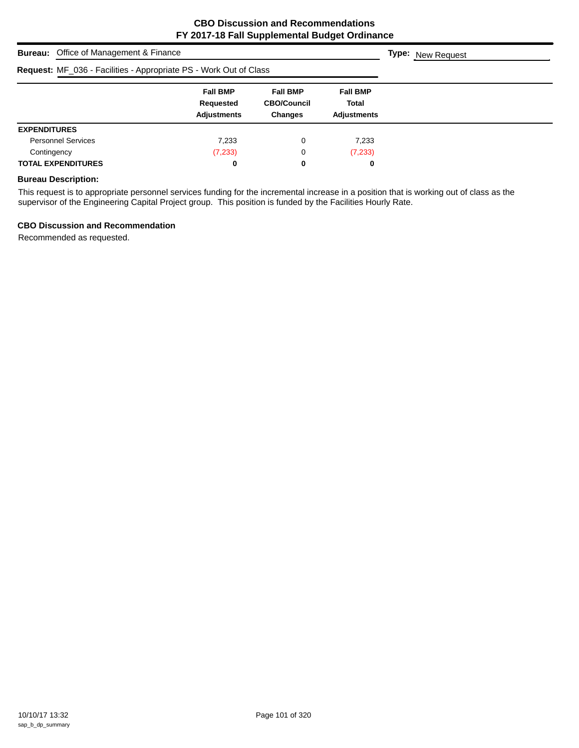# CBO Discussion and Recommendations
## FY 2017-18 Fall Supplemental Budget Ordinance

**Bureau:** Office of Management & Finance

**Type:** New Request

**Request:** MF_036 - Facilities - Appropriate PS - Work Out of Class

| | Fall BMP Requested Adjustments | Fall BMP CBO/Council Changes | Fall BMP Total Adjustments |
|---|---|---|---|
| **EXPENDITURES** | | | |
| Personnel Services | 7,233 | 0 | 7,233 |
| Contingency | (7,233) | 0 | (7,233) |
| **TOTAL EXPENDITURES** | **0** | **0** | **0** |

### Bureau Description:

This request is to appropriate personnel services funding for the incremental increase in a position that is working out of class as the supervisor of the Engineering Capital Project group. This position is funded by the Facilities Hourly Rate.

### CBO Discussion and Recommendation

Recommended as requested.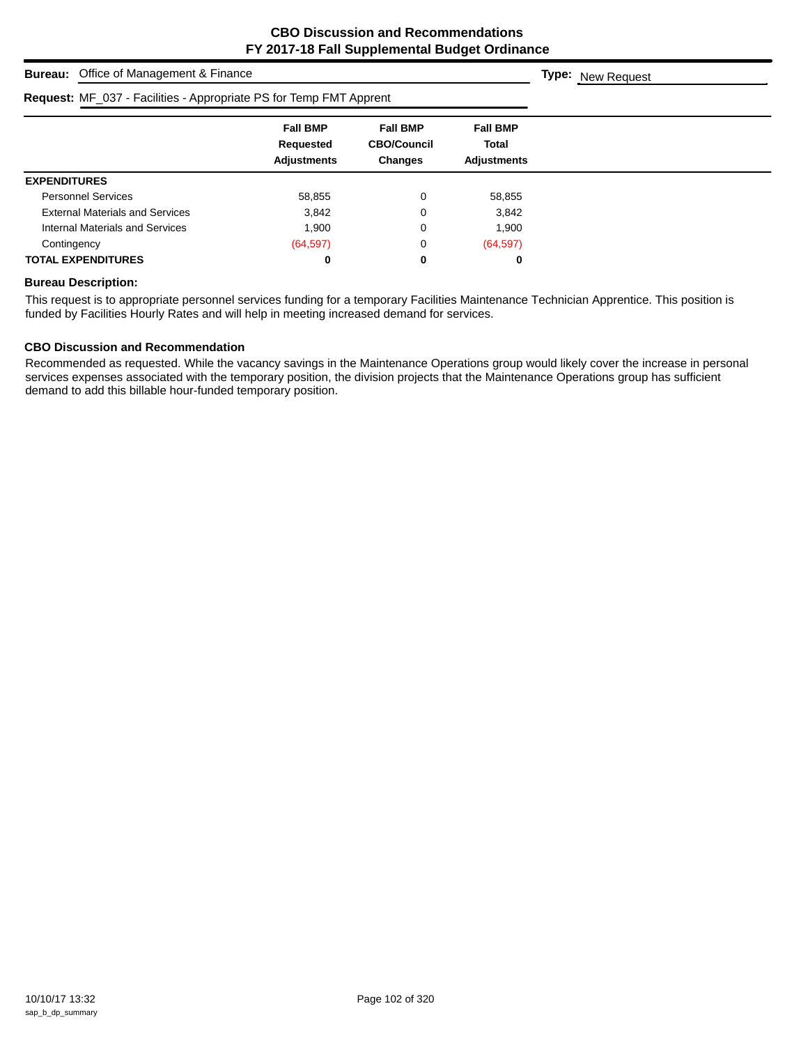# CBO Discussion and Recommendations
## FY 2017-18 Fall Supplemental Budget Ordinance

**Bureau:** Office of Management & Finance

**Type:** New Request

**Request:** MF_037 - Facilities - Appropriate PS for Temp FMT Apprent

| | Fall BMP Requested Adjustments | Fall BMP CBO/Council Changes | Fall BMP Total Adjustments |
|---|---|---|---|
| **EXPENDITURES** | | | |
| Personnel Services | 58,855 | 0 | 58,855 |
| External Materials and Services | 3,842 | 0 | 3,842 |
| Internal Materials and Services | 1,900 | 0 | 1,900 |
| Contingency | (64,597) | 0 | (64,597) |
| **TOTAL EXPENDITURES** | **0** | **0** | **0** |

**Bureau Description:**

This request is to appropriate personnel services funding for a temporary Facilities Maintenance Technician Apprentice. This position is funded by Facilities Hourly Rates and will help in meeting increased demand for services.

**CBO Discussion and Recommendation**

Recommended as requested. While the vacancy savings in the Maintenance Operations group would likely cover the increase in personal services expenses associated with the temporary position, the division projects that the Maintenance Operations group has sufficient demand to add this billable hour-funded temporary position.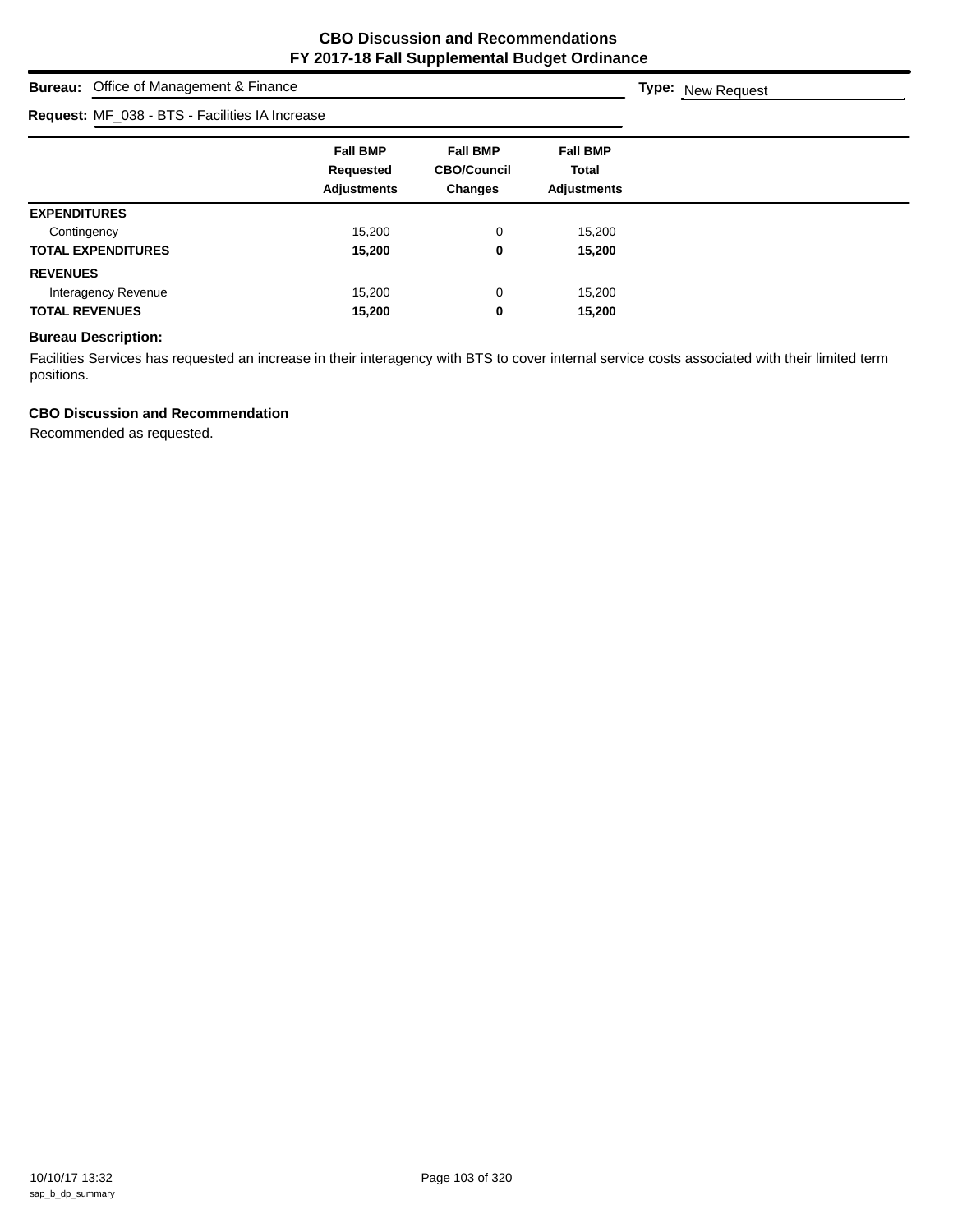# CBO Discussion and Recommendations
## FY 2017-18 Fall Supplemental Budget Ordinance

**Bureau:** Office of Management & Finance

**Type:** New Request

**Request:** MF_038 - BTS - Facilities IA Increase

| | Fall BMP Requested Adjustments | Fall BMP CBO/Council Changes | Fall BMP Total Adjustments |
|---|---|---|---|
| **EXPENDITURES** | | | |
| Contingency | 15,200 | 0 | 15,200 |
| **TOTAL EXPENDITURES** | **15,200** | **0** | **15,200** |
| **REVENUES** | | | |
| Interagency Revenue | 15,200 | 0 | 15,200 |
| **TOTAL REVENUES** | **15,200** | **0** | **15,200** |

### Bureau Description:

Facilities Services has requested an increase in their interagency with BTS to cover internal service costs associated with their limited term positions.

### CBO Discussion and Recommendation

Recommended as requested.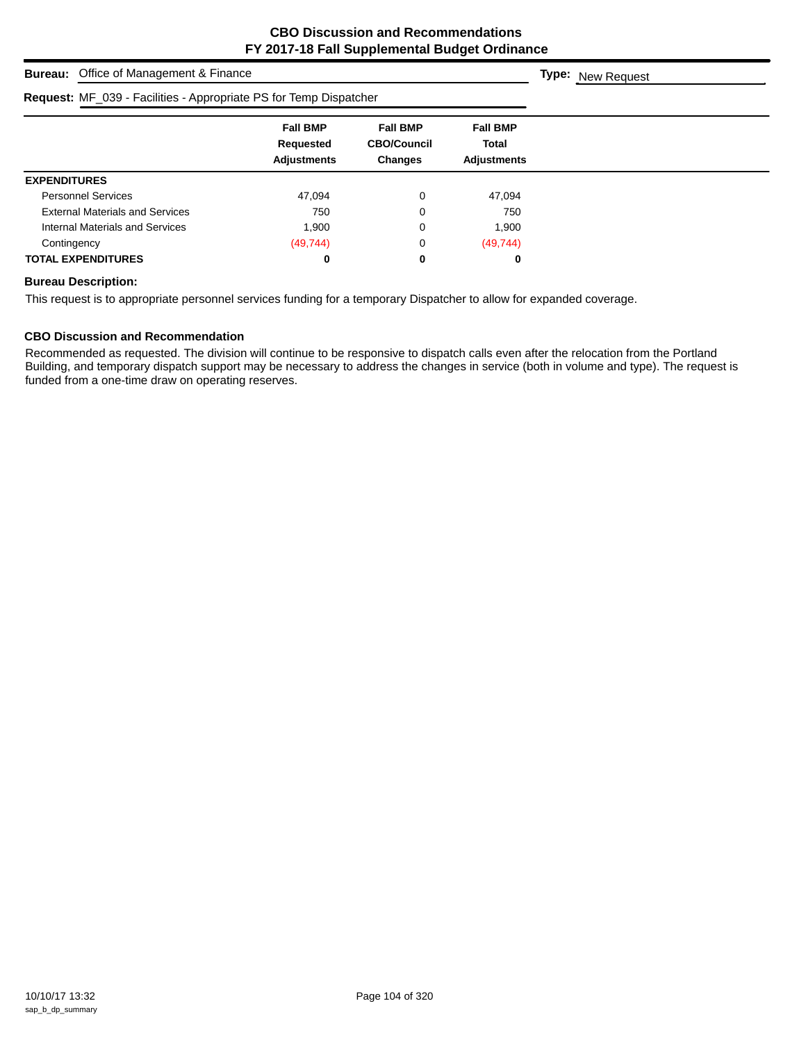# CBO Discussion and Recommendations
## FY 2017-18 Fall Supplemental Budget Ordinance

**Bureau:** Office of Management & Finance

**Type:** New Request

**Request:** MF_039 - Facilities - Appropriate PS for Temp Dispatcher

| | Fall BMP Requested Adjustments | Fall BMP CBO/Council Changes | Fall BMP Total Adjustments |
|---|---|---|---|
| **EXPENDITURES** | | | |
| Personnel Services | 47,094 | 0 | 47,094 |
| External Materials and Services | 750 | 0 | 750 |
| Internal Materials and Services | 1,900 | 0 | 1,900 |
| Contingency | (49,744) | 0 | (49,744) |
| **TOTAL EXPENDITURES** | **0** | **0** | **0** |

### Bureau Description:

This request is to appropriate personnel services funding for a temporary Dispatcher to allow for expanded coverage.

### CBO Discussion and Recommendation

Recommended as requested. The division will continue to be responsive to dispatch calls even after the relocation from the Portland Building, and temporary dispatch support may be necessary to address the changes in service (both in volume and type). The request is funded from a one-time draw on operating reserves.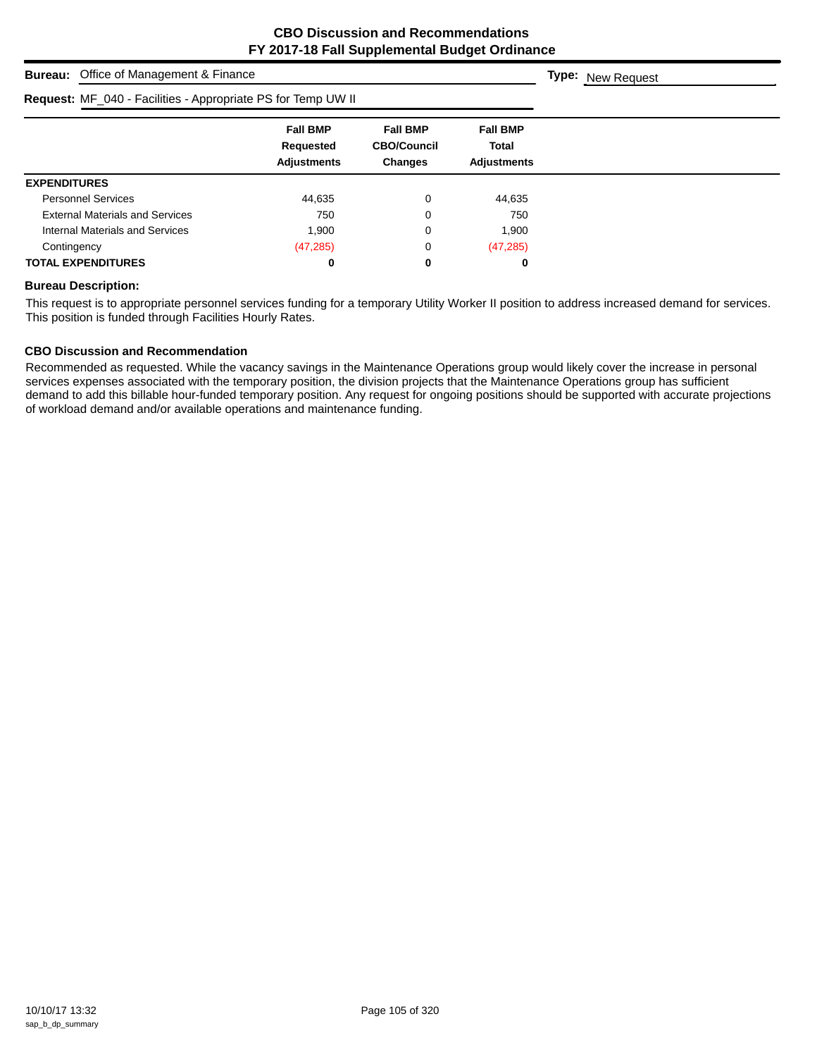## CBO Discussion and Recommendations
## FY 2017-18 Fall Supplemental Budget Ordinance

**Bureau:** Office of Management & Finance

**Type:** New Request

**Request:** MF_040 - Facilities - Appropriate PS for Temp UW II

| | Fall BMP Requested Adjustments | Fall BMP CBO/Council Changes | Fall BMP Total Adjustments |
|---|---|---|---|
| **EXPENDITURES** | | | |
| Personnel Services | 44,635 | 0 | 44,635 |
| External Materials and Services | 750 | 0 | 750 |
| Internal Materials and Services | 1,900 | 0 | 1,900 |
| Contingency | (47,285) | 0 | (47,285) |
| **TOTAL EXPENDITURES** | **0** | **0** | **0** |

### Bureau Description:

This request is to appropriate personnel services funding for a temporary Utility Worker II position to address increased demand for services. This position is funded through Facilities Hourly Rates.

### CBO Discussion and Recommendation

Recommended as requested. While the vacancy savings in the Maintenance Operations group would likely cover the increase in personal services expenses associated with the temporary position, the division projects that the Maintenance Operations group has sufficient demand to add this billable hour-funded temporary position. Any request for ongoing positions should be supported with accurate projections of workload demand and/or available operations and maintenance funding.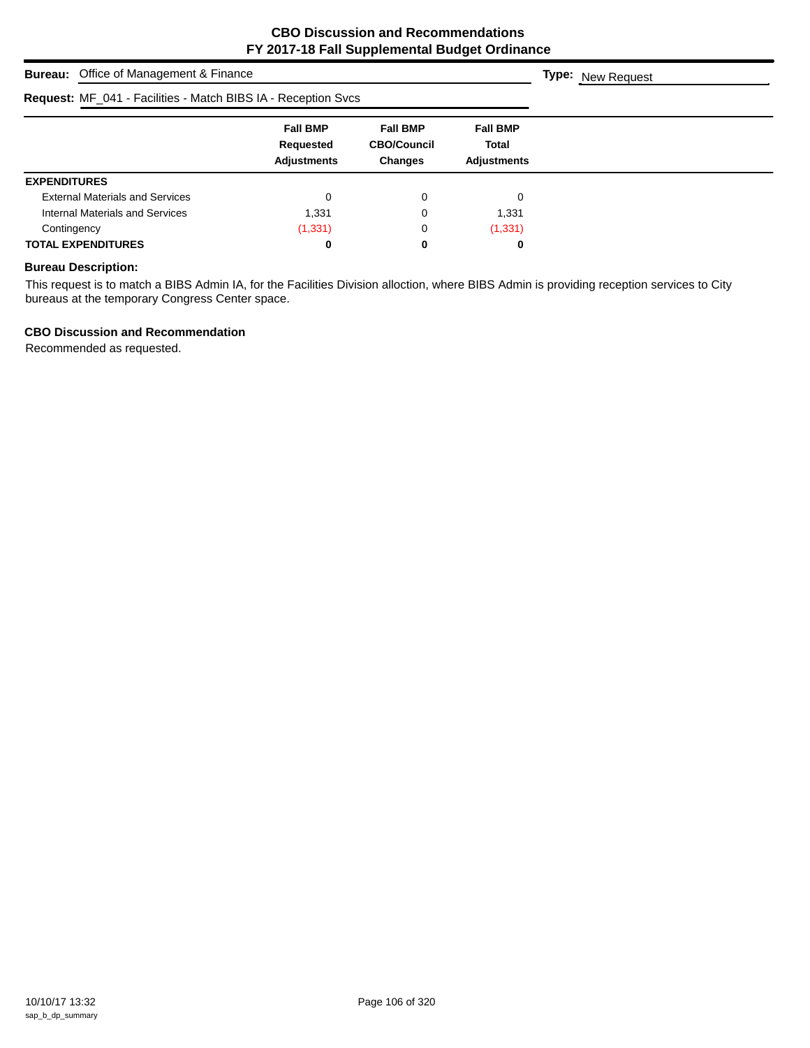# CBO Discussion and Recommendations
## FY 2017-18 Fall Supplemental Budget Ordinance

**Bureau:** Office of Management & Finance **Type:** New Request

**Request:** MF_041 - Facilities - Match BIBS IA - Reception Svcs

| | Fall BMP Requested Adjustments | Fall BMP CBO/Council Changes | Fall BMP Total Adjustments |
|---|---|---|---|
| **EXPENDITURES** | | | |
| External Materials and Services | 0 | 0 | 0 |
| Internal Materials and Services | 1,331 | 0 | 1,331 |
| Contingency | (1,331) | 0 | (1,331) |
| **TOTAL EXPENDITURES** | **0** | **0** | **0** |

### Bureau Description:

This request is to match a BIBS Admin IA, for the Facilities Division alloction, where BIBS Admin is providing reception services to City bureaus at the temporary Congress Center space.

### CBO Discussion and Recommendation

Recommended as requested.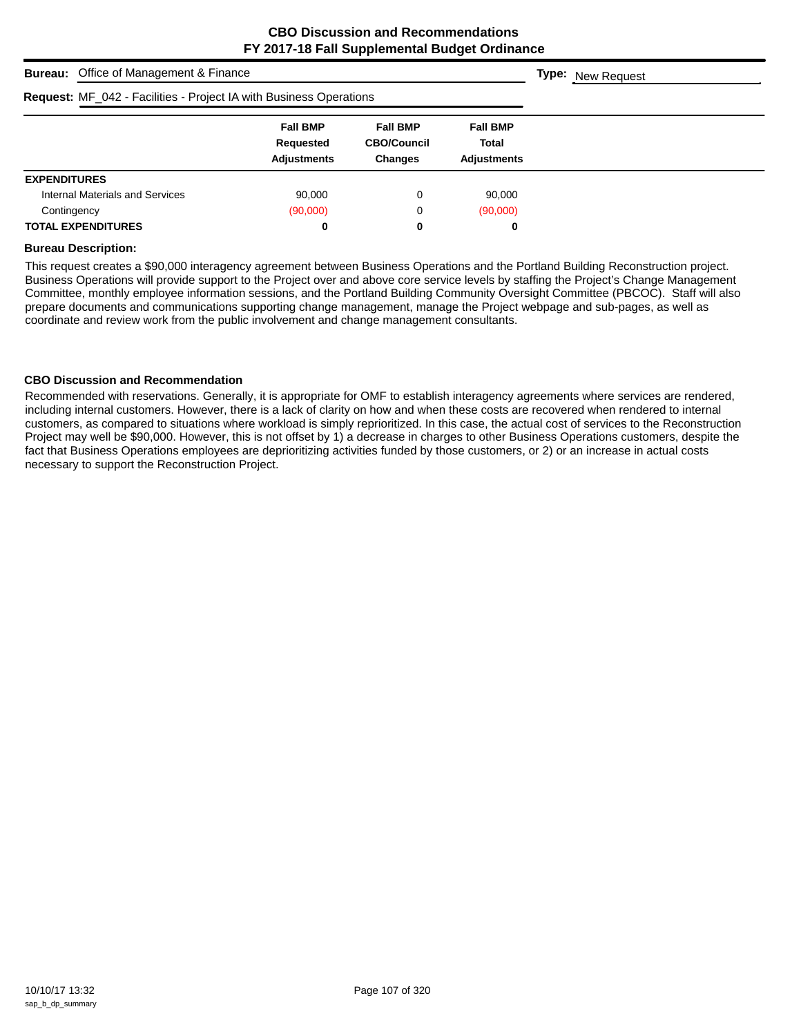**CBO Discussion and Recommendations**
**FY 2017-18 Fall Supplemental Budget Ordinance**

**Bureau:** Office of Management & Finance **Type:** New Request

**Request:** MF_042 - Facilities - Project IA with Business Operations

| | Fall BMP Requested Adjustments | Fall BMP CBO/Council Changes | Fall BMP Total Adjustments |
|---|---|---|---|
| **EXPENDITURES** | | | |
| Internal Materials and Services | 90,000 | 0 | 90,000 |
| Contingency | (90,000) | 0 | (90,000) |
| **TOTAL EXPENDITURES** | **0** | **0** | **0** |

**Bureau Description:**

This request creates a $90,000 interagency agreement between Business Operations and the Portland Building Reconstruction project. Business Operations will provide support to the Project over and above core service levels by staffing the Project's Change Management Committee, monthly employee information sessions, and the Portland Building Community Oversight Committee (PBCOC). Staff will also prepare documents and communications supporting change management, manage the Project webpage and sub-pages, as well as coordinate and review work from the public involvement and change management consultants.

**CBO Discussion and Recommendation**

Recommended with reservations. Generally, it is appropriate for OMF to establish interagency agreements where services are rendered, including internal customers. However, there is a lack of clarity on how and when these costs are recovered when rendered to internal customers, as compared to situations where workload is simply reprioritized. In this case, the actual cost of services to the Reconstruction Project may well be $90,000. However, this is not offset by 1) a decrease in charges to other Business Operations customers, despite the fact that Business Operations employees are deprioritizing activities funded by those customers, or 2) or an increase in actual costs necessary to support the Reconstruction Project.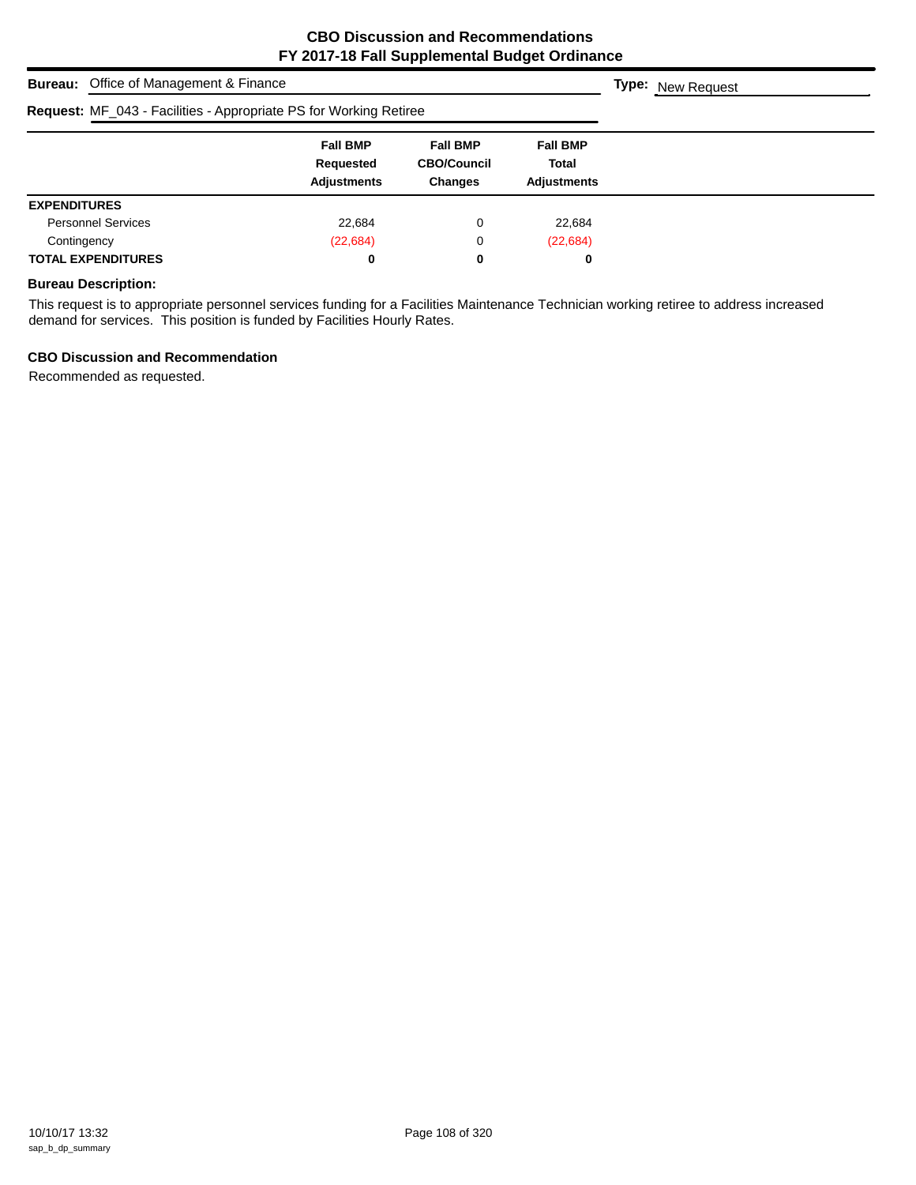# CBO Discussion and Recommendations
# FY 2017-18 Fall Supplemental Budget Ordinance

**Bureau:** Office of Management & Finance **Type:** New Request

**Request:** MF_043 - Facilities - Appropriate PS for Working Retiree

| | Fall BMP Requested Adjustments | Fall BMP CBO/Council Changes | Fall BMP Total Adjustments |
|---|---|---|---|
| **EXPENDITURES** | | | |
| Personnel Services | 22,684 | 0 | 22,684 |
| Contingency | (22,684) | 0 | (22,684) |
| **TOTAL EXPENDITURES** | **0** | **0** | **0** |

### Bureau Description:

This request is to appropriate personnel services funding for a Facilities Maintenance Technician working retiree to address increased demand for services. This position is funded by Facilities Hourly Rates.

### CBO Discussion and Recommendation

Recommended as requested.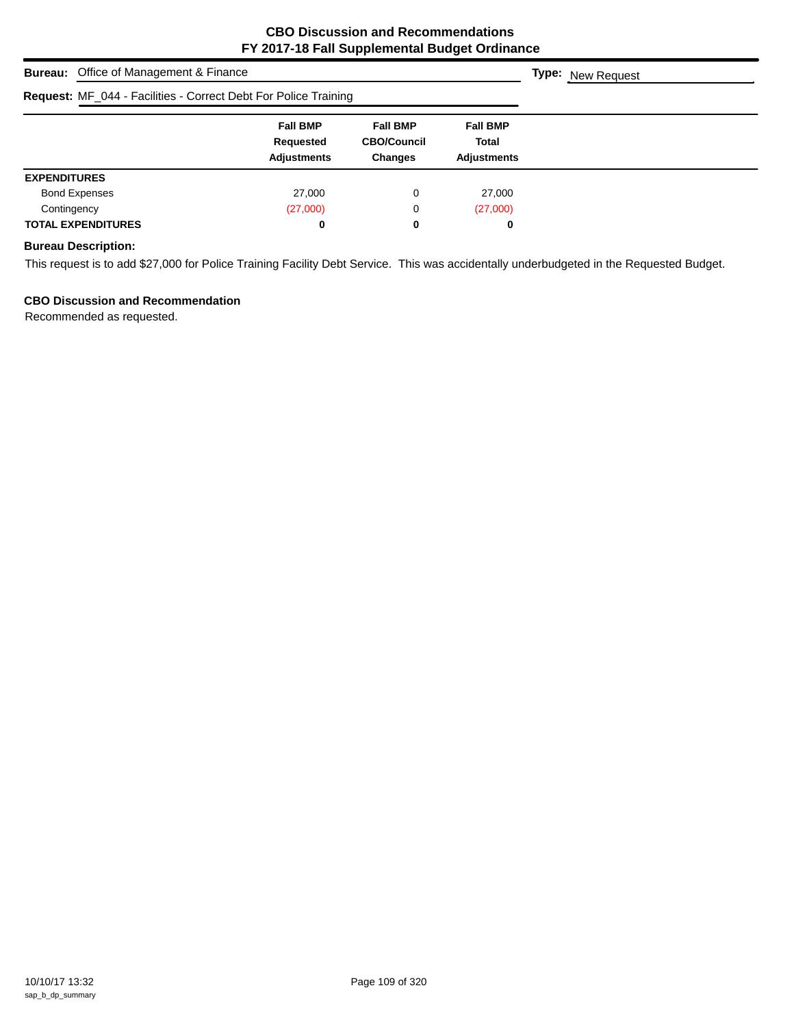## CBO Discussion and Recommendations
## FY 2017-18 Fall Supplemental Budget Ordinance

**Bureau:** Office of Management & Finance

**Type:** New Request

**Request:** MF_044 - Facilities - Correct Debt For Police Training

| | Fall BMP Requested Adjustments | Fall BMP CBO/Council Changes | Fall BMP Total Adjustments |
|---|---|---|---|
| **EXPENDITURES** | | | |
| Bond Expenses | 27,000 | 0 | 27,000 |
| Contingency | (27,000) | 0 | (27,000) |
| **TOTAL EXPENDITURES** | **0** | **0** | **0** |

**Bureau Description:**

This request is to add $27,000 for Police Training Facility Debt Service. This was accidentally underbudgeted in the Requested Budget.

**CBO Discussion and Recommendation**

Recommended as requested.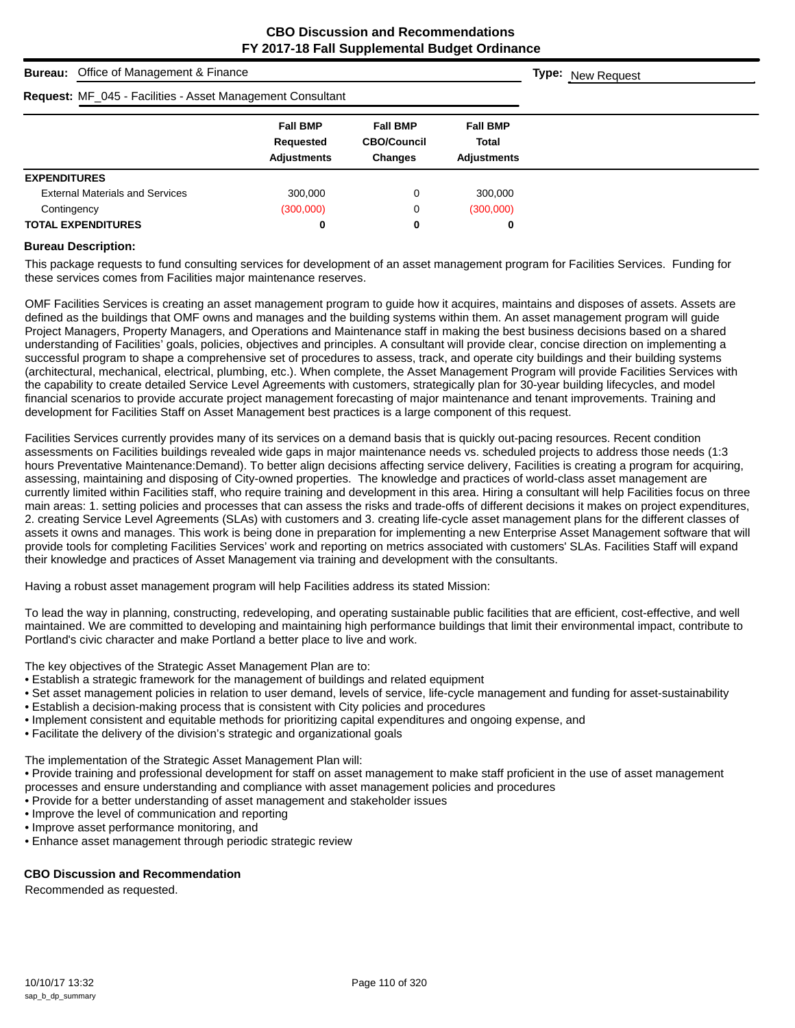# CBO Discussion and Recommendations
## FY 2017-18 Fall Supplemental Budget Ordinance

**Bureau:** Office of Management & Finance

**Type:** New Request

**Request:** MF_045 - Facilities - Asset Management Consultant

| | Fall BMP Requested Adjustments | Fall BMP CBO/Council Changes | Fall BMP Total Adjustments |
|---|---|---|---|
| **EXPENDITURES** | | | |
| External Materials and Services | 300,000 | 0 | 300,000 |
| Contingency | (300,000) | 0 | (300,000) |
| **TOTAL EXPENDITURES** | **0** | **0** | **0** |

**Bureau Description:**

This package requests to fund consulting services for development of an asset management program for Facilities Services. Funding for these services comes from Facilities major maintenance reserves.

OMF Facilities Services is creating an asset management program to guide how it acquires, maintains and disposes of assets. Assets are defined as the buildings that OMF owns and manages and the building systems within them. An asset management program will guide Project Managers, Property Managers, and Operations and Maintenance staff in making the best business decisions based on a shared understanding of Facilities' goals, policies, objectives and principles. A consultant will provide clear, concise direction on implementing a successful program to shape a comprehensive set of procedures to assess, track, and operate city buildings and their building systems (architectural, mechanical, electrical, plumbing, etc.). When complete, the Asset Management Program will provide Facilities Services with the capability to create detailed Service Level Agreements with customers, strategically plan for 30-year building lifecycles, and model financial scenarios to provide accurate project management forecasting of major maintenance and tenant improvements. Training and development for Facilities Staff on Asset Management best practices is a large component of this request.

Facilities Services currently provides many of its services on a demand basis that is quickly out-pacing resources. Recent condition assessments on Facilities buildings revealed wide gaps in major maintenance needs vs. scheduled projects to address those needs (1:3 hours Preventative Maintenance:Demand). To better align decisions affecting service delivery, Facilities is creating a program for acquiring, assessing, maintaining and disposing of City-owned properties. The knowledge and practices of world-class asset management are currently limited within Facilities staff, who require training and development in this area. Hiring a consultant will help Facilities focus on three main areas: 1. setting policies and processes that can assess the risks and trade-offs of different decisions it makes on project expenditures, 2. creating Service Level Agreements (SLAs) with customers and 3. creating life-cycle asset management plans for the different classes of assets it owns and manages. This work is being done in preparation for implementing a new Enterprise Asset Management software that will provide tools for completing Facilities Services' work and reporting on metrics associated with customers' SLAs. Facilities Staff will expand their knowledge and practices of Asset Management via training and development with the consultants.

Having a robust asset management program will help Facilities address its stated Mission:

To lead the way in planning, constructing, redeveloping, and operating sustainable public facilities that are efficient, cost-effective, and well maintained. We are committed to developing and maintaining high performance buildings that limit their environmental impact, contribute to Portland's civic character and make Portland a better place to live and work.

The key objectives of the Strategic Asset Management Plan are to:

- Establish a strategic framework for the management of buildings and related equipment
- Set asset management policies in relation to user demand, levels of service, life-cycle management and funding for asset-sustainability
- Establish a decision-making process that is consistent with City policies and procedures
- Implement consistent and equitable methods for prioritizing capital expenditures and ongoing expense, and
- Facilitate the delivery of the division's strategic and organizational goals

The implementation of the Strategic Asset Management Plan will:

- Provide training and professional development for staff on asset management to make staff proficient in the use of asset management processes and ensure understanding and compliance with asset management policies and procedures
- Provide for a better understanding of asset management and stakeholder issues
- Improve the level of communication and reporting
- Improve asset performance monitoring, and
- Enhance asset management through periodic strategic review

**CBO Discussion and Recommendation**

Recommended as requested.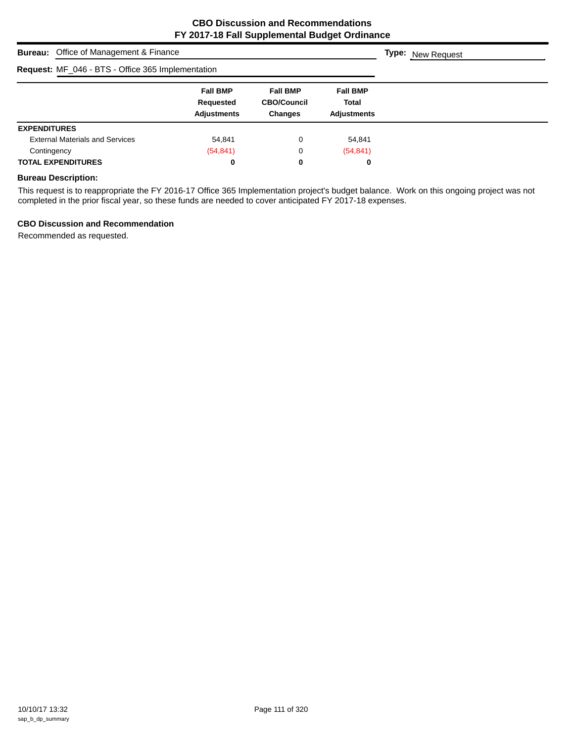# CBO Discussion and Recommendations
## FY 2017-18 Fall Supplemental Budget Ordinance

**Bureau:** Office of Management & Finance **Type:** New Request

**Request:** MF_046 - BTS - Office 365 Implementation

| | Fall BMP Requested Adjustments | Fall BMP CBO/Council Changes | Fall BMP Total Adjustments |
|---|---|---|---|
| **EXPENDITURES** | | | |
| External Materials and Services | 54,841 | 0 | 54,841 |
| Contingency | (54,841) | 0 | (54,841) |
| **TOTAL EXPENDITURES** | **0** | **0** | **0** |

### Bureau Description:

This request is to reappropriate the FY 2016-17 Office 365 Implementation project's budget balance. Work on this ongoing project was not completed in the prior fiscal year, so these funds are needed to cover anticipated FY 2017-18 expenses.

### CBO Discussion and Recommendation

Recommended as requested.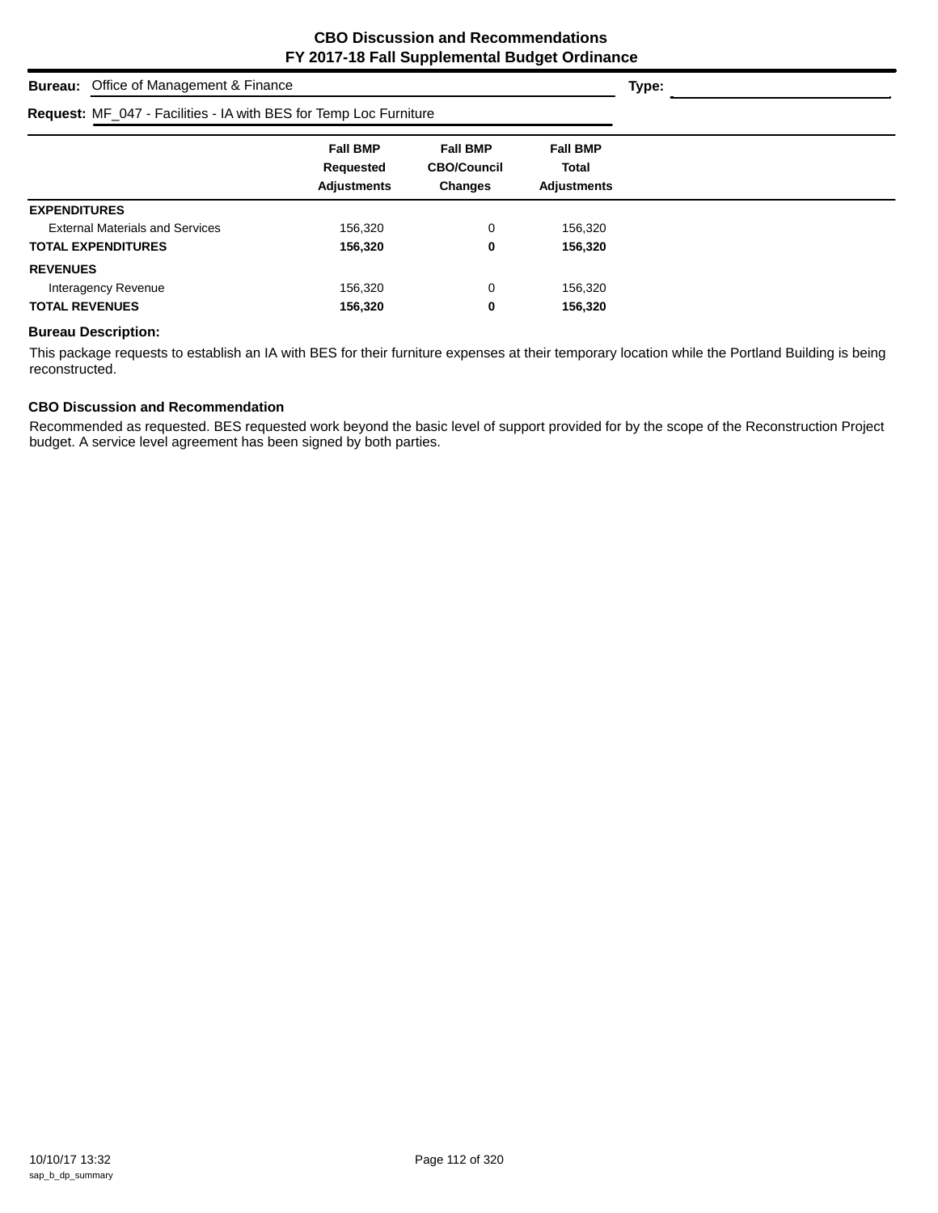# CBO Discussion and Recommendations
## FY 2017-18 Fall Supplemental Budget Ordinance

**Bureau:** Office of Management & Finance **Type:**

**Request:** MF_047 - Facilities - IA with BES for Temp Loc Furniture

| | Fall BMP Requested Adjustments | Fall BMP CBO/Council Changes | Fall BMP Total Adjustments |
|---|---|---|---|
| **EXPENDITURES** | | | |
| External Materials and Services | 156,320 | 0 | 156,320 |
| **TOTAL EXPENDITURES** | **156,320** | **0** | **156,320** |
| **REVENUES** | | | |
| Interagency Revenue | 156,320 | 0 | 156,320 |
| **TOTAL REVENUES** | **156,320** | **0** | **156,320** |

**Bureau Description:**

This package requests to establish an IA with BES for their furniture expenses at their temporary location while the Portland Building is being reconstructed.

**CBO Discussion and Recommendation**

Recommended as requested. BES requested work beyond the basic level of support provided for by the scope of the Reconstruction Project budget. A service level agreement has been signed by both parties.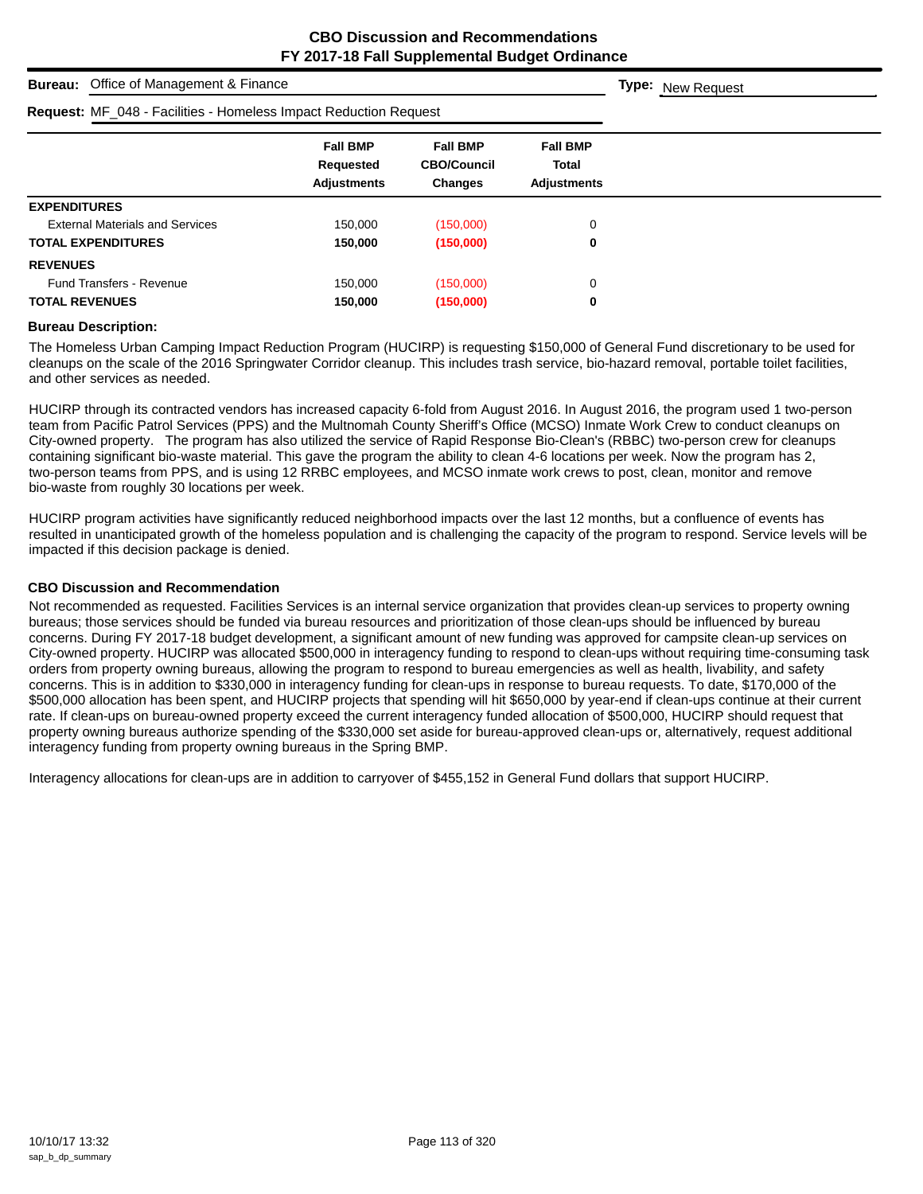# CBO Discussion and Recommendations
# FY 2017-18 Fall Supplemental Budget Ordinance

**Bureau:** Office of Management & Finance

**Type:** New Request

**Request:** MF_048 - Facilities - Homeless Impact Reduction Request

| | Fall BMP Requested Adjustments | Fall BMP CBO/Council Changes | Fall BMP Total Adjustments |
|---|---|---|---|
| **EXPENDITURES** | | | |
| External Materials and Services | 150,000 | (150,000) | 0 |
| **TOTAL EXPENDITURES** | **150,000** | **(150,000)** | **0** |
| **REVENUES** | | | |
| Fund Transfers - Revenue | 150,000 | (150,000) | 0 |
| **TOTAL REVENUES** | **150,000** | **(150,000)** | **0** |

**Bureau Description:**

The Homeless Urban Camping Impact Reduction Program (HUCIRP) is requesting $150,000 of General Fund discretionary to be used for cleanups on the scale of the 2016 Springwater Corridor cleanup. This includes trash service, bio-hazard removal, portable toilet facilities, and other services as needed.

HUCIRP through its contracted vendors has increased capacity 6-fold from August 2016. In August 2016, the program used 1 two-person team from Pacific Patrol Services (PPS) and the Multnomah County Sheriff's Office (MCSO) Inmate Work Crew to conduct cleanups on City-owned property. The program has also utilized the service of Rapid Response Bio-Clean's (RBBC) two-person crew for cleanups containing significant bio-waste material. This gave the program the ability to clean 4-6 locations per week. Now the program has 2, two-person teams from PPS, and is using 12 RRBC employees, and MCSO inmate work crews to post, clean, monitor and remove bio-waste from roughly 30 locations per week.

HUCIRP program activities have significantly reduced neighborhood impacts over the last 12 months, but a confluence of events has resulted in unanticipated growth of the homeless population and is challenging the capacity of the program to respond. Service levels will be impacted if this decision package is denied.

**CBO Discussion and Recommendation**

Not recommended as requested. Facilities Services is an internal service organization that provides clean-up services to property owning bureaus; those services should be funded via bureau resources and prioritization of those clean-ups should be influenced by bureau concerns. During FY 2017-18 budget development, a significant amount of new funding was approved for campsite clean-up services on City-owned property. HUCIRP was allocated $500,000 in interagency funding to respond to clean-ups without requiring time-consuming task orders from property owning bureaus, allowing the program to respond to bureau emergencies as well as health, livability, and safety concerns. This is in addition to $330,000 in interagency funding for clean-ups in response to bureau requests. To date, $170,000 of the $500,000 allocation has been spent, and HUCIRP projects that spending will hit $650,000 by year-end if clean-ups continue at their current rate. If clean-ups on bureau-owned property exceed the current interagency funded allocation of $500,000, HUCIRP should request that property owning bureaus authorize spending of the $330,000 set aside for bureau-approved clean-ups or, alternatively, request additional interagency funding from property owning bureaus in the Spring BMP.

Interagency allocations for clean-ups are in addition to carryover of $455,152 in General Fund dollars that support HUCIRP.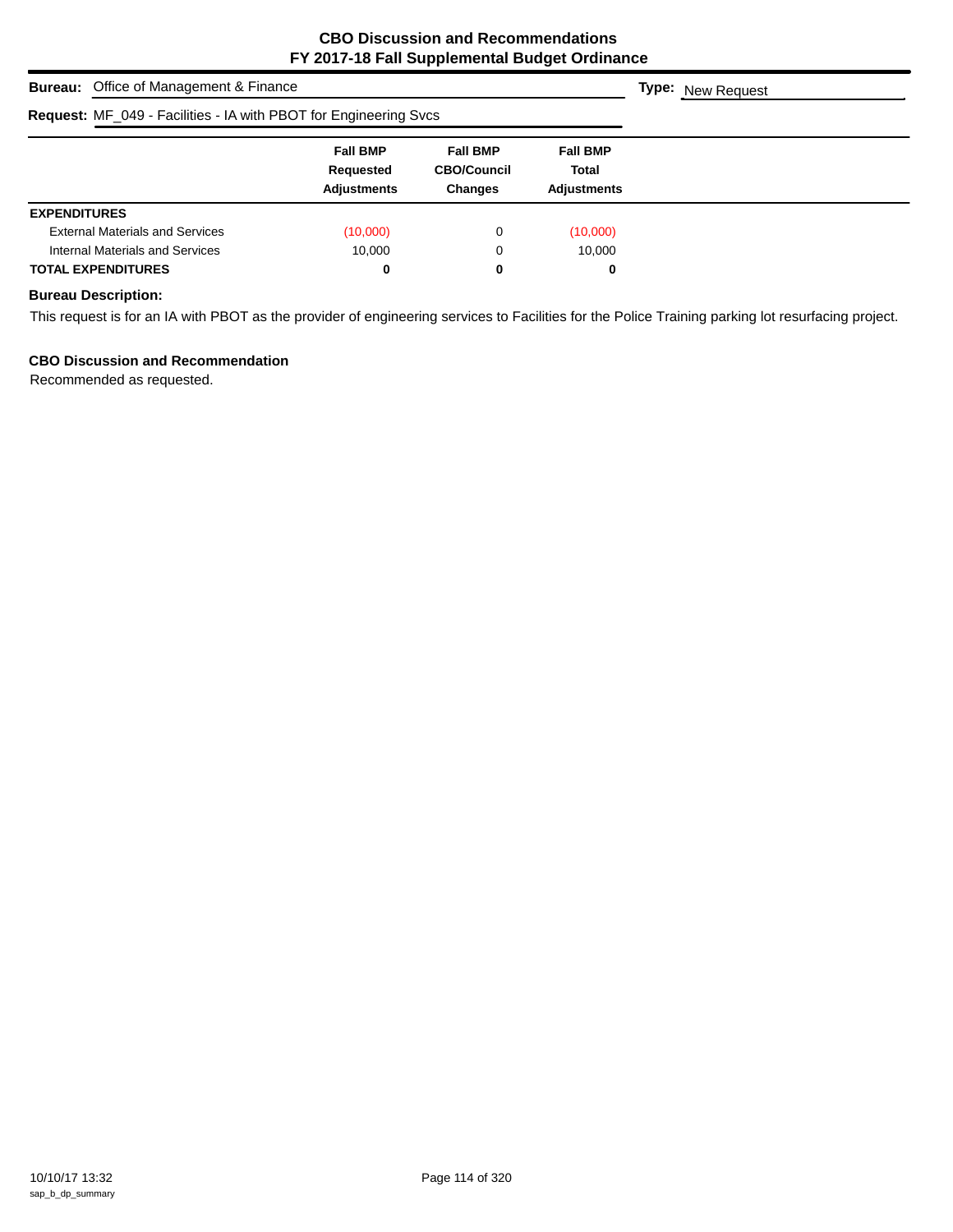## CBO Discussion and Recommendations
## FY 2017-18 Fall Supplemental Budget Ordinance

**Bureau:** Office of Management & Finance

**Type:** New Request

**Request:** MF_049 - Facilities - IA with PBOT for Engineering Svcs

| | Fall BMP Requested Adjustments | Fall BMP CBO/Council Changes | Fall BMP Total Adjustments |
|---|---|---|---|
| **EXPENDITURES** | | | |
| External Materials and Services | (10,000) | 0 | (10,000) |
| Internal Materials and Services | 10,000 | 0 | 10,000 |
| **TOTAL EXPENDITURES** | **0** | **0** | **0** |

**Bureau Description:**

This request is for an IA with PBOT as the provider of engineering services to Facilities for the Police Training parking lot resurfacing project.

**CBO Discussion and Recommendation**

Recommended as requested.

10/10/17 13:32
sap_b_dp_summary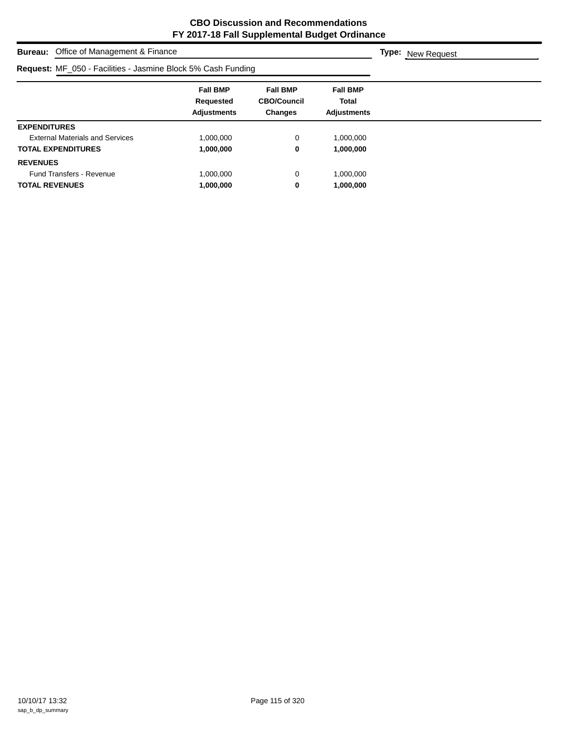# CBO Discussion and Recommendations
# FY 2017-18 Fall Supplemental Budget Ordinance

**Bureau:** Office of Management & Finance

**Type:** New Request

**Request:** MF_050 - Facilities - Jasmine Block 5% Cash Funding

| | Fall BMP Requested Adjustments | Fall BMP CBO/Council Changes | Fall BMP Total Adjustments |
|---|---|---|---|
| **EXPENDITURES** | | | |
| External Materials and Services | 1,000,000 | 0 | 1,000,000 |
| **TOTAL EXPENDITURES** | **1,000,000** | **0** | **1,000,000** |
| **REVENUES** | | | |
| Fund Transfers - Revenue | 1,000,000 | 0 | 1,000,000 |
| **TOTAL REVENUES** | **1,000,000** | **0** | **1,000,000** |

10/10/17 13:32
sap_b_dp_summary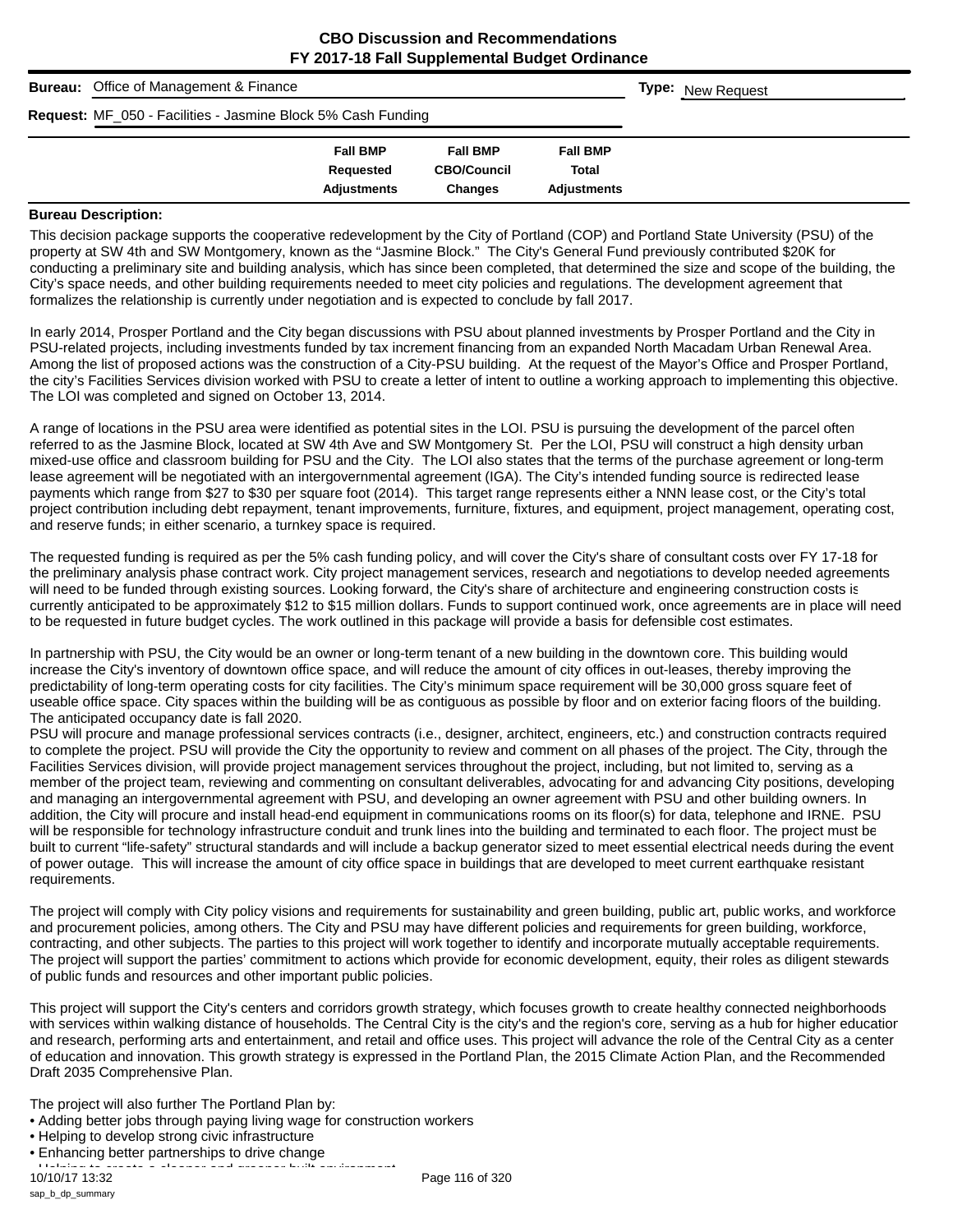**CBO Discussion and Recommendations**
**FY 2017-18 Fall Supplemental Budget Ordinance**

**Bureau:** Office of Management & Finance

**Type:** New Request

**Request:** MF_050 - Facilities - Jasmine Block 5% Cash Funding

| | Fall BMP Requested Adjustments | Fall BMP CBO/Council Changes | Fall BMP Total Adjustments |
|---|---|---|---|

**Bureau Description:**

This decision package supports the cooperative redevelopment by the City of Portland (COP) and Portland State University (PSU) of the property at SW 4th and SW Montgomery, known as the "Jasmine Block." The City's General Fund previously contributed $20K for conducting a preliminary site and building analysis, which has since been completed, that determined the size and scope of the building, the City's space needs, and other building requirements needed to meet city policies and regulations. The development agreement that formalizes the relationship is currently under negotiation and is expected to conclude by fall 2017.

In early 2014, Prosper Portland and the City began discussions with PSU about planned investments by Prosper Portland and the City in PSU-related projects, including investments funded by tax increment financing from an expanded North Macadam Urban Renewal Area. Among the list of proposed actions was the construction of a City-PSU building. At the request of the Mayor's Office and Prosper Portland, the city's Facilities Services division worked with PSU to create a letter of intent to outline a working approach to implementing this objective. The LOI was completed and signed on October 13, 2014.

A range of locations in the PSU area were identified as potential sites in the LOI. PSU is pursuing the development of the parcel often referred to as the Jasmine Block, located at SW 4th Ave and SW Montgomery St. Per the LOI, PSU will construct a high density urban mixed-use office and classroom building for PSU and the City. The LOI also states that the terms of the purchase agreement or long-term lease agreement will be negotiated with an intergovernmental agreement (IGA). The City's intended funding source is redirected lease payments which range from $27 to $30 per square foot (2014). This target range represents either a NNN lease cost, or the City's total project contribution including debt repayment, tenant improvements, furniture, fixtures, and equipment, project management, operating cost, and reserve funds; in either scenario, a turnkey space is required.

The requested funding is required as per the 5% cash funding policy, and will cover the City's share of consultant costs over FY 17-18 for the preliminary analysis phase contract work. City project management services, research and negotiations to develop needed agreements will need to be funded through existing sources. Looking forward, the City's share of architecture and engineering construction costs is currently anticipated to be approximately $12 to $15 million dollars. Funds to support continued work, once agreements are in place will need to be requested in future budget cycles. The work outlined in this package will provide a basis for defensible cost estimates.

In partnership with PSU, the City would be an owner or long-term tenant of a new building in the downtown core. This building would increase the City's inventory of downtown office space, and will reduce the amount of city offices in out-leases, thereby improving the predictability of long-term operating costs for city facilities. The City's minimum space requirement will be 30,000 gross square feet of useable office space. City spaces within the building will be as contiguous as possible by floor and on exterior facing floors of the building. The anticipated occupancy date is fall 2020.
PSU will procure and manage professional services contracts (i.e., designer, architect, engineers, etc.) and construction contracts required to complete the project. PSU will provide the City the opportunity to review and comment on all phases of the project. The City, through the Facilities Services division, will provide project management services throughout the project, including, but not limited to, serving as a member of the project team, reviewing and commenting on consultant deliverables, advocating for and advancing City positions, developing and managing an intergovernmental agreement with PSU, and developing an owner agreement with PSU and other building owners. In addition, the City will procure and install head-end equipment in communications rooms on its floor(s) for data, telephone and IRNE. PSU will be responsible for technology infrastructure conduit and trunk lines into the building and terminated to each floor. The project must be built to current "life-safety" structural standards and will include a backup generator sized to meet essential electrical needs during the event of power outage. This will increase the amount of city office space in buildings that are developed to meet current earthquake resistant requirements.

The project will comply with City policy visions and requirements for sustainability and green building, public art, public works, and workforce and procurement policies, among others. The City and PSU may have different policies and requirements for green building, workforce, contracting, and other subjects. The parties to this project will work together to identify and incorporate mutually acceptable requirements. The project will support the parties' commitment to actions which provide for economic development, equity, their roles as diligent stewards of public funds and resources and other important public policies.

This project will support the City's centers and corridors growth strategy, which focuses growth to create healthy connected neighborhoods with services within walking distance of households. The Central City is the city's and the region's core, serving as a hub for higher education and research, performing arts and entertainment, and retail and office uses. This project will advance the role of the Central City as a center of education and innovation. This growth strategy is expressed in the Portland Plan, the 2015 Climate Action Plan, and the Recommended Draft 2035 Comprehensive Plan.

The project will also further The Portland Plan by:
- Adding better jobs through paying living wage for construction workers
- Helping to develop strong civic infrastructure
- Enhancing better partnerships to drive change
- Helping to create a cleaner and greener built environment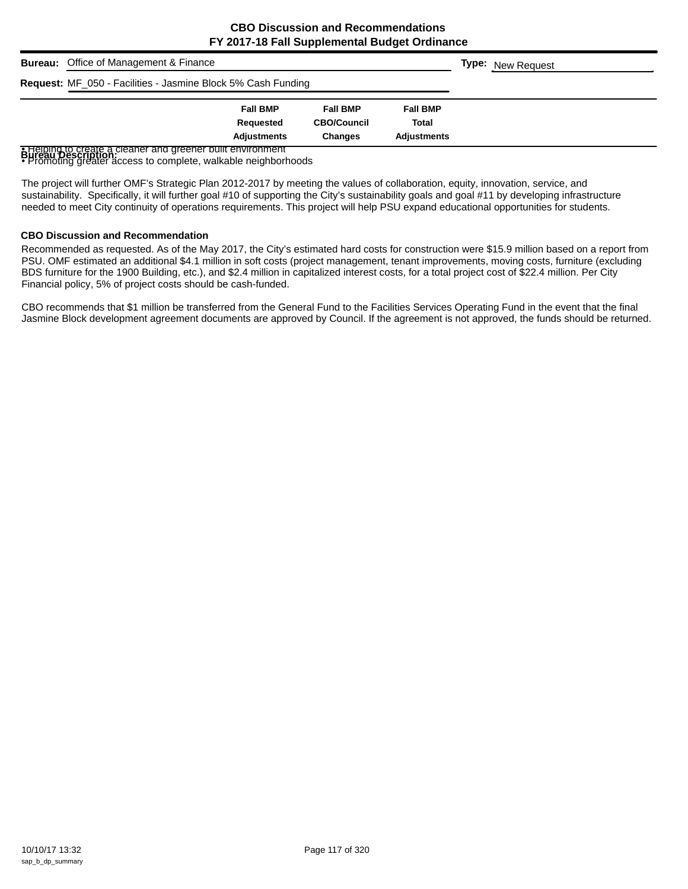**CBO Discussion and Recommendations**
**FY 2017-18 Fall Supplemental Budget Ordinance**

**Bureau:** Office of Management & Finance

**Type:** New Request

**Request:** MF_050 - Facilities - Jasmine Block 5% Cash Funding

| | Fall BMP Requested Adjustments | Fall BMP CBO/Council Changes | Fall BMP Total Adjustments |
|---|---|---|---|

**Bureau Description:**

• Helping to create a cleaner and greener built environment
• Promoting greater access to complete, walkable neighborhoods

The project will further OMF's Strategic Plan 2012-2017 by meeting the values of collaboration, equity, innovation, service, and sustainability. Specifically, it will further goal #10 of supporting the City's sustainability goals and goal #11 by developing infrastructure needed to meet City continuity of operations requirements. This project will help PSU expand educational opportunities for students.

### CBO Discussion and Recommendation

Recommended as requested. As of the May 2017, the City's estimated hard costs for construction were $15.9 million based on a report from PSU. OMF estimated an additional $4.1 million in soft costs (project management, tenant improvements, moving costs, furniture (excluding BDS furniture for the 1900 Building, etc.), and $2.4 million in capitalized interest costs, for a total project cost of $22.4 million. Per City Financial policy, 5% of project costs should be cash-funded.

CBO recommends that $1 million be transferred from the General Fund to the Facilities Services Operating Fund in the event that the final Jasmine Block development agreement documents are approved by Council. If the agreement is not approved, the funds should be returned.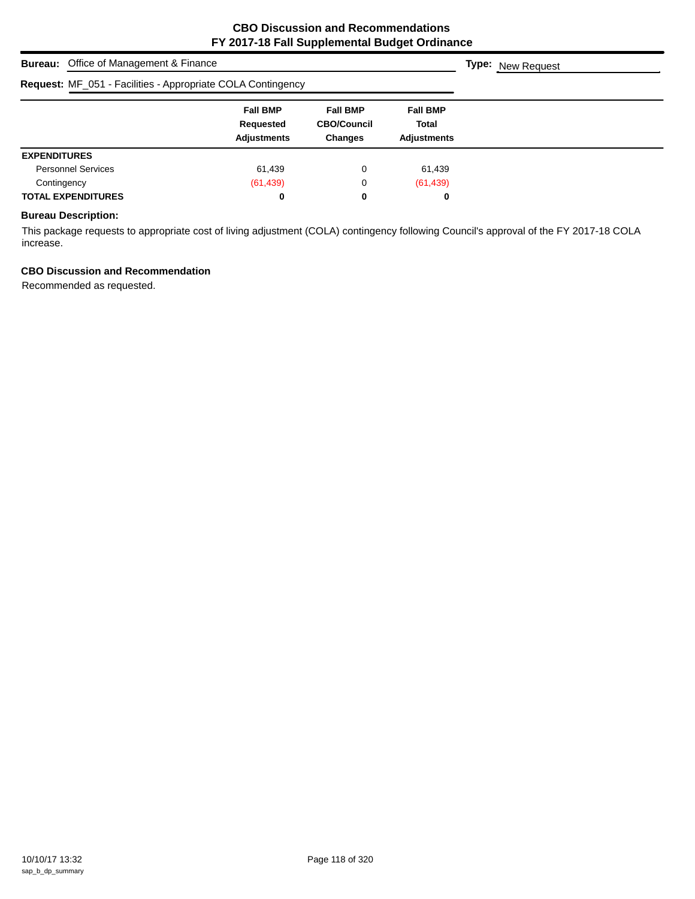# CBO Discussion and Recommendations
## FY 2017-18 Fall Supplemental Budget Ordinance

**Bureau:** Office of Management & Finance

**Type:** New Request

**Request:** MF_051 - Facilities - Appropriate COLA Contingency

| | Fall BMP Requested Adjustments | Fall BMP CBO/Council Changes | Fall BMP Total Adjustments |
|---|---|---|---|
| **EXPENDITURES** | | | |
| Personnel Services | 61,439 | 0 | 61,439 |
| Contingency | (61,439) | 0 | (61,439) |
| **TOTAL EXPENDITURES** | **0** | **0** | **0** |

### Bureau Description:

This package requests to appropriate cost of living adjustment (COLA) contingency following Council's approval of the FY 2017-18 COLA increase.

### CBO Discussion and Recommendation

Recommended as requested.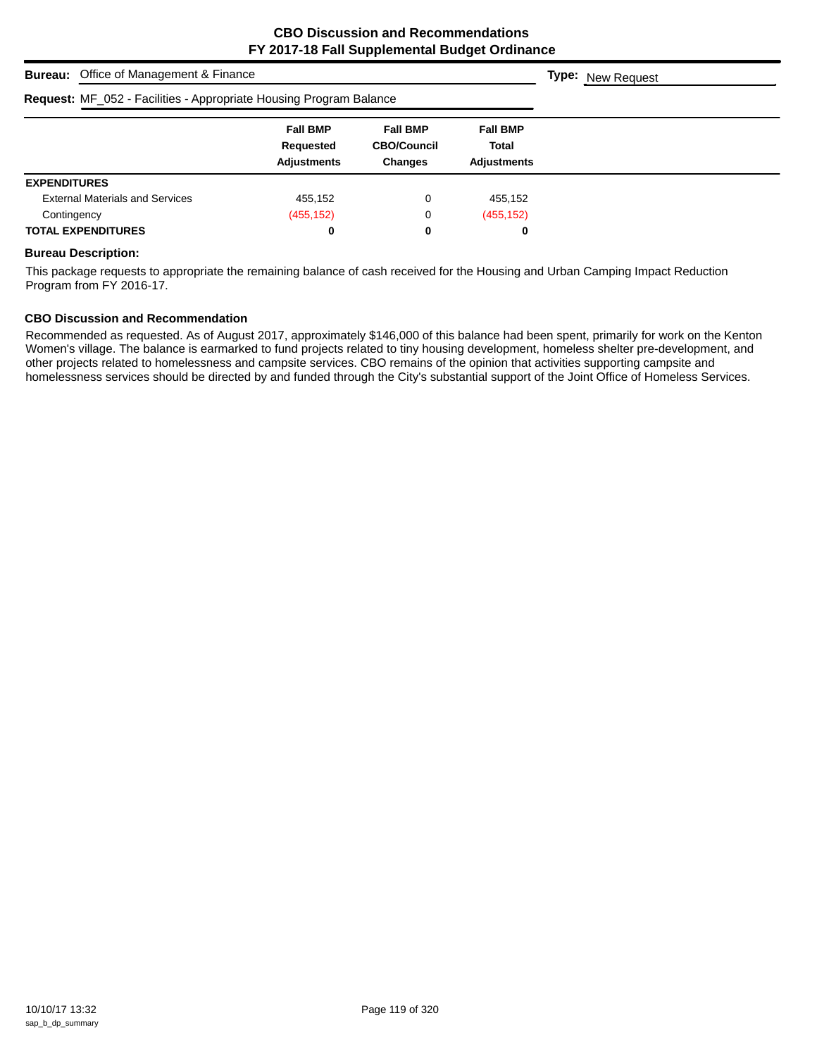# CBO Discussion and Recommendations
## FY 2017-18 Fall Supplemental Budget Ordinance

**Bureau:** Office of Management & Finance

**Type:** New Request

**Request:** MF_052 - Facilities - Appropriate Housing Program Balance

| | Fall BMP Requested Adjustments | Fall BMP CBO/Council Changes | Fall BMP Total Adjustments |
|---|---|---|---|
| **EXPENDITURES** | | | |
| External Materials and Services | 455,152 | 0 | 455,152 |
| Contingency | (455,152) | 0 | (455,152) |
| **TOTAL EXPENDITURES** | **0** | **0** | **0** |

**Bureau Description:**

This package requests to appropriate the remaining balance of cash received for the Housing and Urban Camping Impact Reduction Program from FY 2016-17.

**CBO Discussion and Recommendation**

Recommended as requested. As of August 2017, approximately $146,000 of this balance had been spent, primarily for work on the Kenton Women's village. The balance is earmarked to fund projects related to tiny housing development, homeless shelter pre-development, and other projects related to homelessness and campsite services. CBO remains of the opinion that activities supporting campsite and homelessness services should be directed by and funded through the City's substantial support of the Joint Office of Homeless Services.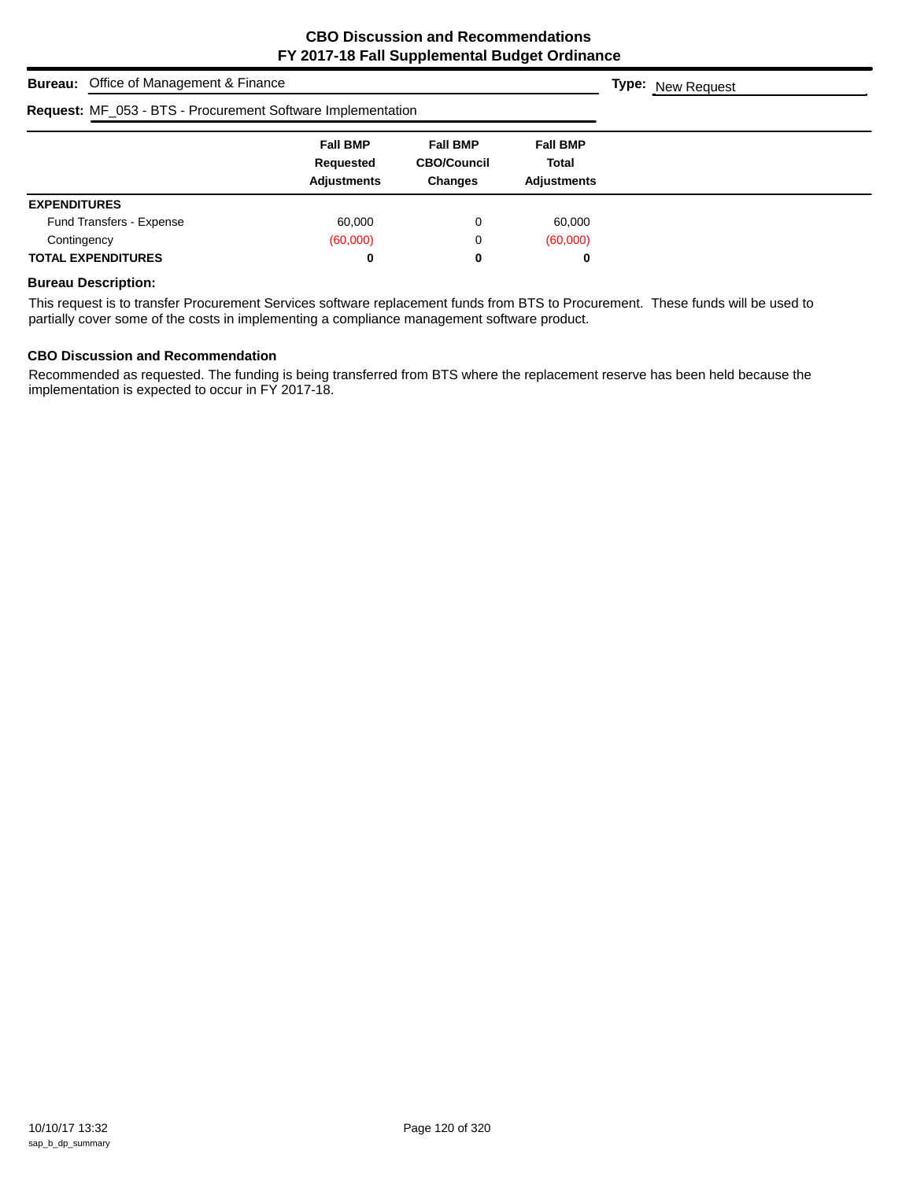# CBO Discussion and Recommendations
# FY 2017-18 Fall Supplemental Budget Ordinance

**Bureau:** Office of Management & Finance **Type:** New Request

**Request:** MF_053 - BTS - Procurement Software Implementation

| | Fall BMP Requested Adjustments | Fall BMP CBO/Council Changes | Fall BMP Total Adjustments |
|---|---|---|---|
| **EXPENDITURES** | | | |
| Fund Transfers - Expense | 60,000 | 0 | 60,000 |
| Contingency | (60,000) | 0 | (60,000) |
| **TOTAL EXPENDITURES** | **0** | **0** | **0** |

### Bureau Description:

This request is to transfer Procurement Services software replacement funds from BTS to Procurement. These funds will be used to partially cover some of the costs in implementing a compliance management software product.

### CBO Discussion and Recommendation

Recommended as requested. The funding is being transferred from BTS where the replacement reserve has been held because the implementation is expected to occur in FY 2017-18.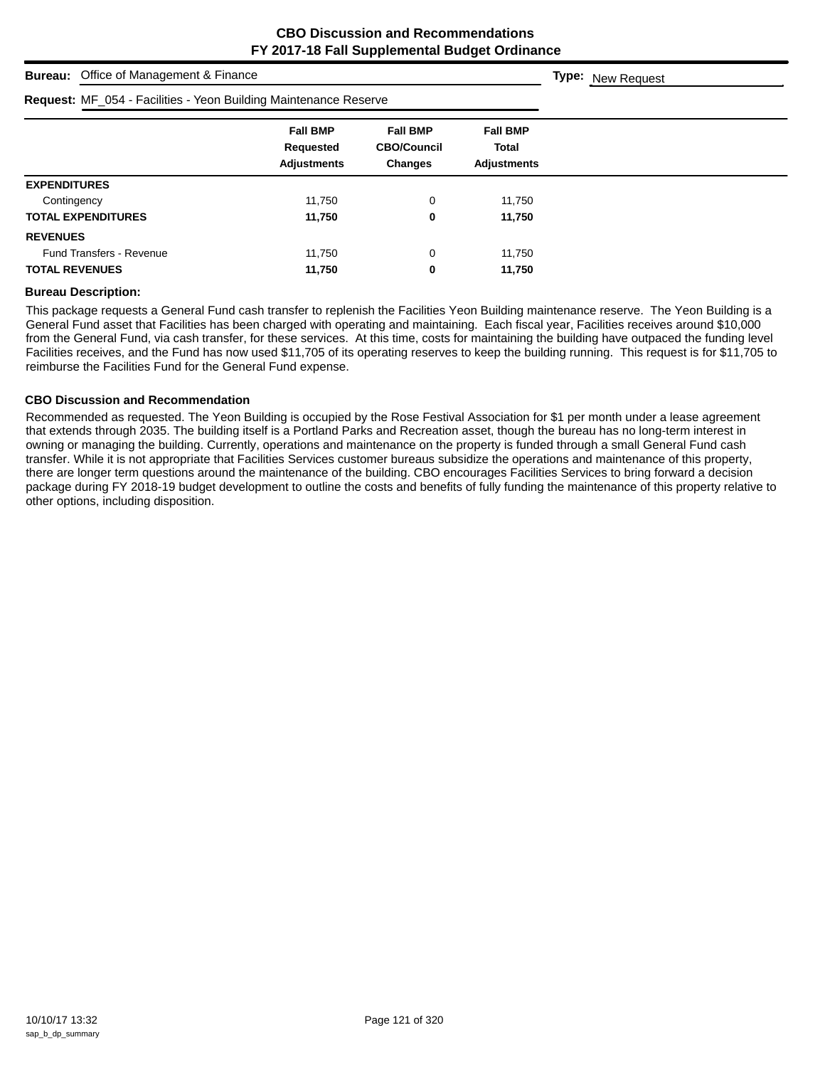**CBO Discussion and Recommendations**
**FY 2017-18 Fall Supplemental Budget Ordinance**

**Bureau:** Office of Management & Finance

**Type:** New Request

**Request:** MF_054 - Facilities - Yeon Building Maintenance Reserve

| | Fall BMP Requested Adjustments | Fall BMP CBO/Council Changes | Fall BMP Total Adjustments |
|---|---|---|---|
| **EXPENDITURES** | | | |
| Contingency | 11,750 | 0 | 11,750 |
| **TOTAL EXPENDITURES** | **11,750** | **0** | **11,750** |
| **REVENUES** | | | |
| Fund Transfers - Revenue | 11,750 | 0 | 11,750 |
| **TOTAL REVENUES** | **11,750** | **0** | **11,750** |

**Bureau Description:**

This package requests a General Fund cash transfer to replenish the Facilities Yeon Building maintenance reserve. The Yeon Building is a General Fund asset that Facilities has been charged with operating and maintaining. Each fiscal year, Facilities receives around $10,000 from the General Fund, via cash transfer, for these services. At this time, costs for maintaining the building have outpaced the funding level Facilities receives, and the Fund has now used $11,705 of its operating reserves to keep the building running. This request is for $11,705 to reimburse the Facilities Fund for the General Fund expense.

**CBO Discussion and Recommendation**

Recommended as requested. The Yeon Building is occupied by the Rose Festival Association for $1 per month under a lease agreement that extends through 2035. The building itself is a Portland Parks and Recreation asset, though the bureau has no long-term interest in owning or managing the building. Currently, operations and maintenance on the property is funded through a small General Fund cash transfer. While it is not appropriate that Facilities Services customer bureaus subsidize the operations and maintenance of this property, there are longer term questions around the maintenance of the building. CBO encourages Facilities Services to bring forward a decision package during FY 2018-19 budget development to outline the costs and benefits of fully funding the maintenance of this property relative to other options, including disposition.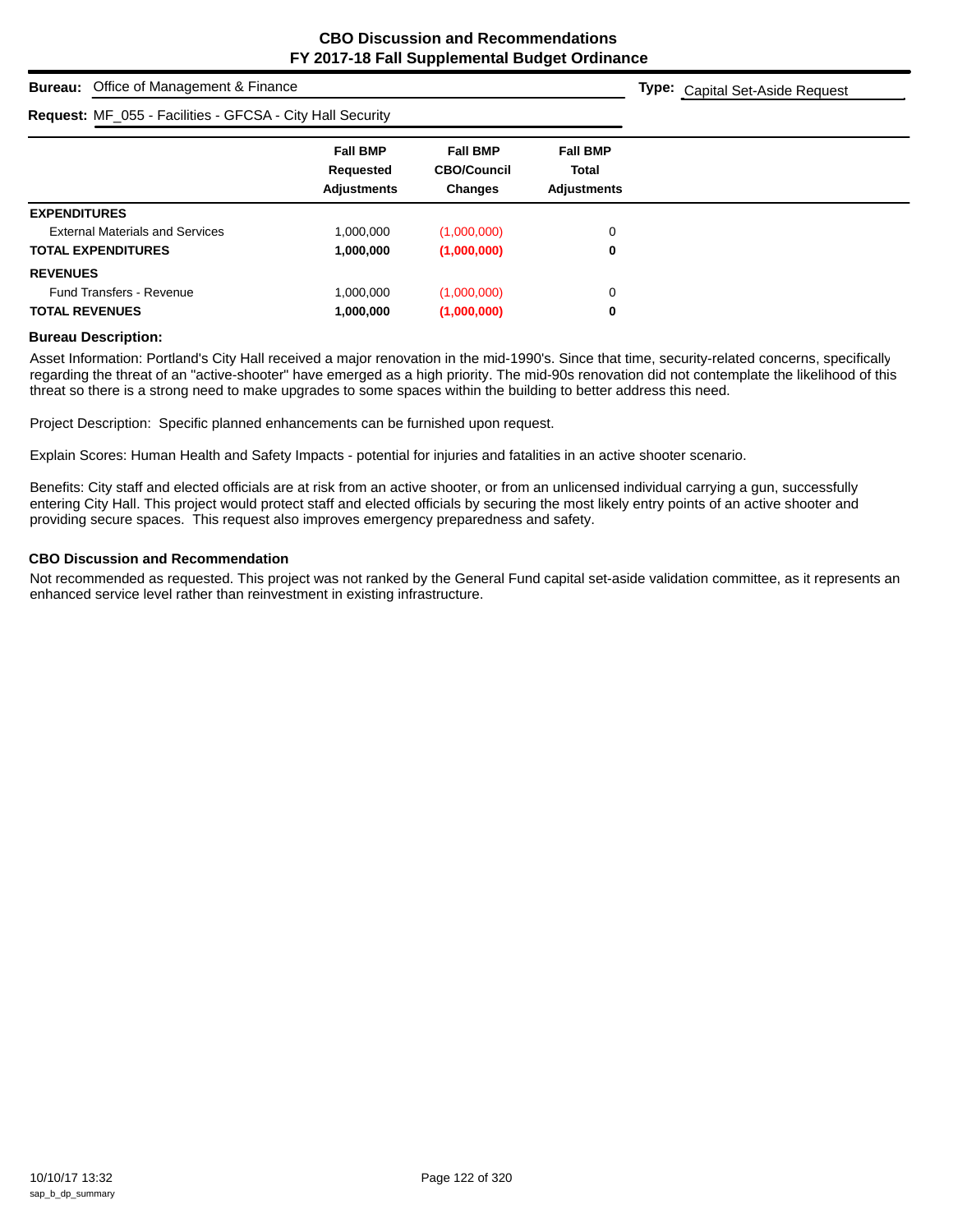# CBO Discussion and Recommendations
## FY 2017-18 Fall Supplemental Budget Ordinance

**Bureau:** Office of Management & Finance

**Type:** Capital Set-Aside Request

**Request:** MF_055 - Facilities - GFCSA - City Hall Security

| | Fall BMP Requested Adjustments | Fall BMP CBO/Council Changes | Fall BMP Total Adjustments |
|---|---|---|---|
| **EXPENDITURES** | | | |
| External Materials and Services | 1,000,000 | (1,000,000) | 0 |
| **TOTAL EXPENDITURES** | **1,000,000** | **(1,000,000)** | **0** |
| **REVENUES** | | | |
| Fund Transfers - Revenue | 1,000,000 | (1,000,000) | 0 |
| **TOTAL REVENUES** | **1,000,000** | **(1,000,000)** | **0** |

### Bureau Description:

Asset Information: Portland's City Hall received a major renovation in the mid-1990's. Since that time, security-related concerns, specifically regarding the threat of an "active-shooter" have emerged as a high priority. The mid-90s renovation did not contemplate the likelihood of this threat so there is a strong need to make upgrades to some spaces within the building to better address this need.

Project Description: Specific planned enhancements can be furnished upon request.

Explain Scores: Human Health and Safety Impacts - potential for injuries and fatalities in an active shooter scenario.

Benefits: City staff and elected officials are at risk from an active shooter, or from an unlicensed individual carrying a gun, successfully entering City Hall. This project would protect staff and elected officials by securing the most likely entry points of an active shooter and providing secure spaces. This request also improves emergency preparedness and safety.

### CBO Discussion and Recommendation

Not recommended as requested. This project was not ranked by the General Fund capital set-aside validation committee, as it represents an enhanced service level rather than reinvestment in existing infrastructure.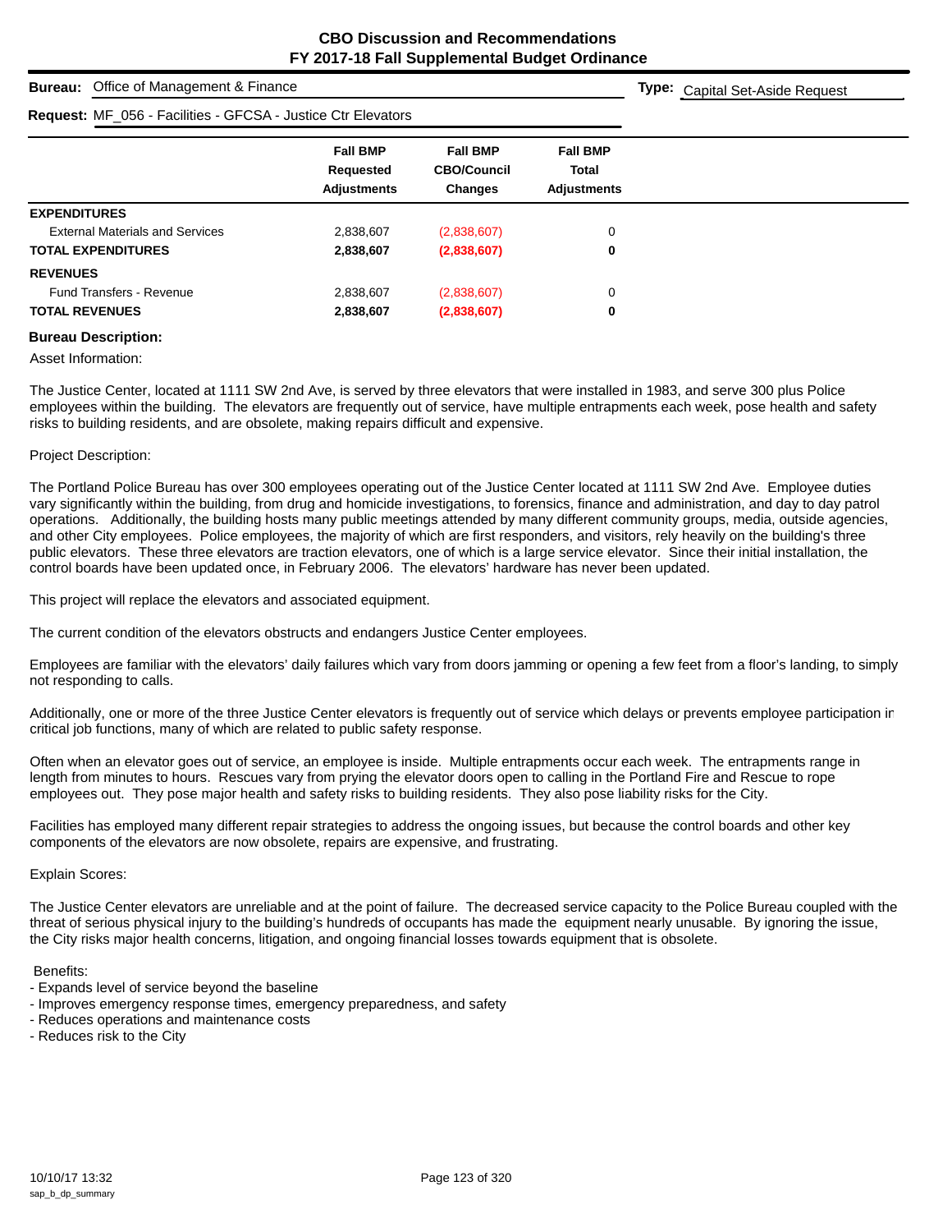# CBO Discussion and Recommendations
## FY 2017-18 Fall Supplemental Budget Ordinance

**Bureau:** Office of Management & Finance

**Type:** Capital Set-Aside Request

**Request:** MF_056 - Facilities - GFCSA - Justice Ctr Elevators

| | Fall BMP Requested Adjustments | Fall BMP CBO/Council Changes | Fall BMP Total Adjustments |
|---|---|---|---|
| **EXPENDITURES** | | | |
| External Materials and Services | 2,838,607 | (2,838,607) | 0 |
| **TOTAL EXPENDITURES** | **2,838,607** | **(2,838,607)** | **0** |
| **REVENUES** | | | |
| Fund Transfers - Revenue | 2,838,607 | (2,838,607) | 0 |
| **TOTAL REVENUES** | **2,838,607** | **(2,838,607)** | **0** |

**Bureau Description:**

Asset Information:

The Justice Center, located at 1111 SW 2nd Ave, is served by three elevators that were installed in 1983, and serve 300 plus Police employees within the building. The elevators are frequently out of service, have multiple entrapments each week, pose health and safety risks to building residents, and are obsolete, making repairs difficult and expensive.

Project Description:

The Portland Police Bureau has over 300 employees operating out of the Justice Center located at 1111 SW 2nd Ave. Employee duties vary significantly within the building, from drug and homicide investigations, to forensics, finance and administration, and day to day patrol operations. Additionally, the building hosts many public meetings attended by many different community groups, media, outside agencies, and other City employees. Police employees, the majority of which are first responders, and visitors, rely heavily on the building's three public elevators. These three elevators are traction elevators, one of which is a large service elevator. Since their initial installation, the control boards have been updated once, in February 2006. The elevators' hardware has never been updated.

This project will replace the elevators and associated equipment.

The current condition of the elevators obstructs and endangers Justice Center employees.

Employees are familiar with the elevators' daily failures which vary from doors jamming or opening a few feet from a floor's landing, to simply not responding to calls.

Additionally, one or more of the three Justice Center elevators is frequently out of service which delays or prevents employee participation in critical job functions, many of which are related to public safety response.

Often when an elevator goes out of service, an employee is inside. Multiple entrapments occur each week. The entrapments range in length from minutes to hours. Rescues vary from prying the elevator doors open to calling in the Portland Fire and Rescue to rope employees out. They pose major health and safety risks to building residents. They also pose liability risks for the City.

Facilities has employed many different repair strategies to address the ongoing issues, but because the control boards and other key components of the elevators are now obsolete, repairs are expensive, and frustrating.

Explain Scores:

The Justice Center elevators are unreliable and at the point of failure. The decreased service capacity to the Police Bureau coupled with the threat of serious physical injury to the building's hundreds of occupants has made the equipment nearly unusable. By ignoring the issue, the City risks major health concerns, litigation, and ongoing financial losses towards equipment that is obsolete.

Benefits:
- Expands level of service beyond the baseline
- Improves emergency response times, emergency preparedness, and safety
- Reduces operations and maintenance costs
- Reduces risk to the City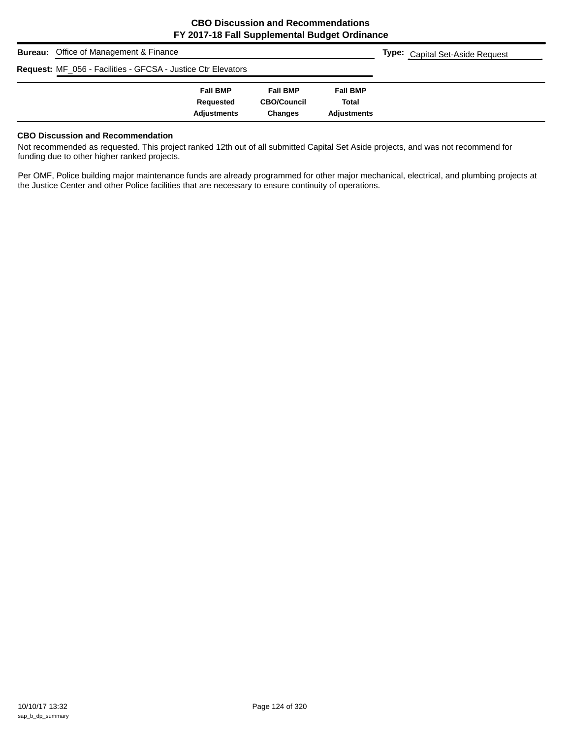# CBO Discussion and Recommendations
## FY 2017-18 Fall Supplemental Budget Ordinance

**Bureau:** Office of Management & Finance

**Type:** Capital Set-Aside Request

**Request:** MF_056 - Facilities - GFCSA - Justice Ctr Elevators

| | Fall BMP Requested Adjustments | Fall BMP CBO/Council Changes | Fall BMP Total Adjustments |
|---|---|---|---|

### CBO Discussion and Recommendation

Not recommended as requested. This project ranked 12th out of all submitted Capital Set Aside projects, and was not recommend for funding due to other higher ranked projects.

Per OMF, Police building major maintenance funds are already programmed for other major mechanical, electrical, and plumbing projects at the Justice Center and other Police facilities that are necessary to ensure continuity of operations.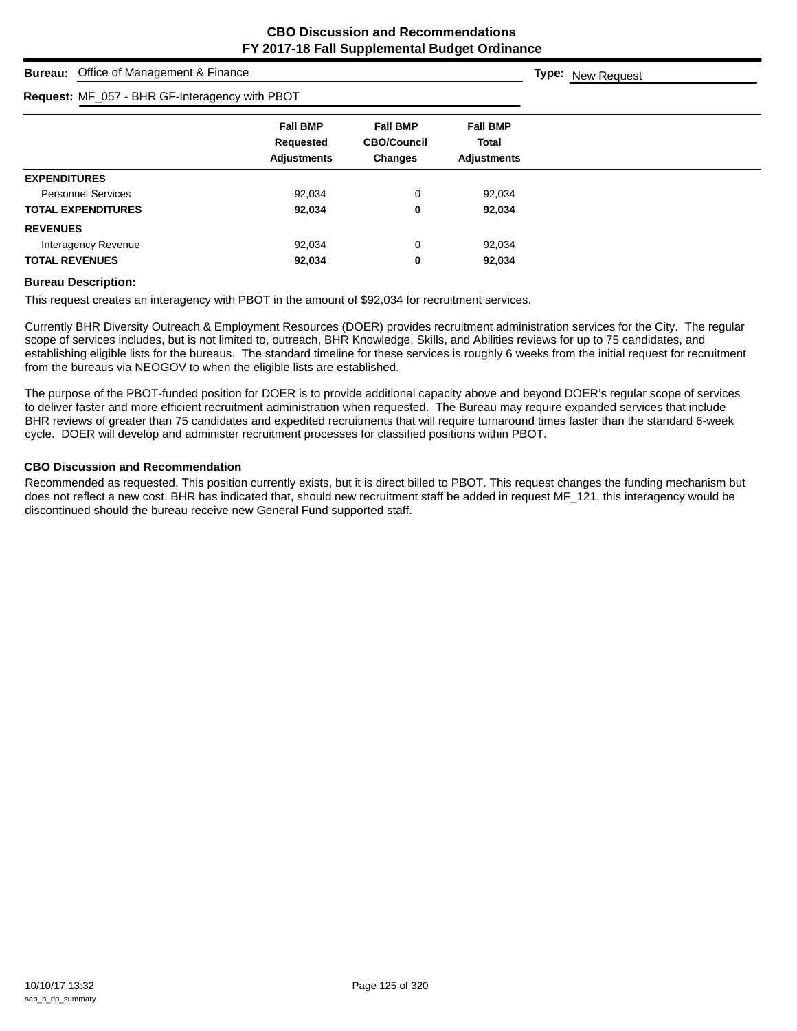## CBO Discussion and Recommendations
## FY 2017-18 Fall Supplemental Budget Ordinance

**Bureau:** Office of Management & Finance **Type:** New Request

**Request:** MF_057 - BHR GF-Interagency with PBOT

| | Fall BMP Requested Adjustments | Fall BMP CBO/Council Changes | Fall BMP Total Adjustments |
|---|---|---|---|
| **EXPENDITURES** | | | |
| Personnel Services | 92,034 | 0 | 92,034 |
| **TOTAL EXPENDITURES** | **92,034** | **0** | **92,034** |
| **REVENUES** | | | |
| Interagency Revenue | 92,034 | 0 | 92,034 |
| **TOTAL REVENUES** | **92,034** | **0** | **92,034** |

**Bureau Description:**

This request creates an interagency with PBOT in the amount of $92,034 for recruitment services.

Currently BHR Diversity Outreach & Employment Resources (DOER) provides recruitment administration services for the City. The regular scope of services includes, but is not limited to, outreach, BHR Knowledge, Skills, and Abilities reviews for up to 75 candidates, and establishing eligible lists for the bureaus. The standard timeline for these services is roughly 6 weeks from the initial request for recruitment from the bureaus via NEOGOV to when the eligible lists are established.

The purpose of the PBOT-funded position for DOER is to provide additional capacity above and beyond DOER's regular scope of services to deliver faster and more efficient recruitment administration when requested. The Bureau may require expanded services that include BHR reviews of greater than 75 candidates and expedited recruitments that will require turnaround times faster than the standard 6-week cycle. DOER will develop and administer recruitment processes for classified positions within PBOT.

**CBO Discussion and Recommendation**

Recommended as requested. This position currently exists, but it is direct billed to PBOT. This request changes the funding mechanism but does not reflect a new cost. BHR has indicated that, should new recruitment staff be added in request MF_121, this interagency would be discontinued should the bureau receive new General Fund supported staff.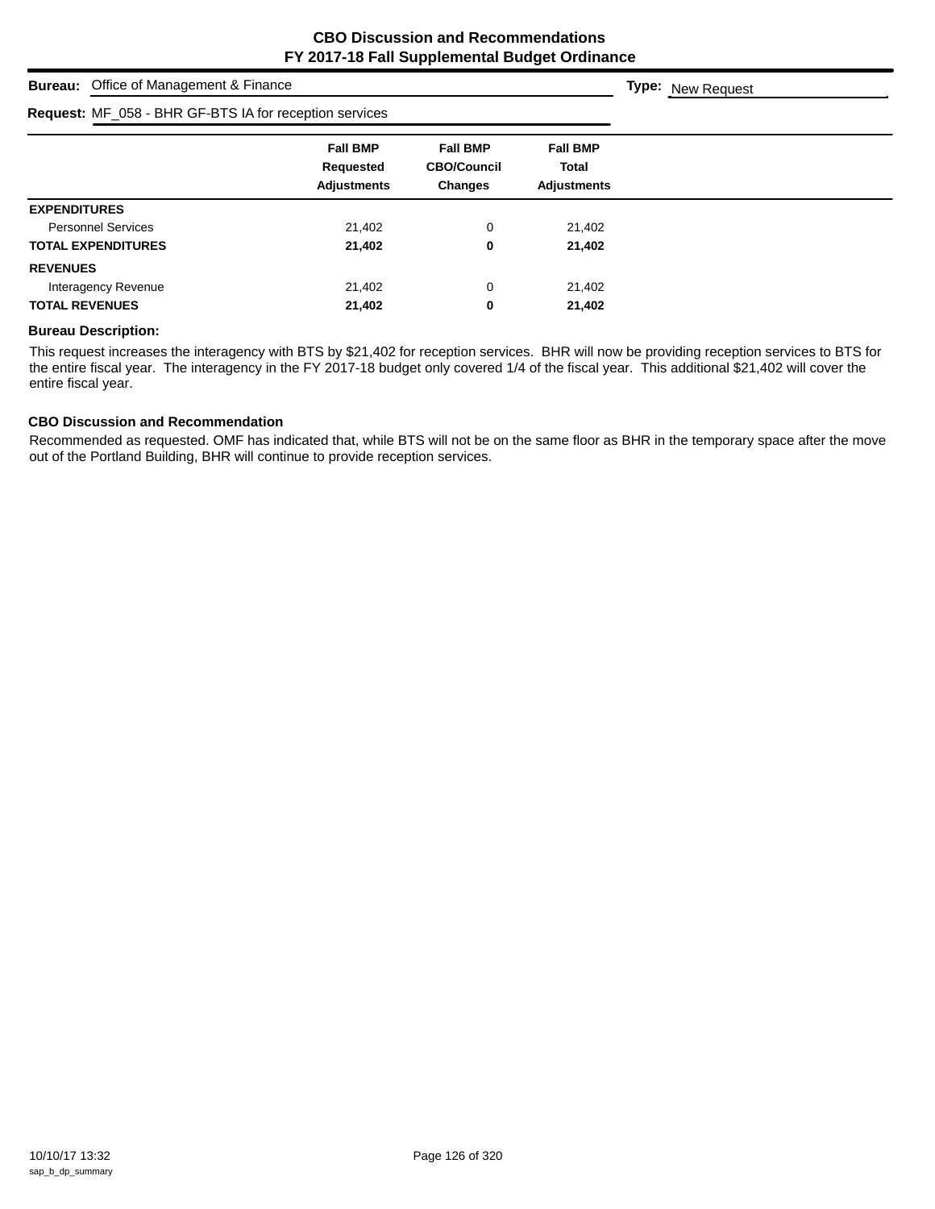# CBO Discussion and Recommendations
## FY 2017-18 Fall Supplemental Budget Ordinance

**Bureau:** Office of Management & Finance

**Type:** New Request

**Request:** MF_058 - BHR GF-BTS IA for reception services

| | Fall BMP Requested Adjustments | Fall BMP CBO/Council Changes | Fall BMP Total Adjustments |
|---|---|---|---|
| **EXPENDITURES** | | | |
| Personnel Services | 21,402 | 0 | 21,402 |
| **TOTAL EXPENDITURES** | **21,402** | **0** | **21,402** |
| **REVENUES** | | | |
| Interagency Revenue | 21,402 | 0 | 21,402 |
| **TOTAL REVENUES** | **21,402** | **0** | **21,402** |

### Bureau Description:

This request increases the interagency with BTS by $21,402 for reception services. BHR will now be providing reception services to BTS for the entire fiscal year. The interagency in the FY 2017-18 budget only covered 1/4 of the fiscal year. This additional $21,402 will cover the entire fiscal year.

### CBO Discussion and Recommendation

Recommended as requested. OMF has indicated that, while BTS will not be on the same floor as BHR in the temporary space after the move out of the Portland Building, BHR will continue to provide reception services.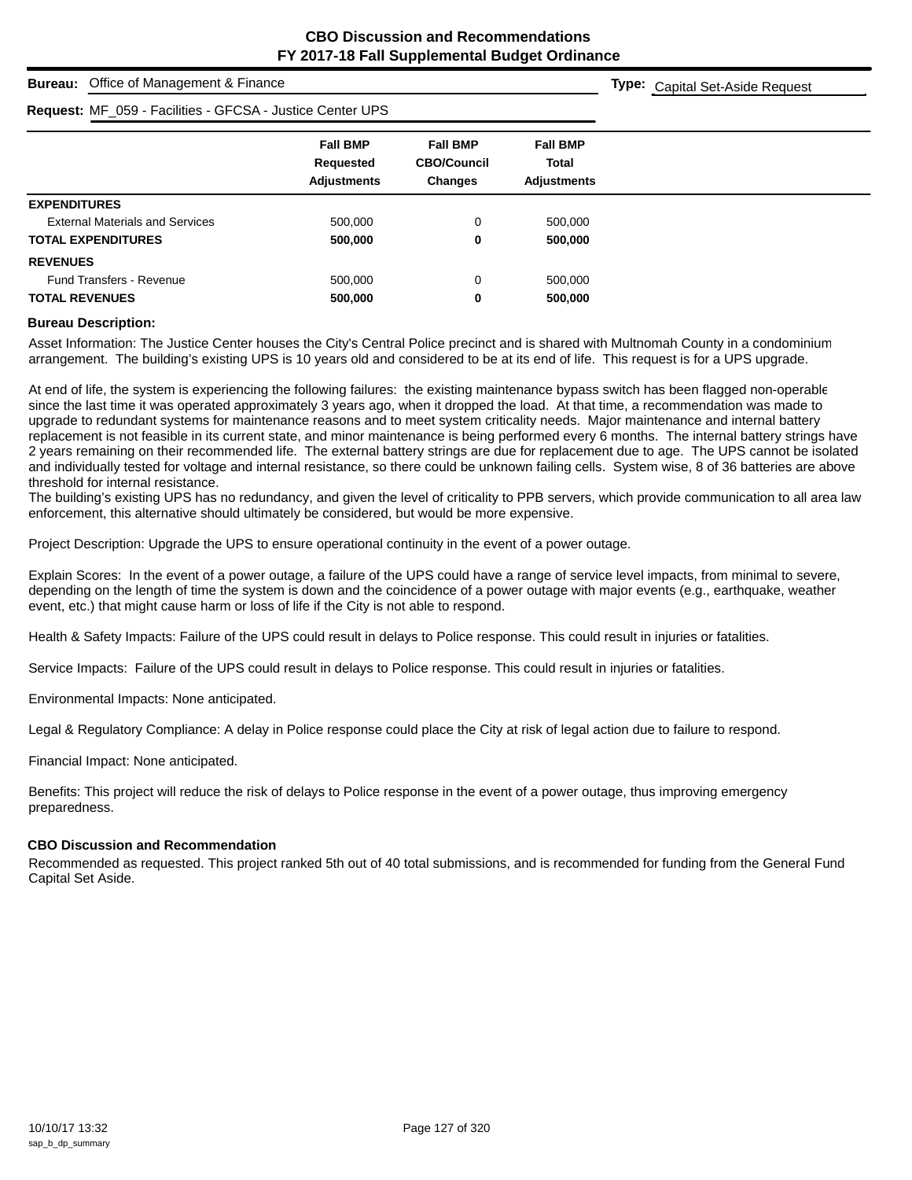# CBO Discussion and Recommendations
## FY 2017-18 Fall Supplemental Budget Ordinance

**Bureau:** Office of Management & Finance

**Type:** Capital Set-Aside Request

**Request:** MF_059 - Facilities - GFCSA - Justice Center UPS

| | Fall BMP Requested Adjustments | Fall BMP CBO/Council Changes | Fall BMP Total Adjustments |
|---|---|---|---|
| **EXPENDITURES** | | | |
| External Materials and Services | 500,000 | 0 | 500,000 |
| **TOTAL EXPENDITURES** | **500,000** | **0** | **500,000** |
| **REVENUES** | | | |
| Fund Transfers - Revenue | 500,000 | 0 | 500,000 |
| **TOTAL REVENUES** | **500,000** | **0** | **500,000** |

**Bureau Description:**

Asset Information: The Justice Center houses the City's Central Police precinct and is shared with Multnomah County in a condominium arrangement. The building's existing UPS is 10 years old and considered to be at its end of life. This request is for a UPS upgrade.

At end of life, the system is experiencing the following failures: the existing maintenance bypass switch has been flagged non-operable since the last time it was operated approximately 3 years ago, when it dropped the load. At that time, a recommendation was made to upgrade to redundant systems for maintenance reasons and to meet system criticality needs. Major maintenance and internal battery replacement is not feasible in its current state, and minor maintenance is being performed every 6 months. The internal battery strings have 2 years remaining on their recommended life. The external battery strings are due for replacement due to age. The UPS cannot be isolated and individually tested for voltage and internal resistance, so there could be unknown failing cells. System wise, 8 of 36 batteries are above threshold for internal resistance.
The building's existing UPS has no redundancy, and given the level of criticality to PPB servers, which provide communication to all area law enforcement, this alternative should ultimately be considered, but would be more expensive.

Project Description: Upgrade the UPS to ensure operational continuity in the event of a power outage.

Explain Scores: In the event of a power outage, a failure of the UPS could have a range of service level impacts, from minimal to severe, depending on the length of time the system is down and the coincidence of a power outage with major events (e.g., earthquake, weather event, etc.) that might cause harm or loss of life if the City is not able to respond.

Health & Safety Impacts: Failure of the UPS could result in delays to Police response. This could result in injuries or fatalities.

Service Impacts: Failure of the UPS could result in delays to Police response. This could result in injuries or fatalities.

Environmental Impacts: None anticipated.

Legal & Regulatory Compliance: A delay in Police response could place the City at risk of legal action due to failure to respond.

Financial Impact: None anticipated.

Benefits: This project will reduce the risk of delays to Police response in the event of a power outage, thus improving emergency preparedness.

**CBO Discussion and Recommendation**

Recommended as requested. This project ranked 5th out of 40 total submissions, and is recommended for funding from the General Fund Capital Set Aside.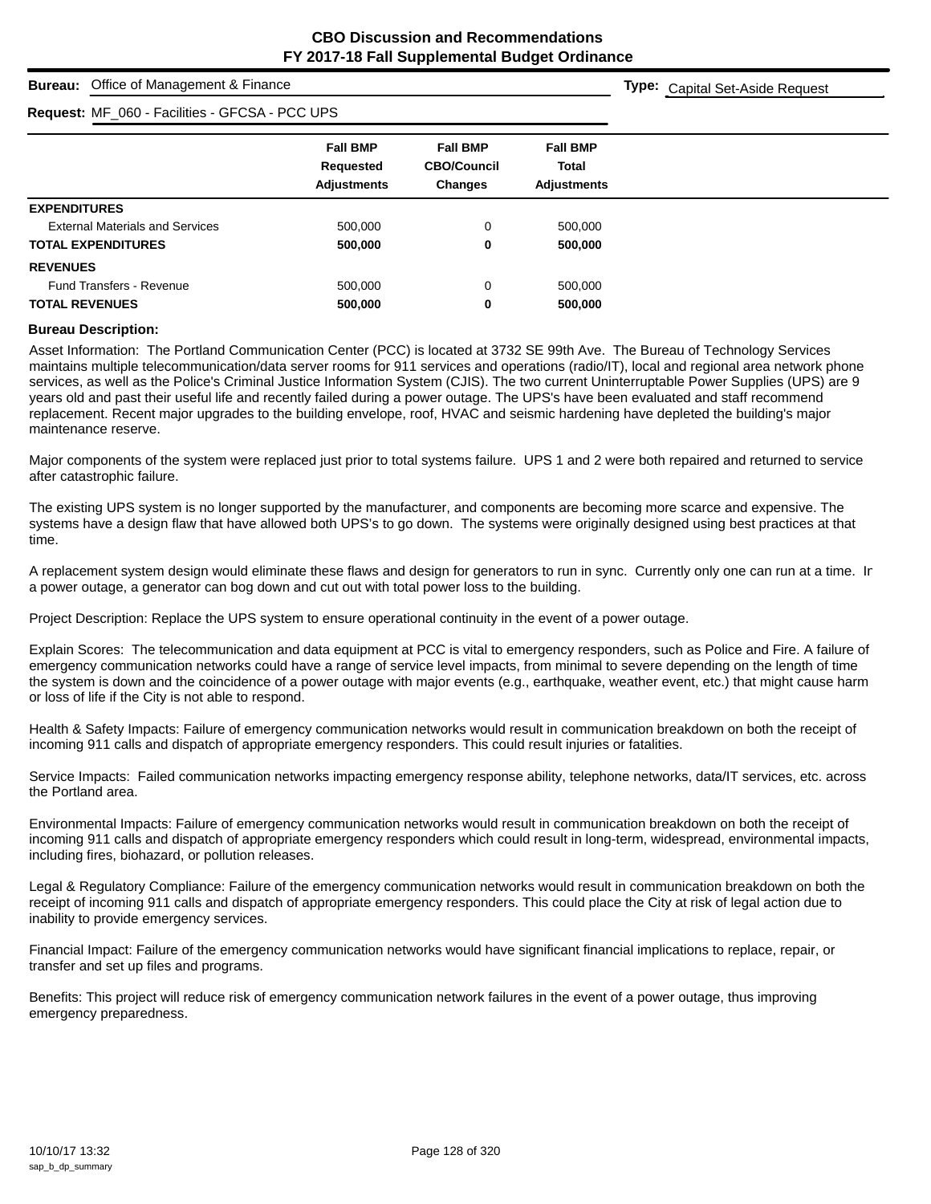# CBO Discussion and Recommendations
## FY 2017-18 Fall Supplemental Budget Ordinance

**Bureau:** Office of Management & Finance **Type:** Capital Set-Aside Request

**Request:** MF_060 - Facilities - GFCSA - PCC UPS

| | Fall BMP Requested Adjustments | Fall BMP CBO/Council Changes | Fall BMP Total Adjustments |
|---|---|---|---|
| **EXPENDITURES** | | | |
| External Materials and Services | 500,000 | 0 | 500,000 |
| **TOTAL EXPENDITURES** | **500,000** | **0** | **500,000** |
| **REVENUES** | | | |
| Fund Transfers - Revenue | 500,000 | 0 | 500,000 |
| **TOTAL REVENUES** | **500,000** | **0** | **500,000** |

**Bureau Description:**

Asset Information: The Portland Communication Center (PCC) is located at 3732 SE 99th Ave. The Bureau of Technology Services maintains multiple telecommunication/data server rooms for 911 services and operations (radio/IT), local and regional area network phone services, as well as the Police's Criminal Justice Information System (CJIS). The two current Uninterruptable Power Supplies (UPS) are 9 years old and past their useful life and recently failed during a power outage. The UPS's have been evaluated and staff recommend replacement. Recent major upgrades to the building envelope, roof, HVAC and seismic hardening have depleted the building's major maintenance reserve.

Major components of the system were replaced just prior to total systems failure. UPS 1 and 2 were both repaired and returned to service after catastrophic failure.

The existing UPS system is no longer supported by the manufacturer, and components are becoming more scarce and expensive. The systems have a design flaw that have allowed both UPS's to go down. The systems were originally designed using best practices at that time.

A replacement system design would eliminate these flaws and design for generators to run in sync. Currently only one can run at a time. In a power outage, a generator can bog down and cut out with total power loss to the building.

Project Description: Replace the UPS system to ensure operational continuity in the event of a power outage.

Explain Scores: The telecommunication and data equipment at PCC is vital to emergency responders, such as Police and Fire. A failure of emergency communication networks could have a range of service level impacts, from minimal to severe depending on the length of time the system is down and the coincidence of a power outage with major events (e.g., earthquake, weather event, etc.) that might cause harm or loss of life if the City is not able to respond.

Health & Safety Impacts: Failure of emergency communication networks would result in communication breakdown on both the receipt of incoming 911 calls and dispatch of appropriate emergency responders. This could result injuries or fatalities.

Service Impacts: Failed communication networks impacting emergency response ability, telephone networks, data/IT services, etc. across the Portland area.

Environmental Impacts: Failure of emergency communication networks would result in communication breakdown on both the receipt of incoming 911 calls and dispatch of appropriate emergency responders which could result in long-term, widespread, environmental impacts, including fires, biohazard, or pollution releases.

Legal & Regulatory Compliance: Failure of the emergency communication networks would result in communication breakdown on both the receipt of incoming 911 calls and dispatch of appropriate emergency responders. This could place the City at risk of legal action due to inability to provide emergency services.

Financial Impact: Failure of the emergency communication networks would have significant financial implications to replace, repair, or transfer and set up files and programs.

Benefits: This project will reduce risk of emergency communication network failures in the event of a power outage, thus improving emergency preparedness.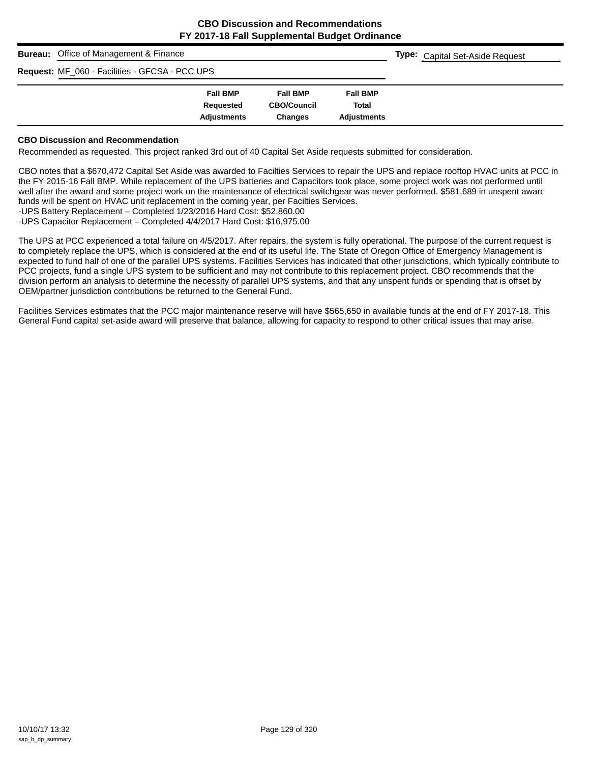# CBO Discussion and Recommendations
## FY 2017-18 Fall Supplemental Budget Ordinance

**Bureau:** Office of Management & Finance

**Type:** Capital Set-Aside Request

**Request:** MF_060 - Facilities - GFCSA - PCC UPS

| | Fall BMP Requested Adjustments | Fall BMP CBO/Council Changes | Fall BMP Total Adjustments |
|---|---|---|---|

### CBO Discussion and Recommendation

Recommended as requested. This project ranked 3rd out of 40 Capital Set Aside requests submitted for consideration.

CBO notes that a $670,472 Capital Set Aside was awarded to Facilties Services to repair the UPS and replace rooftop HVAC units at PCC in the FY 2015-16 Fall BMP. While replacement of the UPS batteries and Capacitors took place, some project work was not performed until well after the award and some project work on the maintenance of electrical switchgear was never performed. $581,689 in unspent award funds will be spent on HVAC unit replacement in the coming year, per Facilties Services.

-UPS Battery Replacement – Completed 1/23/2016 Hard Cost: $52,860.00

-UPS Capacitor Replacement – Completed 4/4/2017 Hard Cost: $16,975.00

The UPS at PCC experienced a total failure on 4/5/2017. After repairs, the system is fully operational. The purpose of the current request is to completely replace the UPS, which is considered at the end of its useful life. The State of Oregon Office of Emergency Management is expected to fund half of one of the parallel UPS systems. Facilities Services has indicated that other jurisdictions, which typically contribute to PCC projects, fund a single UPS system to be sufficient and may not contribute to this replacement project. CBO recommends that the division perform an analysis to determine the necessity of parallel UPS systems, and that any unspent funds or spending that is offset by OEM/partner jurisdiction contributions be returned to the General Fund.

Facilities Services estimates that the PCC major maintenance reserve will have $565,650 in available funds at the end of FY 2017-18. This General Fund capital set-aside award will preserve that balance, allowing for capacity to respond to other critical issues that may arise.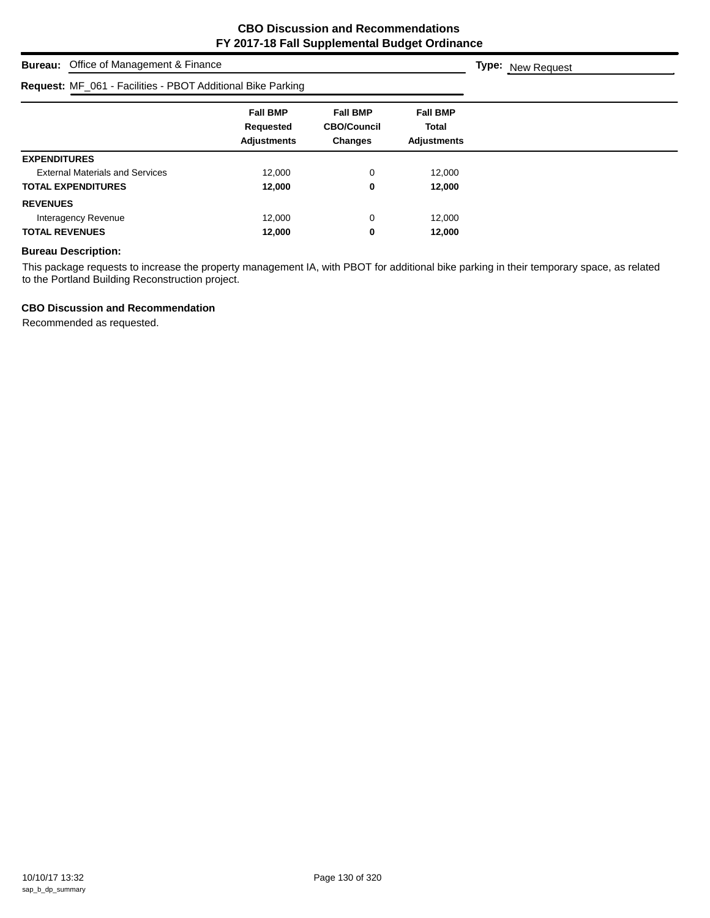# CBO Discussion and Recommendations
## FY 2017-18 Fall Supplemental Budget Ordinance

**Bureau:** Office of Management & Finance **Type:** New Request

**Request:** MF_061 - Facilities - PBOT Additional Bike Parking

| | Fall BMP Requested Adjustments | Fall BMP CBO/Council Changes | Fall BMP Total Adjustments |
|---|---|---|---|
| **EXPENDITURES** | | | |
| External Materials and Services | 12,000 | 0 | 12,000 |
| **TOTAL EXPENDITURES** | **12,000** | **0** | **12,000** |
| **REVENUES** | | | |
| Interagency Revenue | 12,000 | 0 | 12,000 |
| **TOTAL REVENUES** | **12,000** | **0** | **12,000** |

### Bureau Description:

This package requests to increase the property management IA, with PBOT for additional bike parking in their temporary space, as related to the Portland Building Reconstruction project.

### CBO Discussion and Recommendation

Recommended as requested.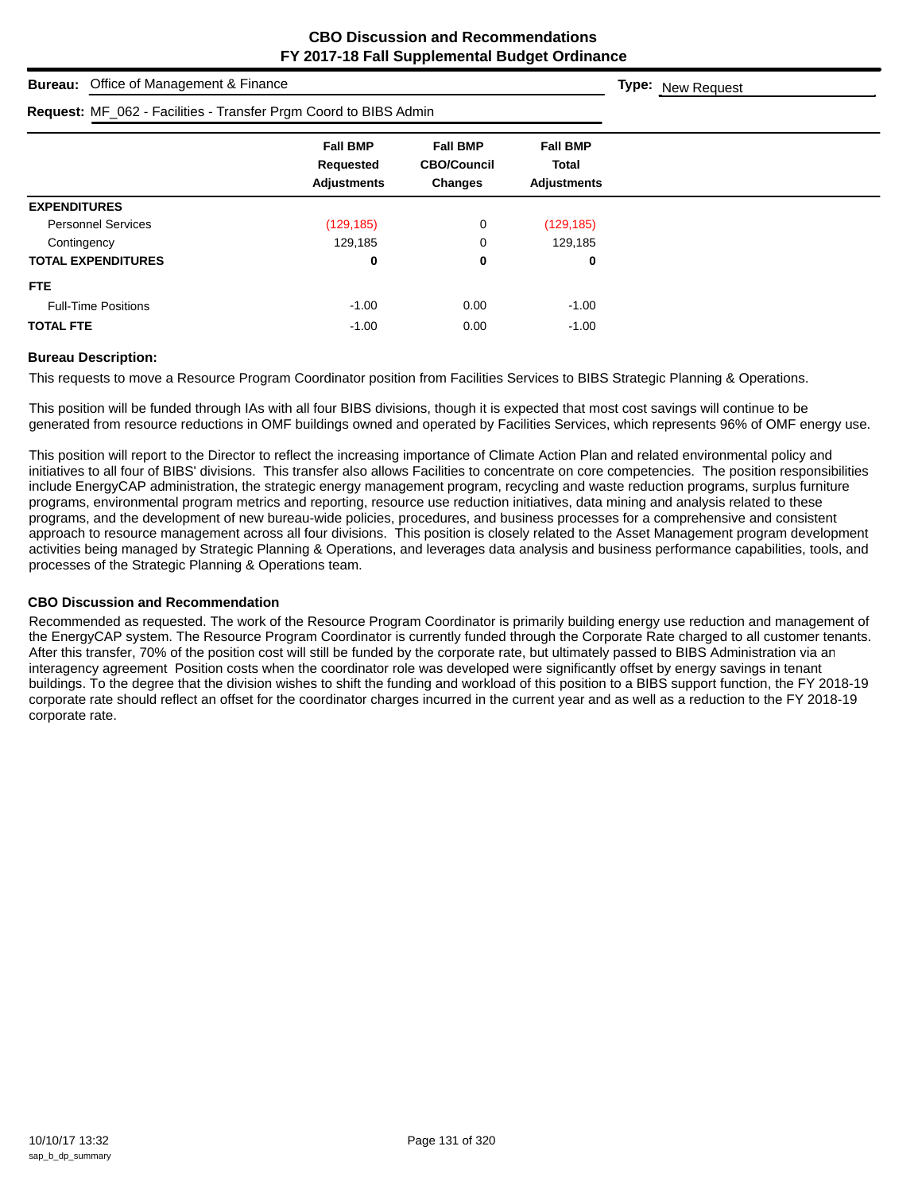# CBO Discussion and Recommendations
## FY 2017-18 Fall Supplemental Budget Ordinance

**Bureau:** Office of Management & Finance **Type:** New Request

**Request:** MF_062 - Facilities - Transfer Prgm Coord to BIBS Admin

| | Fall BMP Requested Adjustments | Fall BMP CBO/Council Changes | Fall BMP Total Adjustments |
|---|---|---|---|
| **EXPENDITURES** | | | |
| Personnel Services | (129,185) | 0 | (129,185) |
| Contingency | 129,185 | 0 | 129,185 |
| **TOTAL EXPENDITURES** | **0** | **0** | **0** |
| **FTE** | | | |
| Full-Time Positions | -1.00 | 0.00 | -1.00 |
| **TOTAL FTE** | -1.00 | 0.00 | -1.00 |

### Bureau Description:

This requests to move a Resource Program Coordinator position from Facilities Services to BIBS Strategic Planning & Operations.

This position will be funded through IAs with all four BIBS divisions, though it is expected that most cost savings will continue to be generated from resource reductions in OMF buildings owned and operated by Facilities Services, which represents 96% of OMF energy use.

This position will report to the Director to reflect the increasing importance of Climate Action Plan and related environmental policy and initiatives to all four of BIBS' divisions. This transfer also allows Facilities to concentrate on core competencies. The position responsibilities include EnergyCAP administration, the strategic energy management program, recycling and waste reduction programs, surplus furniture programs, environmental program metrics and reporting, resource use reduction initiatives, data mining and analysis related to these programs, and the development of new bureau-wide policies, procedures, and business processes for a comprehensive and consistent approach to resource management across all four divisions. This position is closely related to the Asset Management program development activities being managed by Strategic Planning & Operations, and leverages data analysis and business performance capabilities, tools, and processes of the Strategic Planning & Operations team.

### CBO Discussion and Recommendation

Recommended as requested. The work of the Resource Program Coordinator is primarily building energy use reduction and management of the EnergyCAP system. The Resource Program Coordinator is currently funded through the Corporate Rate charged to all customer tenants. After this transfer, 70% of the position cost will still be funded by the corporate rate, but ultimately passed to BIBS Administration via an interagency agreement Position costs when the coordinator role was developed were significantly offset by energy savings in tenant buildings. To the degree that the division wishes to shift the funding and workload of this position to a BIBS support function, the FY 2018-19 corporate rate should reflect an offset for the coordinator charges incurred in the current year and as well as a reduction to the FY 2018-19 corporate rate.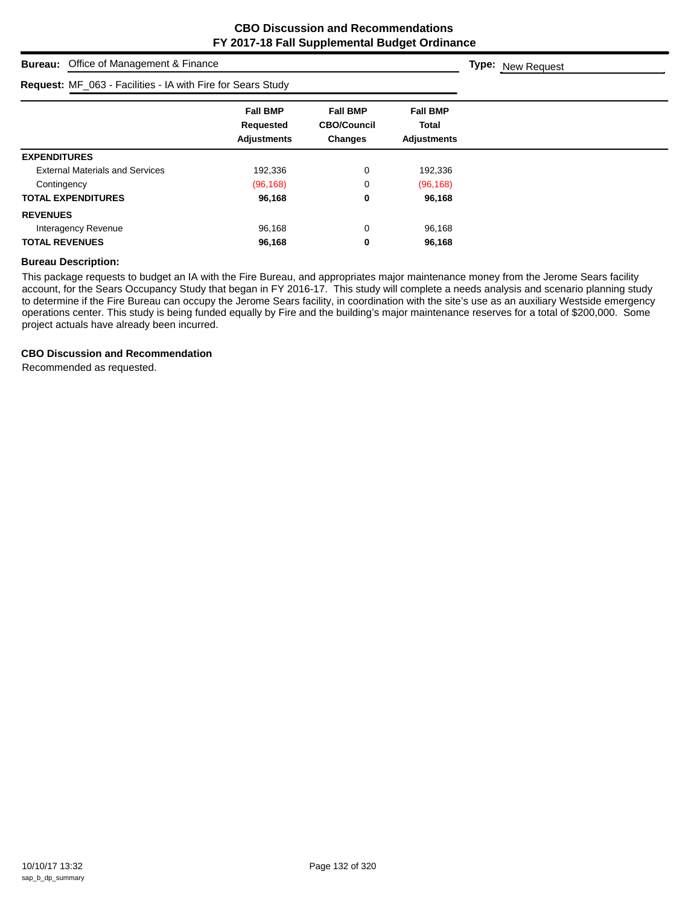# CBO Discussion and Recommendations
## FY 2017-18 Fall Supplemental Budget Ordinance

**Bureau:** Office of Management & Finance

**Type:** New Request

**Request:** MF_063 - Facilities - IA with Fire for Sears Study

| | Fall BMP Requested Adjustments | Fall BMP CBO/Council Changes | Fall BMP Total Adjustments |
|---|---|---|---|
| **EXPENDITURES** | | | |
| External Materials and Services | 192,336 | 0 | 192,336 |
| Contingency | (96,168) | 0 | (96,168) |
| **TOTAL EXPENDITURES** | **96,168** | **0** | **96,168** |
| **REVENUES** | | | |
| Interagency Revenue | 96,168 | 0 | 96,168 |
| **TOTAL REVENUES** | **96,168** | **0** | **96,168** |

### Bureau Description:

This package requests to budget an IA with the Fire Bureau, and appropriates major maintenance money from the Jerome Sears facility account, for the Sears Occupancy Study that began in FY 2016-17. This study will complete a needs analysis and scenario planning study to determine if the Fire Bureau can occupy the Jerome Sears facility, in coordination with the site's use as an auxiliary Westside emergency operations center. This study is being funded equally by Fire and the building's major maintenance reserves for a total of $200,000. Some project actuals have already been incurred.

### CBO Discussion and Recommendation

Recommended as requested.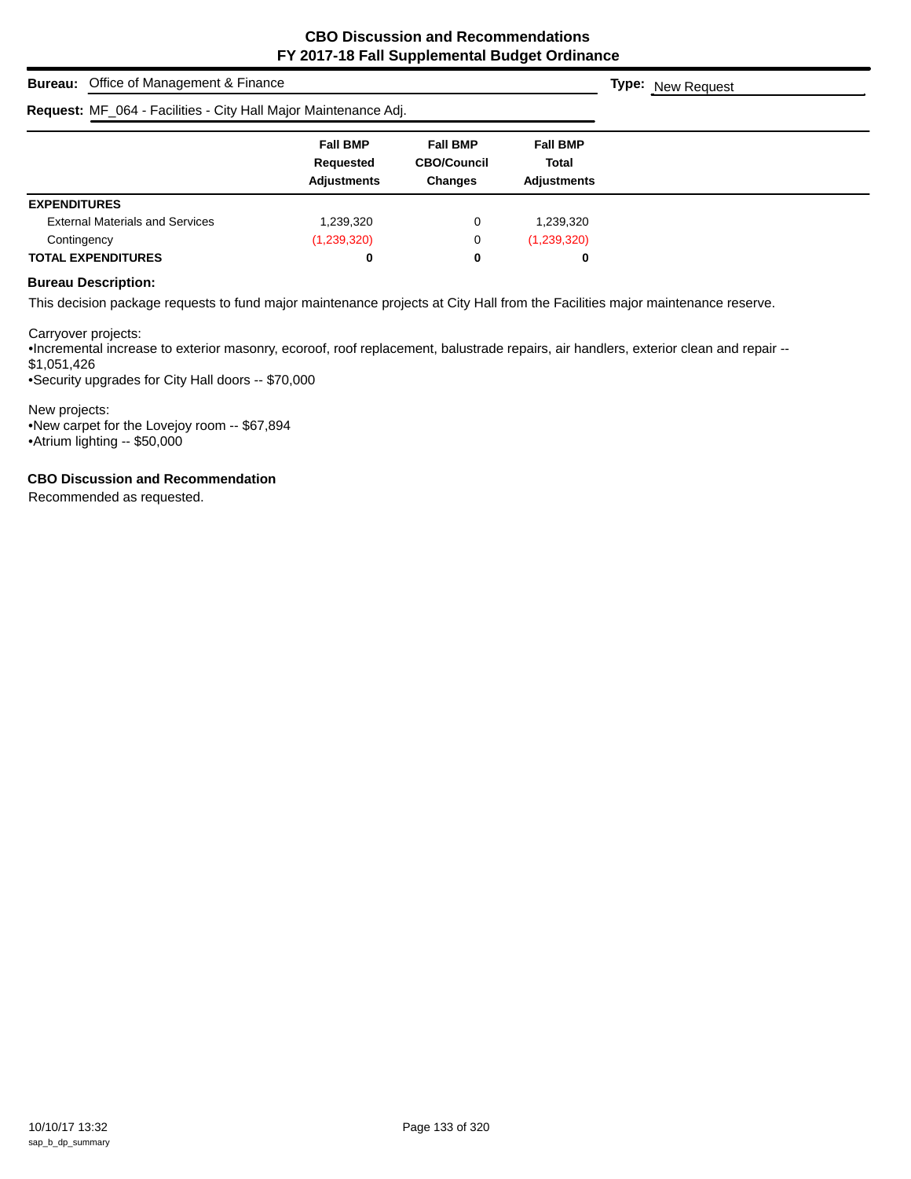## CBO Discussion and Recommendations
## FY 2017-18 Fall Supplemental Budget Ordinance

**Bureau:** Office of Management & Finance

**Type:** New Request

**Request:** MF_064 - Facilities - City Hall Major Maintenance Adj.

| | Fall BMP Requested Adjustments | Fall BMP CBO/Council Changes | Fall BMP Total Adjustments |
|---|---|---|---|
| **EXPENDITURES** | | | |
| External Materials and Services | 1,239,320 | 0 | 1,239,320 |
| Contingency | (1,239,320) | 0 | (1,239,320) |
| **TOTAL EXPENDITURES** | **0** | **0** | **0** |

### Bureau Description:

This decision package requests to fund major maintenance projects at City Hall from the Facilities major maintenance reserve.

Carryover projects:
- Incremental increase to exterior masonry, ecoroof, roof replacement, balustrade repairs, air handlers, exterior clean and repair -- $1,051,426
- Security upgrades for City Hall doors -- $70,000

New projects:
- New carpet for the Lovejoy room -- $67,894
- Atrium lighting -- $50,000

### CBO Discussion and Recommendation

Recommended as requested.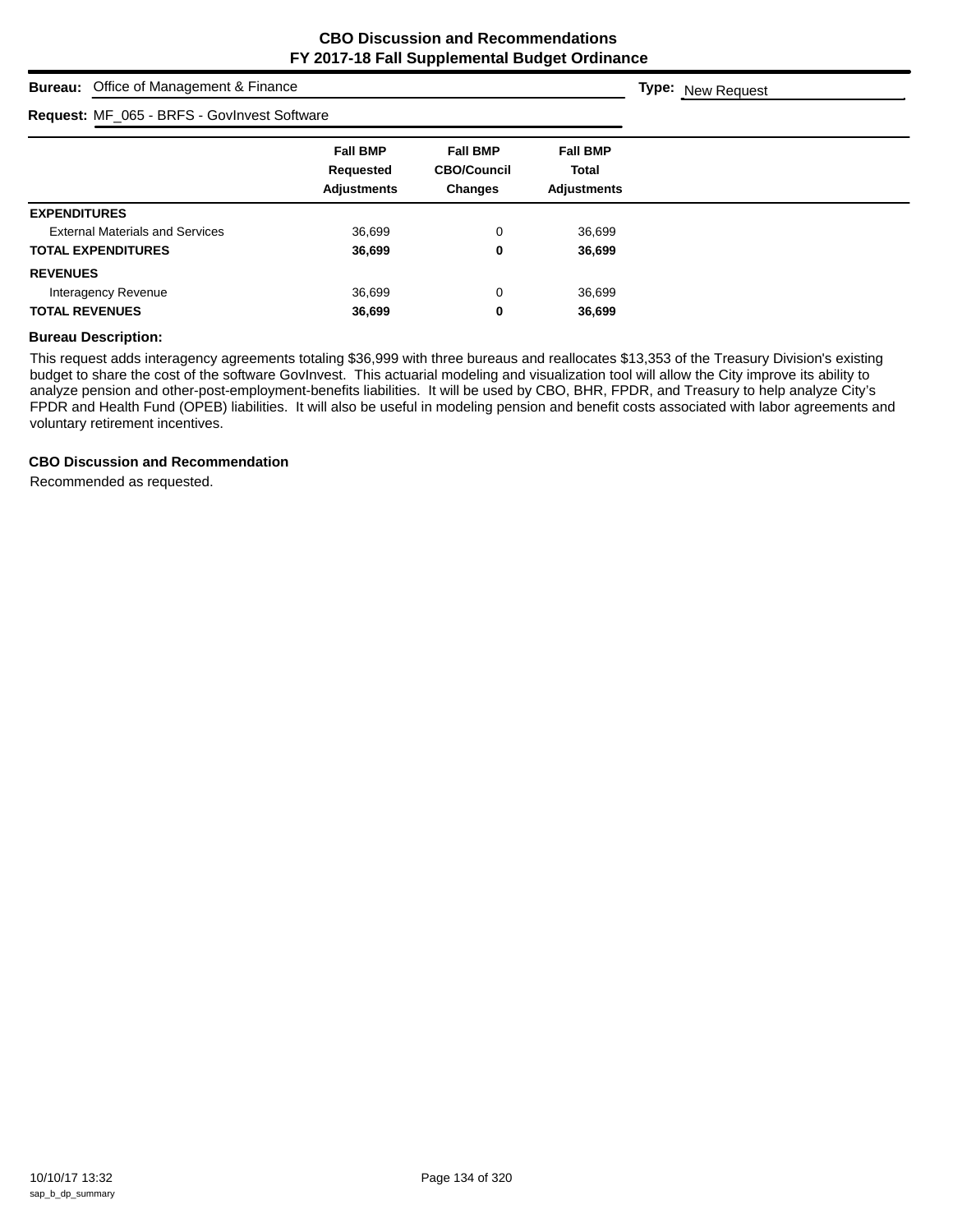# CBO Discussion and Recommendations
## FY 2017-18 Fall Supplemental Budget Ordinance

**Bureau:** Office of Management & Finance **Type:** New Request

**Request:** MF_065 - BRFS - GovInvest Software

| | Fall BMP Requested Adjustments | Fall BMP CBO/Council Changes | Fall BMP Total Adjustments |
|---|---|---|---|
| **EXPENDITURES** | | | |
| External Materials and Services | 36,699 | 0 | 36,699 |
| **TOTAL EXPENDITURES** | **36,699** | **0** | **36,699** |
| **REVENUES** | | | |
| Interagency Revenue | 36,699 | 0 | 36,699 |
| **TOTAL REVENUES** | **36,699** | **0** | **36,699** |

**Bureau Description:**

This request adds interagency agreements totaling $36,999 with three bureaus and reallocates $13,353 of the Treasury Division's existing budget to share the cost of the software GovInvest. This actuarial modeling and visualization tool will allow the City improve its ability to analyze pension and other-post-employment-benefits liabilities. It will be used by CBO, BHR, FPDR, and Treasury to help analyze City's FPDR and Health Fund (OPEB) liabilities. It will also be useful in modeling pension and benefit costs associated with labor agreements and voluntary retirement incentives.

**CBO Discussion and Recommendation**

Recommended as requested.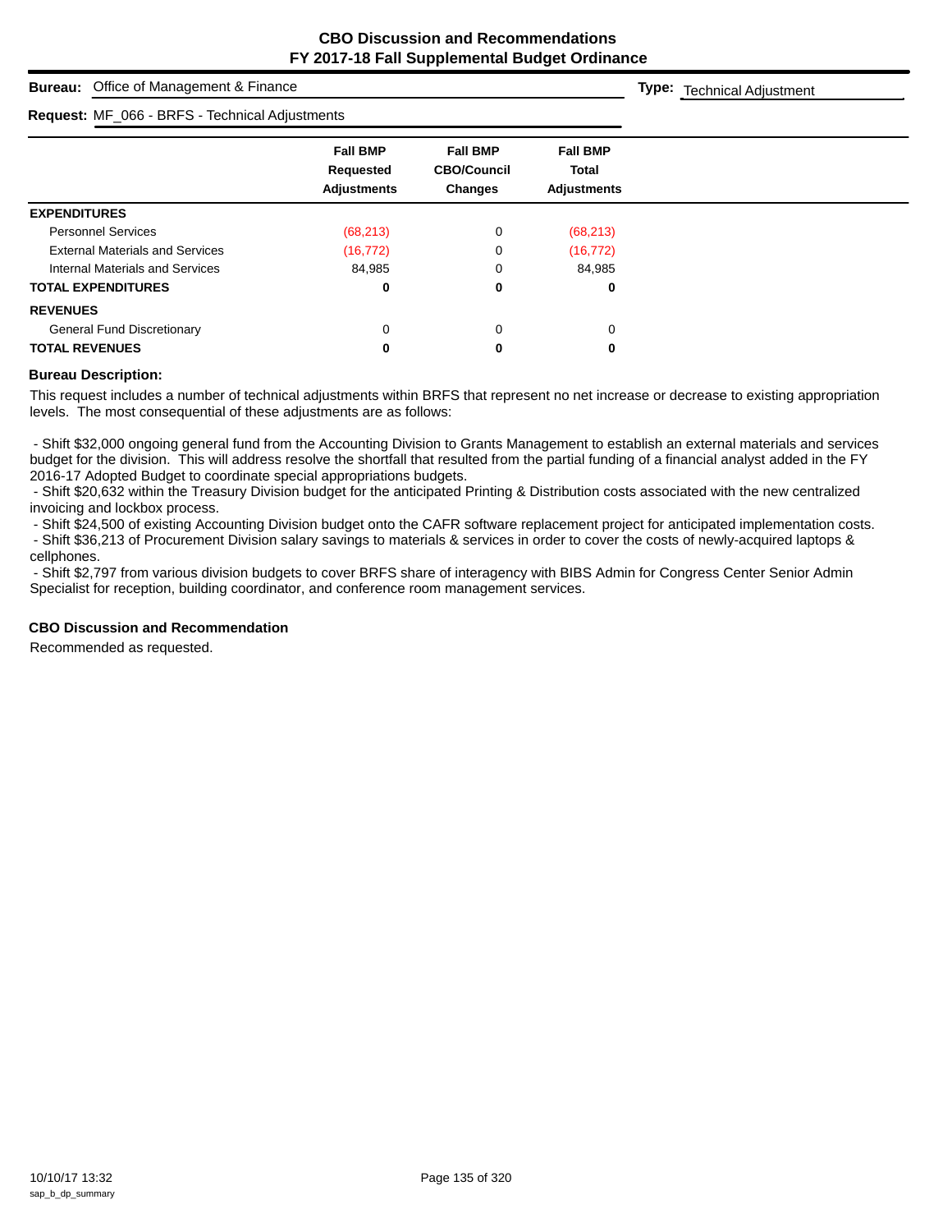# CBO Discussion and Recommendations
## FY 2017-18 Fall Supplemental Budget Ordinance

**Bureau:** Office of Management & Finance

**Type:** Technical Adjustment

**Request:** MF_066 - BRFS - Technical Adjustments

| | Fall BMP Requested Adjustments | Fall BMP CBO/Council Changes | Fall BMP Total Adjustments |
|---|---|---|---|
| **EXPENDITURES** | | | |
| Personnel Services | (68,213) | 0 | (68,213) |
| External Materials and Services | (16,772) | 0 | (16,772) |
| Internal Materials and Services | 84,985 | 0 | 84,985 |
| **TOTAL EXPENDITURES** | **0** | **0** | **0** |
| **REVENUES** | | | |
| General Fund Discretionary | 0 | 0 | 0 |
| **TOTAL REVENUES** | **0** | **0** | **0** |

**Bureau Description:**

This request includes a number of technical adjustments within BRFS that represent no net increase or decrease to existing appropriation levels. The most consequential of these adjustments are as follows:

- Shift $32,000 ongoing general fund from the Accounting Division to Grants Management to establish an external materials and services budget for the division. This will address resolve the shortfall that resulted from the partial funding of a financial analyst added in the FY 2016-17 Adopted Budget to coordinate special appropriations budgets.
- Shift $20,632 within the Treasury Division budget for the anticipated Printing & Distribution costs associated with the new centralized invoicing and lockbox process.
- Shift $24,500 of existing Accounting Division budget onto the CAFR software replacement project for anticipated implementation costs.
- Shift $36,213 of Procurement Division salary savings to materials & services in order to cover the costs of newly-acquired laptops & cellphones.
- Shift $2,797 from various division budgets to cover BRFS share of interagency with BIBS Admin for Congress Center Senior Admin Specialist for reception, building coordinator, and conference room management services.

**CBO Discussion and Recommendation**

Recommended as requested.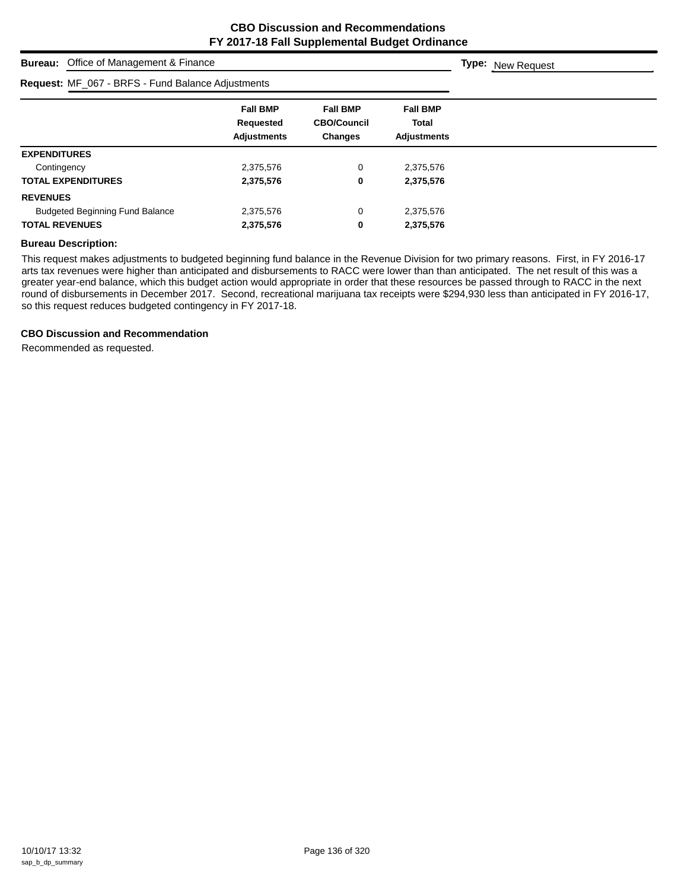# CBO Discussion and Recommendations
## FY 2017-18 Fall Supplemental Budget Ordinance

**Bureau:** Office of Management & Finance **Type:** New Request

**Request:** MF_067 - BRFS - Fund Balance Adjustments

| | Fall BMP Requested Adjustments | Fall BMP CBO/Council Changes | Fall BMP Total Adjustments |
|---|---|---|---|
| **EXPENDITURES** | | | |
| Contingency | 2,375,576 | 0 | 2,375,576 |
| **TOTAL EXPENDITURES** | **2,375,576** | **0** | **2,375,576** |
| **REVENUES** | | | |
| Budgeted Beginning Fund Balance | 2,375,576 | 0 | 2,375,576 |
| **TOTAL REVENUES** | **2,375,576** | **0** | **2,375,576** |

**Bureau Description:**

This request makes adjustments to budgeted beginning fund balance in the Revenue Division for two primary reasons. First, in FY 2016-17 arts tax revenues were higher than anticipated and disbursements to RACC were lower than than anticipated. The net result of this was a greater year-end balance, which this budget action would appropriate in order that these resources be passed through to RACC in the next round of disbursements in December 2017. Second, recreational marijuana tax receipts were $294,930 less than anticipated in FY 2016-17, so this request reduces budgeted contingency in FY 2017-18.

**CBO Discussion and Recommendation**

Recommended as requested.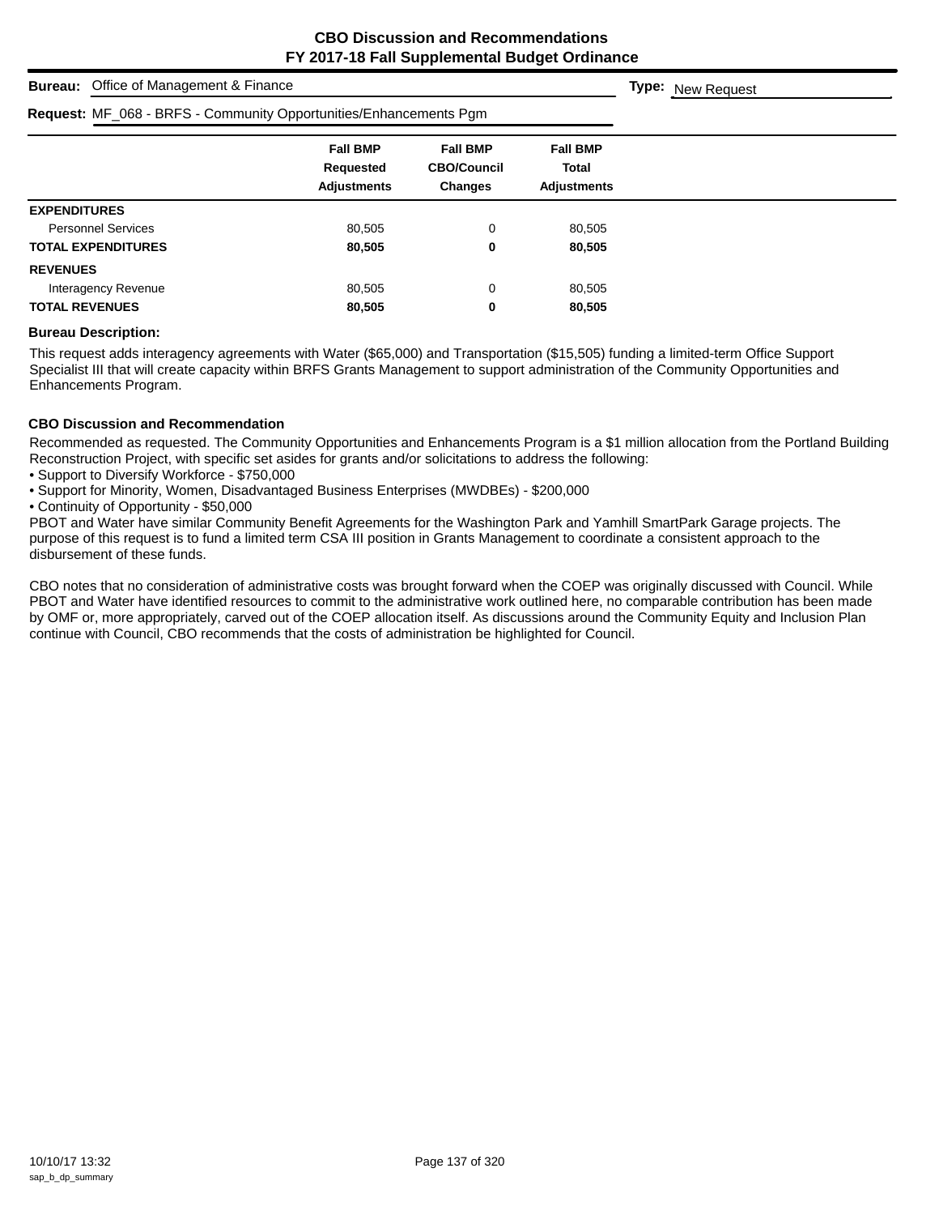**CBO Discussion and Recommendations**
**FY 2017-18 Fall Supplemental Budget Ordinance**

**Bureau:** Office of Management & Finance

**Type:** New Request

**Request:** MF_068 - BRFS - Community Opportunities/Enhancements Pgm

| | Fall BMP Requested Adjustments | Fall BMP CBO/Council Changes | Fall BMP Total Adjustments |
|---|---|---|---|
| **EXPENDITURES** | | | |
| Personnel Services | 80,505 | 0 | 80,505 |
| **TOTAL EXPENDITURES** | **80,505** | **0** | **80,505** |
| **REVENUES** | | | |
| Interagency Revenue | 80,505 | 0 | 80,505 |
| **TOTAL REVENUES** | **80,505** | **0** | **80,505** |

**Bureau Description:**

This request adds interagency agreements with Water ($65,000) and Transportation ($15,505) funding a limited-term Office Support Specialist III that will create capacity within BRFS Grants Management to support administration of the Community Opportunities and Enhancements Program.

**CBO Discussion and Recommendation**

Recommended as requested. The Community Opportunities and Enhancements Program is a $1 million allocation from the Portland Building Reconstruction Project, with specific set asides for grants and/or solicitations to address the following:

- Support to Diversify Workforce - $750,000
- Support for Minority, Women, Disadvantaged Business Enterprises (MWDBEs) - $200,000
- Continuity of Opportunity - $50,000

PBOT and Water have similar Community Benefit Agreements for the Washington Park and Yamhill SmartPark Garage projects. The purpose of this request is to fund a limited term CSA III position in Grants Management to coordinate a consistent approach to the disbursement of these funds.

CBO notes that no consideration of administrative costs was brought forward when the COEP was originally discussed with Council. While PBOT and Water have identified resources to commit to the administrative work outlined here, no comparable contribution has been made by OMF or, more appropriately, carved out of the COEP allocation itself. As discussions around the Community Equity and Inclusion Plan continue with Council, CBO recommends that the costs of administration be highlighted for Council.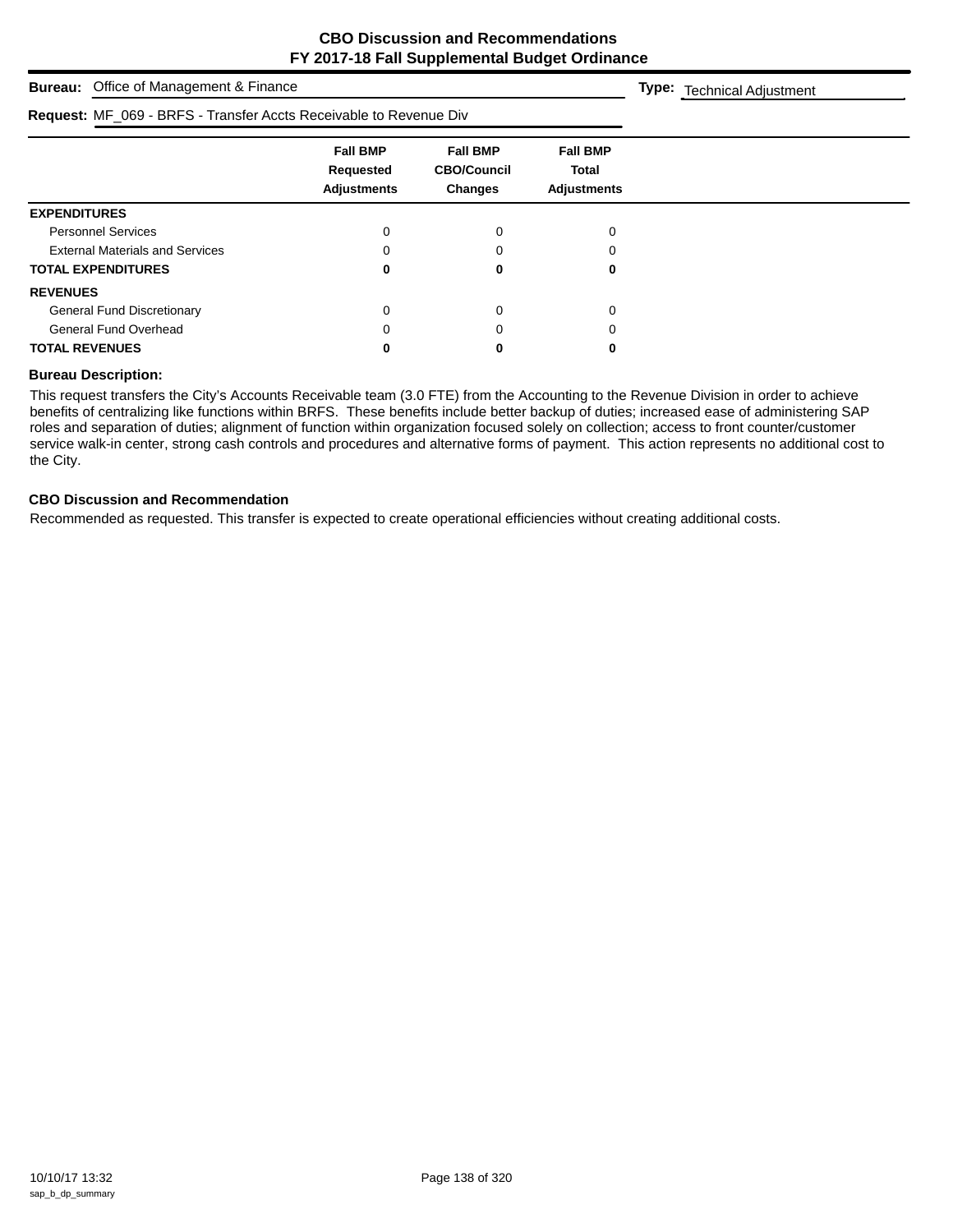# CBO Discussion and Recommendations
## FY 2017-18 Fall Supplemental Budget Ordinance

**Bureau:** Office of Management & Finance

**Type:** Technical Adjustment

**Request:** MF_069 - BRFS - Transfer Accts Receivable to Revenue Div

| | Fall BMP Requested Adjustments | Fall BMP CBO/Council Changes | Fall BMP Total Adjustments |
|---|---|---|---|
| **EXPENDITURES** | | | |
| Personnel Services | 0 | 0 | 0 |
| External Materials and Services | 0 | 0 | 0 |
| **TOTAL EXPENDITURES** | **0** | **0** | **0** |
| **REVENUES** | | | |
| General Fund Discretionary | 0 | 0 | 0 |
| General Fund Overhead | 0 | 0 | 0 |
| **TOTAL REVENUES** | **0** | **0** | **0** |

**Bureau Description:**

This request transfers the City's Accounts Receivable team (3.0 FTE) from the Accounting to the Revenue Division in order to achieve benefits of centralizing like functions within BRFS. These benefits include better backup of duties; increased ease of administering SAP roles and separation of duties; alignment of function within organization focused solely on collection; access to front counter/customer service walk-in center, strong cash controls and procedures and alternative forms of payment. This action represents no additional cost to the City.

**CBO Discussion and Recommendation**

Recommended as requested. This transfer is expected to create operational efficiencies without creating additional costs.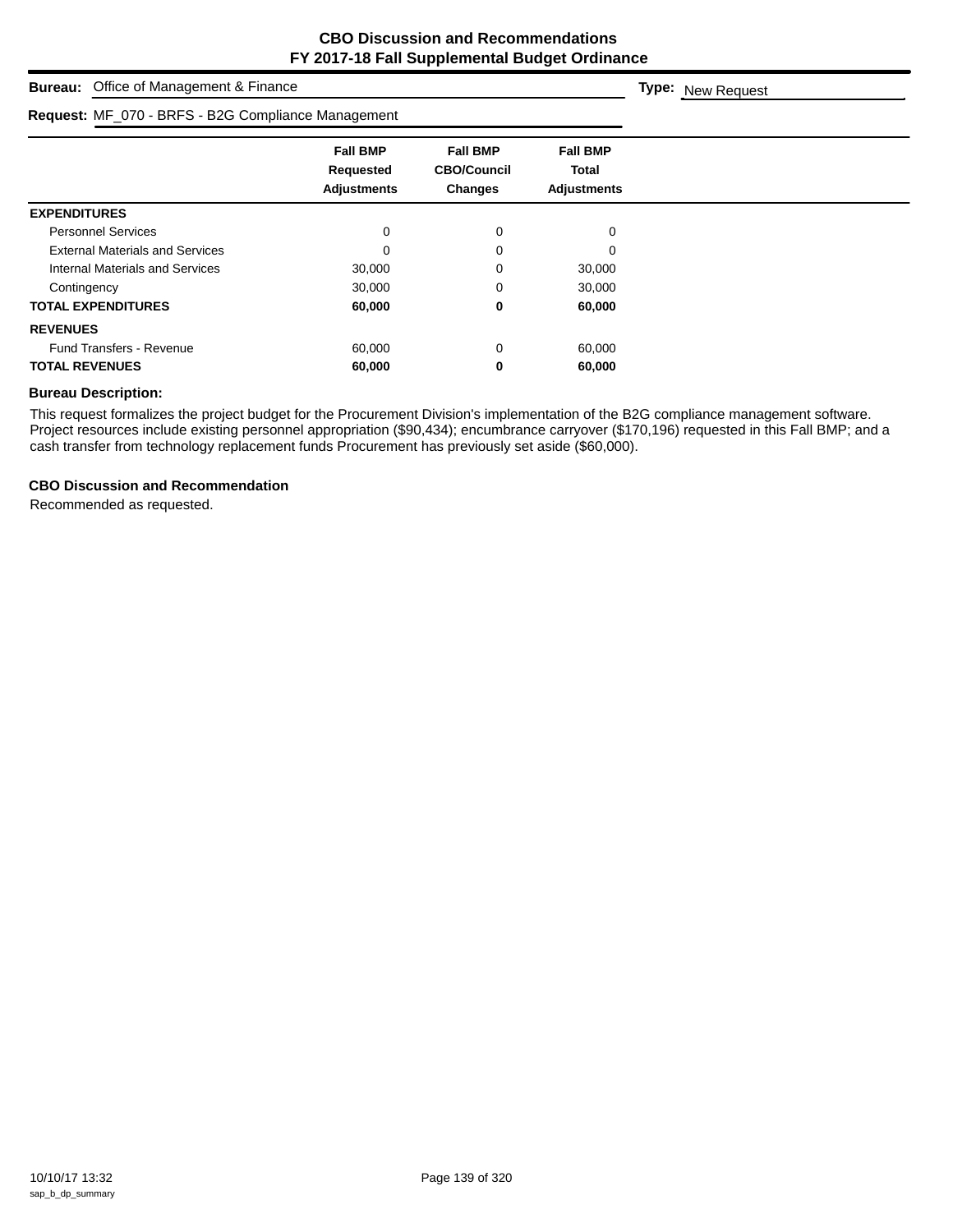# CBO Discussion and Recommendations
# FY 2017-18 Fall Supplemental Budget Ordinance

**Bureau:** Office of Management & Finance

**Type:** New Request

**Request:** MF_070 - BRFS - B2G Compliance Management

| | Fall BMP Requested Adjustments | Fall BMP CBO/Council Changes | Fall BMP Total Adjustments |
|---|---|---|---|
| **EXPENDITURES** | | | |
| Personnel Services | 0 | 0 | 0 |
| External Materials and Services | 0 | 0 | 0 |
| Internal Materials and Services | 30,000 | 0 | 30,000 |
| Contingency | 30,000 | 0 | 30,000 |
| **TOTAL EXPENDITURES** | **60,000** | **0** | **60,000** |
| **REVENUES** | | | |
| Fund Transfers - Revenue | 60,000 | 0 | 60,000 |
| **TOTAL REVENUES** | **60,000** | **0** | **60,000** |

**Bureau Description:**

This request formalizes the project budget for the Procurement Division's implementation of the B2G compliance management software. Project resources include existing personnel appropriation ($90,434); encumbrance carryover ($170,196) requested in this Fall BMP; and a cash transfer from technology replacement funds Procurement has previously set aside ($60,000).

**CBO Discussion and Recommendation**

Recommended as requested.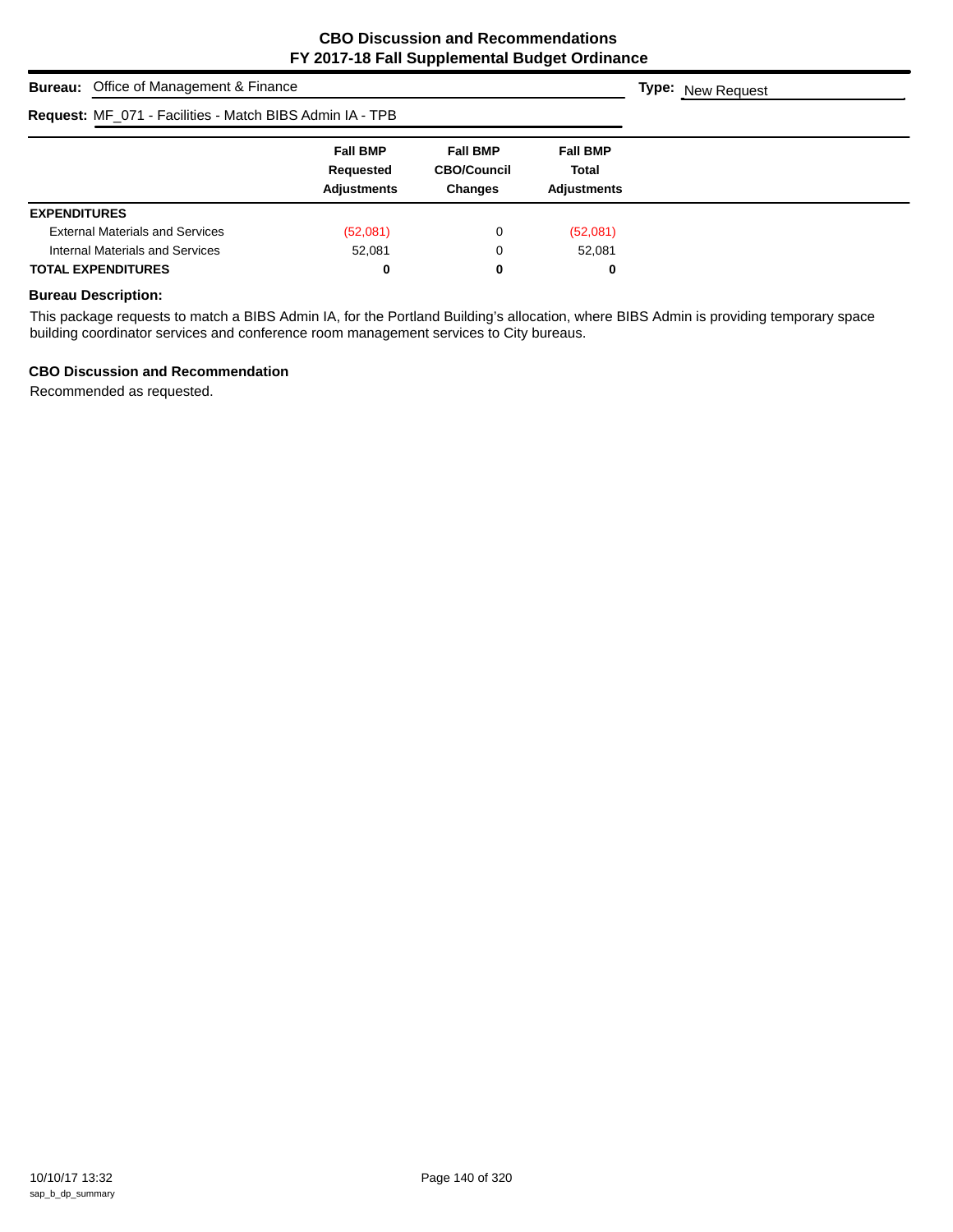# CBO Discussion and Recommendations
## FY 2017-18 Fall Supplemental Budget Ordinance

**Bureau:** Office of Management & Finance

**Type:** New Request

**Request:** MF_071 - Facilities - Match BIBS Admin IA - TPB

| | Fall BMP Requested Adjustments | Fall BMP CBO/Council Changes | Fall BMP Total Adjustments |
|---|---|---|---|
| **EXPENDITURES** | | | |
| External Materials and Services | (52,081) | 0 | (52,081) |
| Internal Materials and Services | 52,081 | 0 | 52,081 |
| **TOTAL EXPENDITURES** | **0** | **0** | **0** |

### Bureau Description:

This package requests to match a BIBS Admin IA, for the Portland Building's allocation, where BIBS Admin is providing temporary space building coordinator services and conference room management services to City bureaus.

### CBO Discussion and Recommendation

Recommended as requested.

10/10/17 13:32
sap_b_dp_summary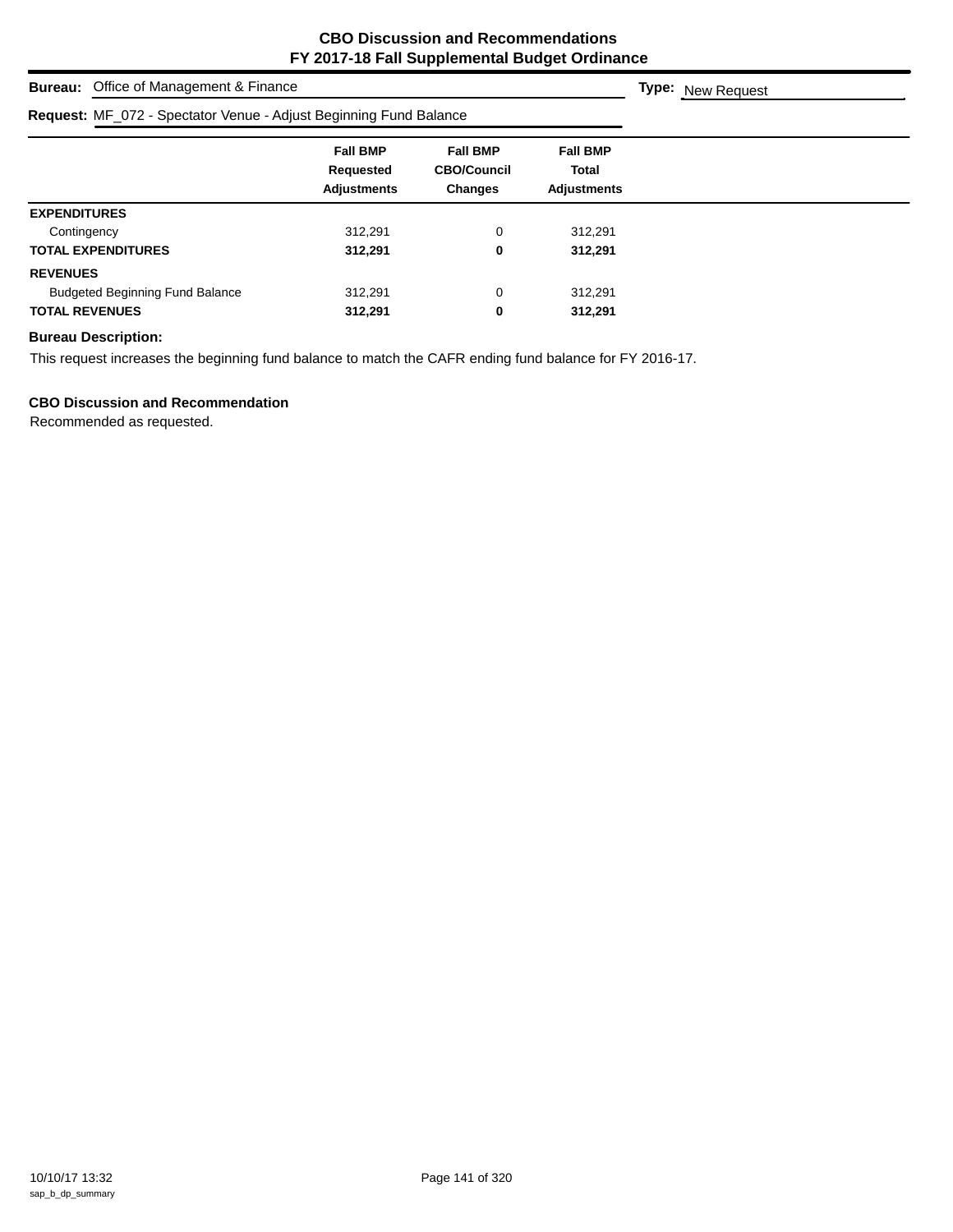# CBO Discussion and Recommendations
## FY 2017-18 Fall Supplemental Budget Ordinance

**Bureau:** Office of Management & Finance **Type:** New Request

**Request:** MF_072 - Spectator Venue - Adjust Beginning Fund Balance

| | Fall BMP Requested Adjustments | Fall BMP CBO/Council Changes | Fall BMP Total Adjustments |
|---|---|---|---|
| **EXPENDITURES** | | | |
| Contingency | 312,291 | 0 | 312,291 |
| **TOTAL EXPENDITURES** | **312,291** | **0** | **312,291** |
| **REVENUES** | | | |
| Budgeted Beginning Fund Balance | 312,291 | 0 | 312,291 |
| **TOTAL REVENUES** | **312,291** | **0** | **312,291** |

**Bureau Description:**

This request increases the beginning fund balance to match the CAFR ending fund balance for FY 2016-17.

**CBO Discussion and Recommendation**

Recommended as requested.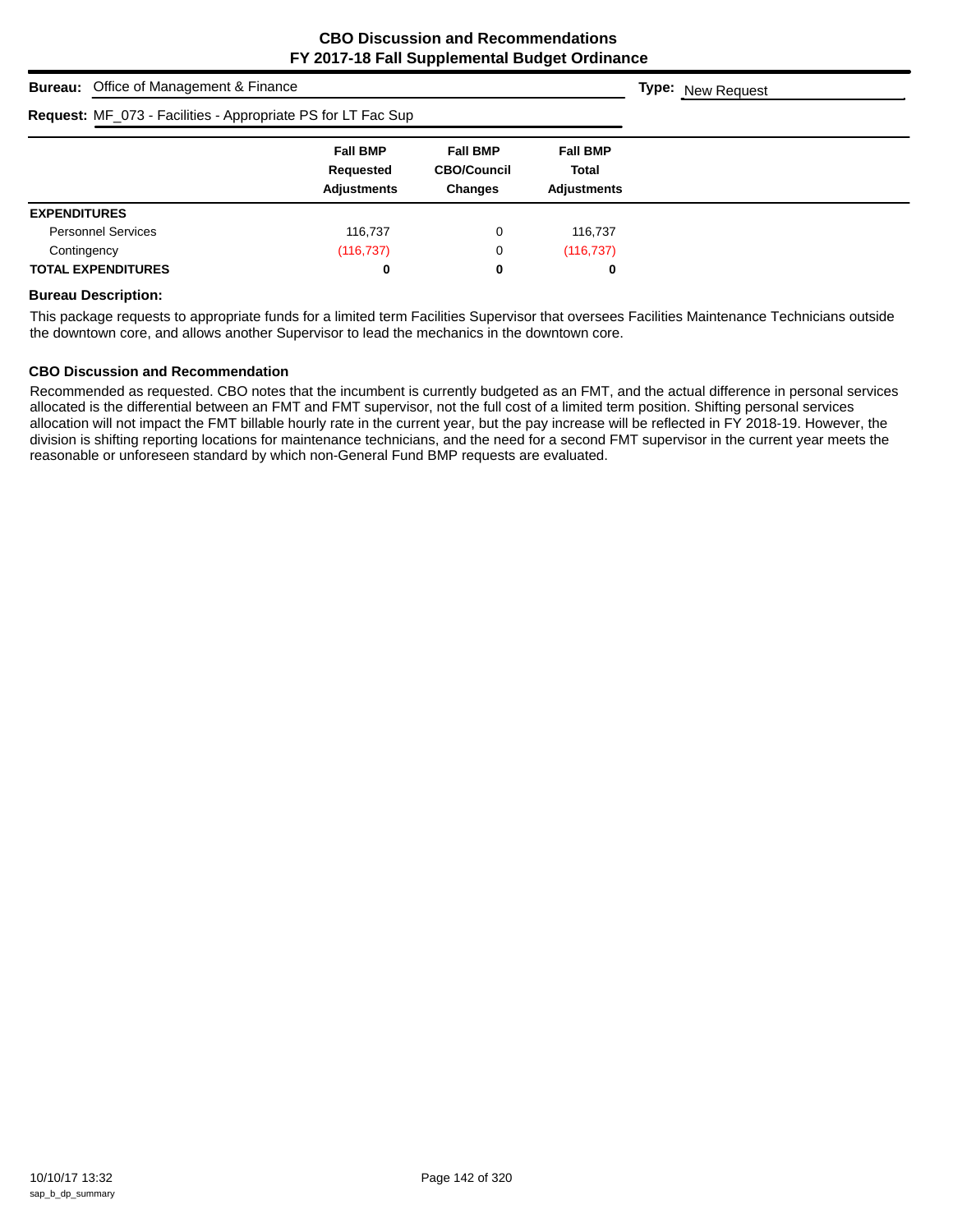# CBO Discussion and Recommendations
# FY 2017-18 Fall Supplemental Budget Ordinance

**Bureau:** Office of Management & Finance **Type:** New Request

**Request:** MF_073 - Facilities - Appropriate PS for LT Fac Sup

| | Fall BMP Requested Adjustments | Fall BMP CBO/Council Changes | Fall BMP Total Adjustments |
|---|---|---|---|
| **EXPENDITURES** | | | |
| Personnel Services | 116,737 | 0 | 116,737 |
| Contingency | (116,737) | 0 | (116,737) |
| **TOTAL EXPENDITURES** | **0** | **0** | **0** |

### Bureau Description:

This package requests to appropriate funds for a limited term Facilities Supervisor that oversees Facilities Maintenance Technicians outside the downtown core, and allows another Supervisor to lead the mechanics in the downtown core.

### CBO Discussion and Recommendation

Recommended as requested. CBO notes that the incumbent is currently budgeted as an FMT, and the actual difference in personal services allocated is the differential between an FMT and FMT supervisor, not the full cost of a limited term position. Shifting personal services allocation will not impact the FMT billable hourly rate in the current year, but the pay increase will be reflected in FY 2018-19. However, the division is shifting reporting locations for maintenance technicians, and the need for a second FMT supervisor in the current year meets the reasonable or unforeseen standard by which non-General Fund BMP requests are evaluated.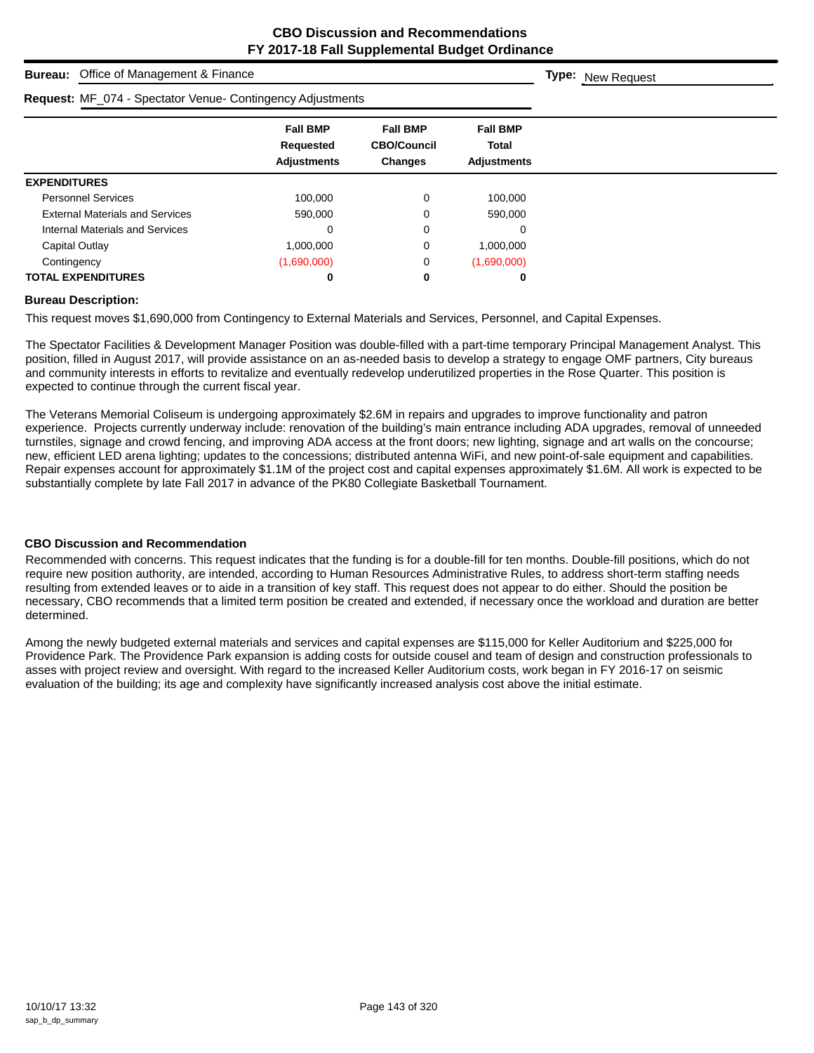# CBO Discussion and Recommendations
## FY 2017-18 Fall Supplemental Budget Ordinance

**Bureau:** Office of Management & Finance

**Type:** New Request

**Request:** MF_074 - Spectator Venue- Contingency Adjustments

| | Fall BMP Requested Adjustments | Fall BMP CBO/Council Changes | Fall BMP Total Adjustments |
|---|---|---|---|
| **EXPENDITURES** | | | |
| Personnel Services | 100,000 | 0 | 100,000 |
| External Materials and Services | 590,000 | 0 | 590,000 |
| Internal Materials and Services | 0 | 0 | 0 |
| Capital Outlay | 1,000,000 | 0 | 1,000,000 |
| Contingency | (1,690,000) | 0 | (1,690,000) |
| **TOTAL EXPENDITURES** | **0** | **0** | **0** |

### Bureau Description:

This request moves $1,690,000 from Contingency to External Materials and Services, Personnel, and Capital Expenses.

The Spectator Facilities & Development Manager Position was double-filled with a part-time temporary Principal Management Analyst. This position, filled in August 2017, will provide assistance on an as-needed basis to develop a strategy to engage OMF partners, City bureaus and community interests in efforts to revitalize and eventually redevelop underutilized properties in the Rose Quarter. This position is expected to continue through the current fiscal year.

The Veterans Memorial Coliseum is undergoing approximately $2.6M in repairs and upgrades to improve functionality and patron experience. Projects currently underway include: renovation of the building's main entrance including ADA upgrades, removal of unneeded turnstiles, signage and crowd fencing, and improving ADA access at the front doors; new lighting, signage and art walls on the concourse; new, efficient LED arena lighting; updates to the concessions; distributed antenna WiFi, and new point-of-sale equipment and capabilities. Repair expenses account for approximately $1.1M of the project cost and capital expenses approximately $1.6M. All work is expected to be substantially complete by late Fall 2017 in advance of the PK80 Collegiate Basketball Tournament.

### CBO Discussion and Recommendation

Recommended with concerns. This request indicates that the funding is for a double-fill for ten months. Double-fill positions, which do not require new position authority, are intended, according to Human Resources Administrative Rules, to address short-term staffing needs resulting from extended leaves or to aide in a transition of key staff. This request does not appear to do either. Should the position be necessary, CBO recommends that a limited term position be created and extended, if necessary once the workload and duration are better determined.

Among the newly budgeted external materials and services and capital expenses are $115,000 for Keller Auditorium and $225,000 for Providence Park. The Providence Park expansion is adding costs for outside cousel and team of design and construction professionals to asses with project review and oversight. With regard to the increased Keller Auditorium costs, work began in FY 2016-17 on seismic evaluation of the building; its age and complexity have significantly increased analysis cost above the initial estimate.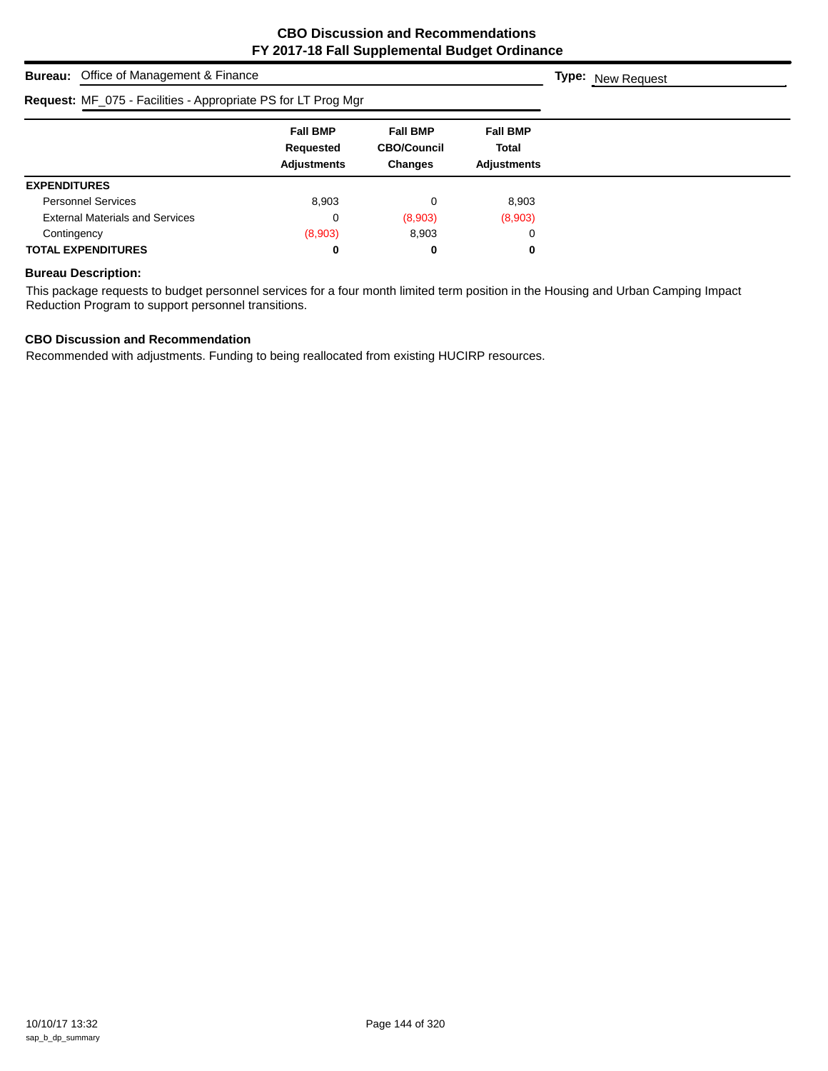# CBO Discussion and Recommendations
## FY 2017-18 Fall Supplemental Budget Ordinance

**Bureau:** Office of Management & Finance

**Type:** New Request

**Request:** MF_075 - Facilities - Appropriate PS for LT Prog Mgr

| | Fall BMP Requested Adjustments | Fall BMP CBO/Council Changes | Fall BMP Total Adjustments |
|---|---|---|---|
| **EXPENDITURES** | | | |
| Personnel Services | 8,903 | 0 | 8,903 |
| External Materials and Services | 0 | (8,903) | (8,903) |
| Contingency | (8,903) | 8,903 | 0 |
| **TOTAL EXPENDITURES** | **0** | **0** | **0** |

### Bureau Description:

This package requests to budget personnel services for a four month limited term position in the Housing and Urban Camping Impact Reduction Program to support personnel transitions.

### CBO Discussion and Recommendation

Recommended with adjustments. Funding to being reallocated from existing HUCIRP resources.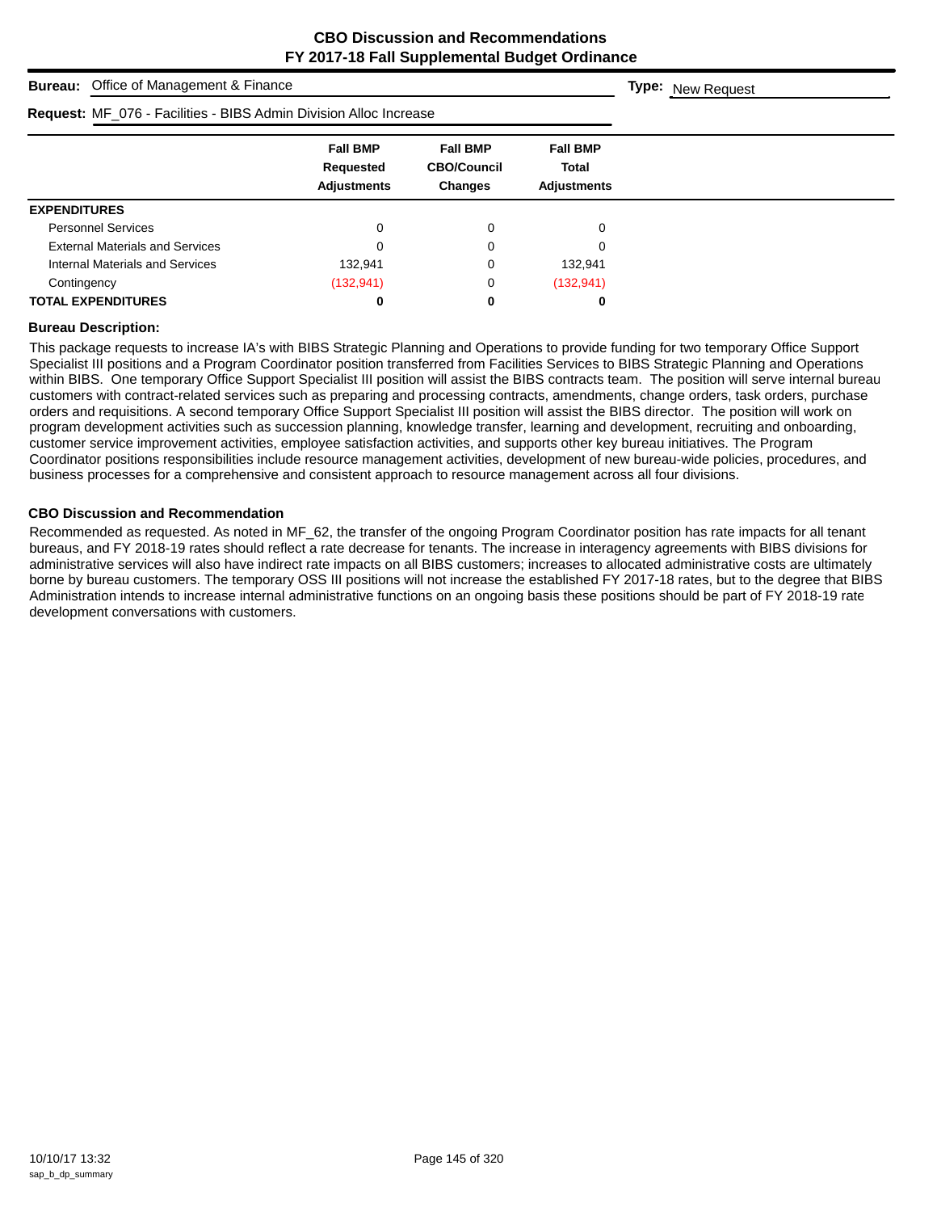# CBO Discussion and Recommendations
## FY 2017-18 Fall Supplemental Budget Ordinance

**Bureau:** Office of Management & Finance

**Type:** New Request

**Request:** MF_076 - Facilities - BIBS Admin Division Alloc Increase

| | Fall BMP Requested Adjustments | Fall BMP CBO/Council Changes | Fall BMP Total Adjustments |
|---|---|---|---|
| **EXPENDITURES** | | | |
| Personnel Services | 0 | 0 | 0 |
| External Materials and Services | 0 | 0 | 0 |
| Internal Materials and Services | 132,941 | 0 | 132,941 |
| Contingency | (132,941) | 0 | (132,941) |
| **TOTAL EXPENDITURES** | **0** | **0** | **0** |

### Bureau Description:

This package requests to increase IA's with BIBS Strategic Planning and Operations to provide funding for two temporary Office Support Specialist III positions and a Program Coordinator position transferred from Facilities Services to BIBS Strategic Planning and Operations within BIBS. One temporary Office Support Specialist III position will assist the BIBS contracts team. The position will serve internal bureau customers with contract-related services such as preparing and processing contracts, amendments, change orders, task orders, purchase orders and requisitions. A second temporary Office Support Specialist III position will assist the BIBS director. The position will work on program development activities such as succession planning, knowledge transfer, learning and development, recruiting and onboarding, customer service improvement activities, employee satisfaction activities, and supports other key bureau initiatives. The Program Coordinator positions responsibilities include resource management activities, development of new bureau-wide policies, procedures, and business processes for a comprehensive and consistent approach to resource management across all four divisions.

### CBO Discussion and Recommendation

Recommended as requested. As noted in MF_62, the transfer of the ongoing Program Coordinator position has rate impacts for all tenant bureaus, and FY 2018-19 rates should reflect a rate decrease for tenants. The increase in interagency agreements with BIBS divisions for administrative services will also have indirect rate impacts on all BIBS customers; increases to allocated administrative costs are ultimately borne by bureau customers. The temporary OSS III positions will not increase the established FY 2017-18 rates, but to the degree that BIBS Administration intends to increase internal administrative functions on an ongoing basis these positions should be part of FY 2018-19 rate development conversations with customers.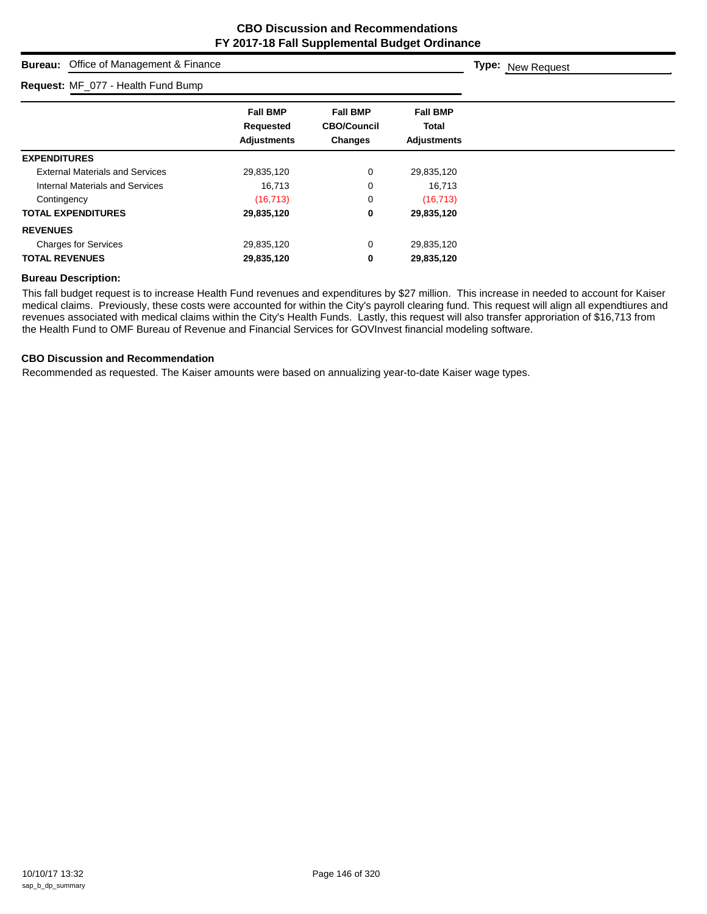# CBO Discussion and Recommendations
## FY 2017-18 Fall Supplemental Budget Ordinance

**Bureau:** Office of Management & Finance **Type:** New Request

**Request:** MF_077 - Health Fund Bump

| | Fall BMP Requested Adjustments | Fall BMP CBO/Council Changes | Fall BMP Total Adjustments |
|---|---|---|---|
| **EXPENDITURES** | | | |
| External Materials and Services | 29,835,120 | 0 | 29,835,120 |
| Internal Materials and Services | 16,713 | 0 | 16,713 |
| Contingency | (16,713) | 0 | (16,713) |
| **TOTAL EXPENDITURES** | **29,835,120** | **0** | **29,835,120** |
| **REVENUES** | | | |
| Charges for Services | 29,835,120 | 0 | 29,835,120 |
| **TOTAL REVENUES** | **29,835,120** | **0** | **29,835,120** |

### Bureau Description:

This fall budget request is to increase Health Fund revenues and expenditures by $27 million. This increase in needed to account for Kaiser medical claims. Previously, these costs were accounted for within the City's payroll clearing fund. This request will align all expendtiures and revenues associated with medical claims within the City's Health Funds. Lastly, this request will also transfer approriation of $16,713 from the Health Fund to OMF Bureau of Revenue and Financial Services for GOVInvest financial modeling software.

### CBO Discussion and Recommendation

Recommended as requested. The Kaiser amounts were based on annualizing year-to-date Kaiser wage types.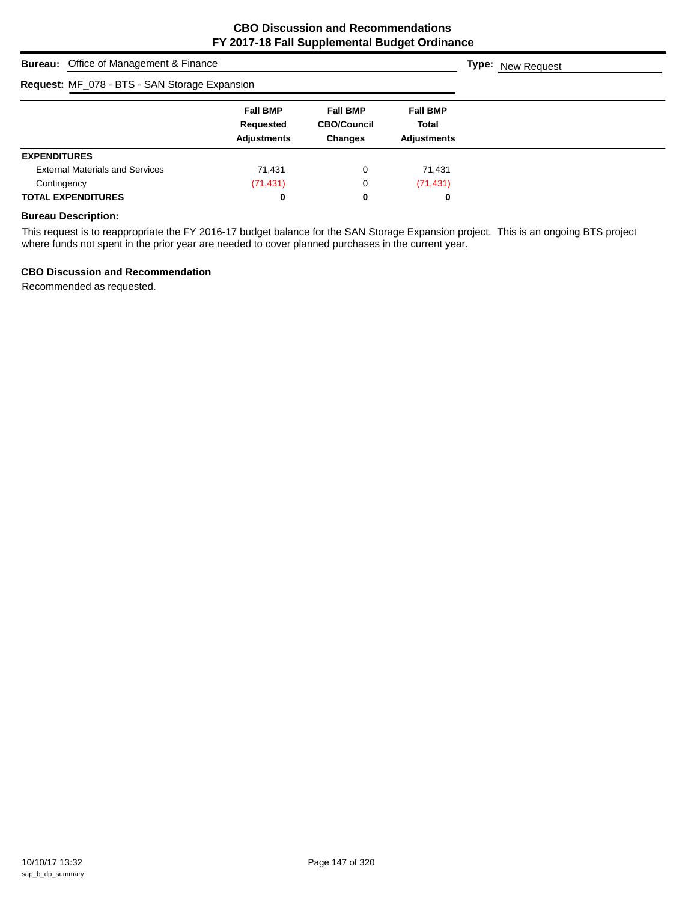# CBO Discussion and Recommendations
# FY 2017-18 Fall Supplemental Budget Ordinance

**Bureau:** Office of Management & Finance

**Type:** New Request

**Request:** MF_078 - BTS - SAN Storage Expansion

| | Fall BMP Requested Adjustments | Fall BMP CBO/Council Changes | Fall BMP Total Adjustments |
|---|---|---|---|
| **EXPENDITURES** | | | |
| External Materials and Services | 71,431 | 0 | 71,431 |
| Contingency | (71,431) | 0 | (71,431) |
| **TOTAL EXPENDITURES** | **0** | **0** | **0** |

### Bureau Description:

This request is to reappropriate the FY 2016-17 budget balance for the SAN Storage Expansion project. This is an ongoing BTS project where funds not spent in the prior year are needed to cover planned purchases in the current year.

### CBO Discussion and Recommendation

Recommended as requested.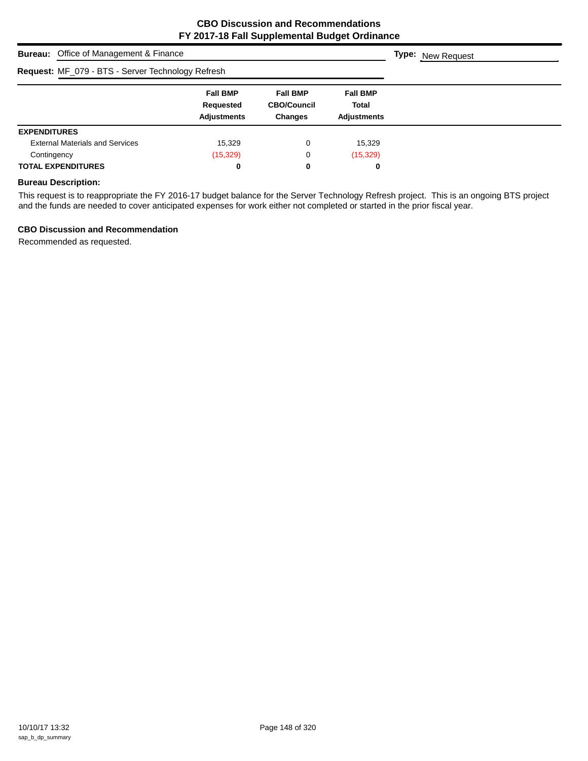# CBO Discussion and Recommendations
# FY 2017-18 Fall Supplemental Budget Ordinance

**Bureau:** Office of Management & Finance

**Type:** New Request

**Request:** MF_079 - BTS - Server Technology Refresh

| | Fall BMP Requested Adjustments | Fall BMP CBO/Council Changes | Fall BMP Total Adjustments |
|---|---|---|---|
| **EXPENDITURES** | | | |
| External Materials and Services | 15,329 | 0 | 15,329 |
| Contingency | (15,329) | 0 | (15,329) |
| **TOTAL EXPENDITURES** | **0** | **0** | **0** |

### Bureau Description:

This request is to reappropriate the FY 2016-17 budget balance for the Server Technology Refresh project. This is an ongoing BTS project and the funds are needed to cover anticipated expenses for work either not completed or started in the prior fiscal year.

### CBO Discussion and Recommendation

Recommended as requested.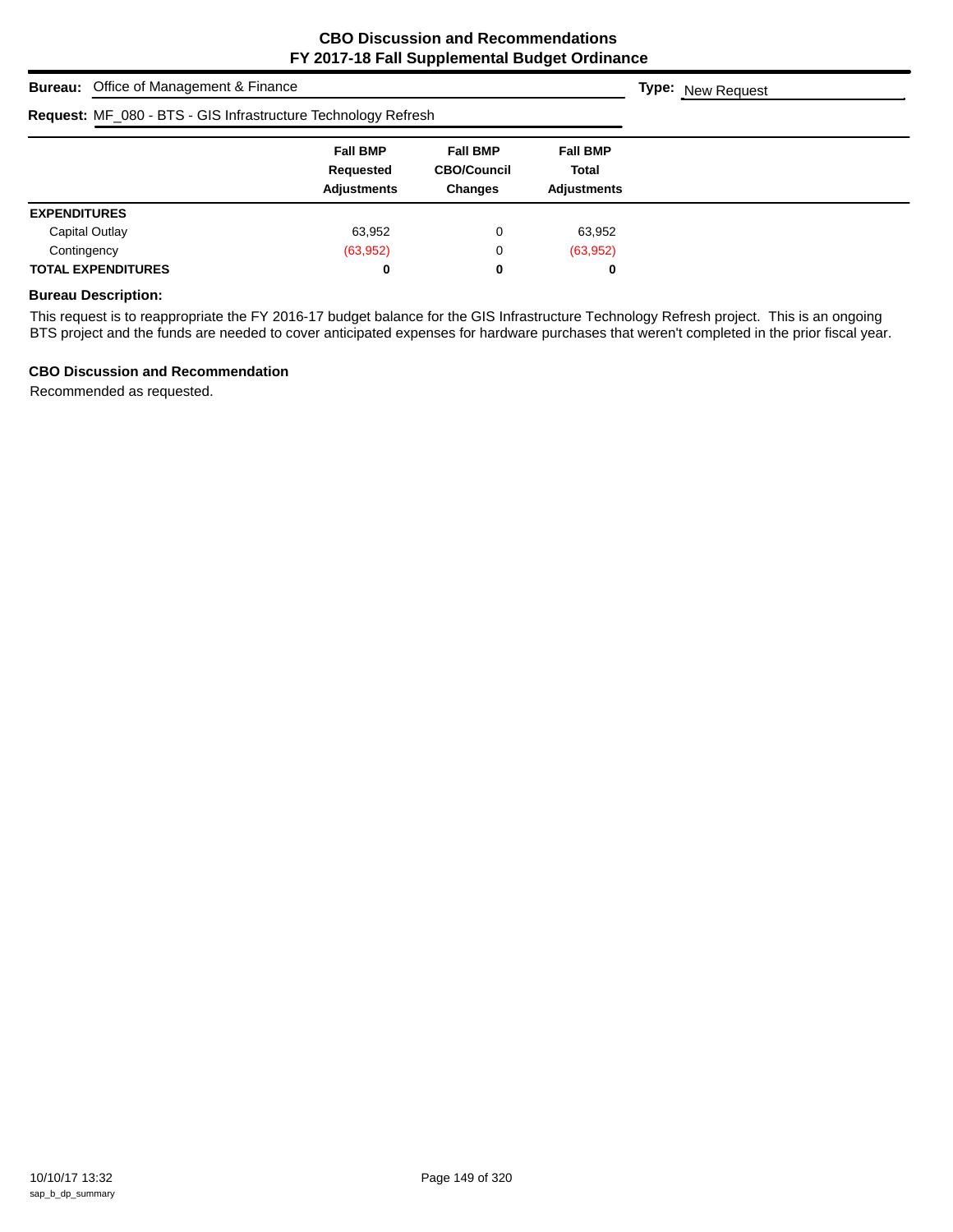**CBO Discussion and Recommendations**
**FY 2017-18 Fall Supplemental Budget Ordinance**

**Bureau:** Office of Management & Finance

**Type:** New Request

**Request:** MF_080 - BTS - GIS Infrastructure Technology Refresh

| | Fall BMP Requested Adjustments | Fall BMP CBO/Council Changes | Fall BMP Total Adjustments |
|---|---|---|---|
| **EXPENDITURES** | | | |
| Capital Outlay | 63,952 | 0 | 63,952 |
| Contingency | (63,952) | 0 | (63,952) |
| **TOTAL EXPENDITURES** | **0** | **0** | **0** |

**Bureau Description:**

This request is to reappropriate the FY 2016-17 budget balance for the GIS Infrastructure Technology Refresh project. This is an ongoing BTS project and the funds are needed to cover anticipated expenses for hardware purchases that weren't completed in the prior fiscal year.

**CBO Discussion and Recommendation**

Recommended as requested.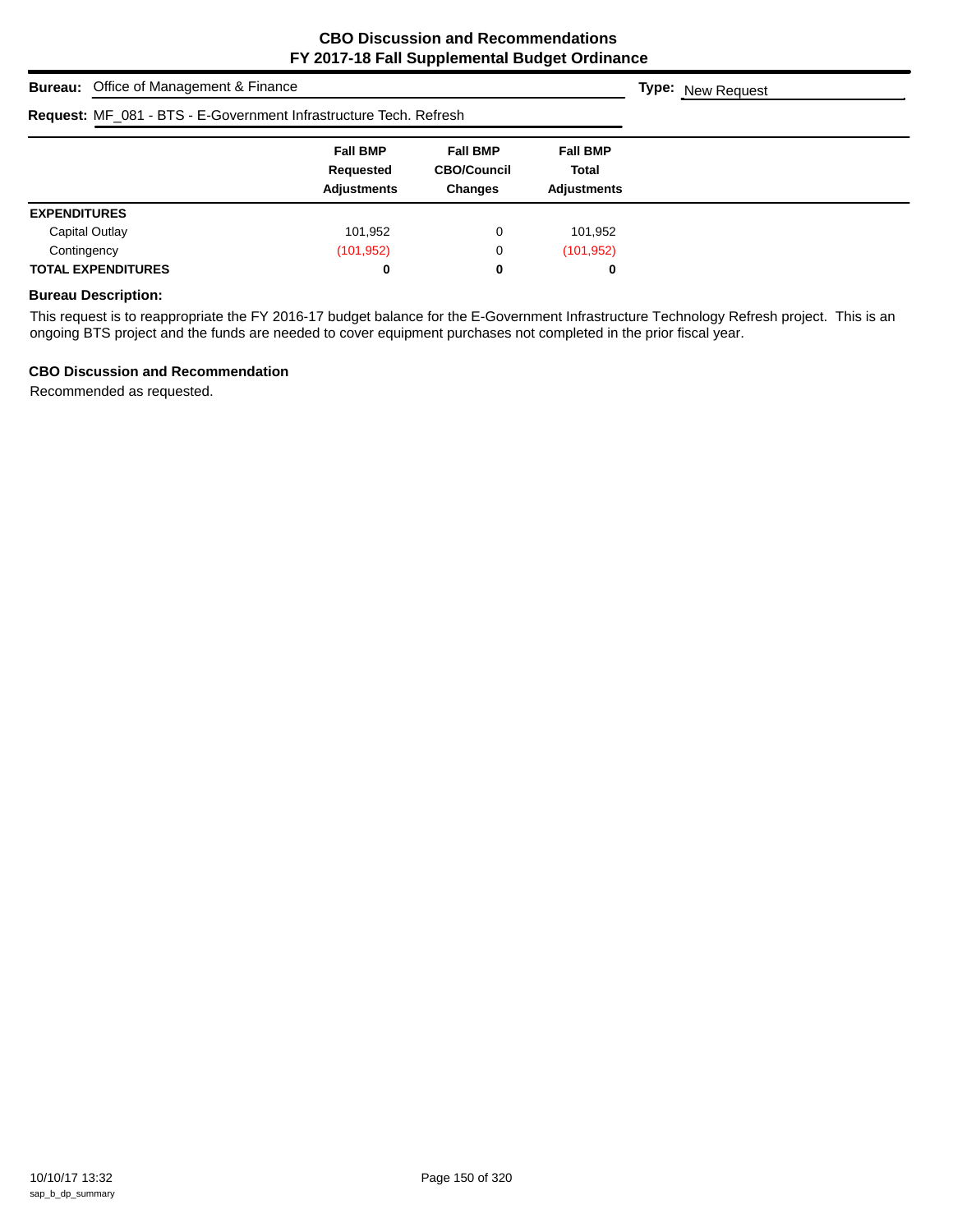# CBO Discussion and Recommendations
## FY 2017-18 Fall Supplemental Budget Ordinance

**Bureau:** Office of Management & Finance

**Type:** New Request

**Request:** MF_081 - BTS - E-Government Infrastructure Tech. Refresh

| | Fall BMP Requested Adjustments | Fall BMP CBO/Council Changes | Fall BMP Total Adjustments |
|---|---|---|---|
| **EXPENDITURES** | | | |
| Capital Outlay | 101,952 | 0 | 101,952 |
| Contingency | (101,952) | 0 | (101,952) |
| **TOTAL EXPENDITURES** | **0** | **0** | **0** |

**Bureau Description:**

This request is to reappropriate the FY 2016-17 budget balance for the E-Government Infrastructure Technology Refresh project. This is an ongoing BTS project and the funds are needed to cover equipment purchases not completed in the prior fiscal year.

**CBO Discussion and Recommendation**

Recommended as requested.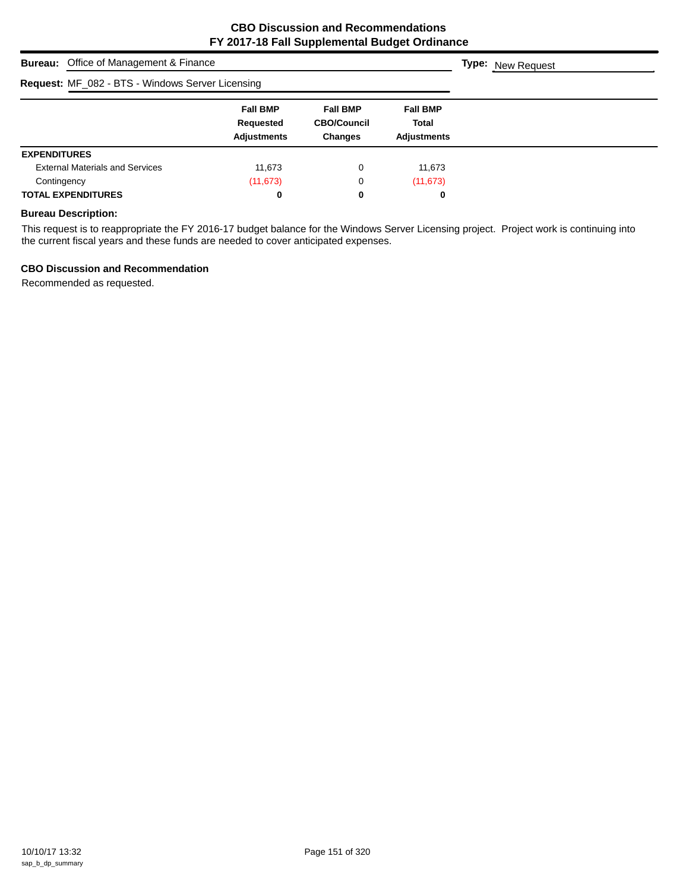# CBO Discussion and Recommendations
# FY 2017-18 Fall Supplemental Budget Ordinance

**Bureau:** Office of Management & Finance **Type:** New Request

**Request:** MF_082 - BTS - Windows Server Licensing

| | Fall BMP Requested Adjustments | Fall BMP CBO/Council Changes | Fall BMP Total Adjustments |
|---|---|---|---|
| **EXPENDITURES** | | | |
| External Materials and Services | 11,673 | 0 | 11,673 |
| Contingency | (11,673) | 0 | (11,673) |
| **TOTAL EXPENDITURES** | **0** | **0** | **0** |

### Bureau Description:

This request is to reappropriate the FY 2016-17 budget balance for the Windows Server Licensing project. Project work is continuing into the current fiscal years and these funds are needed to cover anticipated expenses.

### CBO Discussion and Recommendation

Recommended as requested.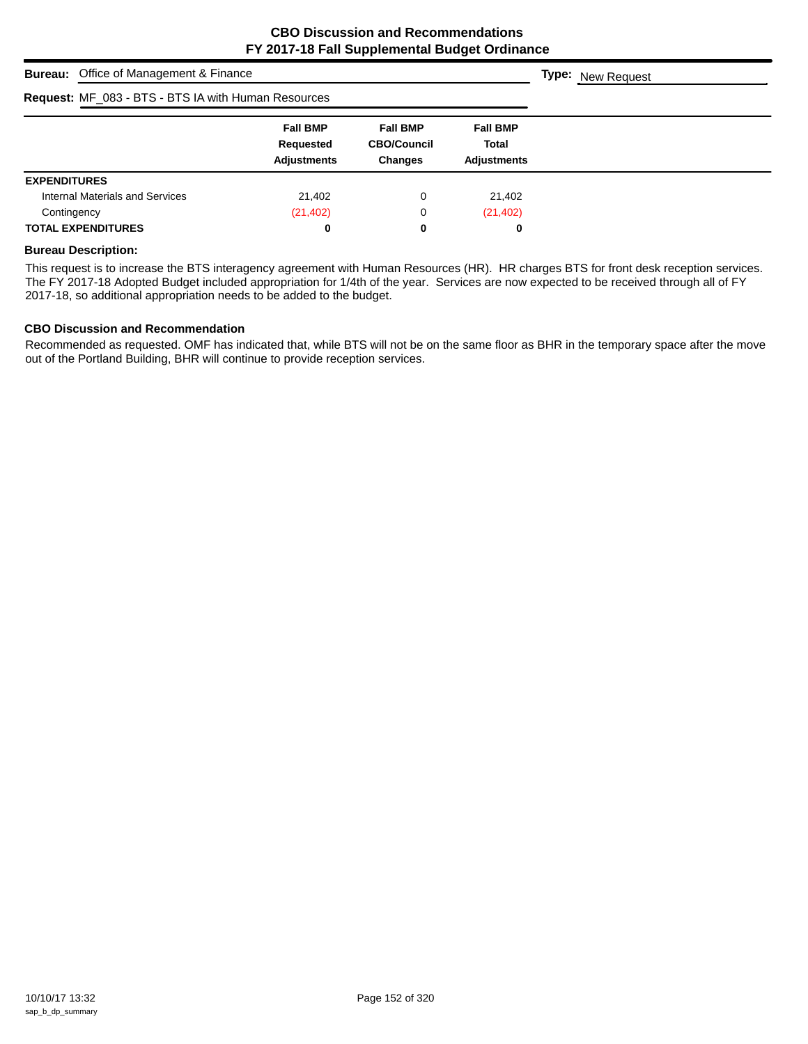# CBO Discussion and Recommendations
## FY 2017-18 Fall Supplemental Budget Ordinance

**Bureau:** Office of Management & Finance **Type:** New Request

**Request:** MF_083 - BTS - BTS IA with Human Resources

| | Fall BMP Requested Adjustments | Fall BMP CBO/Council Changes | Fall BMP Total Adjustments |
|---|---|---|---|
| **EXPENDITURES** | | | |
| Internal Materials and Services | 21,402 | 0 | 21,402 |
| Contingency | (21,402) | 0 | (21,402) |
| **TOTAL EXPENDITURES** | **0** | **0** | **0** |

**Bureau Description:**

This request is to increase the BTS interagency agreement with Human Resources (HR). HR charges BTS for front desk reception services. The FY 2017-18 Adopted Budget included appropriation for 1/4th of the year. Services are now expected to be received through all of FY 2017-18, so additional appropriation needs to be added to the budget.

**CBO Discussion and Recommendation**

Recommended as requested. OMF has indicated that, while BTS will not be on the same floor as BHR in the temporary space after the move out of the Portland Building, BHR will continue to provide reception services.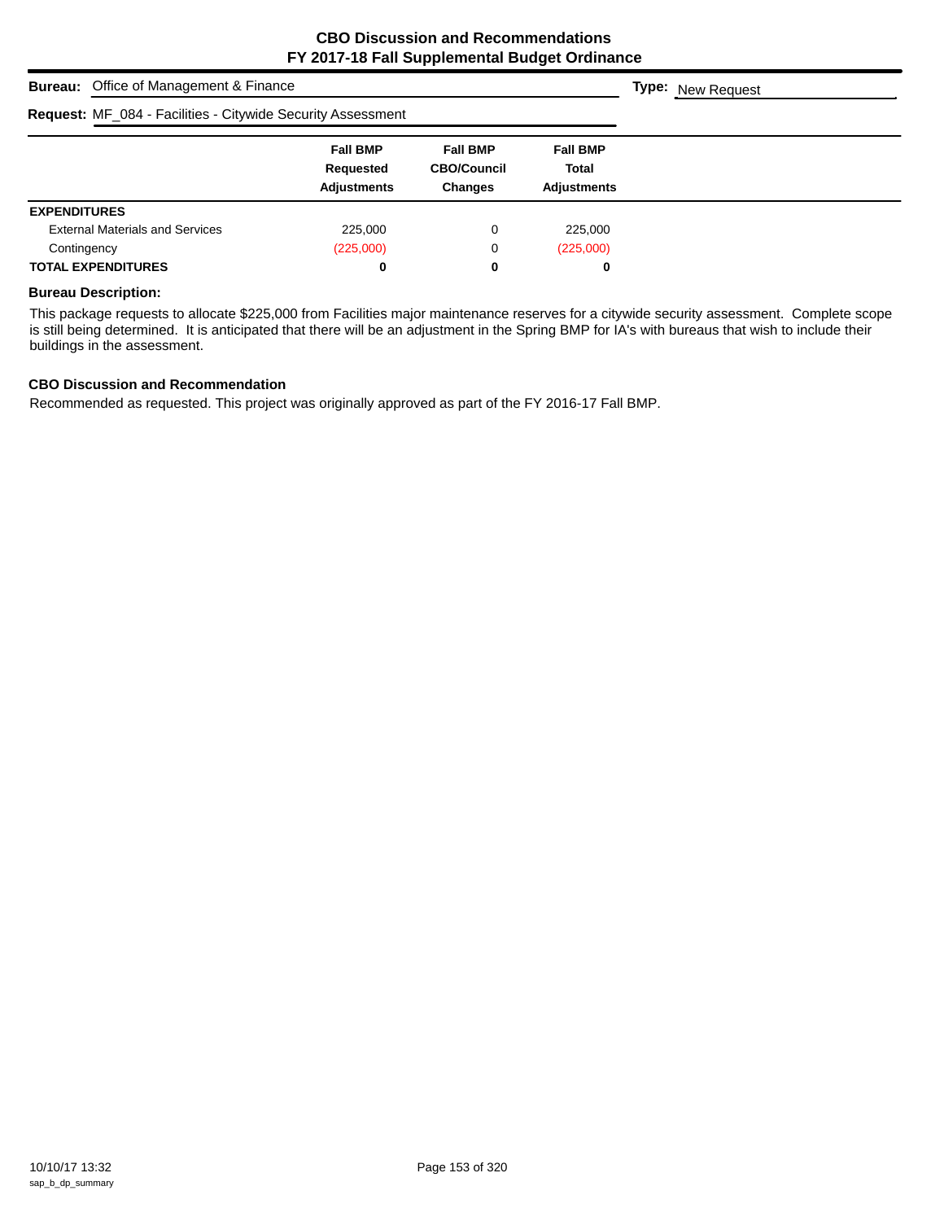# CBO Discussion and Recommendations
## FY 2017-18 Fall Supplemental Budget Ordinance

**Bureau:** Office of Management & Finance

**Type:** New Request

**Request:** MF_084 - Facilities - Citywide Security Assessment

| | Fall BMP Requested Adjustments | Fall BMP CBO/Council Changes | Fall BMP Total Adjustments |
|---|---|---|---|
| **EXPENDITURES** | | | |
| External Materials and Services | 225,000 | 0 | 225,000 |
| Contingency | (225,000) | 0 | (225,000) |
| **TOTAL EXPENDITURES** | **0** | **0** | **0** |

### Bureau Description:

This package requests to allocate $225,000 from Facilities major maintenance reserves for a citywide security assessment. Complete scope is still being determined. It is anticipated that there will be an adjustment in the Spring BMP for IA's with bureaus that wish to include their buildings in the assessment.

### CBO Discussion and Recommendation

Recommended as requested. This project was originally approved as part of the FY 2016-17 Fall BMP.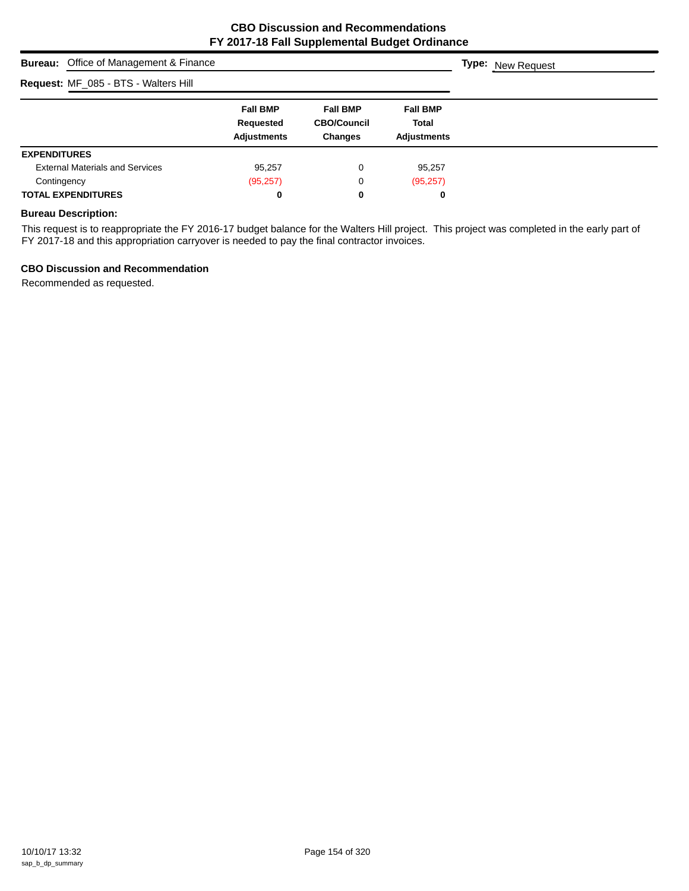# CBO Discussion and Recommendations
# FY 2017-18 Fall Supplemental Budget Ordinance

**Bureau:** Office of Management & Finance

**Type:** New Request

**Request:** MF_085 - BTS - Walters Hill

| | Fall BMP Requested Adjustments | Fall BMP CBO/Council Changes | Fall BMP Total Adjustments |
|---|---|---|---|
| **EXPENDITURES** | | | |
| External Materials and Services | 95,257 | 0 | 95,257 |
| Contingency | (95,257) | 0 | (95,257) |
| **TOTAL EXPENDITURES** | **0** | **0** | **0** |

### Bureau Description:

This request is to reappropriate the FY 2016-17 budget balance for the Walters Hill project. This project was completed in the early part of FY 2017-18 and this appropriation carryover is needed to pay the final contractor invoices.

### CBO Discussion and Recommendation

Recommended as requested.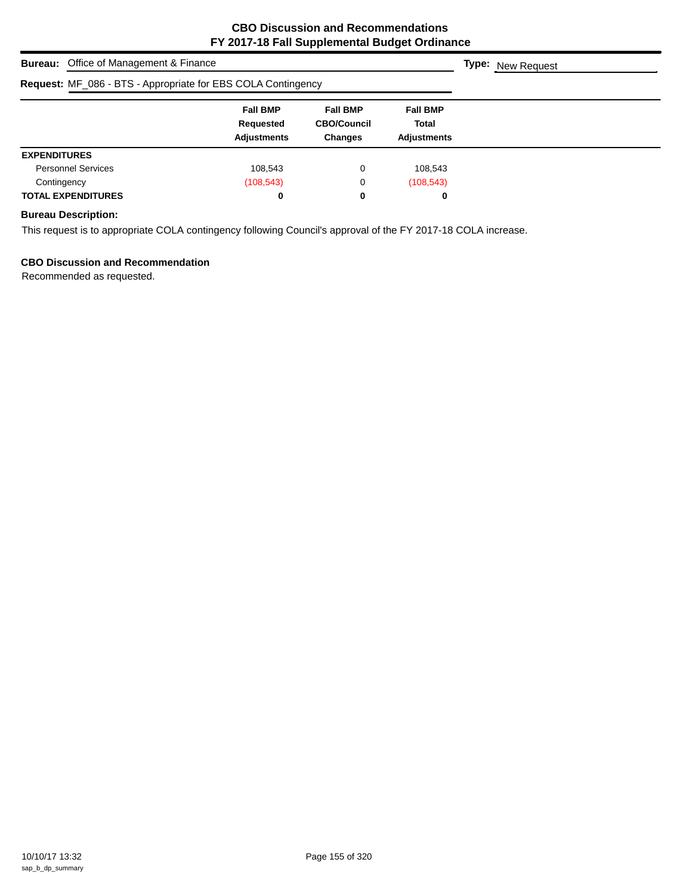# CBO Discussion and Recommendations
# FY 2017-18 Fall Supplemental Budget Ordinance

**Bureau:** Office of Management & Finance

**Type:** New Request

**Request:** MF_086 - BTS - Appropriate for EBS COLA Contingency

| | Fall BMP Requested Adjustments | Fall BMP CBO/Council Changes | Fall BMP Total Adjustments |
|---|---|---|---|
| **EXPENDITURES** | | | |
| Personnel Services | 108,543 | 0 | 108,543 |
| Contingency | (108,543) | 0 | (108,543) |
| **TOTAL EXPENDITURES** | **0** | **0** | **0** |

**Bureau Description:**

This request is to appropriate COLA contingency following Council's approval of the FY 2017-18 COLA increase.

**CBO Discussion and Recommendation**

Recommended as requested.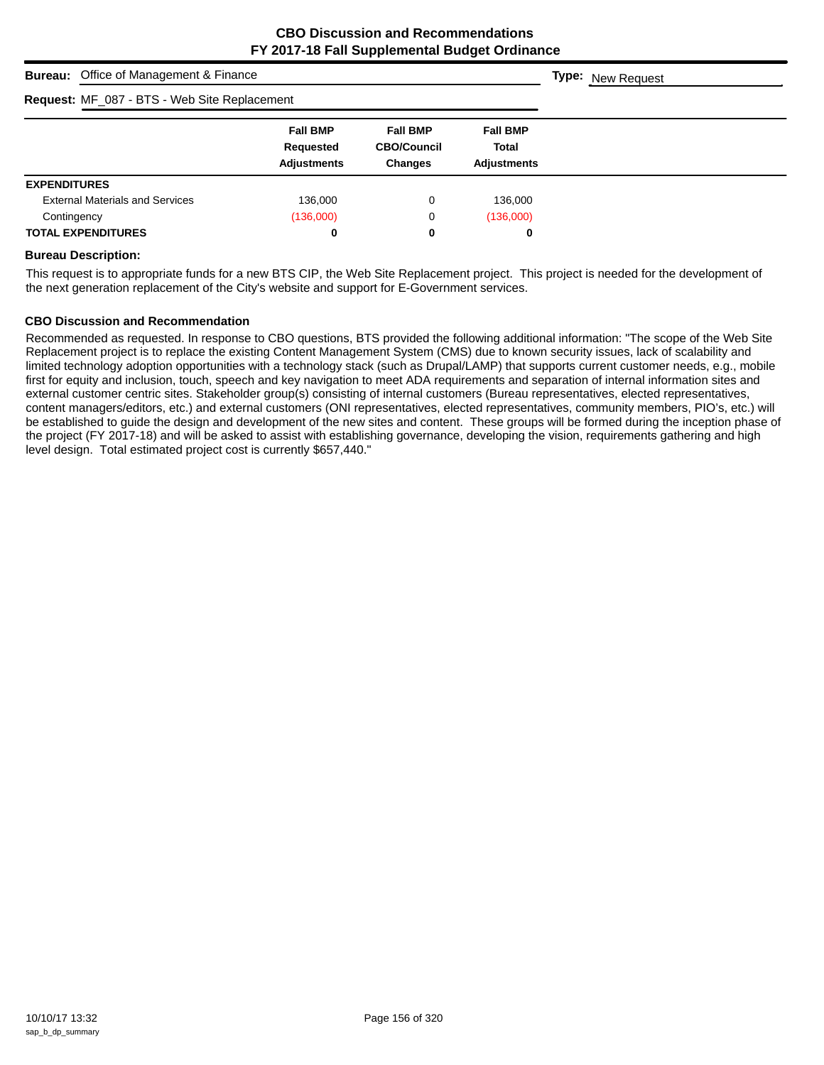# CBO Discussion and Recommendations
## FY 2017-18 Fall Supplemental Budget Ordinance

**Bureau:** Office of Management & Finance

**Type:** New Request

**Request:** MF_087 - BTS - Web Site Replacement

| | Fall BMP Requested Adjustments | Fall BMP CBO/Council Changes | Fall BMP Total Adjustments |
|---|---|---|---|
| **EXPENDITURES** | | | |
| External Materials and Services | 136,000 | 0 | 136,000 |
| Contingency | (136,000) | 0 | (136,000) |
| **TOTAL EXPENDITURES** | **0** | **0** | **0** |

### Bureau Description:

This request is to appropriate funds for a new BTS CIP, the Web Site Replacement project. This project is needed for the development of the next generation replacement of the City's website and support for E-Government services.

### CBO Discussion and Recommendation

Recommended as requested. In response to CBO questions, BTS provided the following additional information: "The scope of the Web Site Replacement project is to replace the existing Content Management System (CMS) due to known security issues, lack of scalability and limited technology adoption opportunities with a technology stack (such as Drupal/LAMP) that supports current customer needs, e.g., mobile first for equity and inclusion, touch, speech and key navigation to meet ADA requirements and separation of internal information sites and external customer centric sites. Stakeholder group(s) consisting of internal customers (Bureau representatives, elected representatives, content managers/editors, etc.) and external customers (ONI representatives, elected representatives, community members, PIO's, etc.) will be established to guide the design and development of the new sites and content. These groups will be formed during the inception phase of the project (FY 2017-18) and will be asked to assist with establishing governance, developing the vision, requirements gathering and high level design. Total estimated project cost is currently $657,440."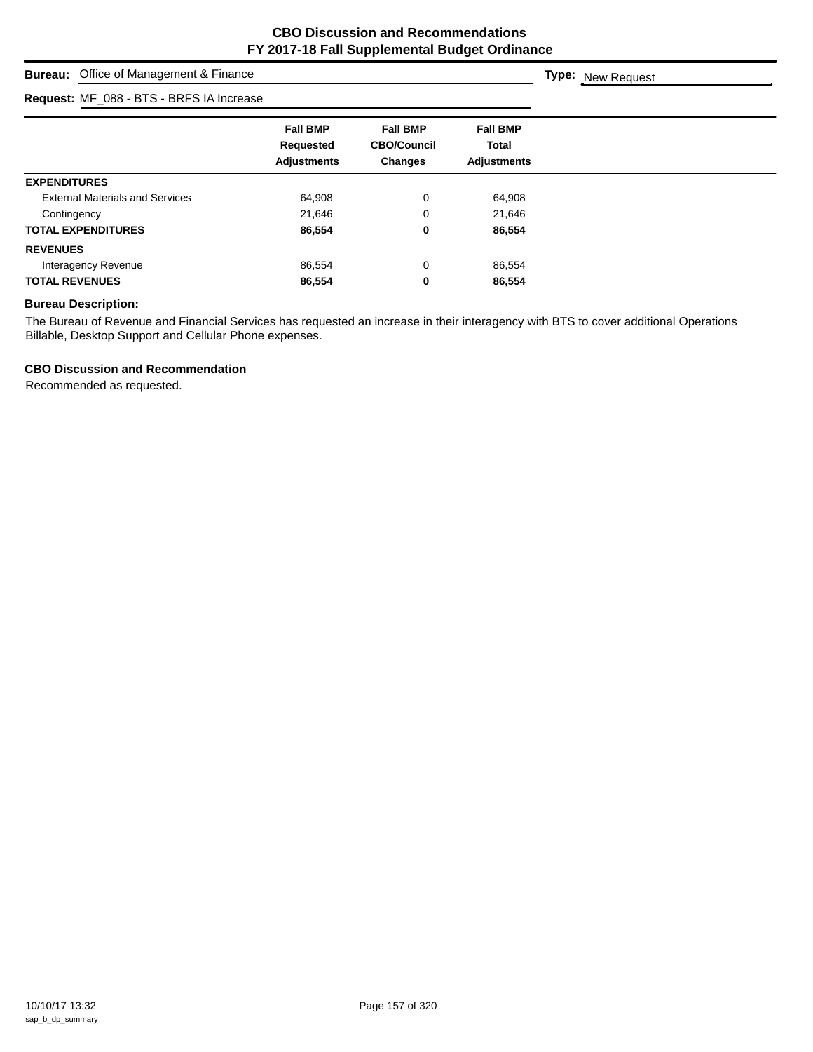# CBO Discussion and Recommendations
## FY 2017-18 Fall Supplemental Budget Ordinance

**Bureau:** Office of Management & Finance **Type:** New Request

**Request:** MF_088 - BTS - BRFS IA Increase

| | Fall BMP Requested Adjustments | Fall BMP CBO/Council Changes | Fall BMP Total Adjustments |
|---|---|---|---|
| **EXPENDITURES** | | | |
| External Materials and Services | 64,908 | 0 | 64,908 |
| Contingency | 21,646 | 0 | 21,646 |
| **TOTAL EXPENDITURES** | **86,554** | **0** | **86,554** |
| **REVENUES** | | | |
| Interagency Revenue | 86,554 | 0 | 86,554 |
| **TOTAL REVENUES** | **86,554** | **0** | **86,554** |

### Bureau Description:

The Bureau of Revenue and Financial Services has requested an increase in their interagency with BTS to cover additional Operations Billable, Desktop Support and Cellular Phone expenses.

### CBO Discussion and Recommendation

Recommended as requested.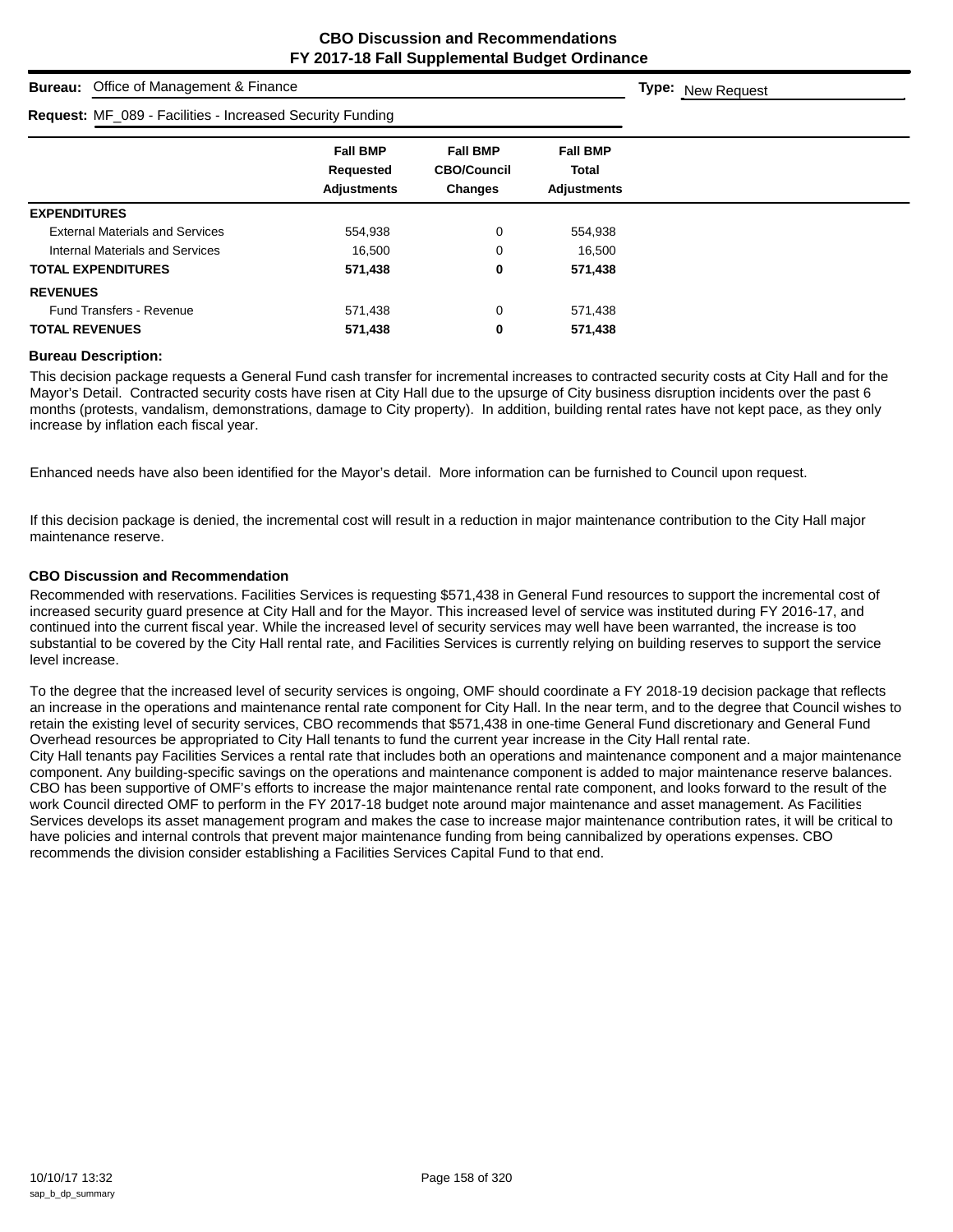# CBO Discussion and Recommendations
# FY 2017-18 Fall Supplemental Budget Ordinance

**Bureau:** Office of Management & Finance

**Type:** New Request

**Request:** MF_089 - Facilities - Increased Security Funding

| | Fall BMP Requested Adjustments | Fall BMP CBO/Council Changes | Fall BMP Total Adjustments |
|---|---|---|---|
| **EXPENDITURES** | | | |
| External Materials and Services | 554,938 | 0 | 554,938 |
| Internal Materials and Services | 16,500 | 0 | 16,500 |
| **TOTAL EXPENDITURES** | **571,438** | **0** | **571,438** |
| **REVENUES** | | | |
| Fund Transfers - Revenue | 571,438 | 0 | 571,438 |
| **TOTAL REVENUES** | **571,438** | **0** | **571,438** |

**Bureau Description:**

This decision package requests a General Fund cash transfer for incremental increases to contracted security costs at City Hall and for the Mayor's Detail. Contracted security costs have risen at City Hall due to the upsurge of City business disruption incidents over the past 6 months (protests, vandalism, demonstrations, damage to City property). In addition, building rental rates have not kept pace, as they only increase by inflation each fiscal year.

Enhanced needs have also been identified for the Mayor's detail. More information can be furnished to Council upon request.

If this decision package is denied, the incremental cost will result in a reduction in major maintenance contribution to the City Hall major maintenance reserve.

**CBO Discussion and Recommendation**

Recommended with reservations. Facilities Services is requesting $571,438 in General Fund resources to support the incremental cost of increased security guard presence at City Hall and for the Mayor. This increased level of service was instituted during FY 2016-17, and continued into the current fiscal year. While the increased level of security services may well have been warranted, the increase is too substantial to be covered by the City Hall rental rate, and Facilities Services is currently relying on building reserves to support the service level increase.

To the degree that the increased level of security services is ongoing, OMF should coordinate a FY 2018-19 decision package that reflects an increase in the operations and maintenance rental rate component for City Hall. In the near term, and to the degree that Council wishes to retain the existing level of security services, CBO recommends that $571,438 in one-time General Fund discretionary and General Fund Overhead resources be appropriated to City Hall tenants to fund the current year increase in the City Hall rental rate.
City Hall tenants pay Facilities Services a rental rate that includes both an operations and maintenance component and a major maintenance component. Any building-specific savings on the operations and maintenance component is added to major maintenance reserve balances. CBO has been supportive of OMF's efforts to increase the major maintenance rental rate component, and looks forward to the result of the work Council directed OMF to perform in the FY 2017-18 budget note around major maintenance and asset management. As Facilities Services develops its asset management program and makes the case to increase major maintenance contribution rates, it will be critical to have policies and internal controls that prevent major maintenance funding from being cannibalized by operations expenses. CBO recommends the division consider establishing a Facilities Services Capital Fund to that end.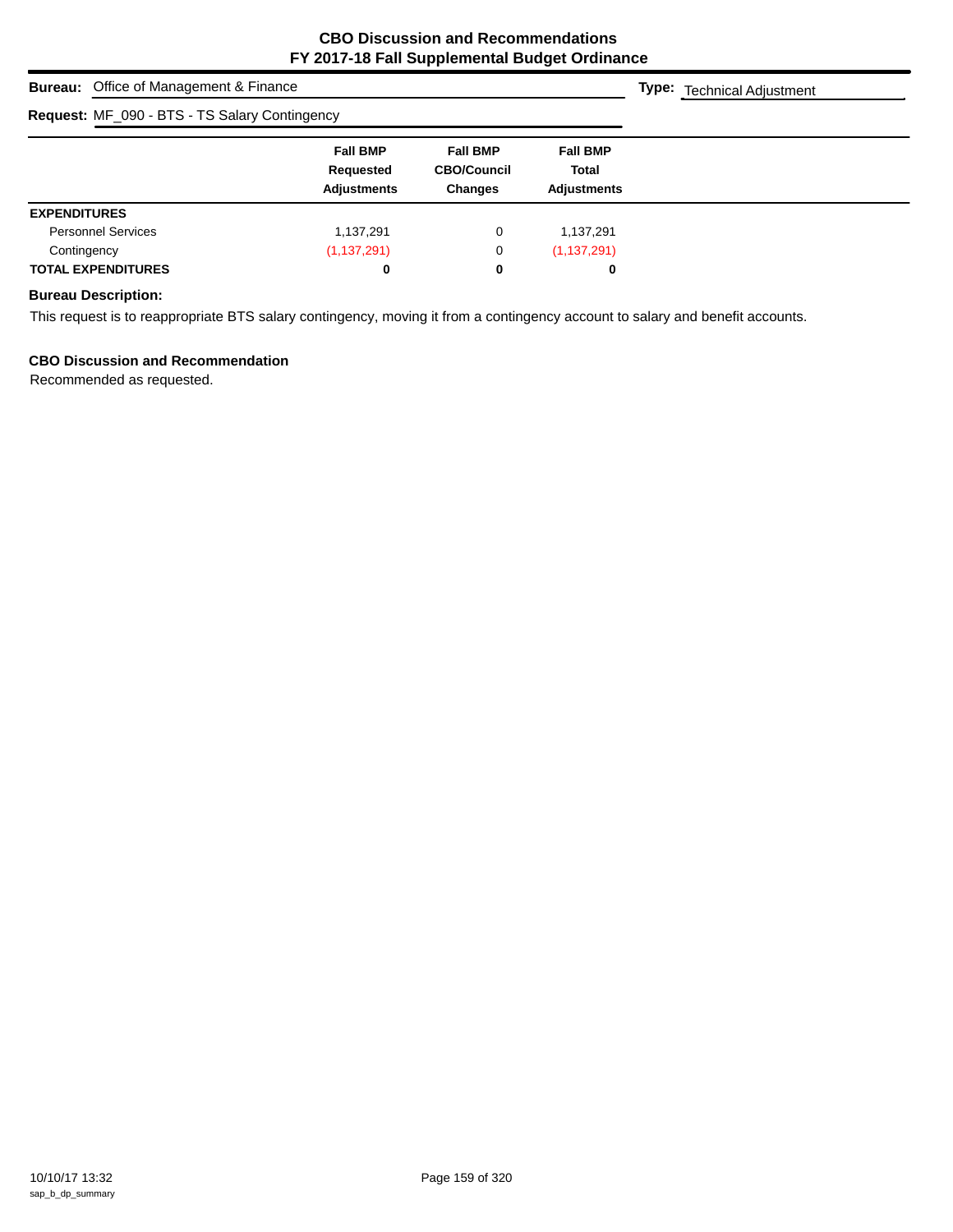# CBO Discussion and Recommendations
## FY 2017-18 Fall Supplemental Budget Ordinance

**Bureau:** Office of Management & Finance

**Type:** Technical Adjustment

**Request:** MF_090 - BTS - TS Salary Contingency

| | Fall BMP Requested Adjustments | Fall BMP CBO/Council Changes | Fall BMP Total Adjustments |
|---|---|---|---|
| **EXPENDITURES** | | | |
| Personnel Services | 1,137,291 | 0 | 1,137,291 |
| Contingency | (1,137,291) | 0 | (1,137,291) |
| **TOTAL EXPENDITURES** | **0** | **0** | **0** |

**Bureau Description:**

This request is to reappropriate BTS salary contingency, moving it from a contingency account to salary and benefit accounts.

**CBO Discussion and Recommendation**

Recommended as requested.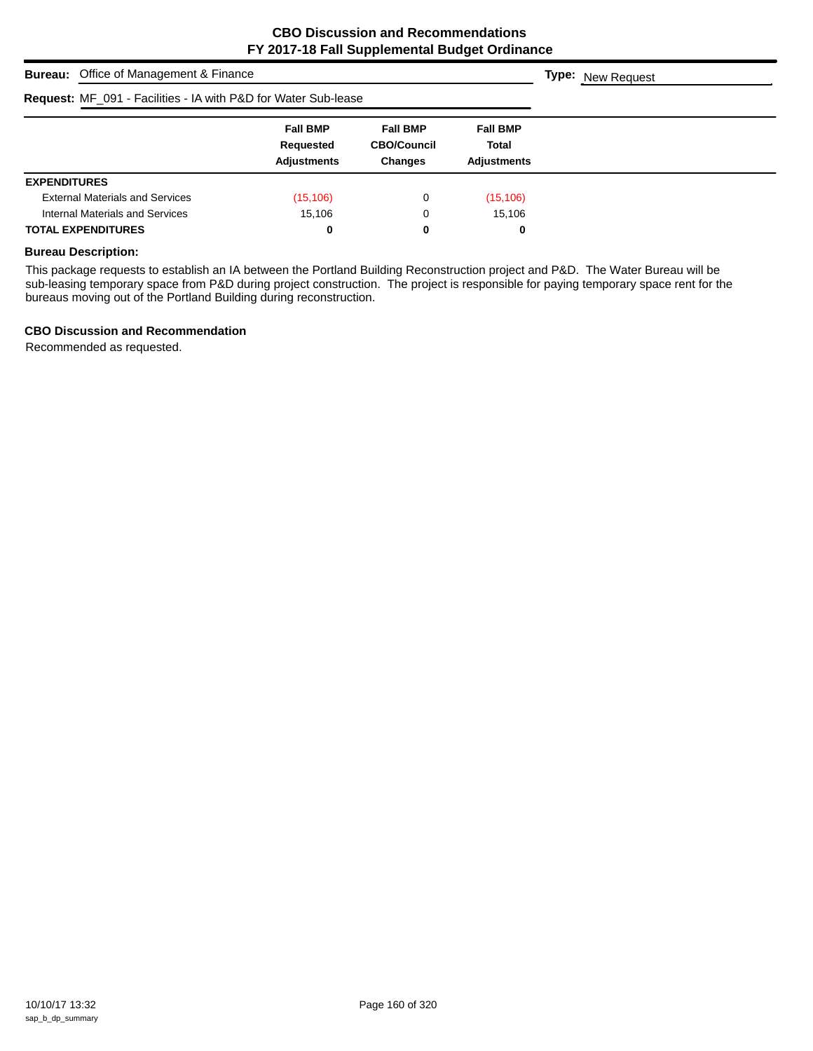## CBO Discussion and Recommendations
## FY 2017-18 Fall Supplemental Budget Ordinance

**Bureau:** Office of Management & Finance **Type:** New Request

**Request:** MF_091 - Facilities - IA with P&D for Water Sub-lease

| | Fall BMP Requested Adjustments | Fall BMP CBO/Council Changes | Fall BMP Total Adjustments |
|---|---|---|---|
| **EXPENDITURES** | | | |
| External Materials and Services | (15,106) | 0 | (15,106) |
| Internal Materials and Services | 15,106 | 0 | 15,106 |
| **TOTAL EXPENDITURES** | **0** | **0** | **0** |

**Bureau Description:**

This package requests to establish an IA between the Portland Building Reconstruction project and P&D. The Water Bureau will be sub-leasing temporary space from P&D during project construction. The project is responsible for paying temporary space rent for the bureaus moving out of the Portland Building during reconstruction.

**CBO Discussion and Recommendation**

Recommended as requested.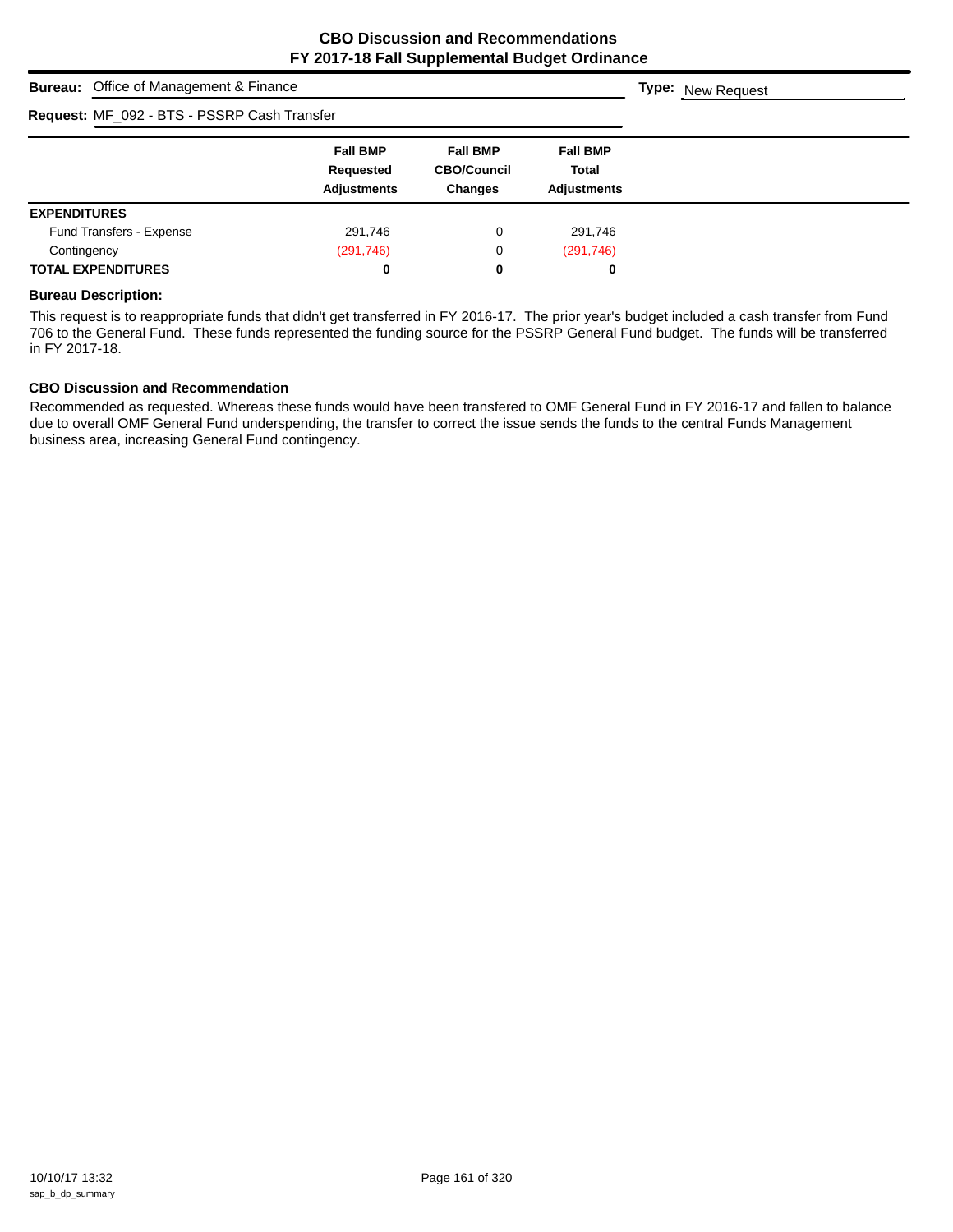# CBO Discussion and Recommendations
## FY 2017-18 Fall Supplemental Budget Ordinance

**Bureau:** Office of Management & Finance

**Type:** New Request

**Request:** MF_092 - BTS - PSSRP Cash Transfer

| | Fall BMP Requested Adjustments | Fall BMP CBO/Council Changes | Fall BMP Total Adjustments |
|---|---|---|---|
| **EXPENDITURES** | | | |
| Fund Transfers - Expense | 291,746 | 0 | 291,746 |
| Contingency | (291,746) | 0 | (291,746) |
| **TOTAL EXPENDITURES** | **0** | **0** | **0** |

### Bureau Description:

This request is to reappropriate funds that didn't get transferred in FY 2016-17. The prior year's budget included a cash transfer from Fund 706 to the General Fund. These funds represented the funding source for the PSSRP General Fund budget. The funds will be transferred in FY 2017-18.

### CBO Discussion and Recommendation

Recommended as requested. Whereas these funds would have been transfered to OMF General Fund in FY 2016-17 and fallen to balance due to overall OMF General Fund underspending, the transfer to correct the issue sends the funds to the central Funds Management business area, increasing General Fund contingency.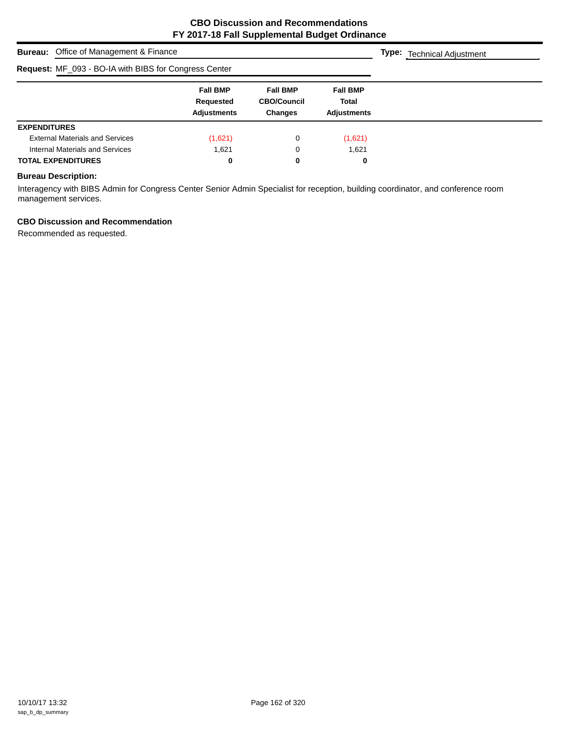# CBO Discussion and Recommendations
## FY 2017-18 Fall Supplemental Budget Ordinance

**Bureau:** Office of Management & Finance

**Type:** Technical Adjustment

**Request:** MF_093 - BO-IA with BIBS for Congress Center

| | Fall BMP Requested Adjustments | Fall BMP CBO/Council Changes | Fall BMP Total Adjustments |
|---|---|---|---|
| **EXPENDITURES** | | | |
| External Materials and Services | (1,621) | 0 | (1,621) |
| Internal Materials and Services | 1,621 | 0 | 1,621 |
| **TOTAL EXPENDITURES** | **0** | **0** | **0** |

### Bureau Description:

Interagency with BIBS Admin for Congress Center Senior Admin Specialist for reception, building coordinator, and conference room management services.

### CBO Discussion and Recommendation

Recommended as requested.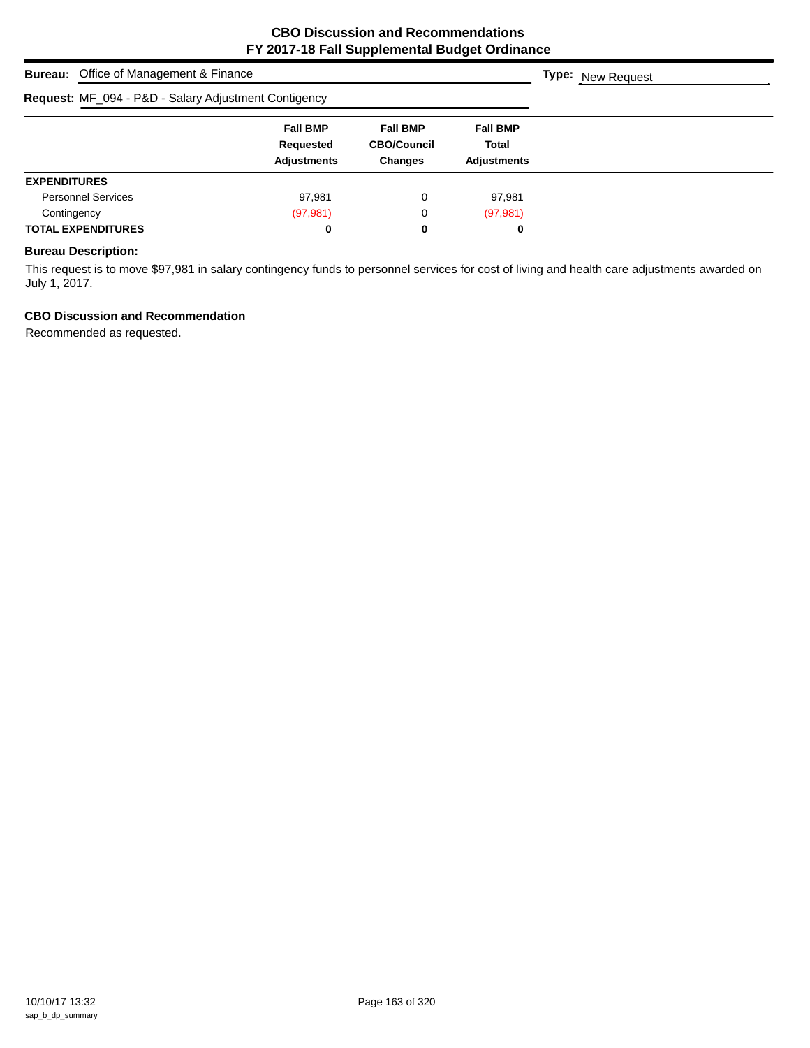**CBO Discussion and Recommendations**
**FY 2017-18 Fall Supplemental Budget Ordinance**

**Bureau:** Office of Management & Finance **Type:** New Request

**Request:** MF_094 - P&D - Salary Adjustment Contigency

| | Fall BMP Requested Adjustments | Fall BMP CBO/Council Changes | Fall BMP Total Adjustments |
|---|---|---|---|
| **EXPENDITURES** | | | |
| Personnel Services | 97,981 | 0 | 97,981 |
| Contingency | (97,981) | 0 | (97,981) |
| **TOTAL EXPENDITURES** | **0** | **0** | **0** |

### Bureau Description:

This request is to move $97,981 in salary contingency funds to personnel services for cost of living and health care adjustments awarded on July 1, 2017.

### CBO Discussion and Recommendation

Recommended as requested.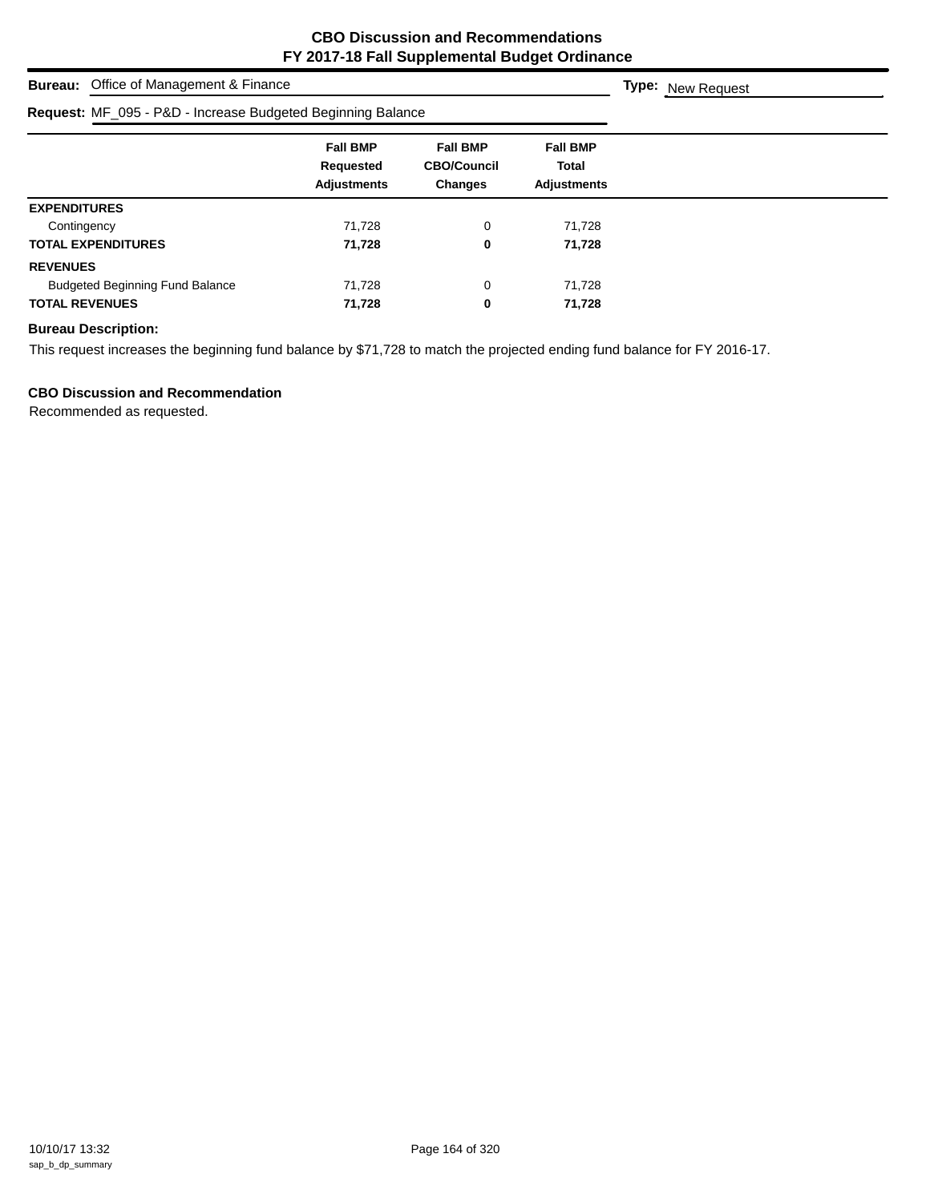# CBO Discussion and Recommendations
## FY 2017-18 Fall Supplemental Budget Ordinance

**Bureau:** Office of Management & Finance **Type:** New Request

**Request:** MF_095 - P&D - Increase Budgeted Beginning Balance

| | Fall BMP Requested Adjustments | Fall BMP CBO/Council Changes | Fall BMP Total Adjustments |
|---|---|---|---|
| **EXPENDITURES** | | | |
| Contingency | 71,728 | 0 | 71,728 |
| **TOTAL EXPENDITURES** | **71,728** | **0** | **71,728** |
| **REVENUES** | | | |
| Budgeted Beginning Fund Balance | 71,728 | 0 | 71,728 |
| **TOTAL REVENUES** | **71,728** | **0** | **71,728** |

**Bureau Description:**

This request increases the beginning fund balance by $71,728 to match the projected ending fund balance for FY 2016-17.

**CBO Discussion and Recommendation**

Recommended as requested.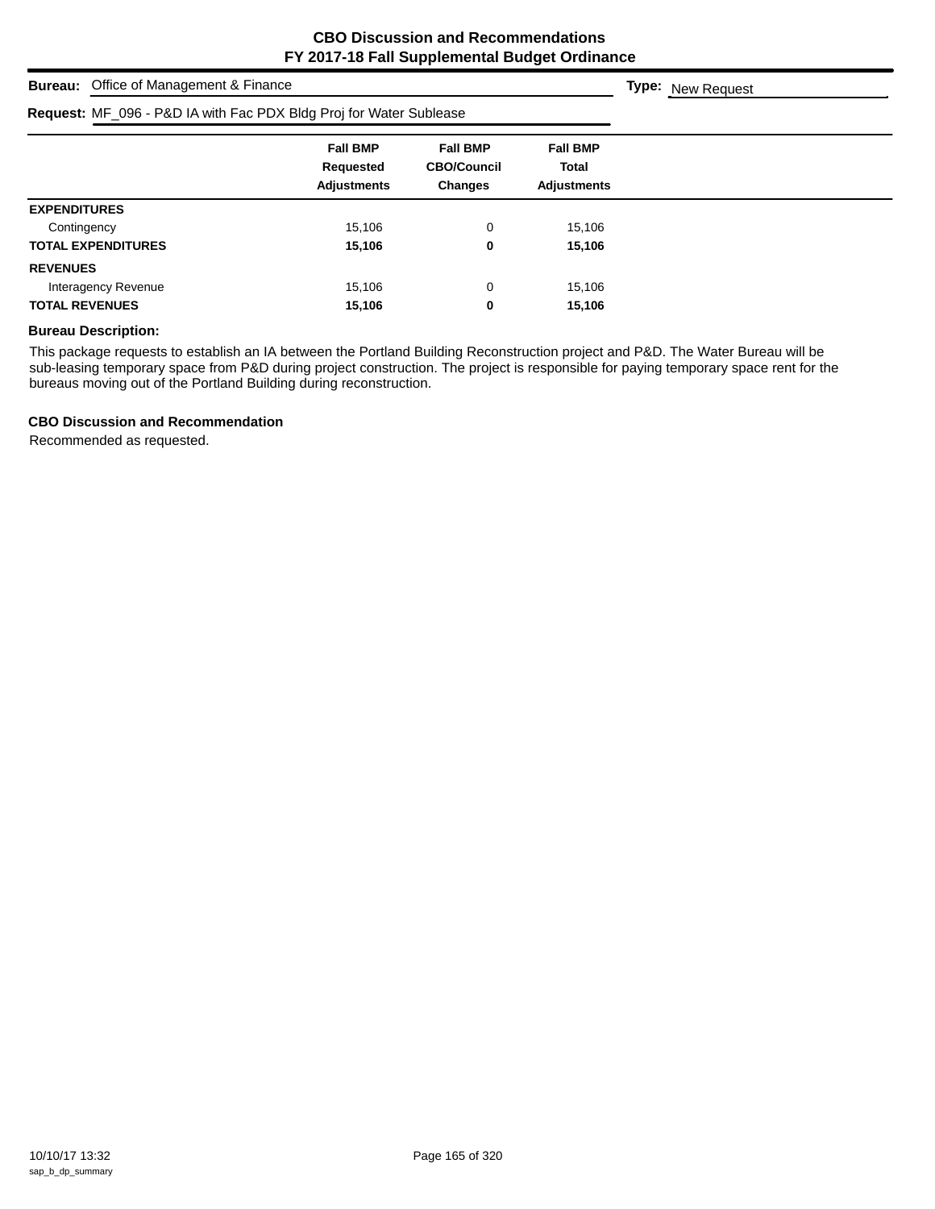# CBO Discussion and Recommendations
## FY 2017-18 Fall Supplemental Budget Ordinance

**Bureau:** Office of Management & Finance **Type:** New Request

**Request:** MF_096 - P&D IA with Fac PDX Bldg Proj for Water Sublease

| | Fall BMP Requested Adjustments | Fall BMP CBO/Council Changes | Fall BMP Total Adjustments |
|---|---|---|---|
| **EXPENDITURES** | | | |
| Contingency | 15,106 | 0 | 15,106 |
| **TOTAL EXPENDITURES** | **15,106** | **0** | **15,106** |
| **REVENUES** | | | |
| Interagency Revenue | 15,106 | 0 | 15,106 |
| **TOTAL REVENUES** | **15,106** | **0** | **15,106** |

**Bureau Description:**

This package requests to establish an IA between the Portland Building Reconstruction project and P&D. The Water Bureau will be sub-leasing temporary space from P&D during project construction. The project is responsible for paying temporary space rent for the bureaus moving out of the Portland Building during reconstruction.

**CBO Discussion and Recommendation**

Recommended as requested.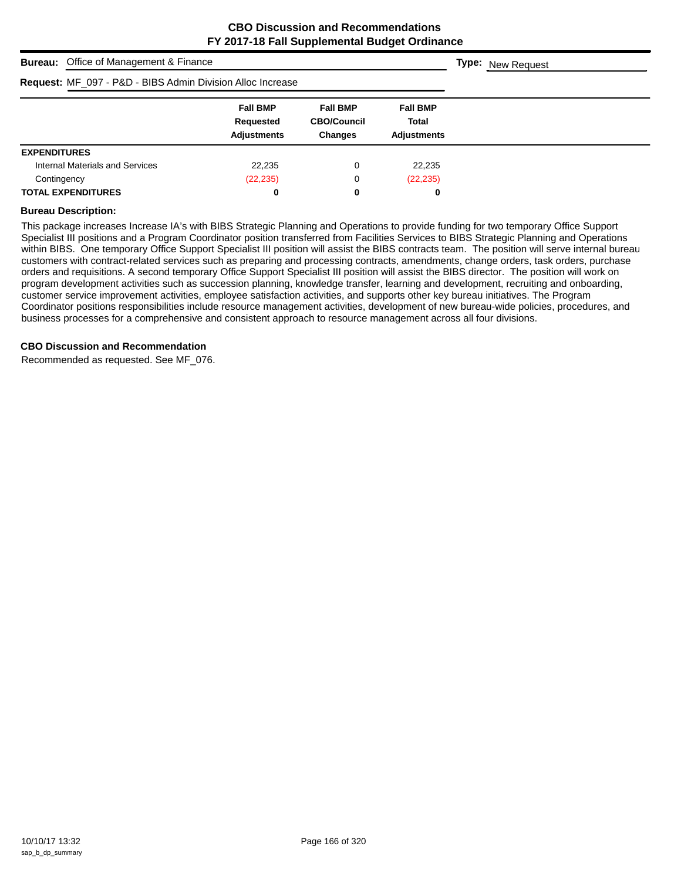# CBO Discussion and Recommendations
## FY 2017-18 Fall Supplemental Budget Ordinance

**Bureau:** Office of Management & Finance

**Type:** New Request

**Request:** MF_097 - P&D - BIBS Admin Division Alloc Increase

| | Fall BMP Requested Adjustments | Fall BMP CBO/Council Changes | Fall BMP Total Adjustments |
|---|---|---|---|
| **EXPENDITURES** | | | |
| Internal Materials and Services | 22,235 | 0 | 22,235 |
| Contingency | (22,235) | 0 | (22,235) |
| **TOTAL EXPENDITURES** | **0** | **0** | **0** |

**Bureau Description:**

This package increases Increase IA's with BIBS Strategic Planning and Operations to provide funding for two temporary Office Support Specialist III positions and a Program Coordinator position transferred from Facilities Services to BIBS Strategic Planning and Operations within BIBS. One temporary Office Support Specialist III position will assist the BIBS contracts team. The position will serve internal bureau customers with contract-related services such as preparing and processing contracts, amendments, change orders, task orders, purchase orders and requisitions. A second temporary Office Support Specialist III position will assist the BIBS director. The position will work on program development activities such as succession planning, knowledge transfer, learning and development, recruiting and onboarding, customer service improvement activities, employee satisfaction activities, and supports other key bureau initiatives. The Program Coordinator positions responsibilities include resource management activities, development of new bureau-wide policies, procedures, and business processes for a comprehensive and consistent approach to resource management across all four divisions.

**CBO Discussion and Recommendation**

Recommended as requested. See MF_076.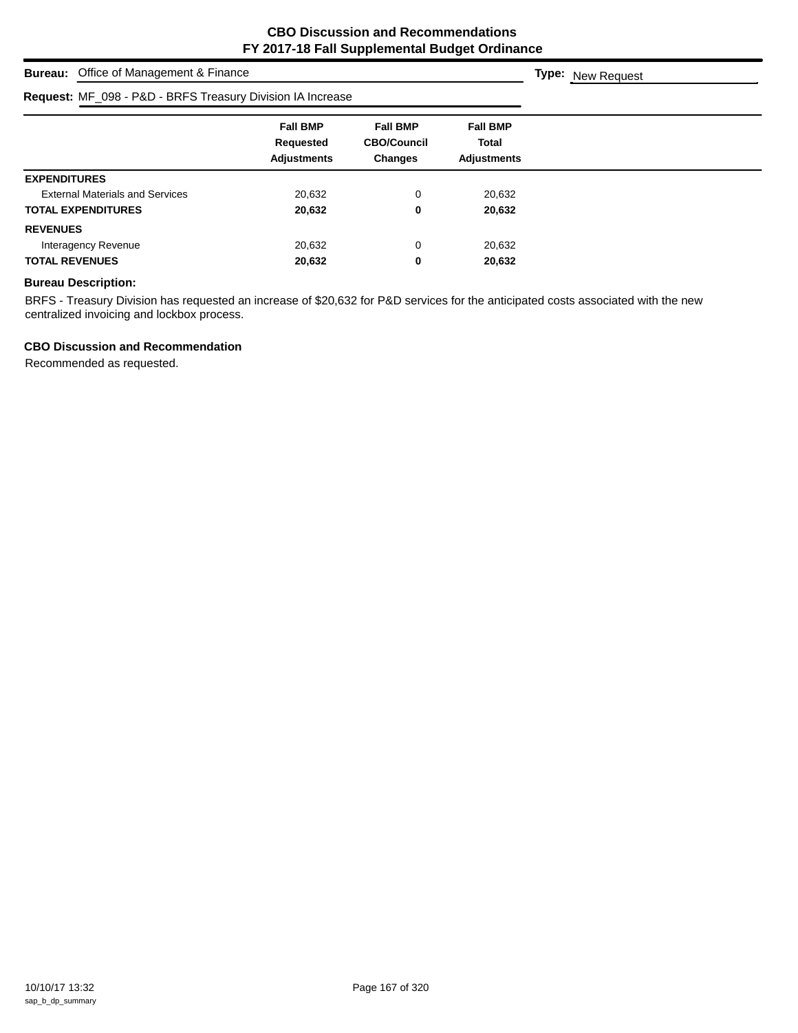# CBO Discussion and Recommendations
## FY 2017-18 Fall Supplemental Budget Ordinance

**Bureau:** Office of Management & Finance

**Type:** New Request

**Request:** MF_098 - P&D - BRFS Treasury Division IA Increase

| | Fall BMP Requested Adjustments | Fall BMP CBO/Council Changes | Fall BMP Total Adjustments |
|---|---|---|---|
| **EXPENDITURES** | | | |
| External Materials and Services | 20,632 | 0 | 20,632 |
| **TOTAL EXPENDITURES** | **20,632** | **0** | **20,632** |
| **REVENUES** | | | |
| Interagency Revenue | 20,632 | 0 | 20,632 |
| **TOTAL REVENUES** | **20,632** | **0** | **20,632** |

### Bureau Description:

BRFS - Treasury Division has requested an increase of $20,632 for P&D services for the anticipated costs associated with the new centralized invoicing and lockbox process.

### CBO Discussion and Recommendation

Recommended as requested.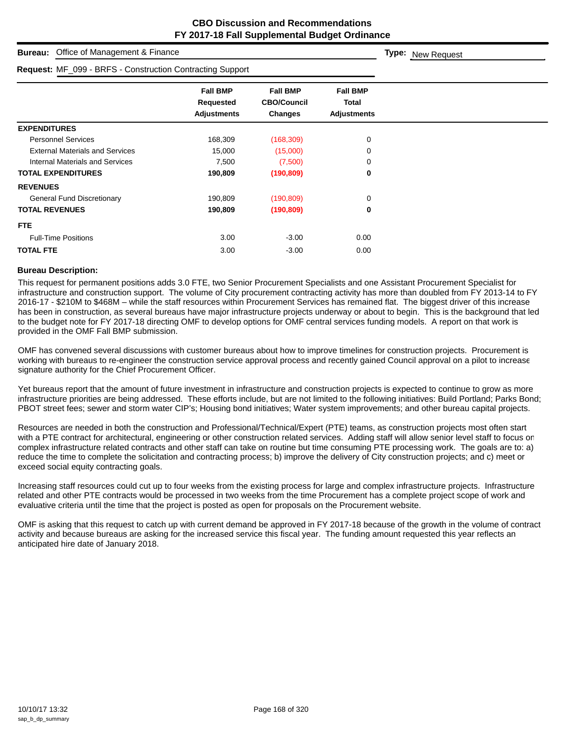# CBO Discussion and Recommendations
## FY 2017-18 Fall Supplemental Budget Ordinance

**Bureau:** Office of Management & Finance

**Type:** New Request

**Request:** MF_099 - BRFS - Construction Contracting Support

| | Fall BMP Requested Adjustments | Fall BMP CBO/Council Changes | Fall BMP Total Adjustments |
|---|---|---|---|
| **EXPENDITURES** | | | |
| Personnel Services | 168,309 | (168,309) | 0 |
| External Materials and Services | 15,000 | (15,000) | 0 |
| Internal Materials and Services | 7,500 | (7,500) | 0 |
| **TOTAL EXPENDITURES** | **190,809** | **(190,809)** | **0** |
| **REVENUES** | | | |
| General Fund Discretionary | 190,809 | (190,809) | 0 |
| **TOTAL REVENUES** | **190,809** | **(190,809)** | **0** |
| **FTE** | | | |
| Full-Time Positions | 3.00 | -3.00 | 0.00 |
| **TOTAL FTE** | 3.00 | -3.00 | 0.00 |

**Bureau Description:**

This request for permanent positions adds 3.0 FTE, two Senior Procurement Specialists and one Assistant Procurement Specialist for infrastructure and construction support. The volume of City procurement contracting activity has more than doubled from FY 2013-14 to FY 2016-17 - $210M to $468M – while the staff resources within Procurement Services has remained flat. The biggest driver of this increase has been in construction, as several bureaus have major infrastructure projects underway or about to begin. This is the background that led to the budget note for FY 2017-18 directing OMF to develop options for OMF central services funding models. A report on that work is provided in the OMF Fall BMP submission.

OMF has convened several discussions with customer bureaus about how to improve timelines for construction projects. Procurement is working with bureaus to re-engineer the construction service approval process and recently gained Council approval on a pilot to increase signature authority for the Chief Procurement Officer.

Yet bureaus report that the amount of future investment in infrastructure and construction projects is expected to continue to grow as more infrastructure priorities are being addressed. These efforts include, but are not limited to the following initiatives: Build Portland; Parks Bond; PBOT street fees; sewer and storm water CIP's; Housing bond initiatives; Water system improvements; and other bureau capital projects.

Resources are needed in both the construction and Professional/Technical/Expert (PTE) teams, as construction projects most often start with a PTE contract for architectural, engineering or other construction related services. Adding staff will allow senior level staff to focus on complex infrastructure related contracts and other staff can take on routine but time consuming PTE processing work. The goals are to: a) reduce the time to complete the solicitation and contracting process; b) improve the delivery of City construction projects; and c) meet or exceed social equity contracting goals.

Increasing staff resources could cut up to four weeks from the existing process for large and complex infrastructure projects. Infrastructure related and other PTE contracts would be processed in two weeks from the time Procurement has a complete project scope of work and evaluative criteria until the time that the project is posted as open for proposals on the Procurement website.

OMF is asking that this request to catch up with current demand be approved in FY 2017-18 because of the growth in the volume of contract activity and because bureaus are asking for the increased service this fiscal year. The funding amount requested this year reflects an anticipated hire date of January 2018.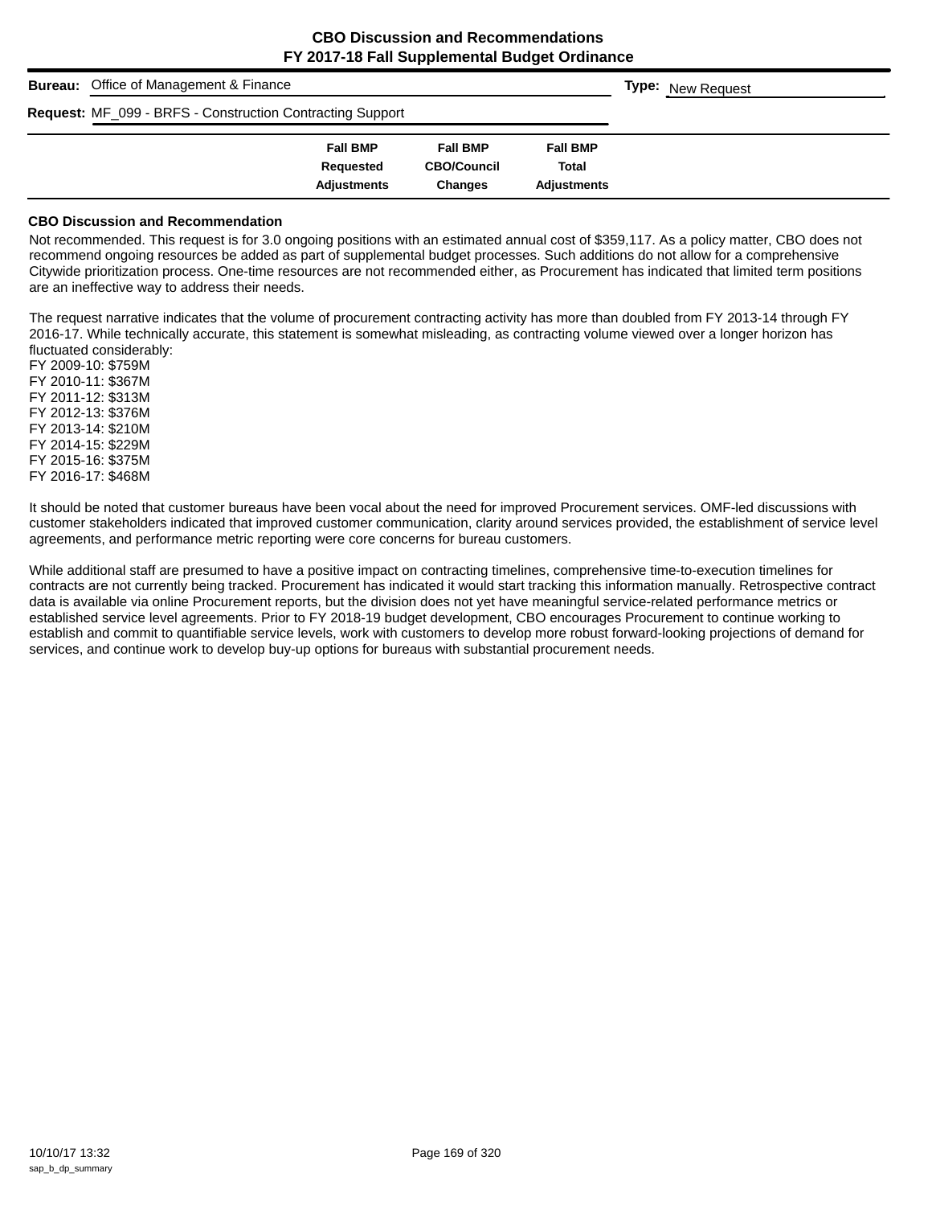# CBO Discussion and Recommendations
## FY 2017-18 Fall Supplemental Budget Ordinance

**Bureau:** Office of Management & Finance

**Type:** New Request

**Request:** MF_099 - BRFS - Construction Contracting Support

| | Fall BMP Requested Adjustments | Fall BMP CBO/Council Changes | Fall BMP Total Adjustments |
|---|---|---|---|

### CBO Discussion and Recommendation

Not recommended. This request is for 3.0 ongoing positions with an estimated annual cost of $359,117. As a policy matter, CBO does not recommend ongoing resources be added as part of supplemental budget processes. Such additions do not allow for a comprehensive Citywide prioritization process. One-time resources are not recommended either, as Procurement has indicated that limited term positions are an ineffective way to address their needs.

The request narrative indicates that the volume of procurement contracting activity has more than doubled from FY 2013-14 through FY 2016-17. While technically accurate, this statement is somewhat misleading, as contracting volume viewed over a longer horizon has fluctuated considerably:

FY 2009-10: $759M
FY 2010-11: $367M
FY 2011-12: $313M
FY 2012-13: $376M
FY 2013-14: $210M
FY 2014-15: $229M
FY 2015-16: $375M
FY 2016-17: $468M

It should be noted that customer bureaus have been vocal about the need for improved Procurement services. OMF-led discussions with customer stakeholders indicated that improved customer communication, clarity around services provided, the establishment of service level agreements, and performance metric reporting were core concerns for bureau customers.

While additional staff are presumed to have a positive impact on contracting timelines, comprehensive time-to-execution timelines for contracts are not currently being tracked. Procurement has indicated it would start tracking this information manually. Retrospective contract data is available via online Procurement reports, but the division does not yet have meaningful service-related performance metrics or established service level agreements. Prior to FY 2018-19 budget development, CBO encourages Procurement to continue working to establish and commit to quantifiable service levels, work with customers to develop more robust forward-looking projections of demand for services, and continue work to develop buy-up options for bureaus with substantial procurement needs.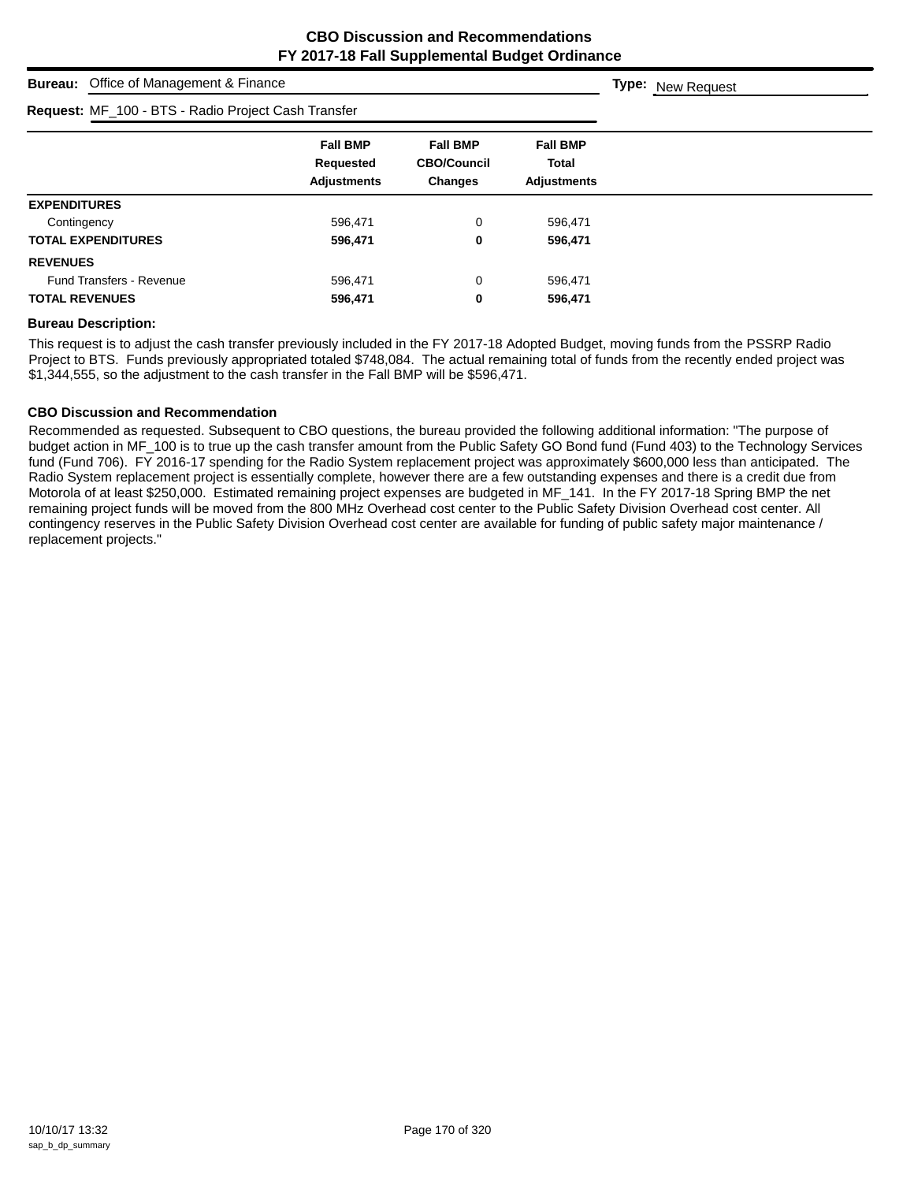## CBO Discussion and Recommendations
## FY 2017-18 Fall Supplemental Budget Ordinance

**Bureau:** Office of Management & Finance

**Type:** New Request

**Request:** MF_100 - BTS - Radio Project Cash Transfer

| | Fall BMP Requested Adjustments | Fall BMP CBO/Council Changes | Fall BMP Total Adjustments |
|---|---|---|---|
| **EXPENDITURES** | | | |
| Contingency | 596,471 | 0 | 596,471 |
| **TOTAL EXPENDITURES** | **596,471** | **0** | **596,471** |
| **REVENUES** | | | |
| Fund Transfers - Revenue | 596,471 | 0 | 596,471 |
| **TOTAL REVENUES** | **596,471** | **0** | **596,471** |

**Bureau Description:**

This request is to adjust the cash transfer previously included in the FY 2017-18 Adopted Budget, moving funds from the PSSRP Radio Project to BTS. Funds previously appropriated totaled $748,084. The actual remaining total of funds from the recently ended project was $1,344,555, so the adjustment to the cash transfer in the Fall BMP will be $596,471.

**CBO Discussion and Recommendation**

Recommended as requested. Subsequent to CBO questions, the bureau provided the following additional information: "The purpose of budget action in MF_100 is to true up the cash transfer amount from the Public Safety GO Bond fund (Fund 403) to the Technology Services fund (Fund 706). FY 2016-17 spending for the Radio System replacement project was approximately $600,000 less than anticipated. The Radio System replacement project is essentially complete, however there are a few outstanding expenses and there is a credit due from Motorola of at least $250,000. Estimated remaining project expenses are budgeted in MF_141. In the FY 2017-18 Spring BMP the net remaining project funds will be moved from the 800 MHz Overhead cost center to the Public Safety Division Overhead cost center. All contingency reserves in the Public Safety Division Overhead cost center are available for funding of public safety major maintenance / replacement projects."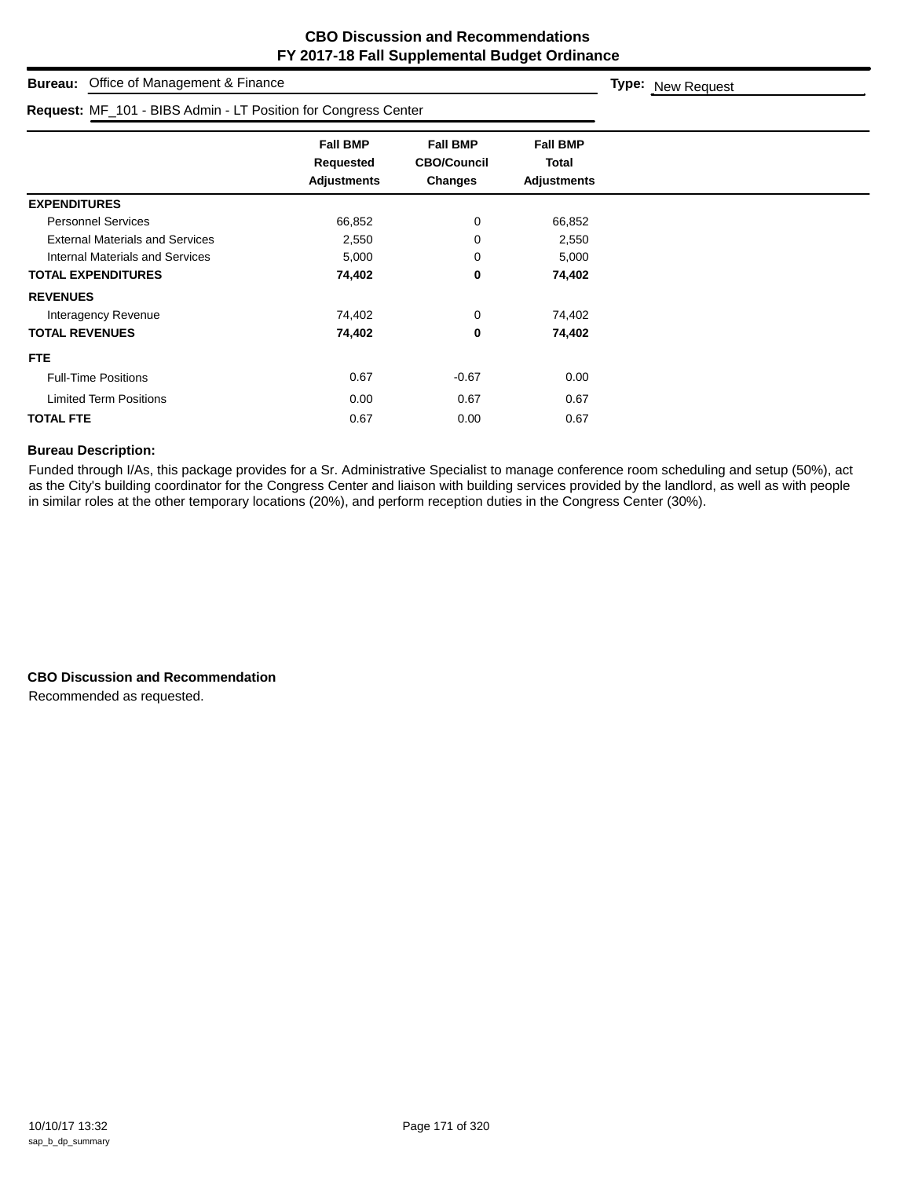# CBO Discussion and Recommendations
## FY 2017-18 Fall Supplemental Budget Ordinance

**Bureau:** Office of Management & Finance

**Type:** New Request

**Request:** MF_101 - BIBS Admin - LT Position for Congress Center

| | Fall BMP Requested Adjustments | Fall BMP CBO/Council Changes | Fall BMP Total Adjustments |
|---|---|---|---|
| **EXPENDITURES** | | | |
| Personnel Services | 66,852 | 0 | 66,852 |
| External Materials and Services | 2,550 | 0 | 2,550 |
| Internal Materials and Services | 5,000 | 0 | 5,000 |
| **TOTAL EXPENDITURES** | **74,402** | **0** | **74,402** |
| **REVENUES** | | | |
| Interagency Revenue | 74,402 | 0 | 74,402 |
| **TOTAL REVENUES** | **74,402** | **0** | **74,402** |
| **FTE** | | | |
| Full-Time Positions | 0.67 | -0.67 | 0.00 |
| Limited Term Positions | 0.00 | 0.67 | 0.67 |
| **TOTAL FTE** | 0.67 | 0.00 | 0.67 |

### Bureau Description:

Funded through I/As, this package provides for a Sr. Administrative Specialist to manage conference room scheduling and setup (50%), act as the City's building coordinator for the Congress Center and liaison with building services provided by the landlord, as well as with people in similar roles at the other temporary locations (20%), and perform reception duties in the Congress Center (30%).

### CBO Discussion and Recommendation

Recommended as requested.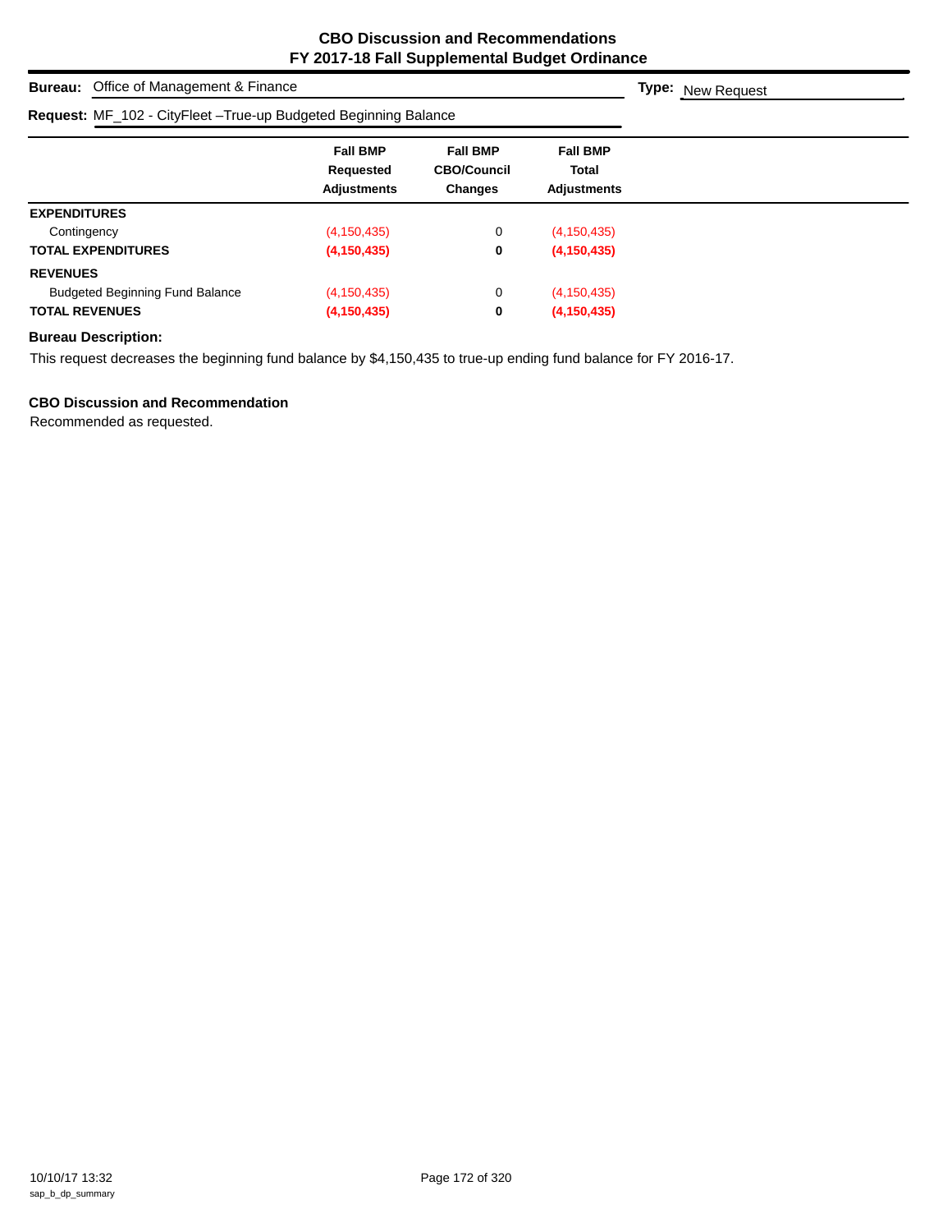# CBO Discussion and Recommendations
## FY 2017-18 Fall Supplemental Budget Ordinance

**Bureau:** Office of Management & Finance **Type:** New Request

**Request:** MF_102 - CityFleet –True-up Budgeted Beginning Balance

| | Fall BMP Requested Adjustments | Fall BMP CBO/Council Changes | Fall BMP Total Adjustments |
|---|---|---|---|
| **EXPENDITURES** | | | |
| Contingency | (4,150,435) | 0 | (4,150,435) |
| **TOTAL EXPENDITURES** | **(4,150,435)** | **0** | **(4,150,435)** |
| **REVENUES** | | | |
| Budgeted Beginning Fund Balance | (4,150,435) | 0 | (4,150,435) |
| **TOTAL REVENUES** | **(4,150,435)** | **0** | **(4,150,435)** |

**Bureau Description:**

This request decreases the beginning fund balance by $4,150,435 to true-up ending fund balance for FY 2016-17.

**CBO Discussion and Recommendation**

Recommended as requested.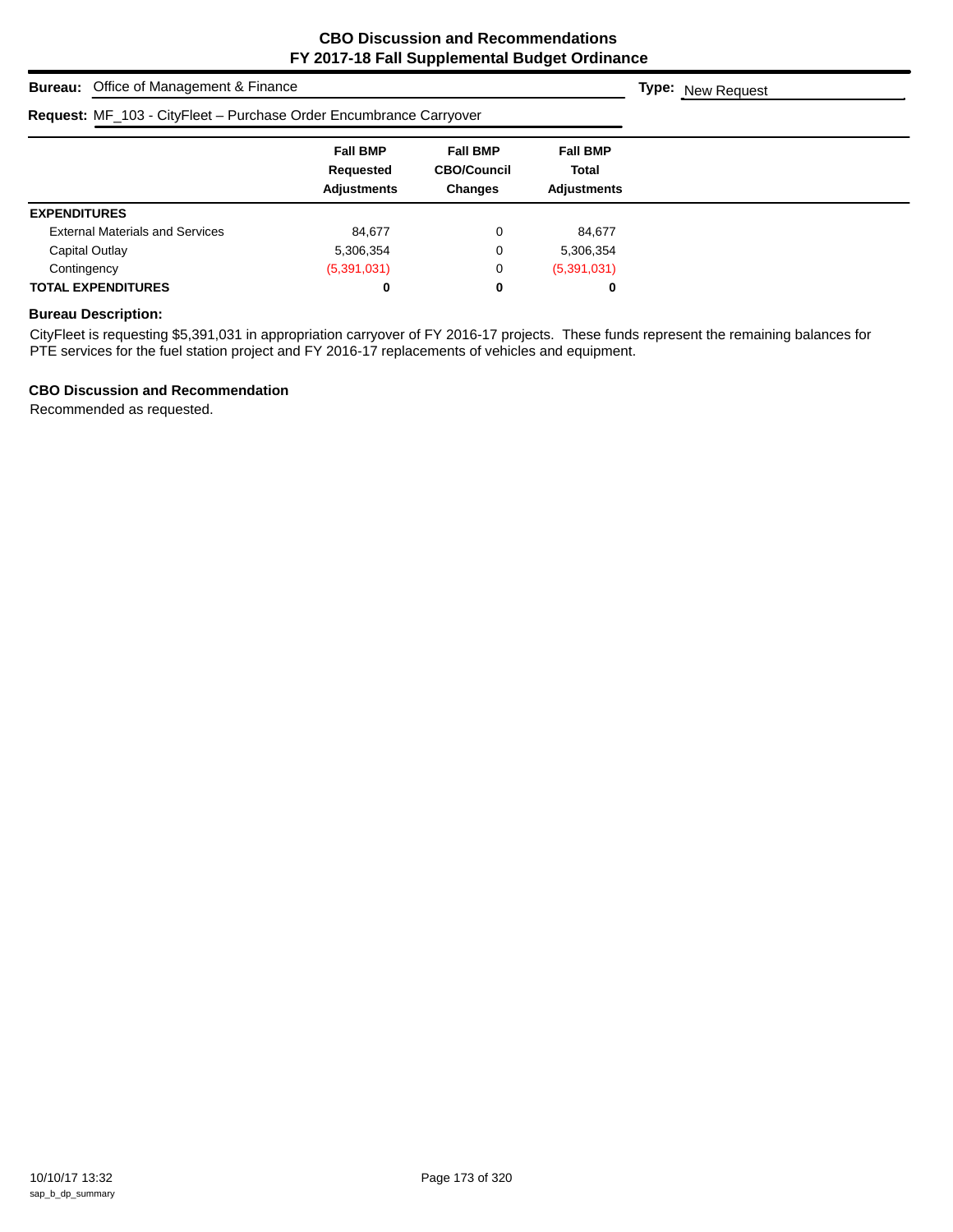# CBO Discussion and Recommendations
## FY 2017-18 Fall Supplemental Budget Ordinance

**Bureau:** Office of Management & Finance **Type:** New Request

**Request:** MF_103 - CityFleet – Purchase Order Encumbrance Carryover

| | Fall BMP Requested Adjustments | Fall BMP CBO/Council Changes | Fall BMP Total Adjustments |
|---|---|---|---|
| **EXPENDITURES** | | | |
| External Materials and Services | 84,677 | 0 | 84,677 |
| Capital Outlay | 5,306,354 | 0 | 5,306,354 |
| Contingency | (5,391,031) | 0 | (5,391,031) |
| **TOTAL EXPENDITURES** | **0** | **0** | **0** |

### Bureau Description:

CityFleet is requesting $5,391,031 in appropriation carryover of FY 2016-17 projects. These funds represent the remaining balances for PTE services for the fuel station project and FY 2016-17 replacements of vehicles and equipment.

### CBO Discussion and Recommendation

Recommended as requested.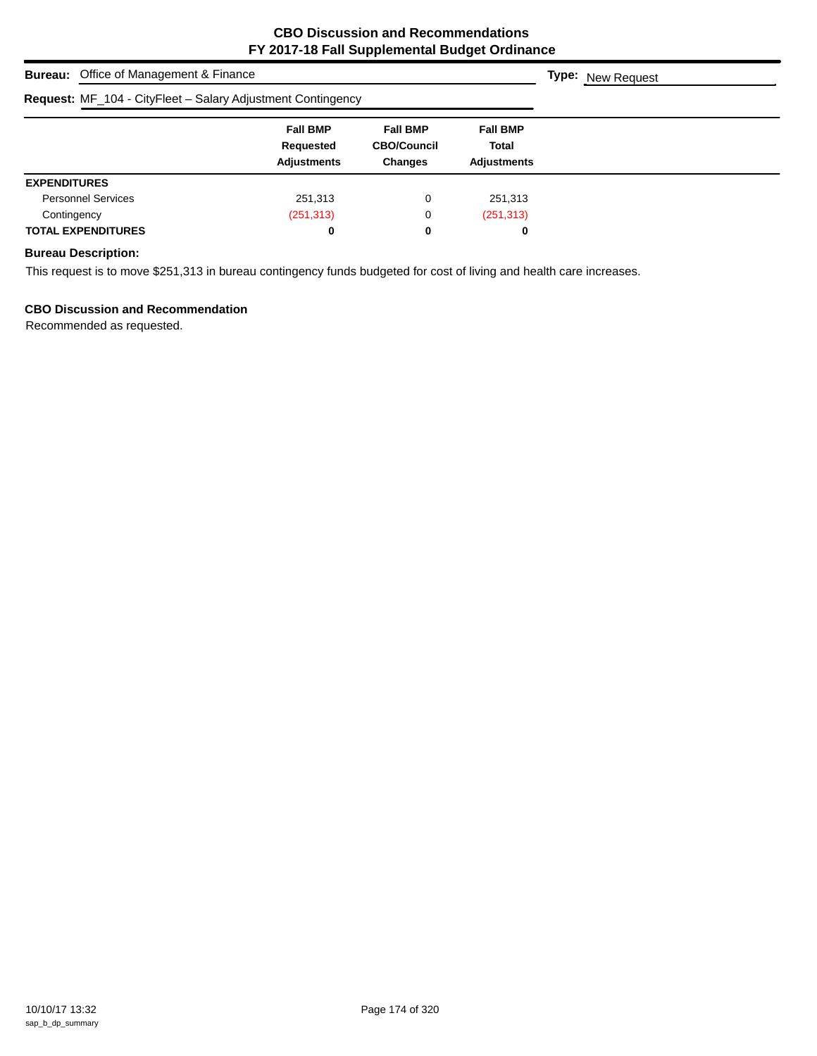# CBO Discussion and Recommendations
## FY 2017-18 Fall Supplemental Budget Ordinance

**Bureau:** Office of Management & Finance

**Type:** New Request

**Request:** MF_104 - CityFleet – Salary Adjustment Contingency

| | Fall BMP Requested Adjustments | Fall BMP CBO/Council Changes | Fall BMP Total Adjustments |
|---|---|---|---|
| **EXPENDITURES** | | | |
| Personnel Services | 251,313 | 0 | 251,313 |
| Contingency | (251,313) | 0 | (251,313) |
| **TOTAL EXPENDITURES** | **0** | **0** | **0** |

**Bureau Description:**

This request is to move $251,313 in bureau contingency funds budgeted for cost of living and health care increases.

**CBO Discussion and Recommendation**

Recommended as requested.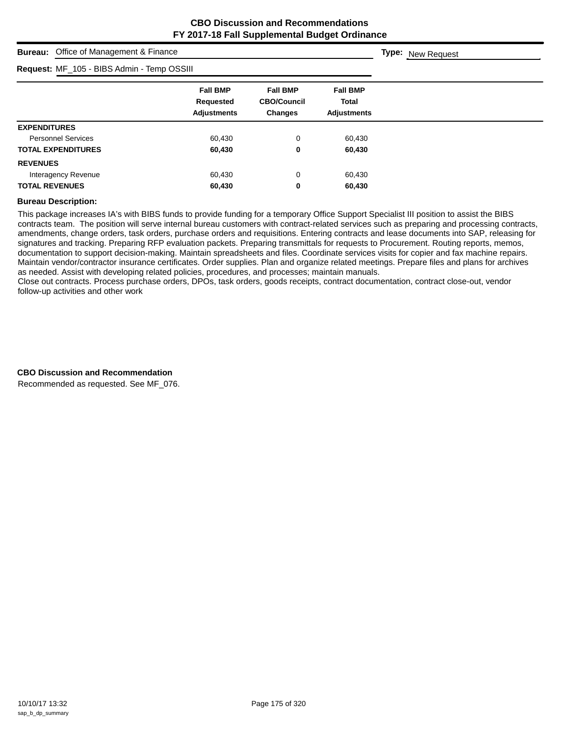# CBO Discussion and Recommendations
## FY 2017-18 Fall Supplemental Budget Ordinance

**Bureau:** Office of Management & Finance **Type:** New Request

**Request:** MF_105 - BIBS Admin - Temp OSSIII

| | Fall BMP Requested Adjustments | Fall BMP CBO/Council Changes | Fall BMP Total Adjustments |
|---|---|---|---|
| **EXPENDITURES** | | | |
| Personnel Services | 60,430 | 0 | 60,430 |
| **TOTAL EXPENDITURES** | **60,430** | **0** | **60,430** |
| **REVENUES** | | | |
| Interagency Revenue | 60,430 | 0 | 60,430 |
| **TOTAL REVENUES** | **60,430** | **0** | **60,430** |

**Bureau Description:**

This package increases IA's with BIBS funds to provide funding for a temporary Office Support Specialist III position to assist the BIBS contracts team. The position will serve internal bureau customers with contract-related services such as preparing and processing contracts, amendments, change orders, task orders, purchase orders and requisitions. Entering contracts and lease documents into SAP, releasing for signatures and tracking. Preparing RFP evaluation packets. Preparing transmittals for requests to Procurement. Routing reports, memos, documentation to support decision-making. Maintain spreadsheets and files. Coordinate services visits for copier and fax machine repairs. Maintain vendor/contractor insurance certificates. Order supplies. Plan and organize related meetings. Prepare files and plans for archives as needed. Assist with developing related policies, procedures, and processes; maintain manuals.
Close out contracts. Process purchase orders, DPOs, task orders, goods receipts, contract documentation, contract close-out, vendor follow-up activities and other work

**CBO Discussion and Recommendation**

Recommended as requested. See MF_076.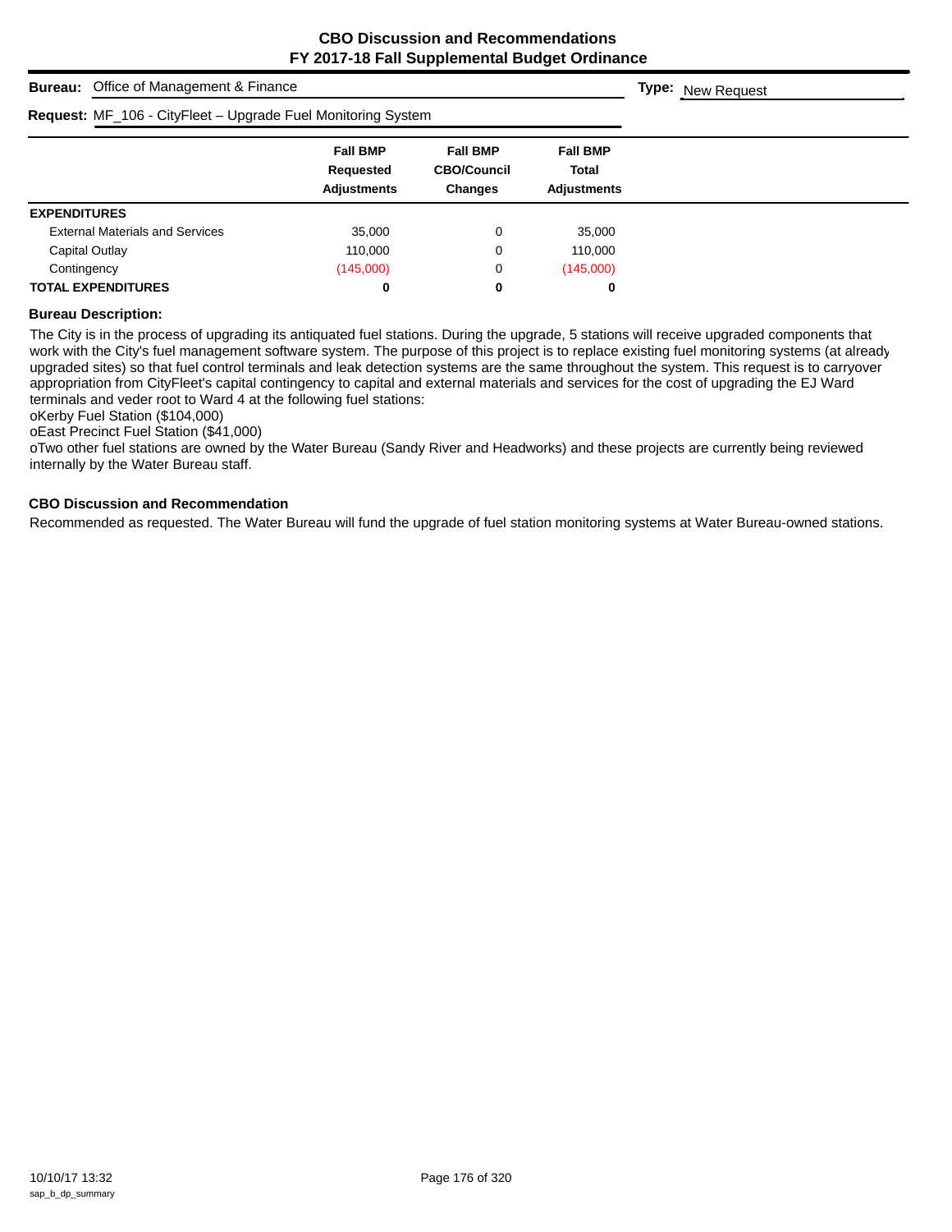**CBO Discussion and Recommendations**
**FY 2017-18 Fall Supplemental Budget Ordinance**

**Bureau:** Office of Management & Finance

**Type:** New Request

**Request:** MF_106 - CityFleet – Upgrade Fuel Monitoring System

| | Fall BMP Requested Adjustments | Fall BMP CBO/Council Changes | Fall BMP Total Adjustments |
|---|---|---|---|
| **EXPENDITURES** | | | |
| External Materials and Services | 35,000 | 0 | 35,000 |
| Capital Outlay | 110,000 | 0 | 110,000 |
| Contingency | (145,000) | 0 | (145,000) |
| **TOTAL EXPENDITURES** | **0** | **0** | **0** |

**Bureau Description:**

The City is in the process of upgrading its antiquated fuel stations. During the upgrade, 5 stations will receive upgraded components that work with the City's fuel management software system. The purpose of this project is to replace existing fuel monitoring systems (at already upgraded sites) so that fuel control terminals and leak detection systems are the same throughout the system. This request is to carryover appropriation from CityFleet's capital contingency to capital and external materials and services for the cost of upgrading the EJ Ward terminals and veder root to Ward 4 at the following fuel stations:

oKerby Fuel Station ($104,000)

oEast Precinct Fuel Station ($41,000)

oTwo other fuel stations are owned by the Water Bureau (Sandy River and Headworks) and these projects are currently being reviewed internally by the Water Bureau staff.

**CBO Discussion and Recommendation**

Recommended as requested. The Water Bureau will fund the upgrade of fuel station monitoring systems at Water Bureau-owned stations.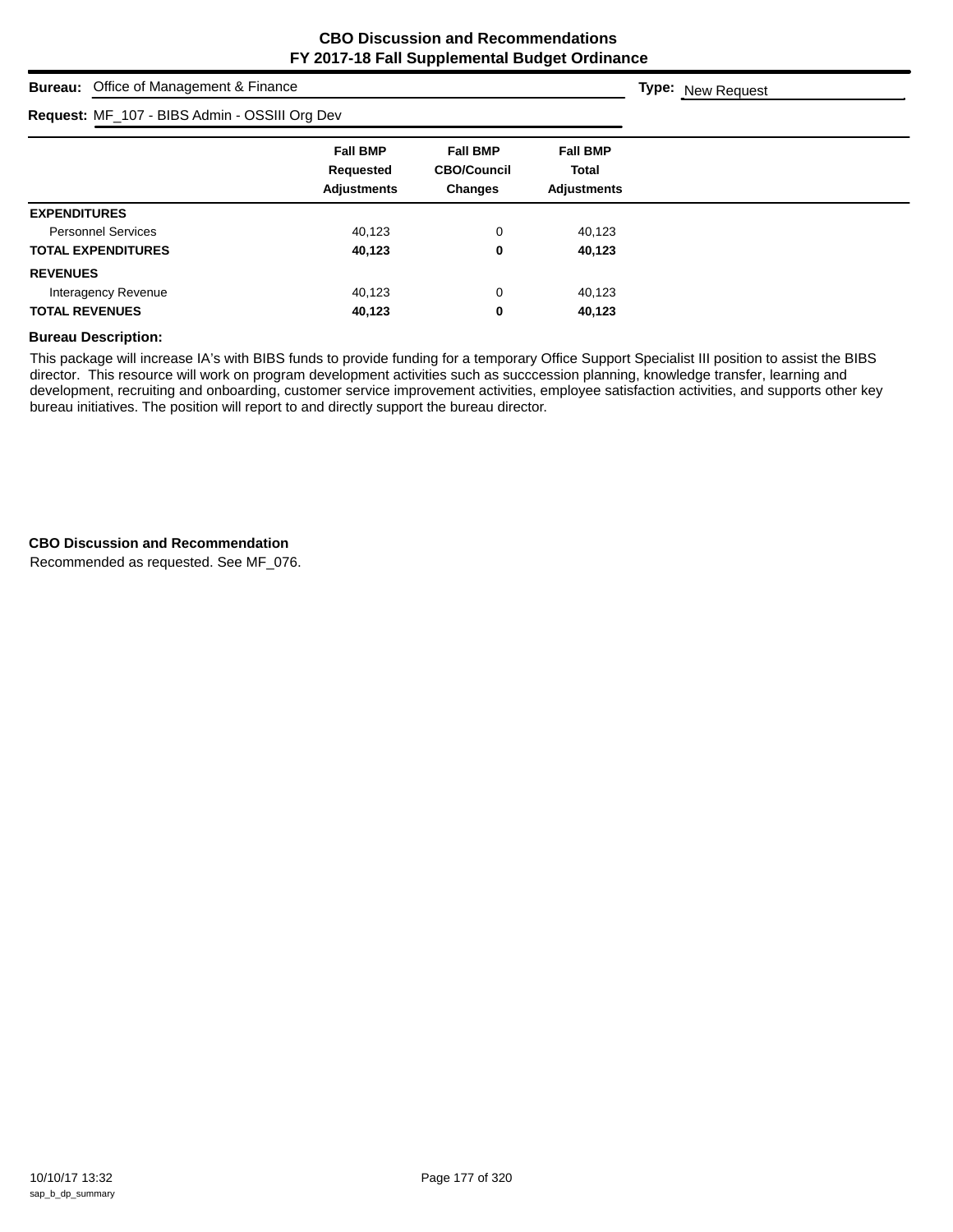# CBO Discussion and Recommendations
## FY 2017-18 Fall Supplemental Budget Ordinance

**Bureau:** Office of Management & Finance **Type:** New Request

**Request:** MF_107 - BIBS Admin - OSSIII Org Dev

| | Fall BMP Requested Adjustments | Fall BMP CBO/Council Changes | Fall BMP Total Adjustments |
|---|---|---|---|
| **EXPENDITURES** | | | |
| Personnel Services | 40,123 | 0 | 40,123 |
| **TOTAL EXPENDITURES** | **40,123** | **0** | **40,123** |
| **REVENUES** | | | |
| Interagency Revenue | 40,123 | 0 | 40,123 |
| **TOTAL REVENUES** | **40,123** | **0** | **40,123** |

**Bureau Description:**

This package will increase IA's with BIBS funds to provide funding for a temporary Office Support Specialist III position to assist the BIBS director. This resource will work on program development activities such as succcession planning, knowledge transfer, learning and development, recruiting and onboarding, customer service improvement activities, employee satisfaction activities, and supports other key bureau initiatives. The position will report to and directly support the bureau director.

**CBO Discussion and Recommendation**

Recommended as requested. See MF_076.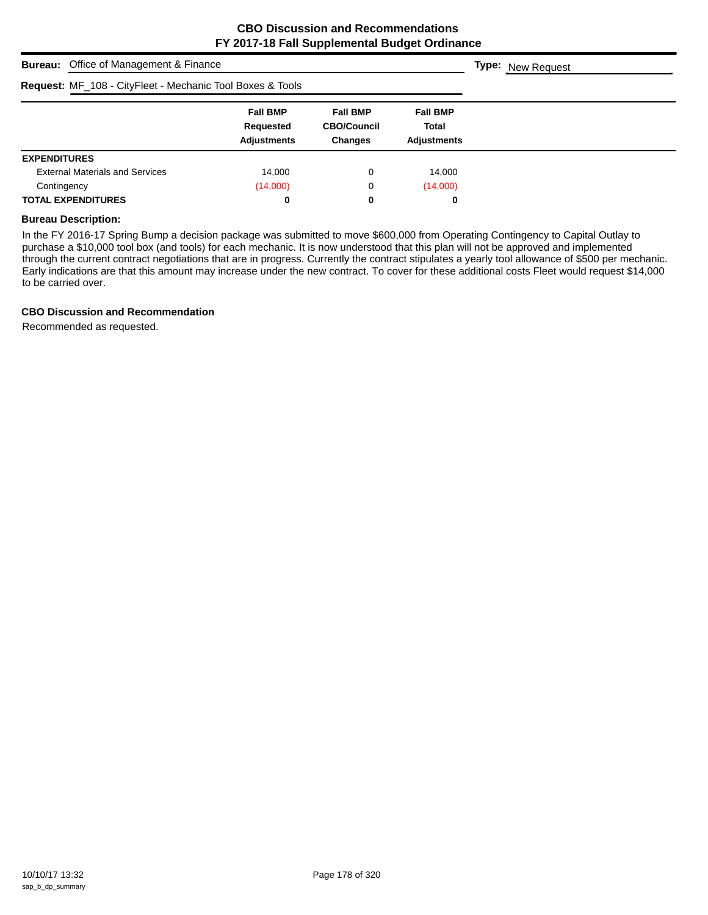## CBO Discussion and Recommendations
## FY 2017-18 Fall Supplemental Budget Ordinance

**Bureau:** Office of Management & Finance

**Type:** New Request

**Request:** MF_108 - CityFleet - Mechanic Tool Boxes & Tools

| | Fall BMP Requested Adjustments | Fall BMP CBO/Council Changes | Fall BMP Total Adjustments |
|---|---|---|---|
| **EXPENDITURES** | | | |
| External Materials and Services | 14,000 | 0 | 14,000 |
| Contingency | (14,000) | 0 | (14,000) |
| **TOTAL EXPENDITURES** | **0** | **0** | **0** |

**Bureau Description:**

In the FY 2016-17 Spring Bump a decision package was submitted to move $600,000 from Operating Contingency to Capital Outlay to purchase a $10,000 tool box (and tools) for each mechanic. It is now understood that this plan will not be approved and implemented through the current contract negotiations that are in progress. Currently the contract stipulates a yearly tool allowance of $500 per mechanic. Early indications are that this amount may increase under the new contract. To cover for these additional costs Fleet would request $14,000 to be carried over.

**CBO Discussion and Recommendation**

Recommended as requested.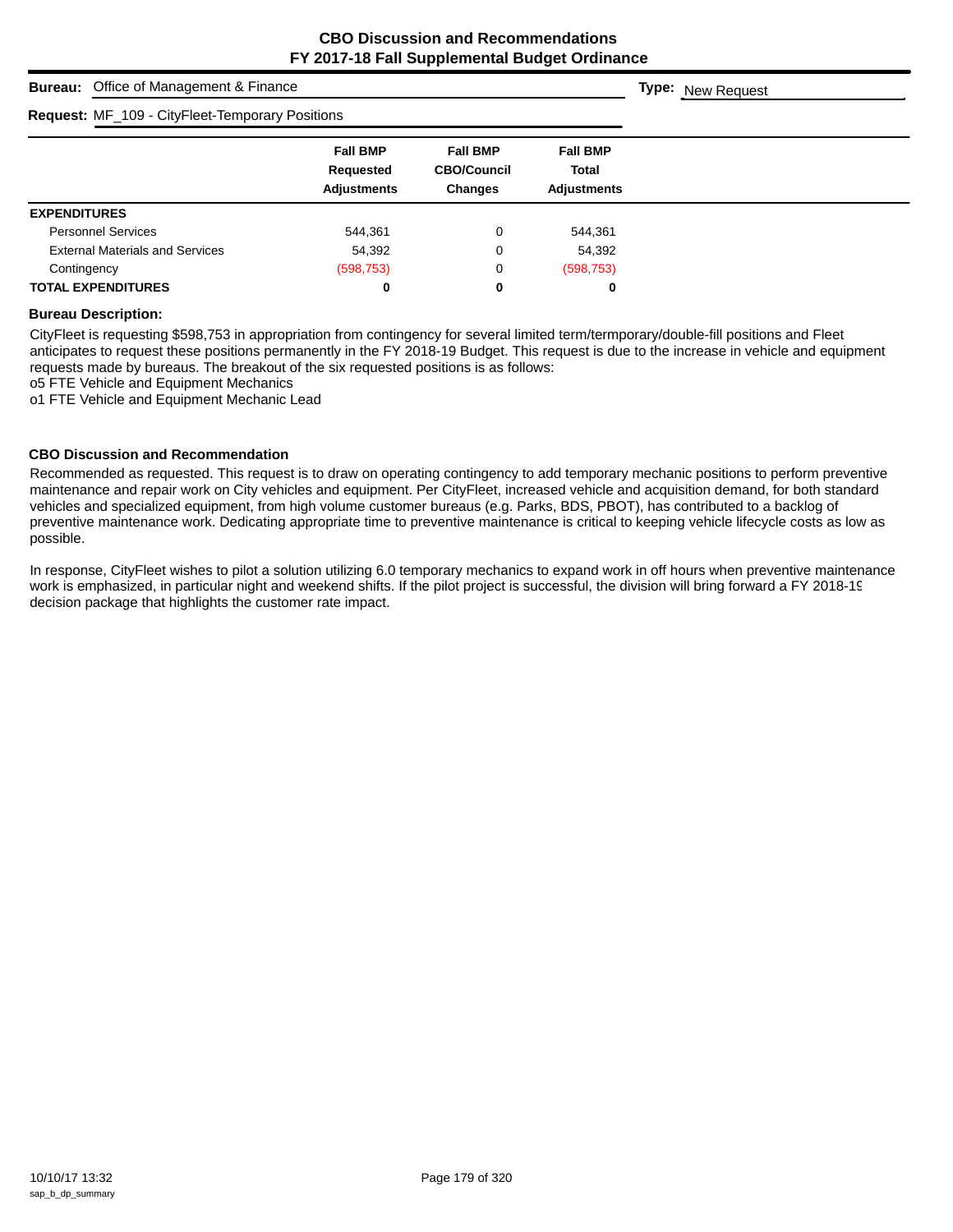# CBO Discussion and Recommendations
# FY 2017-18 Fall Supplemental Budget Ordinance

**Bureau:** Office of Management & Finance **Type:** New Request

**Request:** MF_109 - CityFleet-Temporary Positions

| | Fall BMP Requested Adjustments | Fall BMP CBO/Council Changes | Fall BMP Total Adjustments |
|---|---|---|---|
| **EXPENDITURES** | | | |
| Personnel Services | 544,361 | 0 | 544,361 |
| External Materials and Services | 54,392 | 0 | 54,392 |
| Contingency | (598,753) | 0 | (598,753) |
| **TOTAL EXPENDITURES** | **0** | **0** | **0** |

**Bureau Description:**

CityFleet is requesting $598,753 in appropriation from contingency for several limited term/termporary/double-fill positions and Fleet anticipates to request these positions permanently in the FY 2018-19 Budget. This request is due to the increase in vehicle and equipment requests made by bureaus. The breakout of the six requested positions is as follows:
o5 FTE Vehicle and Equipment Mechanics
o1 FTE Vehicle and Equipment Mechanic Lead

**CBO Discussion and Recommendation**

Recommended as requested. This request is to draw on operating contingency to add temporary mechanic positions to perform preventive maintenance and repair work on City vehicles and equipment. Per CityFleet, increased vehicle and acquisition demand, for both standard vehicles and specialized equipment, from high volume customer bureaus (e.g. Parks, BDS, PBOT), has contributed to a backlog of preventive maintenance work. Dedicating appropriate time to preventive maintenance is critical to keeping vehicle lifecycle costs as low as possible.

In response, CityFleet wishes to pilot a solution utilizing 6.0 temporary mechanics to expand work in off hours when preventive maintenance work is emphasized, in particular night and weekend shifts. If the pilot project is successful, the division will bring forward a FY 2018-19 decision package that highlights the customer rate impact.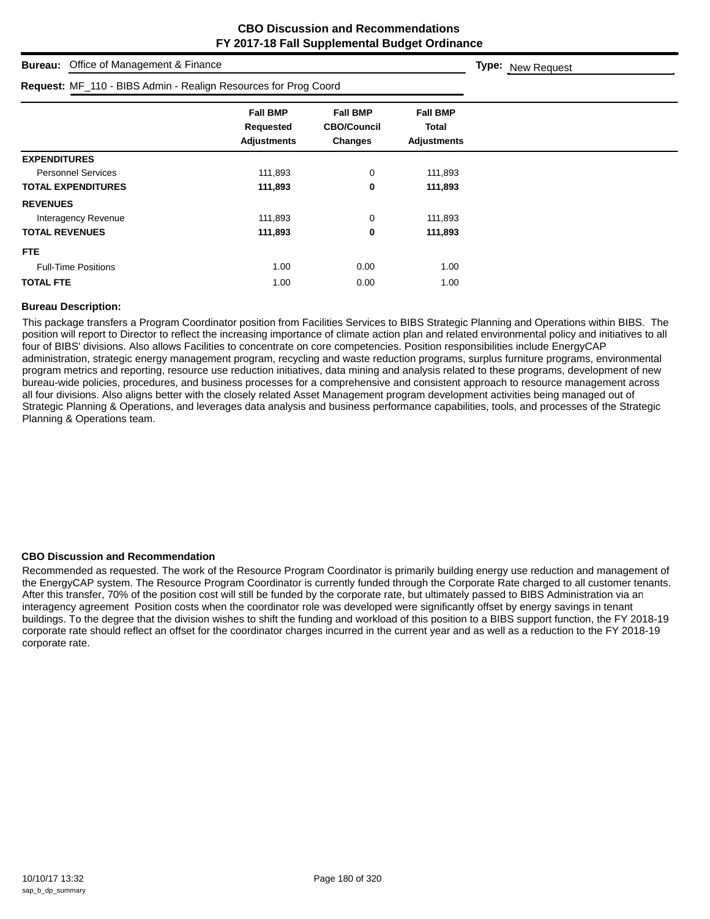# CBO Discussion and Recommendations
## FY 2017-18 Fall Supplemental Budget Ordinance

**Bureau:** Office of Management & Finance **Type:** New Request

**Request:** MF_110 - BIBS Admin - Realign Resources for Prog Coord

| | Fall BMP Requested Adjustments | Fall BMP CBO/Council Changes | Fall BMP Total Adjustments |
|---|---|---|---|
| **EXPENDITURES** | | | |
| Personnel Services | 111,893 | 0 | 111,893 |
| **TOTAL EXPENDITURES** | **111,893** | **0** | **111,893** |
| **REVENUES** | | | |
| Interagency Revenue | 111,893 | 0 | 111,893 |
| **TOTAL REVENUES** | **111,893** | **0** | **111,893** |
| **FTE** | | | |
| Full-Time Positions | 1.00 | 0.00 | 1.00 |
| **TOTAL FTE** | 1.00 | 0.00 | 1.00 |

**Bureau Description:**

This package transfers a Program Coordinator position from Facilities Services to BIBS Strategic Planning and Operations within BIBS. The position will report to Director to reflect the increasing importance of climate action plan and related environmental policy and initiatives to all four of BIBS' divisions. Also allows Facilities to concentrate on core competencies. Position responsibilities include EnergyCAP administration, strategic energy management program, recycling and waste reduction programs, surplus furniture programs, environmental program metrics and reporting, resource use reduction initiatives, data mining and analysis related to these programs, development of new bureau-wide policies, procedures, and business processes for a comprehensive and consistent approach to resource management across all four divisions. Also aligns better with the closely related Asset Management program development activities being managed out of Strategic Planning & Operations, and leverages data analysis and business performance capabilities, tools, and processes of the Strategic Planning & Operations team.

**CBO Discussion and Recommendation**

Recommended as requested. The work of the Resource Program Coordinator is primarily building energy use reduction and management of the EnergyCAP system. The Resource Program Coordinator is currently funded through the Corporate Rate charged to all customer tenants. After this transfer, 70% of the position cost will still be funded by the corporate rate, but ultimately passed to BIBS Administration via an interagency agreement Position costs when the coordinator role was developed were significantly offset by energy savings in tenant buildings. To the degree that the division wishes to shift the funding and workload of this position to a BIBS support function, the FY 2018-19 corporate rate should reflect an offset for the coordinator charges incurred in the current year and as well as a reduction to the FY 2018-19 corporate rate.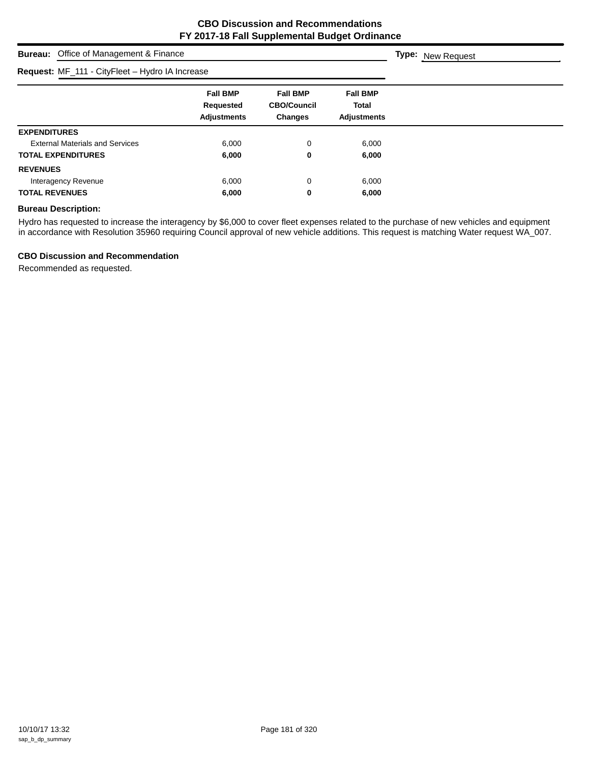# CBO Discussion and Recommendations
## FY 2017-18 Fall Supplemental Budget Ordinance

**Bureau:** Office of Management & Finance

**Type:** New Request

**Request:** MF_111 - CityFleet – Hydro IA Increase

| | Fall BMP Requested Adjustments | Fall BMP CBO/Council Changes | Fall BMP Total Adjustments |
|---|---|---|---|
| **EXPENDITURES** | | | |
| External Materials and Services | 6,000 | 0 | 6,000 |
| **TOTAL EXPENDITURES** | **6,000** | **0** | **6,000** |
| **REVENUES** | | | |
| Interagency Revenue | 6,000 | 0 | 6,000 |
| **TOTAL REVENUES** | **6,000** | **0** | **6,000** |

**Bureau Description:**

Hydro has requested to increase the interagency by $6,000 to cover fleet expenses related to the purchase of new vehicles and equipment in accordance with Resolution 35960 requiring Council approval of new vehicle additions. This request is matching Water request WA_007.

**CBO Discussion and Recommendation**

Recommended as requested.

10/10/17 13:32
sap_b_dp_summary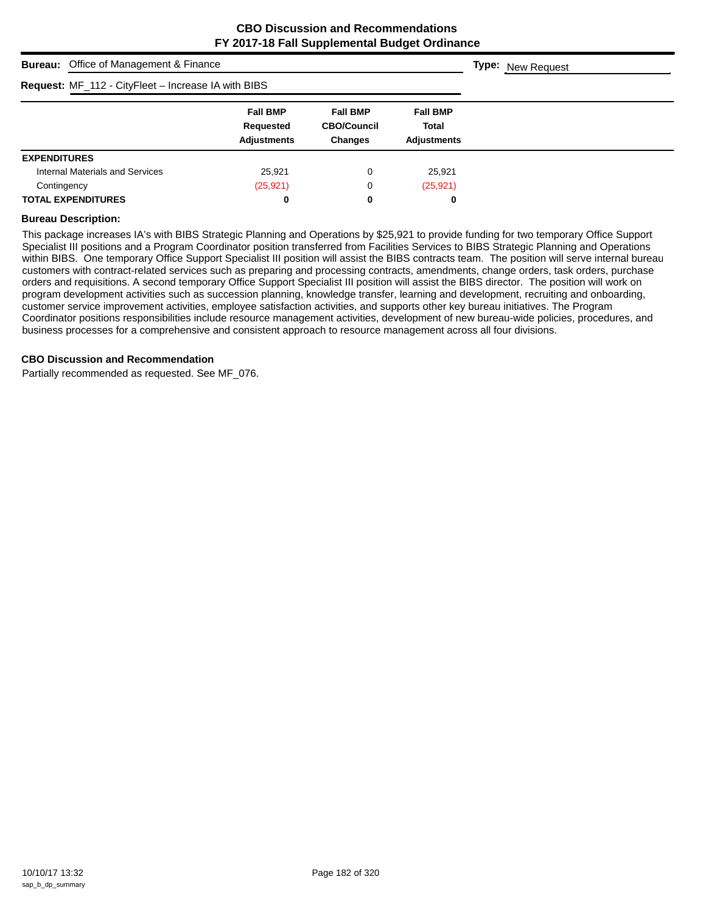# CBO Discussion and Recommendations
## FY 2017-18 Fall Supplemental Budget Ordinance

**Bureau:** Office of Management & Finance

**Type:** New Request

**Request:** MF_112 - CityFleet – Increase IA with BIBS

| | Fall BMP Requested Adjustments | Fall BMP CBO/Council Changes | Fall BMP Total Adjustments |
|---|---|---|---|
| **EXPENDITURES** | | | |
| Internal Materials and Services | 25,921 | 0 | 25,921 |
| Contingency | (25,921) | 0 | (25,921) |
| **TOTAL EXPENDITURES** | **0** | **0** | **0** |

**Bureau Description:**

This package increases IA's with BIBS Strategic Planning and Operations by $25,921 to provide funding for two temporary Office Support Specialist III positions and a Program Coordinator position transferred from Facilities Services to BIBS Strategic Planning and Operations within BIBS. One temporary Office Support Specialist III position will assist the BIBS contracts team. The position will serve internal bureau customers with contract-related services such as preparing and processing contracts, amendments, change orders, task orders, purchase orders and requisitions. A second temporary Office Support Specialist III position will assist the BIBS director. The position will work on program development activities such as succession planning, knowledge transfer, learning and development, recruiting and onboarding, customer service improvement activities, employee satisfaction activities, and supports other key bureau initiatives. The Program Coordinator positions responsibilities include resource management activities, development of new bureau-wide policies, procedures, and business processes for a comprehensive and consistent approach to resource management across all four divisions.

**CBO Discussion and Recommendation**

Partially recommended as requested. See MF_076.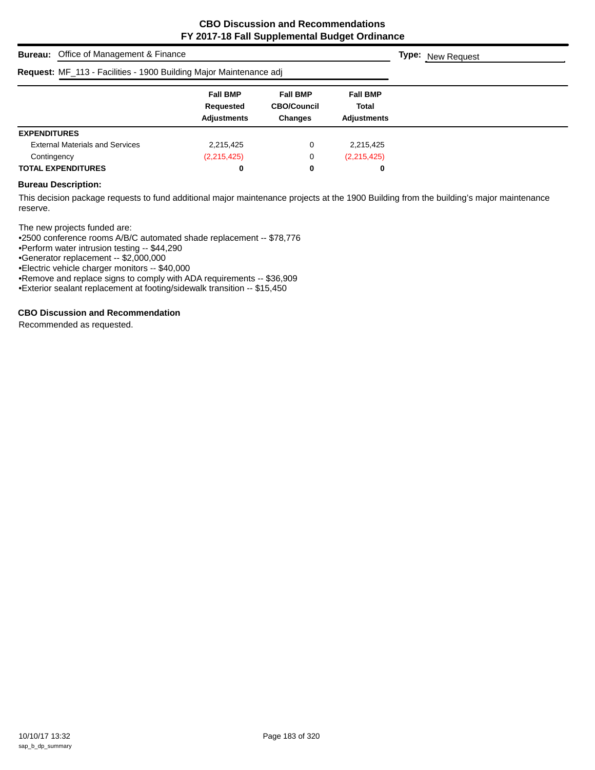# CBO Discussion and Recommendations
## FY 2017-18 Fall Supplemental Budget Ordinance

**Bureau:** Office of Management & Finance **Type:** New Request

**Request:** MF_113 - Facilities - 1900 Building Major Maintenance adj

| | Fall BMP Requested Adjustments | Fall BMP CBO/Council Changes | Fall BMP Total Adjustments |
|---|---|---|---|
| **EXPENDITURES** | | | |
| External Materials and Services | 2,215,425 | 0 | 2,215,425 |
| Contingency | (2,215,425) | 0 | (2,215,425) |
| **TOTAL EXPENDITURES** | **0** | **0** | **0** |

**Bureau Description:**

This decision package requests to fund additional major maintenance projects at the 1900 Building from the building's major maintenance reserve.

The new projects funded are:
- 2500 conference rooms A/B/C automated shade replacement -- $78,776
- Perform water intrusion testing -- $44,290
- Generator replacement -- $2,000,000
- Electric vehicle charger monitors -- $40,000
- Remove and replace signs to comply with ADA requirements -- $36,909
- Exterior sealant replacement at footing/sidewalk transition -- $15,450

**CBO Discussion and Recommendation**

Recommended as requested.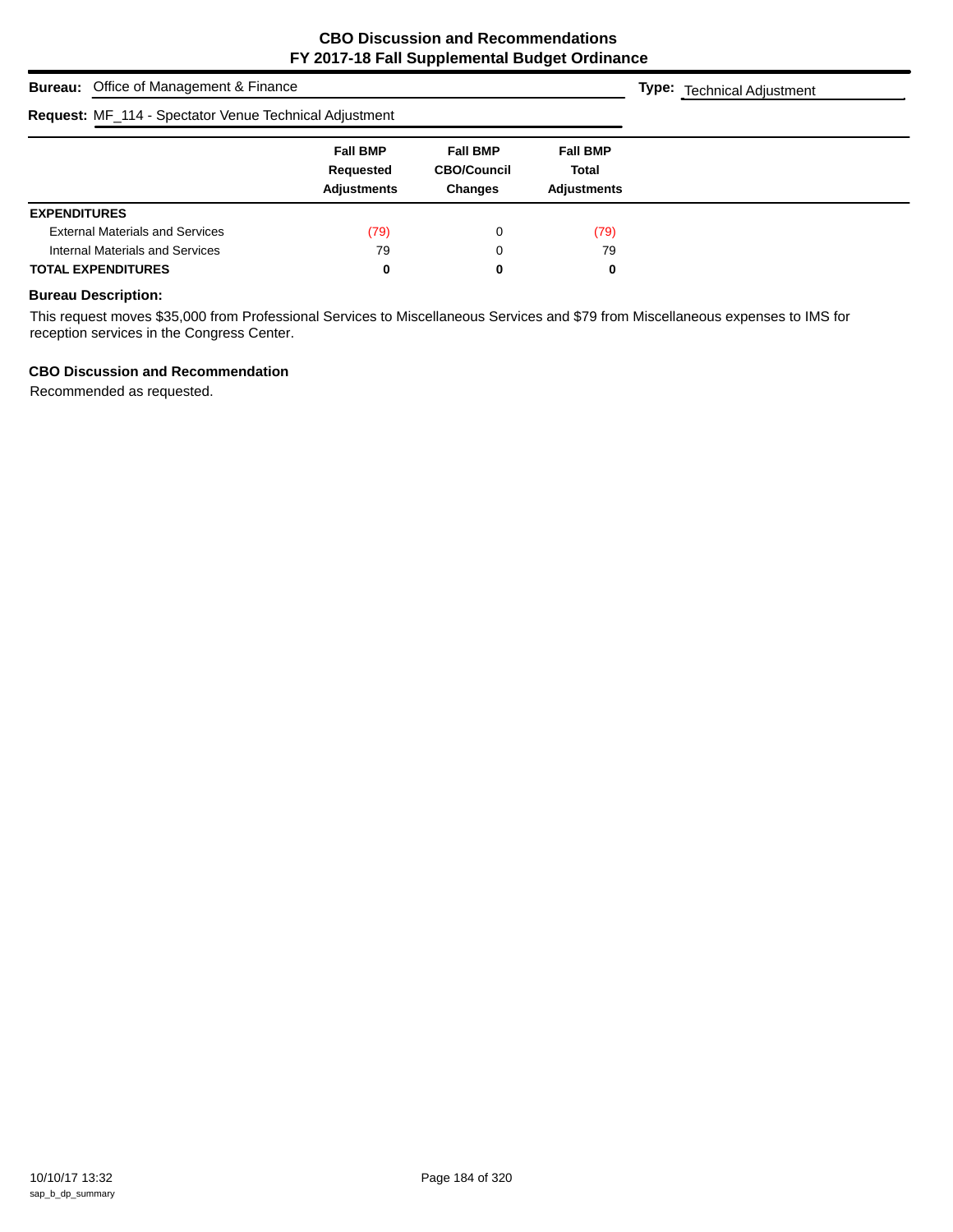# CBO Discussion and Recommendations
# FY 2017-18 Fall Supplemental Budget Ordinance

**Bureau:** Office of Management & Finance

**Type:** Technical Adjustment

**Request:** MF_114 - Spectator Venue Technical Adjustment

| | Fall BMP Requested Adjustments | Fall BMP CBO/Council Changes | Fall BMP Total Adjustments |
|---|---|---|---|
| **EXPENDITURES** | | | |
| External Materials and Services | (79) | 0 | (79) |
| Internal Materials and Services | 79 | 0 | 79 |
| **TOTAL EXPENDITURES** | **0** | **0** | **0** |

**Bureau Description:**

This request moves $35,000 from Professional Services to Miscellaneous Services and $79 from Miscellaneous expenses to IMS for reception services in the Congress Center.

**CBO Discussion and Recommendation**

Recommended as requested.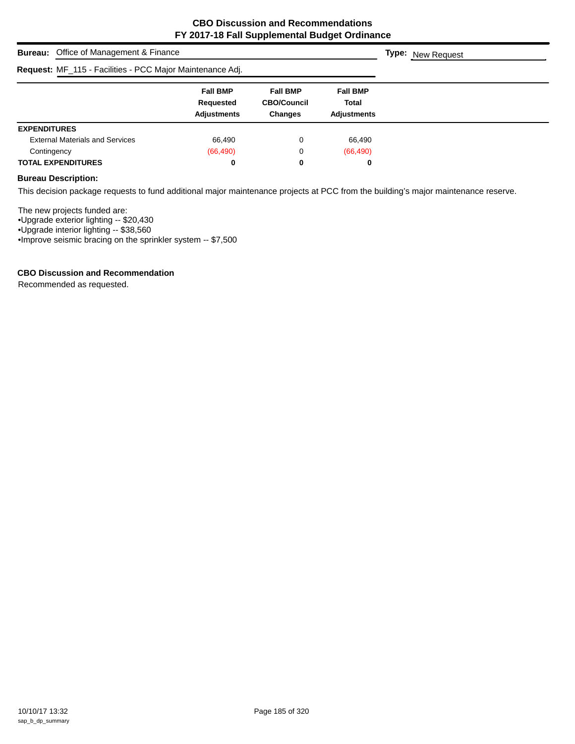# CBO Discussion and Recommendations
## FY 2017-18 Fall Supplemental Budget Ordinance

**Bureau:** Office of Management & Finance

**Type:** New Request

**Request:** MF_115 - Facilities - PCC Major Maintenance Adj.

| | Fall BMP Requested Adjustments | Fall BMP CBO/Council Changes | Fall BMP Total Adjustments |
|---|---|---|---|
| **EXPENDITURES** | | | |
| External Materials and Services | 66,490 | 0 | 66,490 |
| Contingency | (66,490) | 0 | (66,490) |
| **TOTAL EXPENDITURES** | **0** | **0** | **0** |

**Bureau Description:**

This decision package requests to fund additional major maintenance projects at PCC from the building's major maintenance reserve.

The new projects funded are:

- Upgrade exterior lighting -- $20,430
- Upgrade interior lighting -- $38,560
- Improve seismic bracing on the sprinkler system -- $7,500

**CBO Discussion and Recommendation**

Recommended as requested.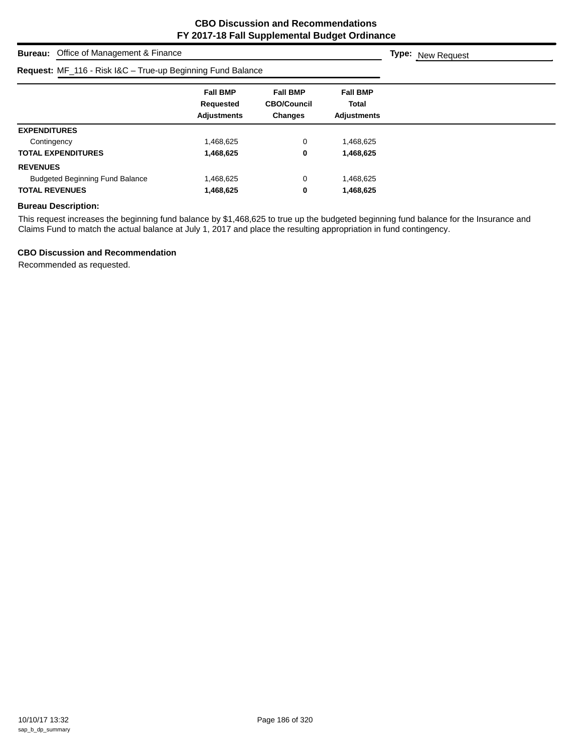# CBO Discussion and Recommendations
## FY 2017-18 Fall Supplemental Budget Ordinance

**Bureau:** Office of Management & Finance **Type:** New Request

**Request:** MF_116 - Risk I&C – True-up Beginning Fund Balance

| | Fall BMP Requested Adjustments | Fall BMP CBO/Council Changes | Fall BMP Total Adjustments |
|---|---|---|---|
| **EXPENDITURES** | | | |
| Contingency | 1,468,625 | 0 | 1,468,625 |
| **TOTAL EXPENDITURES** | **1,468,625** | **0** | **1,468,625** |
| **REVENUES** | | | |
| Budgeted Beginning Fund Balance | 1,468,625 | 0 | 1,468,625 |
| **TOTAL REVENUES** | **1,468,625** | **0** | **1,468,625** |

### Bureau Description:

This request increases the beginning fund balance by $1,468,625 to true up the budgeted beginning fund balance for the Insurance and Claims Fund to match the actual balance at July 1, 2017 and place the resulting appropriation in fund contingency.

### CBO Discussion and Recommendation

Recommended as requested.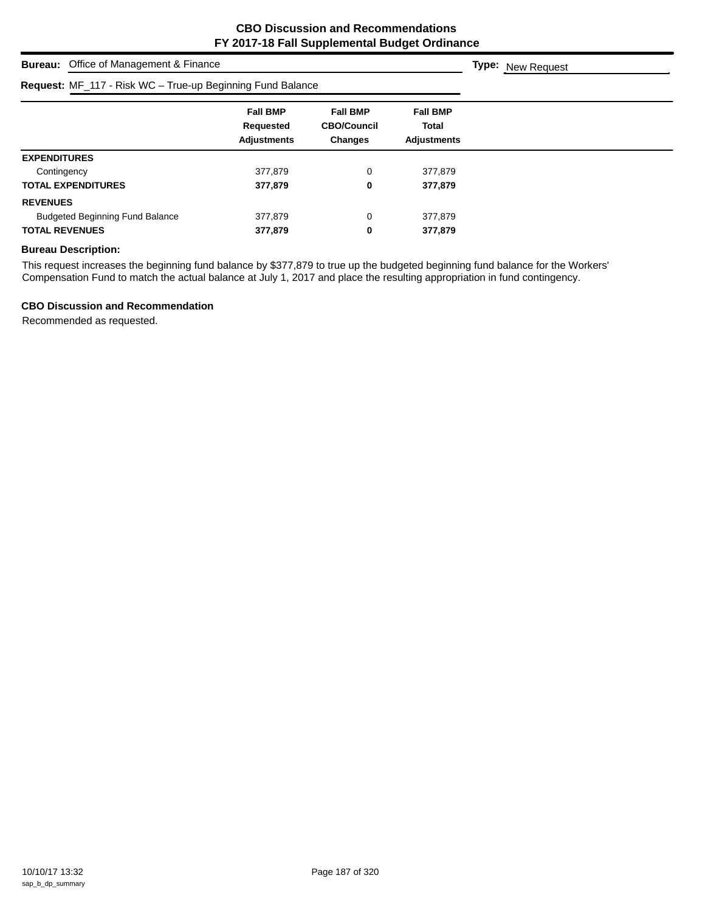# CBO Discussion and Recommendations
## FY 2017-18 Fall Supplemental Budget Ordinance

**Bureau:** Office of Management & Finance **Type:** New Request

**Request:** MF_117 - Risk WC – True-up Beginning Fund Balance

| | Fall BMP Requested Adjustments | Fall BMP CBO/Council Changes | Fall BMP Total Adjustments |
|---|---|---|---|
| **EXPENDITURES** | | | |
| Contingency | 377,879 | 0 | 377,879 |
| **TOTAL EXPENDITURES** | **377,879** | **0** | **377,879** |
| **REVENUES** | | | |
| Budgeted Beginning Fund Balance | 377,879 | 0 | 377,879 |
| **TOTAL REVENUES** | **377,879** | **0** | **377,879** |

### Bureau Description:

This request increases the beginning fund balance by $377,879 to true up the budgeted beginning fund balance for the Workers' Compensation Fund to match the actual balance at July 1, 2017 and place the resulting appropriation in fund contingency.

### CBO Discussion and Recommendation

Recommended as requested.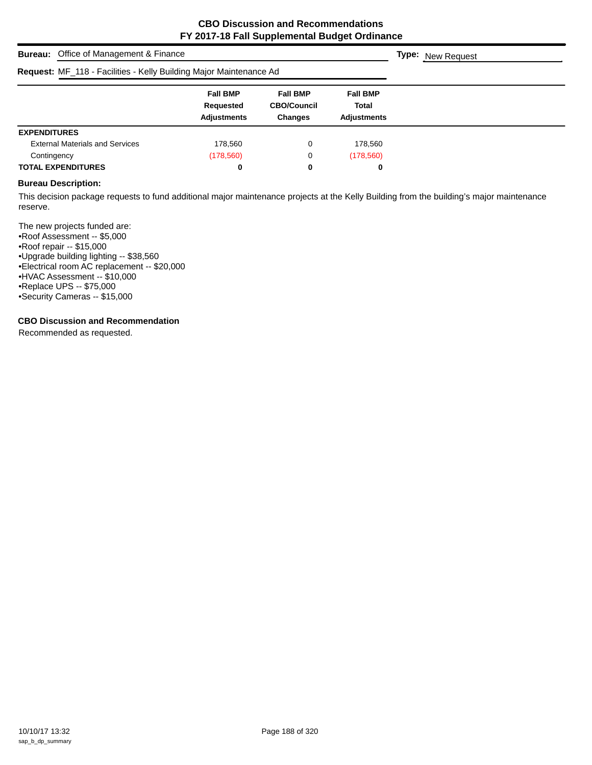# CBO Discussion and Recommendations
## FY 2017-18 Fall Supplemental Budget Ordinance

**Bureau:** Office of Management & Finance

**Type:** New Request

**Request:** MF_118 - Facilities - Kelly Building Major Maintenance Ad

| | Fall BMP Requested Adjustments | Fall BMP CBO/Council Changes | Fall BMP Total Adjustments |
|---|---|---|---|
| **EXPENDITURES** | | | |
| External Materials and Services | 178,560 | 0 | 178,560 |
| Contingency | (178,560) | 0 | (178,560) |
| **TOTAL EXPENDITURES** | **0** | **0** | **0** |

**Bureau Description:**

This decision package requests to fund additional major maintenance projects at the Kelly Building from the building's major maintenance reserve.

The new projects funded are:
- Roof Assessment -- $5,000
- Roof repair -- $15,000
- Upgrade building lighting -- $38,560
- Electrical room AC replacement -- $20,000
- HVAC Assessment -- $10,000
- Replace UPS -- $75,000
- Security Cameras -- $15,000

**CBO Discussion and Recommendation**

Recommended as requested.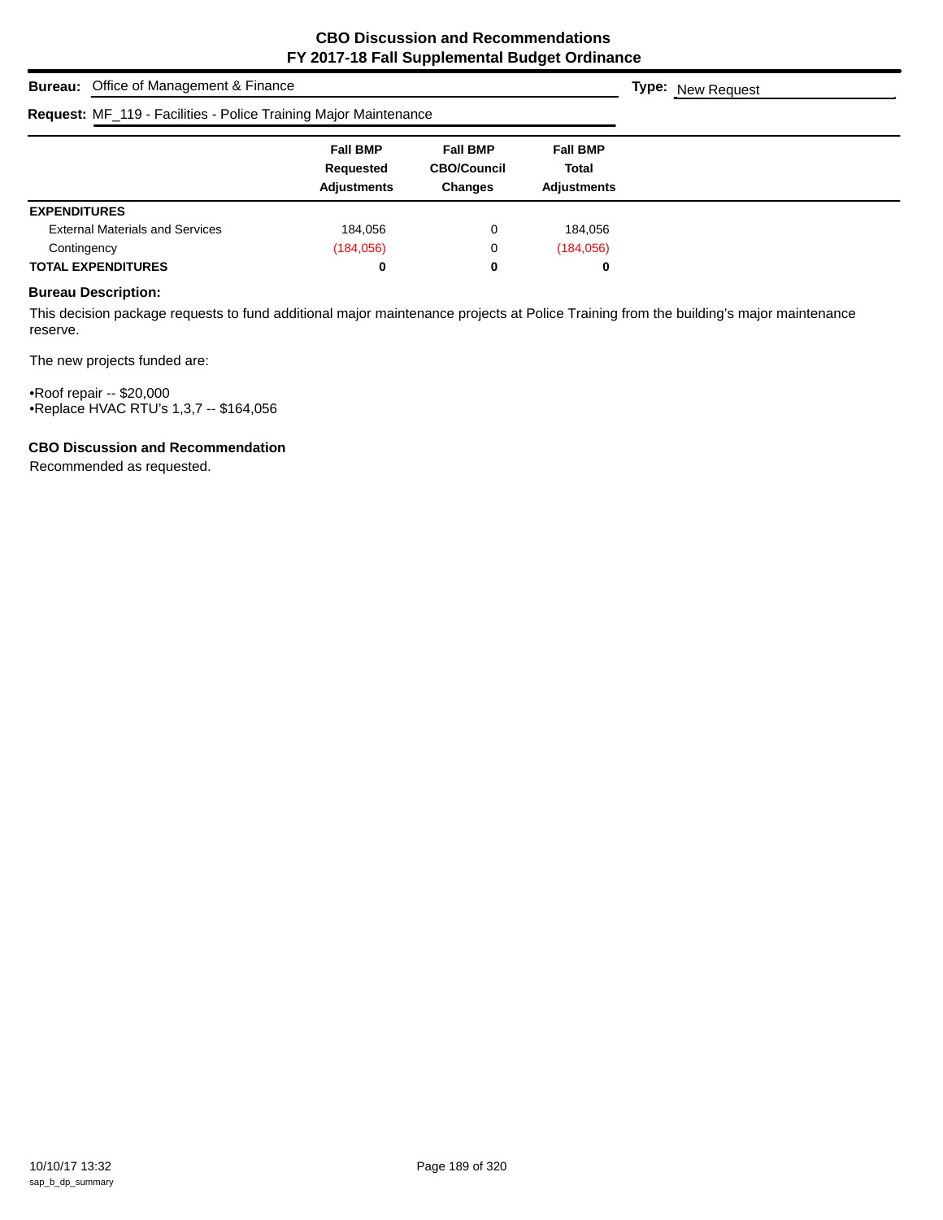**CBO Discussion and Recommendations**
**FY 2017-18 Fall Supplemental Budget Ordinance**

**Bureau:** Office of Management & Finance

**Type:** New Request

**Request:** MF_119 - Facilities - Police Training Major Maintenance

| | Fall BMP Requested Adjustments | Fall BMP CBO/Council Changes | Fall BMP Total Adjustments |
|---|---|---|---|
| **EXPENDITURES** | | | |
| External Materials and Services | 184,056 | 0 | 184,056 |
| Contingency | (184,056) | 0 | (184,056) |
| **TOTAL EXPENDITURES** | **0** | **0** | **0** |

**Bureau Description:**

This decision package requests to fund additional major maintenance projects at Police Training from the building's major maintenance reserve.

The new projects funded are:

•Roof repair -- $20,000
•Replace HVAC RTU's 1,3,7 -- $164,056

**CBO Discussion and Recommendation**

Recommended as requested.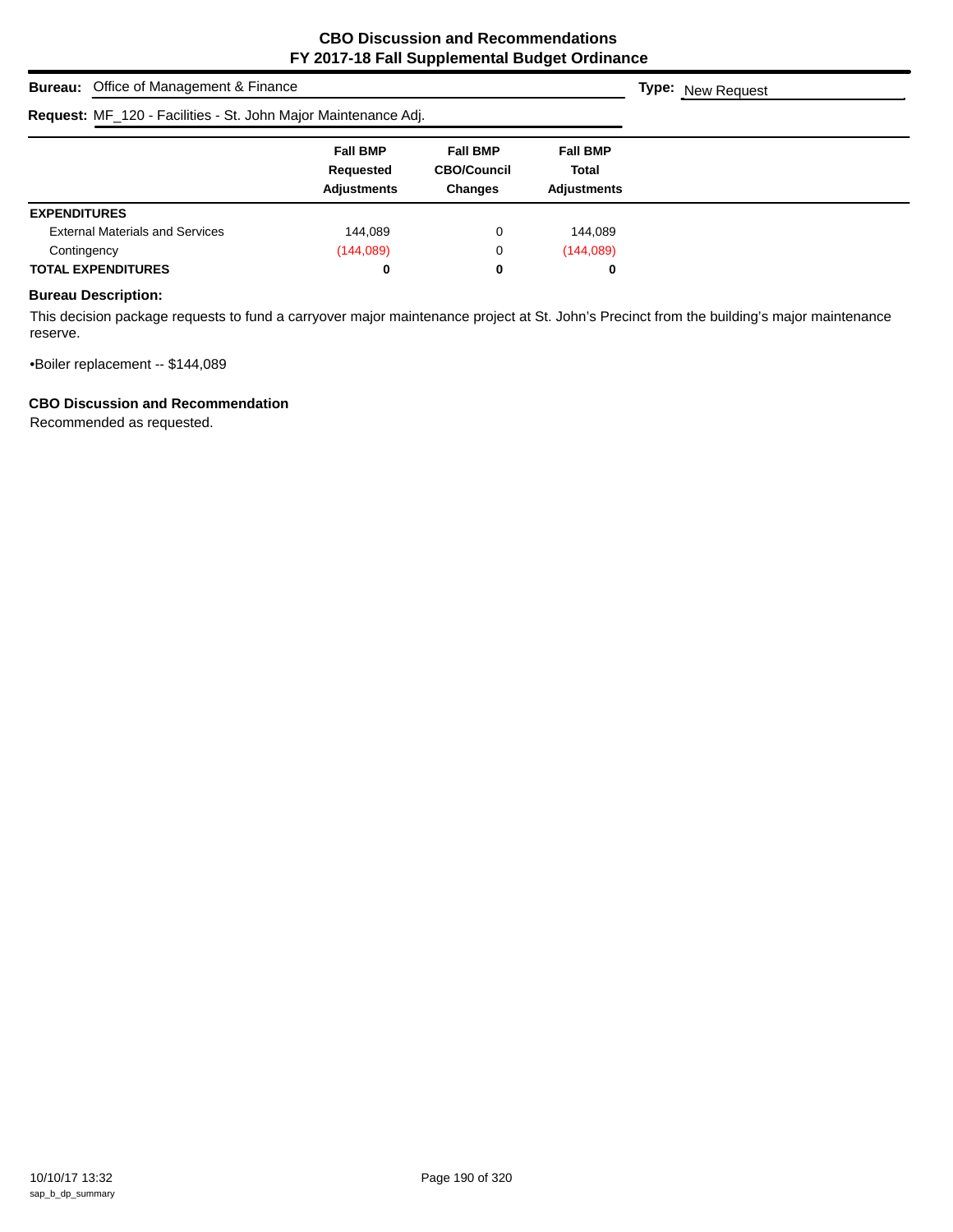# CBO Discussion and Recommendations
## FY 2017-18 Fall Supplemental Budget Ordinance

**Bureau:** Office of Management & Finance **Type:** New Request

**Request:** MF_120 - Facilities - St. John Major Maintenance Adj.

| | Fall BMP Requested Adjustments | Fall BMP CBO/Council Changes | Fall BMP Total Adjustments |
|---|---|---|---|
| **EXPENDITURES** | | | |
| External Materials and Services | 144,089 | 0 | 144,089 |
| Contingency | (144,089) | 0 | (144,089) |
| **TOTAL EXPENDITURES** | **0** | **0** | **0** |

**Bureau Description:**

This decision package requests to fund a carryover major maintenance project at St. John's Precinct from the building's major maintenance reserve.

•Boiler replacement -- $144,089

**CBO Discussion and Recommendation**

Recommended as requested.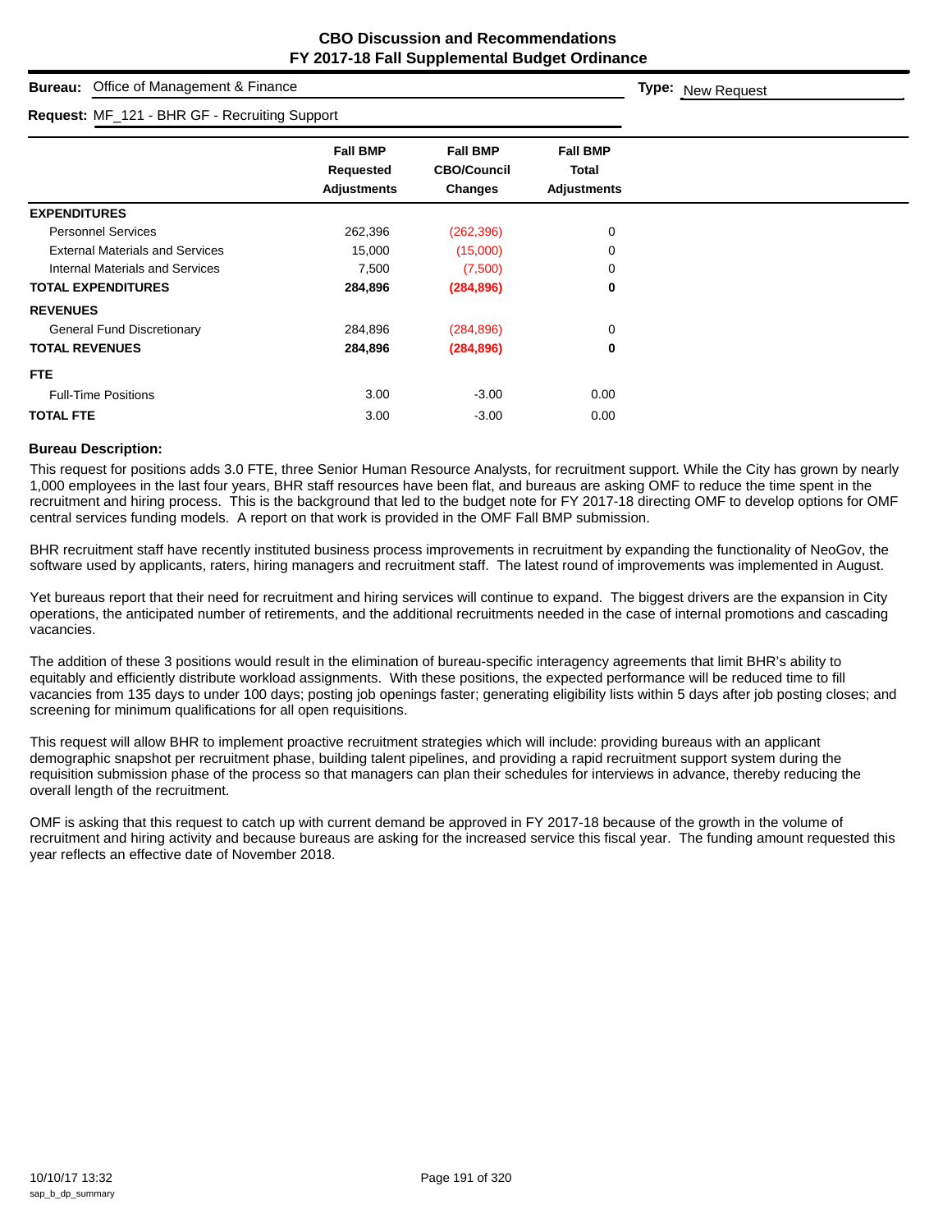# CBO Discussion and Recommendations
## FY 2017-18 Fall Supplemental Budget Ordinance

**Bureau:** Office of Management & Finance

**Type:** New Request

**Request:** MF_121 - BHR GF - Recruiting Support

| | Fall BMP Requested Adjustments | Fall BMP CBO/Council Changes | Fall BMP Total Adjustments |
|---|---|---|---|
| **EXPENDITURES** | | | |
| Personnel Services | 262,396 | (262,396) | 0 |
| External Materials and Services | 15,000 | (15,000) | 0 |
| Internal Materials and Services | 7,500 | (7,500) | 0 |
| **TOTAL EXPENDITURES** | **284,896** | **(284,896)** | **0** |
| **REVENUES** | | | |
| General Fund Discretionary | 284,896 | (284,896) | 0 |
| **TOTAL REVENUES** | **284,896** | **(284,896)** | **0** |
| **FTE** | | | |
| Full-Time Positions | 3.00 | -3.00 | 0.00 |
| **TOTAL FTE** | 3.00 | -3.00 | 0.00 |

**Bureau Description:**

This request for positions adds 3.0 FTE, three Senior Human Resource Analysts, for recruitment support. While the City has grown by nearly 1,000 employees in the last four years, BHR staff resources have been flat, and bureaus are asking OMF to reduce the time spent in the recruitment and hiring process. This is the background that led to the budget note for FY 2017-18 directing OMF to develop options for OMF central services funding models. A report on that work is provided in the OMF Fall BMP submission.

BHR recruitment staff have recently instituted business process improvements in recruitment by expanding the functionality of NeoGov, the software used by applicants, raters, hiring managers and recruitment staff. The latest round of improvements was implemented in August.

Yet bureaus report that their need for recruitment and hiring services will continue to expand. The biggest drivers are the expansion in City operations, the anticipated number of retirements, and the additional recruitments needed in the case of internal promotions and cascading vacancies.

The addition of these 3 positions would result in the elimination of bureau-specific interagency agreements that limit BHR's ability to equitably and efficiently distribute workload assignments. With these positions, the expected performance will be reduced time to fill vacancies from 135 days to under 100 days; posting job openings faster; generating eligibility lists within 5 days after job posting closes; and screening for minimum qualifications for all open requisitions.

This request will allow BHR to implement proactive recruitment strategies which will include: providing bureaus with an applicant demographic snapshot per recruitment phase, building talent pipelines, and providing a rapid recruitment support system during the requisition submission phase of the process so that managers can plan their schedules for interviews in advance, thereby reducing the overall length of the recruitment.

OMF is asking that this request to catch up with current demand be approved in FY 2017-18 because of the growth in the volume of recruitment and hiring activity and because bureaus are asking for the increased service this fiscal year. The funding amount requested this year reflects an effective date of November 2018.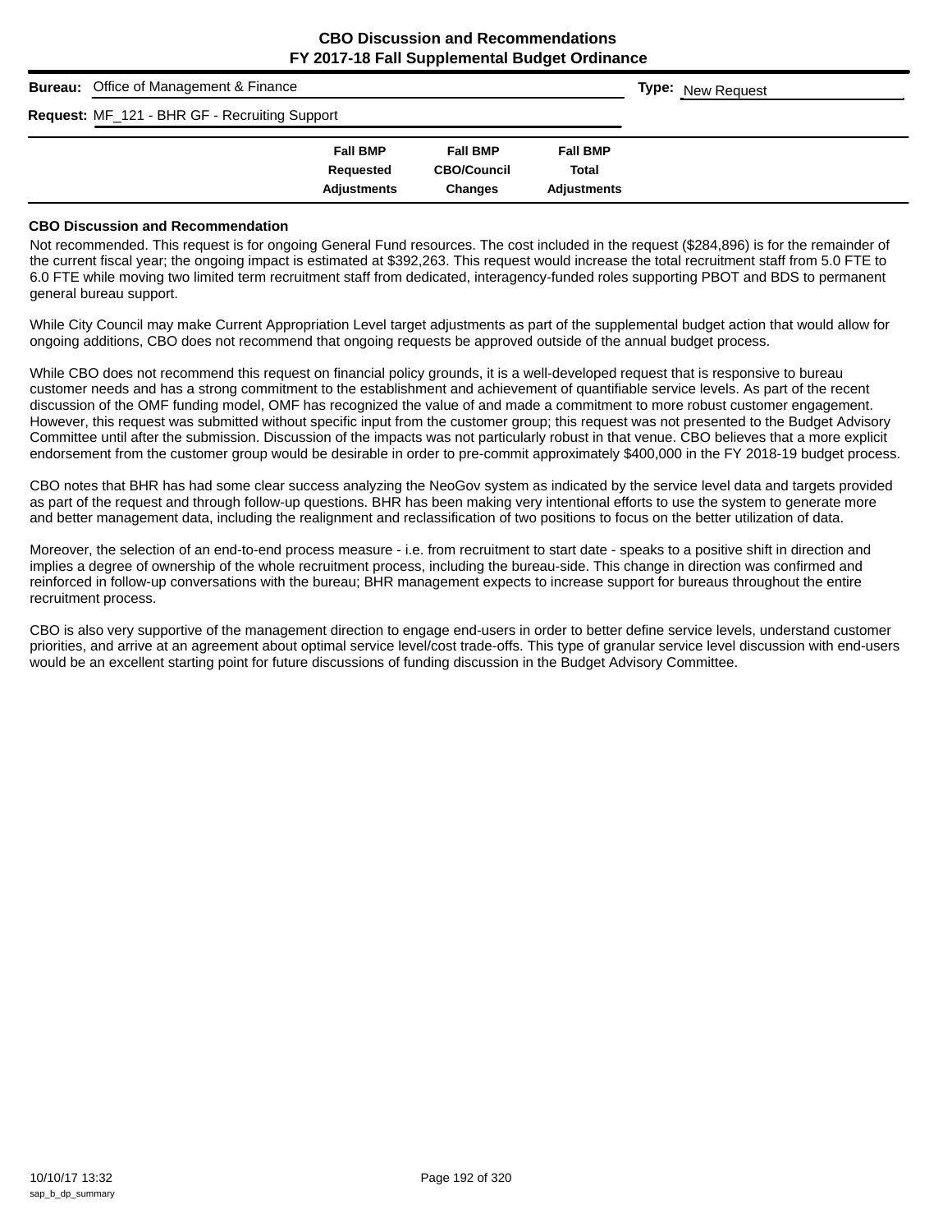# CBO Discussion and Recommendations
## FY 2017-18 Fall Supplemental Budget Ordinance

**Bureau:** Office of Management & Finance **Type:** New Request

**Request:** MF_121 - BHR GF - Recruiting Support

| | Fall BMP Requested Adjustments | Fall BMP CBO/Council Changes | Fall BMP Total Adjustments |
|---|---|---|---|

### CBO Discussion and Recommendation

Not recommended. This request is for ongoing General Fund resources. The cost included in the request ($284,896) is for the remainder of the current fiscal year; the ongoing impact is estimated at $392,263. This request would increase the total recruitment staff from 5.0 FTE to 6.0 FTE while moving two limited term recruitment staff from dedicated, interagency-funded roles supporting PBOT and BDS to permanent general bureau support.

While City Council may make Current Appropriation Level target adjustments as part of the supplemental budget action that would allow for ongoing additions, CBO does not recommend that ongoing requests be approved outside of the annual budget process.

While CBO does not recommend this request on financial policy grounds, it is a well-developed request that is responsive to bureau customer needs and has a strong commitment to the establishment and achievement of quantifiable service levels. As part of the recent discussion of the OMF funding model, OMF has recognized the value of and made a commitment to more robust customer engagement. However, this request was submitted without specific input from the customer group; this request was not presented to the Budget Advisory Committee until after the submission. Discussion of the impacts was not particularly robust in that venue. CBO believes that a more explicit endorsement from the customer group would be desirable in order to pre-commit approximately $400,000 in the FY 2018-19 budget process.

CBO notes that BHR has had some clear success analyzing the NeoGov system as indicated by the service level data and targets provided as part of the request and through follow-up questions. BHR has been making very intentional efforts to use the system to generate more and better management data, including the realignment and reclassification of two positions to focus on the better utilization of data.

Moreover, the selection of an end-to-end process measure - i.e. from recruitment to start date - speaks to a positive shift in direction and implies a degree of ownership of the whole recruitment process, including the bureau-side. This change in direction was confirmed and reinforced in follow-up conversations with the bureau; BHR management expects to increase support for bureaus throughout the entire recruitment process.

CBO is also very supportive of the management direction to engage end-users in order to better define service levels, understand customer priorities, and arrive at an agreement about optimal service level/cost trade-offs. This type of granular service level discussion with end-users would be an excellent starting point for future discussions of funding discussion in the Budget Advisory Committee.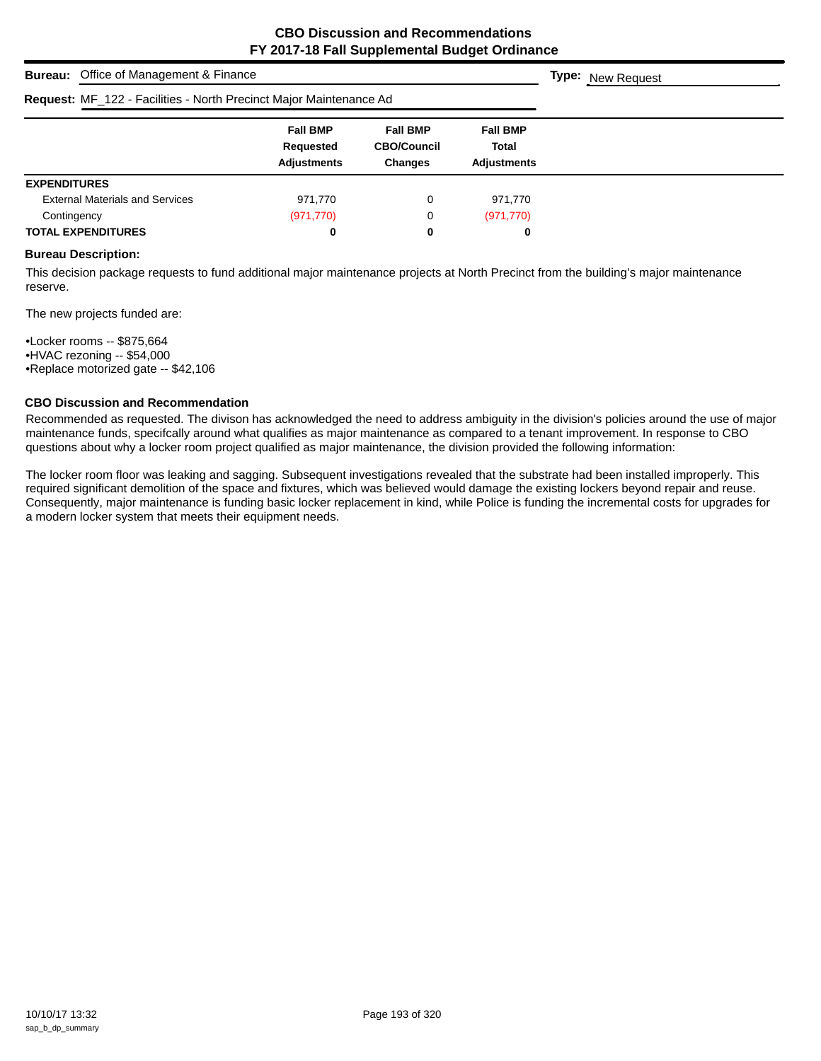# CBO Discussion and Recommendations
## FY 2017-18 Fall Supplemental Budget Ordinance

**Bureau:** Office of Management & Finance **Type:** New Request

**Request:** MF_122 - Facilities - North Precinct Major Maintenance Ad

| | Fall BMP Requested Adjustments | Fall BMP CBO/Council Changes | Fall BMP Total Adjustments |
|---|---|---|---|
| **EXPENDITURES** | | | |
| External Materials and Services | 971,770 | 0 | 971,770 |
| Contingency | (971,770) | 0 | (971,770) |
| **TOTAL EXPENDITURES** | **0** | **0** | **0** |

**Bureau Description:**

This decision package requests to fund additional major maintenance projects at North Precinct from the building's major maintenance reserve.

The new projects funded are:

•Locker rooms -- $875,664
•HVAC rezoning -- $54,000
•Replace motorized gate -- $42,106

**CBO Discussion and Recommendation**

Recommended as requested. The divison has acknowledged the need to address ambiguity in the division's policies around the use of major maintenance funds, specifcally around what qualifies as major maintenance as compared to a tenant improvement. In response to CBO questions about why a locker room project qualified as major maintenance, the division provided the following information:

The locker room floor was leaking and sagging. Subsequent investigations revealed that the substrate had been installed improperly. This required significant demolition of the space and fixtures, which was believed would damage the existing lockers beyond repair and reuse. Consequently, major maintenance is funding basic locker replacement in kind, while Police is funding the incremental costs for upgrades for a modern locker system that meets their equipment needs.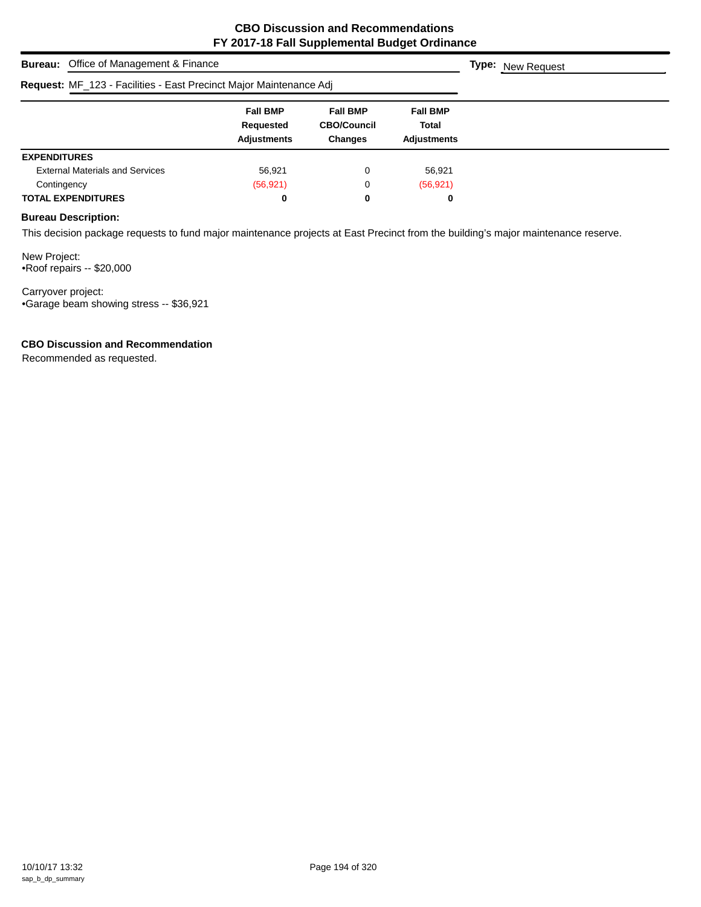# CBO Discussion and Recommendations
## FY 2017-18 Fall Supplemental Budget Ordinance

**Bureau:** Office of Management & Finance **Type:** New Request

**Request:** MF_123 - Facilities - East Precinct Major Maintenance Adj

| | Fall BMP Requested Adjustments | Fall BMP CBO/Council Changes | Fall BMP Total Adjustments |
|---|---|---|---|
| **EXPENDITURES** | | | |
| External Materials and Services | 56,921 | 0 | 56,921 |
| Contingency | (56,921) | 0 | (56,921) |
| **TOTAL EXPENDITURES** | **0** | **0** | **0** |

**Bureau Description:**

This decision package requests to fund major maintenance projects at East Precinct from the building's major maintenance reserve.

New Project:
•Roof repairs -- $20,000

Carryover project:
•Garage beam showing stress -- $36,921

**CBO Discussion and Recommendation**

Recommended as requested.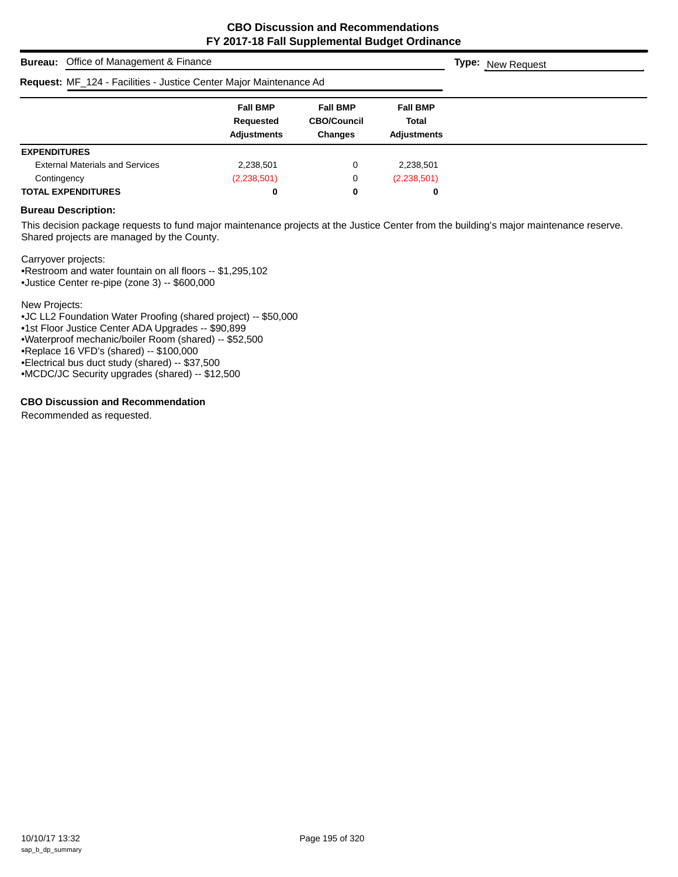# CBO Discussion and Recommendations
## FY 2017-18 Fall Supplemental Budget Ordinance

**Bureau:** Office of Management & Finance

**Type:** New Request

**Request:** MF_124 - Facilities - Justice Center Major Maintenance Ad

| | Fall BMP Requested Adjustments | Fall BMP CBO/Council Changes | Fall BMP Total Adjustments |
|---|---|---|---|
| **EXPENDITURES** | | | |
| External Materials and Services | 2,238,501 | 0 | 2,238,501 |
| Contingency | (2,238,501) | 0 | (2,238,501) |
| **TOTAL EXPENDITURES** | **0** | **0** | **0** |

### Bureau Description:

This decision package requests to fund major maintenance projects at the Justice Center from the building's major maintenance reserve. Shared projects are managed by the County.

Carryover projects:
•Restroom and water fountain on all floors -- $1,295,102
•Justice Center re-pipe (zone 3) -- $600,000

New Projects:
•JC LL2 Foundation Water Proofing (shared project) -- $50,000
•1st Floor Justice Center ADA Upgrades -- $90,899
•Waterproof mechanic/boiler Room (shared) -- $52,500
•Replace 16 VFD's (shared) -- $100,000
•Electrical bus duct study (shared) -- $37,500
•MCDC/JC Security upgrades (shared) -- $12,500

### CBO Discussion and Recommendation

Recommended as requested.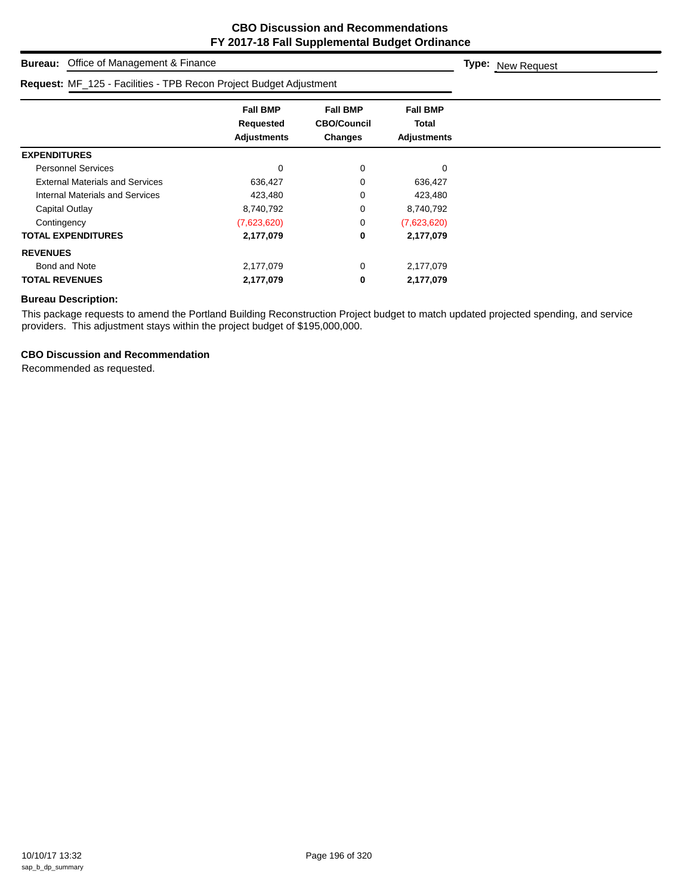# CBO Discussion and Recommendations
## FY 2017-18 Fall Supplemental Budget Ordinance

**Bureau:** Office of Management & Finance

**Type:** New Request

**Request:** MF_125 - Facilities - TPB Recon Project Budget Adjustment

| | Fall BMP Requested Adjustments | Fall BMP CBO/Council Changes | Fall BMP Total Adjustments |
|---|---|---|---|
| **EXPENDITURES** | | | |
| Personnel Services | 0 | 0 | 0 |
| External Materials and Services | 636,427 | 0 | 636,427 |
| Internal Materials and Services | 423,480 | 0 | 423,480 |
| Capital Outlay | 8,740,792 | 0 | 8,740,792 |
| Contingency | (7,623,620) | 0 | (7,623,620) |
| **TOTAL EXPENDITURES** | **2,177,079** | **0** | **2,177,079** |
| **REVENUES** | | | |
| Bond and Note | 2,177,079 | 0 | 2,177,079 |
| **TOTAL REVENUES** | **2,177,079** | **0** | **2,177,079** |

### Bureau Description:

This package requests to amend the Portland Building Reconstruction Project budget to match updated projected spending, and service providers. This adjustment stays within the project budget of $195,000,000.

### CBO Discussion and Recommendation

Recommended as requested.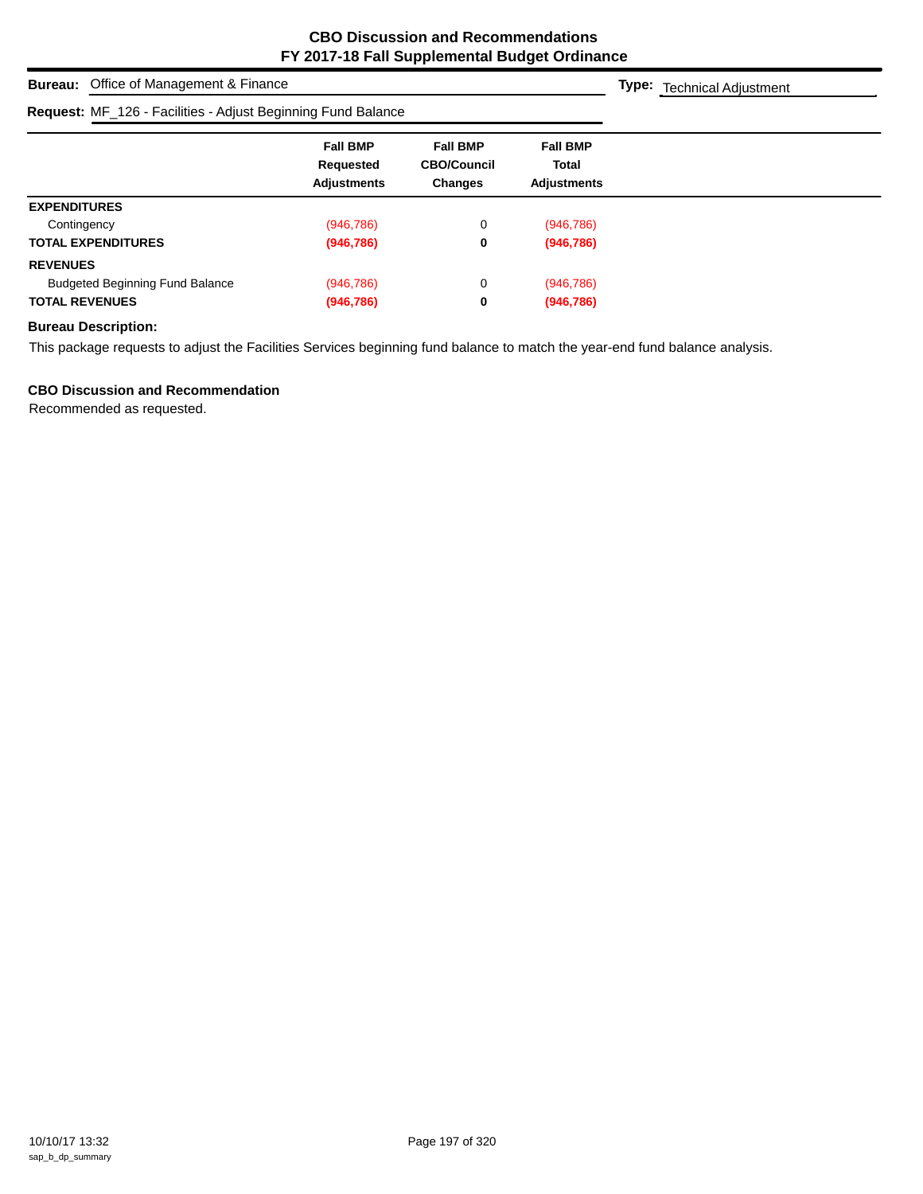**CBO Discussion and Recommendations**
**FY 2017-18 Fall Supplemental Budget Ordinance**

**Bureau:** Office of Management & Finance

**Type:** Technical Adjustment

**Request:** MF_126 - Facilities - Adjust Beginning Fund Balance

| | Fall BMP Requested Adjustments | Fall BMP CBO/Council Changes | Fall BMP Total Adjustments |
|---|---|---|---|
| **EXPENDITURES** | | | |
| Contingency | (946,786) | 0 | (946,786) |
| **TOTAL EXPENDITURES** | **(946,786)** | **0** | **(946,786)** |
| **REVENUES** | | | |
| Budgeted Beginning Fund Balance | (946,786) | 0 | (946,786) |
| **TOTAL REVENUES** | **(946,786)** | **0** | **(946,786)** |

**Bureau Description:**

This package requests to adjust the Facilities Services beginning fund balance to match the year-end fund balance analysis.

**CBO Discussion and Recommendation**

Recommended as requested.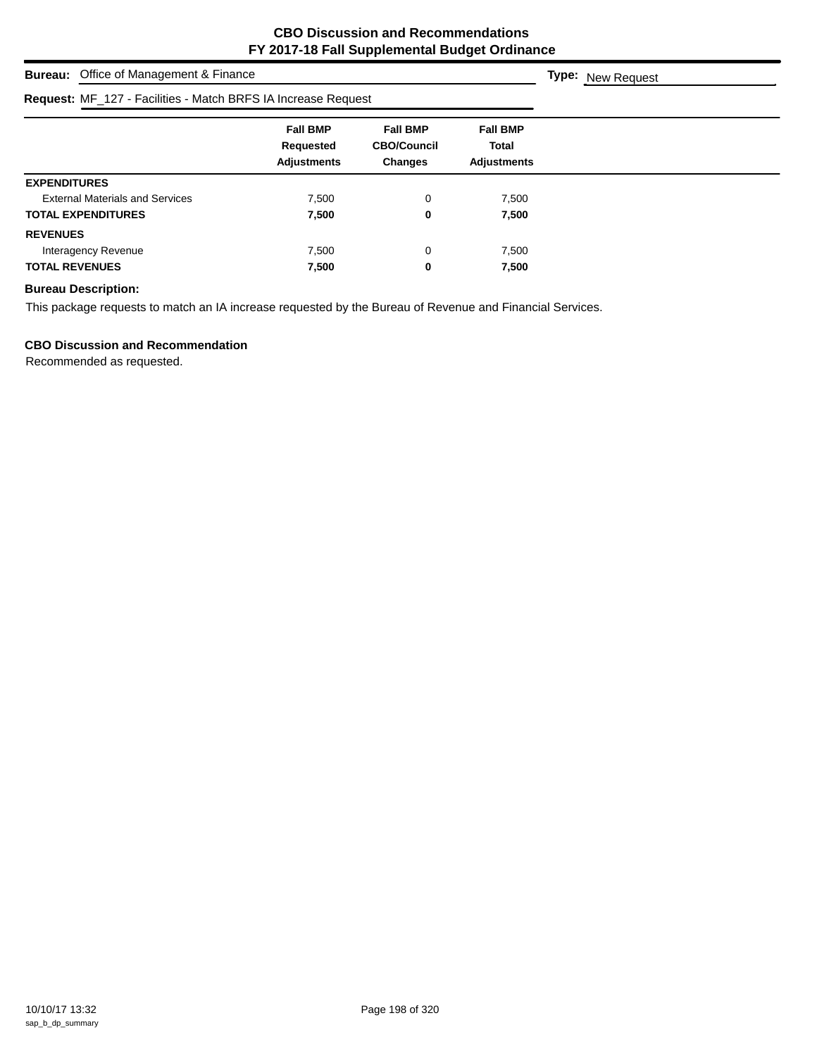# CBO Discussion and Recommendations
## FY 2017-18 Fall Supplemental Budget Ordinance

**Bureau:** Office of Management & Finance **Type:** New Request

**Request:** MF_127 - Facilities - Match BRFS IA Increase Request

| | Fall BMP Requested Adjustments | Fall BMP CBO/Council Changes | Fall BMP Total Adjustments |
|---|---|---|---|
| **EXPENDITURES** | | | |
| External Materials and Services | 7,500 | 0 | 7,500 |
| **TOTAL EXPENDITURES** | **7,500** | **0** | **7,500** |
| **REVENUES** | | | |
| Interagency Revenue | 7,500 | 0 | 7,500 |
| **TOTAL REVENUES** | **7,500** | **0** | **7,500** |

**Bureau Description:**

This package requests to match an IA increase requested by the Bureau of Revenue and Financial Services.

**CBO Discussion and Recommendation**

Recommended as requested.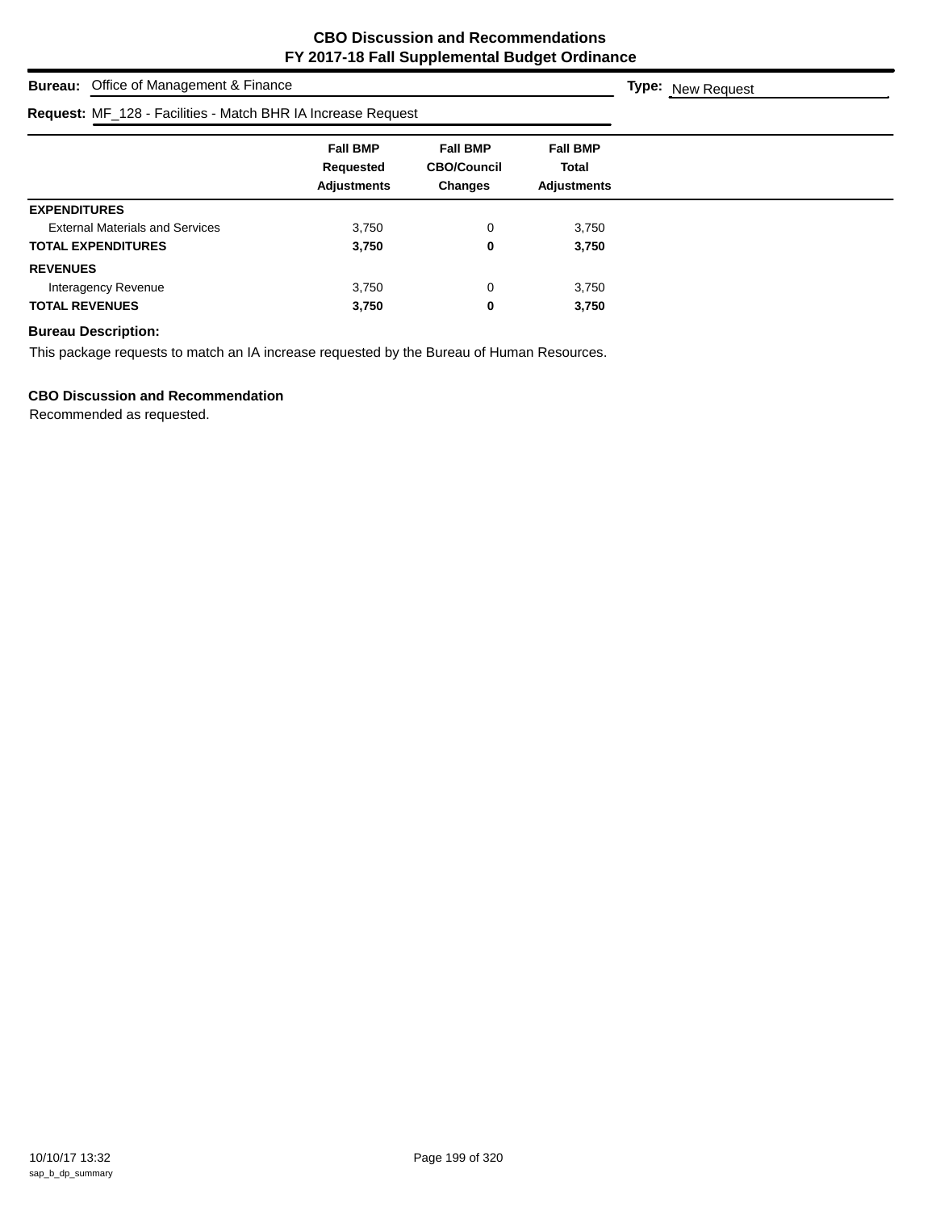# CBO Discussion and Recommendations
## FY 2017-18 Fall Supplemental Budget Ordinance

**Bureau:** Office of Management & Finance

**Type:** New Request

**Request:** MF_128 - Facilities - Match BHR IA Increase Request

| | Fall BMP Requested Adjustments | Fall BMP CBO/Council Changes | Fall BMP Total Adjustments |
|---|---|---|---|
| **EXPENDITURES** | | | |
| External Materials and Services | 3,750 | 0 | 3,750 |
| **TOTAL EXPENDITURES** | **3,750** | **0** | **3,750** |
| **REVENUES** | | | |
| Interagency Revenue | 3,750 | 0 | 3,750 |
| **TOTAL REVENUES** | **3,750** | **0** | **3,750** |

**Bureau Description:**

This package requests to match an IA increase requested by the Bureau of Human Resources.

**CBO Discussion and Recommendation**

Recommended as requested.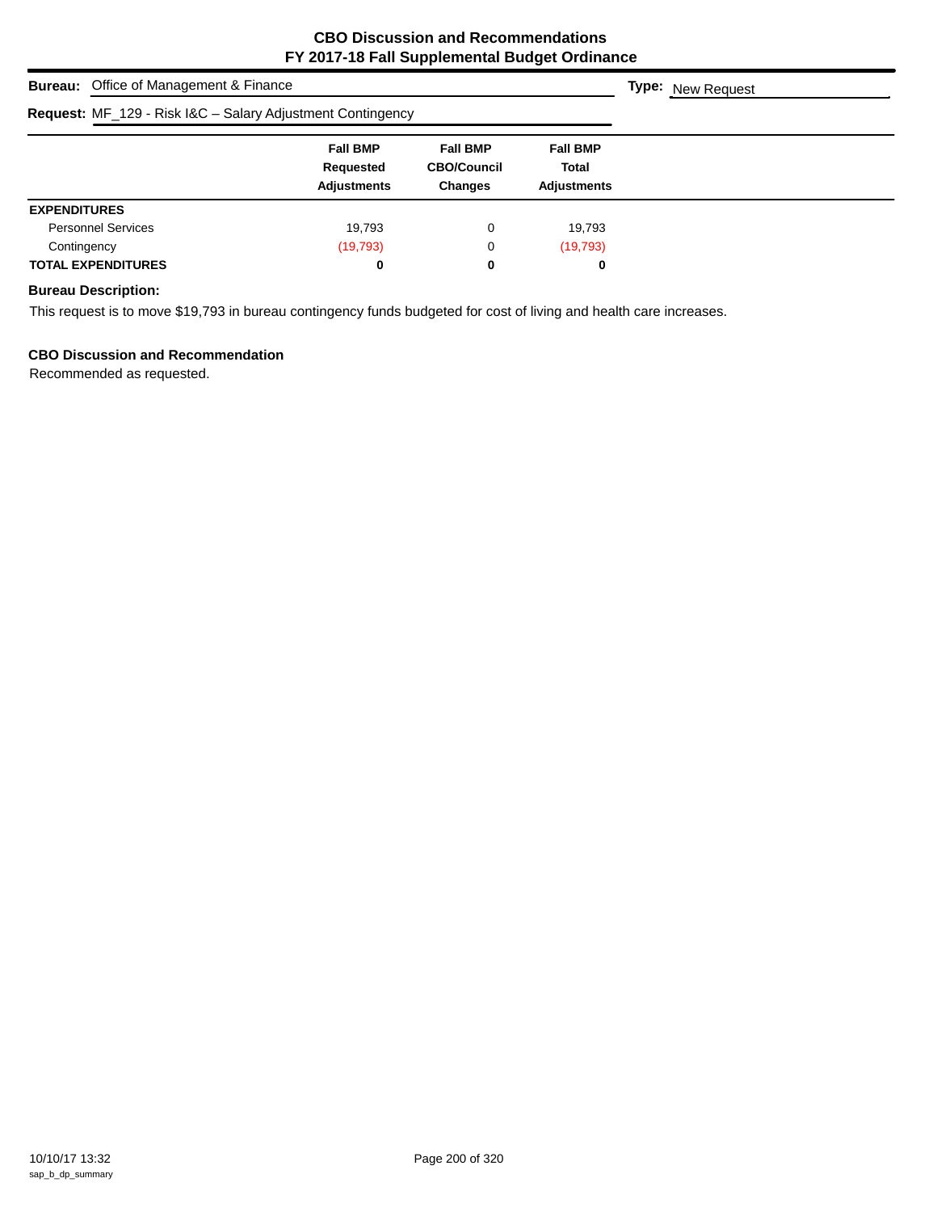**CBO Discussion and Recommendations**
**FY 2017-18 Fall Supplemental Budget Ordinance**

**Bureau:** Office of Management & Finance

**Type:** New Request

**Request:** MF_129 - Risk I&C – Salary Adjustment Contingency

| | Fall BMP Requested Adjustments | Fall BMP CBO/Council Changes | Fall BMP Total Adjustments |
|---|---|---|---|
| **EXPENDITURES** | | | |
| Personnel Services | 19,793 | 0 | 19,793 |
| Contingency | (19,793) | 0 | (19,793) |
| **TOTAL EXPENDITURES** | **0** | **0** | **0** |

**Bureau Description:**

This request is to move $19,793 in bureau contingency funds budgeted for cost of living and health care increases.

**CBO Discussion and Recommendation**

Recommended as requested.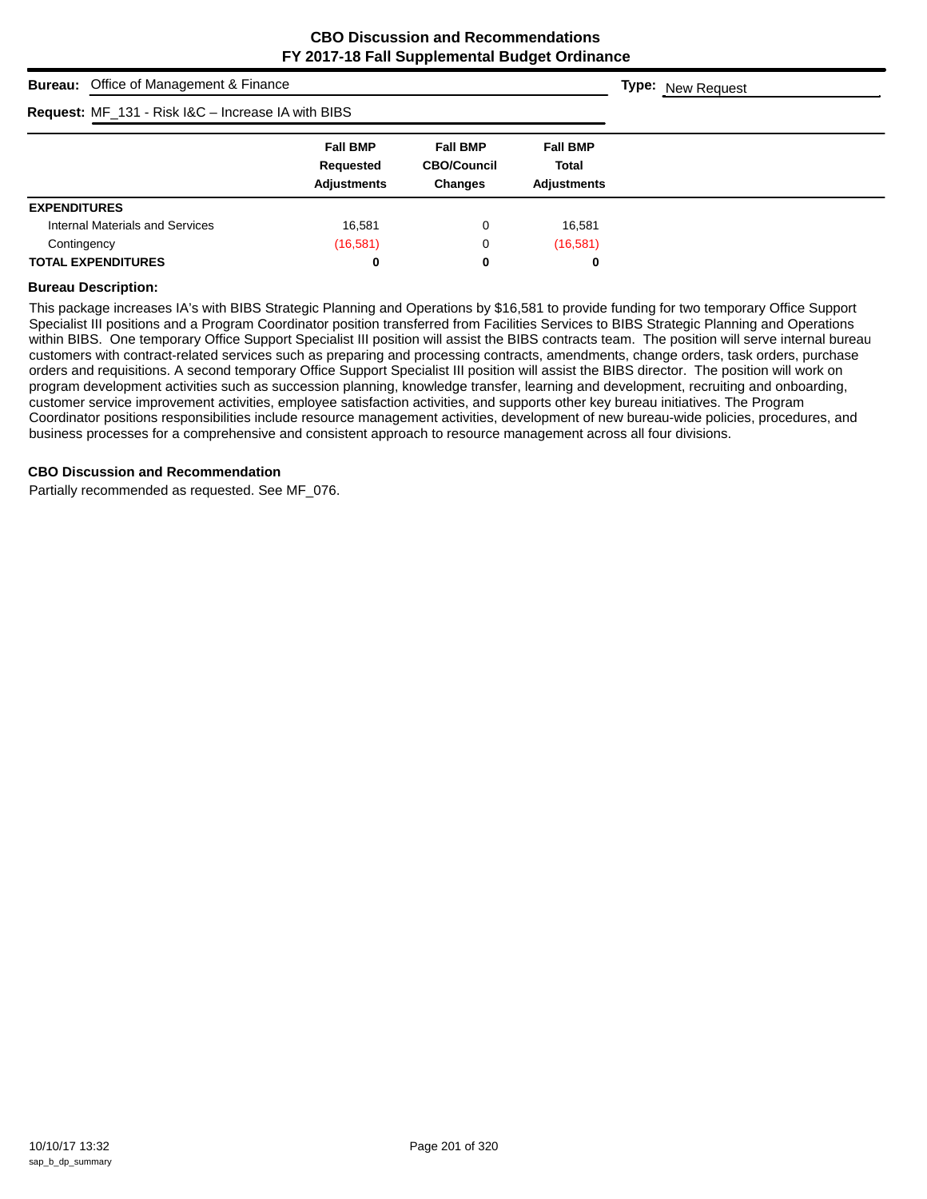# CBO Discussion and Recommendations
## FY 2017-18 Fall Supplemental Budget Ordinance

**Bureau:** Office of Management & Finance

**Type:** New Request

**Request:** MF_131 - Risk I&C – Increase IA with BIBS

| | Fall BMP Requested Adjustments | Fall BMP CBO/Council Changes | Fall BMP Total Adjustments |
|---|---|---|---|
| **EXPENDITURES** | | | |
| Internal Materials and Services | 16,581 | 0 | 16,581 |
| Contingency | (16,581) | 0 | (16,581) |
| **TOTAL EXPENDITURES** | **0** | **0** | **0** |

### Bureau Description:

This package increases IA's with BIBS Strategic Planning and Operations by $16,581 to provide funding for two temporary Office Support Specialist III positions and a Program Coordinator position transferred from Facilities Services to BIBS Strategic Planning and Operations within BIBS. One temporary Office Support Specialist III position will assist the BIBS contracts team. The position will serve internal bureau customers with contract-related services such as preparing and processing contracts, amendments, change orders, task orders, purchase orders and requisitions. A second temporary Office Support Specialist III position will assist the BIBS director. The position will work on program development activities such as succession planning, knowledge transfer, learning and development, recruiting and onboarding, customer service improvement activities, employee satisfaction activities, and supports other key bureau initiatives. The Program Coordinator positions responsibilities include resource management activities, development of new bureau-wide policies, procedures, and business processes for a comprehensive and consistent approach to resource management across all four divisions.

### CBO Discussion and Recommendation

Partially recommended as requested. See MF_076.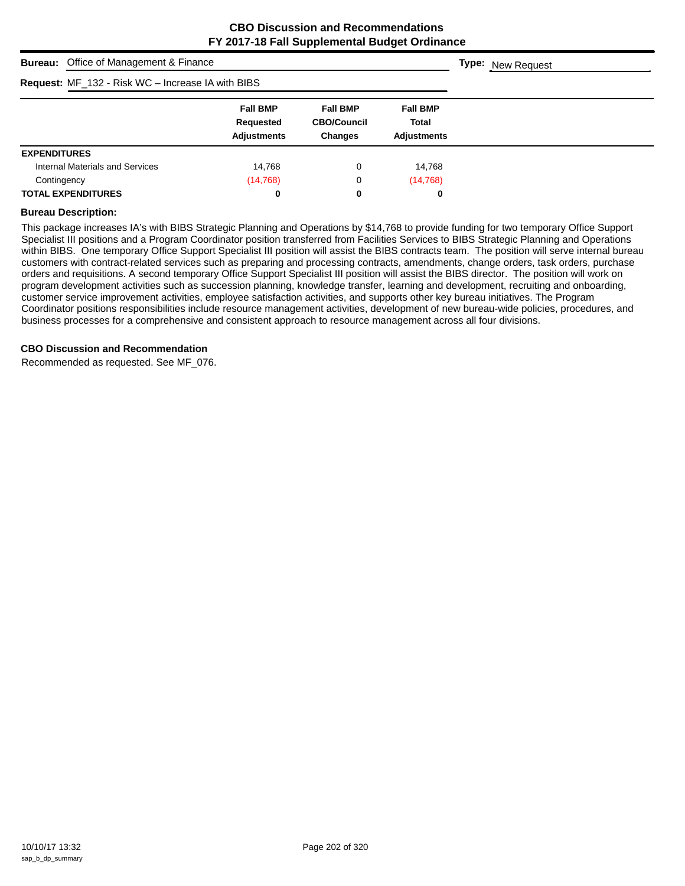**CBO Discussion and Recommendations**
**FY 2017-18 Fall Supplemental Budget Ordinance**

**Bureau:** Office of Management & Finance

**Type:** New Request

**Request:** MF_132 - Risk WC – Increase IA with BIBS

| | Fall BMP Requested Adjustments | Fall BMP CBO/Council Changes | Fall BMP Total Adjustments |
|---|---|---|---|
| **EXPENDITURES** | | | |
| Internal Materials and Services | 14,768 | 0 | 14,768 |
| Contingency | (14,768) | 0 | (14,768) |
| **TOTAL EXPENDITURES** | **0** | **0** | **0** |

**Bureau Description:**

This package increases IA's with BIBS Strategic Planning and Operations by $14,768 to provide funding for two temporary Office Support Specialist III positions and a Program Coordinator position transferred from Facilities Services to BIBS Strategic Planning and Operations within BIBS. One temporary Office Support Specialist III position will assist the BIBS contracts team. The position will serve internal bureau customers with contract-related services such as preparing and processing contracts, amendments, change orders, task orders, purchase orders and requisitions. A second temporary Office Support Specialist III position will assist the BIBS director. The position will work on program development activities such as succession planning, knowledge transfer, learning and development, recruiting and onboarding, customer service improvement activities, employee satisfaction activities, and supports other key bureau initiatives. The Program Coordinator positions responsibilities include resource management activities, development of new bureau-wide policies, procedures, and business processes for a comprehensive and consistent approach to resource management across all four divisions.

**CBO Discussion and Recommendation**

Recommended as requested. See MF_076.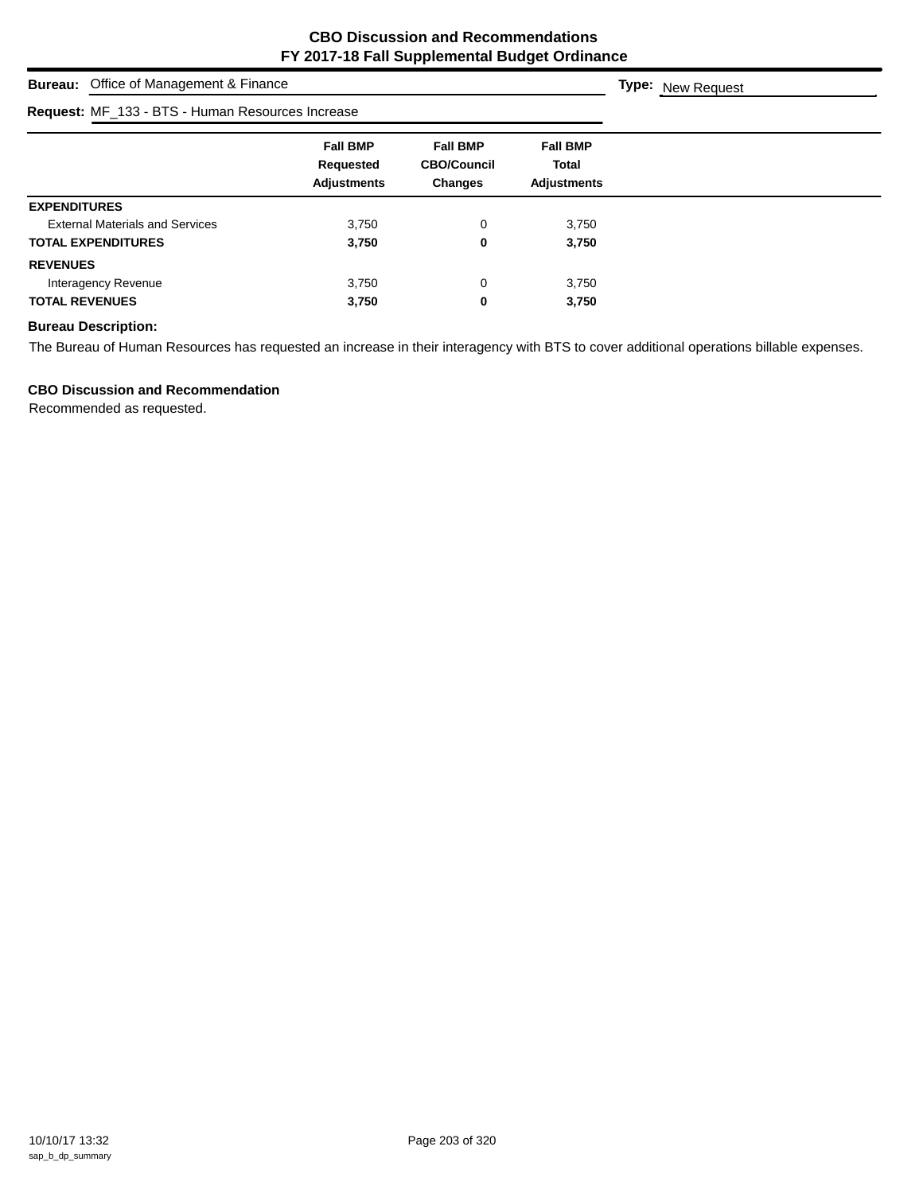# CBO Discussion and Recommendations
# FY 2017-18 Fall Supplemental Budget Ordinance

**Bureau:** Office of Management & Finance **Type:** New Request

**Request:** MF_133 - BTS - Human Resources Increase

| | Fall BMP Requested Adjustments | Fall BMP CBO/Council Changes | Fall BMP Total Adjustments |
|---|---|---|---|
| **EXPENDITURES** | | | |
| External Materials and Services | 3,750 | 0 | 3,750 |
| **TOTAL EXPENDITURES** | **3,750** | **0** | **3,750** |
| **REVENUES** | | | |
| Interagency Revenue | 3,750 | 0 | 3,750 |
| **TOTAL REVENUES** | **3,750** | **0** | **3,750** |

**Bureau Description:**

The Bureau of Human Resources has requested an increase in their interagency with BTS to cover additional operations billable expenses.

**CBO Discussion and Recommendation**

Recommended as requested.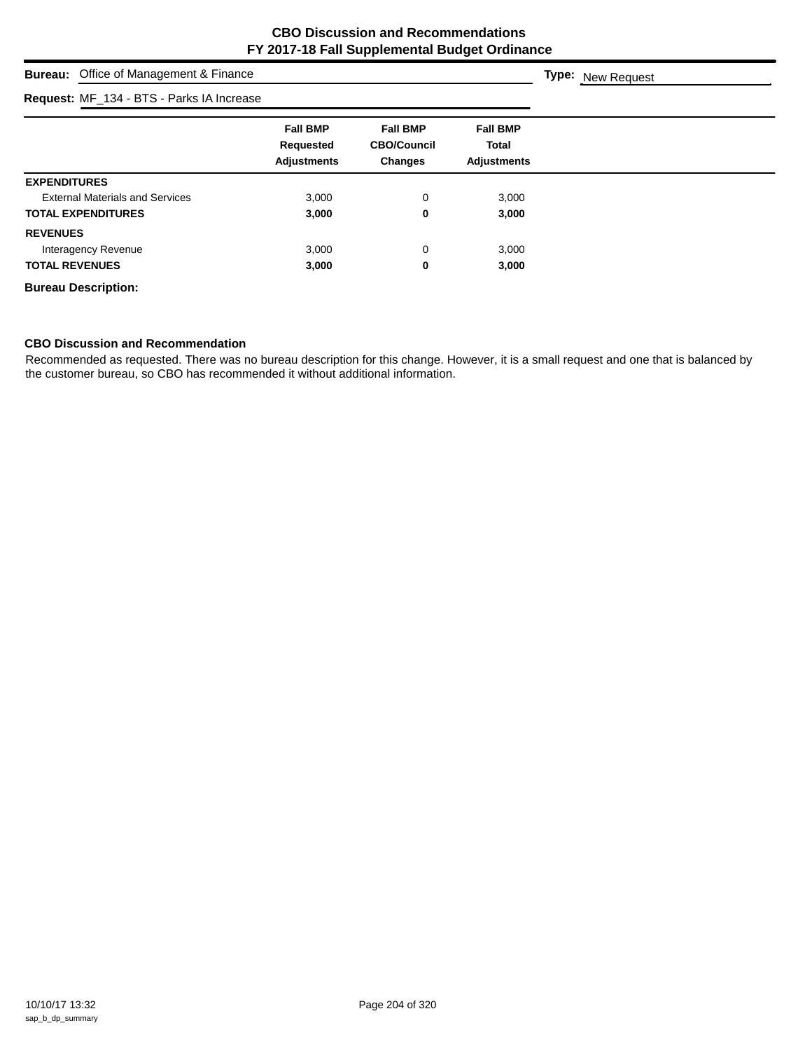# CBO Discussion and Recommendations
## FY 2017-18 Fall Supplemental Budget Ordinance

**Bureau:** Office of Management & Finance **Type:** New Request

**Request:** MF_134 - BTS - Parks IA Increase

| | Fall BMP Requested Adjustments | Fall BMP CBO/Council Changes | Fall BMP Total Adjustments |
|---|---|---|---|
| **EXPENDITURES** | | | |
| External Materials and Services | 3,000 | 0 | 3,000 |
| **TOTAL EXPENDITURES** | **3,000** | **0** | **3,000** |
| **REVENUES** | | | |
| Interagency Revenue | 3,000 | 0 | 3,000 |
| **TOTAL REVENUES** | **3,000** | **0** | **3,000** |

**Bureau Description:**

**CBO Discussion and Recommendation**

Recommended as requested. There was no bureau description for this change. However, it is a small request and one that is balanced by the customer bureau, so CBO has recommended it without additional information.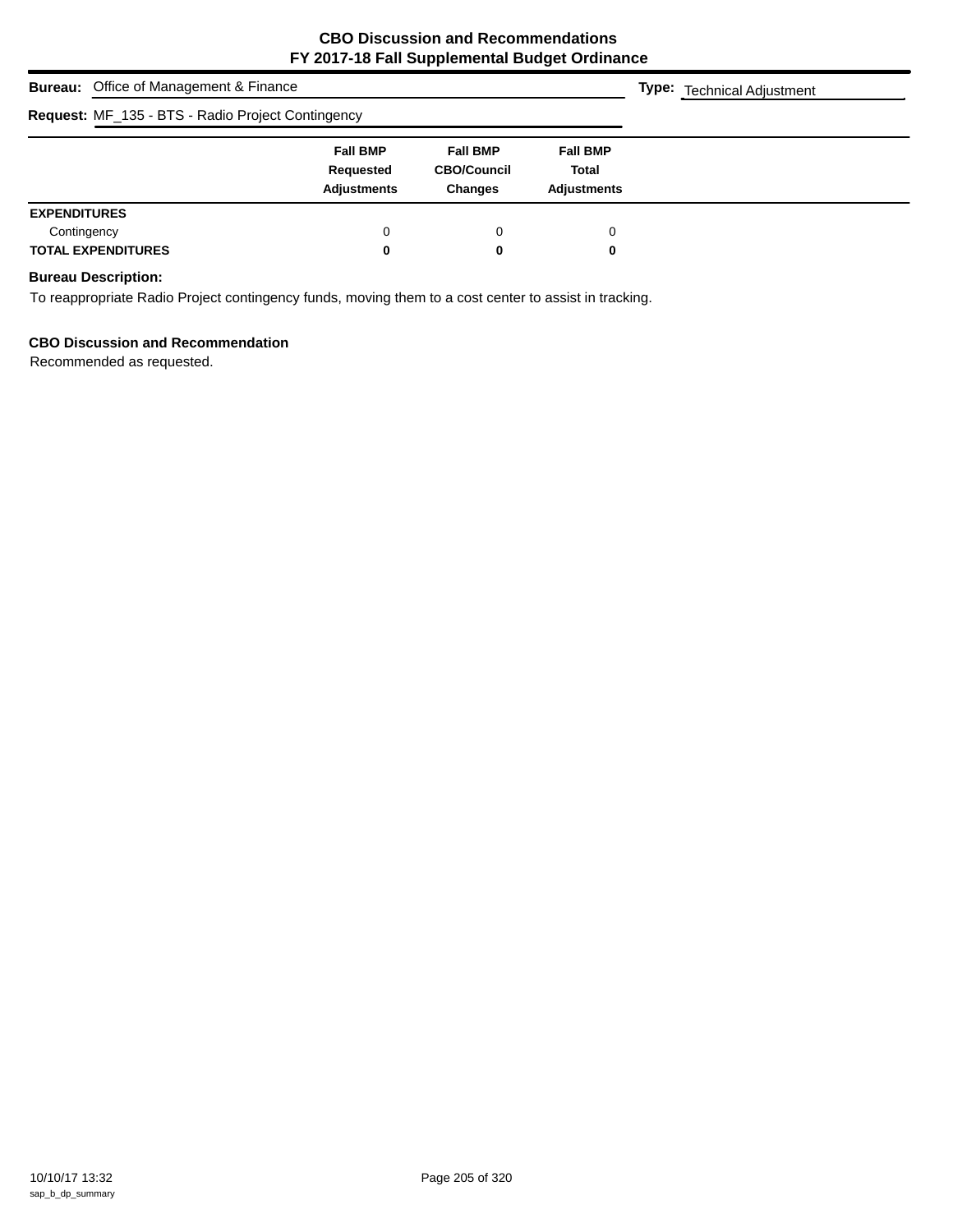# CBO Discussion and Recommendations
## FY 2017-18 Fall Supplemental Budget Ordinance

**Bureau:** Office of Management & Finance

**Type:** Technical Adjustment

**Request:** MF_135 - BTS - Radio Project Contingency

| | Fall BMP Requested Adjustments | Fall BMP CBO/Council Changes | Fall BMP Total Adjustments |
|---|---|---|---|
| **EXPENDITURES** | | | |
| Contingency | 0 | 0 | 0 |
| **TOTAL EXPENDITURES** | **0** | **0** | **0** |

**Bureau Description:**

To reappropriate Radio Project contingency funds, moving them to a cost center to assist in tracking.

**CBO Discussion and Recommendation**

Recommended as requested.

10/10/17 13:32
sap_b_dp_summary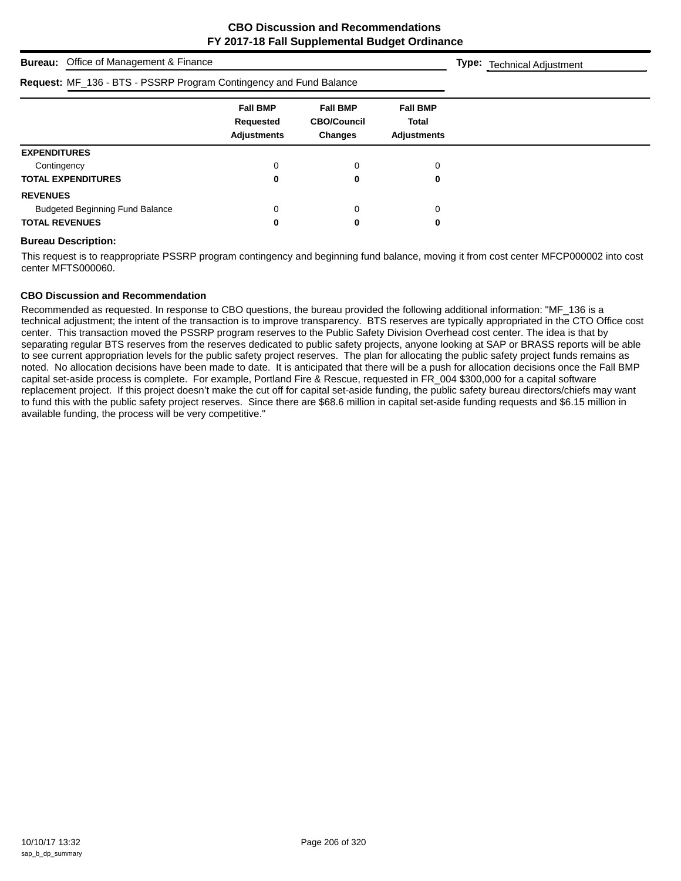# CBO Discussion and Recommendations
## FY 2017-18 Fall Supplemental Budget Ordinance

**Bureau:** Office of Management & Finance **Type:** Technical Adjustment

**Request:** MF_136 - BTS - PSSRP Program Contingency and Fund Balance

| | Fall BMP Requested Adjustments | Fall BMP CBO/Council Changes | Fall BMP Total Adjustments |
|---|---|---|---|
| **EXPENDITURES** | | | |
| Contingency | 0 | 0 | 0 |
| **TOTAL EXPENDITURES** | **0** | **0** | **0** |
| **REVENUES** | | | |
| Budgeted Beginning Fund Balance | 0 | 0 | 0 |
| **TOTAL REVENUES** | **0** | **0** | **0** |

### Bureau Description:

This request is to reappropriate PSSRP program contingency and beginning fund balance, moving it from cost center MFCP000002 into cost center MFTS000060.

### CBO Discussion and Recommendation

Recommended as requested. In response to CBO questions, the bureau provided the following additional information: "MF_136 is a technical adjustment; the intent of the transaction is to improve transparency. BTS reserves are typically appropriated in the CTO Office cost center. This transaction moved the PSSRP program reserves to the Public Safety Division Overhead cost center. The idea is that by separating regular BTS reserves from the reserves dedicated to public safety projects, anyone looking at SAP or BRASS reports will be able to see current appropriation levels for the public safety project reserves. The plan for allocating the public safety project funds remains as noted. No allocation decisions have been made to date. It is anticipated that there will be a push for allocation decisions once the Fall BMP capital set-aside process is complete. For example, Portland Fire & Rescue, requested in FR_004 $300,000 for a capital software replacement project. If this project doesn't make the cut off for capital set-aside funding, the public safety bureau directors/chiefs may want to fund this with the public safety project reserves. Since there are $68.6 million in capital set-aside funding requests and $6.15 million in available funding, the process will be very competitive."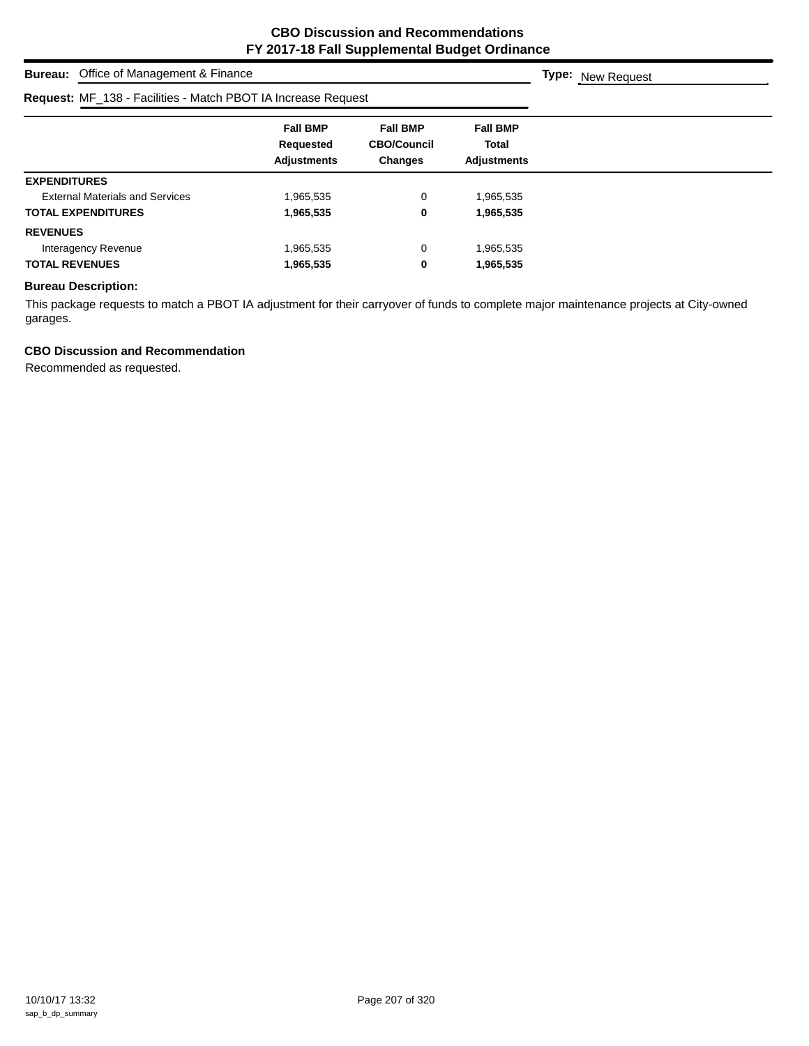# CBO Discussion and Recommendations
## FY 2017-18 Fall Supplemental Budget Ordinance

**Bureau:** Office of Management & Finance **Type:** New Request

**Request:** MF_138 - Facilities - Match PBOT IA Increase Request

| | Fall BMP Requested Adjustments | Fall BMP CBO/Council Changes | Fall BMP Total Adjustments |
|---|---|---|---|
| **EXPENDITURES** | | | |
| External Materials and Services | 1,965,535 | 0 | 1,965,535 |
| **TOTAL EXPENDITURES** | **1,965,535** | **0** | **1,965,535** |
| **REVENUES** | | | |
| Interagency Revenue | 1,965,535 | 0 | 1,965,535 |
| **TOTAL REVENUES** | **1,965,535** | **0** | **1,965,535** |

**Bureau Description:**

This package requests to match a PBOT IA adjustment for their carryover of funds to complete major maintenance projects at City-owned garages.

**CBO Discussion and Recommendation**

Recommended as requested.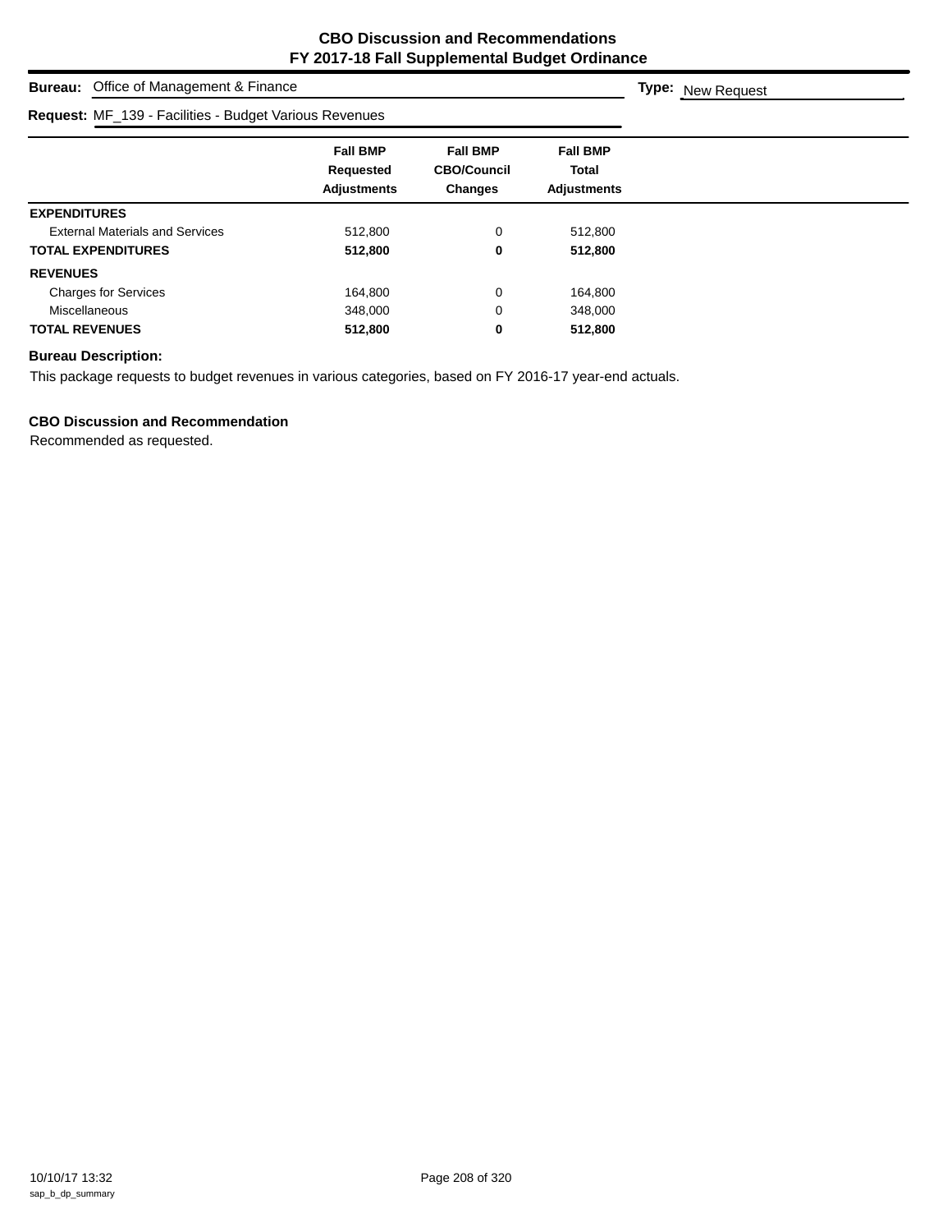# CBO Discussion and Recommendations
# FY 2017-18 Fall Supplemental Budget Ordinance

**Bureau:** Office of Management & Finance **Type:** New Request

**Request:** MF_139 - Facilities - Budget Various Revenues

| | Fall BMP Requested Adjustments | Fall BMP CBO/Council Changes | Fall BMP Total Adjustments |
|---|---|---|---|
| **EXPENDITURES** | | | |
| External Materials and Services | 512,800 | 0 | 512,800 |
| **TOTAL EXPENDITURES** | **512,800** | **0** | **512,800** |
| **REVENUES** | | | |
| Charges for Services | 164,800 | 0 | 164,800 |
| Miscellaneous | 348,000 | 0 | 348,000 |
| **TOTAL REVENUES** | **512,800** | **0** | **512,800** |

**Bureau Description:**

This package requests to budget revenues in various categories, based on FY 2016-17 year-end actuals.

**CBO Discussion and Recommendation**

Recommended as requested.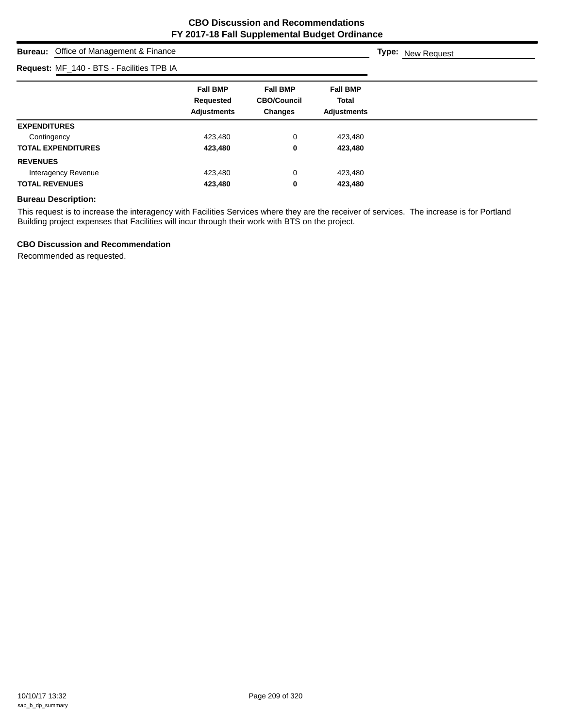# CBO Discussion and Recommendations
## FY 2017-18 Fall Supplemental Budget Ordinance

**Bureau:** Office of Management & Finance **Type:** New Request

**Request:** MF_140 - BTS - Facilities TPB IA

| | Fall BMP Requested Adjustments | Fall BMP CBO/Council Changes | Fall BMP Total Adjustments |
|---|---|---|---|
| **EXPENDITURES** | | | |
| Contingency | 423,480 | 0 | 423,480 |
| **TOTAL EXPENDITURES** | **423,480** | **0** | **423,480** |
| **REVENUES** | | | |
| Interagency Revenue | 423,480 | 0 | 423,480 |
| **TOTAL REVENUES** | **423,480** | **0** | **423,480** |

### Bureau Description:

This request is to increase the interagency with Facilities Services where they are the receiver of services. The increase is for Portland Building project expenses that Facilities will incur through their work with BTS on the project.

### CBO Discussion and Recommendation

Recommended as requested.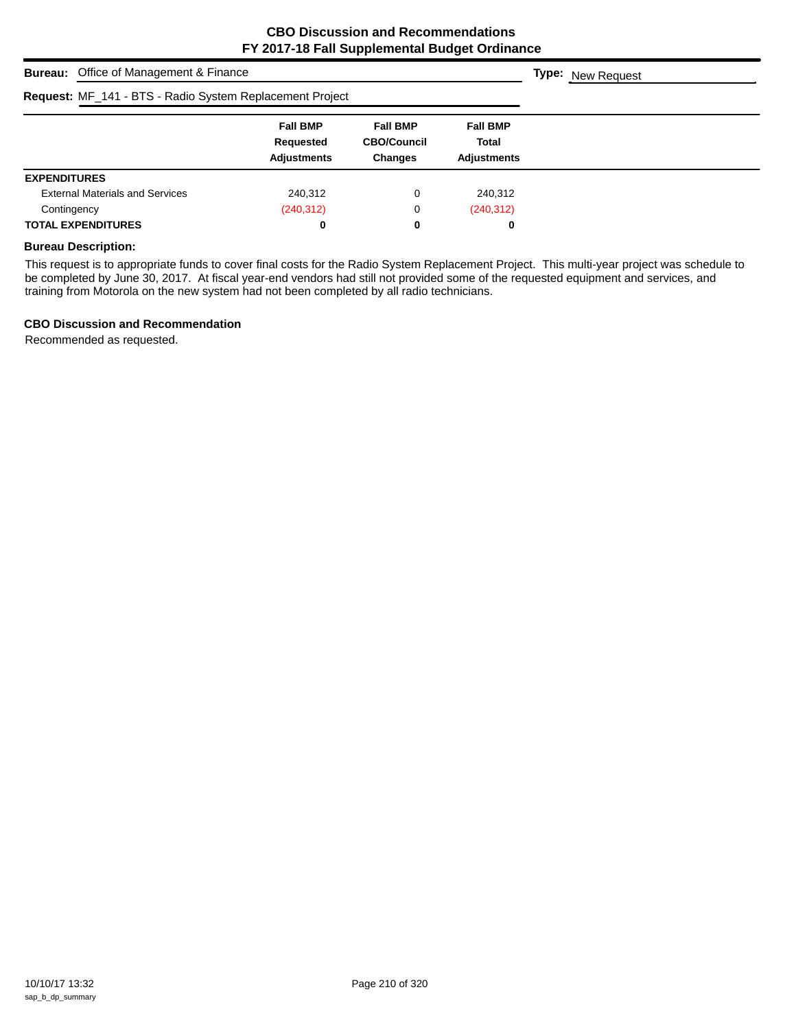# CBO Discussion and Recommendations
## FY 2017-18 Fall Supplemental Budget Ordinance

**Bureau:** Office of Management & Finance **Type:** New Request

**Request:** MF_141 - BTS - Radio System Replacement Project

| | Fall BMP Requested Adjustments | Fall BMP CBO/Council Changes | Fall BMP Total Adjustments |
|---|---|---|---|
| **EXPENDITURES** | | | |
| External Materials and Services | 240,312 | 0 | 240,312 |
| Contingency | (240,312) | 0 | (240,312) |
| **TOTAL EXPENDITURES** | **0** | **0** | **0** |

### Bureau Description:

This request is to appropriate funds to cover final costs for the Radio System Replacement Project. This multi-year project was schedule to be completed by June 30, 2017. At fiscal year-end vendors had still not provided some of the requested equipment and services, and training from Motorola on the new system had not been completed by all radio technicians.

### CBO Discussion and Recommendation

Recommended as requested.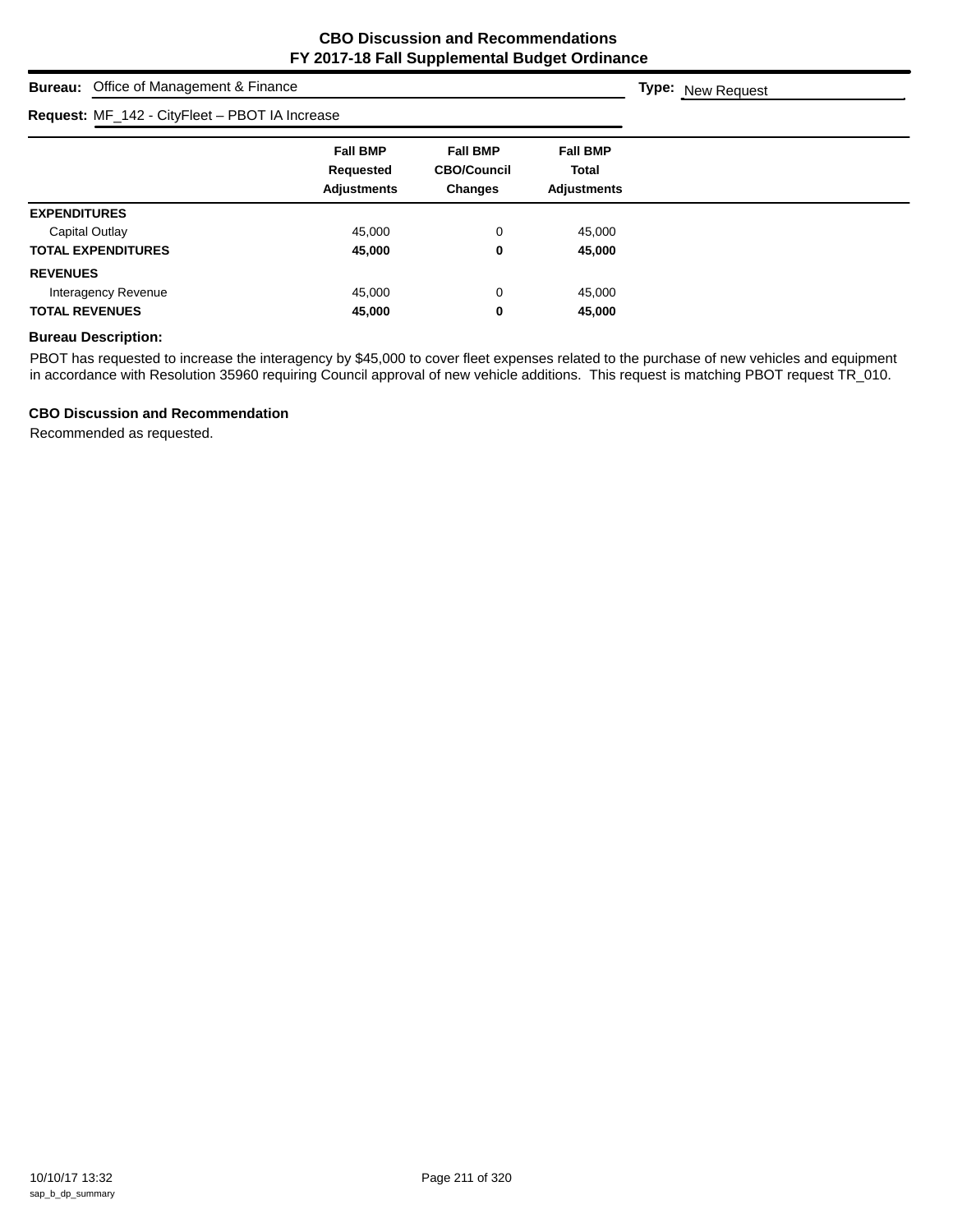# CBO Discussion and Recommendations
## FY 2017-18 Fall Supplemental Budget Ordinance

**Bureau:** Office of Management & Finance **Type:** New Request

**Request:** MF_142 - CityFleet – PBOT IA Increase

| | Fall BMP Requested Adjustments | Fall BMP CBO/Council Changes | Fall BMP Total Adjustments |
|---|---|---|---|
| **EXPENDITURES** | | | |
| Capital Outlay | 45,000 | 0 | 45,000 |
| **TOTAL EXPENDITURES** | **45,000** | **0** | **45,000** |
| **REVENUES** | | | |
| Interagency Revenue | 45,000 | 0 | 45,000 |
| **TOTAL REVENUES** | **45,000** | **0** | **45,000** |

**Bureau Description:**

PBOT has requested to increase the interagency by $45,000 to cover fleet expenses related to the purchase of new vehicles and equipment in accordance with Resolution 35960 requiring Council approval of new vehicle additions. This request is matching PBOT request TR_010.

**CBO Discussion and Recommendation**

Recommended as requested.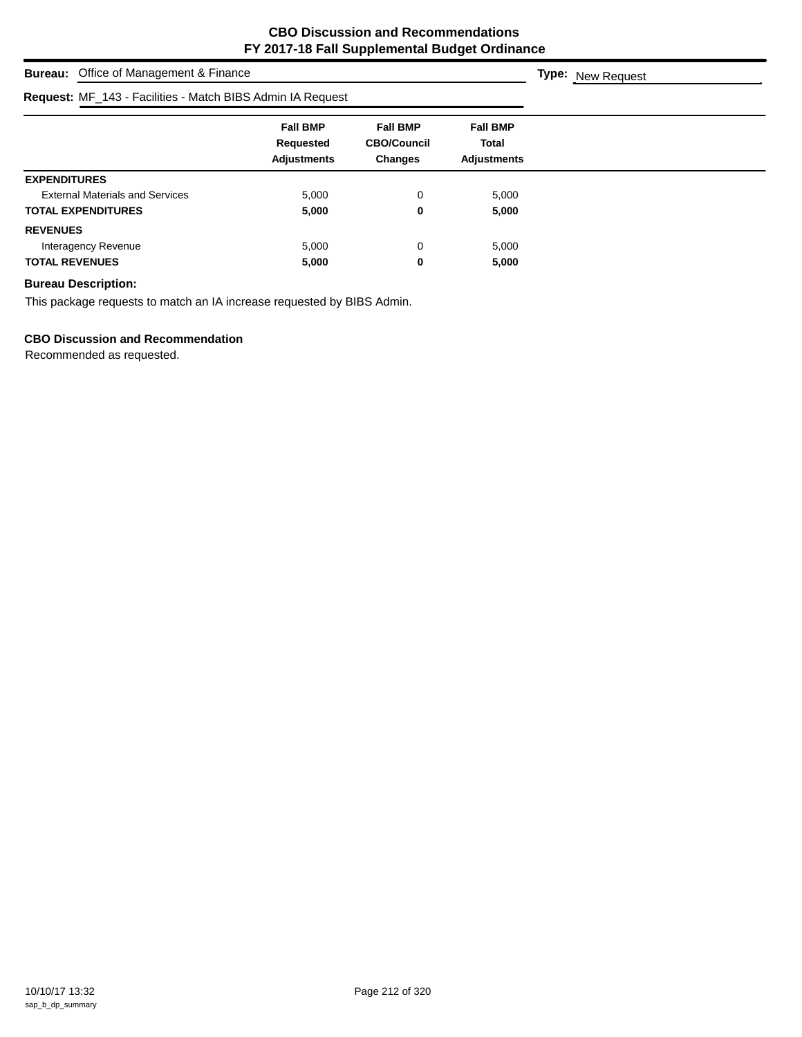# CBO Discussion and Recommendations
## FY 2017-18 Fall Supplemental Budget Ordinance

**Bureau:** Office of Management & Finance **Type:** New Request

**Request:** MF_143 - Facilities - Match BIBS Admin IA Request

| | Fall BMP Requested Adjustments | Fall BMP CBO/Council Changes | Fall BMP Total Adjustments |
|---|---|---|---|
| **EXPENDITURES** | | | |
| External Materials and Services | 5,000 | 0 | 5,000 |
| **TOTAL EXPENDITURES** | **5,000** | **0** | **5,000** |
| **REVENUES** | | | |
| Interagency Revenue | 5,000 | 0 | 5,000 |
| **TOTAL REVENUES** | **5,000** | **0** | **5,000** |

**Bureau Description:**

This package requests to match an IA increase requested by BIBS Admin.

**CBO Discussion and Recommendation**

Recommended as requested.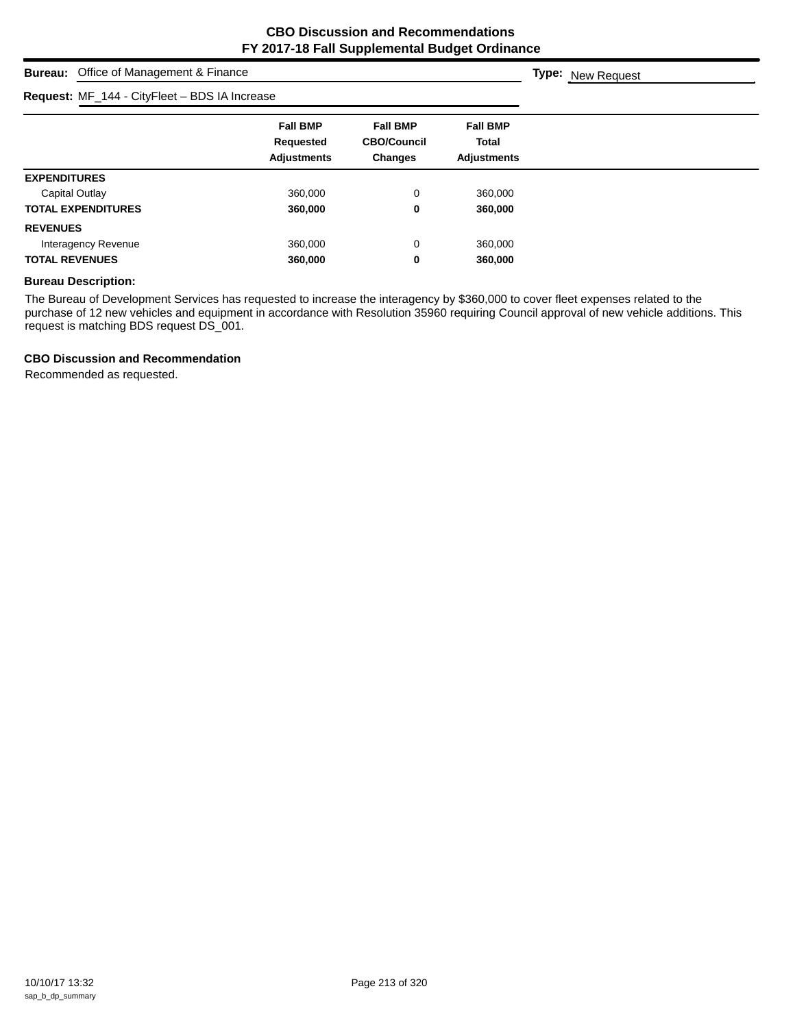# CBO Discussion and Recommendations
# FY 2017-18 Fall Supplemental Budget Ordinance

**Bureau:** Office of Management & Finance **Type:** New Request

**Request:** MF_144 - CityFleet – BDS IA Increase

| | Fall BMP Requested Adjustments | Fall BMP CBO/Council Changes | Fall BMP Total Adjustments |
|---|---|---|---|
| **EXPENDITURES** | | | |
| Capital Outlay | 360,000 | 0 | 360,000 |
| **TOTAL EXPENDITURES** | **360,000** | **0** | **360,000** |
| **REVENUES** | | | |
| Interagency Revenue | 360,000 | 0 | 360,000 |
| **TOTAL REVENUES** | **360,000** | **0** | **360,000** |

**Bureau Description:**

The Bureau of Development Services has requested to increase the interagency by $360,000 to cover fleet expenses related to the purchase of 12 new vehicles and equipment in accordance with Resolution 35960 requiring Council approval of new vehicle additions. This request is matching BDS request DS_001.

**CBO Discussion and Recommendation**

Recommended as requested.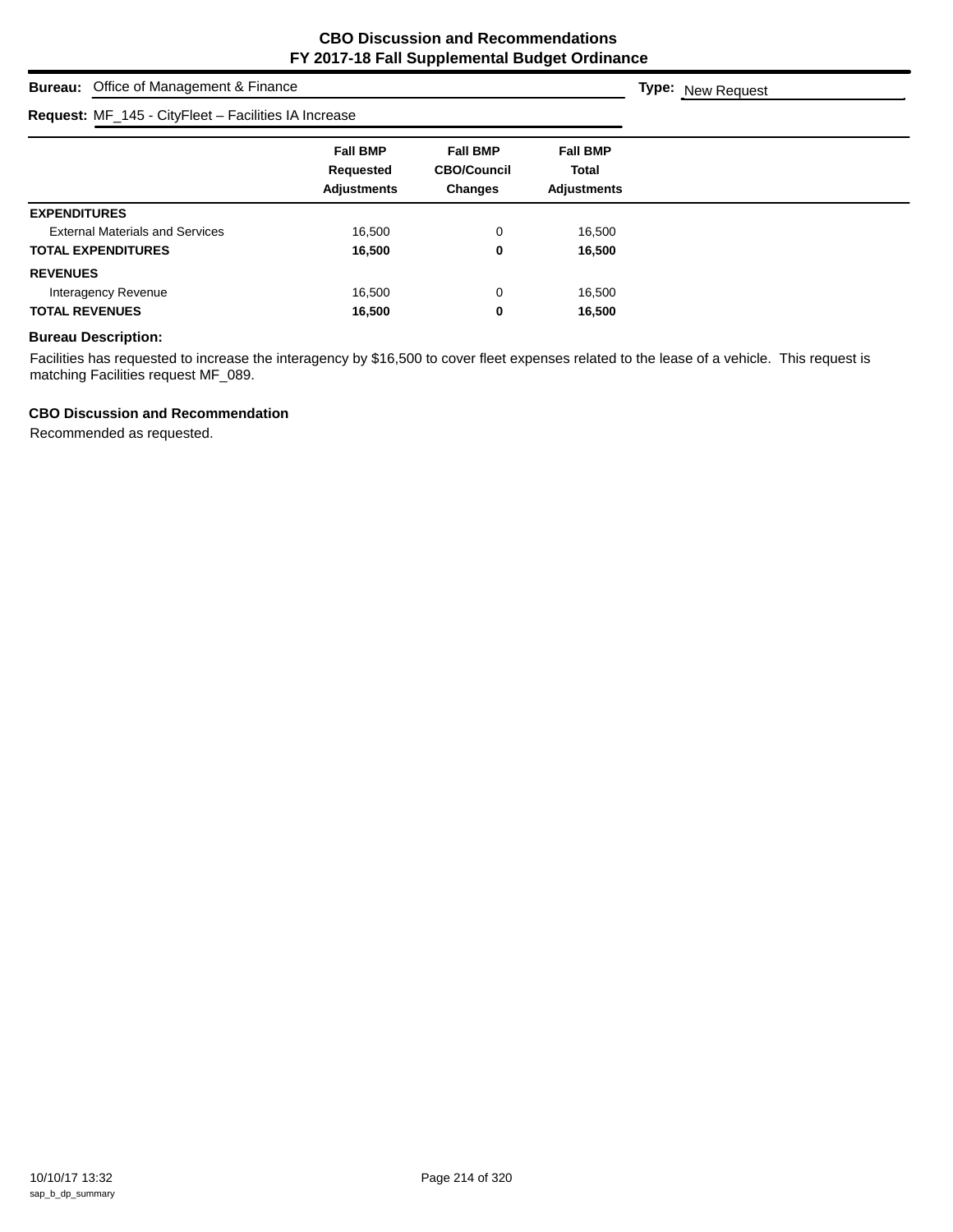# CBO Discussion and Recommendations
## FY 2017-18 Fall Supplemental Budget Ordinance

**Bureau:** Office of Management & Finance

**Type:** New Request

**Request:** MF_145 - CityFleet – Facilities IA Increase

| | Fall BMP Requested Adjustments | Fall BMP CBO/Council Changes | Fall BMP Total Adjustments |
|---|---|---|---|
| **EXPENDITURES** | | | |
| External Materials and Services | 16,500 | 0 | 16,500 |
| **TOTAL EXPENDITURES** | **16,500** | **0** | **16,500** |
| **REVENUES** | | | |
| Interagency Revenue | 16,500 | 0 | 16,500 |
| **TOTAL REVENUES** | **16,500** | **0** | **16,500** |

**Bureau Description:**

Facilities has requested to increase the interagency by $16,500 to cover fleet expenses related to the lease of a vehicle. This request is matching Facilities request MF_089.

**CBO Discussion and Recommendation**

Recommended as requested.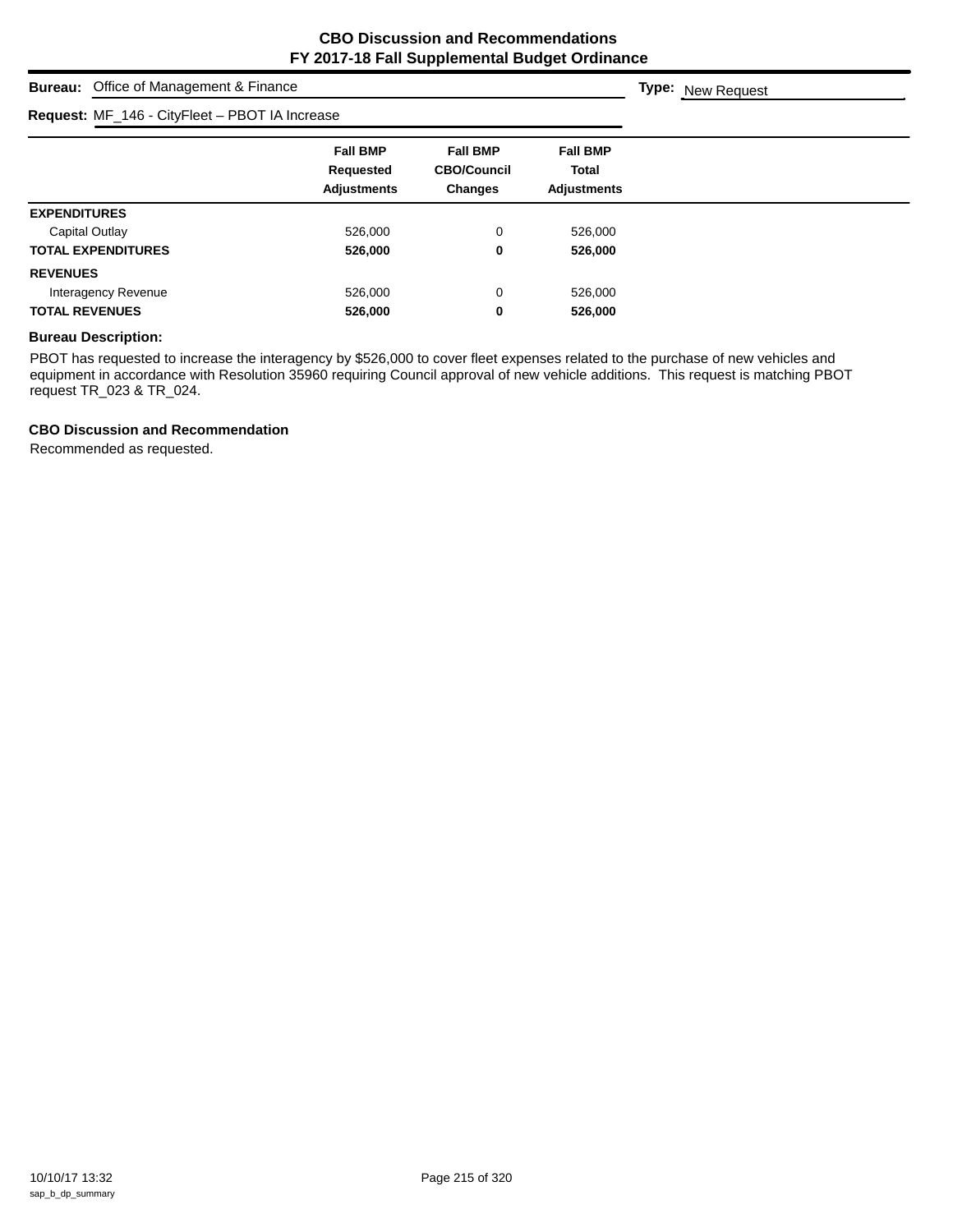# CBO Discussion and Recommendations
## FY 2017-18 Fall Supplemental Budget Ordinance

**Bureau:** Office of Management & Finance

**Type:** New Request

**Request:** MF_146 - CityFleet – PBOT IA Increase

| | Fall BMP Requested Adjustments | Fall BMP CBO/Council Changes | Fall BMP Total Adjustments |
|---|---|---|---|
| **EXPENDITURES** | | | |
| Capital Outlay | 526,000 | 0 | 526,000 |
| **TOTAL EXPENDITURES** | **526,000** | **0** | **526,000** |
| **REVENUES** | | | |
| Interagency Revenue | 526,000 | 0 | 526,000 |
| **TOTAL REVENUES** | **526,000** | **0** | **526,000** |

**Bureau Description:**

PBOT has requested to increase the interagency by $526,000 to cover fleet expenses related to the purchase of new vehicles and equipment in accordance with Resolution 35960 requiring Council approval of new vehicle additions. This request is matching PBOT request TR_023 & TR_024.

**CBO Discussion and Recommendation**

Recommended as requested.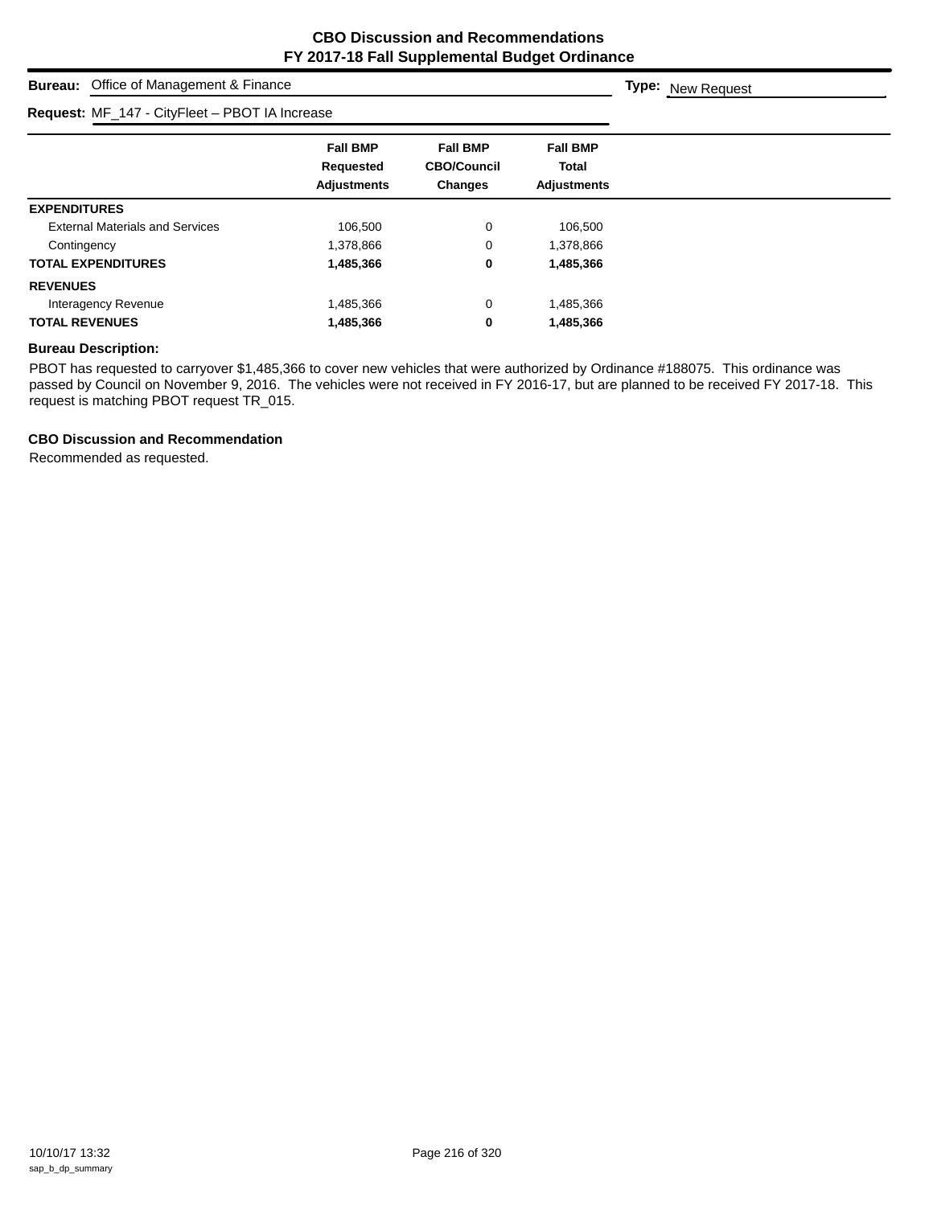# CBO Discussion and Recommendations
## FY 2017-18 Fall Supplemental Budget Ordinance

**Bureau:** Office of Management & Finance **Type:** New Request

**Request:** MF_147 - CityFleet – PBOT IA Increase

| | Fall BMP Requested Adjustments | Fall BMP CBO/Council Changes | Fall BMP Total Adjustments |
|---|---|---|---|
| **EXPENDITURES** | | | |
| External Materials and Services | 106,500 | 0 | 106,500 |
| Contingency | 1,378,866 | 0 | 1,378,866 |
| **TOTAL EXPENDITURES** | **1,485,366** | **0** | **1,485,366** |
| **REVENUES** | | | |
| Interagency Revenue | 1,485,366 | 0 | 1,485,366 |
| **TOTAL REVENUES** | **1,485,366** | **0** | **1,485,366** |

**Bureau Description:**

PBOT has requested to carryover $1,485,366 to cover new vehicles that were authorized by Ordinance #188075. This ordinance was passed by Council on November 9, 2016. The vehicles were not received in FY 2016-17, but are planned to be received FY 2017-18. This request is matching PBOT request TR_015.

**CBO Discussion and Recommendation**

Recommended as requested.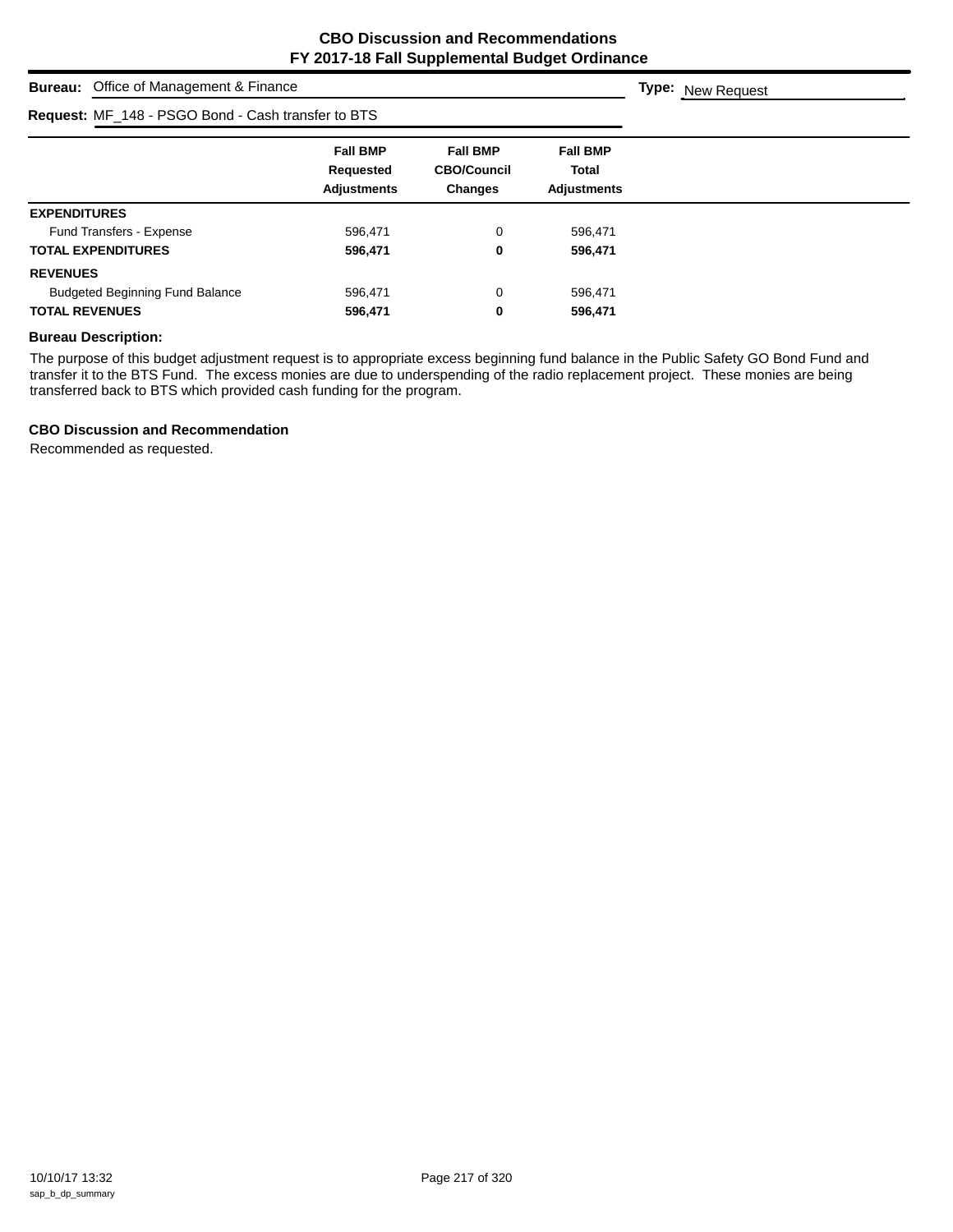# CBO Discussion and Recommendations
## FY 2017-18 Fall Supplemental Budget Ordinance

**Bureau:** Office of Management & Finance **Type:** New Request

**Request:** MF_148 - PSGO Bond - Cash transfer to BTS

| | Fall BMP Requested Adjustments | Fall BMP CBO/Council Changes | Fall BMP Total Adjustments |
|---|---|---|---|
| **EXPENDITURES** | | | |
| Fund Transfers - Expense | 596,471 | 0 | 596,471 |
| **TOTAL EXPENDITURES** | **596,471** | **0** | **596,471** |
| **REVENUES** | | | |
| Budgeted Beginning Fund Balance | 596,471 | 0 | 596,471 |
| **TOTAL REVENUES** | **596,471** | **0** | **596,471** |

**Bureau Description:**

The purpose of this budget adjustment request is to appropriate excess beginning fund balance in the Public Safety GO Bond Fund and transfer it to the BTS Fund. The excess monies are due to underspending of the radio replacement project. These monies are being transferred back to BTS which provided cash funding for the program.

**CBO Discussion and Recommendation**

Recommended as requested.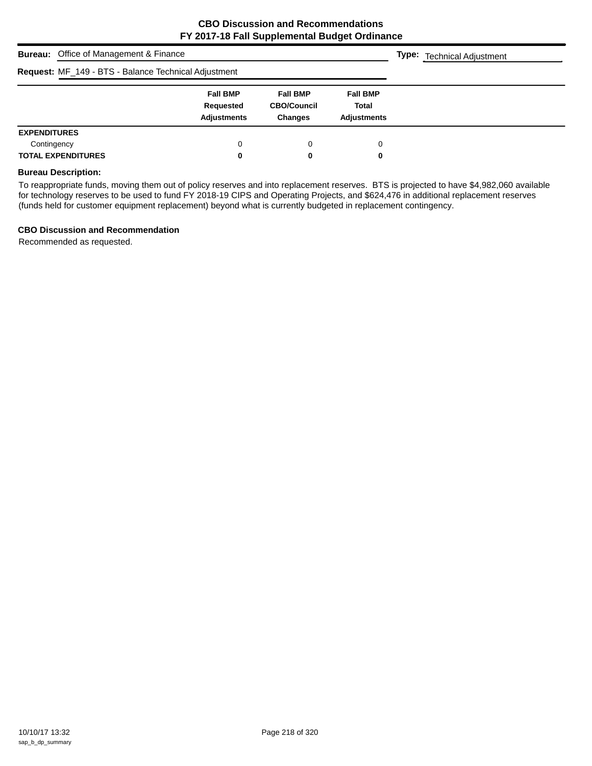# CBO Discussion and Recommendations
## FY 2017-18 Fall Supplemental Budget Ordinance

**Bureau:** Office of Management & Finance

**Type:** Technical Adjustment

**Request:** MF_149 - BTS - Balance Technical Adjustment

| | Fall BMP Requested Adjustments | Fall BMP CBO/Council Changes | Fall BMP Total Adjustments |
|---|---|---|---|
| **EXPENDITURES** | | | |
| Contingency | 0 | 0 | 0 |
| **TOTAL EXPENDITURES** | **0** | **0** | **0** |

### Bureau Description:

To reappropriate funds, moving them out of policy reserves and into replacement reserves. BTS is projected to have $4,982,060 available for technology reserves to be used to fund FY 2018-19 CIPS and Operating Projects, and $624,476 in additional replacement reserves (funds held for customer equipment replacement) beyond what is currently budgeted in replacement contingency.

### CBO Discussion and Recommendation

Recommended as requested.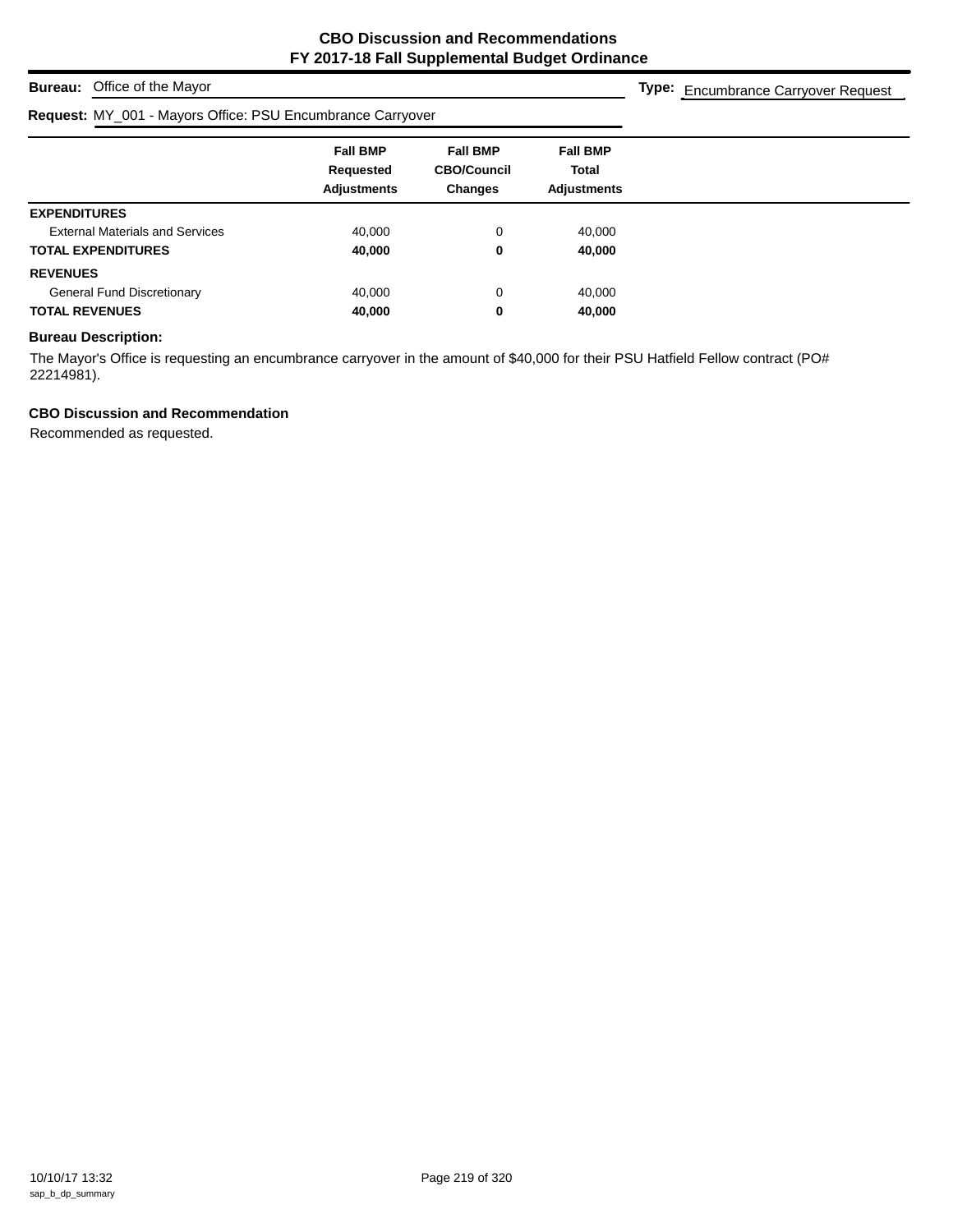# CBO Discussion and Recommendations
## FY 2017-18 Fall Supplemental Budget Ordinance

**Bureau:** Office of the Mayor

**Type:** Encumbrance Carryover Request

**Request:** MY_001 - Mayors Office: PSU Encumbrance Carryover

| | Fall BMP Requested Adjustments | Fall BMP CBO/Council Changes | Fall BMP Total Adjustments |
|---|---|---|---|
| **EXPENDITURES** | | | |
| External Materials and Services | 40,000 | 0 | 40,000 |
| **TOTAL EXPENDITURES** | **40,000** | **0** | **40,000** |
| **REVENUES** | | | |
| General Fund Discretionary | 40,000 | 0 | 40,000 |
| **TOTAL REVENUES** | **40,000** | **0** | **40,000** |

### Bureau Description:

The Mayor's Office is requesting an encumbrance carryover in the amount of $40,000 for their PSU Hatfield Fellow contract (PO# 22214981).

### CBO Discussion and Recommendation

Recommended as requested.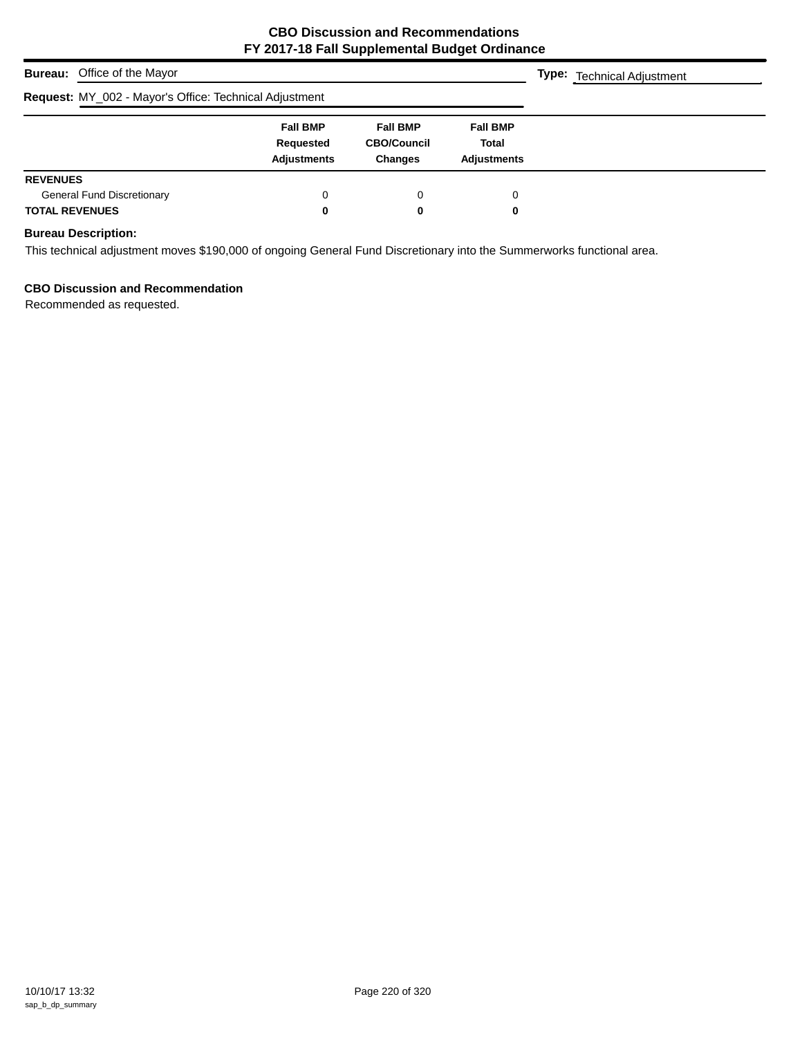# CBO Discussion and Recommendations
## FY 2017-18 Fall Supplemental Budget Ordinance

**Bureau:** Office of the Mayor **Type:** Technical Adjustment

**Request:** MY_002 - Mayor's Office: Technical Adjustment

| | Fall BMP Requested Adjustments | Fall BMP CBO/Council Changes | Fall BMP Total Adjustments |
|---|---|---|---|
| **REVENUES** | | | |
| General Fund Discretionary | 0 | 0 | 0 |
| **TOTAL REVENUES** | **0** | **0** | **0** |

**Bureau Description:**

This technical adjustment moves $190,000 of ongoing General Fund Discretionary into the Summerworks functional area.

**CBO Discussion and Recommendation**

Recommended as requested.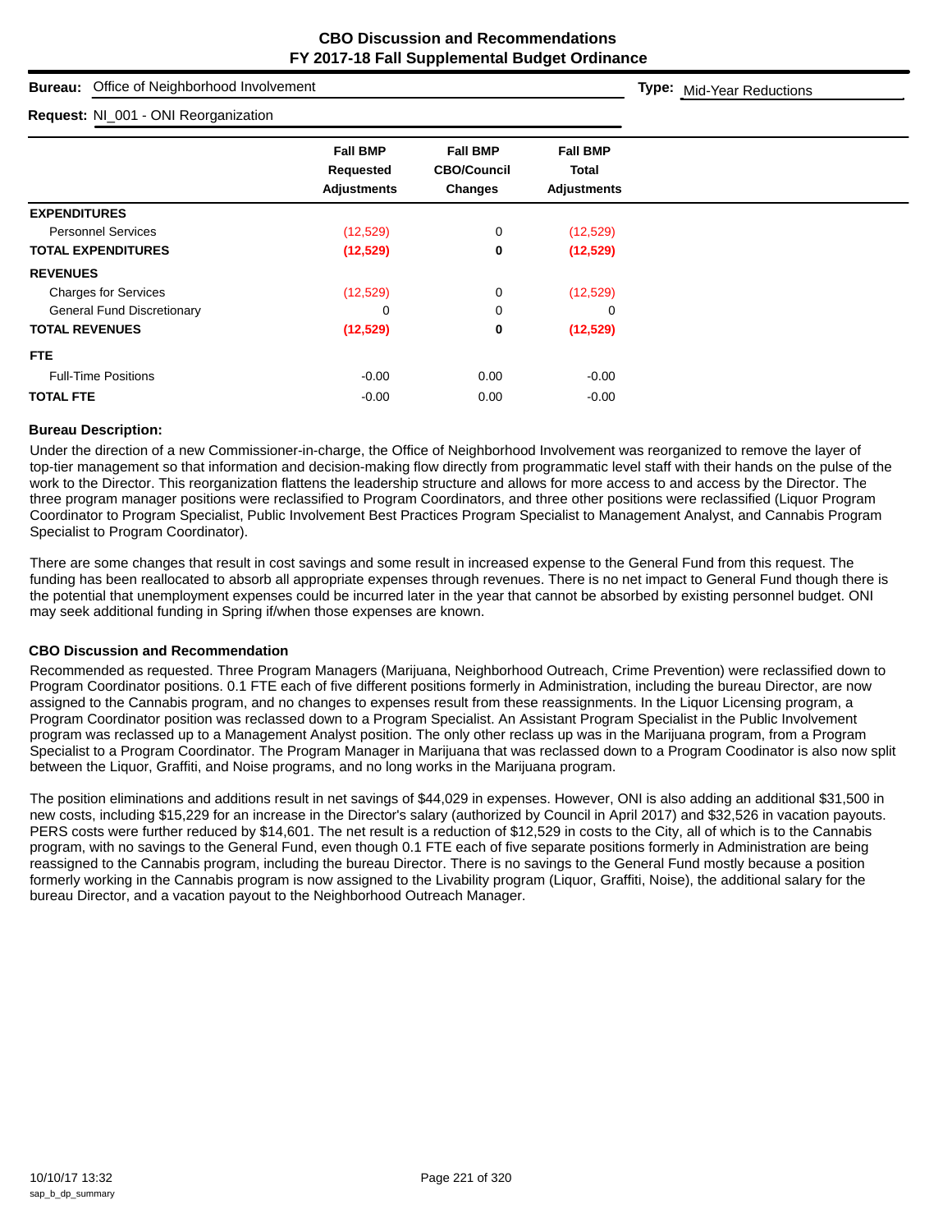# CBO Discussion and Recommendations
## FY 2017-18 Fall Supplemental Budget Ordinance

**Bureau:** Office of Neighborhood Involvement

**Type:** Mid-Year Reductions

**Request:** NI_001 - ONI Reorganization

| | Fall BMP Requested Adjustments | Fall BMP CBO/Council Changes | Fall BMP Total Adjustments |
|---|---|---|---|
| **EXPENDITURES** | | | |
| Personnel Services | (12,529) | 0 | (12,529) |
| **TOTAL EXPENDITURES** | **(12,529)** | **0** | **(12,529)** |
| **REVENUES** | | | |
| Charges for Services | (12,529) | 0 | (12,529) |
| General Fund Discretionary | 0 | 0 | 0 |
| **TOTAL REVENUES** | **(12,529)** | **0** | **(12,529)** |
| **FTE** | | | |
| Full-Time Positions | -0.00 | 0.00 | -0.00 |
| **TOTAL FTE** | -0.00 | 0.00 | -0.00 |

### Bureau Description:

Under the direction of a new Commissioner-in-charge, the Office of Neighborhood Involvement was reorganized to remove the layer of top-tier management so that information and decision-making flow directly from programmatic level staff with their hands on the pulse of the work to the Director. This reorganization flattens the leadership structure and allows for more access to and access by the Director. The three program manager positions were reclassified to Program Coordinators, and three other positions were reclassified (Liquor Program Coordinator to Program Specialist, Public Involvement Best Practices Program Specialist to Management Analyst, and Cannabis Program Specialist to Program Coordinator).

There are some changes that result in cost savings and some result in increased expense to the General Fund from this request. The funding has been reallocated to absorb all appropriate expenses through revenues. There is no net impact to General Fund though there is the potential that unemployment expenses could be incurred later in the year that cannot be absorbed by existing personnel budget. ONI may seek additional funding in Spring if/when those expenses are known.

### CBO Discussion and Recommendation

Recommended as requested. Three Program Managers (Marijuana, Neighborhood Outreach, Crime Prevention) were reclassified down to Program Coordinator positions. 0.1 FTE each of five different positions formerly in Administration, including the bureau Director, are now assigned to the Cannabis program, and no changes to expenses result from these reassignments. In the Liquor Licensing program, a Program Coordinator position was reclassed down to a Program Specialist. An Assistant Program Specialist in the Public Involvement program was reclassed up to a Management Analyst position. The only other reclass up was in the Marijuana program, from a Program Specialist to a Program Coordinator. The Program Manager in Marijuana that was reclassed down to a Program Coodinator is also now split between the Liquor, Graffiti, and Noise programs, and no long works in the Marijuana program.

The position eliminations and additions result in net savings of $44,029 in expenses. However, ONI is also adding an additional $31,500 in new costs, including $15,229 for an increase in the Director's salary (authorized by Council in April 2017) and $32,526 in vacation payouts. PERS costs were further reduced by $14,601. The net result is a reduction of $12,529 in costs to the City, all of which is to the Cannabis program, with no savings to the General Fund, even though 0.1 FTE each of five separate positions formerly in Administration are being reassigned to the Cannabis program, including the bureau Director. There is no savings to the General Fund mostly because a position formerly working in the Cannabis program is now assigned to the Livability program (Liquor, Graffiti, Noise), the additional salary for the bureau Director, and a vacation payout to the Neighborhood Outreach Manager.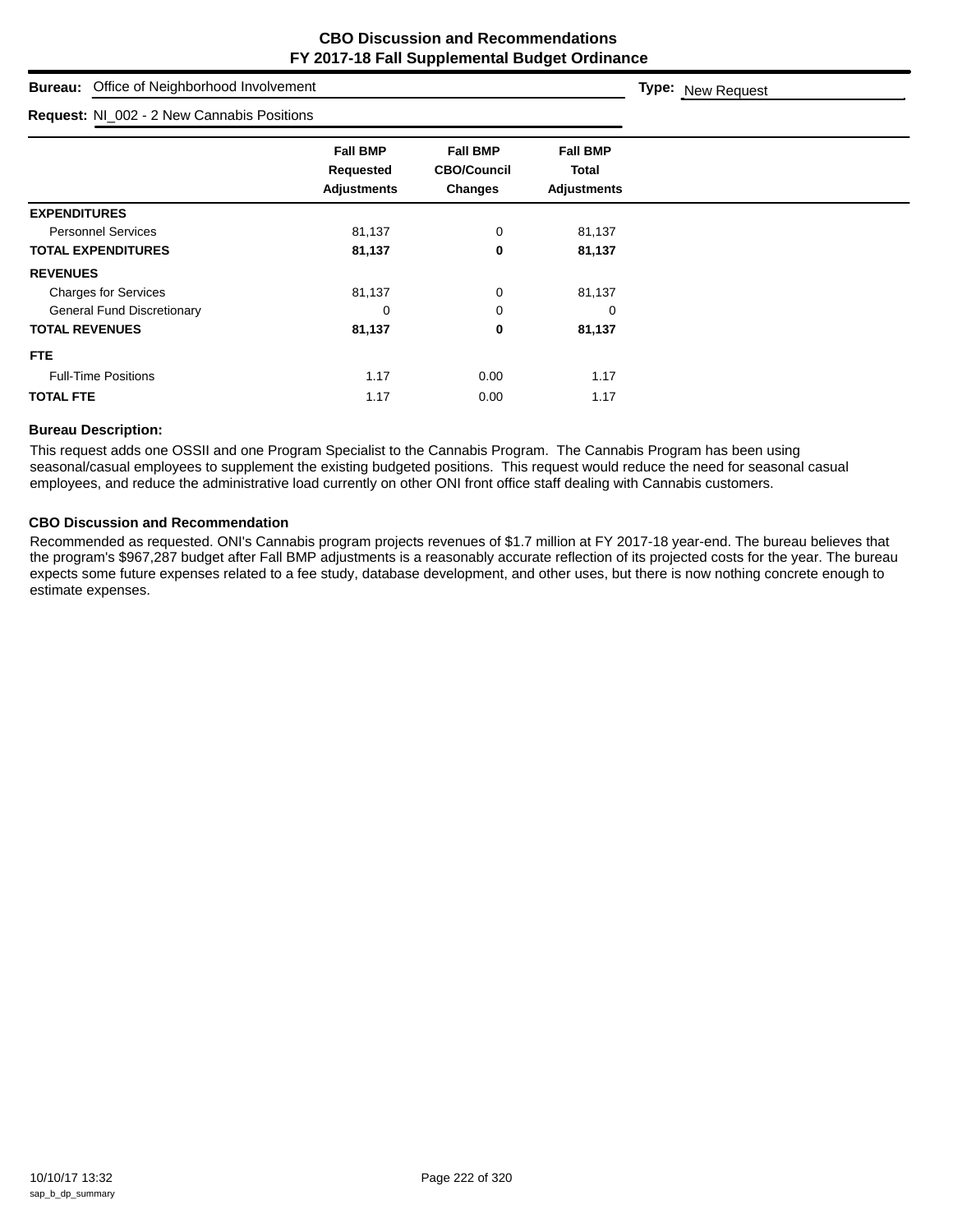# CBO Discussion and Recommendations
# FY 2017-18 Fall Supplemental Budget Ordinance

**Bureau:** Office of Neighborhood Involvement **Type:** New Request

**Request:** NI_002 - 2 New Cannabis Positions

| | Fall BMP Requested Adjustments | Fall BMP CBO/Council Changes | Fall BMP Total Adjustments |
|---|---|---|---|
| **EXPENDITURES** | | | |
| Personnel Services | 81,137 | 0 | 81,137 |
| **TOTAL EXPENDITURES** | **81,137** | **0** | **81,137** |
| **REVENUES** | | | |
| Charges for Services | 81,137 | 0 | 81,137 |
| General Fund Discretionary | 0 | 0 | 0 |
| **TOTAL REVENUES** | **81,137** | **0** | **81,137** |
| **FTE** | | | |
| Full-Time Positions | 1.17 | 0.00 | 1.17 |
| **TOTAL FTE** | 1.17 | 0.00 | 1.17 |

### Bureau Description:

This request adds one OSSII and one Program Specialist to the Cannabis Program. The Cannabis Program has been using seasonal/casual employees to supplement the existing budgeted positions. This request would reduce the need for seasonal casual employees, and reduce the administrative load currently on other ONI front office staff dealing with Cannabis customers.

### CBO Discussion and Recommendation

Recommended as requested. ONI's Cannabis program projects revenues of $1.7 million at FY 2017-18 year-end. The bureau believes that the program's $967,287 budget after Fall BMP adjustments is a reasonably accurate reflection of its projected costs for the year. The bureau expects some future expenses related to a fee study, database development, and other uses, but there is now nothing concrete enough to estimate expenses.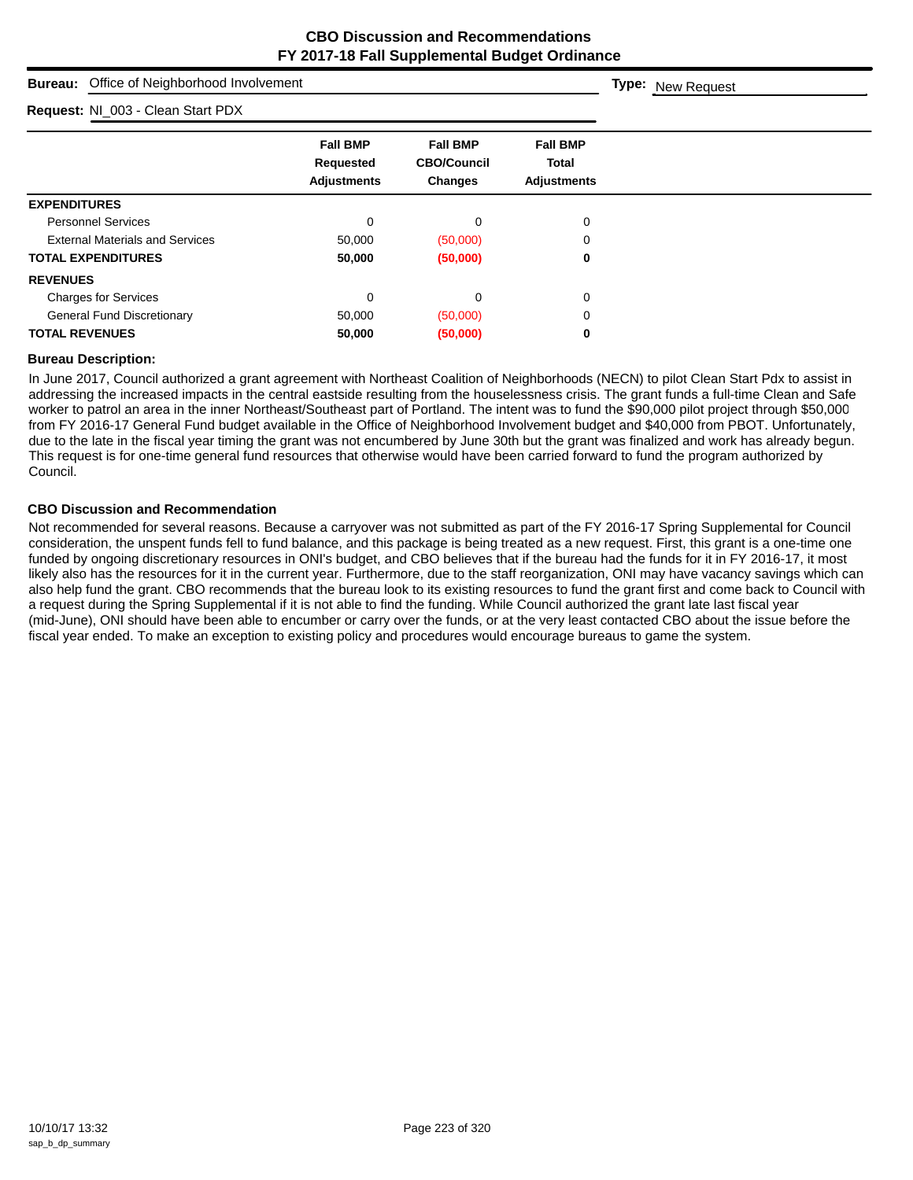# CBO Discussion and Recommendations
## FY 2017-18 Fall Supplemental Budget Ordinance

**Bureau:** Office of Neighborhood Involvement **Type:** New Request

**Request:** NI_003 - Clean Start PDX

| | Fall BMP Requested Adjustments | Fall BMP CBO/Council Changes | Fall BMP Total Adjustments |
|---|---|---|---|
| **EXPENDITURES** | | | |
| Personnel Services | 0 | 0 | 0 |
| External Materials and Services | 50,000 | (50,000) | 0 |
| **TOTAL EXPENDITURES** | **50,000** | **(50,000)** | **0** |
| **REVENUES** | | | |
| Charges for Services | 0 | 0 | 0 |
| General Fund Discretionary | 50,000 | (50,000) | 0 |
| **TOTAL REVENUES** | **50,000** | **(50,000)** | **0** |

### Bureau Description:

In June 2017, Council authorized a grant agreement with Northeast Coalition of Neighborhoods (NECN) to pilot Clean Start Pdx to assist in addressing the increased impacts in the central eastside resulting from the houselessness crisis. The grant funds a full-time Clean and Safe worker to patrol an area in the inner Northeast/Southeast part of Portland. The intent was to fund the $90,000 pilot project through $50,000 from FY 2016-17 General Fund budget available in the Office of Neighborhood Involvement budget and $40,000 from PBOT. Unfortunately, due to the late in the fiscal year timing the grant was not encumbered by June 30th but the grant was finalized and work has already begun. This request is for one-time general fund resources that otherwise would have been carried forward to fund the program authorized by Council.

### CBO Discussion and Recommendation

Not recommended for several reasons. Because a carryover was not submitted as part of the FY 2016-17 Spring Supplemental for Council consideration, the unspent funds fell to fund balance, and this package is being treated as a new request. First, this grant is a one-time one funded by ongoing discretionary resources in ONI's budget, and CBO believes that if the bureau had the funds for it in FY 2016-17, it most likely also has the resources for it in the current year. Furthermore, due to the staff reorganization, ONI may have vacancy savings which can also help fund the grant. CBO recommends that the bureau look to its existing resources to fund the grant first and come back to Council with a request during the Spring Supplemental if it is not able to find the funding. While Council authorized the grant late last fiscal year (mid-June), ONI should have been able to encumber or carry over the funds, or at the very least contacted CBO about the issue before the fiscal year ended. To make an exception to existing policy and procedures would encourage bureaus to game the system.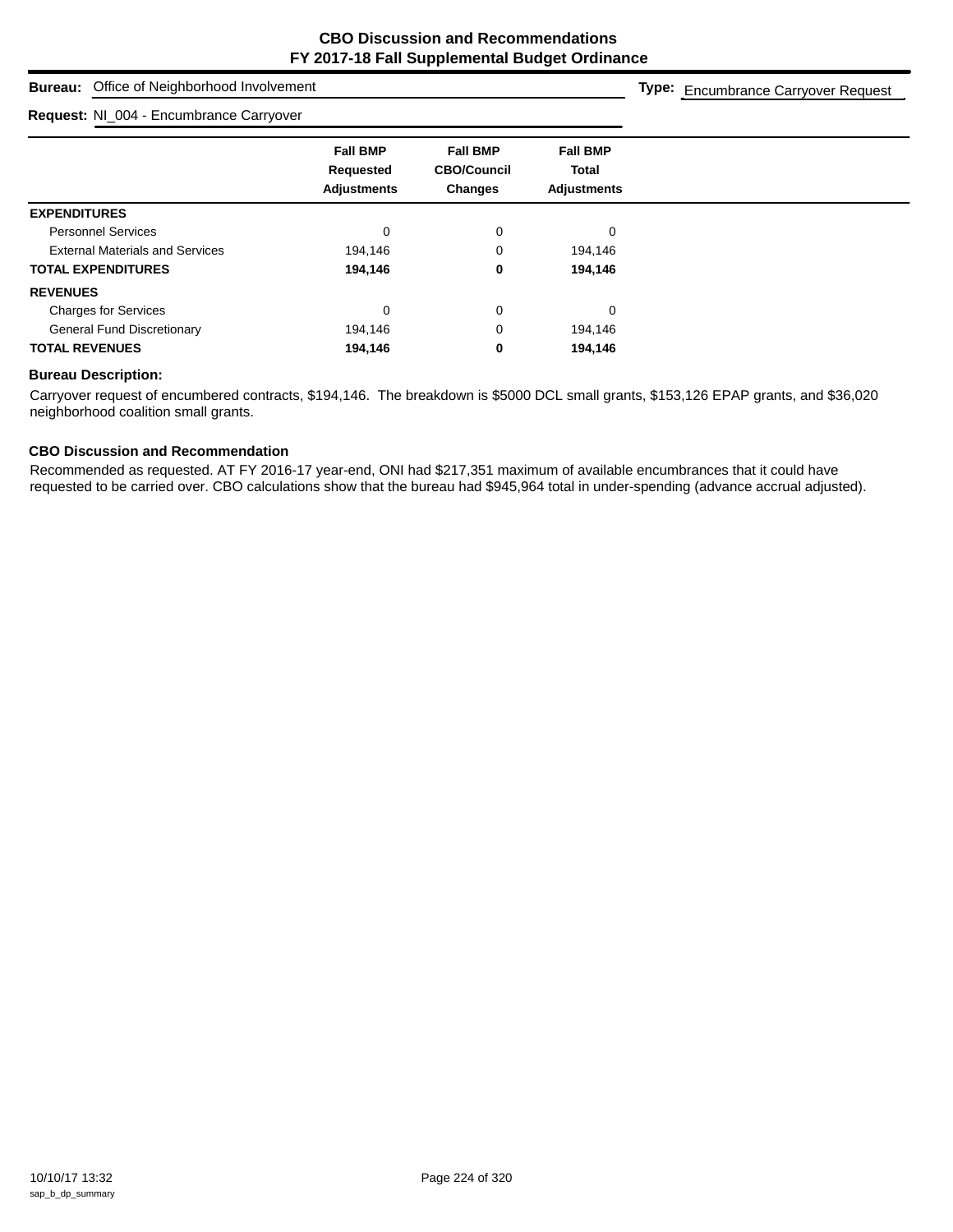# CBO Discussion and Recommendations
## FY 2017-18 Fall Supplemental Budget Ordinance

**Bureau:** Office of Neighborhood Involvement

**Type:** Encumbrance Carryover Request

**Request:** NI_004 - Encumbrance Carryover

| | Fall BMP Requested Adjustments | Fall BMP CBO/Council Changes | Fall BMP Total Adjustments |
|---|---|---|---|
| **EXPENDITURES** | | | |
| Personnel Services | 0 | 0 | 0 |
| External Materials and Services | 194,146 | 0 | 194,146 |
| **TOTAL EXPENDITURES** | **194,146** | **0** | **194,146** |
| **REVENUES** | | | |
| Charges for Services | 0 | 0 | 0 |
| General Fund Discretionary | 194,146 | 0 | 194,146 |
| **TOTAL REVENUES** | **194,146** | **0** | **194,146** |

**Bureau Description:**

Carryover request of encumbered contracts, $194,146. The breakdown is $5000 DCL small grants, $153,126 EPAP grants, and $36,020 neighborhood coalition small grants.

**CBO Discussion and Recommendation**

Recommended as requested. AT FY 2016-17 year-end, ONI had $217,351 maximum of available encumbrances that it could have requested to be carried over. CBO calculations show that the bureau had $945,964 total in under-spending (advance accrual adjusted).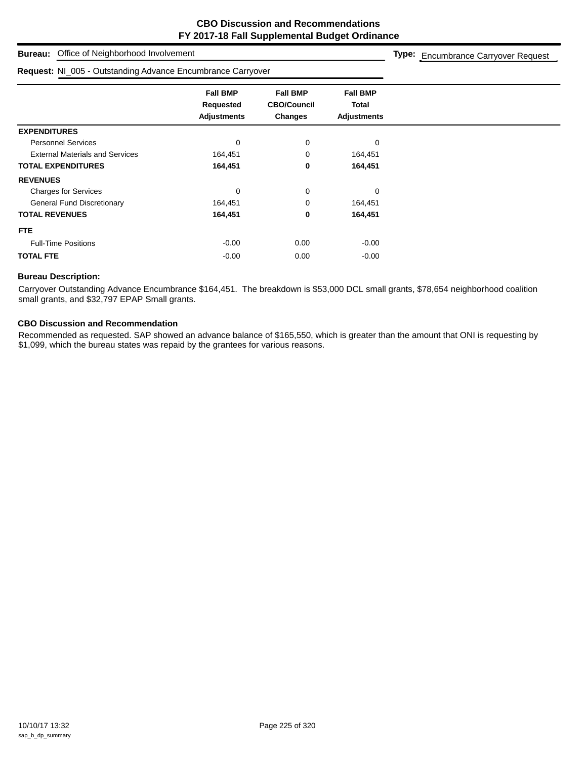# CBO Discussion and Recommendations
# FY 2017-18 Fall Supplemental Budget Ordinance

**Bureau:** Office of Neighborhood Involvement **Type:** Encumbrance Carryover Request

**Request:** NI_005 - Outstanding Advance Encumbrance Carryover

| | Fall BMP Requested Adjustments | Fall BMP CBO/Council Changes | Fall BMP Total Adjustments |
|---|---|---|---|
| **EXPENDITURES** | | | |
| Personnel Services | 0 | 0 | 0 |
| External Materials and Services | 164,451 | 0 | 164,451 |
| **TOTAL EXPENDITURES** | **164,451** | **0** | **164,451** |
| **REVENUES** | | | |
| Charges for Services | 0 | 0 | 0 |
| General Fund Discretionary | 164,451 | 0 | 164,451 |
| **TOTAL REVENUES** | **164,451** | **0** | **164,451** |
| **FTE** | | | |
| Full-Time Positions | -0.00 | 0.00 | -0.00 |
| **TOTAL FTE** | -0.00 | 0.00 | -0.00 |

### Bureau Description:

Carryover Outstanding Advance Encumbrance $164,451. The breakdown is $53,000 DCL small grants, $78,654 neighborhood coalition small grants, and $32,797 EPAP Small grants.

### CBO Discussion and Recommendation

Recommended as requested. SAP showed an advance balance of $165,550, which is greater than the amount that ONI is requesting by $1,099, which the bureau states was repaid by the grantees for various reasons.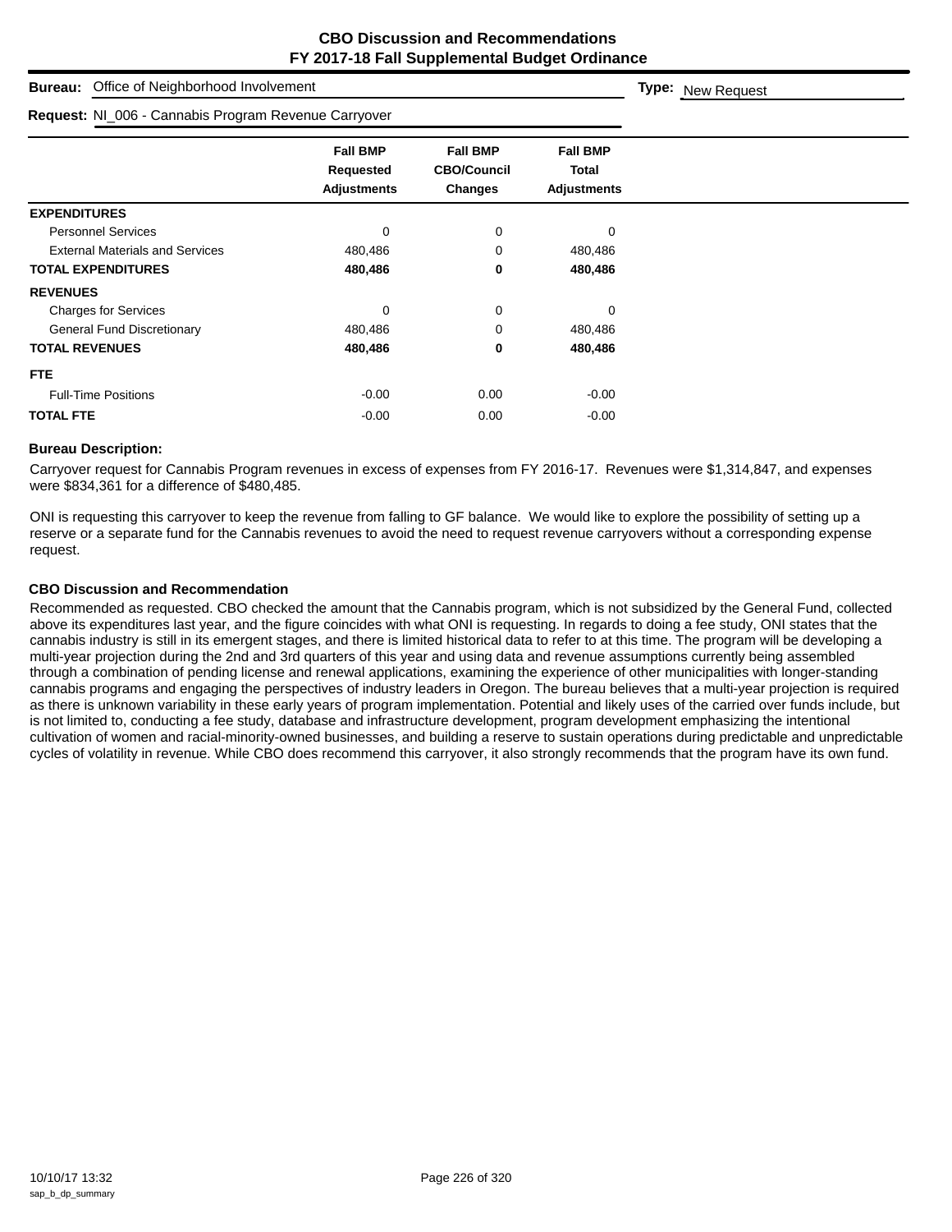# CBO Discussion and Recommendations
# FY 2017-18 Fall Supplemental Budget Ordinance

**Bureau:** Office of Neighborhood Involvement **Type:** New Request

**Request:** NI_006 - Cannabis Program Revenue Carryover

| | Fall BMP Requested Adjustments | Fall BMP CBO/Council Changes | Fall BMP Total Adjustments |
|---|---|---|---|
| **EXPENDITURES** | | | |
| Personnel Services | 0 | 0 | 0 |
| External Materials and Services | 480,486 | 0 | 480,486 |
| **TOTAL EXPENDITURES** | **480,486** | **0** | **480,486** |
| **REVENUES** | | | |
| Charges for Services | 0 | 0 | 0 |
| General Fund Discretionary | 480,486 | 0 | 480,486 |
| **TOTAL REVENUES** | **480,486** | **0** | **480,486** |
| **FTE** | | | |
| Full-Time Positions | -0.00 | 0.00 | -0.00 |
| **TOTAL FTE** | -0.00 | 0.00 | -0.00 |

**Bureau Description:**

Carryover request for Cannabis Program revenues in excess of expenses from FY 2016-17. Revenues were $1,314,847, and expenses were $834,361 for a difference of $480,485.

ONI is requesting this carryover to keep the revenue from falling to GF balance. We would like to explore the possibility of setting up a reserve or a separate fund for the Cannabis revenues to avoid the need to request revenue carryovers without a corresponding expense request.

**CBO Discussion and Recommendation**

Recommended as requested. CBO checked the amount that the Cannabis program, which is not subsidized by the General Fund, collected above its expenditures last year, and the figure coincides with what ONI is requesting. In regards to doing a fee study, ONI states that the cannabis industry is still in its emergent stages, and there is limited historical data to refer to at this time. The program will be developing a multi-year projection during the 2nd and 3rd quarters of this year and using data and revenue assumptions currently being assembled through a combination of pending license and renewal applications, examining the experience of other municipalities with longer-standing cannabis programs and engaging the perspectives of industry leaders in Oregon. The bureau believes that a multi-year projection is required as there is unknown variability in these early years of program implementation. Potential and likely uses of the carried over funds include, but is not limited to, conducting a fee study, database and infrastructure development, program development emphasizing the intentional cultivation of women and racial-minority-owned businesses, and building a reserve to sustain operations during predictable and unpredictable cycles of volatility in revenue. While CBO does recommend this carryover, it also strongly recommends that the program have its own fund.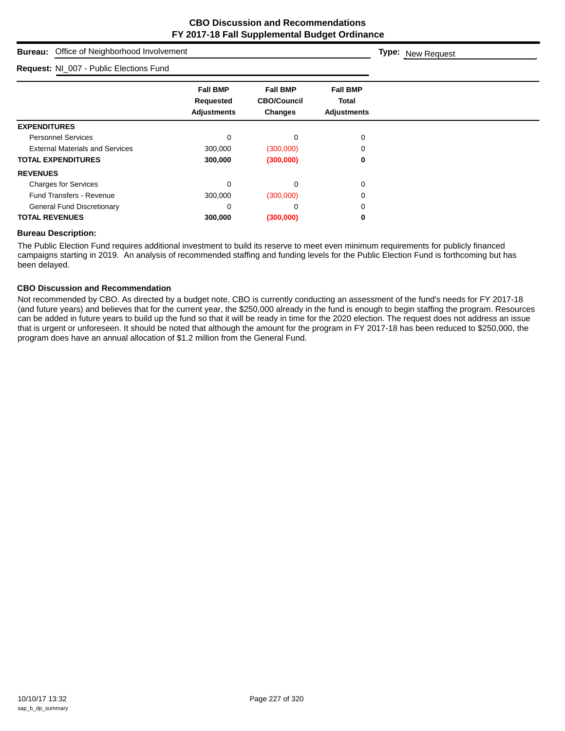# CBO Discussion and Recommendations
## FY 2017-18 Fall Supplemental Budget Ordinance

**Bureau:** Office of Neighborhood Involvement

**Type:** New Request

**Request:** NI_007 - Public Elections Fund

| | Fall BMP Requested Adjustments | Fall BMP CBO/Council Changes | Fall BMP Total Adjustments |
|---|---|---|---|
| **EXPENDITURES** | | | |
| Personnel Services | 0 | 0 | 0 |
| External Materials and Services | 300,000 | (300,000) | 0 |
| **TOTAL EXPENDITURES** | **300,000** | **(300,000)** | **0** |
| **REVENUES** | | | |
| Charges for Services | 0 | 0 | 0 |
| Fund Transfers - Revenue | 300,000 | (300,000) | 0 |
| General Fund Discretionary | 0 | 0 | 0 |
| **TOTAL REVENUES** | **300,000** | **(300,000)** | **0** |

### Bureau Description:

The Public Election Fund requires additional investment to build its reserve to meet even minimum requirements for publicly financed campaigns starting in 2019. An analysis of recommended staffing and funding levels for the Public Election Fund is forthcoming but has been delayed.

### CBO Discussion and Recommendation

Not recommended by CBO. As directed by a budget note, CBO is currently conducting an assessment of the fund's needs for FY 2017-18 (and future years) and believes that for the current year, the $250,000 already in the fund is enough to begin staffing the program. Resources can be added in future years to build up the fund so that it will be ready in time for the 2020 election. The request does not address an issue that is urgent or unforeseen. It should be noted that although the amount for the program in FY 2017-18 has been reduced to $250,000, the program does have an annual allocation of $1.2 million from the General Fund.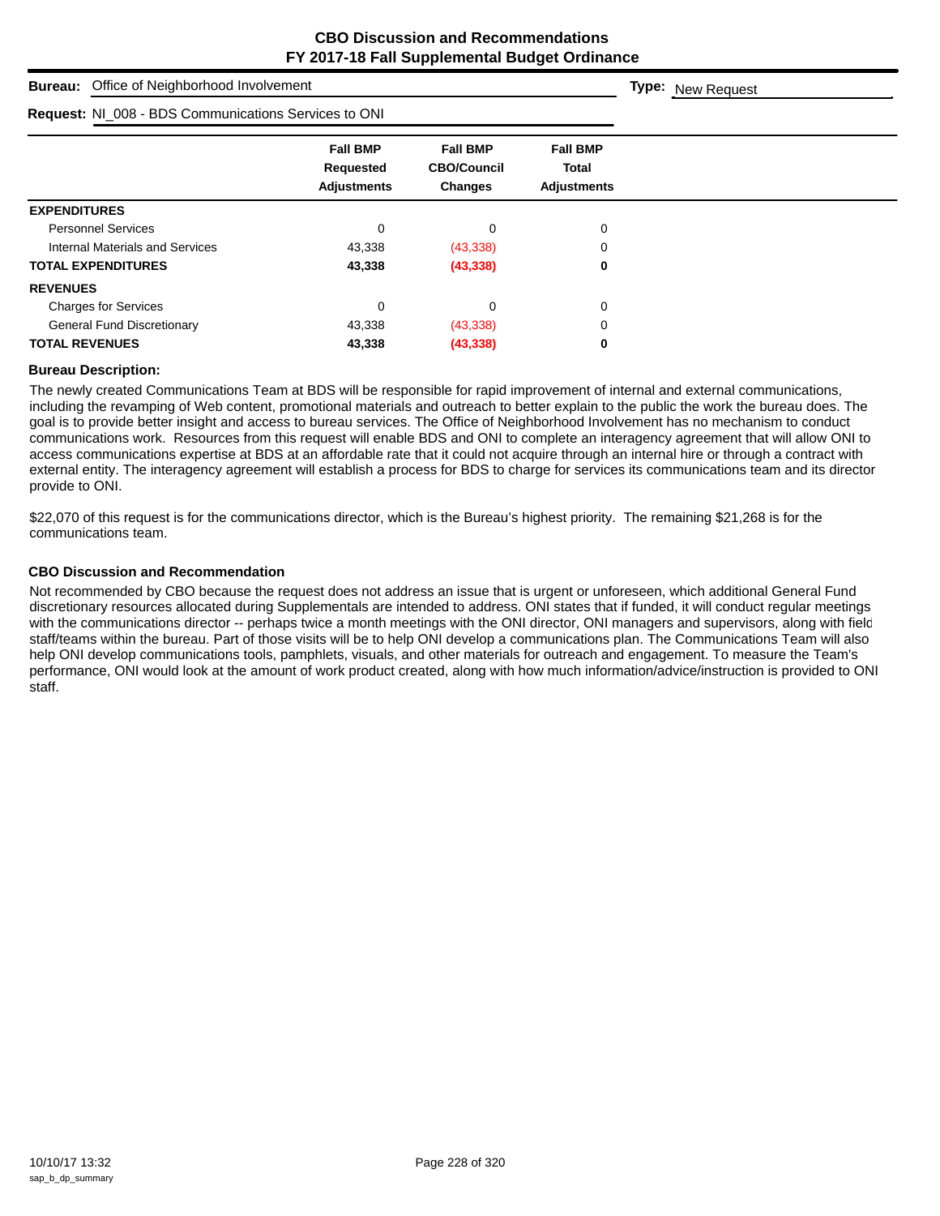# CBO Discussion and Recommendations
## FY 2017-18 Fall Supplemental Budget Ordinance

**Bureau:** Office of Neighborhood Involvement

**Type:** New Request

**Request:** NI_008 - BDS Communications Services to ONI

| | Fall BMP Requested Adjustments | Fall BMP CBO/Council Changes | Fall BMP Total Adjustments |
|---|---|---|---|
| **EXPENDITURES** | | | |
| Personnel Services | 0 | 0 | 0 |
| Internal Materials and Services | 43,338 | (43,338) | 0 |
| **TOTAL EXPENDITURES** | **43,338** | **(43,338)** | **0** |
| **REVENUES** | | | |
| Charges for Services | 0 | 0 | 0 |
| General Fund Discretionary | 43,338 | (43,338) | 0 |
| **TOTAL REVENUES** | **43,338** | **(43,338)** | **0** |

### Bureau Description:

The newly created Communications Team at BDS will be responsible for rapid improvement of internal and external communications, including the revamping of Web content, promotional materials and outreach to better explain to the public the work the bureau does. The goal is to provide better insight and access to bureau services. The Office of Neighborhood Involvement has no mechanism to conduct communications work. Resources from this request will enable BDS and ONI to complete an interagency agreement that will allow ONI to access communications expertise at BDS at an affordable rate that it could not acquire through an internal hire or through a contract with external entity. The interagency agreement will establish a process for BDS to charge for services its communications team and its director provide to ONI.

$22,070 of this request is for the communications director, which is the Bureau's highest priority. The remaining $21,268 is for the communications team.

### CBO Discussion and Recommendation

Not recommended by CBO because the request does not address an issue that is urgent or unforeseen, which additional General Fund discretionary resources allocated during Supplementals are intended to address. ONI states that if funded, it will conduct regular meetings with the communications director -- perhaps twice a month meetings with the ONI director, ONI managers and supervisors, along with field staff/teams within the bureau. Part of those visits will be to help ONI develop a communications plan. The Communications Team will also help ONI develop communications tools, pamphlets, visuals, and other materials for outreach and engagement. To measure the Team's performance, ONI would look at the amount of work product created, along with how much information/advice/instruction is provided to ONI staff.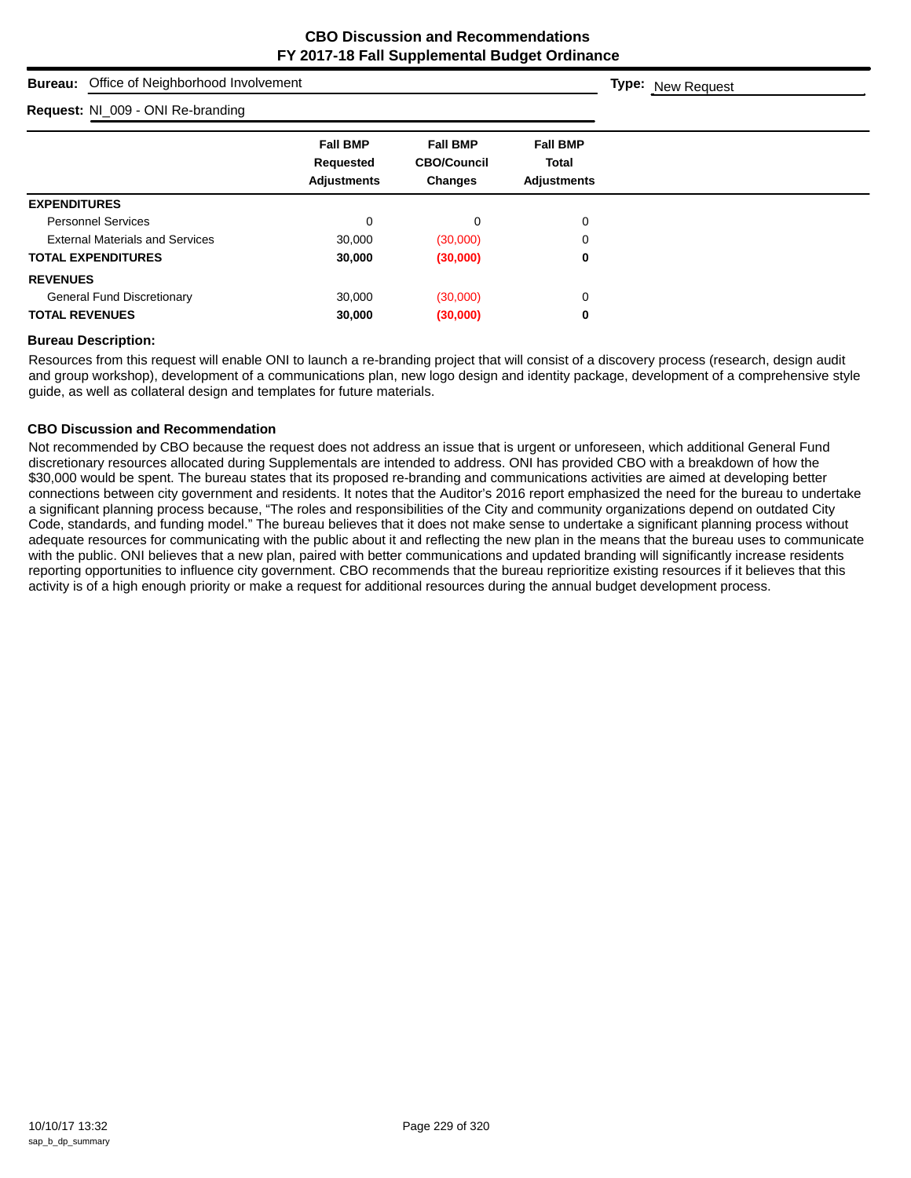# CBO Discussion and Recommendations
## FY 2017-18 Fall Supplemental Budget Ordinance

**Bureau:** Office of Neighborhood Involvement **Type:** New Request

**Request:** NI_009 - ONI Re-branding

| | Fall BMP Requested Adjustments | Fall BMP CBO/Council Changes | Fall BMP Total Adjustments |
|---|---|---|---|
| **EXPENDITURES** | | | |
| Personnel Services | 0 | 0 | 0 |
| External Materials and Services | 30,000 | (30,000) | 0 |
| **TOTAL EXPENDITURES** | **30,000** | **(30,000)** | **0** |
| **REVENUES** | | | |
| General Fund Discretionary | 30,000 | (30,000) | 0 |
| **TOTAL REVENUES** | **30,000** | **(30,000)** | **0** |

**Bureau Description:**

Resources from this request will enable ONI to launch a re-branding project that will consist of a discovery process (research, design audit and group workshop), development of a communications plan, new logo design and identity package, development of a comprehensive style guide, as well as collateral design and templates for future materials.

**CBO Discussion and Recommendation**

Not recommended by CBO because the request does not address an issue that is urgent or unforeseen, which additional General Fund discretionary resources allocated during Supplementals are intended to address. ONI has provided CBO with a breakdown of how the $30,000 would be spent. The bureau states that its proposed re-branding and communications activities are aimed at developing better connections between city government and residents. It notes that the Auditor's 2016 report emphasized the need for the bureau to undertake a significant planning process because, "The roles and responsibilities of the City and community organizations depend on outdated City Code, standards, and funding model." The bureau believes that it does not make sense to undertake a significant planning process without adequate resources for communicating with the public about it and reflecting the new plan in the means that the bureau uses to communicate with the public. ONI believes that a new plan, paired with better communications and updated branding will significantly increase residents reporting opportunities to influence city government. CBO recommends that the bureau reprioritize existing resources if it believes that this activity is of a high enough priority or make a request for additional resources during the annual budget development process.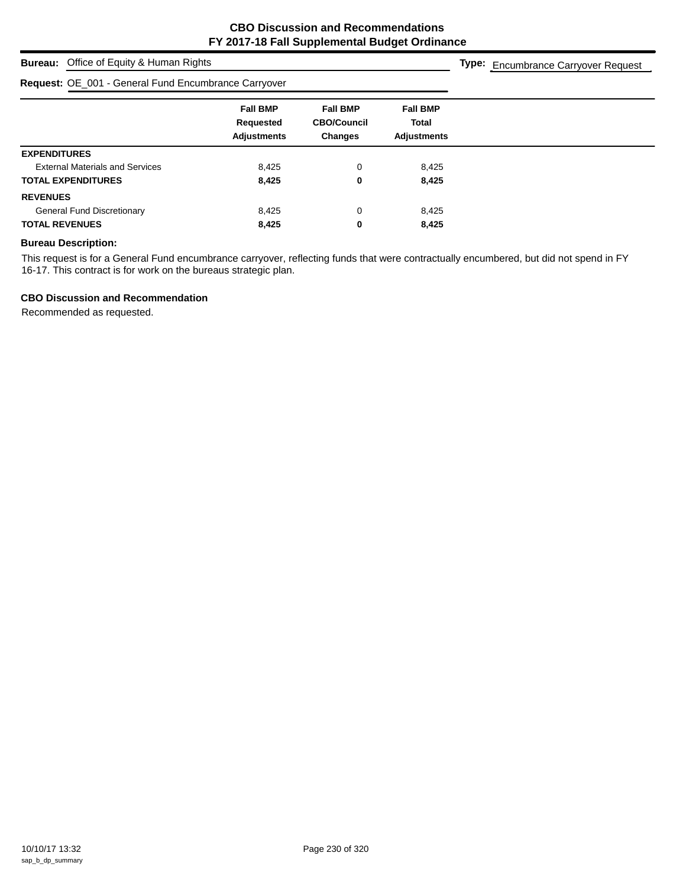# CBO Discussion and Recommendations
## FY 2017-18 Fall Supplemental Budget Ordinance

**Bureau:** Office of Equity & Human Rights

**Type:** Encumbrance Carryover Request

**Request:** OE_001 - General Fund Encumbrance Carryover

| | Fall BMP Requested Adjustments | Fall BMP CBO/Council Changes | Fall BMP Total Adjustments |
|---|---|---|---|
| **EXPENDITURES** | | | |
| External Materials and Services | 8,425 | 0 | 8,425 |
| **TOTAL EXPENDITURES** | **8,425** | **0** | **8,425** |
| **REVENUES** | | | |
| General Fund Discretionary | 8,425 | 0 | 8,425 |
| **TOTAL REVENUES** | **8,425** | **0** | **8,425** |

**Bureau Description:**

This request is for a General Fund encumbrance carryover, reflecting funds that were contractually encumbered, but did not spend in FY 16-17. This contract is for work on the bureaus strategic plan.

**CBO Discussion and Recommendation**

Recommended as requested.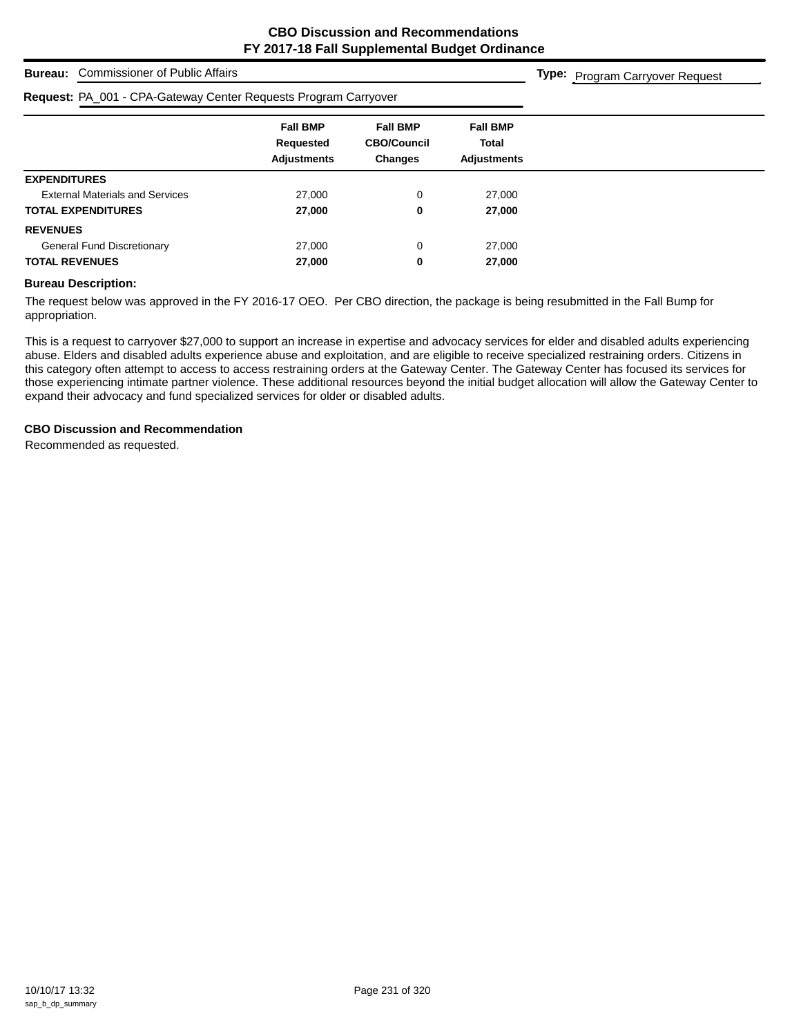# CBO Discussion and Recommendations
# FY 2017-18 Fall Supplemental Budget Ordinance

**Bureau:** Commissioner of Public Affairs

**Type:** Program Carryover Request

**Request:** PA_001 - CPA-Gateway Center Requests Program Carryover

| | Fall BMP Requested Adjustments | Fall BMP CBO/Council Changes | Fall BMP Total Adjustments |
|---|---|---|---|
| **EXPENDITURES** | | | |
| External Materials and Services | 27,000 | 0 | 27,000 |
| **TOTAL EXPENDITURES** | **27,000** | **0** | **27,000** |
| **REVENUES** | | | |
| General Fund Discretionary | 27,000 | 0 | 27,000 |
| **TOTAL REVENUES** | **27,000** | **0** | **27,000** |

**Bureau Description:**

The request below was approved in the FY 2016-17 OEO. Per CBO direction, the package is being resubmitted in the Fall Bump for appropriation.

This is a request to carryover $27,000 to support an increase in expertise and advocacy services for elder and disabled adults experiencing abuse. Elders and disabled adults experience abuse and exploitation, and are eligible to receive specialized restraining orders. Citizens in this category often attempt to access to access restraining orders at the Gateway Center. The Gateway Center has focused its services for those experiencing intimate partner violence. These additional resources beyond the initial budget allocation will allow the Gateway Center to expand their advocacy and fund specialized services for older or disabled adults.

**CBO Discussion and Recommendation**

Recommended as requested.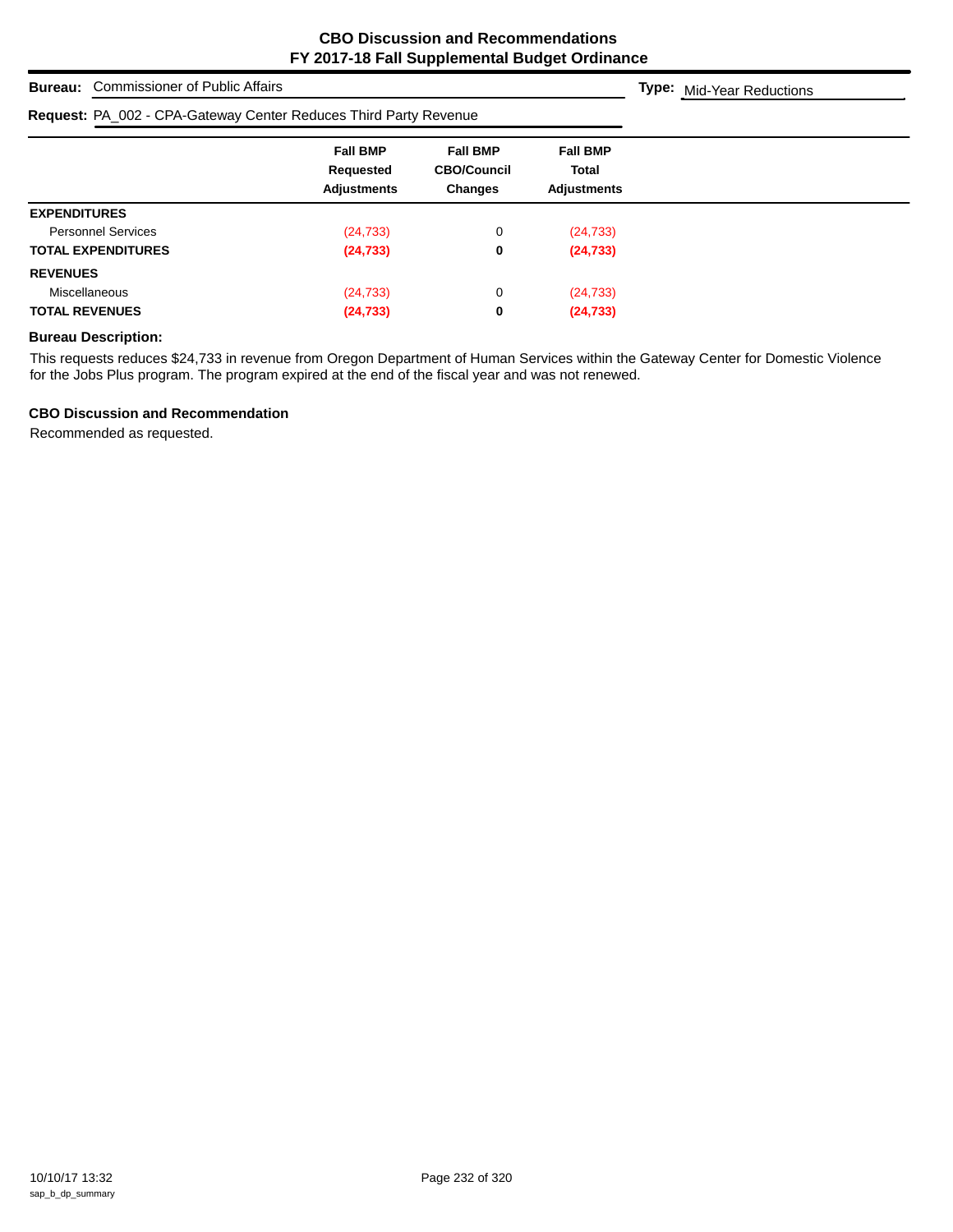# CBO Discussion and Recommendations
## FY 2017-18 Fall Supplemental Budget Ordinance

**Bureau:** Commissioner of Public Affairs

**Type:** Mid-Year Reductions

**Request:** PA_002 - CPA-Gateway Center Reduces Third Party Revenue

| | Fall BMP Requested Adjustments | Fall BMP CBO/Council Changes | Fall BMP Total Adjustments |
|---|---|---|---|
| **EXPENDITURES** | | | |
| Personnel Services | (24,733) | 0 | (24,733) |
| **TOTAL EXPENDITURES** | **(24,733)** | **0** | **(24,733)** |
| **REVENUES** | | | |
| Miscellaneous | (24,733) | 0 | (24,733) |
| **TOTAL REVENUES** | **(24,733)** | **0** | **(24,733)** |

**Bureau Description:**

This requests reduces $24,733 in revenue from Oregon Department of Human Services within the Gateway Center for Domestic Violence for the Jobs Plus program. The program expired at the end of the fiscal year and was not renewed.

**CBO Discussion and Recommendation**

Recommended as requested.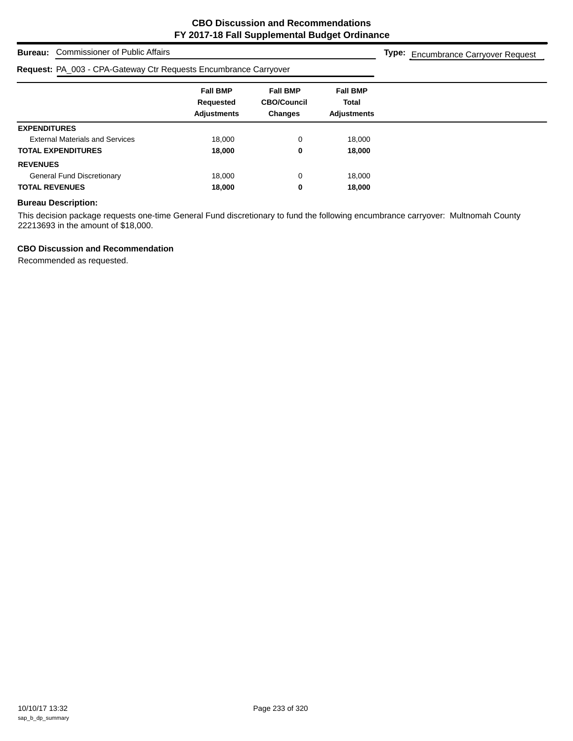# CBO Discussion and Recommendations
# FY 2017-18 Fall Supplemental Budget Ordinance

**Bureau:** Commissioner of Public Affairs

**Type:** Encumbrance Carryover Request

**Request:** PA_003 - CPA-Gateway Ctr Requests Encumbrance Carryover

| | Fall BMP Requested Adjustments | Fall BMP CBO/Council Changes | Fall BMP Total Adjustments |
|---|---|---|---|
| **EXPENDITURES** | | | |
| External Materials and Services | 18,000 | 0 | 18,000 |
| **TOTAL EXPENDITURES** | **18,000** | **0** | **18,000** |
| **REVENUES** | | | |
| General Fund Discretionary | 18,000 | 0 | 18,000 |
| **TOTAL REVENUES** | **18,000** | **0** | **18,000** |

**Bureau Description:**

This decision package requests one-time General Fund discretionary to fund the following encumbrance carryover: Multnomah County 22213693 in the amount of $18,000.

**CBO Discussion and Recommendation**

Recommended as requested.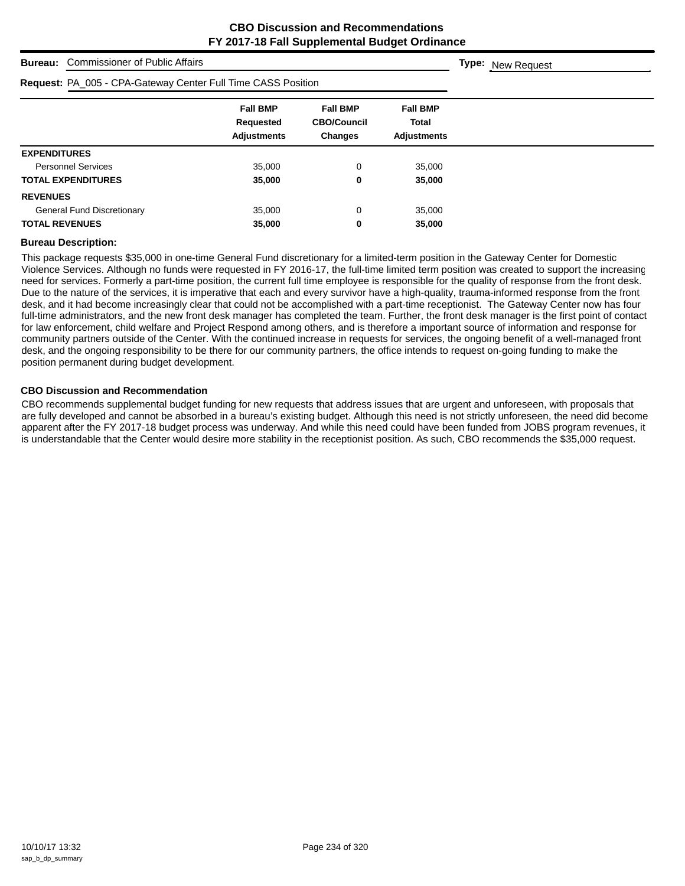# CBO Discussion and Recommendations
# FY 2017-18 Fall Supplemental Budget Ordinance

**Bureau:** Commissioner of Public Affairs **Type:** New Request

**Request:** PA_005 - CPA-Gateway Center Full Time CASS Position

| | Fall BMP Requested Adjustments | Fall BMP CBO/Council Changes | Fall BMP Total Adjustments |
|---|---|---|---|
| **EXPENDITURES** | | | |
| Personnel Services | 35,000 | 0 | 35,000 |
| **TOTAL EXPENDITURES** | **35,000** | **0** | **35,000** |
| **REVENUES** | | | |
| General Fund Discretionary | 35,000 | 0 | 35,000 |
| **TOTAL REVENUES** | **35,000** | **0** | **35,000** |

**Bureau Description:**

This package requests $35,000 in one-time General Fund discretionary for a limited-term position in the Gateway Center for Domestic Violence Services. Although no funds were requested in FY 2016-17, the full-time limited term position was created to support the increasing need for services. Formerly a part-time position, the current full time employee is responsible for the quality of response from the front desk. Due to the nature of the services, it is imperative that each and every survivor have a high-quality, trauma-informed response from the front desk, and it had become increasingly clear that could not be accomplished with a part-time receptionist. The Gateway Center now has four full-time administrators, and the new front desk manager has completed the team. Further, the front desk manager is the first point of contact for law enforcement, child welfare and Project Respond among others, and is therefore a important source of information and response for community partners outside of the Center. With the continued increase in requests for services, the ongoing benefit of a well-managed front desk, and the ongoing responsibility to be there for our community partners, the office intends to request on-going funding to make the position permanent during budget development.

**CBO Discussion and Recommendation**

CBO recommends supplemental budget funding for new requests that address issues that are urgent and unforeseen, with proposals that are fully developed and cannot be absorbed in a bureau's existing budget. Although this need is not strictly unforeseen, the need did become apparent after the FY 2017-18 budget process was underway. And while this need could have been funded from JOBS program revenues, it is understandable that the Center would desire more stability in the receptionist position. As such, CBO recommends the $35,000 request.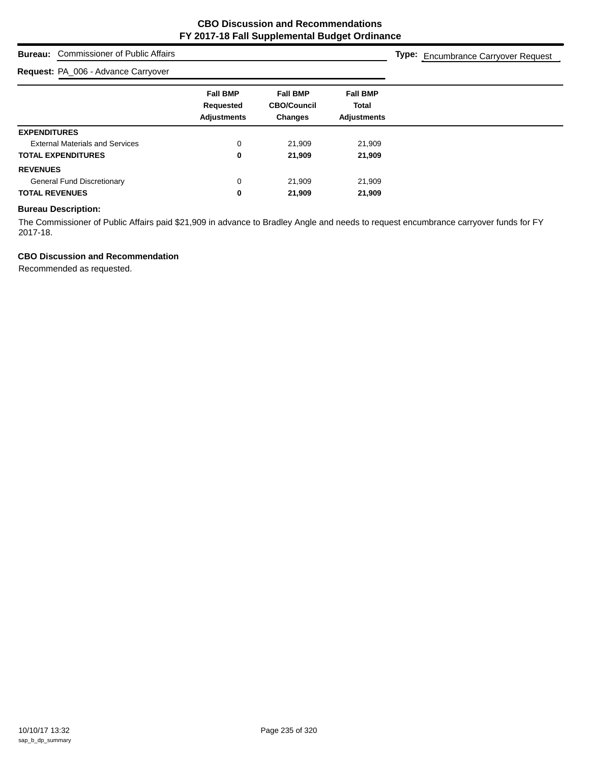# CBO Discussion and Recommendations
## FY 2017-18 Fall Supplemental Budget Ordinance

**Bureau:** Commissioner of Public Affairs

**Type:** Encumbrance Carryover Request

**Request:** PA_006 - Advance Carryover

| | Fall BMP Requested Adjustments | Fall BMP CBO/Council Changes | Fall BMP Total Adjustments |
|---|---|---|---|
| **EXPENDITURES** | | | |
| External Materials and Services | 0 | 21,909 | 21,909 |
| **TOTAL EXPENDITURES** | **0** | **21,909** | **21,909** |
| **REVENUES** | | | |
| General Fund Discretionary | 0 | 21,909 | 21,909 |
| **TOTAL REVENUES** | **0** | **21,909** | **21,909** |

### Bureau Description:

The Commissioner of Public Affairs paid $21,909 in advance to Bradley Angle and needs to request encumbrance carryover funds for FY 2017-18.

### CBO Discussion and Recommendation

Recommended as requested.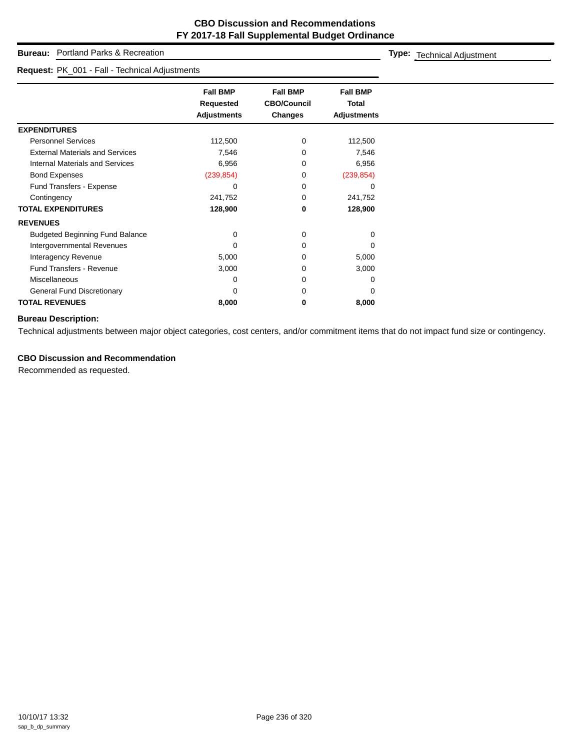# CBO Discussion and Recommendations
## FY 2017-18 Fall Supplemental Budget Ordinance

**Bureau:** Portland Parks & Recreation

**Type:** Technical Adjustment

**Request:** PK_001 - Fall - Technical Adjustments

| | Fall BMP Requested Adjustments | Fall BMP CBO/Council Changes | Fall BMP Total Adjustments |
|---|---|---|---|
| **EXPENDITURES** | | | |
| Personnel Services | 112,500 | 0 | 112,500 |
| External Materials and Services | 7,546 | 0 | 7,546 |
| Internal Materials and Services | 6,956 | 0 | 6,956 |
| Bond Expenses | (239,854) | 0 | (239,854) |
| Fund Transfers - Expense | 0 | 0 | 0 |
| Contingency | 241,752 | 0 | 241,752 |
| **TOTAL EXPENDITURES** | **128,900** | **0** | **128,900** |
| **REVENUES** | | | |
| Budgeted Beginning Fund Balance | 0 | 0 | 0 |
| Intergovernmental Revenues | 0 | 0 | 0 |
| Interagency Revenue | 5,000 | 0 | 5,000 |
| Fund Transfers - Revenue | 3,000 | 0 | 3,000 |
| Miscellaneous | 0 | 0 | 0 |
| General Fund Discretionary | 0 | 0 | 0 |
| **TOTAL REVENUES** | **8,000** | **0** | **8,000** |

### Bureau Description:

Technical adjustments between major object categories, cost centers, and/or commitment items that do not impact fund size or contingency.

### CBO Discussion and Recommendation

Recommended as requested.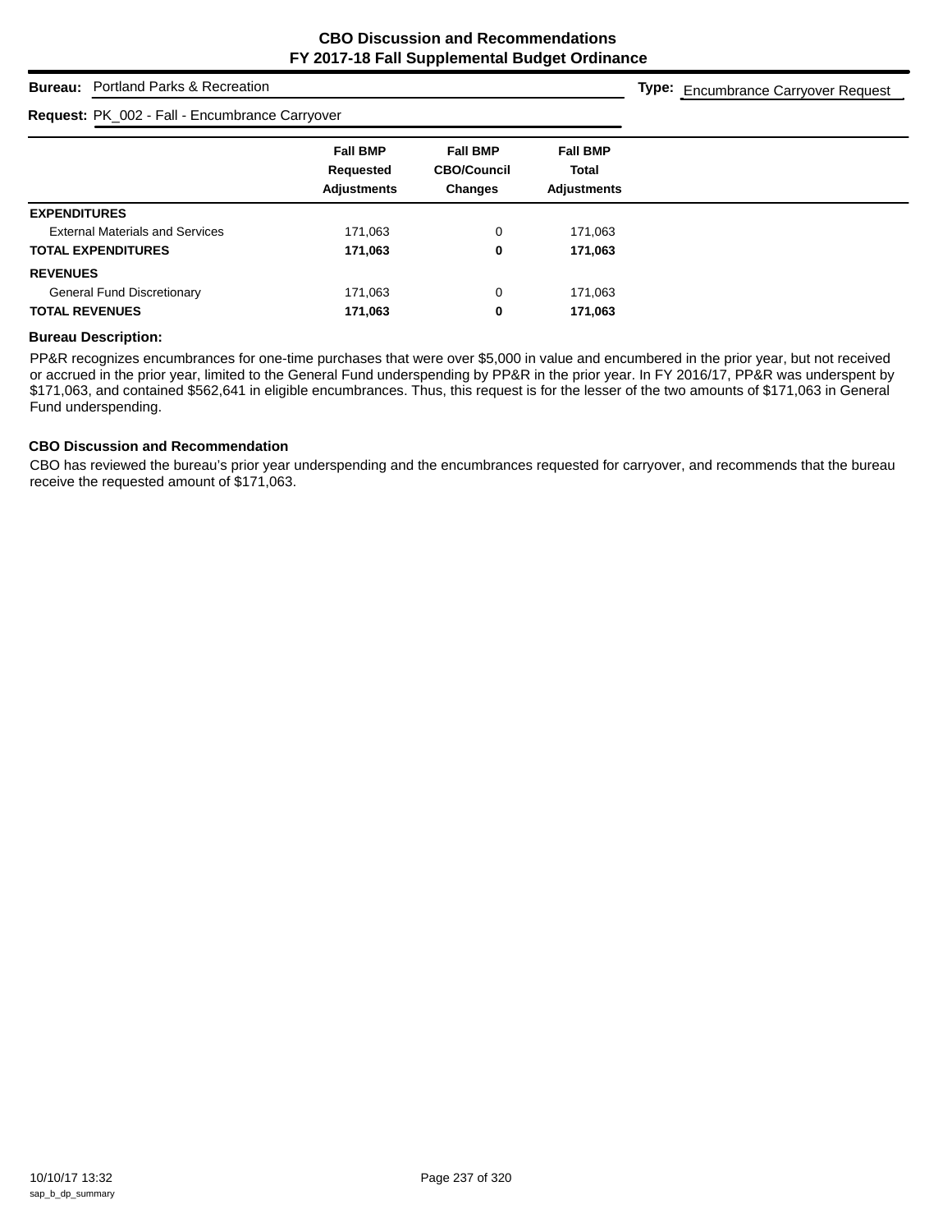# CBO Discussion and Recommendations
## FY 2017-18 Fall Supplemental Budget Ordinance

**Bureau:** Portland Parks & Recreation

**Type:** Encumbrance Carryover Request

**Request:** PK_002 - Fall - Encumbrance Carryover

| | Fall BMP Requested Adjustments | Fall BMP CBO/Council Changes | Fall BMP Total Adjustments |
|---|---|---|---|
| **EXPENDITURES** | | | |
| External Materials and Services | 171,063 | 0 | 171,063 |
| **TOTAL EXPENDITURES** | **171,063** | **0** | **171,063** |
| **REVENUES** | | | |
| General Fund Discretionary | 171,063 | 0 | 171,063 |
| **TOTAL REVENUES** | **171,063** | **0** | **171,063** |

**Bureau Description:**

PP&R recognizes encumbrances for one-time purchases that were over $5,000 in value and encumbered in the prior year, but not received or accrued in the prior year, limited to the General Fund underspending by PP&R in the prior year. In FY 2016/17, PP&R was underspent by $171,063, and contained $562,641 in eligible encumbrances. Thus, this request is for the lesser of the two amounts of $171,063 in General Fund underspending.

**CBO Discussion and Recommendation**

CBO has reviewed the bureau's prior year underspending and the encumbrances requested for carryover, and recommends that the bureau receive the requested amount of $171,063.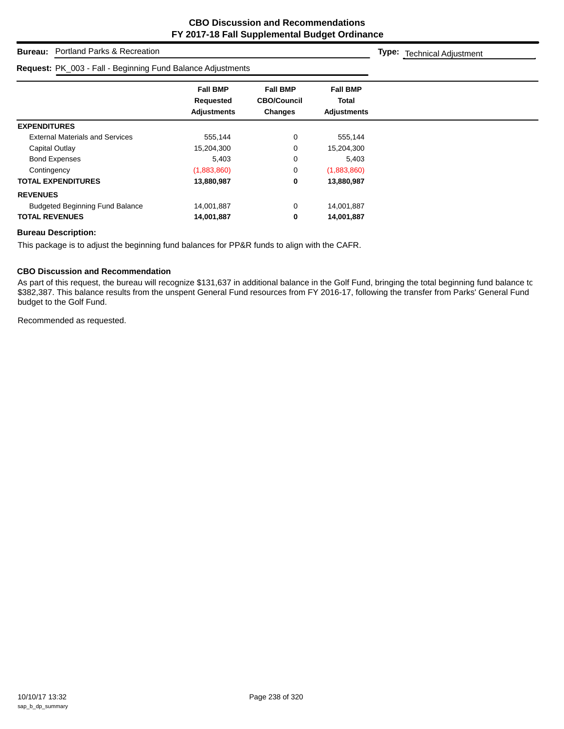**CBO Discussion and Recommendations**
**FY 2017-18 Fall Supplemental Budget Ordinance**

**Bureau:** Portland Parks & Recreation

**Type:** Technical Adjustment

**Request:** PK_003 - Fall - Beginning Fund Balance Adjustments

| | Fall BMP Requested Adjustments | Fall BMP CBO/Council Changes | Fall BMP Total Adjustments |
|---|---|---|---|
| **EXPENDITURES** | | | |
| External Materials and Services | 555,144 | 0 | 555,144 |
| Capital Outlay | 15,204,300 | 0 | 15,204,300 |
| Bond Expenses | 5,403 | 0 | 5,403 |
| Contingency | (1,883,860) | 0 | (1,883,860) |
| **TOTAL EXPENDITURES** | **13,880,987** | **0** | **13,880,987** |
| **REVENUES** | | | |
| Budgeted Beginning Fund Balance | 14,001,887 | 0 | 14,001,887 |
| **TOTAL REVENUES** | **14,001,887** | **0** | **14,001,887** |

**Bureau Description:**

This package is to adjust the beginning fund balances for PP&R funds to align with the CAFR.

**CBO Discussion and Recommendation**

As part of this request, the bureau will recognize $131,637 in additional balance in the Golf Fund, bringing the total beginning fund balance to $382,387. This balance results from the unspent General Fund resources from FY 2016-17, following the transfer from Parks' General Fund budget to the Golf Fund.

Recommended as requested.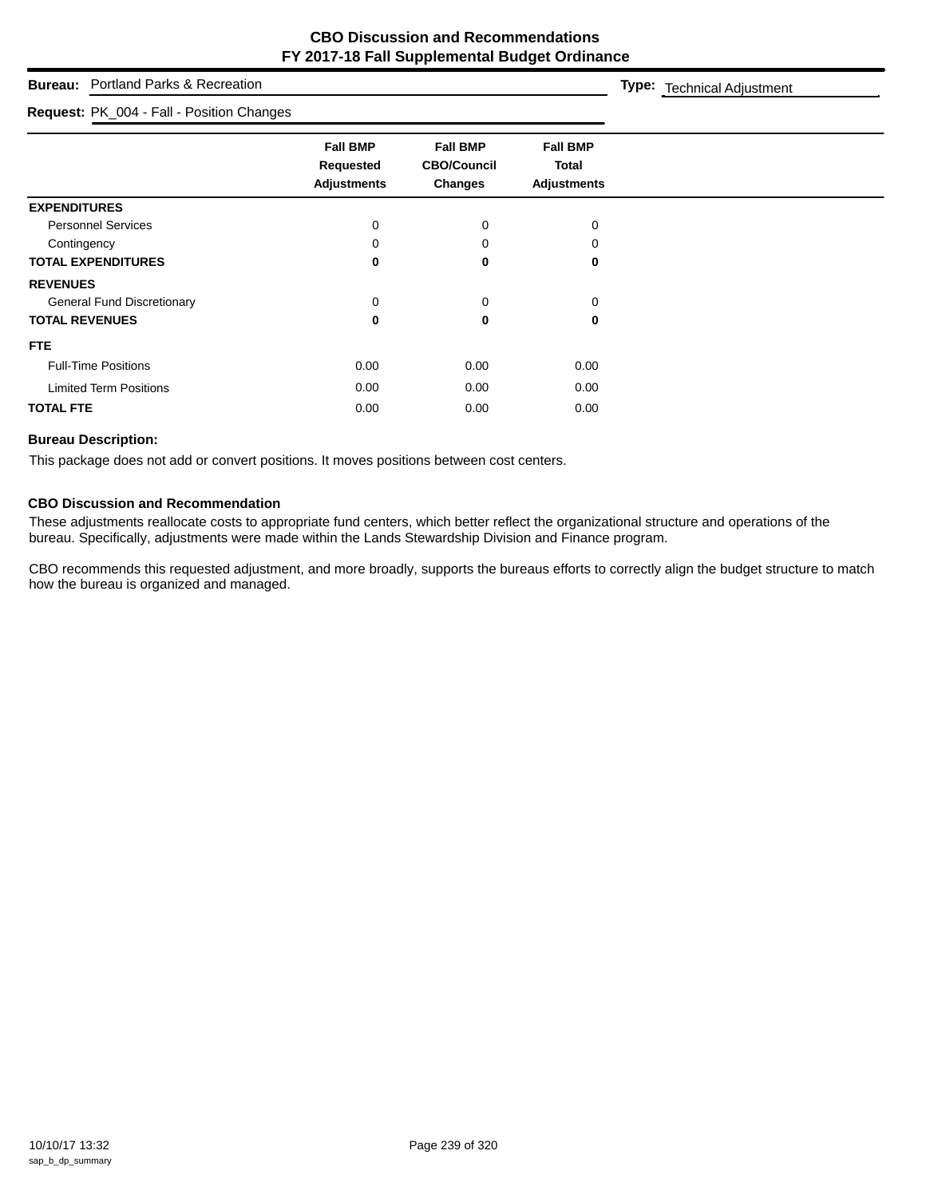# CBO Discussion and Recommendations
## FY 2017-18 Fall Supplemental Budget Ordinance

**Bureau:** Portland Parks & Recreation **Type:** Technical Adjustment

**Request:** PK_004 - Fall - Position Changes

| | Fall BMP Requested Adjustments | Fall BMP CBO/Council Changes | Fall BMP Total Adjustments |
|---|---|---|---|
| **EXPENDITURES** | | | |
| Personnel Services | 0 | 0 | 0 |
| Contingency | 0 | 0 | 0 |
| **TOTAL EXPENDITURES** | **0** | **0** | **0** |
| **REVENUES** | | | |
| General Fund Discretionary | 0 | 0 | 0 |
| **TOTAL REVENUES** | **0** | **0** | **0** |
| **FTE** | | | |
| Full-Time Positions | 0.00 | 0.00 | 0.00 |
| Limited Term Positions | 0.00 | 0.00 | 0.00 |
| **TOTAL FTE** | 0.00 | 0.00 | 0.00 |

### Bureau Description:

This package does not add or convert positions. It moves positions between cost centers.

### CBO Discussion and Recommendation

These adjustments reallocate costs to appropriate fund centers, which better reflect the organizational structure and operations of the bureau. Specifically, adjustments were made within the Lands Stewardship Division and Finance program.

CBO recommends this requested adjustment, and more broadly, supports the bureaus efforts to correctly align the budget structure to match how the bureau is organized and managed.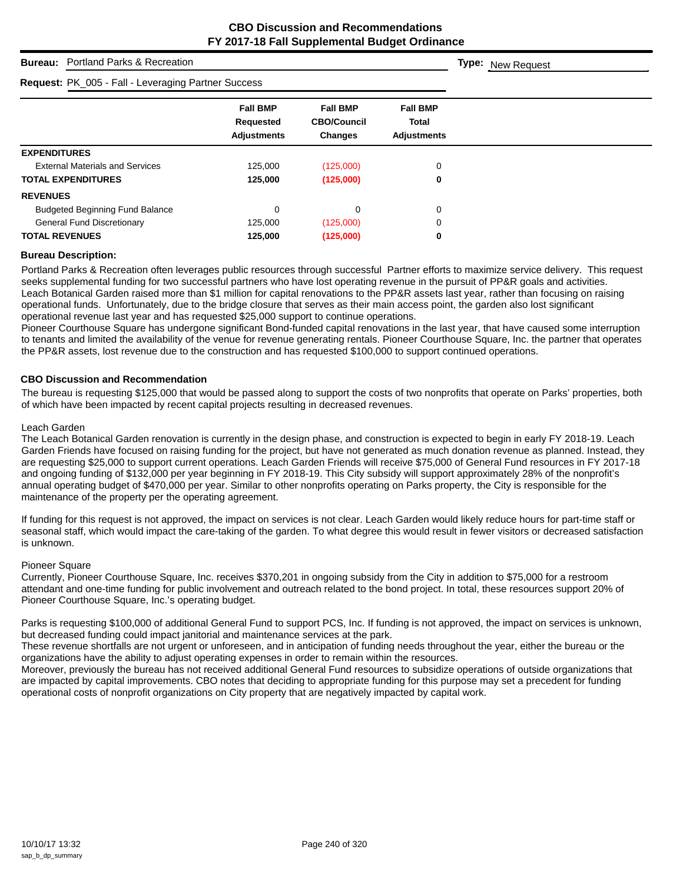# CBO Discussion and Recommendations
## FY 2017-18 Fall Supplemental Budget Ordinance

**Bureau:** Portland Parks & Recreation

**Type:** New Request

**Request:** PK_005 - Fall - Leveraging Partner Success

| | Fall BMP Requested Adjustments | Fall BMP CBO/Council Changes | Fall BMP Total Adjustments |
|---|---|---|---|
| **EXPENDITURES** | | | |
| External Materials and Services | 125,000 | (125,000) | 0 |
| **TOTAL EXPENDITURES** | **125,000** | **(125,000)** | **0** |
| **REVENUES** | | | |
| Budgeted Beginning Fund Balance | 0 | 0 | 0 |
| General Fund Discretionary | 125,000 | (125,000) | 0 |
| **TOTAL REVENUES** | **125,000** | **(125,000)** | **0** |

**Bureau Description:**

Portland Parks & Recreation often leverages public resources through successful Partner efforts to maximize service delivery. This request seeks supplemental funding for two successful partners who have lost operating revenue in the pursuit of PP&R goals and activities. Leach Botanical Garden raised more than $1 million for capital renovations to the PP&R assets last year, rather than focusing on raising operational funds. Unfortunately, due to the bridge closure that serves as their main access point, the garden also lost significant operational revenue last year and has requested $25,000 support to continue operations.

Pioneer Courthouse Square has undergone significant Bond-funded capital renovations in the last year, that have caused some interruption to tenants and limited the availability of the venue for revenue generating rentals. Pioneer Courthouse Square, Inc. the partner that operates the PP&R assets, lost revenue due to the construction and has requested $100,000 to support continued operations.

**CBO Discussion and Recommendation**

The bureau is requesting $125,000 that would be passed along to support the costs of two nonprofits that operate on Parks' properties, both of which have been impacted by recent capital projects resulting in decreased revenues.

Leach Garden

The Leach Botanical Garden renovation is currently in the design phase, and construction is expected to begin in early FY 2018-19. Leach Garden Friends have focused on raising funding for the project, but have not generated as much donation revenue as planned. Instead, they are requesting $25,000 to support current operations. Leach Garden Friends will receive $75,000 of General Fund resources in FY 2017-18 and ongoing funding of $132,000 per year beginning in FY 2018-19. This City subsidy will support approximately 28% of the nonprofit's annual operating budget of $470,000 per year. Similar to other nonprofits operating on Parks property, the City is responsible for the maintenance of the property per the operating agreement.

If funding for this request is not approved, the impact on services is not clear. Leach Garden would likely reduce hours for part-time staff or seasonal staff, which would impact the care-taking of the garden. To what degree this would result in fewer visitors or decreased satisfaction is unknown.

Pioneer Square

Currently, Pioneer Courthouse Square, Inc. receives $370,201 in ongoing subsidy from the City in addition to $75,000 for a restroom attendant and one-time funding for public involvement and outreach related to the bond project. In total, these resources support 20% of Pioneer Courthouse Square, Inc.'s operating budget.

Parks is requesting $100,000 of additional General Fund to support PCS, Inc. If funding is not approved, the impact on services is unknown, but decreased funding could impact janitorial and maintenance services at the park.

These revenue shortfalls are not urgent or unforeseen, and in anticipation of funding needs throughout the year, either the bureau or the organizations have the ability to adjust operating expenses in order to remain within the resources.

Moreover, previously the bureau has not received additional General Fund resources to subsidize operations of outside organizations that are impacted by capital improvements. CBO notes that deciding to appropriate funding for this purpose may set a precedent for funding operational costs of nonprofit organizations on City property that are negatively impacted by capital work.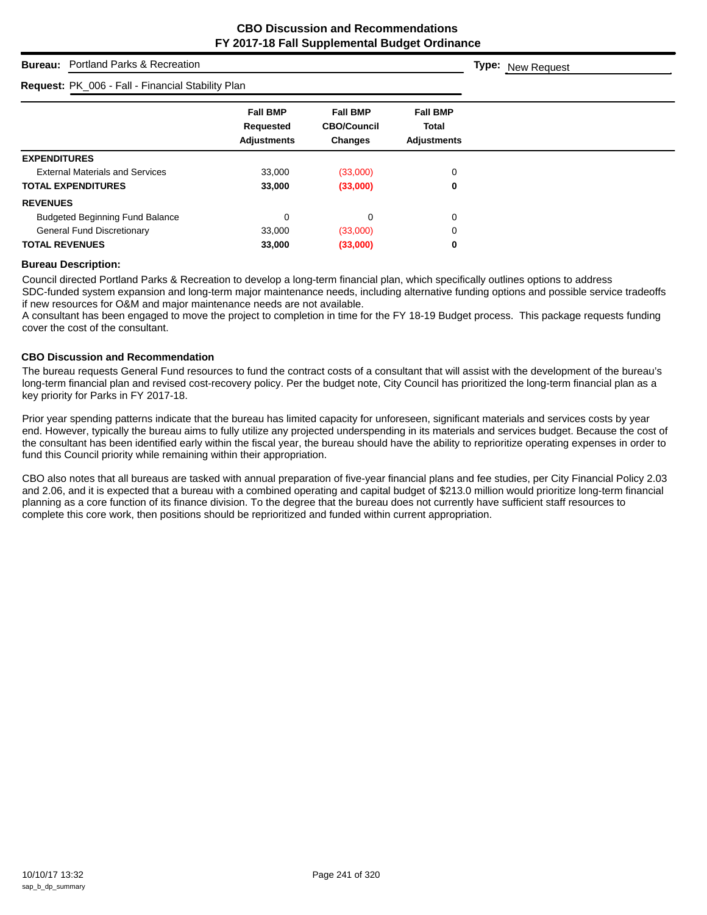# CBO Discussion and Recommendations
## FY 2017-18 Fall Supplemental Budget Ordinance

**Bureau:** Portland Parks & Recreation **Type:** New Request

**Request:** PK_006 - Fall - Financial Stability Plan

| | Fall BMP Requested Adjustments | Fall BMP CBO/Council Changes | Fall BMP Total Adjustments |
|---|---|---|---|
| **EXPENDITURES** | | | |
| External Materials and Services | 33,000 | (33,000) | 0 |
| **TOTAL EXPENDITURES** | **33,000** | **(33,000)** | **0** |
| **REVENUES** | | | |
| Budgeted Beginning Fund Balance | 0 | 0 | 0 |
| General Fund Discretionary | 33,000 | (33,000) | 0 |
| **TOTAL REVENUES** | **33,000** | **(33,000)** | **0** |

**Bureau Description:**

Council directed Portland Parks & Recreation to develop a long-term financial plan, which specifically outlines options to address SDC-funded system expansion and long-term major maintenance needs, including alternative funding options and possible service tradeoffs if new resources for O&M and major maintenance needs are not available.
A consultant has been engaged to move the project to completion in time for the FY 18-19 Budget process. This package requests funding cover the cost of the consultant.

**CBO Discussion and Recommendation**

The bureau requests General Fund resources to fund the contract costs of a consultant that will assist with the development of the bureau's long-term financial plan and revised cost-recovery policy. Per the budget note, City Council has prioritized the long-term financial plan as a key priority for Parks in FY 2017-18.

Prior year spending patterns indicate that the bureau has limited capacity for unforeseen, significant materials and services costs by year end. However, typically the bureau aims to fully utilize any projected underspending in its materials and services budget. Because the cost of the consultant has been identified early within the fiscal year, the bureau should have the ability to reprioritize operating expenses in order to fund this Council priority while remaining within their appropriation.

CBO also notes that all bureaus are tasked with annual preparation of five-year financial plans and fee studies, per City Financial Policy 2.03 and 2.06, and it is expected that a bureau with a combined operating and capital budget of $213.0 million would prioritize long-term financial planning as a core function of its finance division. To the degree that the bureau does not currently have sufficient staff resources to complete this core work, then positions should be reprioritized and funded within current appropriation.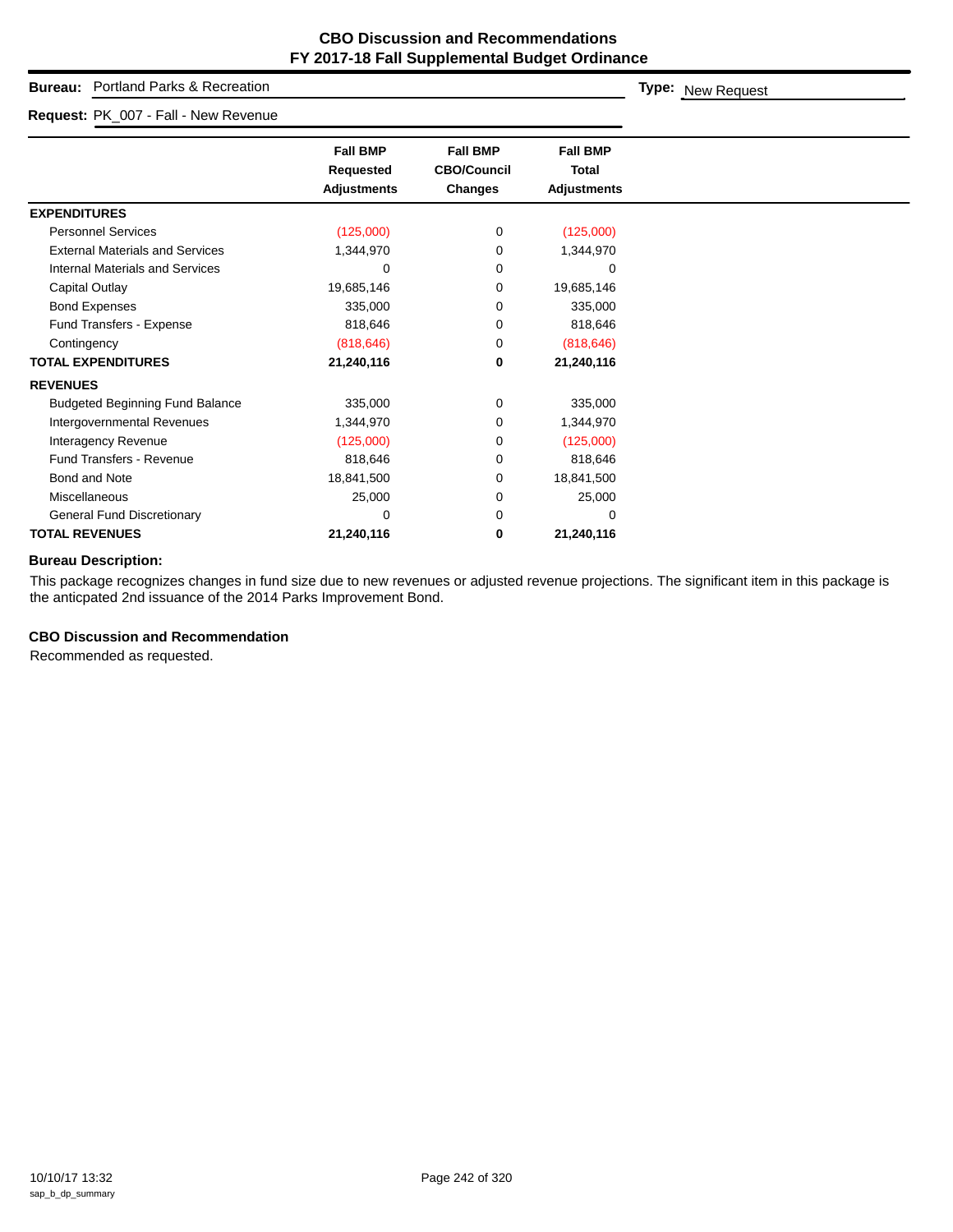# CBO Discussion and Recommendations
# FY 2017-18 Fall Supplemental Budget Ordinance

**Bureau:** Portland Parks & Recreation

**Type:** New Request

**Request:** PK_007 - Fall - New Revenue

| | Fall BMP Requested Adjustments | Fall BMP CBO/Council Changes | Fall BMP Total Adjustments |
|---|---|---|---|
| **EXPENDITURES** | | | |
| Personnel Services | (125,000) | 0 | (125,000) |
| External Materials and Services | 1,344,970 | 0 | 1,344,970 |
| Internal Materials and Services | 0 | 0 | 0 |
| Capital Outlay | 19,685,146 | 0 | 19,685,146 |
| Bond Expenses | 335,000 | 0 | 335,000 |
| Fund Transfers - Expense | 818,646 | 0 | 818,646 |
| Contingency | (818,646) | 0 | (818,646) |
| **TOTAL EXPENDITURES** | **21,240,116** | **0** | **21,240,116** |
| **REVENUES** | | | |
| Budgeted Beginning Fund Balance | 335,000 | 0 | 335,000 |
| Intergovernmental Revenues | 1,344,970 | 0 | 1,344,970 |
| Interagency Revenue | (125,000) | 0 | (125,000) |
| Fund Transfers - Revenue | 818,646 | 0 | 818,646 |
| Bond and Note | 18,841,500 | 0 | 18,841,500 |
| Miscellaneous | 25,000 | 0 | 25,000 |
| General Fund Discretionary | 0 | 0 | 0 |
| **TOTAL REVENUES** | **21,240,116** | **0** | **21,240,116** |

**Bureau Description:**

This package recognizes changes in fund size due to new revenues or adjusted revenue projections. The significant item in this package is the anticpated 2nd issuance of the 2014 Parks Improvement Bond.

**CBO Discussion and Recommendation**

Recommended as requested.

10/10/17 13:32
sap_b_dp_summary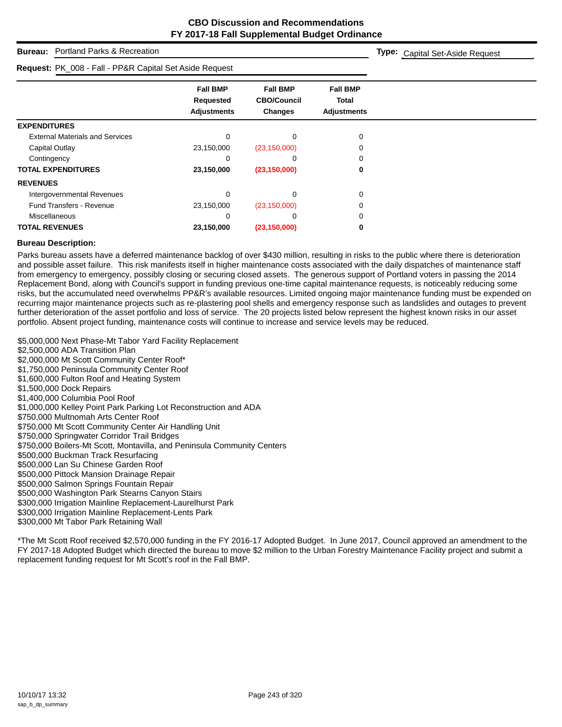# CBO Discussion and Recommendations
## FY 2017-18 Fall Supplemental Budget Ordinance

**Bureau:** Portland Parks & Recreation

**Type:** Capital Set-Aside Request

**Request:** PK_008 - Fall - PP&R Capital Set Aside Request

| | Fall BMP Requested Adjustments | Fall BMP CBO/Council Changes | Fall BMP Total Adjustments |
|---|---|---|---|
| **EXPENDITURES** | | | |
| External Materials and Services | 0 | 0 | 0 |
| Capital Outlay | 23,150,000 | (23,150,000) | 0 |
| Contingency | 0 | 0 | 0 |
| **TOTAL EXPENDITURES** | **23,150,000** | **(23,150,000)** | **0** |
| **REVENUES** | | | |
| Intergovernmental Revenues | 0 | 0 | 0 |
| Fund Transfers - Revenue | 23,150,000 | (23,150,000) | 0 |
| Miscellaneous | 0 | 0 | 0 |
| **TOTAL REVENUES** | **23,150,000** | **(23,150,000)** | **0** |

**Bureau Description:**

Parks bureau assets have a deferred maintenance backlog of over $430 million, resulting in risks to the public where there is deterioration and possible asset failure. This risk manifests itself in higher maintenance costs associated with the daily dispatches of maintenance staff from emergency to emergency, possibly closing or securing closed assets. The generous support of Portland voters in passing the 2014 Replacement Bond, along with Council's support in funding previous one-time capital maintenance requests, is noticeably reducing some risks, but the accumulated need overwhelms PP&R's available resources. Limited ongoing major maintenance funding must be expended on recurring major maintenance projects such as re-plastering pool shells and emergency response such as landslides and outages to prevent further deterioration of the asset portfolio and loss of service. The 20 projects listed below represent the highest known risks in our asset portfolio. Absent project funding, maintenance costs will continue to increase and service levels may be reduced.

$5,000,000 Next Phase-Mt Tabor Yard Facility Replacement
$2,500,000 ADA Transition Plan
$2,000,000 Mt Scott Community Center Roof*
$1,750,000 Peninsula Community Center Roof
$1,600,000 Fulton Roof and Heating System
$1,500,000 Dock Repairs
$1,400,000 Columbia Pool Roof
$1,000,000 Kelley Point Park Parking Lot Reconstruction and ADA
$750,000 Multnomah Arts Center Roof
$750,000 Mt Scott Community Center Air Handling Unit
$750,000 Springwater Corridor Trail Bridges
$750,000 Boilers-Mt Scott, Montavilla, and Peninsula Community Centers
$500,000 Buckman Track Resurfacing
$500,000 Lan Su Chinese Garden Roof
$500,000 Pittock Mansion Drainage Repair
$500,000 Salmon Springs Fountain Repair
$500,000 Washington Park Stearns Canyon Stairs
$300,000 Irrigation Mainline Replacement-Laurelhurst Park
$300,000 Irrigation Mainline Replacement-Lents Park
$300,000 Mt Tabor Park Retaining Wall

*The Mt Scott Roof received $2,570,000 funding in the FY 2016-17 Adopted Budget. In June 2017, Council approved an amendment to the FY 2017-18 Adopted Budget which directed the bureau to move $2 million to the Urban Forestry Maintenance Facility project and submit a replacement funding request for Mt Scott's roof in the Fall BMP.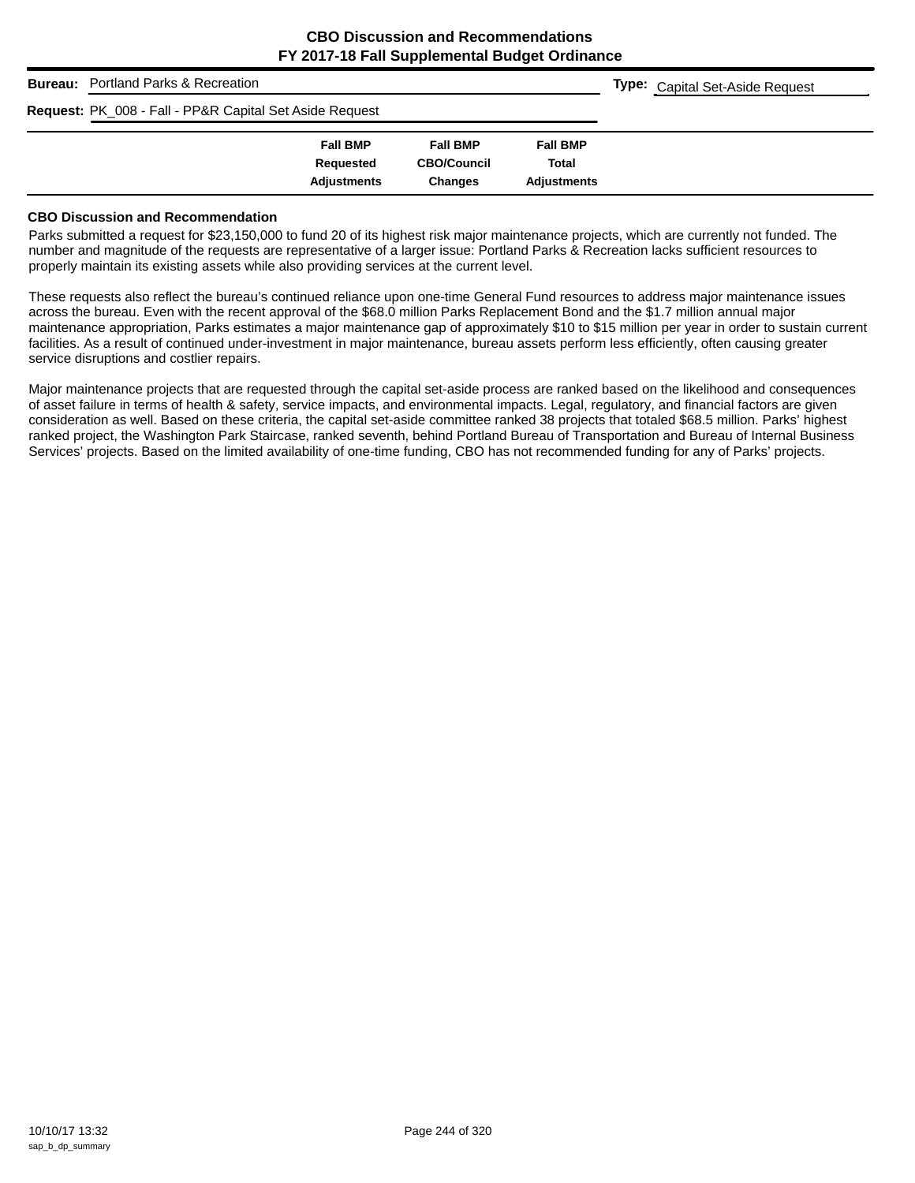# CBO Discussion and Recommendations
## FY 2017-18 Fall Supplemental Budget Ordinance

**Bureau:** Portland Parks & Recreation

**Type:** Capital Set-Aside Request

**Request:** PK_008 - Fall - PP&R Capital Set Aside Request

| | Fall BMP Requested Adjustments | Fall BMP CBO/Council Changes | Fall BMP Total Adjustments |
|---|---|---|---|

### CBO Discussion and Recommendation

Parks submitted a request for $23,150,000 to fund 20 of its highest risk major maintenance projects, which are currently not funded. The number and magnitude of the requests are representative of a larger issue: Portland Parks & Recreation lacks sufficient resources to properly maintain its existing assets while also providing services at the current level.

These requests also reflect the bureau's continued reliance upon one-time General Fund resources to address major maintenance issues across the bureau. Even with the recent approval of the $68.0 million Parks Replacement Bond and the $1.7 million annual major maintenance appropriation, Parks estimates a major maintenance gap of approximately $10 to $15 million per year in order to sustain current facilities. As a result of continued under-investment in major maintenance, bureau assets perform less efficiently, often causing greater service disruptions and costlier repairs.

Major maintenance projects that are requested through the capital set-aside process are ranked based on the likelihood and consequences of asset failure in terms of health & safety, service impacts, and environmental impacts. Legal, regulatory, and financial factors are given consideration as well. Based on these criteria, the capital set-aside committee ranked 38 projects that totaled $68.5 million. Parks' highest ranked project, the Washington Park Staircase, ranked seventh, behind Portland Bureau of Transportation and Bureau of Internal Business Services' projects. Based on the limited availability of one-time funding, CBO has not recommended funding for any of Parks' projects.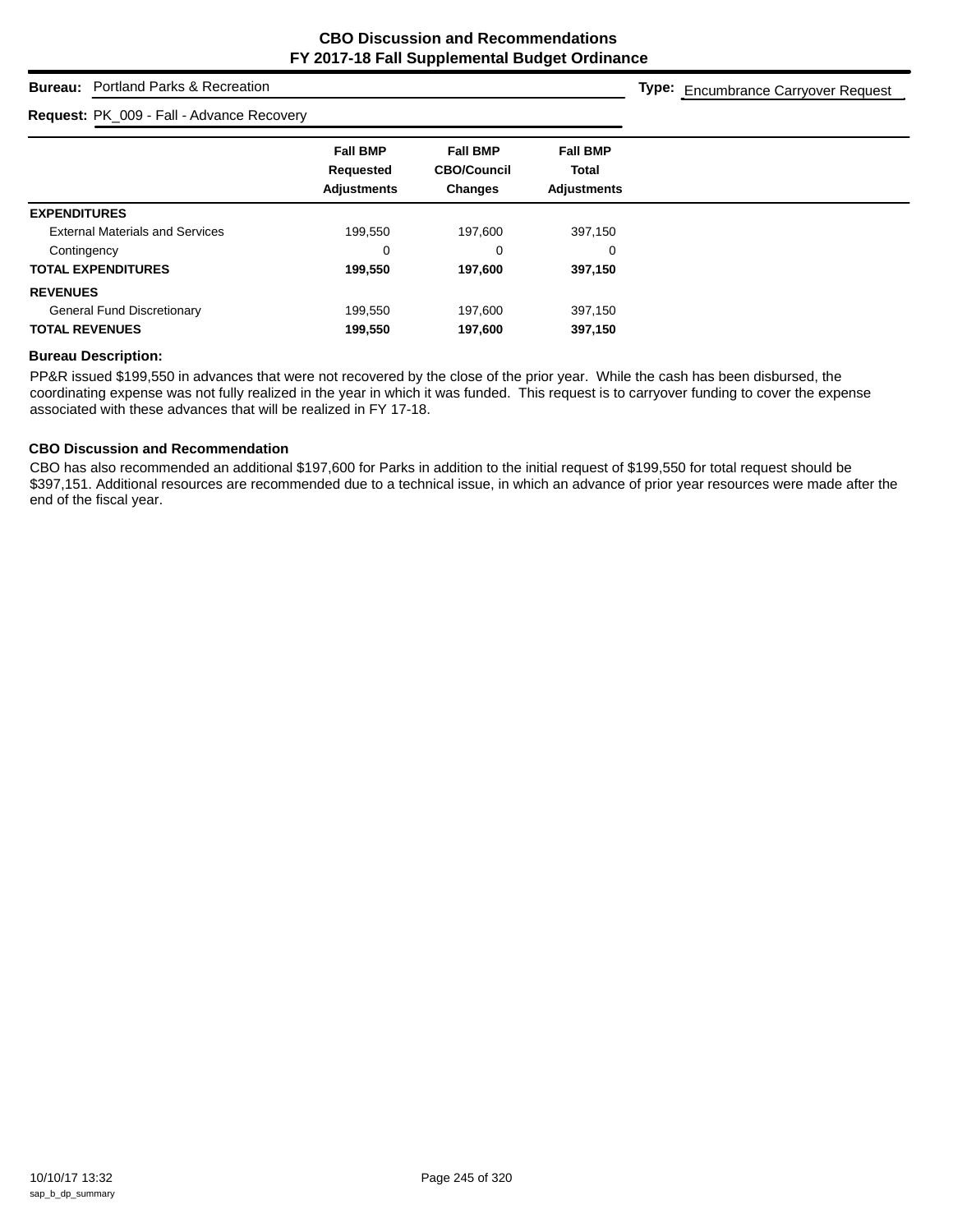# CBO Discussion and Recommendations
## FY 2017-18 Fall Supplemental Budget Ordinance

**Bureau:** Portland Parks & Recreation

**Type:** Encumbrance Carryover Request

**Request:** PK_009 - Fall - Advance Recovery

| | Fall BMP Requested Adjustments | Fall BMP CBO/Council Changes | Fall BMP Total Adjustments |
|---|---|---|---|
| **EXPENDITURES** | | | |
| External Materials and Services | 199,550 | 197,600 | 397,150 |
| Contingency | 0 | 0 | 0 |
| **TOTAL EXPENDITURES** | **199,550** | **197,600** | **397,150** |
| **REVENUES** | | | |
| General Fund Discretionary | 199,550 | 197,600 | 397,150 |
| **TOTAL REVENUES** | **199,550** | **197,600** | **397,150** |

**Bureau Description:**

PP&R issued $199,550 in advances that were not recovered by the close of the prior year. While the cash has been disbursed, the coordinating expense was not fully realized in the year in which it was funded. This request is to carryover funding to cover the expense associated with these advances that will be realized in FY 17-18.

**CBO Discussion and Recommendation**

CBO has also recommended an additional $197,600 for Parks in addition to the initial request of $199,550 for total request should be $397,151. Additional resources are recommended due to a technical issue, in which an advance of prior year resources were made after the end of the fiscal year.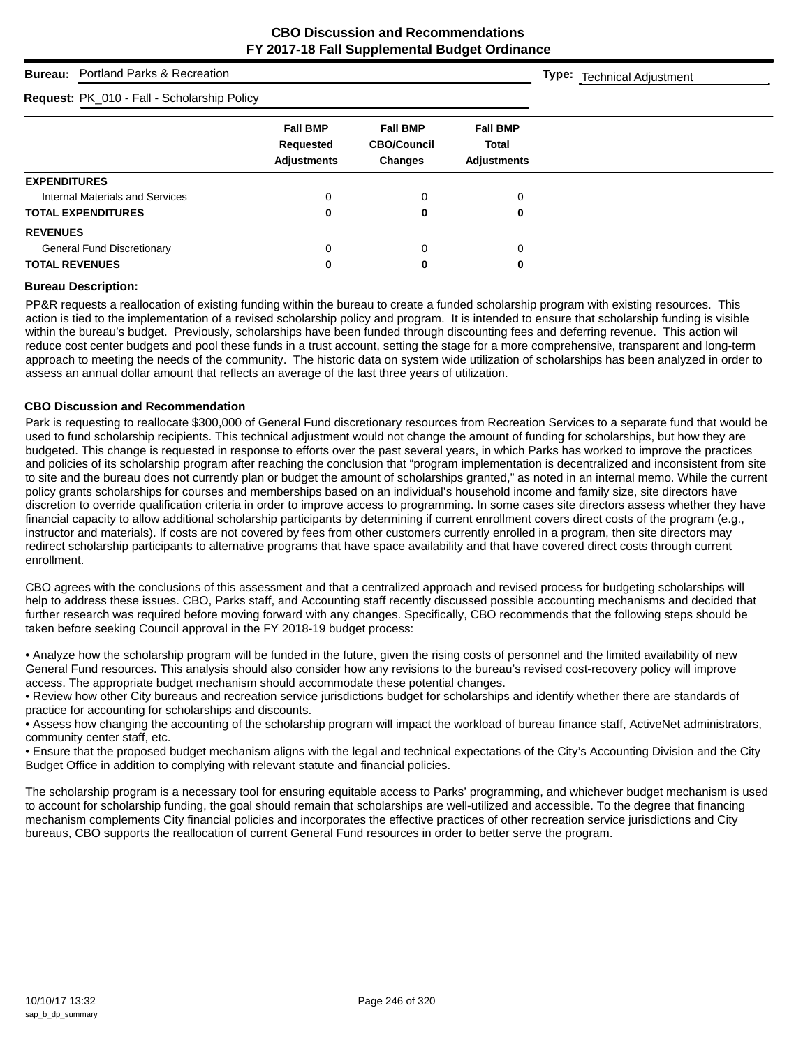# CBO Discussion and Recommendations
## FY 2017-18 Fall Supplemental Budget Ordinance

**Bureau:** Portland Parks & Recreation

**Type:** Technical Adjustment

**Request:** PK_010 - Fall - Scholarship Policy

| | Fall BMP Requested Adjustments | Fall BMP CBO/Council Changes | Fall BMP Total Adjustments |
|---|---|---|---|
| **EXPENDITURES** | | | |
| Internal Materials and Services | 0 | 0 | 0 |
| **TOTAL EXPENDITURES** | **0** | **0** | **0** |
| **REVENUES** | | | |
| General Fund Discretionary | 0 | 0 | 0 |
| **TOTAL REVENUES** | **0** | **0** | **0** |

**Bureau Description:**

PP&R requests a reallocation of existing funding within the bureau to create a funded scholarship program with existing resources. This action is tied to the implementation of a revised scholarship policy and program. It is intended to ensure that scholarship funding is visible within the bureau's budget. Previously, scholarships have been funded through discounting fees and deferring revenue. This action wil reduce cost center budgets and pool these funds in a trust account, setting the stage for a more comprehensive, transparent and long-term approach to meeting the needs of the community. The historic data on system wide utilization of scholarships has been analyzed in order to assess an annual dollar amount that reflects an average of the last three years of utilization.

**CBO Discussion and Recommendation**

Park is requesting to reallocate $300,000 of General Fund discretionary resources from Recreation Services to a separate fund that would be used to fund scholarship recipients. This technical adjustment would not change the amount of funding for scholarships, but how they are budgeted. This change is requested in response to efforts over the past several years, in which Parks has worked to improve the practices and policies of its scholarship program after reaching the conclusion that "program implementation is decentralized and inconsistent from site to site and the bureau does not currently plan or budget the amount of scholarships granted," as noted in an internal memo. While the current policy grants scholarships for courses and memberships based on an individual's household income and family size, site directors have discretion to override qualification criteria in order to improve access to programming. In some cases site directors assess whether they have financial capacity to allow additional scholarship participants by determining if current enrollment covers direct costs of the program (e.g., instructor and materials). If costs are not covered by fees from other customers currently enrolled in a program, then site directors may redirect scholarship participants to alternative programs that have space availability and that have covered direct costs through current enrollment.

CBO agrees with the conclusions of this assessment and that a centralized approach and revised process for budgeting scholarships will help to address these issues. CBO, Parks staff, and Accounting staff recently discussed possible accounting mechanisms and decided that further research was required before moving forward with any changes. Specifically, CBO recommends that the following steps should be taken before seeking Council approval in the FY 2018-19 budget process:

- Analyze how the scholarship program will be funded in the future, given the rising costs of personnel and the limited availability of new General Fund resources. This analysis should also consider how any revisions to the bureau's revised cost-recovery policy will improve access. The appropriate budget mechanism should accommodate these potential changes.
- Review how other City bureaus and recreation service jurisdictions budget for scholarships and identify whether there are standards of practice for accounting for scholarships and discounts.
- Assess how changing the accounting of the scholarship program will impact the workload of bureau finance staff, ActiveNet administrators, community center staff, etc.
- Ensure that the proposed budget mechanism aligns with the legal and technical expectations of the City's Accounting Division and the City Budget Office in addition to complying with relevant statute and financial policies.

The scholarship program is a necessary tool for ensuring equitable access to Parks' programming, and whichever budget mechanism is used to account for scholarship funding, the goal should remain that scholarships are well-utilized and accessible. To the degree that financing mechanism complements City financial policies and incorporates the effective practices of other recreation service jurisdictions and City bureaus, CBO supports the reallocation of current General Fund resources in order to better serve the program.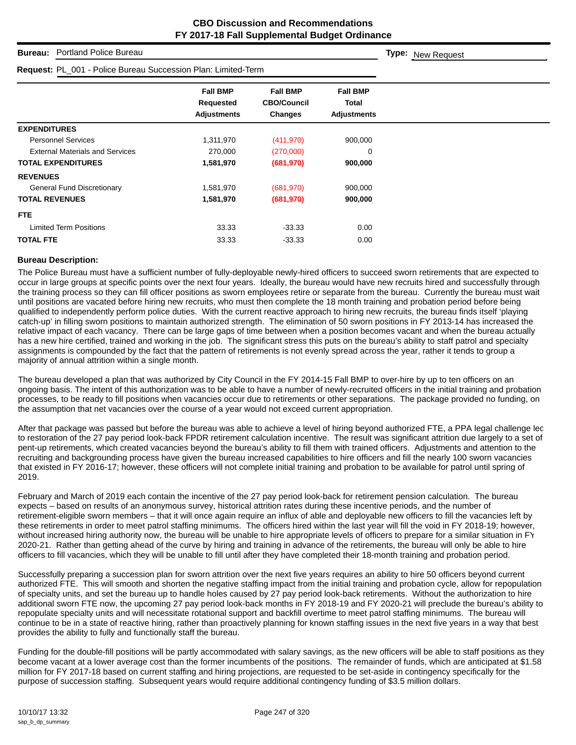# CBO Discussion and Recommendations
## FY 2017-18 Fall Supplemental Budget Ordinance

**Bureau:** Portland Police Bureau

**Type:** New Request

**Request:** PL_001 - Police Bureau Succession Plan: Limited-Term

| | Fall BMP Requested Adjustments | Fall BMP CBO/Council Changes | Fall BMP Total Adjustments |
|---|---|---|---|
| **EXPENDITURES** | | | |
| Personnel Services | 1,311,970 | (411,970) | 900,000 |
| External Materials and Services | 270,000 | (270,000) | 0 |
| **TOTAL EXPENDITURES** | **1,581,970** | **(681,970)** | **900,000** |
| **REVENUES** | | | |
| General Fund Discretionary | 1,581,970 | (681,970) | 900,000 |
| **TOTAL REVENUES** | **1,581,970** | **(681,970)** | **900,000** |
| **FTE** | | | |
| Limited Term Positions | 33.33 | -33.33 | 0.00 |
| **TOTAL FTE** | 33.33 | -33.33 | 0.00 |

**Bureau Description:**

The Police Bureau must have a sufficient number of fully-deployable newly-hired officers to succeed sworn retirements that are expected to occur in large groups at specific points over the next four years. Ideally, the bureau would have new recruits hired and successfully through the training process so they can fill officer positions as sworn employees retire or separate from the bureau. Currently the bureau must wait until positions are vacated before hiring new recruits, who must then complete the 18 month training and probation period before being qualified to independently perform police duties. With the current reactive approach to hiring new recruits, the bureau finds itself 'playing catch-up' in filling sworn positions to maintain authorized strength. The elimination of 50 sworn positions in FY 2013-14 has increased the relative impact of each vacancy. There can be large gaps of time between when a position becomes vacant and when the bureau actually has a new hire certified, trained and working in the job. The significant stress this puts on the bureau's ability to staff patrol and specialty assignments is compounded by the fact that the pattern of retirements is not evenly spread across the year, rather it tends to group a majority of annual attrition within a single month.

The bureau developed a plan that was authorized by City Council in the FY 2014-15 Fall BMP to over-hire by up to ten officers on an ongoing basis. The intent of this authorization was to be able to have a number of newly-recruited officers in the initial training and probation processes, to be ready to fill positions when vacancies occur due to retirements or other separations. The package provided no funding, on the assumption that net vacancies over the course of a year would not exceed current appropriation.

After that package was passed but before the bureau was able to achieve a level of hiring beyond authorized FTE, a PPA legal challenge led to restoration of the 27 pay period look-back FPDR retirement calculation incentive. The result was significant attrition due largely to a set of pent-up retirements, which created vacancies beyond the bureau's ability to fill them with trained officers. Adjustments and attention to the recruiting and backgrounding process have given the bureau increased capabilities to hire officers and fill the nearly 100 sworn vacancies that existed in FY 2016-17; however, these officers will not complete initial training and probation to be available for patrol until spring of 2019.

February and March of 2019 each contain the incentive of the 27 pay period look-back for retirement pension calculation. The bureau expects – based on results of an anonymous survey, historical attrition rates during these incentive periods, and the number of retirement-eligible sworn members – that it will once again require an influx of able and deployable new officers to fill the vacancies left by these retirements in order to meet patrol staffing minimums. The officers hired within the last year will fill the void in FY 2018-19; however, without increased hiring authority now, the bureau will be unable to hire appropriate levels of officers to prepare for a similar situation in FY 2020-21. Rather than getting ahead of the curve by hiring and training in advance of the retirements, the bureau will only be able to hire officers to fill vacancies, which they will be unable to fill until after they have completed their 18-month training and probation period.

Successfully preparing a succession plan for sworn attrition over the next five years requires an ability to hire 50 officers beyond current authorized FTE. This will smooth and shorten the negative staffing impact from the initial training and probation cycle, allow for repopulation of specialty units, and set the bureau up to handle holes caused by 27 pay period look-back retirements. Without the authorization to hire additional sworn FTE now, the upcoming 27 pay period look-back months in FY 2018-19 and FY 2020-21 will preclude the bureau's ability to repopulate specialty units and will necessitate rotational support and backfill overtime to meet patrol staffing minimums. The bureau will continue to be in a state of reactive hiring, rather than proactively planning for known staffing issues in the next five years in a way that best provides the ability to fully and functionally staff the bureau.

Funding for the double-fill positions will be partly accommodated with salary savings, as the new officers will be able to staff positions as they become vacant at a lower average cost than the former incumbents of the positions. The remainder of funds, which are anticipated at $1.58 million for FY 2017-18 based on current staffing and hiring projections, are requested to be set-aside in contingency specifically for the purpose of succession staffing. Subsequent years would require additional contingency funding of $3.5 million dollars.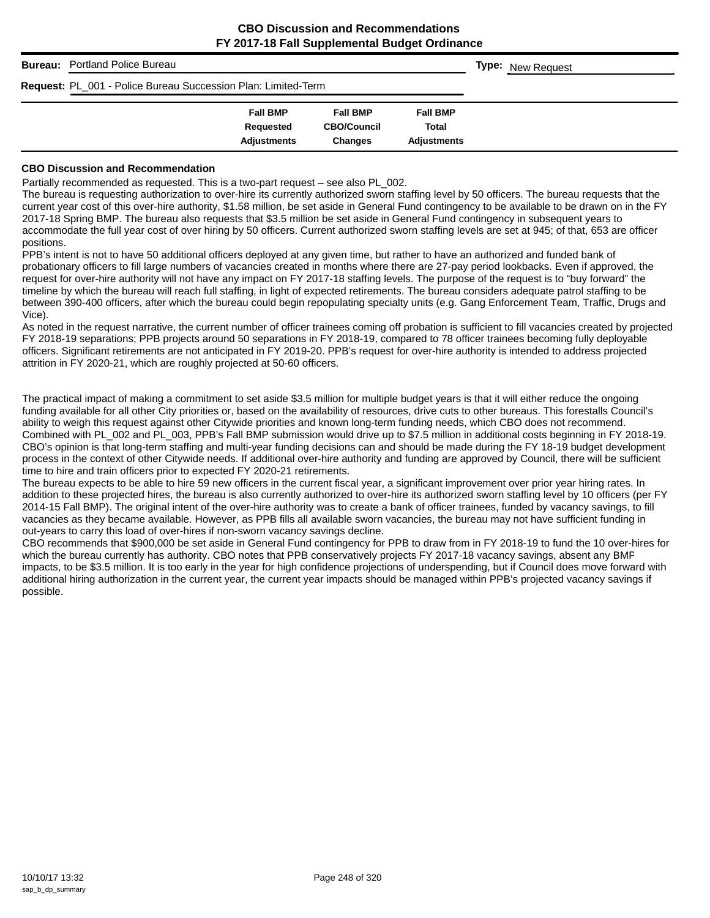**CBO Discussion and Recommendations**
**FY 2017-18 Fall Supplemental Budget Ordinance**

**Bureau:** Portland Police Bureau **Type:** New Request

**Request:** PL_001 - Police Bureau Succession Plan: Limited-Term

| | Fall BMP Requested Adjustments | Fall BMP CBO/Council Changes | Fall BMP Total Adjustments |
|---|---|---|---|

**CBO Discussion and Recommendation**

Partially recommended as requested. This is a two-part request – see also PL_002.

The bureau is requesting authorization to over-hire its currently authorized sworn staffing level by 50 officers. The bureau requests that the current year cost of this over-hire authority, $1.58 million, be set aside in General Fund contingency to be available to be drawn on in the FY 2017-18 Spring BMP. The bureau also requests that $3.5 million be set aside in General Fund contingency in subsequent years to accommodate the full year cost of over hiring by 50 officers. Current authorized sworn staffing levels are set at 945; of that, 653 are officer positions.

PPB's intent is not to have 50 additional officers deployed at any given time, but rather to have an authorized and funded bank of probationary officers to fill large numbers of vacancies created in months where there are 27-pay period lookbacks. Even if approved, the request for over-hire authority will not have any impact on FY 2017-18 staffing levels. The purpose of the request is to "buy forward" the timeline by which the bureau will reach full staffing, in light of expected retirements. The bureau considers adequate patrol staffing to be between 390-400 officers, after which the bureau could begin repopulating specialty units (e.g. Gang Enforcement Team, Traffic, Drugs and Vice).

As noted in the request narrative, the current number of officer trainees coming off probation is sufficient to fill vacancies created by projected FY 2018-19 separations; PPB projects around 50 separations in FY 2018-19, compared to 78 officer trainees becoming fully deployable officers. Significant retirements are not anticipated in FY 2019-20. PPB's request for over-hire authority is intended to address projected attrition in FY 2020-21, which are roughly projected at 50-60 officers.

The practical impact of making a commitment to set aside $3.5 million for multiple budget years is that it will either reduce the ongoing funding available for all other City priorities or, based on the availability of resources, drive cuts to other bureaus. This forestalls Council's ability to weigh this request against other Citywide priorities and known long-term funding needs, which CBO does not recommend. Combined with PL_002 and PL_003, PPB's Fall BMP submission would drive up to $7.5 million in additional costs beginning in FY 2018-19. CBO's opinion is that long-term staffing and multi-year funding decisions can and should be made during the FY 18-19 budget development process in the context of other Citywide needs. If additional over-hire authority and funding are approved by Council, there will be sufficient time to hire and train officers prior to expected FY 2020-21 retirements.

The bureau expects to be able to hire 59 new officers in the current fiscal year, a significant improvement over prior year hiring rates. In addition to these projected hires, the bureau is also currently authorized to over-hire its authorized sworn staffing level by 10 officers (per FY 2014-15 Fall BMP). The original intent of the over-hire authority was to create a bank of officer trainees, funded by vacancy savings, to fill vacancies as they became available. However, as PPB fills all available sworn vacancies, the bureau may not have sufficient funding in out-years to carry this load of over-hires if non-sworn vacancy savings decline.

CBO recommends that $900,000 be set aside in General Fund contingency for PPB to draw from in FY 2018-19 to fund the 10 over-hires for which the bureau currently has authority. CBO notes that PPB conservatively projects FY 2017-18 vacancy savings, absent any BMF impacts, to be $3.5 million. It is too early in the year for high confidence projections of underspending, but if Council does move forward with additional hiring authorization in the current year, the current year impacts should be managed within PPB's projected vacancy savings if possible.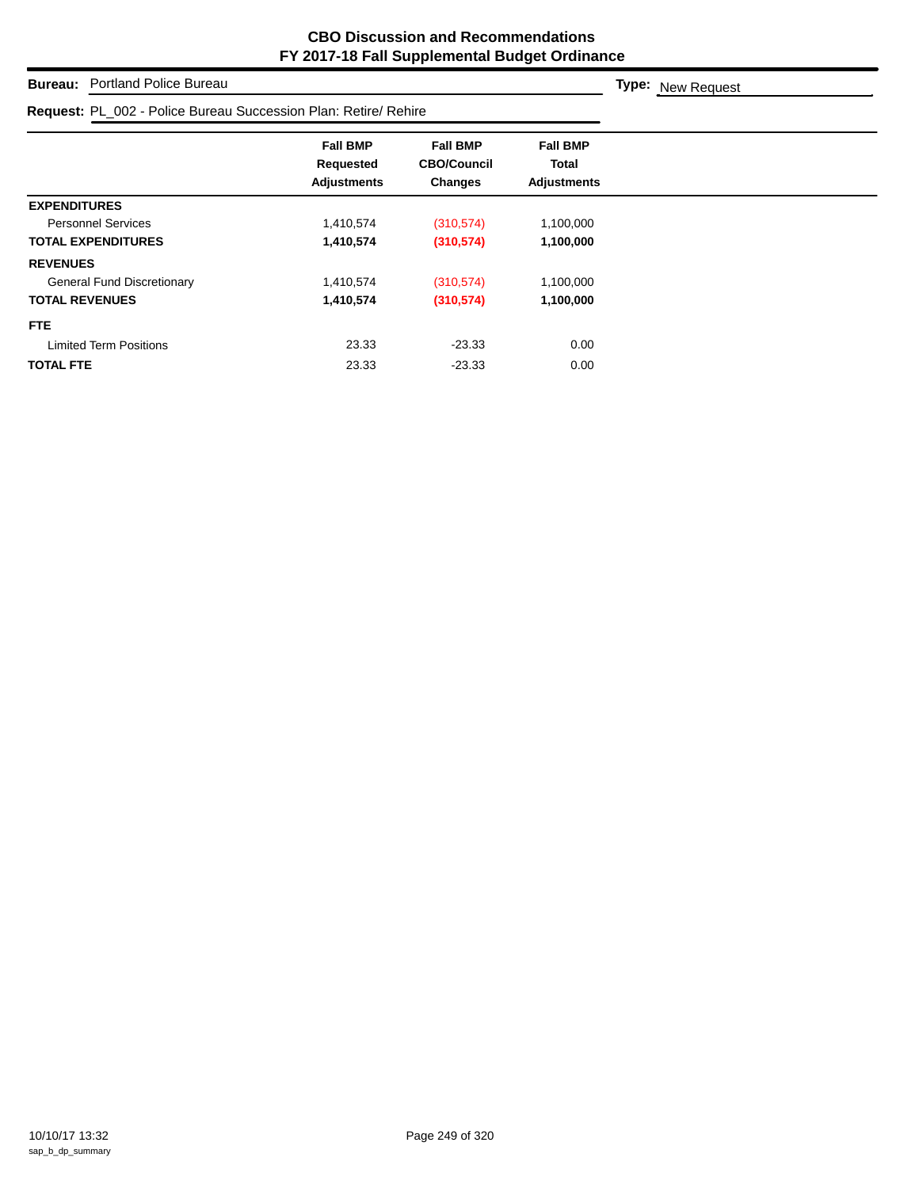# CBO Discussion and Recommendations
## FY 2017-18 Fall Supplemental Budget Ordinance

**Bureau:** Portland Police Bureau

**Type:** New Request

**Request:** PL_002 - Police Bureau Succession Plan: Retire/ Rehire

| | Fall BMP Requested Adjustments | Fall BMP CBO/Council Changes | Fall BMP Total Adjustments |
|---|---|---|---|
| **EXPENDITURES** | | | |
| Personnel Services | 1,410,574 | (310,574) | 1,100,000 |
| **TOTAL EXPENDITURES** | **1,410,574** | **(310,574)** | **1,100,000** |
| **REVENUES** | | | |
| General Fund Discretionary | 1,410,574 | (310,574) | 1,100,000 |
| **TOTAL REVENUES** | **1,410,574** | **(310,574)** | **1,100,000** |
| **FTE** | | | |
| Limited Term Positions | 23.33 | -23.33 | 0.00 |
| **TOTAL FTE** | 23.33 | -23.33 | 0.00 |

10/10/17 13:32
sap_b_dp_summary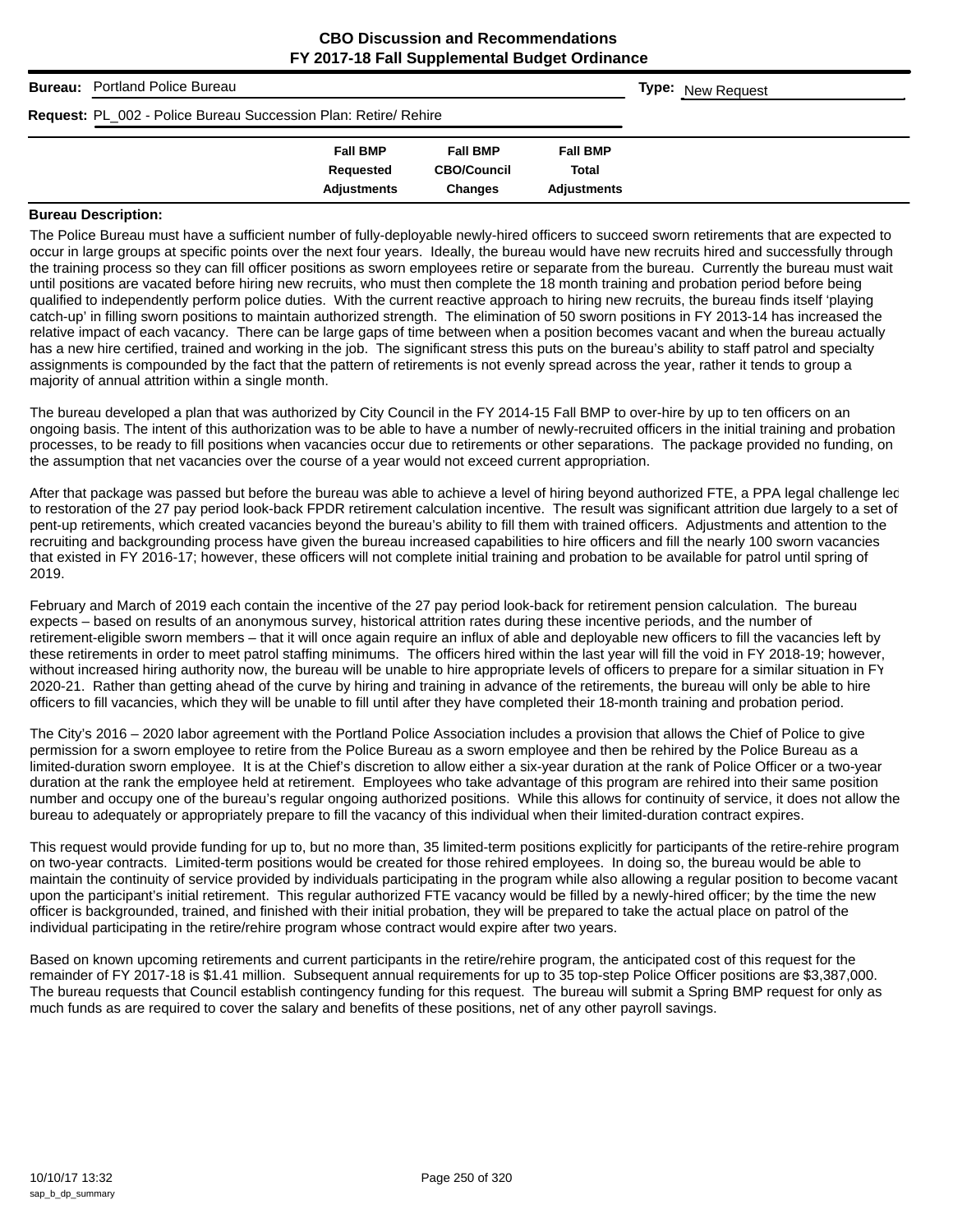# CBO Discussion and Recommendations
## FY 2017-18 Fall Supplemental Budget Ordinance

**Bureau:** Portland Police Bureau

**Type:** New Request

**Request:** PL_002 - Police Bureau Succession Plan: Retire/ Rehire

| | Fall BMP Requested Adjustments | Fall BMP CBO/Council Changes | Fall BMP Total Adjustments |
|---|---|---|---|

**Bureau Description:**

The Police Bureau must have a sufficient number of fully-deployable newly-hired officers to succeed sworn retirements that are expected to occur in large groups at specific points over the next four years. Ideally, the bureau would have new recruits hired and successfully through the training process so they can fill officer positions as sworn employees retire or separate from the bureau. Currently the bureau must wait until positions are vacated before hiring new recruits, who must then complete the 18 month training and probation period before being qualified to independently perform police duties. With the current reactive approach to hiring new recruits, the bureau finds itself 'playing catch-up' in filling sworn positions to maintain authorized strength. The elimination of 50 sworn positions in FY 2013-14 has increased the relative impact of each vacancy. There can be large gaps of time between when a position becomes vacant and when the bureau actually has a new hire certified, trained and working in the job. The significant stress this puts on the bureau's ability to staff patrol and specialty assignments is compounded by the fact that the pattern of retirements is not evenly spread across the year, rather it tends to group a majority of annual attrition within a single month.

The bureau developed a plan that was authorized by City Council in the FY 2014-15 Fall BMP to over-hire by up to ten officers on an ongoing basis. The intent of this authorization was to be able to have a number of newly-recruited officers in the initial training and probation processes, to be ready to fill positions when vacancies occur due to retirements or other separations. The package provided no funding, on the assumption that net vacancies over the course of a year would not exceed current appropriation.

After that package was passed but before the bureau was able to achieve a level of hiring beyond authorized FTE, a PPA legal challenge led to restoration of the 27 pay period look-back FPDR retirement calculation incentive. The result was significant attrition due largely to a set of pent-up retirements, which created vacancies beyond the bureau's ability to fill them with trained officers. Adjustments and attention to the recruiting and backgrounding process have given the bureau increased capabilities to hire officers and fill the nearly 100 sworn vacancies that existed in FY 2016-17; however, these officers will not complete initial training and probation to be available for patrol until spring of 2019.

February and March of 2019 each contain the incentive of the 27 pay period look-back for retirement pension calculation. The bureau expects – based on results of an anonymous survey, historical attrition rates during these incentive periods, and the number of retirement-eligible sworn members – that it will once again require an influx of able and deployable new officers to fill the vacancies left by these retirements in order to meet patrol staffing minimums. The officers hired within the last year will fill the void in FY 2018-19; however, without increased hiring authority now, the bureau will be unable to hire appropriate levels of officers to prepare for a similar situation in FY 2020-21. Rather than getting ahead of the curve by hiring and training in advance of the retirements, the bureau will only be able to hire officers to fill vacancies, which they will be unable to fill until after they have completed their 18-month training and probation period.

The City's 2016 – 2020 labor agreement with the Portland Police Association includes a provision that allows the Chief of Police to give permission for a sworn employee to retire from the Police Bureau as a sworn employee and then be rehired by the Police Bureau as a limited-duration sworn employee. It is at the Chief's discretion to allow either a six-year duration at the rank of Police Officer or a two-year duration at the rank the employee held at retirement. Employees who take advantage of this program are rehired into their same position number and occupy one of the bureau's regular ongoing authorized positions. While this allows for continuity of service, it does not allow the bureau to adequately or appropriately prepare to fill the vacancy of this individual when their limited-duration contract expires.

This request would provide funding for up to, but no more than, 35 limited-term positions explicitly for participants of the retire-rehire program on two-year contracts. Limited-term positions would be created for those rehired employees. In doing so, the bureau would be able to maintain the continuity of service provided by individuals participating in the program while also allowing a regular position to become vacant upon the participant's initial retirement. This regular authorized FTE vacancy would be filled by a newly-hired officer; by the time the new officer is backgrounded, trained, and finished with their initial probation, they will be prepared to take the actual place on patrol of the individual participating in the retire/rehire program whose contract would expire after two years.

Based on known upcoming retirements and current participants in the retire/rehire program, the anticipated cost of this request for the remainder of FY 2017-18 is $1.41 million. Subsequent annual requirements for up to 35 top-step Police Officer positions are $3,387,000. The bureau requests that Council establish contingency funding for this request. The bureau will submit a Spring BMP request for only as much funds as are required to cover the salary and benefits of these positions, net of any other payroll savings.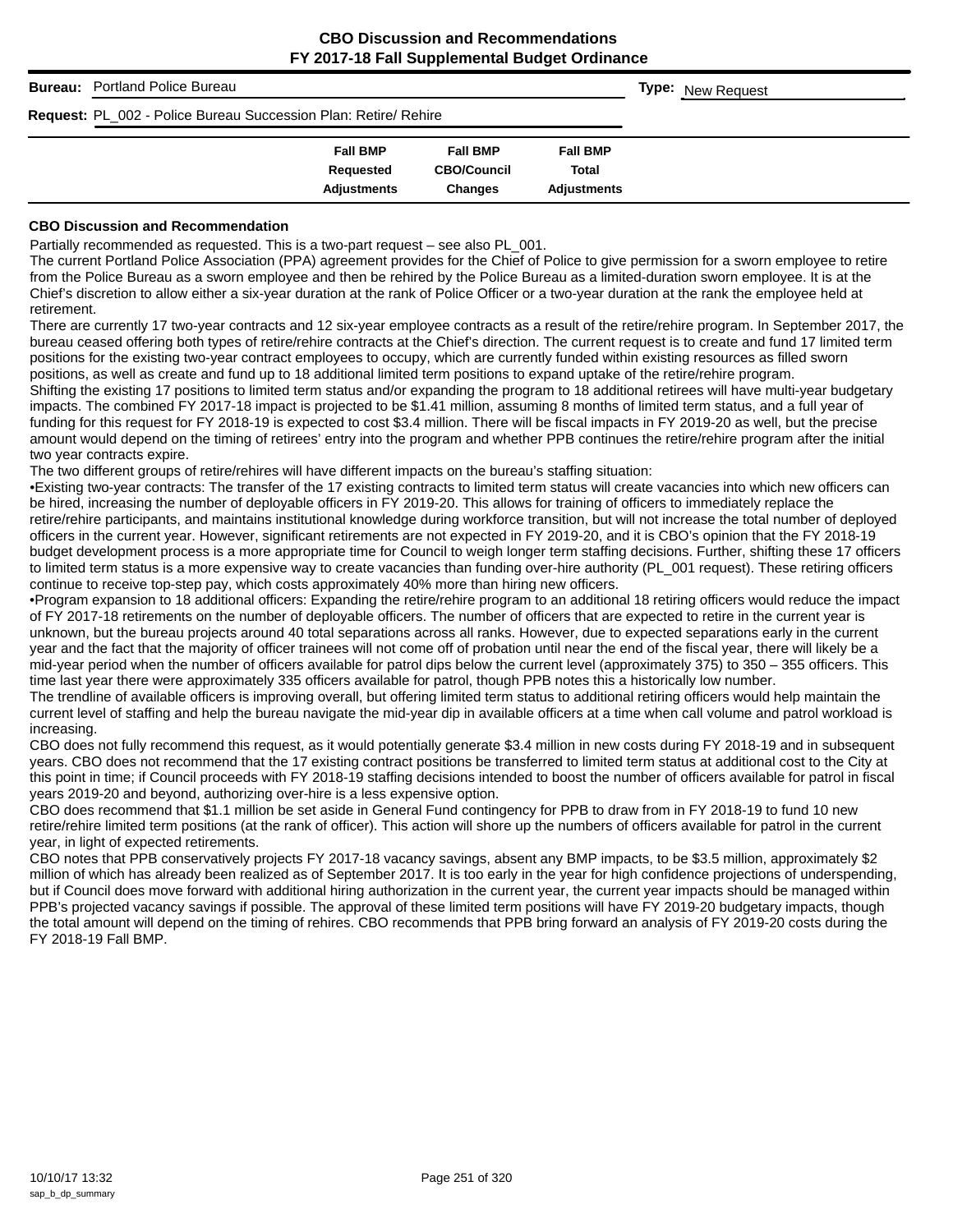**CBO Discussion and Recommendations**
**FY 2017-18 Fall Supplemental Budget Ordinance**

**Bureau:** Portland Police Bureau **Type:** New Request

**Request:** PL_002 - Police Bureau Succession Plan: Retire/ Rehire

| | Fall BMP Requested Adjustments | Fall BMP CBO/Council Changes | Fall BMP Total Adjustments |
|---|---|---|---|

### CBO Discussion and Recommendation

Partially recommended as requested. This is a two-part request – see also PL_001.

The current Portland Police Association (PPA) agreement provides for the Chief of Police to give permission for a sworn employee to retire from the Police Bureau as a sworn employee and then be rehired by the Police Bureau as a limited-duration sworn employee. It is at the Chief's discretion to allow either a six-year duration at the rank of Police Officer or a two-year duration at the rank the employee held at retirement.

There are currently 17 two-year contracts and 12 six-year employee contracts as a result of the retire/rehire program. In September 2017, the bureau ceased offering both types of retire/rehire contracts at the Chief's direction. The current request is to create and fund 17 limited term positions for the existing two-year contract employees to occupy, which are currently funded within existing resources as filled sworn positions, as well as create and fund up to 18 additional limited term positions to expand uptake of the retire/rehire program.

Shifting the existing 17 positions to limited term status and/or expanding the program to 18 additional retirees will have multi-year budgetary impacts. The combined FY 2017-18 impact is projected to be $1.41 million, assuming 8 months of limited term status, and a full year of funding for this request for FY 2018-19 is expected to cost $3.4 million. There will be fiscal impacts in FY 2019-20 as well, but the precise amount would depend on the timing of retirees' entry into the program and whether PPB continues the retire/rehire program after the initial two year contracts expire.

The two different groups of retire/rehires will have different impacts on the bureau's staffing situation:

•Existing two-year contracts: The transfer of the 17 existing contracts to limited term status will create vacancies into which new officers can be hired, increasing the number of deployable officers in FY 2019-20. This allows for training of officers to immediately replace the retire/rehire participants, and maintains institutional knowledge during workforce transition, but will not increase the total number of deployed officers in the current year. However, significant retirements are not expected in FY 2019-20, and it is CBO's opinion that the FY 2018-19 budget development process is a more appropriate time for Council to weigh longer term staffing decisions. Further, shifting these 17 officers to limited term status is a more expensive way to create vacancies than funding over-hire authority (PL_001 request). These retiring officers continue to receive top-step pay, which costs approximately 40% more than hiring new officers.

•Program expansion to 18 additional officers: Expanding the retire/rehire program to an additional 18 retiring officers would reduce the impact of FY 2017-18 retirements on the number of deployable officers. The number of officers that are expected to retire in the current year is unknown, but the bureau projects around 40 total separations across all ranks. However, due to expected separations early in the current year and the fact that the majority of officer trainees will not come off of probation until near the end of the fiscal year, there will likely be a mid-year period when the number of officers available for patrol dips below the current level (approximately 375) to 350 – 355 officers. This time last year there were approximately 335 officers available for patrol, though PPB notes this a historically low number.

The trendline of available officers is improving overall, but offering limited term status to additional retiring officers would help maintain the current level of staffing and help the bureau navigate the mid-year dip in available officers at a time when call volume and patrol workload is increasing.

CBO does not fully recommend this request, as it would potentially generate $3.4 million in new costs during FY 2018-19 and in subsequent years. CBO does not recommend that the 17 existing contract positions be transferred to limited term status at additional cost to the City at this point in time; if Council proceeds with FY 2018-19 staffing decisions intended to boost the number of officers available for patrol in fiscal years 2019-20 and beyond, authorizing over-hire is a less expensive option.

CBO does recommend that $1.1 million be set aside in General Fund contingency for PPB to draw from in FY 2018-19 to fund 10 new retire/rehire limited term positions (at the rank of officer). This action will shore up the numbers of officers available for patrol in the current year, in light of expected retirements.

CBO notes that PPB conservatively projects FY 2017-18 vacancy savings, absent any BMP impacts, to be $3.5 million, approximately $2 million of which has already been realized as of September 2017. It is too early in the year for high confidence projections of underspending, but if Council does move forward with additional hiring authorization in the current year, the current year impacts should be managed within PPB's projected vacancy savings if possible. The approval of these limited term positions will have FY 2019-20 budgetary impacts, though the total amount will depend on the timing of rehires. CBO recommends that PPB bring forward an analysis of FY 2019-20 costs during the FY 2018-19 Fall BMP.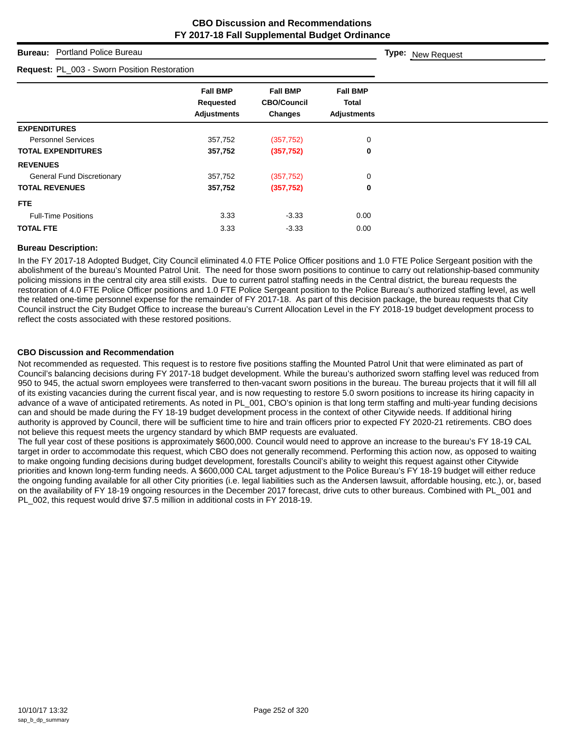# CBO Discussion and Recommendations
## FY 2017-18 Fall Supplemental Budget Ordinance

**Bureau:** Portland Police Bureau

**Type:** New Request

**Request:** PL_003 - Sworn Position Restoration

| | Fall BMP Requested Adjustments | Fall BMP CBO/Council Changes | Fall BMP Total Adjustments |
|---|---|---|---|
| **EXPENDITURES** | | | |
| Personnel Services | 357,752 | (357,752) | 0 |
| **TOTAL EXPENDITURES** | **357,752** | **(357,752)** | **0** |
| **REVENUES** | | | |
| General Fund Discretionary | 357,752 | (357,752) | 0 |
| **TOTAL REVENUES** | **357,752** | **(357,752)** | **0** |
| **FTE** | | | |
| Full-Time Positions | 3.33 | -3.33 | 0.00 |
| **TOTAL FTE** | 3.33 | -3.33 | 0.00 |

### Bureau Description:

In the FY 2017-18 Adopted Budget, City Council eliminated 4.0 FTE Police Officer positions and 1.0 FTE Police Sergeant position with the abolishment of the bureau's Mounted Patrol Unit. The need for those sworn positions to continue to carry out relationship-based community policing missions in the central city area still exists. Due to current patrol staffing needs in the Central district, the bureau requests the restoration of 4.0 FTE Police Officer positions and 1.0 FTE Police Sergeant position to the Police Bureau's authorized staffing level, as well the related one-time personnel expense for the remainder of FY 2017-18. As part of this decision package, the bureau requests that City Council instruct the City Budget Office to increase the bureau's Current Allocation Level in the FY 2018-19 budget development process to reflect the costs associated with these restored positions.

### CBO Discussion and Recommendation

Not recommended as requested. This request is to restore five positions staffing the Mounted Patrol Unit that were eliminated as part of Council's balancing decisions during FY 2017-18 budget development. While the bureau's authorized sworn staffing level was reduced from 950 to 945, the actual sworn employees were transferred to then-vacant sworn positions in the bureau. The bureau projects that it will fill all of its existing vacancies during the current fiscal year, and is now requesting to restore 5.0 sworn positions to increase its hiring capacity in advance of a wave of anticipated retirements. As noted in PL_001, CBO's opinion is that long term staffing and multi-year funding decisions can and should be made during the FY 18-19 budget development process in the context of other Citywide needs. If additional hiring authority is approved by Council, there will be sufficient time to hire and train officers prior to expected FY 2020-21 retirements. CBO does not believe this request meets the urgency standard by which BMP requests are evaluated.

The full year cost of these positions is approximately $600,000. Council would need to approve an increase to the bureau's FY 18-19 CAL target in order to accommodate this request, which CBO does not generally recommend. Performing this action now, as opposed to waiting to make ongoing funding decisions during budget development, forestalls Council's ability to weight this request against other Citywide priorities and known long-term funding needs. A $600,000 CAL target adjustment to the Police Bureau's FY 18-19 budget will either reduce the ongoing funding available for all other City priorities (i.e. legal liabilities such as the Andersen lawsuit, affordable housing, etc.), or, based on the availability of FY 18-19 ongoing resources in the December 2017 forecast, drive cuts to other bureaus. Combined with PL_001 and PL_002, this request would drive $7.5 million in additional costs in FY 2018-19.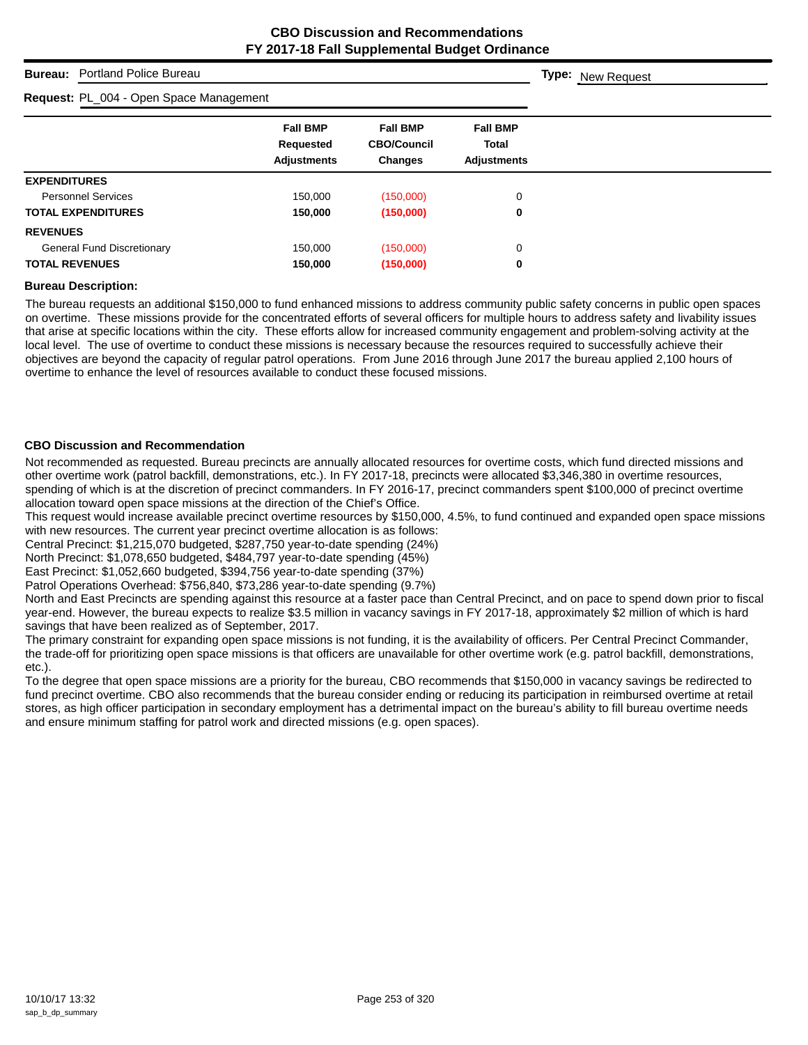# CBO Discussion and Recommendations
## FY 2017-18 Fall Supplemental Budget Ordinance

**Bureau:** Portland Police Bureau

**Type:** New Request

**Request:** PL_004 - Open Space Management

| | Fall BMP Requested Adjustments | Fall BMP CBO/Council Changes | Fall BMP Total Adjustments |
|---|---|---|---|
| **EXPENDITURES** | | | |
| Personnel Services | 150,000 | (150,000) | 0 |
| **TOTAL EXPENDITURES** | **150,000** | **(150,000)** | **0** |
| **REVENUES** | | | |
| General Fund Discretionary | 150,000 | (150,000) | 0 |
| **TOTAL REVENUES** | **150,000** | **(150,000)** | **0** |

**Bureau Description:**

The bureau requests an additional $150,000 to fund enhanced missions to address community public safety concerns in public open spaces on overtime. These missions provide for the concentrated efforts of several officers for multiple hours to address safety and livability issues that arise at specific locations within the city. These efforts allow for increased community engagement and problem-solving activity at the local level. The use of overtime to conduct these missions is necessary because the resources required to successfully achieve their objectives are beyond the capacity of regular patrol operations. From June 2016 through June 2017 the bureau applied 2,100 hours of overtime to enhance the level of resources available to conduct these focused missions.

**CBO Discussion and Recommendation**

Not recommended as requested. Bureau precincts are annually allocated resources for overtime costs, which fund directed missions and other overtime work (patrol backfill, demonstrations, etc.). In FY 2017-18, precincts were allocated $3,346,380 in overtime resources, spending of which is at the discretion of precinct commanders. In FY 2016-17, precinct commanders spent $100,000 of precinct overtime allocation toward open space missions at the direction of the Chief's Office.

This request would increase available precinct overtime resources by $150,000, 4.5%, to fund continued and expanded open space missions with new resources. The current year precinct overtime allocation is as follows:

Central Precinct: $1,215,070 budgeted, $287,750 year-to-date spending (24%)

North Precinct: $1,078,650 budgeted, $484,797 year-to-date spending (45%)

East Precinct: $1,052,660 budgeted, $394,756 year-to-date spending (37%)

Patrol Operations Overhead: $756,840, $73,286 year-to-date spending (9.7%)

North and East Precincts are spending against this resource at a faster pace than Central Precinct, and on pace to spend down prior to fiscal year-end. However, the bureau expects to realize $3.5 million in vacancy savings in FY 2017-18, approximately $2 million of which is hard savings that have been realized as of September, 2017.

The primary constraint for expanding open space missions is not funding, it is the availability of officers. Per Central Precinct Commander, the trade-off for prioritizing open space missions is that officers are unavailable for other overtime work (e.g. patrol backfill, demonstrations, etc.).

To the degree that open space missions are a priority for the bureau, CBO recommends that $150,000 in vacancy savings be redirected to fund precinct overtime. CBO also recommends that the bureau consider ending or reducing its participation in reimbursed overtime at retail stores, as high officer participation in secondary employment has a detrimental impact on the bureau's ability to fill bureau overtime needs and ensure minimum staffing for patrol work and directed missions (e.g. open spaces).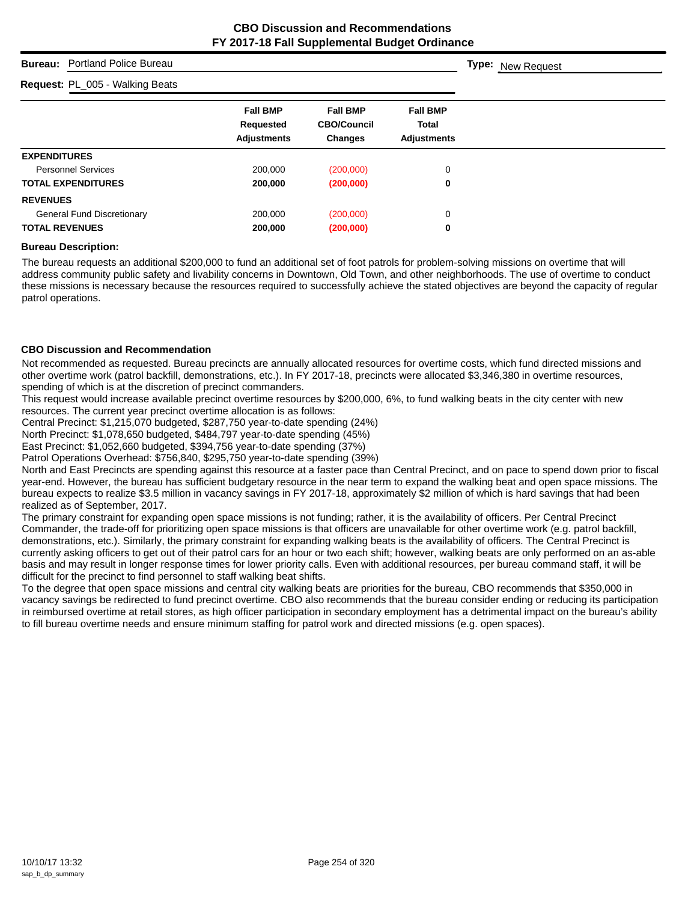# CBO Discussion and Recommendations
## FY 2017-18 Fall Supplemental Budget Ordinance

**Bureau:** Portland Police Bureau **Type:** New Request

**Request:** PL_005 - Walking Beats

| | Fall BMP Requested Adjustments | Fall BMP CBO/Council Changes | Fall BMP Total Adjustments |
|---|---|---|---|
| **EXPENDITURES** | | | |
| Personnel Services | 200,000 | (200,000) | 0 |
| **TOTAL EXPENDITURES** | **200,000** | **(200,000)** | **0** |
| **REVENUES** | | | |
| General Fund Discretionary | 200,000 | (200,000) | 0 |
| **TOTAL REVENUES** | **200,000** | **(200,000)** | **0** |

### Bureau Description:

The bureau requests an additional $200,000 to fund an additional set of foot patrols for problem-solving missions on overtime that will address community public safety and livability concerns in Downtown, Old Town, and other neighborhoods. The use of overtime to conduct these missions is necessary because the resources required to successfully achieve the stated objectives are beyond the capacity of regular patrol operations.

### CBO Discussion and Recommendation

Not recommended as requested. Bureau precincts are annually allocated resources for overtime costs, which fund directed missions and other overtime work (patrol backfill, demonstrations, etc.). In FY 2017-18, precincts were allocated $3,346,380 in overtime resources, spending of which is at the discretion of precinct commanders.

This request would increase available precinct overtime resources by $200,000, 6%, to fund walking beats in the city center with new resources. The current year precinct overtime allocation is as follows:

Central Precinct: $1,215,070 budgeted, $287,750 year-to-date spending (24%)

North Precinct: $1,078,650 budgeted, $484,797 year-to-date spending (45%)

East Precinct: $1,052,660 budgeted, $394,756 year-to-date spending (37%)

Patrol Operations Overhead: $756,840, $295,750 year-to-date spending (39%)

North and East Precincts are spending against this resource at a faster pace than Central Precinct, and on pace to spend down prior to fiscal year-end. However, the bureau has sufficient budgetary resource in the near term to expand the walking beat and open space missions. The bureau expects to realize $3.5 million in vacancy savings in FY 2017-18, approximately $2 million of which is hard savings that had been realized as of September, 2017.

The primary constraint for expanding open space missions is not funding; rather, it is the availability of officers. Per Central Precinct Commander, the trade-off for prioritizing open space missions is that officers are unavailable for other overtime work (e.g. patrol backfill, demonstrations, etc.). Similarly, the primary constraint for expanding walking beats is the availability of officers. The Central Precinct is currently asking officers to get out of their patrol cars for an hour or two each shift; however, walking beats are only performed on an as-able basis and may result in longer response times for lower priority calls. Even with additional resources, per bureau command staff, it will be difficult for the precinct to find personnel to staff walking beat shifts.

To the degree that open space missions and central city walking beats are priorities for the bureau, CBO recommends that $350,000 in vacancy savings be redirected to fund precinct overtime. CBO also recommends that the bureau consider ending or reducing its participation in reimbursed overtime at retail stores, as high officer participation in secondary employment has a detrimental impact on the bureau's ability to fill bureau overtime needs and ensure minimum staffing for patrol work and directed missions (e.g. open spaces).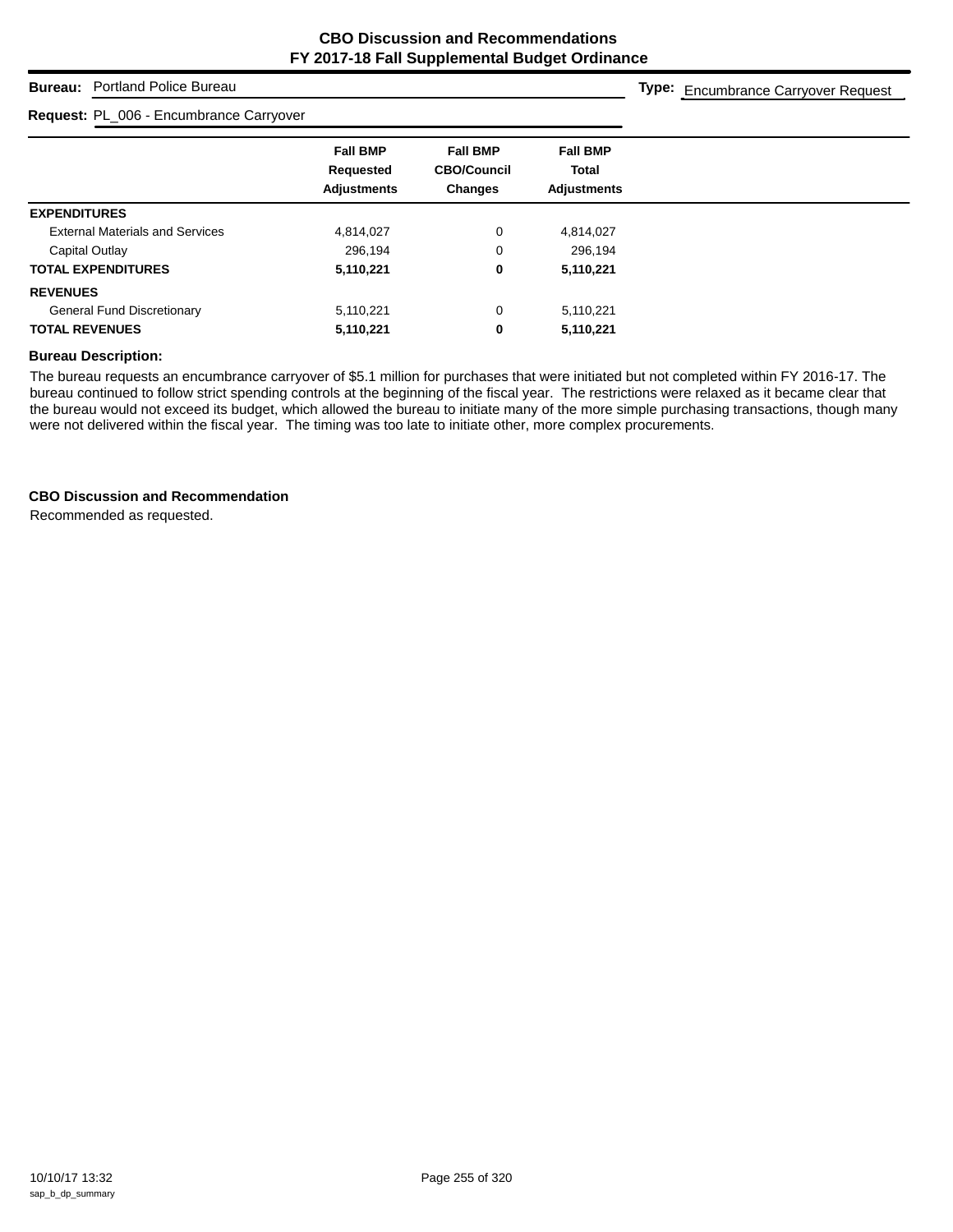# CBO Discussion and Recommendations
## FY 2017-18 Fall Supplemental Budget Ordinance

**Bureau:** Portland Police Bureau

**Type:** Encumbrance Carryover Request

**Request:** PL_006 - Encumbrance Carryover

| | Fall BMP Requested Adjustments | Fall BMP CBO/Council Changes | Fall BMP Total Adjustments |
|---|---|---|---|
| **EXPENDITURES** | | | |
| External Materials and Services | 4,814,027 | 0 | 4,814,027 |
| Capital Outlay | 296,194 | 0 | 296,194 |
| **TOTAL EXPENDITURES** | **5,110,221** | **0** | **5,110,221** |
| **REVENUES** | | | |
| General Fund Discretionary | 5,110,221 | 0 | 5,110,221 |
| **TOTAL REVENUES** | **5,110,221** | **0** | **5,110,221** |

### Bureau Description:

The bureau requests an encumbrance carryover of $5.1 million for purchases that were initiated but not completed within FY 2016-17. The bureau continued to follow strict spending controls at the beginning of the fiscal year. The restrictions were relaxed as it became clear that the bureau would not exceed its budget, which allowed the bureau to initiate many of the more simple purchasing transactions, though many were not delivered within the fiscal year. The timing was too late to initiate other, more complex procurements.

### CBO Discussion and Recommendation

Recommended as requested.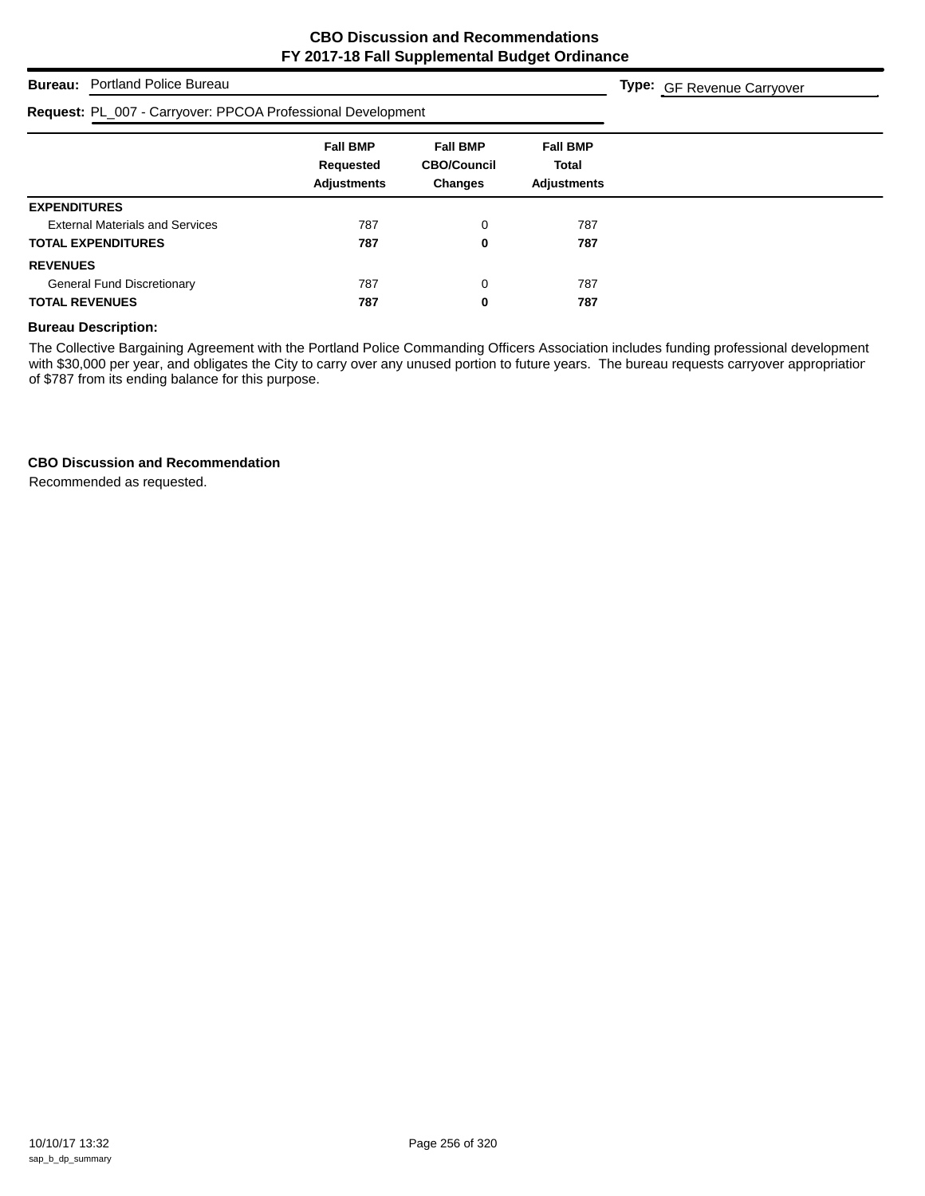# CBO Discussion and Recommendations
## FY 2017-18 Fall Supplemental Budget Ordinance

**Bureau:** Portland Police Bureau

**Type:** GF Revenue Carryover

**Request:** PL_007 - Carryover: PPCOA Professional Development

| | Fall BMP Requested Adjustments | Fall BMP CBO/Council Changes | Fall BMP Total Adjustments |
|---|---|---|---|
| **EXPENDITURES** | | | |
| External Materials and Services | 787 | 0 | 787 |
| **TOTAL EXPENDITURES** | **787** | **0** | **787** |
| **REVENUES** | | | |
| General Fund Discretionary | 787 | 0 | 787 |
| **TOTAL REVENUES** | **787** | **0** | **787** |

**Bureau Description:**

The Collective Bargaining Agreement with the Portland Police Commanding Officers Association includes funding professional development with $30,000 per year, and obligates the City to carry over any unused portion to future years. The bureau requests carryover appropriation of $787 from its ending balance for this purpose.

**CBO Discussion and Recommendation**

Recommended as requested.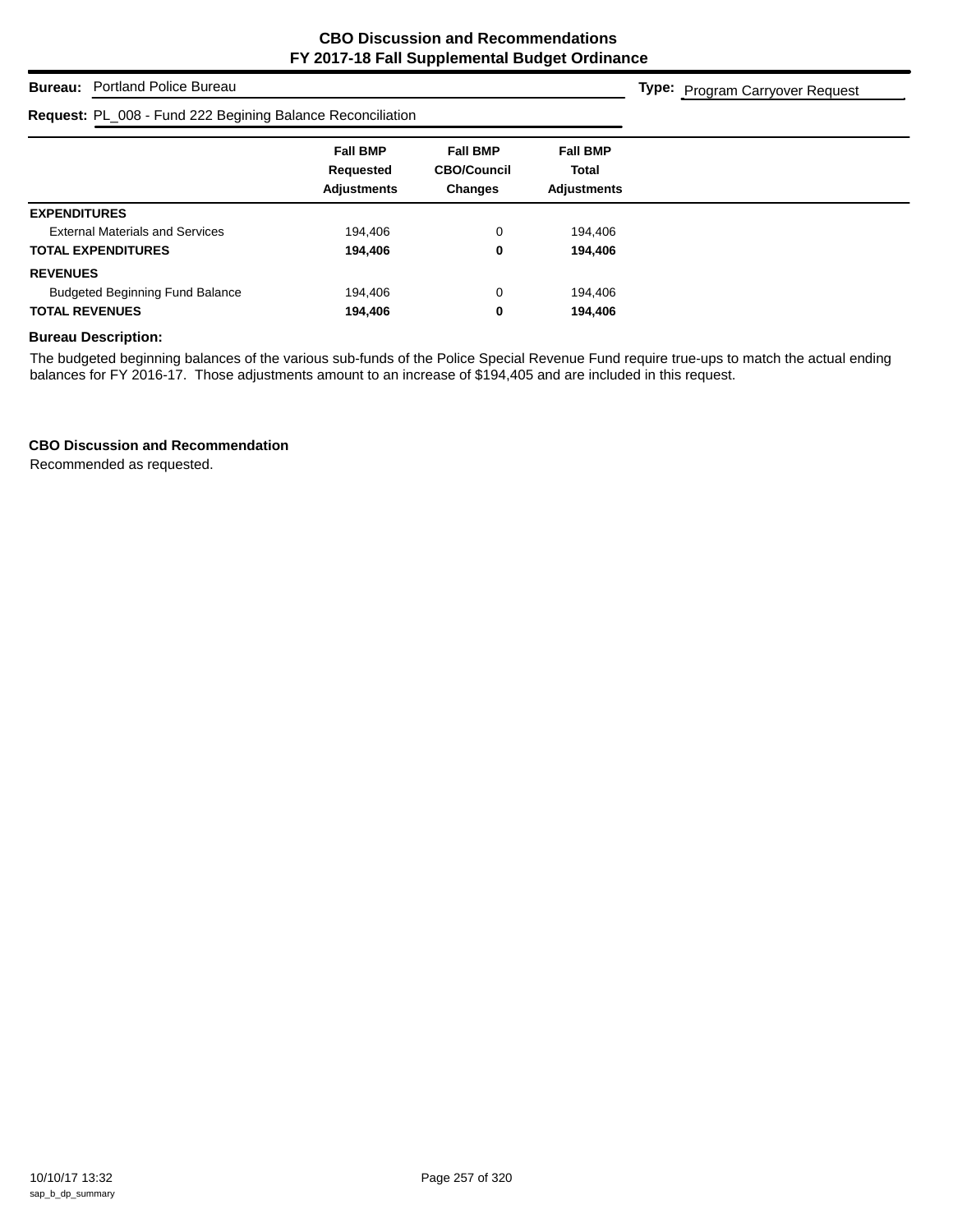# CBO Discussion and Recommendations
## FY 2017-18 Fall Supplemental Budget Ordinance

**Bureau:** Portland Police Bureau

**Type:** Program Carryover Request

**Request:** PL_008 - Fund 222 Begining Balance Reconciliation

| | Fall BMP Requested Adjustments | Fall BMP CBO/Council Changes | Fall BMP Total Adjustments |
|---|---|---|---|
| **EXPENDITURES** | | | |
| External Materials and Services | 194,406 | 0 | 194,406 |
| **TOTAL EXPENDITURES** | **194,406** | **0** | **194,406** |
| **REVENUES** | | | |
| Budgeted Beginning Fund Balance | 194,406 | 0 | 194,406 |
| **TOTAL REVENUES** | **194,406** | **0** | **194,406** |

**Bureau Description:**

The budgeted beginning balances of the various sub-funds of the Police Special Revenue Fund require true-ups to match the actual ending balances for FY 2016-17. Those adjustments amount to an increase of $194,405 and are included in this request.

**CBO Discussion and Recommendation**

Recommended as requested.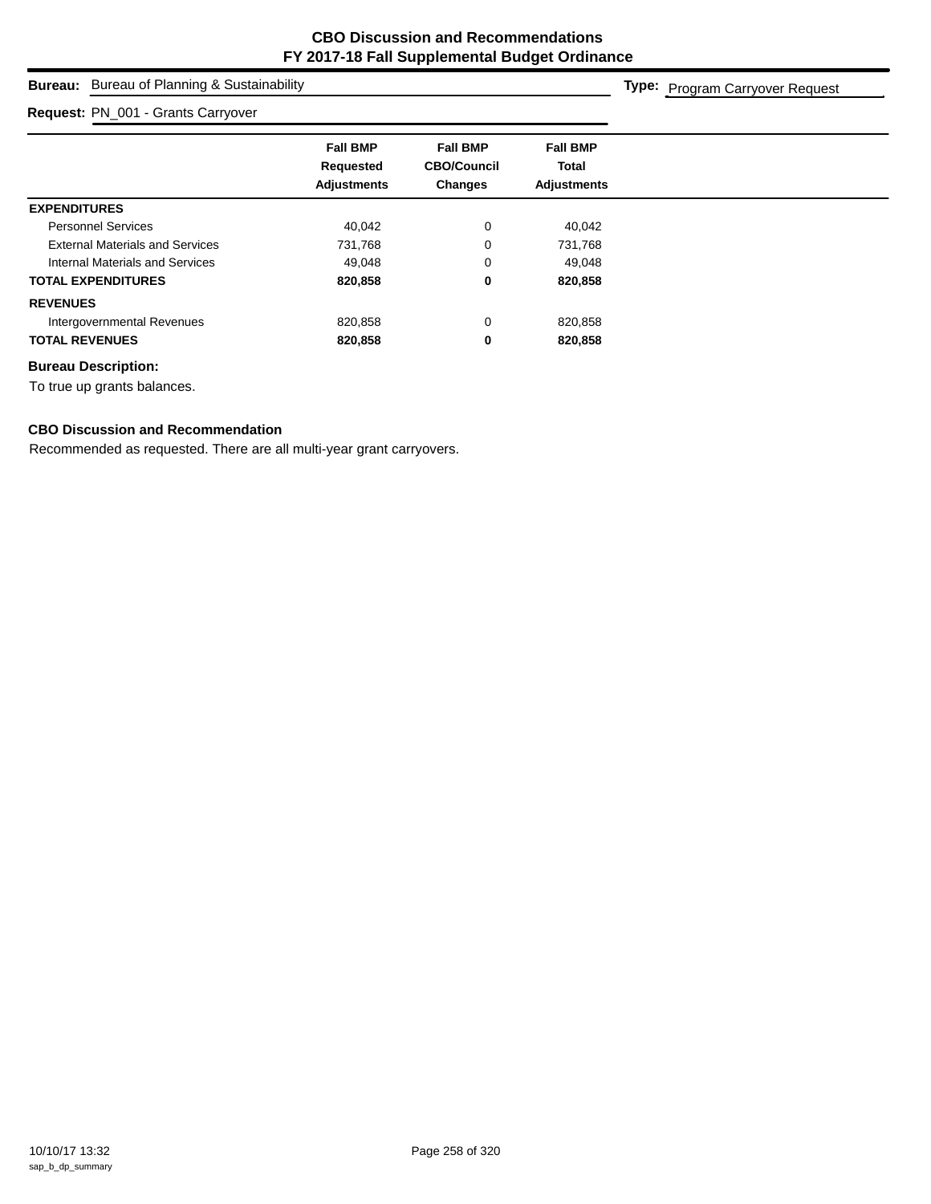# CBO Discussion and Recommendations
# FY 2017-18 Fall Supplemental Budget Ordinance

**Bureau:** Bureau of Planning & Sustainability

**Type:** Program Carryover Request

**Request:** PN_001 - Grants Carryover

| | Fall BMP Requested Adjustments | Fall BMP CBO/Council Changes | Fall BMP Total Adjustments |
|---|---|---|---|
| **EXPENDITURES** | | | |
| Personnel Services | 40,042 | 0 | 40,042 |
| External Materials and Services | 731,768 | 0 | 731,768 |
| Internal Materials and Services | 49,048 | 0 | 49,048 |
| **TOTAL EXPENDITURES** | **820,858** | **0** | **820,858** |
| **REVENUES** | | | |
| Intergovernmental Revenues | 820,858 | 0 | 820,858 |
| **TOTAL REVENUES** | **820,858** | **0** | **820,858** |

**Bureau Description:**

To true up grants balances.

**CBO Discussion and Recommendation**

Recommended as requested. There are all multi-year grant carryovers.

10/10/17 13:32
sap_b_dp_summary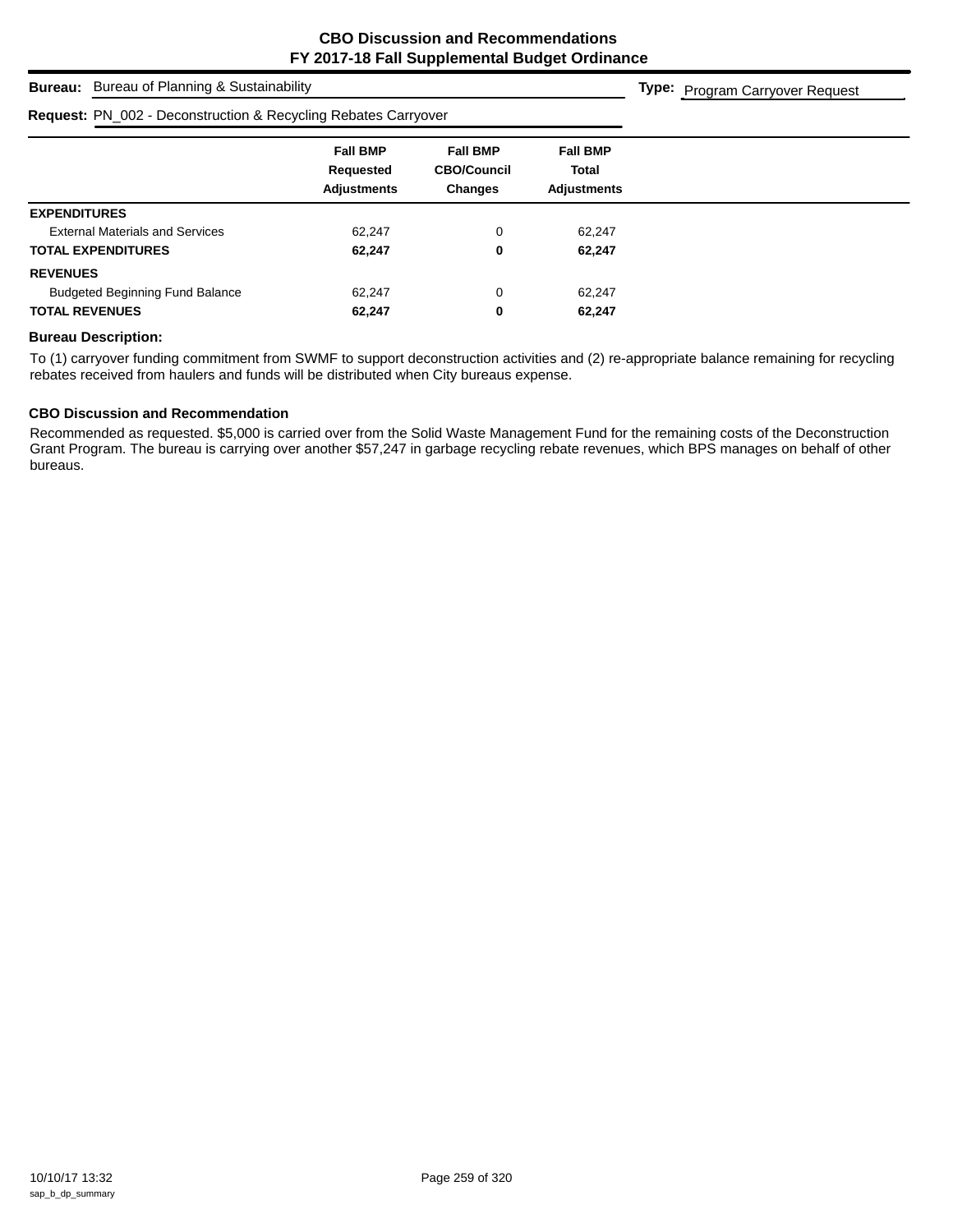# CBO Discussion and Recommendations
# FY 2017-18 Fall Supplemental Budget Ordinance

**Bureau:** Bureau of Planning & Sustainability **Type:** Program Carryover Request

**Request:** PN_002 - Deconstruction & Recycling Rebates Carryover

| | Fall BMP Requested Adjustments | Fall BMP CBO/Council Changes | Fall BMP Total Adjustments |
|---|---|---|---|
| **EXPENDITURES** | | | |
| External Materials and Services | 62,247 | 0 | 62,247 |
| **TOTAL EXPENDITURES** | **62,247** | **0** | **62,247** |
| **REVENUES** | | | |
| Budgeted Beginning Fund Balance | 62,247 | 0 | 62,247 |
| **TOTAL REVENUES** | **62,247** | **0** | **62,247** |

**Bureau Description:**

To (1) carryover funding commitment from SWMF to support deconstruction activities and (2) re-appropriate balance remaining for recycling rebates received from haulers and funds will be distributed when City bureaus expense.

**CBO Discussion and Recommendation**

Recommended as requested. $5,000 is carried over from the Solid Waste Management Fund for the remaining costs of the Deconstruction Grant Program. The bureau is carrying over another $57,247 in garbage recycling rebate revenues, which BPS manages on behalf of other bureaus.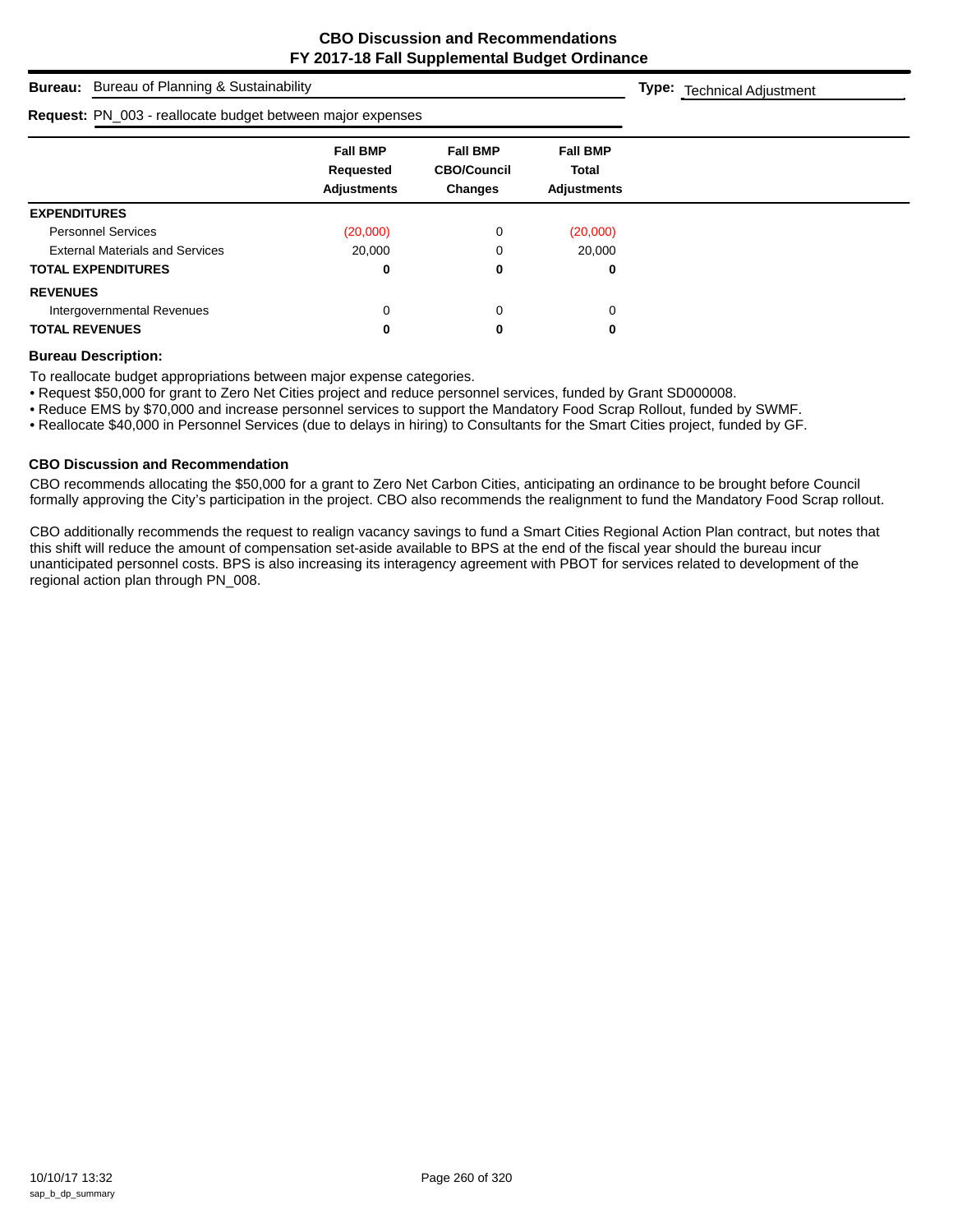# CBO Discussion and Recommendations
# FY 2017-18 Fall Supplemental Budget Ordinance

**Bureau:** Bureau of Planning & Sustainability

**Type:** Technical Adjustment

**Request:** PN_003 - reallocate budget between major expenses

| | Fall BMP Requested Adjustments | Fall BMP CBO/Council Changes | Fall BMP Total Adjustments |
|---|---|---|---|
| **EXPENDITURES** | | | |
| Personnel Services | (20,000) | 0 | (20,000) |
| External Materials and Services | 20,000 | 0 | 20,000 |
| **TOTAL EXPENDITURES** | **0** | **0** | **0** |
| **REVENUES** | | | |
| Intergovernmental Revenues | 0 | 0 | 0 |
| **TOTAL REVENUES** | **0** | **0** | **0** |

### Bureau Description:

To reallocate budget appropriations between major expense categories.

- Request $50,000 for grant to Zero Net Cities project and reduce personnel services, funded by Grant SD000008.
- Reduce EMS by $70,000 and increase personnel services to support the Mandatory Food Scrap Rollout, funded by SWMF.
- Reallocate $40,000 in Personnel Services (due to delays in hiring) to Consultants for the Smart Cities project, funded by GF.

### CBO Discussion and Recommendation

CBO recommends allocating the $50,000 for a grant to Zero Net Carbon Cities, anticipating an ordinance to be brought before Council formally approving the City's participation in the project. CBO also recommends the realignment to fund the Mandatory Food Scrap rollout.

CBO additionally recommends the request to realign vacancy savings to fund a Smart Cities Regional Action Plan contract, but notes that this shift will reduce the amount of compensation set-aside available to BPS at the end of the fiscal year should the bureau incur unanticipated personnel costs. BPS is also increasing its interagency agreement with PBOT for services related to development of the regional action plan through PN_008.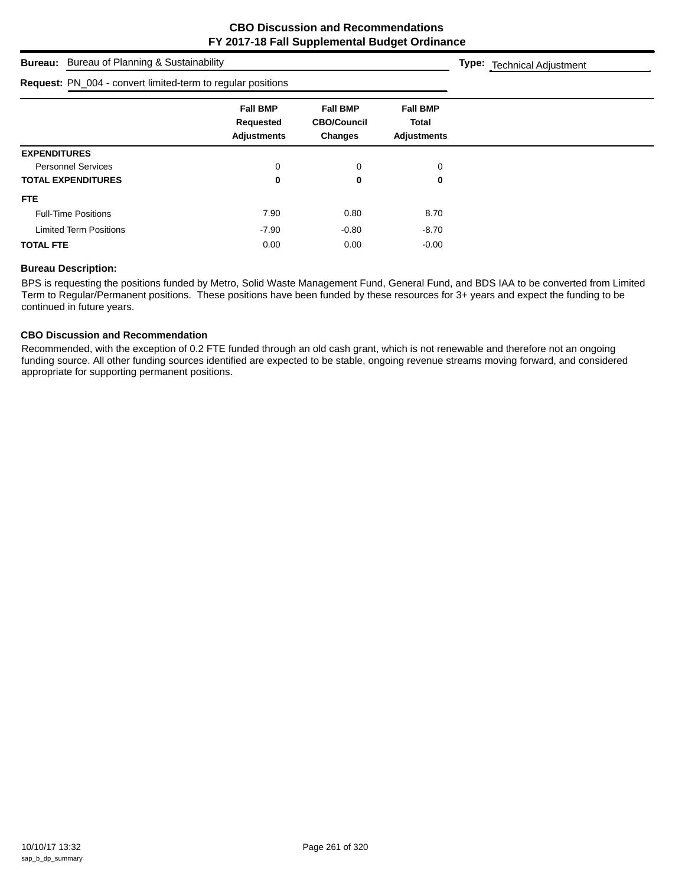# CBO Discussion and Recommendations
## FY 2017-18 Fall Supplemental Budget Ordinance

**Bureau:** Bureau of Planning & Sustainability **Type:** Technical Adjustment

**Request:** PN_004 - convert limited-term to regular positions

| | Fall BMP Requested Adjustments | Fall BMP CBO/Council Changes | Fall BMP Total Adjustments |
|---|---|---|---|
| **EXPENDITURES** | | | |
| Personnel Services | 0 | 0 | 0 |
| **TOTAL EXPENDITURES** | **0** | **0** | **0** |
| **FTE** | | | |
| Full-Time Positions | 7.90 | 0.80 | 8.70 |
| Limited Term Positions | -7.90 | -0.80 | -8.70 |
| **TOTAL FTE** | 0.00 | 0.00 | -0.00 |

### Bureau Description:

BPS is requesting the positions funded by Metro, Solid Waste Management Fund, General Fund, and BDS IAA to be converted from Limited Term to Regular/Permanent positions. These positions have been funded by these resources for 3+ years and expect the funding to be continued in future years.

### CBO Discussion and Recommendation

Recommended, with the exception of 0.2 FTE funded through an old cash grant, which is not renewable and therefore not an ongoing funding source. All other funding sources identified are expected to be stable, ongoing revenue streams moving forward, and considered appropriate for supporting permanent positions.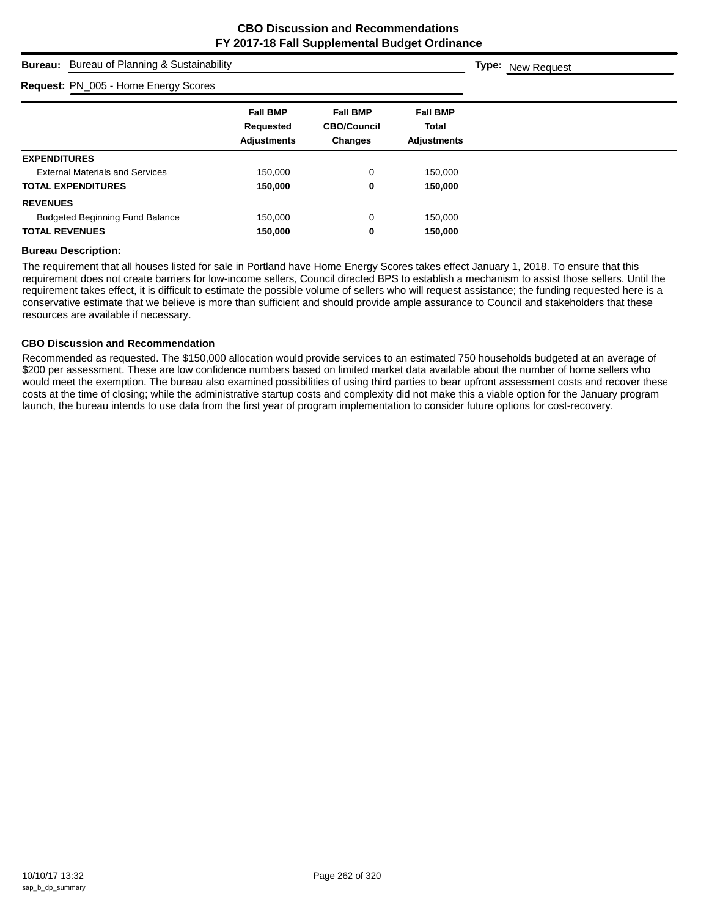# CBO Discussion and Recommendations
# FY 2017-18 Fall Supplemental Budget Ordinance

**Bureau:** Bureau of Planning & Sustainability **Type:** New Request

**Request:** PN_005 - Home Energy Scores

| | Fall BMP Requested Adjustments | Fall BMP CBO/Council Changes | Fall BMP Total Adjustments |
|---|---|---|---|
| **EXPENDITURES** | | | |
| External Materials and Services | 150,000 | 0 | 150,000 |
| **TOTAL EXPENDITURES** | **150,000** | **0** | **150,000** |
| **REVENUES** | | | |
| Budgeted Beginning Fund Balance | 150,000 | 0 | 150,000 |
| **TOTAL REVENUES** | **150,000** | **0** | **150,000** |

**Bureau Description:**

The requirement that all houses listed for sale in Portland have Home Energy Scores takes effect January 1, 2018. To ensure that this requirement does not create barriers for low-income sellers, Council directed BPS to establish a mechanism to assist those sellers. Until the requirement takes effect, it is difficult to estimate the possible volume of sellers who will request assistance; the funding requested here is a conservative estimate that we believe is more than sufficient and should provide ample assurance to Council and stakeholders that these resources are available if necessary.

**CBO Discussion and Recommendation**

Recommended as requested. The $150,000 allocation would provide services to an estimated 750 households budgeted at an average of $200 per assessment. These are low confidence numbers based on limited market data available about the number of home sellers who would meet the exemption. The bureau also examined possibilities of using third parties to bear upfront assessment costs and recover these costs at the time of closing; while the administrative startup costs and complexity did not make this a viable option for the January program launch, the bureau intends to use data from the first year of program implementation to consider future options for cost-recovery.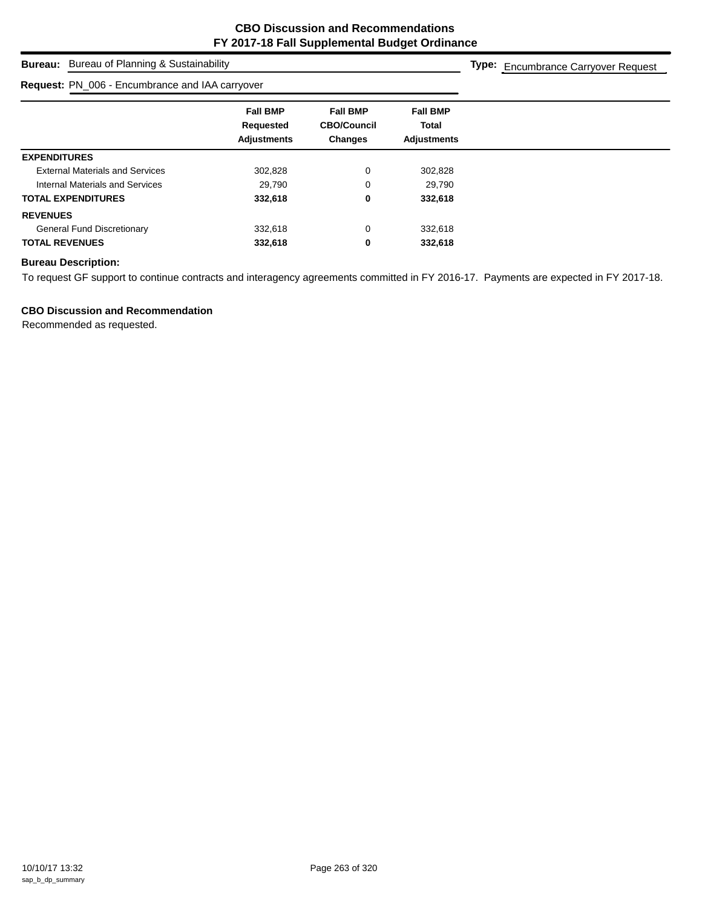# CBO Discussion and Recommendations
## FY 2017-18 Fall Supplemental Budget Ordinance

**Bureau:** Bureau of Planning & Sustainability

**Type:** Encumbrance Carryover Request

**Request:** PN_006 - Encumbrance and IAA carryover

| | Fall BMP Requested Adjustments | Fall BMP CBO/Council Changes | Fall BMP Total Adjustments |
|---|---|---|---|
| **EXPENDITURES** | | | |
| External Materials and Services | 302,828 | 0 | 302,828 |
| Internal Materials and Services | 29,790 | 0 | 29,790 |
| **TOTAL EXPENDITURES** | **332,618** | **0** | **332,618** |
| **REVENUES** | | | |
| General Fund Discretionary | 332,618 | 0 | 332,618 |
| **TOTAL REVENUES** | **332,618** | **0** | **332,618** |

**Bureau Description:**

To request GF support to continue contracts and interagency agreements committed in FY 2016-17. Payments are expected in FY 2017-18.

**CBO Discussion and Recommendation**

Recommended as requested.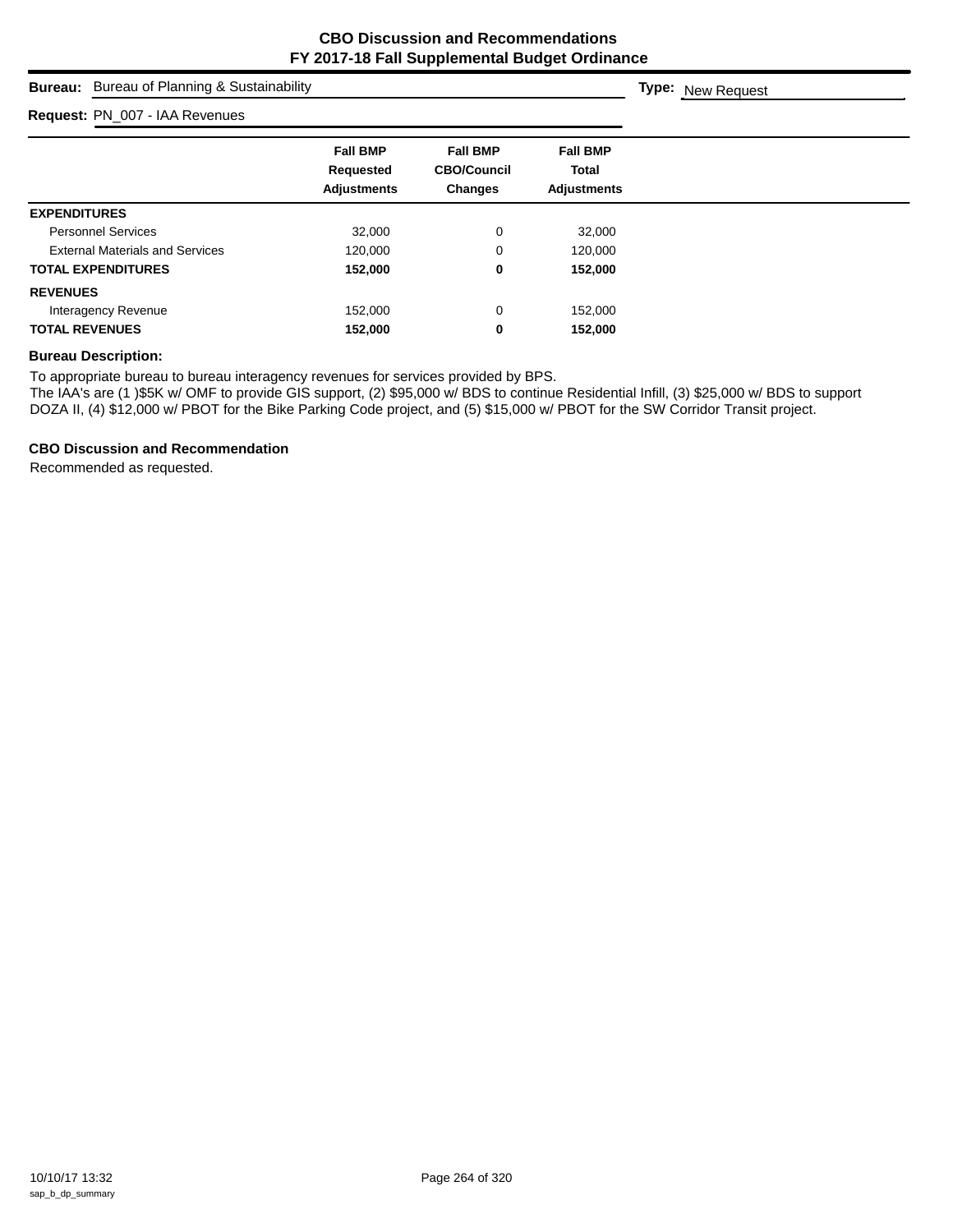# CBO Discussion and Recommendations
## FY 2017-18 Fall Supplemental Budget Ordinance

**Bureau:** Bureau of Planning & Sustainability **Type:** New Request

**Request:** PN_007 - IAA Revenues

| | Fall BMP Requested Adjustments | Fall BMP CBO/Council Changes | Fall BMP Total Adjustments |
|---|---|---|---|
| **EXPENDITURES** | | | |
| Personnel Services | 32,000 | 0 | 32,000 |
| External Materials and Services | 120,000 | 0 | 120,000 |
| **TOTAL EXPENDITURES** | **152,000** | **0** | **152,000** |
| **REVENUES** | | | |
| Interagency Revenue | 152,000 | 0 | 152,000 |
| **TOTAL REVENUES** | **152,000** | **0** | **152,000** |

### Bureau Description:

To appropriate bureau to bureau interagency revenues for services provided by BPS.
The IAA's are (1 )$5K w/ OMF to provide GIS support, (2) $95,000 w/ BDS to continue Residential Infill, (3) $25,000 w/ BDS to support DOZA II, (4) $12,000 w/ PBOT for the Bike Parking Code project, and (5) $15,000 w/ PBOT for the SW Corridor Transit project.

### CBO Discussion and Recommendation

Recommended as requested.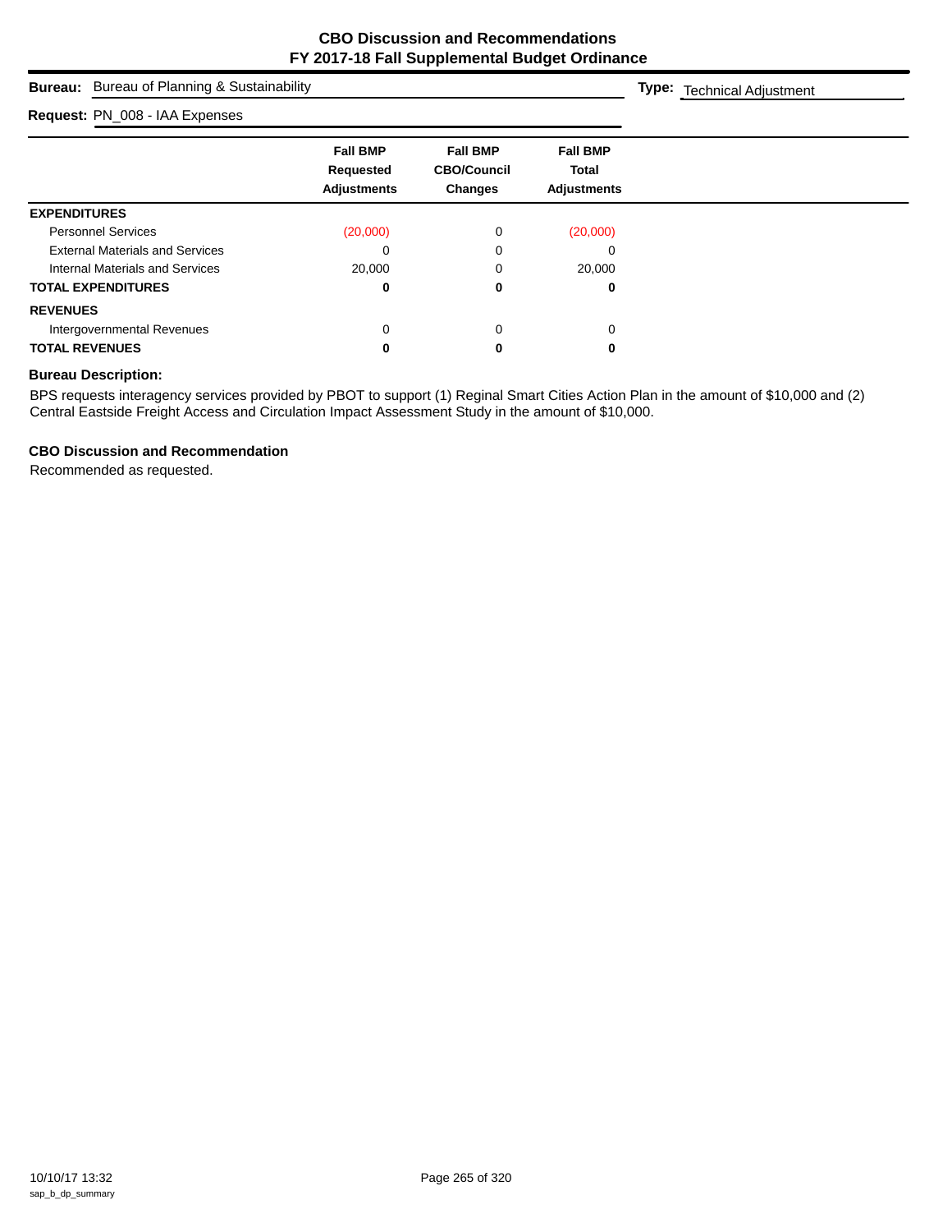# CBO Discussion and Recommendations
## FY 2017-18 Fall Supplemental Budget Ordinance

**Bureau:** Bureau of Planning & Sustainability

**Type:** Technical Adjustment

**Request:** PN_008 - IAA Expenses

| | Fall BMP Requested Adjustments | Fall BMP CBO/Council Changes | Fall BMP Total Adjustments |
|---|---|---|---|
| **EXPENDITURES** | | | |
| Personnel Services | (20,000) | 0 | (20,000) |
| External Materials and Services | 0 | 0 | 0 |
| Internal Materials and Services | 20,000 | 0 | 20,000 |
| **TOTAL EXPENDITURES** | **0** | **0** | **0** |
| **REVENUES** | | | |
| Intergovernmental Revenues | 0 | 0 | 0 |
| **TOTAL REVENUES** | **0** | **0** | **0** |

### Bureau Description:

BPS requests interagency services provided by PBOT to support (1) Reginal Smart Cities Action Plan in the amount of $10,000 and (2) Central Eastside Freight Access and Circulation Impact Assessment Study in the amount of $10,000.

### CBO Discussion and Recommendation

Recommended as requested.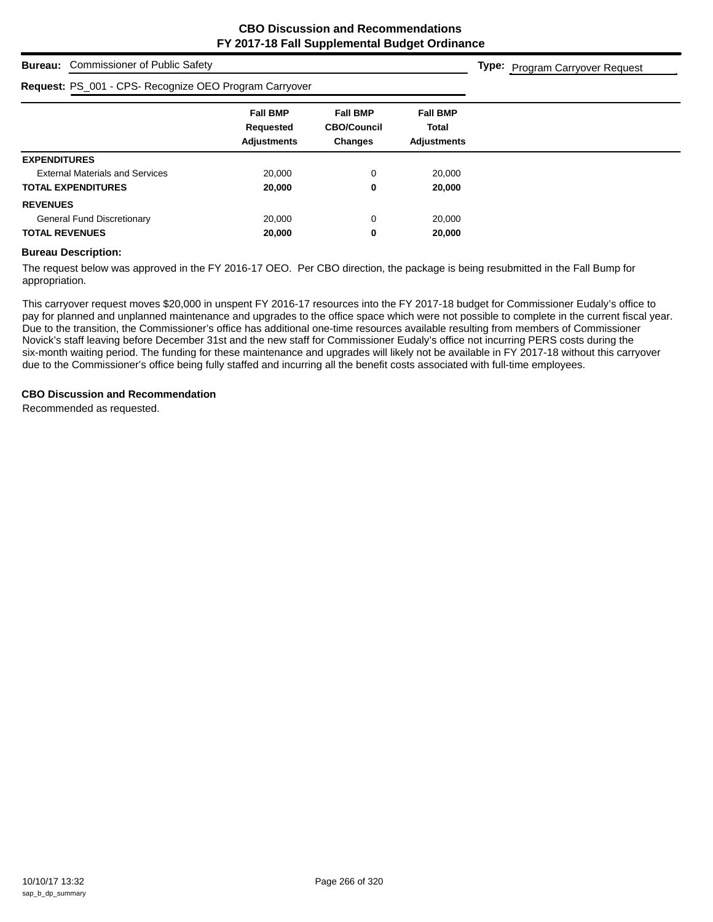# CBO Discussion and Recommendations
## FY 2017-18 Fall Supplemental Budget Ordinance

**Bureau:** Commissioner of Public Safety

**Type:** Program Carryover Request

**Request:** PS_001 - CPS- Recognize OEO Program Carryover

| | Fall BMP Requested Adjustments | Fall BMP CBO/Council Changes | Fall BMP Total Adjustments |
|---|---|---|---|
| **EXPENDITURES** | | | |
| External Materials and Services | 20,000 | 0 | 20,000 |
| **TOTAL EXPENDITURES** | **20,000** | **0** | **20,000** |
| **REVENUES** | | | |
| General Fund Discretionary | 20,000 | 0 | 20,000 |
| **TOTAL REVENUES** | **20,000** | **0** | **20,000** |

**Bureau Description:**

The request below was approved in the FY 2016-17 OEO. Per CBO direction, the package is being resubmitted in the Fall Bump for appropriation.

This carryover request moves $20,000 in unspent FY 2016-17 resources into the FY 2017-18 budget for Commissioner Eudaly's office to pay for planned and unplanned maintenance and upgrades to the office space which were not possible to complete in the current fiscal year. Due to the transition, the Commissioner's office has additional one-time resources available resulting from members of Commissioner Novick's staff leaving before December 31st and the new staff for Commissioner Eudaly's office not incurring PERS costs during the six-month waiting period. The funding for these maintenance and upgrades will likely not be available in FY 2017-18 without this carryover due to the Commissioner's office being fully staffed and incurring all the benefit costs associated with full-time employees.

**CBO Discussion and Recommendation**

Recommended as requested.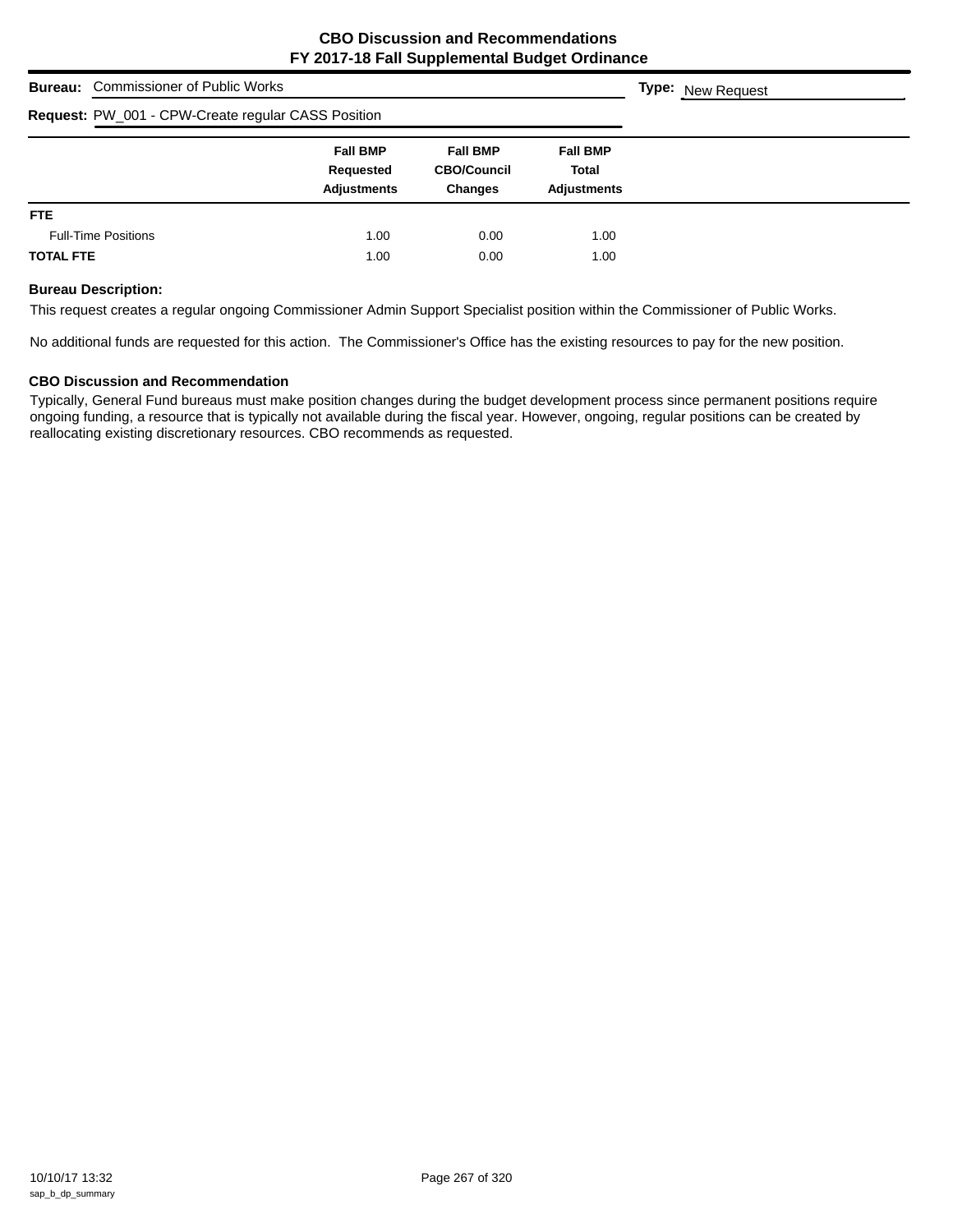# CBO Discussion and Recommendations
## FY 2017-18 Fall Supplemental Budget Ordinance

**Bureau:** Commissioner of Public Works **Type:** New Request

**Request:** PW_001 - CPW-Create regular CASS Position

| | Fall BMP Requested Adjustments | Fall BMP CBO/Council Changes | Fall BMP Total Adjustments |
|---|---|---|---|
| **FTE** | | | |
| Full-Time Positions | 1.00 | 0.00 | 1.00 |
| **TOTAL FTE** | 1.00 | 0.00 | 1.00 |

### Bureau Description:

This request creates a regular ongoing Commissioner Admin Support Specialist position within the Commissioner of Public Works.

No additional funds are requested for this action. The Commissioner's Office has the existing resources to pay for the new position.

### CBO Discussion and Recommendation

Typically, General Fund bureaus must make position changes during the budget development process since permanent positions require ongoing funding, a resource that is typically not available during the fiscal year. However, ongoing, regular positions can be created by reallocating existing discretionary resources. CBO recommends as requested.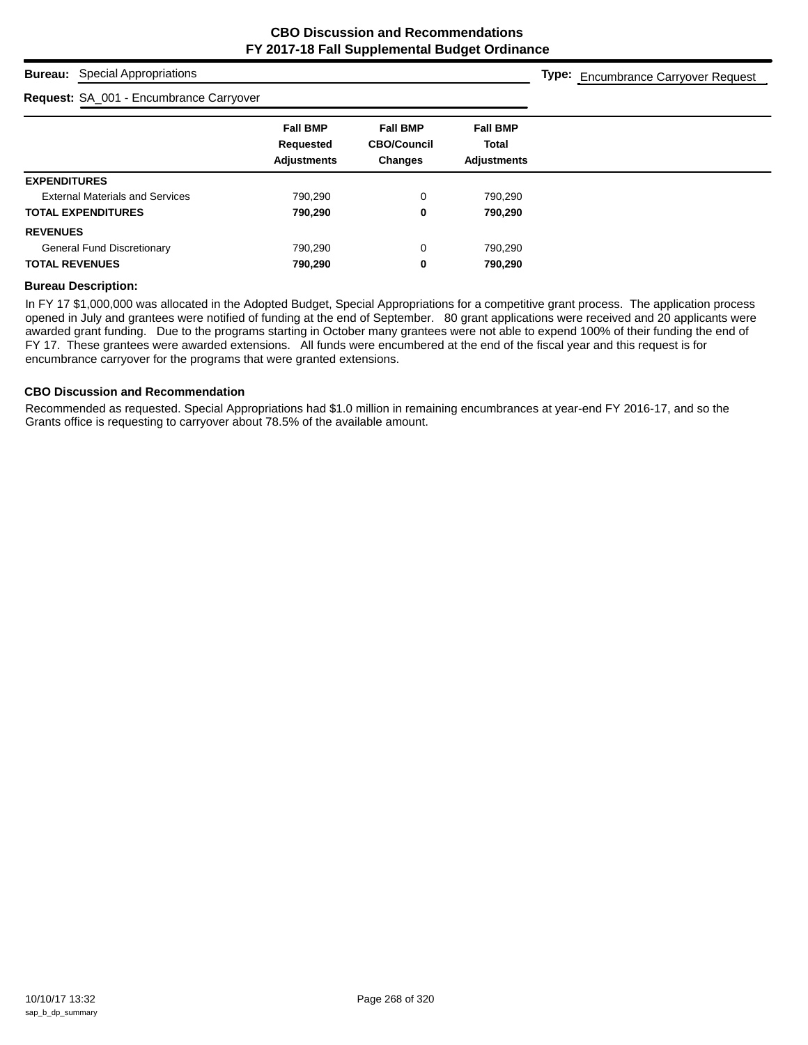# CBO Discussion and Recommendations
## FY 2017-18 Fall Supplemental Budget Ordinance

**Bureau:** Special Appropriations

**Type:** Encumbrance Carryover Request

**Request:** SA_001 - Encumbrance Carryover

| | Fall BMP Requested Adjustments | Fall BMP CBO/Council Changes | Fall BMP Total Adjustments |
|---|---|---|---|
| **EXPENDITURES** | | | |
| External Materials and Services | 790,290 | 0 | 790,290 |
| **TOTAL EXPENDITURES** | **790,290** | **0** | **790,290** |
| **REVENUES** | | | |
| General Fund Discretionary | 790,290 | 0 | 790,290 |
| **TOTAL REVENUES** | **790,290** | **0** | **790,290** |

### Bureau Description:

In FY 17 $1,000,000 was allocated in the Adopted Budget, Special Appropriations for a competitive grant process. The application process opened in July and grantees were notified of funding at the end of September. 80 grant applications were received and 20 applicants were awarded grant funding. Due to the programs starting in October many grantees were not able to expend 100% of their funding the end of FY 17. These grantees were awarded extensions. All funds were encumbered at the end of the fiscal year and this request is for encumbrance carryover for the programs that were granted extensions.

### CBO Discussion and Recommendation

Recommended as requested. Special Appropriations had $1.0 million in remaining encumbrances at year-end FY 2016-17, and so the Grants office is requesting to carryover about 78.5% of the available amount.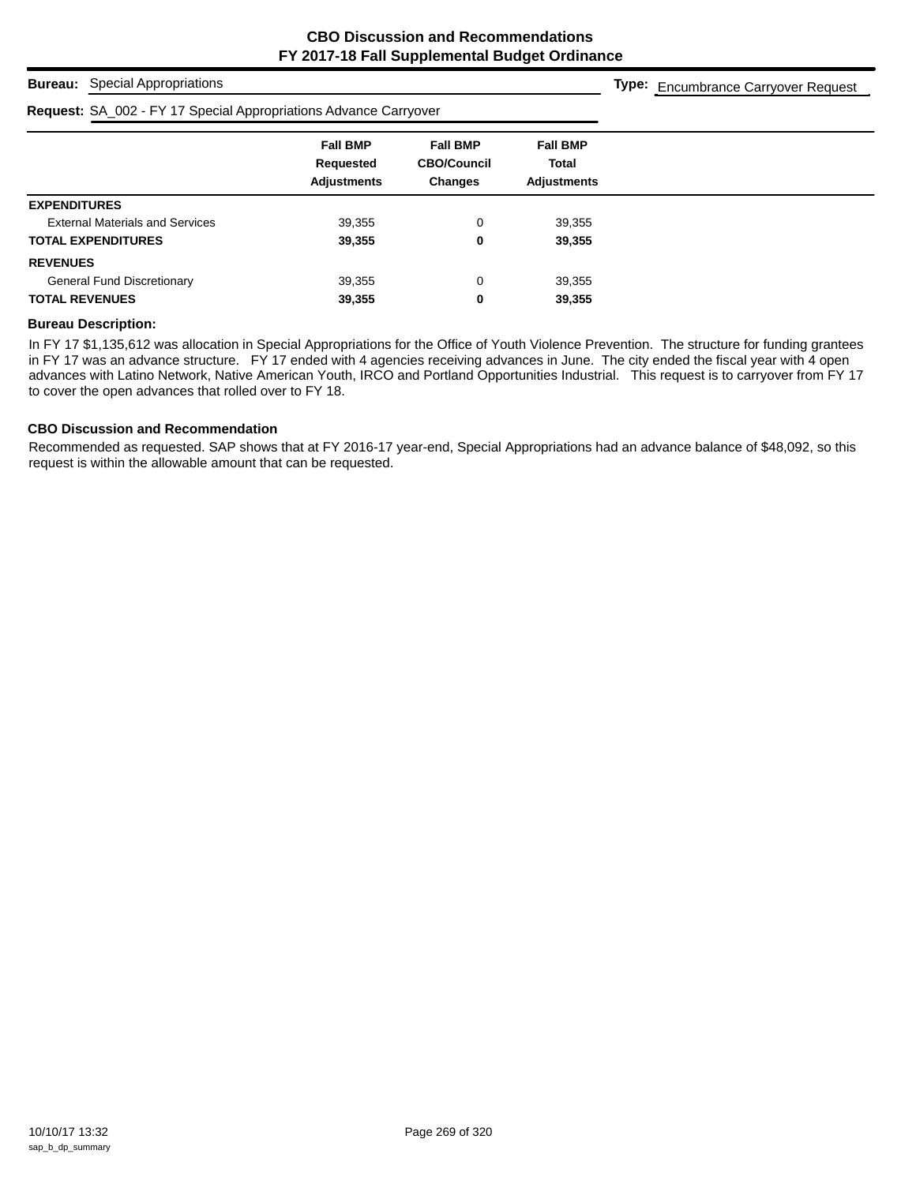# CBO Discussion and Recommendations
## FY 2017-18 Fall Supplemental Budget Ordinance

**Bureau:** Special Appropriations

**Type:** Encumbrance Carryover Request

**Request:** SA_002 - FY 17 Special Appropriations Advance Carryover

| | Fall BMP Requested Adjustments | Fall BMP CBO/Council Changes | Fall BMP Total Adjustments |
|---|---|---|---|
| **EXPENDITURES** | | | |
| External Materials and Services | 39,355 | 0 | 39,355 |
| **TOTAL EXPENDITURES** | **39,355** | **0** | **39,355** |
| **REVENUES** | | | |
| General Fund Discretionary | 39,355 | 0 | 39,355 |
| **TOTAL REVENUES** | **39,355** | **0** | **39,355** |

**Bureau Description:**

In FY 17 $1,135,612 was allocation in Special Appropriations for the Office of Youth Violence Prevention. The structure for funding grantees in FY 17 was an advance structure. FY 17 ended with 4 agencies receiving advances in June. The city ended the fiscal year with 4 open advances with Latino Network, Native American Youth, IRCO and Portland Opportunities Industrial. This request is to carryover from FY 17 to cover the open advances that rolled over to FY 18.

**CBO Discussion and Recommendation**

Recommended as requested. SAP shows that at FY 2016-17 year-end, Special Appropriations had an advance balance of $48,092, so this request is within the allowable amount that can be requested.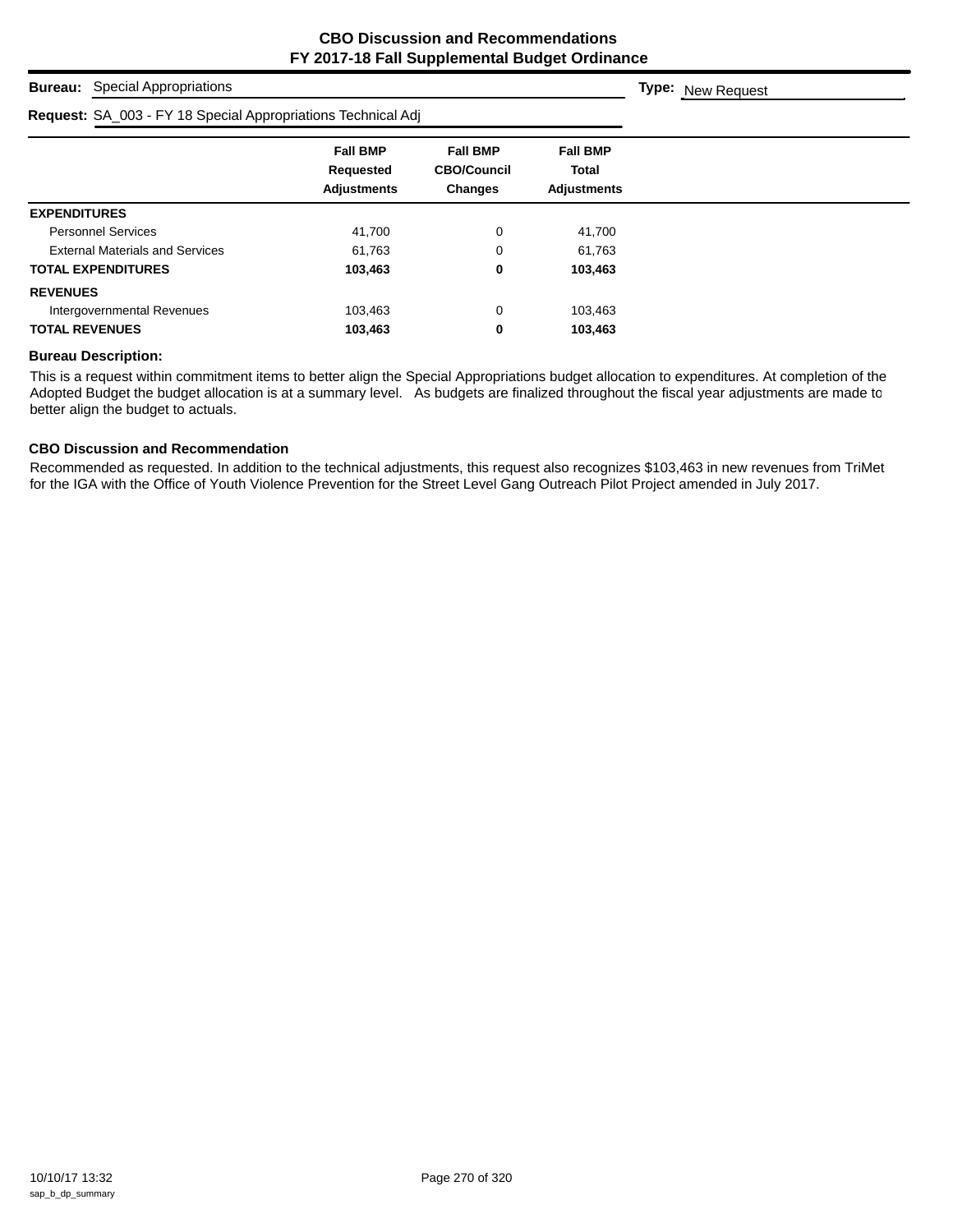# CBO Discussion and Recommendations
## FY 2017-18 Fall Supplemental Budget Ordinance

**Bureau:** Special Appropriations **Type:** New Request

**Request:** SA_003 - FY 18 Special Appropriations Technical Adj

| | Fall BMP Requested Adjustments | Fall BMP CBO/Council Changes | Fall BMP Total Adjustments |
|---|---|---|---|
| **EXPENDITURES** | | | |
| Personnel Services | 41,700 | 0 | 41,700 |
| External Materials and Services | 61,763 | 0 | 61,763 |
| **TOTAL EXPENDITURES** | **103,463** | **0** | **103,463** |
| **REVENUES** | | | |
| Intergovernmental Revenues | 103,463 | 0 | 103,463 |
| **TOTAL REVENUES** | **103,463** | **0** | **103,463** |

**Bureau Description:**

This is a request within commitment items to better align the Special Appropriations budget allocation to expenditures. At completion of the Adopted Budget the budget allocation is at a summary level. As budgets are finalized throughout the fiscal year adjustments are made to better align the budget to actuals.

**CBO Discussion and Recommendation**

Recommended as requested. In addition to the technical adjustments, this request also recognizes $103,463 in new revenues from TriMet for the IGA with the Office of Youth Violence Prevention for the Street Level Gang Outreach Pilot Project amended in July 2017.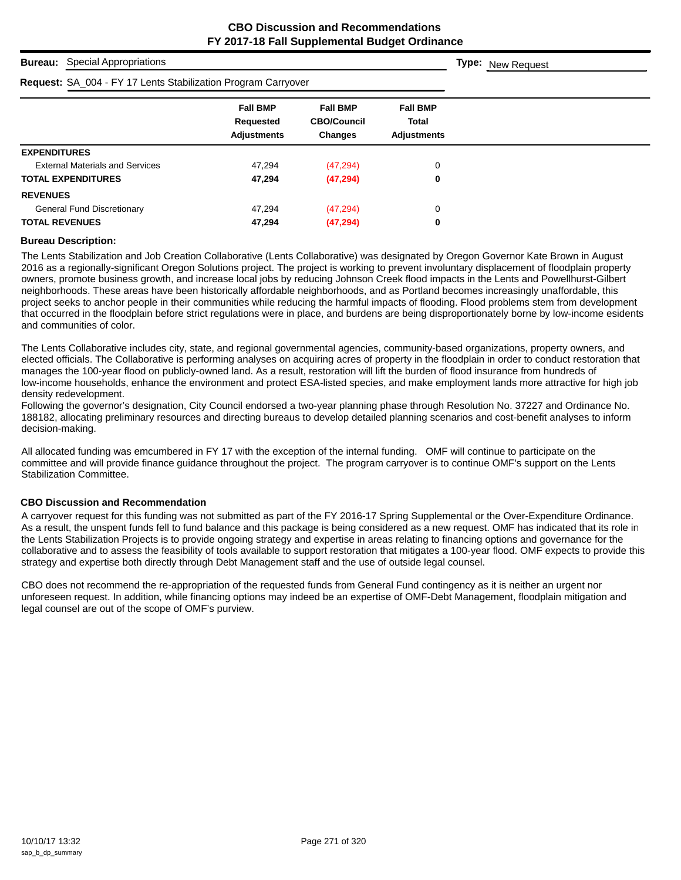**CBO Discussion and Recommendations**
**FY 2017-18 Fall Supplemental Budget Ordinance**

**Bureau:** Special Appropriations | **Type:** New Request

**Request:** SA_004 - FY 17 Lents Stabilization Program Carryover

| | Fall BMP Requested Adjustments | Fall BMP CBO/Council Changes | Fall BMP Total Adjustments |
|---|---|---|---|
| **EXPENDITURES** | | | |
| External Materials and Services | 47,294 | (47,294) | 0 |
| **TOTAL EXPENDITURES** | **47,294** | **(47,294)** | **0** |
| **REVENUES** | | | |
| General Fund Discretionary | 47,294 | (47,294) | 0 |
| **TOTAL REVENUES** | **47,294** | **(47,294)** | **0** |

**Bureau Description:**

The Lents Stabilization and Job Creation Collaborative (Lents Collaborative) was designated by Oregon Governor Kate Brown in August 2016 as a regionally-significant Oregon Solutions project. The project is working to prevent involuntary displacement of floodplain property owners, promote business growth, and increase local jobs by reducing Johnson Creek flood impacts in the Lents and Powellhurst-Gilbert neighborhoods. These areas have been historically affordable neighborhoods, and as Portland becomes increasingly unaffordable, this project seeks to anchor people in their communities while reducing the harmful impacts of flooding. Flood problems stem from development that occurred in the floodplain before strict regulations were in place, and burdens are being disproportionately borne by low-income esidents and communities of color.

The Lents Collaborative includes city, state, and regional governmental agencies, community-based organizations, property owners, and elected officials. The Collaborative is performing analyses on acquiring acres of property in the floodplain in order to conduct restoration that manages the 100-year flood on publicly-owned land. As a result, restoration will lift the burden of flood insurance from hundreds of low-income households, enhance the environment and protect ESA-listed species, and make employment lands more attractive for high job density redevelopment.
Following the governor's designation, City Council endorsed a two-year planning phase through Resolution No. 37227 and Ordinance No. 188182, allocating preliminary resources and directing bureaus to develop detailed planning scenarios and cost-benefit analyses to inform decision-making.

All allocated funding was emcumbered in FY 17 with the exception of the internal funding. OMF will continue to participate on the committee and will provide finance guidance throughout the project. The program carryover is to continue OMF's support on the Lents Stabilization Committee.

**CBO Discussion and Recommendation**

A carryover request for this funding was not submitted as part of the FY 2016-17 Spring Supplemental or the Over-Expenditure Ordinance. As a result, the unspent funds fell to fund balance and this package is being considered as a new request. OMF has indicated that its role in the Lents Stabilization Projects is to provide ongoing strategy and expertise in areas relating to financing options and governance for the collaborative and to assess the feasibility of tools available to support restoration that mitigates a 100-year flood. OMF expects to provide this strategy and expertise both directly through Debt Management staff and the use of outside legal counsel.

CBO does not recommend the re-appropriation of the requested funds from General Fund contingency as it is neither an urgent nor unforeseen request. In addition, while financing options may indeed be an expertise of OMF-Debt Management, floodplain mitigation and legal counsel are out of the scope of OMF's purview.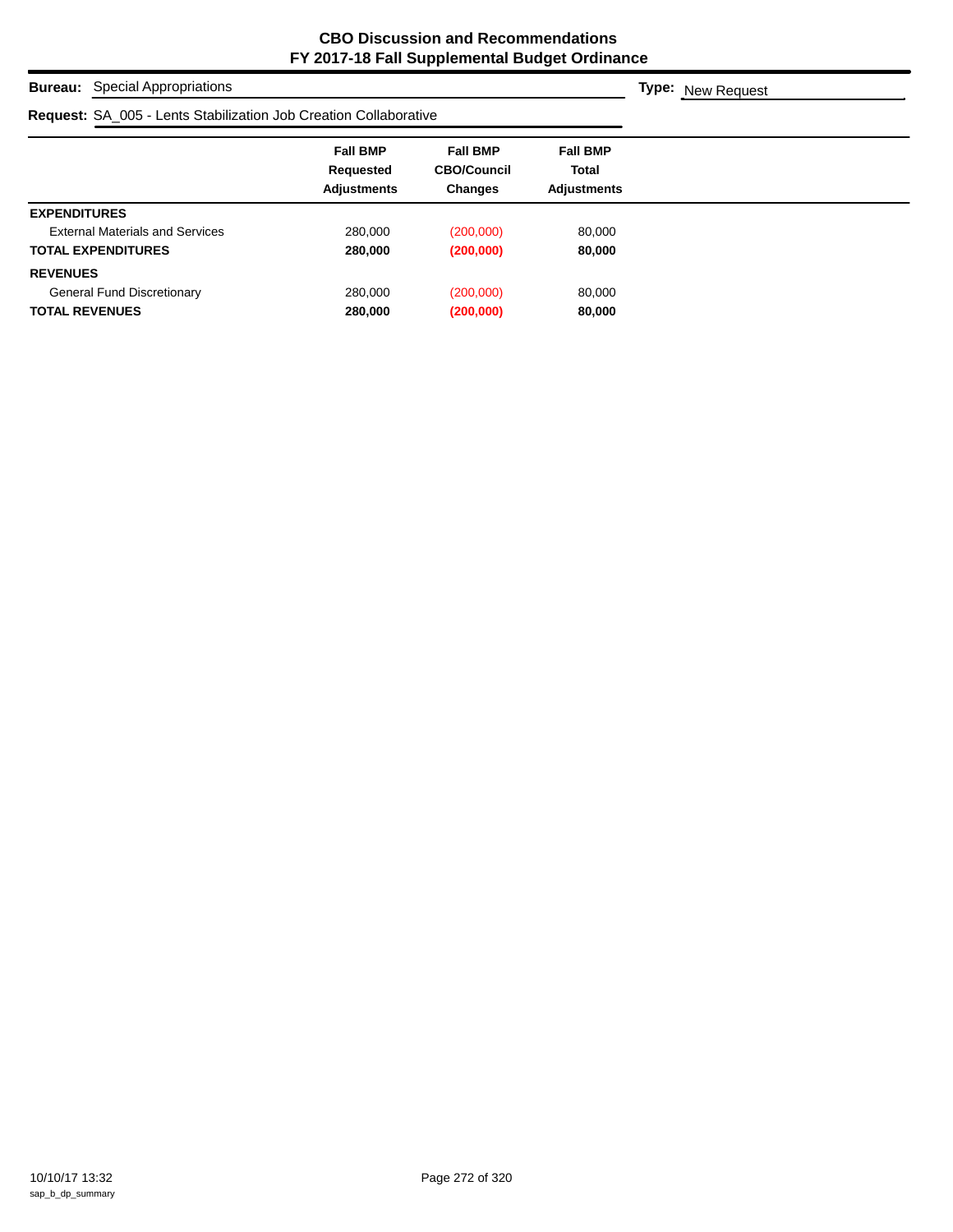# CBO Discussion and Recommendations
## FY 2017-18 Fall Supplemental Budget Ordinance

**Bureau:** Special Appropriations

**Type:** New Request

**Request:** SA_005 - Lents Stabilization Job Creation Collaborative

| | Fall BMP Requested Adjustments | Fall BMP CBO/Council Changes | Fall BMP Total Adjustments |
|---|---|---|---|
| **EXPENDITURES** | | | |
| External Materials and Services | 280,000 | (200,000) | 80,000 |
| **TOTAL EXPENDITURES** | **280,000** | **(200,000)** | **80,000** |
| **REVENUES** | | | |
| General Fund Discretionary | 280,000 | (200,000) | 80,000 |
| **TOTAL REVENUES** | **280,000** | **(200,000)** | **80,000** |

10/10/17 13:32
sap_b_dp_summary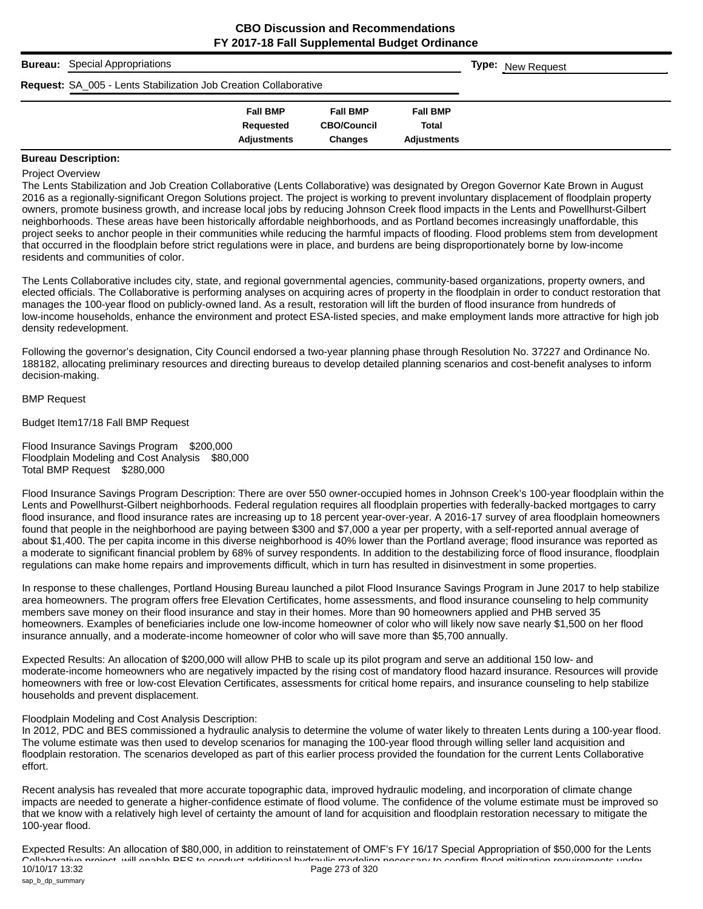# CBO Discussion and Recommendations
## FY 2017-18 Fall Supplemental Budget Ordinance

**Bureau:** Special Appropriations **Type:** New Request

**Request:** SA_005 - Lents Stabilization Job Creation Collaborative

| | Fall BMP Requested Adjustments | Fall BMP CBO/Council Changes | Fall BMP Total Adjustments |
|---|---|---|---|

**Bureau Description:**

Project Overview

The Lents Stabilization and Job Creation Collaborative (Lents Collaborative) was designated by Oregon Governor Kate Brown in August 2016 as a regionally-significant Oregon Solutions project. The project is working to prevent involuntary displacement of floodplain property owners, promote business growth, and increase local jobs by reducing Johnson Creek flood impacts in the Lents and Powellhurst-Gilbert neighborhoods. These areas have been historically affordable neighborhoods, and as Portland becomes increasingly unaffordable, this project seeks to anchor people in their communities while reducing the harmful impacts of flooding. Flood problems stem from development that occurred in the floodplain before strict regulations were in place, and burdens are being disproportionately borne by low-income residents and communities of color.

The Lents Collaborative includes city, state, and regional governmental agencies, community-based organizations, property owners, and elected officials. The Collaborative is performing analyses on acquiring acres of property in the floodplain in order to conduct restoration that manages the 100-year flood on publicly-owned land. As a result, restoration will lift the burden of flood insurance from hundreds of low-income households, enhance the environment and protect ESA-listed species, and make employment lands more attractive for high job density redevelopment.

Following the governor's designation, City Council endorsed a two-year planning phase through Resolution No. 37227 and Ordinance No. 188182, allocating preliminary resources and directing bureaus to develop detailed planning scenarios and cost-benefit analyses to inform decision-making.

BMP Request

Budget Item17/18 Fall BMP Request

Flood Insurance Savings Program $200,000
Floodplain Modeling and Cost Analysis $80,000
Total BMP Request $280,000

Flood Insurance Savings Program Description: There are over 550 owner-occupied homes in Johnson Creek's 100-year floodplain within the Lents and Powellhurst-Gilbert neighborhoods. Federal regulation requires all floodplain properties with federally-backed mortgages to carry flood insurance, and flood insurance rates are increasing up to 18 percent year-over-year. A 2016-17 survey of area floodplain homeowners found that people in the neighborhood are paying between $300 and $7,000 a year per property, with a self-reported annual average of about $1,400. The per capita income in this diverse neighborhood is 40% lower than the Portland average; flood insurance was reported as a moderate to significant financial problem by 68% of survey respondents. In addition to the destabilizing force of flood insurance, floodplain regulations can make home repairs and improvements difficult, which in turn has resulted in disinvestment in some properties.

In response to these challenges, Portland Housing Bureau launched a pilot Flood Insurance Savings Program in June 2017 to help stabilize area homeowners. The program offers free Elevation Certificates, home assessments, and flood insurance counseling to help community members save money on their flood insurance and stay in their homes. More than 90 homeowners applied and PHB served 35 homeowners. Examples of beneficiaries include one low-income homeowner of color who will likely now save nearly $1,500 on her flood insurance annually, and a moderate-income homeowner of color who will save more than $5,700 annually.

Expected Results: An allocation of $200,000 will allow PHB to scale up its pilot program and serve an additional 150 low- and moderate-income homeowners who are negatively impacted by the rising cost of mandatory flood hazard insurance. Resources will provide homeowners with free or low-cost Elevation Certificates, assessments for critical home repairs, and insurance counseling to help stabilize households and prevent displacement.

Floodplain Modeling and Cost Analysis Description:
In 2012, PDC and BES commissioned a hydraulic analysis to determine the volume of water likely to threaten Lents during a 100-year flood. The volume estimate was then used to develop scenarios for managing the 100-year flood through willing seller land acquisition and floodplain restoration. The scenarios developed as part of this earlier process provided the foundation for the current Lents Collaborative effort.

Recent analysis has revealed that more accurate topographic data, improved hydraulic modeling, and incorporation of climate change impacts are needed to generate a higher-confidence estimate of flood volume. The confidence of the volume estimate must be improved so that we know with a relatively high level of certainty the amount of land for acquisition and floodplain restoration necessary to mitigate the 100-year flood.

Expected Results: An allocation of $80,000, in addition to reinstatement of OMF's FY 16/17 Special Appropriation of $50,000 for the Lents Collaborative project, will enable BES to conduct additional hydraulic modeling necessary to confirm flood mitigation requirements under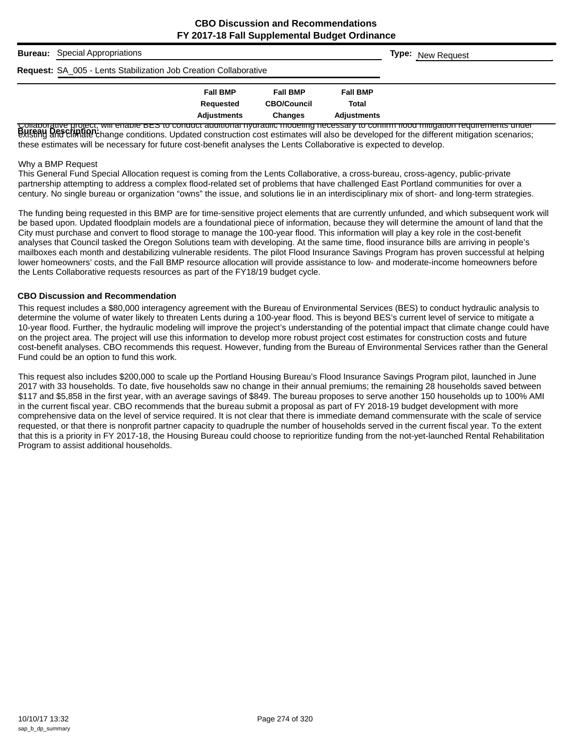# CBO Discussion and Recommendations
## FY 2017-18 Fall Supplemental Budget Ordinance

**Bureau:** Special Appropriations

**Type:** New Request

**Request:** SA_005 - Lents Stabilization Job Creation Collaborative

| | Fall BMP Requested Adjustments | Fall BMP CBO/Council Changes | Fall BMP Total Adjustments |
|---|---|---|---|

**Bureau Description:**

Collaborative project, will enable BES to conduct additional hydraulic modeling necessary to confirm flood mitigation requirements under existing and climate change conditions. Updated construction cost estimates will also be developed for the different mitigation scenarios; these estimates will be necessary for future cost-benefit analyses the Lents Collaborative is expected to develop.

Why a BMP Request
This General Fund Special Allocation request is coming from the Lents Collaborative, a cross-bureau, cross-agency, public-private partnership attempting to address a complex flood-related set of problems that have challenged East Portland communities for over a century. No single bureau or organization "owns" the issue, and solutions lie in an interdisciplinary mix of short- and long-term strategies.

The funding being requested in this BMP are for time-sensitive project elements that are currently unfunded, and which subsequent work will be based upon. Updated floodplain models are a foundational piece of information, because they will determine the amount of land that the City must purchase and convert to flood storage to manage the 100-year flood. This information will play a key role in the cost-benefit analyses that Council tasked the Oregon Solutions team with developing. At the same time, flood insurance bills are arriving in people's mailboxes each month and destabilizing vulnerable residents. The pilot Flood Insurance Savings Program has proven successful at helping lower homeowners' costs, and the Fall BMP resource allocation will provide assistance to low- and moderate-income homeowners before the Lents Collaborative requests resources as part of the FY18/19 budget cycle.

### CBO Discussion and Recommendation

This request includes a $80,000 interagency agreement with the Bureau of Environmental Services (BES) to conduct hydraulic analysis to determine the volume of water likely to threaten Lents during a 100-year flood. This is beyond BES's current level of service to mitigate a 10-year flood. Further, the hydraulic modeling will improve the project's understanding of the potential impact that climate change could have on the project area. The project will use this information to develop more robust project cost estimates for construction costs and future cost-benefit analyses. CBO recommends this request. However, funding from the Bureau of Environmental Services rather than the General Fund could be an option to fund this work.

This request also includes $200,000 to scale up the Portland Housing Bureau's Flood Insurance Savings Program pilot, launched in June 2017 with 33 households. To date, five households saw no change in their annual premiums; the remaining 28 households saved between $117 and $5,858 in the first year, with an average savings of $849. The bureau proposes to serve another 150 households up to 100% AMI in the current fiscal year. CBO recommends that the bureau submit a proposal as part of FY 2018-19 budget development with more comprehensive data on the level of service required. It is not clear that there is immediate demand commensurate with the scale of service requested, or that there is nonprofit partner capacity to quadruple the number of households served in the current fiscal year. To the extent that this is a priority in FY 2017-18, the Housing Bureau could choose to reprioritize funding from the not-yet-launched Rental Rehabilitation Program to assist additional households.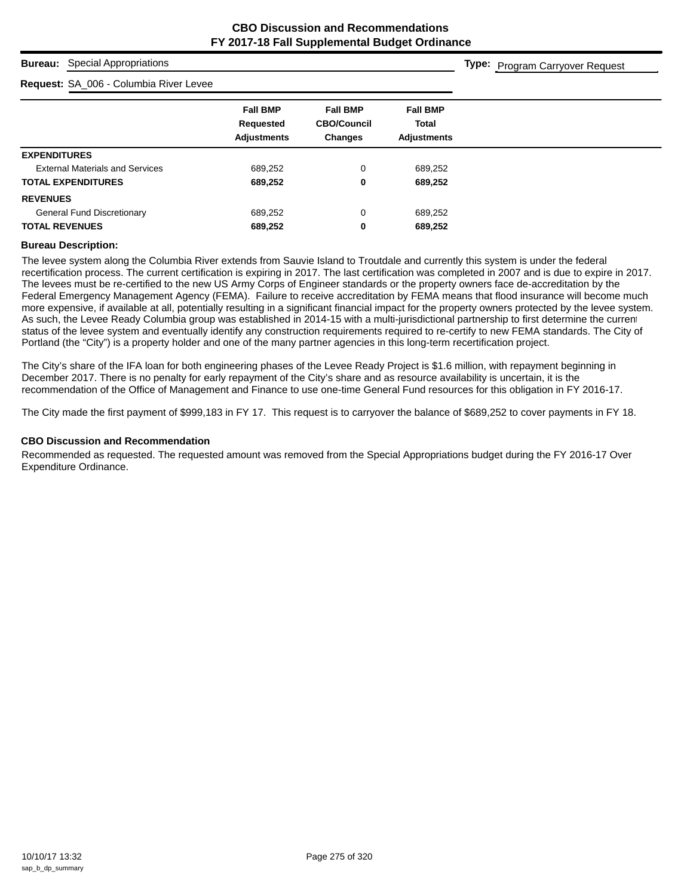**CBO Discussion and Recommendations**
**FY 2017-18 Fall Supplemental Budget Ordinance**

**Bureau:** Special Appropriations

**Type:** Program Carryover Request

**Request:** SA_006 - Columbia River Levee

| | Fall BMP Requested Adjustments | Fall BMP CBO/Council Changes | Fall BMP Total Adjustments |
|---|---|---|---|
| **EXPENDITURES** | | | |
| External Materials and Services | 689,252 | 0 | 689,252 |
| **TOTAL EXPENDITURES** | **689,252** | **0** | **689,252** |
| **REVENUES** | | | |
| General Fund Discretionary | 689,252 | 0 | 689,252 |
| **TOTAL REVENUES** | **689,252** | **0** | **689,252** |

**Bureau Description:**

The levee system along the Columbia River extends from Sauvie Island to Troutdale and currently this system is under the federal recertification process. The current certification is expiring in 2017. The last certification was completed in 2007 and is due to expire in 2017. The levees must be re-certified to the new US Army Corps of Engineer standards or the property owners face de-accreditation by the Federal Emergency Management Agency (FEMA). Failure to receive accreditation by FEMA means that flood insurance will become much more expensive, if available at all, potentially resulting in a significant financial impact for the property owners protected by the levee system. As such, the Levee Ready Columbia group was established in 2014-15 with a multi-jurisdictional partnership to first determine the current status of the levee system and eventually identify any construction requirements required to re-certify to new FEMA standards. The City of Portland (the "City") is a property holder and one of the many partner agencies in this long-term recertification project.

The City's share of the IFA loan for both engineering phases of the Levee Ready Project is $1.6 million, with repayment beginning in December 2017. There is no penalty for early repayment of the City's share and as resource availability is uncertain, it is the recommendation of the Office of Management and Finance to use one-time General Fund resources for this obligation in FY 2016-17.

The City made the first payment of $999,183 in FY 17. This request is to carryover the balance of $689,252 to cover payments in FY 18.

**CBO Discussion and Recommendation**

Recommended as requested. The requested amount was removed from the Special Appropriations budget during the FY 2016-17 Over Expenditure Ordinance.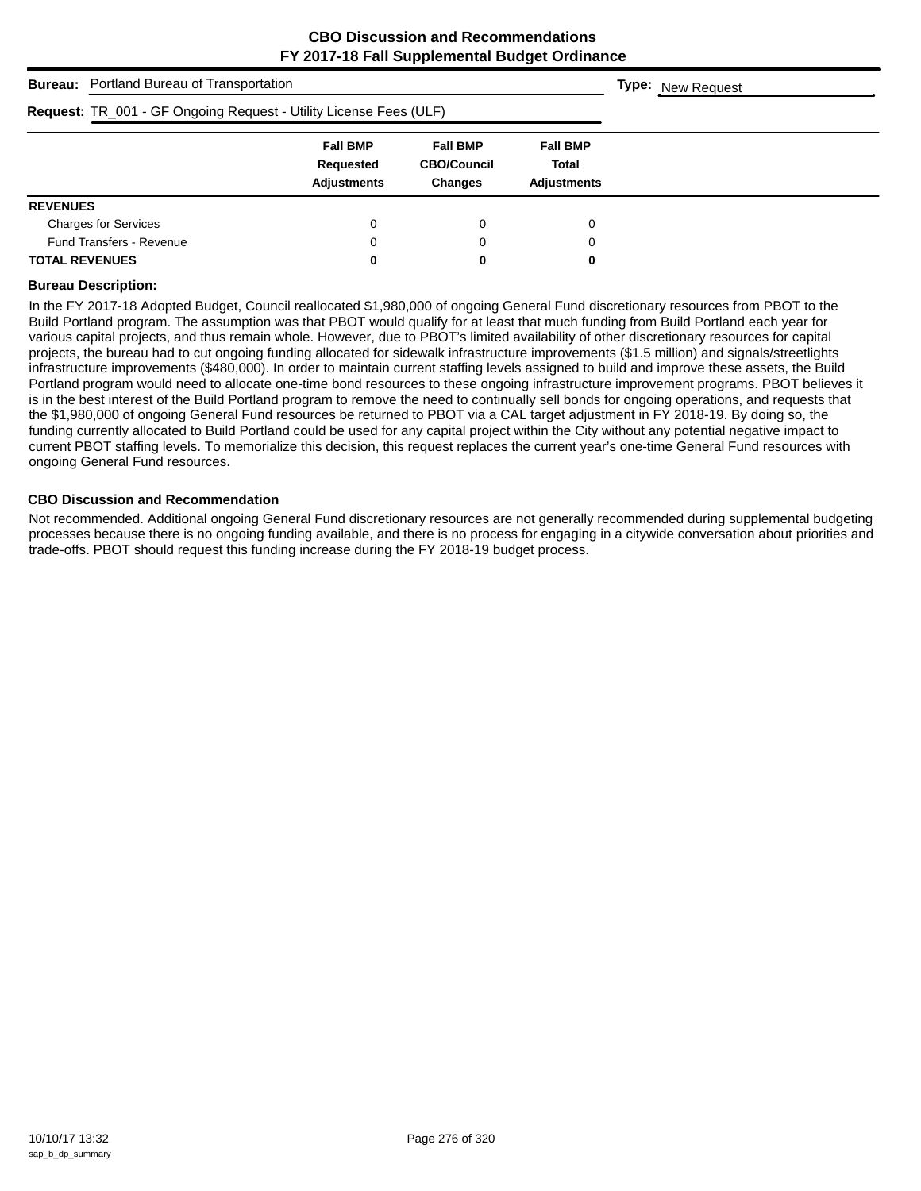**CBO Discussion and Recommendations**
**FY 2017-18 Fall Supplemental Budget Ordinance**

**Bureau:** Portland Bureau of Transportation **Type:** New Request

**Request:** TR_001 - GF Ongoing Request - Utility License Fees (ULF)

| | Fall BMP Requested Adjustments | Fall BMP CBO/Council Changes | Fall BMP Total Adjustments |
|---|---|---|---|
| **REVENUES** | | | |
| Charges for Services | 0 | 0 | 0 |
| Fund Transfers - Revenue | 0 | 0 | 0 |
| **TOTAL REVENUES** | **0** | **0** | **0** |

**Bureau Description:**

In the FY 2017-18 Adopted Budget, Council reallocated $1,980,000 of ongoing General Fund discretionary resources from PBOT to the Build Portland program. The assumption was that PBOT would qualify for at least that much funding from Build Portland each year for various capital projects, and thus remain whole. However, due to PBOT's limited availability of other discretionary resources for capital projects, the bureau had to cut ongoing funding allocated for sidewalk infrastructure improvements ($1.5 million) and signals/streetlights infrastructure improvements ($480,000). In order to maintain current staffing levels assigned to build and improve these assets, the Build Portland program would need to allocate one-time bond resources to these ongoing infrastructure improvement programs. PBOT believes it is in the best interest of the Build Portland program to remove the need to continually sell bonds for ongoing operations, and requests that the $1,980,000 of ongoing General Fund resources be returned to PBOT via a CAL target adjustment in FY 2018-19. By doing so, the funding currently allocated to Build Portland could be used for any capital project within the City without any potential negative impact to current PBOT staffing levels. To memorialize this decision, this request replaces the current year's one-time General Fund resources with ongoing General Fund resources.

**CBO Discussion and Recommendation**

Not recommended. Additional ongoing General Fund discretionary resources are not generally recommended during supplemental budgeting processes because there is no ongoing funding available, and there is no process for engaging in a citywide conversation about priorities and trade-offs. PBOT should request this funding increase during the FY 2018-19 budget process.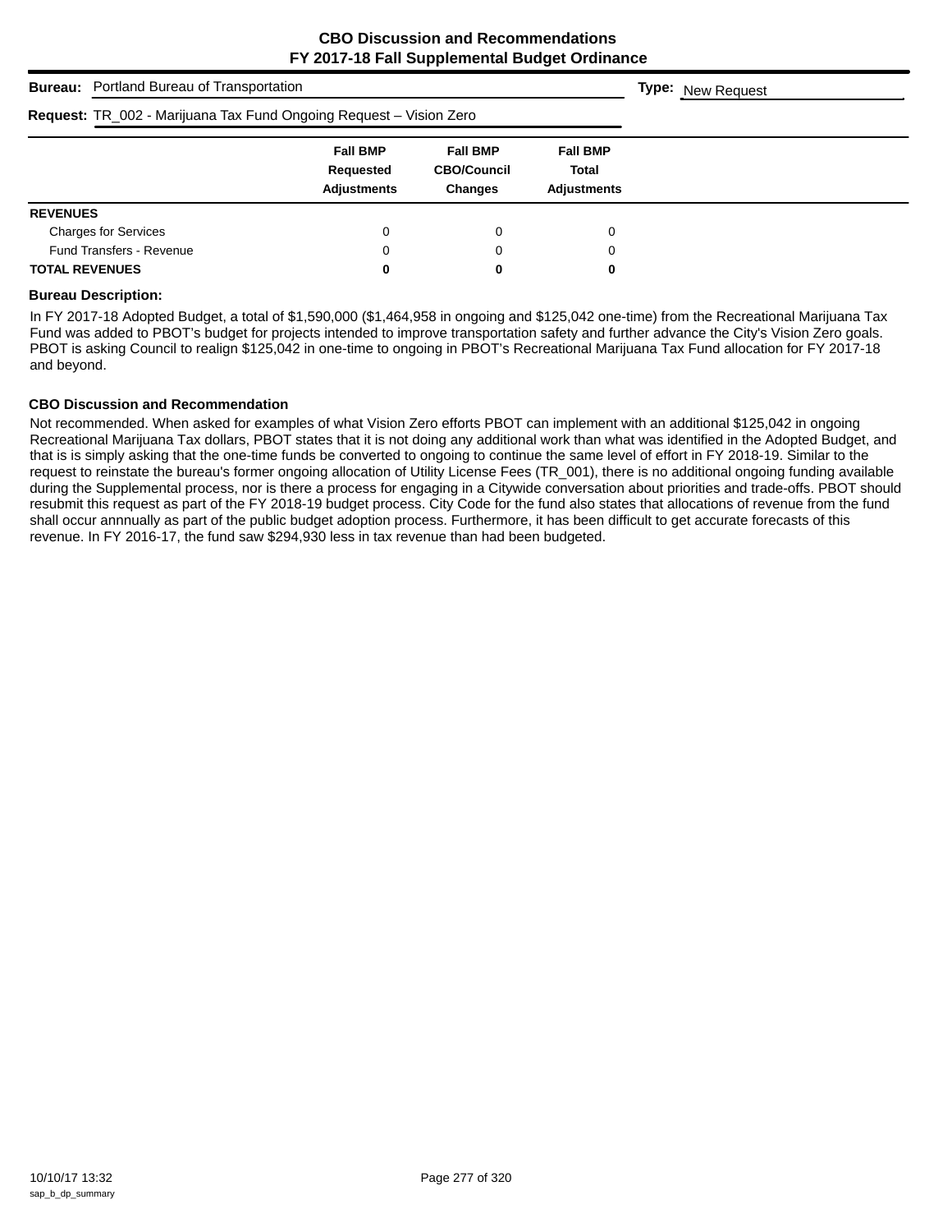**CBO Discussion and Recommendations**
**FY 2017-18 Fall Supplemental Budget Ordinance**

**Bureau:** Portland Bureau of Transportation

**Type:** New Request

**Request:** TR_002 - Marijuana Tax Fund Ongoing Request – Vision Zero

| | Fall BMP Requested Adjustments | Fall BMP CBO/Council Changes | Fall BMP Total Adjustments |
|---|---|---|---|
| **REVENUES** | | | |
| Charges for Services | 0 | 0 | 0 |
| Fund Transfers - Revenue | 0 | 0 | 0 |
| **TOTAL REVENUES** | **0** | **0** | **0** |

**Bureau Description:**

In FY 2017-18 Adopted Budget, a total of $1,590,000 ($1,464,958 in ongoing and $125,042 one-time) from the Recreational Marijuana Tax Fund was added to PBOT's budget for projects intended to improve transportation safety and further advance the City's Vision Zero goals. PBOT is asking Council to realign $125,042 in one-time to ongoing in PBOT's Recreational Marijuana Tax Fund allocation for FY 2017-18 and beyond.

**CBO Discussion and Recommendation**

Not recommended. When asked for examples of what Vision Zero efforts PBOT can implement with an additional $125,042 in ongoing Recreational Marijuana Tax dollars, PBOT states that it is not doing any additional work than what was identified in the Adopted Budget, and that is is simply asking that the one-time funds be converted to ongoing to continue the same level of effort in FY 2018-19. Similar to the request to reinstate the bureau's former ongoing allocation of Utility License Fees (TR_001), there is no additional ongoing funding available during the Supplemental process, nor is there a process for engaging in a Citywide conversation about priorities and trade-offs. PBOT should resubmit this request as part of the FY 2018-19 budget process. City Code for the fund also states that allocations of revenue from the fund shall occur annnually as part of the public budget adoption process. Furthermore, it has been difficult to get accurate forecasts of this revenue. In FY 2016-17, the fund saw $294,930 less in tax revenue than had been budgeted.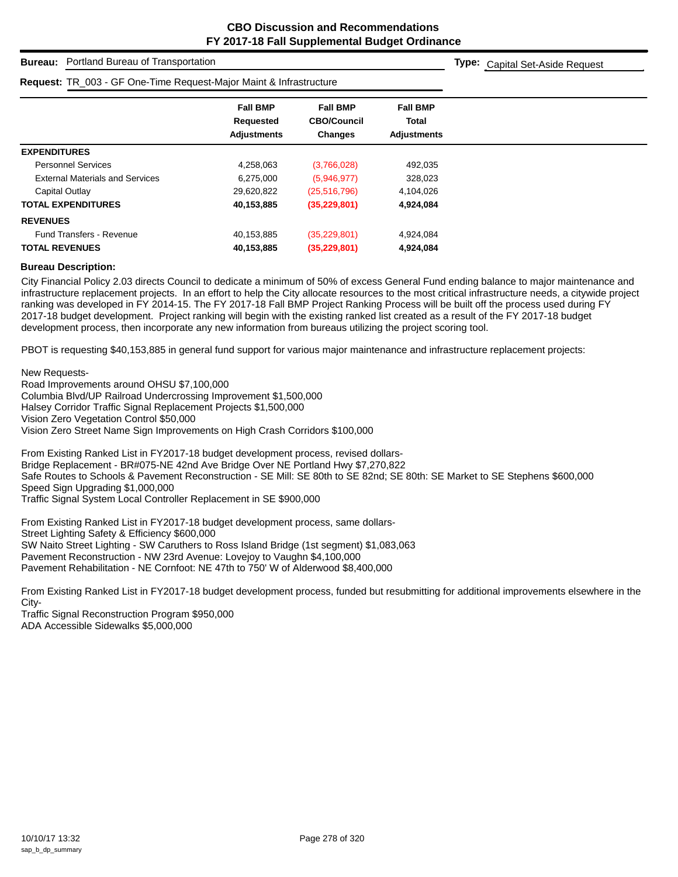**CBO Discussion and Recommendations**
**FY 2017-18 Fall Supplemental Budget Ordinance**

**Bureau:** Portland Bureau of Transportation

**Type:** Capital Set-Aside Request

**Request:** TR_003 - GF One-Time Request-Major Maint & Infrastructure

| | Fall BMP Requested Adjustments | Fall BMP CBO/Council Changes | Fall BMP Total Adjustments |
|---|---|---|---|
| **EXPENDITURES** | | | |
| Personnel Services | 4,258,063 | (3,766,028) | 492,035 |
| External Materials and Services | 6,275,000 | (5,946,977) | 328,023 |
| Capital Outlay | 29,620,822 | (25,516,796) | 4,104,026 |
| **TOTAL EXPENDITURES** | **40,153,885** | **(35,229,801)** | **4,924,084** |
| **REVENUES** | | | |
| Fund Transfers - Revenue | 40,153,885 | (35,229,801) | 4,924,084 |
| **TOTAL REVENUES** | **40,153,885** | **(35,229,801)** | **4,924,084** |

**Bureau Description:**

City Financial Policy 2.03 directs Council to dedicate a minimum of 50% of excess General Fund ending balance to major maintenance and infrastructure replacement projects. In an effort to help the City allocate resources to the most critical infrastructure needs, a citywide project ranking was developed in FY 2014-15. The FY 2017-18 Fall BMP Project Ranking Process will be built off the process used during FY 2017-18 budget development. Project ranking will begin with the existing ranked list created as a result of the FY 2017-18 budget development process, then incorporate any new information from bureaus utilizing the project scoring tool.

PBOT is requesting $40,153,885 in general fund support for various major maintenance and infrastructure replacement projects:

New Requests-
Road Improvements around OHSU $7,100,000
Columbia Blvd/UP Railroad Undercrossing Improvement $1,500,000
Halsey Corridor Traffic Signal Replacement Projects $1,500,000
Vision Zero Vegetation Control $50,000
Vision Zero Street Name Sign Improvements on High Crash Corridors $100,000

From Existing Ranked List in FY2017-18 budget development process, revised dollars-
Bridge Replacement - BR#075-NE 42nd Ave Bridge Over NE Portland Hwy $7,270,822
Safe Routes to Schools & Pavement Reconstruction - SE Mill: SE 80th to SE 82nd; SE 80th: SE Market to SE Stephens $600,000
Speed Sign Upgrading $1,000,000
Traffic Signal System Local Controller Replacement in SE $900,000

From Existing Ranked List in FY2017-18 budget development process, same dollars-
Street Lighting Safety & Efficiency $600,000
SW Naito Street Lighting - SW Caruthers to Ross Island Bridge (1st segment) $1,083,063
Pavement Reconstruction - NW 23rd Avenue: Lovejoy to Vaughn $4,100,000
Pavement Rehabilitation - NE Cornfoot: NE 47th to 750' W of Alderwood $8,400,000

From Existing Ranked List in FY2017-18 budget development process, funded but resubmitting for additional improvements elsewhere in the City-
Traffic Signal Reconstruction Program $950,000
ADA Accessible Sidewalks $5,000,000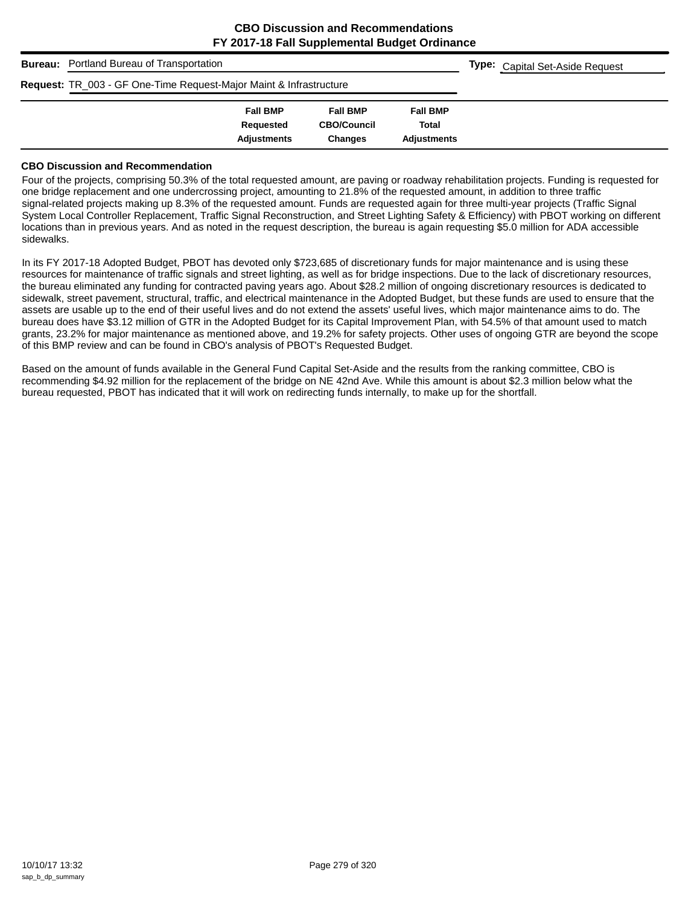**CBO Discussion and Recommendations**
**FY 2017-18 Fall Supplemental Budget Ordinance**

**Bureau:** Portland Bureau of Transportation

**Type:** Capital Set-Aside Request

**Request:** TR_003 - GF One-Time Request-Major Maint & Infrastructure

| | Fall BMP Requested Adjustments | Fall BMP CBO/Council Changes | Fall BMP Total Adjustments |
|---|---|---|---|

### CBO Discussion and Recommendation

Four of the projects, comprising 50.3% of the total requested amount, are paving or roadway rehabilitation projects. Funding is requested for one bridge replacement and one undercrossing project, amounting to 21.8% of the requested amount, in addition to three traffic signal-related projects making up 8.3% of the requested amount. Funds are requested again for three multi-year projects (Traffic Signal System Local Controller Replacement, Traffic Signal Reconstruction, and Street Lighting Safety & Efficiency) with PBOT working on different locations than in previous years. And as noted in the request description, the bureau is again requesting $5.0 million for ADA accessible sidewalks.

In its FY 2017-18 Adopted Budget, PBOT has devoted only $723,685 of discretionary funds for major maintenance and is using these resources for maintenance of traffic signals and street lighting, as well as for bridge inspections. Due to the lack of discretionary resources, the bureau eliminated any funding for contracted paving years ago. About $28.2 million of ongoing discretionary resources is dedicated to sidewalk, street pavement, structural, traffic, and electrical maintenance in the Adopted Budget, but these funds are used to ensure that the assets are usable up to the end of their useful lives and do not extend the assets' useful lives, which major maintenance aims to do. The bureau does have $3.12 million of GTR in the Adopted Budget for its Capital Improvement Plan, with 54.5% of that amount used to match grants, 23.2% for major maintenance as mentioned above, and 19.2% for safety projects. Other uses of ongoing GTR are beyond the scope of this BMP review and can be found in CBO's analysis of PBOT's Requested Budget.

Based on the amount of funds available in the General Fund Capital Set-Aside and the results from the ranking committee, CBO is recommending $4.92 million for the replacement of the bridge on NE 42nd Ave. While this amount is about $2.3 million below what the bureau requested, PBOT has indicated that it will work on redirecting funds internally, to make up for the shortfall.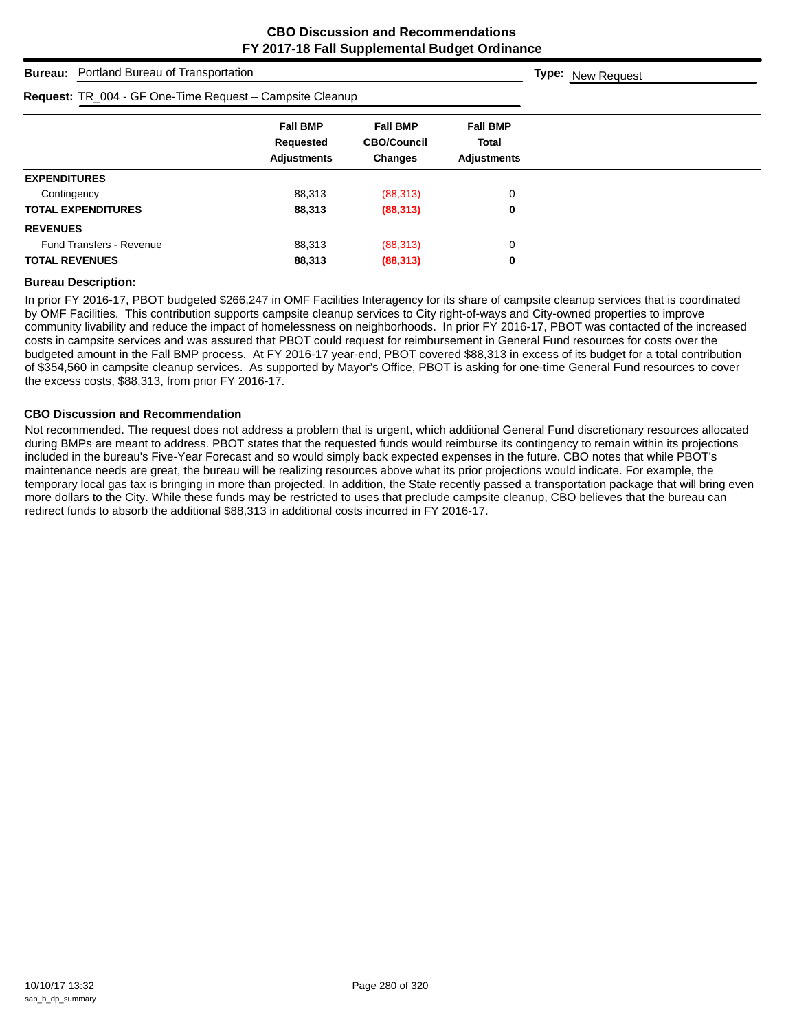# CBO Discussion and Recommendations
## FY 2017-18 Fall Supplemental Budget Ordinance

**Bureau:** Portland Bureau of Transportation

**Type:** New Request

**Request:** TR_004 - GF One-Time Request – Campsite Cleanup

| | Fall BMP Requested Adjustments | Fall BMP CBO/Council Changes | Fall BMP Total Adjustments |
|---|---|---|---|
| **EXPENDITURES** | | | |
| Contingency | 88,313 | (88,313) | 0 |
| **TOTAL EXPENDITURES** | **88,313** | **(88,313)** | **0** |
| **REVENUES** | | | |
| Fund Transfers - Revenue | 88,313 | (88,313) | 0 |
| **TOTAL REVENUES** | **88,313** | **(88,313)** | **0** |

**Bureau Description:**

In prior FY 2016-17, PBOT budgeted $266,247 in OMF Facilities Interagency for its share of campsite cleanup services that is coordinated by OMF Facilities. This contribution supports campsite cleanup services to City right-of-ways and City-owned properties to improve community livability and reduce the impact of homelessness on neighborhoods. In prior FY 2016-17, PBOT was contacted of the increased costs in campsite services and was assured that PBOT could request for reimbursement in General Fund resources for costs over the budgeted amount in the Fall BMP process. At FY 2016-17 year-end, PBOT covered $88,313 in excess of its budget for a total contribution of $354,560 in campsite cleanup services. As supported by Mayor's Office, PBOT is asking for one-time General Fund resources to cover the excess costs, $88,313, from prior FY 2016-17.

**CBO Discussion and Recommendation**

Not recommended. The request does not address a problem that is urgent, which additional General Fund discretionary resources allocated during BMPs are meant to address. PBOT states that the requested funds would reimburse its contingency to remain within its projections included in the bureau's Five-Year Forecast and so would simply back expected expenses in the future. CBO notes that while PBOT's maintenance needs are great, the bureau will be realizing resources above what its prior projections would indicate. For example, the temporary local gas tax is bringing in more than projected. In addition, the State recently passed a transportation package that will bring even more dollars to the City. While these funds may be restricted to uses that preclude campsite cleanup, CBO believes that the bureau can redirect funds to absorb the additional $88,313 in additional costs incurred in FY 2016-17.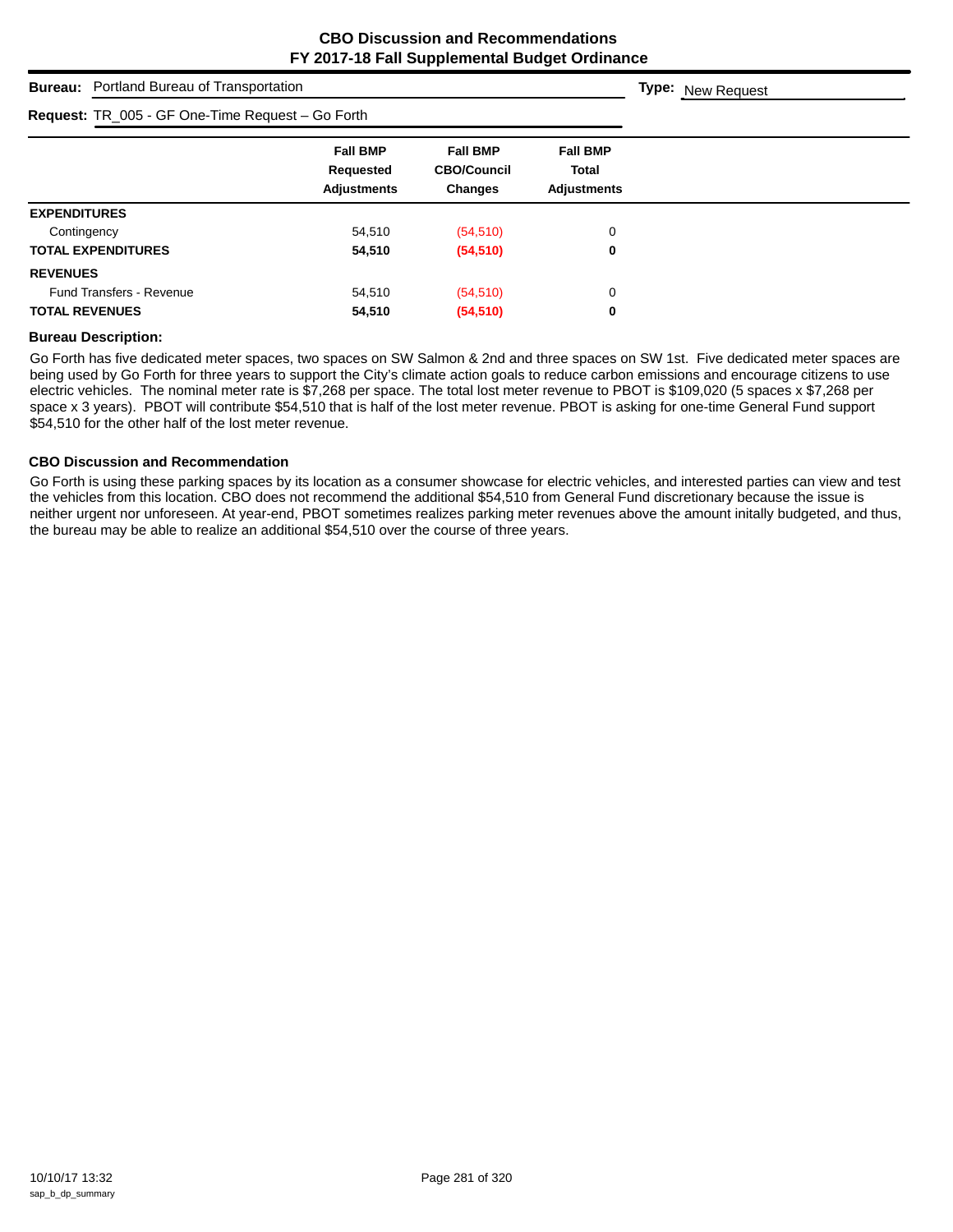# CBO Discussion and Recommendations
## FY 2017-18 Fall Supplemental Budget Ordinance

**Bureau:** Portland Bureau of Transportation

**Type:** New Request

**Request:** TR_005 - GF One-Time Request – Go Forth

| | Fall BMP Requested Adjustments | Fall BMP CBO/Council Changes | Fall BMP Total Adjustments |
|---|---|---|---|
| **EXPENDITURES** | | | |
| Contingency | 54,510 | (54,510) | 0 |
| **TOTAL EXPENDITURES** | **54,510** | **(54,510)** | **0** |
| **REVENUES** | | | |
| Fund Transfers - Revenue | 54,510 | (54,510) | 0 |
| **TOTAL REVENUES** | **54,510** | **(54,510)** | **0** |

### Bureau Description:

Go Forth has five dedicated meter spaces, two spaces on SW Salmon & 2nd and three spaces on SW 1st. Five dedicated meter spaces are being used by Go Forth for three years to support the City's climate action goals to reduce carbon emissions and encourage citizens to use electric vehicles. The nominal meter rate is $7,268 per space. The total lost meter revenue to PBOT is $109,020 (5 spaces x $7,268 per space x 3 years). PBOT will contribute $54,510 that is half of the lost meter revenue. PBOT is asking for one-time General Fund support $54,510 for the other half of the lost meter revenue.

### CBO Discussion and Recommendation

Go Forth is using these parking spaces by its location as a consumer showcase for electric vehicles, and interested parties can view and test the vehicles from this location. CBO does not recommend the additional $54,510 from General Fund discretionary because the issue is neither urgent nor unforeseen. At year-end, PBOT sometimes realizes parking meter revenues above the amount initally budgeted, and thus, the bureau may be able to realize an additional $54,510 over the course of three years.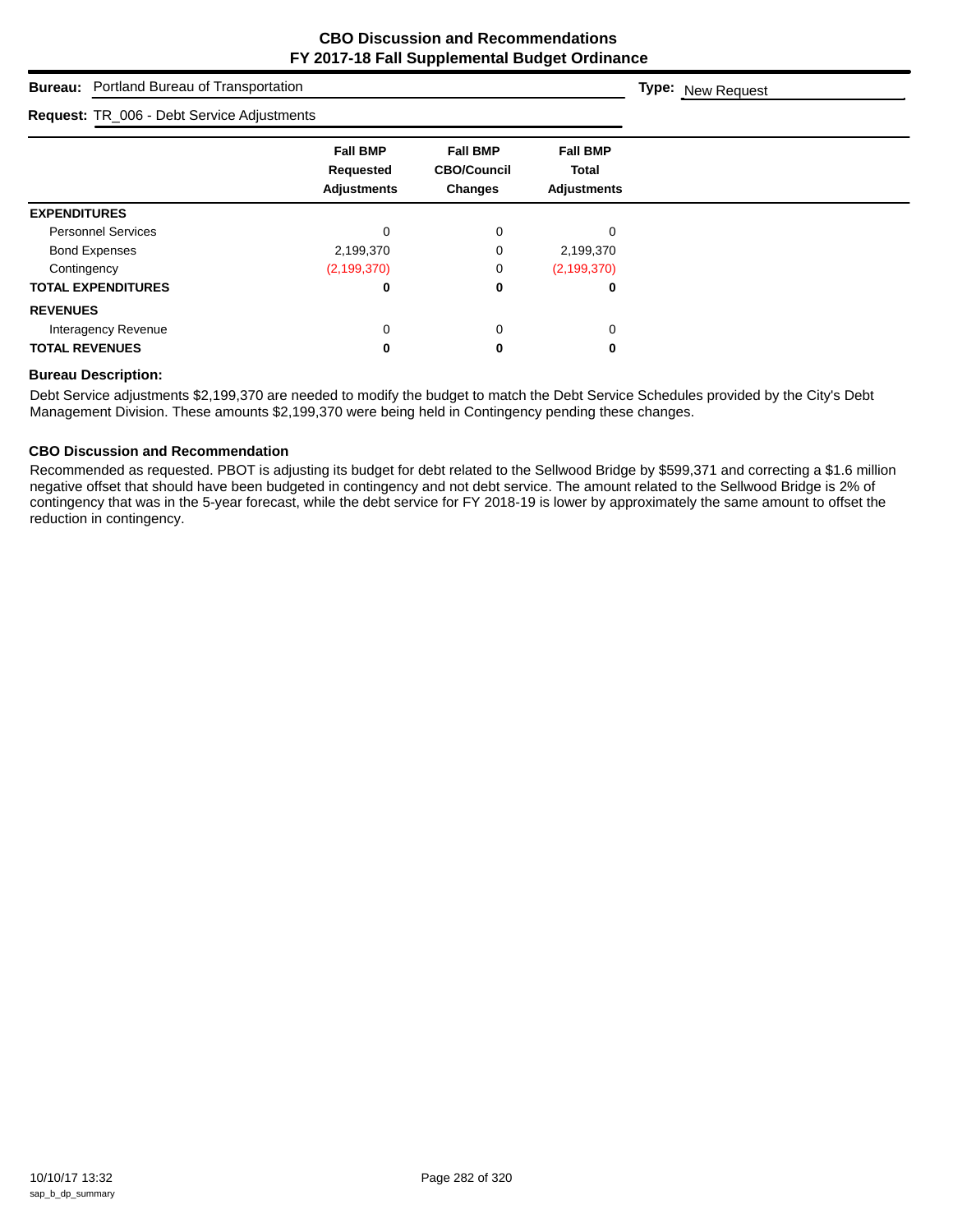# CBO Discussion and Recommendations
# FY 2017-18 Fall Supplemental Budget Ordinance

**Bureau:** Portland Bureau of Transportation **Type:** New Request

**Request:** TR_006 - Debt Service Adjustments

| | Fall BMP Requested Adjustments | Fall BMP CBO/Council Changes | Fall BMP Total Adjustments |
|---|---|---|---|
| **EXPENDITURES** | | | |
| Personnel Services | 0 | 0 | 0 |
| Bond Expenses | 2,199,370 | 0 | 2,199,370 |
| Contingency | (2,199,370) | 0 | (2,199,370) |
| **TOTAL EXPENDITURES** | **0** | **0** | **0** |
| **REVENUES** | | | |
| Interagency Revenue | 0 | 0 | 0 |
| **TOTAL REVENUES** | **0** | **0** | **0** |

**Bureau Description:**

Debt Service adjustments $2,199,370 are needed to modify the budget to match the Debt Service Schedules provided by the City's Debt Management Division. These amounts $2,199,370 were being held in Contingency pending these changes.

**CBO Discussion and Recommendation**

Recommended as requested. PBOT is adjusting its budget for debt related to the Sellwood Bridge by $599,371 and correcting a $1.6 million negative offset that should have been budgeted in contingency and not debt service. The amount related to the Sellwood Bridge is 2% of contingency that was in the 5-year forecast, while the debt service for FY 2018-19 is lower by approximately the same amount to offset the reduction in contingency.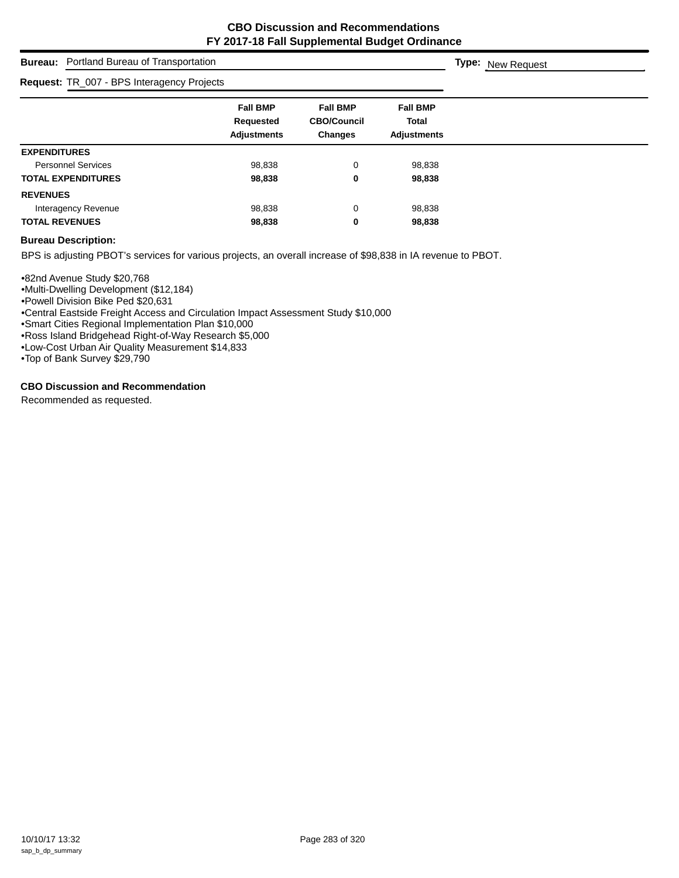## CBO Discussion and Recommendations
## FY 2017-18 Fall Supplemental Budget Ordinance

**Bureau:** Portland Bureau of Transportation

**Type:** New Request

**Request:** TR_007 - BPS Interagency Projects

| | Fall BMP Requested Adjustments | Fall BMP CBO/Council Changes | Fall BMP Total Adjustments |
|---|---|---|---|
| **EXPENDITURES** | | | |
| Personnel Services | 98,838 | 0 | 98,838 |
| **TOTAL EXPENDITURES** | **98,838** | **0** | **98,838** |
| **REVENUES** | | | |
| Interagency Revenue | 98,838 | 0 | 98,838 |
| **TOTAL REVENUES** | **98,838** | **0** | **98,838** |

**Bureau Description:**

BPS is adjusting PBOT's services for various projects, an overall increase of $98,838 in IA revenue to PBOT.

•82nd Avenue Study $20,768
•Multi-Dwelling Development ($12,184)
•Powell Division Bike Ped $20,631
•Central Eastside Freight Access and Circulation Impact Assessment Study $10,000
•Smart Cities Regional Implementation Plan $10,000
•Ross Island Bridgehead Right-of-Way Research $5,000
•Low-Cost Urban Air Quality Measurement $14,833
•Top of Bank Survey $29,790

**CBO Discussion and Recommendation**

Recommended as requested.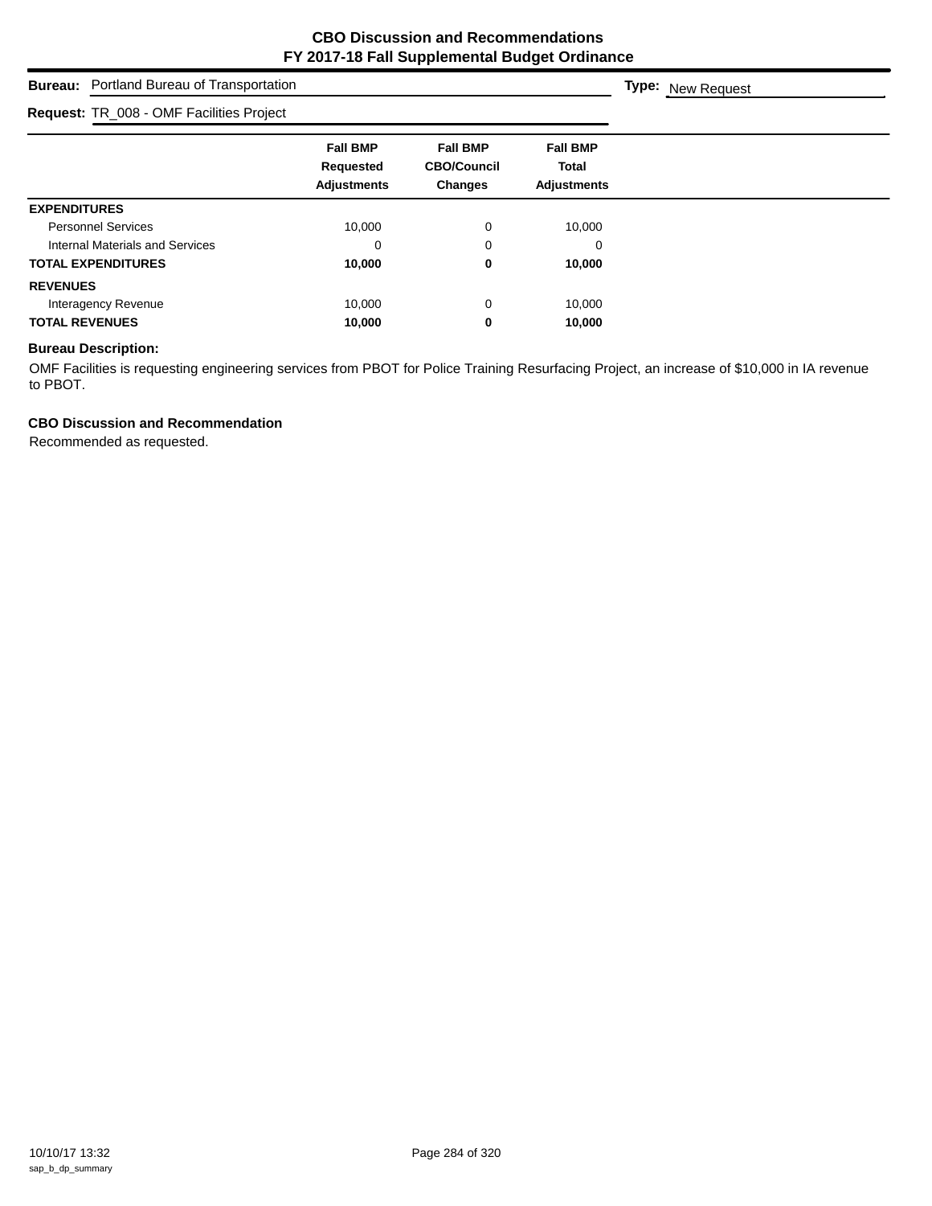# CBO Discussion and Recommendations
## FY 2017-18 Fall Supplemental Budget Ordinance

**Bureau:** Portland Bureau of Transportation

**Type:** New Request

**Request:** TR_008 - OMF Facilities Project

| | Fall BMP Requested Adjustments | Fall BMP CBO/Council Changes | Fall BMP Total Adjustments |
|---|---|---|---|
| **EXPENDITURES** | | | |
| Personnel Services | 10,000 | 0 | 10,000 |
| Internal Materials and Services | 0 | 0 | 0 |
| **TOTAL EXPENDITURES** | **10,000** | **0** | **10,000** |
| **REVENUES** | | | |
| Interagency Revenue | 10,000 | 0 | 10,000 |
| **TOTAL REVENUES** | **10,000** | **0** | **10,000** |

### Bureau Description:

OMF Facilities is requesting engineering services from PBOT for Police Training Resurfacing Project, an increase of $10,000 in IA revenue to PBOT.

### CBO Discussion and Recommendation

Recommended as requested.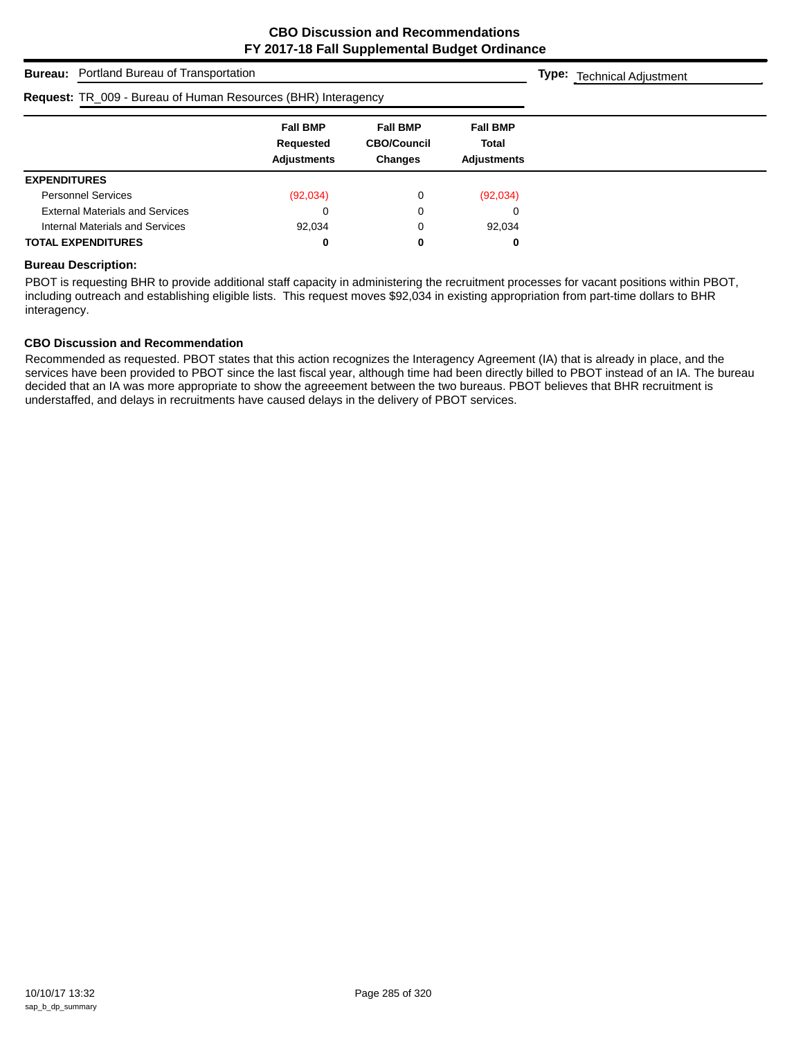**CBO Discussion and Recommendations**
**FY 2017-18 Fall Supplemental Budget Ordinance**

**Bureau:** Portland Bureau of Transportation **Type:** Technical Adjustment

**Request:** TR_009 - Bureau of Human Resources (BHR) Interagency

| | Fall BMP Requested Adjustments | Fall BMP CBO/Council Changes | Fall BMP Total Adjustments |
|---|---|---|---|
| **EXPENDITURES** | | | |
| Personnel Services | (92,034) | 0 | (92,034) |
| External Materials and Services | 0 | 0 | 0 |
| Internal Materials and Services | 92,034 | 0 | 92,034 |
| **TOTAL EXPENDITURES** | **0** | **0** | **0** |

**Bureau Description:**

PBOT is requesting BHR to provide additional staff capacity in administering the recruitment processes for vacant positions within PBOT, including outreach and establishing eligible lists. This request moves $92,034 in existing appropriation from part-time dollars to BHR interagency.

**CBO Discussion and Recommendation**

Recommended as requested. PBOT states that this action recognizes the Interagency Agreement (IA) that is already in place, and the services have been provided to PBOT since the last fiscal year, although time had been directly billed to PBOT instead of an IA. The bureau decided that an IA was more appropriate to show the agreeement between the two bureaus. PBOT believes that BHR recruitment is understaffed, and delays in recruitments have caused delays in the delivery of PBOT services.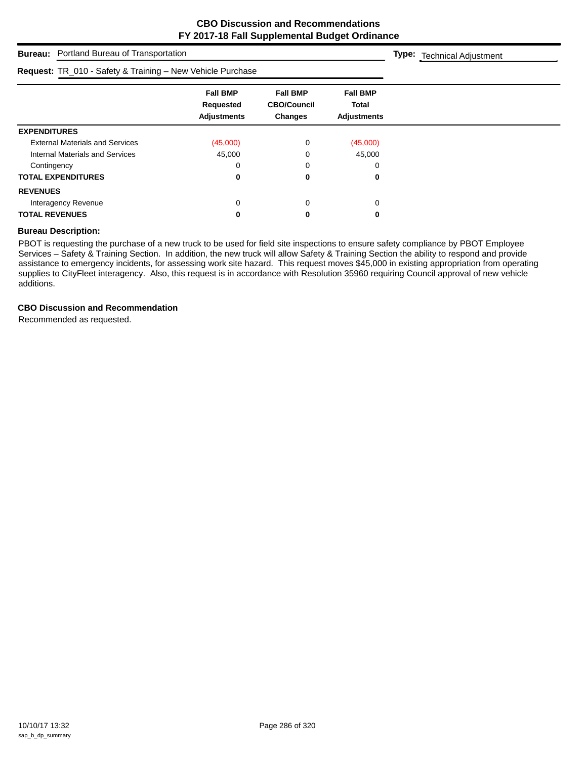## CBO Discussion and Recommendations
## FY 2017-18 Fall Supplemental Budget Ordinance

**Bureau:** Portland Bureau of Transportation **Type:** Technical Adjustment

**Request:** TR_010 - Safety & Training – New Vehicle Purchase

| | Fall BMP Requested Adjustments | Fall BMP CBO/Council Changes | Fall BMP Total Adjustments |
|---|---|---|---|
| **EXPENDITURES** | | | |
| External Materials and Services | (45,000) | 0 | (45,000) |
| Internal Materials and Services | 45,000 | 0 | 45,000 |
| Contingency | 0 | 0 | 0 |
| **TOTAL EXPENDITURES** | **0** | **0** | **0** |
| **REVENUES** | | | |
| Interagency Revenue | 0 | 0 | 0 |
| **TOTAL REVENUES** | **0** | **0** | **0** |

**Bureau Description:**

PBOT is requesting the purchase of a new truck to be used for field site inspections to ensure safety compliance by PBOT Employee Services – Safety & Training Section. In addition, the new truck will allow Safety & Training Section the ability to respond and provide assistance to emergency incidents, for assessing work site hazard. This request moves $45,000 in existing appropriation from operating supplies to CityFleet interagency. Also, this request is in accordance with Resolution 35960 requiring Council approval of new vehicle additions.

**CBO Discussion and Recommendation**

Recommended as requested.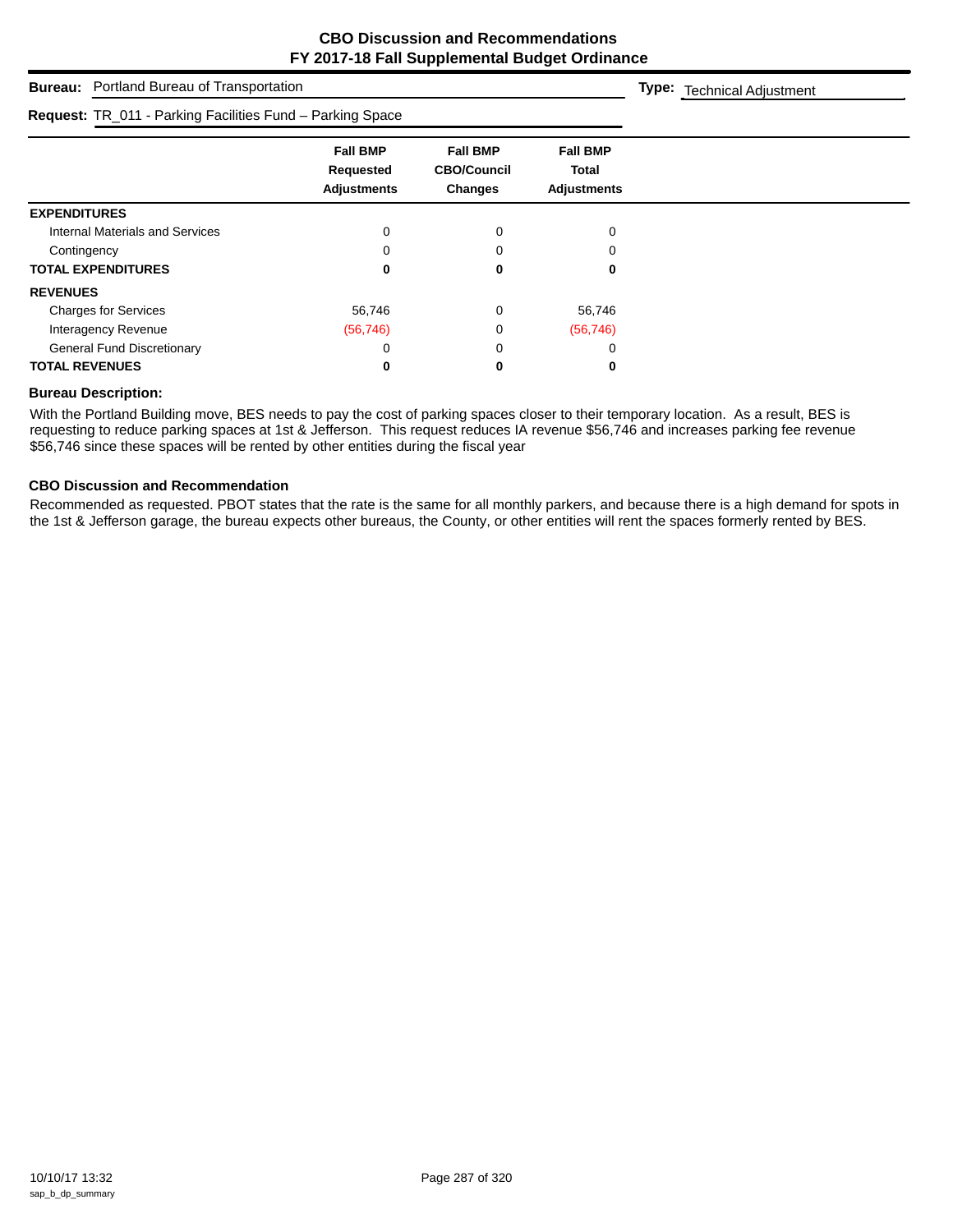# CBO Discussion and Recommendations
## FY 2017-18 Fall Supplemental Budget Ordinance

**Bureau:** Portland Bureau of Transportation

**Type:** Technical Adjustment

**Request:** TR_011 - Parking Facilities Fund – Parking Space

| | Fall BMP Requested Adjustments | Fall BMP CBO/Council Changes | Fall BMP Total Adjustments |
|---|---|---|---|
| **EXPENDITURES** | | | |
| Internal Materials and Services | 0 | 0 | 0 |
| Contingency | 0 | 0 | 0 |
| **TOTAL EXPENDITURES** | **0** | **0** | **0** |
| **REVENUES** | | | |
| Charges for Services | 56,746 | 0 | 56,746 |
| Interagency Revenue | (56,746) | 0 | (56,746) |
| General Fund Discretionary | 0 | 0 | 0 |
| **TOTAL REVENUES** | **0** | **0** | **0** |

### Bureau Description:

With the Portland Building move, BES needs to pay the cost of parking spaces closer to their temporary location. As a result, BES is requesting to reduce parking spaces at 1st & Jefferson. This request reduces IA revenue $56,746 and increases parking fee revenue $56,746 since these spaces will be rented by other entities during the fiscal year

### CBO Discussion and Recommendation

Recommended as requested. PBOT states that the rate is the same for all monthly parkers, and because there is a high demand for spots in the 1st & Jefferson garage, the bureau expects other bureaus, the County, or other entities will rent the spaces formerly rented by BES.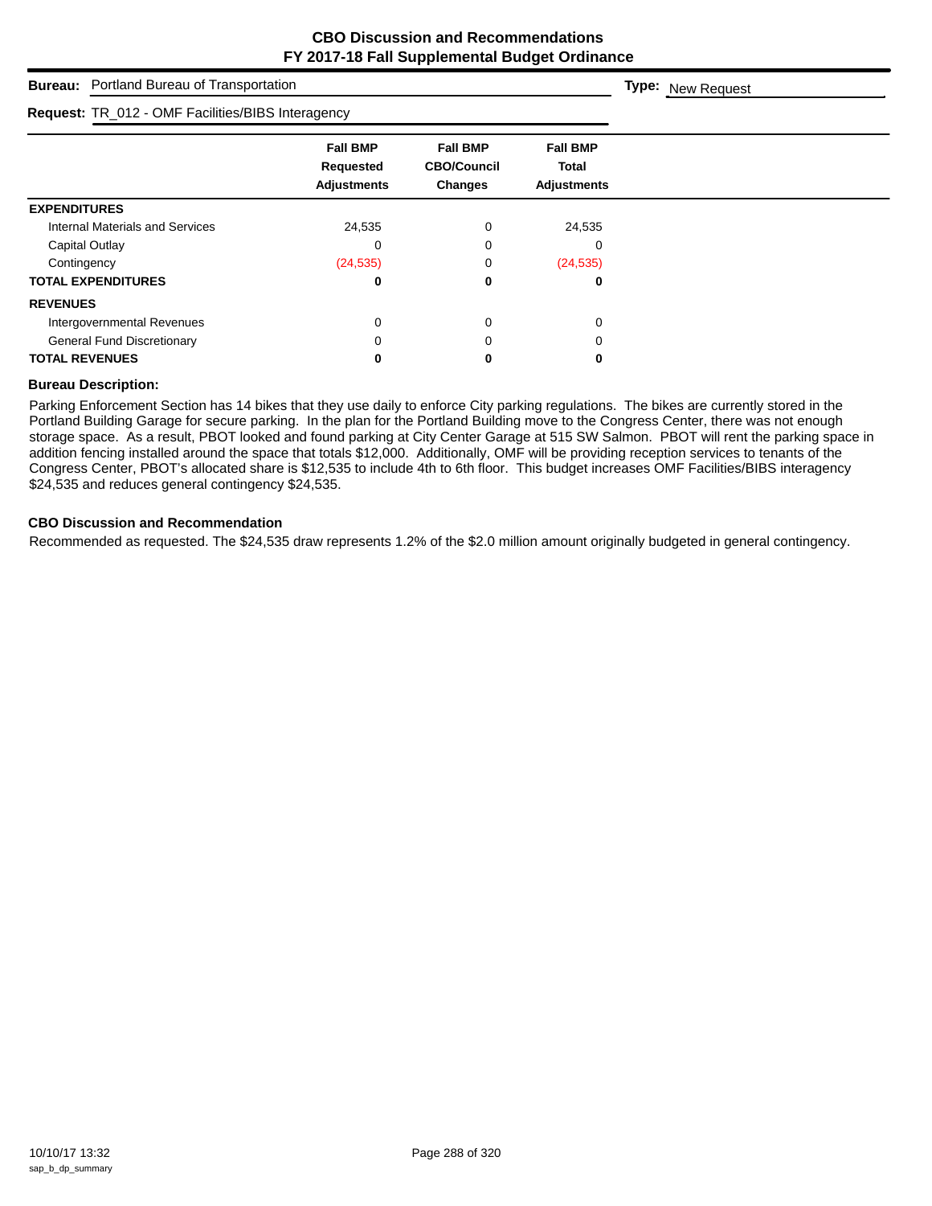# CBO Discussion and Recommendations
## FY 2017-18 Fall Supplemental Budget Ordinance

**Bureau:** Portland Bureau of Transportation

**Type:** New Request

**Request:** TR_012 - OMF Facilities/BIBS Interagency

| | Fall BMP Requested Adjustments | Fall BMP CBO/Council Changes | Fall BMP Total Adjustments |
|---|---|---|---|
| **EXPENDITURES** | | | |
| Internal Materials and Services | 24,535 | 0 | 24,535 |
| Capital Outlay | 0 | 0 | 0 |
| Contingency | (24,535) | 0 | (24,535) |
| **TOTAL EXPENDITURES** | **0** | **0** | **0** |
| **REVENUES** | | | |
| Intergovernmental Revenues | 0 | 0 | 0 |
| General Fund Discretionary | 0 | 0 | 0 |
| **TOTAL REVENUES** | **0** | **0** | **0** |

### Bureau Description:

Parking Enforcement Section has 14 bikes that they use daily to enforce City parking regulations. The bikes are currently stored in the Portland Building Garage for secure parking. In the plan for the Portland Building move to the Congress Center, there was not enough storage space. As a result, PBOT looked and found parking at City Center Garage at 515 SW Salmon. PBOT will rent the parking space in addition fencing installed around the space that totals $12,000. Additionally, OMF will be providing reception services to tenants of the Congress Center, PBOT's allocated share is $12,535 to include 4th to 6th floor. This budget increases OMF Facilities/BIBS interagency $24,535 and reduces general contingency $24,535.

### CBO Discussion and Recommendation

Recommended as requested. The $24,535 draw represents 1.2% of the $2.0 million amount originally budgeted in general contingency.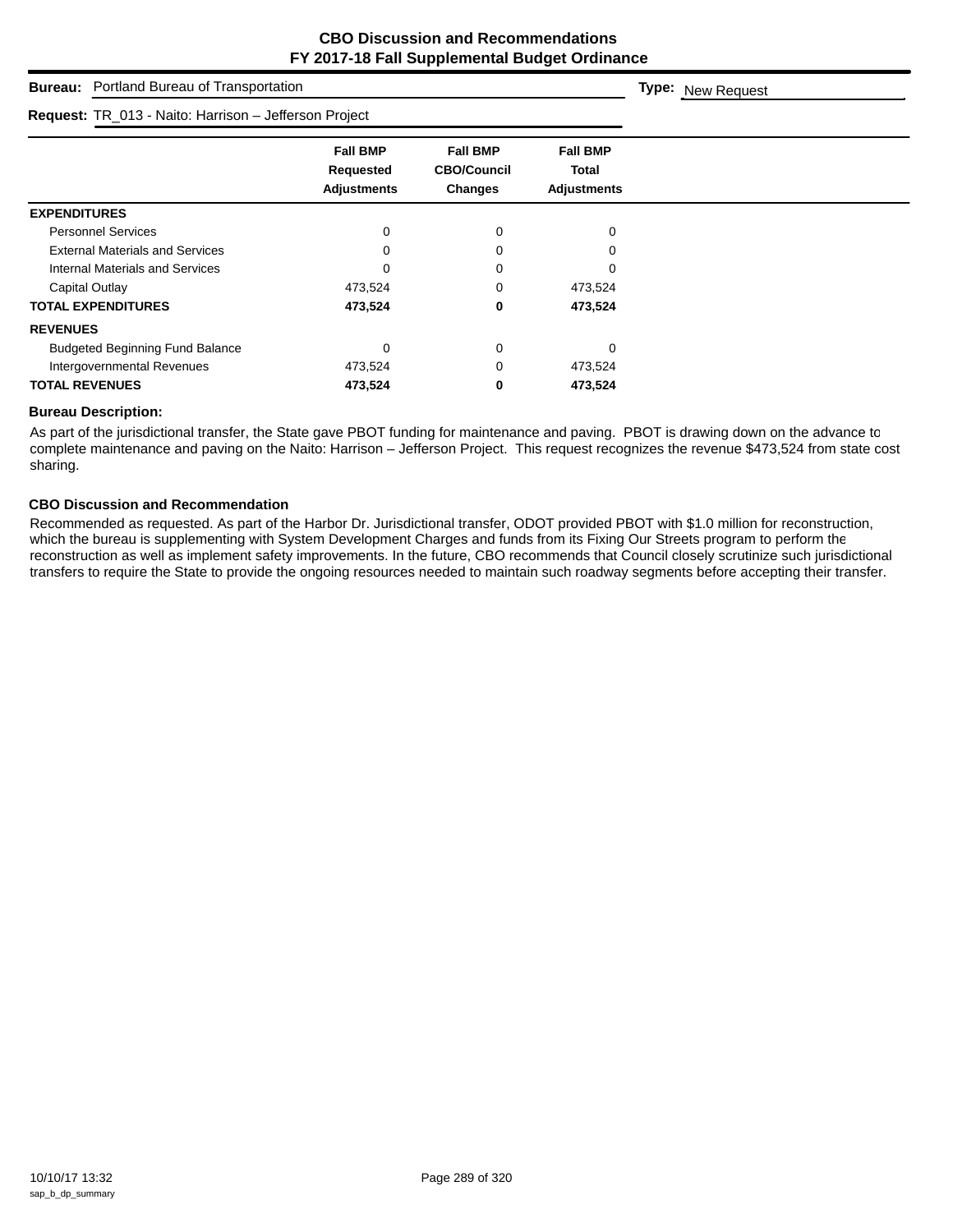# CBO Discussion and Recommendations
## FY 2017-18 Fall Supplemental Budget Ordinance

**Bureau:** Portland Bureau of Transportation **Type:** New Request

**Request:** TR_013 - Naito: Harrison – Jefferson Project

| | Fall BMP Requested Adjustments | Fall BMP CBO/Council Changes | Fall BMP Total Adjustments |
|---|---|---|---|
| **EXPENDITURES** | | | |
| Personnel Services | 0 | 0 | 0 |
| External Materials and Services | 0 | 0 | 0 |
| Internal Materials and Services | 0 | 0 | 0 |
| Capital Outlay | 473,524 | 0 | 473,524 |
| **TOTAL EXPENDITURES** | **473,524** | **0** | **473,524** |
| **REVENUES** | | | |
| Budgeted Beginning Fund Balance | 0 | 0 | 0 |
| Intergovernmental Revenues | 473,524 | 0 | 473,524 |
| **TOTAL REVENUES** | **473,524** | **0** | **473,524** |

**Bureau Description:**

As part of the jurisdictional transfer, the State gave PBOT funding for maintenance and paving. PBOT is drawing down on the advance to complete maintenance and paving on the Naito: Harrison – Jefferson Project. This request recognizes the revenue $473,524 from state cost sharing.

**CBO Discussion and Recommendation**

Recommended as requested. As part of the Harbor Dr. Jurisdictional transfer, ODOT provided PBOT with $1.0 million for reconstruction, which the bureau is supplementing with System Development Charges and funds from its Fixing Our Streets program to perform the reconstruction as well as implement safety improvements. In the future, CBO recommends that Council closely scrutinize such jurisdictional transfers to require the State to provide the ongoing resources needed to maintain such roadway segments before accepting their transfer.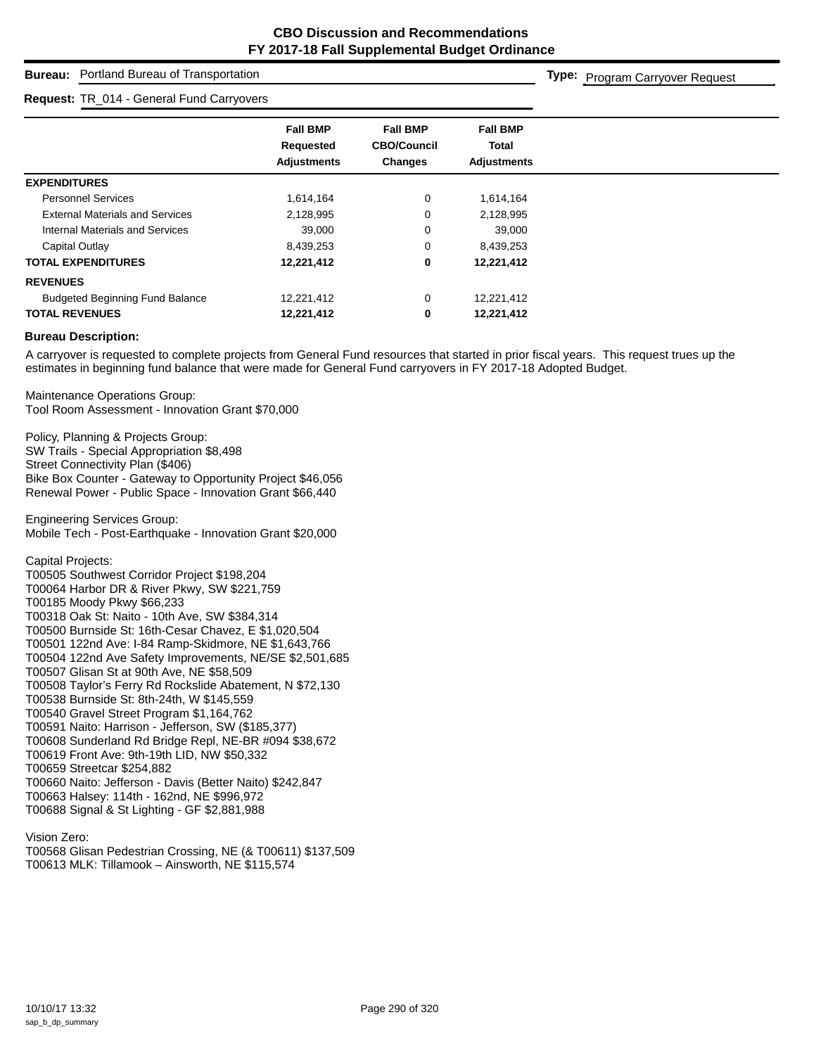# CBO Discussion and Recommendations
## FY 2017-18 Fall Supplemental Budget Ordinance

**Bureau:** Portland Bureau of Transportation

**Type:** Program Carryover Request

**Request:** TR_014 - General Fund Carryovers

| | Fall BMP Requested Adjustments | Fall BMP CBO/Council Changes | Fall BMP Total Adjustments |
|---|---|---|---|
| **EXPENDITURES** | | | |
| Personnel Services | 1,614,164 | 0 | 1,614,164 |
| External Materials and Services | 2,128,995 | 0 | 2,128,995 |
| Internal Materials and Services | 39,000 | 0 | 39,000 |
| Capital Outlay | 8,439,253 | 0 | 8,439,253 |
| **TOTAL EXPENDITURES** | **12,221,412** | **0** | **12,221,412** |
| **REVENUES** | | | |
| Budgeted Beginning Fund Balance | 12,221,412 | 0 | 12,221,412 |
| **TOTAL REVENUES** | **12,221,412** | **0** | **12,221,412** |

**Bureau Description:**

A carryover is requested to complete projects from General Fund resources that started in prior fiscal years. This request trues up the estimates in beginning fund balance that were made for General Fund carryovers in FY 2017-18 Adopted Budget.

Maintenance Operations Group:
Tool Room Assessment - Innovation Grant $70,000

Policy, Planning & Projects Group:
SW Trails - Special Appropriation $8,498
Street Connectivity Plan ($406)
Bike Box Counter - Gateway to Opportunity Project $46,056
Renewal Power - Public Space - Innovation Grant $66,440

Engineering Services Group:
Mobile Tech - Post-Earthquake - Innovation Grant $20,000

Capital Projects:
T00505 Southwest Corridor Project $198,204
T00064 Harbor DR & River Pkwy, SW $221,759
T00185 Moody Pkwy $66,233
T00318 Oak St: Naito - 10th Ave, SW $384,314
T00500 Burnside St: 16th-Cesar Chavez, E $1,020,504
T00501 122nd Ave: I-84 Ramp-Skidmore, NE $1,643,766
T00504 122nd Ave Safety Improvements, NE/SE $2,501,685
T00507 Glisan St at 90th Ave, NE $58,509
T00508 Taylor's Ferry Rd Rockslide Abatement, N $72,130
T00538 Burnside St: 8th-24th, W $145,559
T00540 Gravel Street Program $1,164,762
T00591 Naito: Harrison - Jefferson, SW ($185,377)
T00608 Sunderland Rd Bridge Repl, NE-BR #094 $38,672
T00619 Front Ave: 9th-19th LID, NW $50,332
T00659 Streetcar $254,882
T00660 Naito: Jefferson - Davis (Better Naito) $242,847
T00663 Halsey: 114th - 162nd, NE $996,972
T00688 Signal & St Lighting - GF $2,881,988

Vision Zero:
T00568 Glisan Pedestrian Crossing, NE (& T00611) $137,509
T00613 MLK: Tillamook – Ainsworth, NE $115,574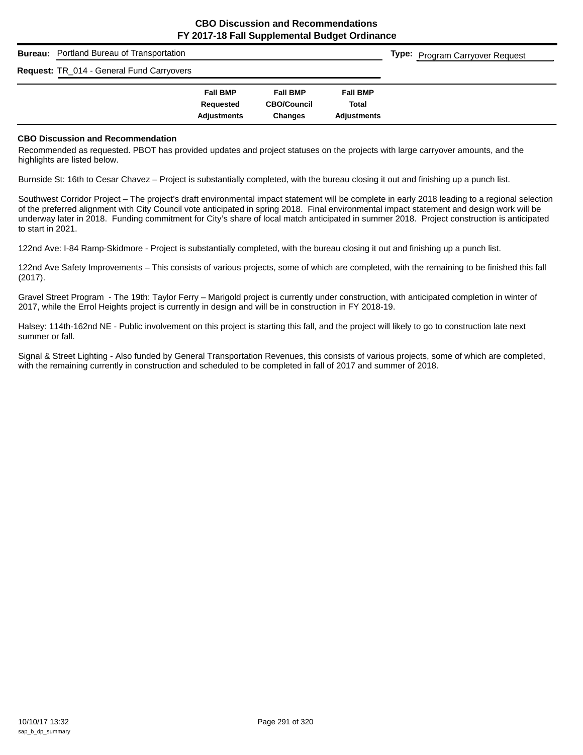**CBO Discussion and Recommendations**
**FY 2017-18 Fall Supplemental Budget Ordinance**

**Bureau:** Portland Bureau of Transportation

**Type:** Program Carryover Request

**Request:** TR_014 - General Fund Carryovers

| Fall BMP Requested Adjustments | Fall BMP CBO/Council Changes | Fall BMP Total Adjustments |
|---|---|---|

### CBO Discussion and Recommendation

Recommended as requested. PBOT has provided updates and project statuses on the projects with large carryover amounts, and the highlights are listed below.

Burnside St: 16th to Cesar Chavez – Project is substantially completed, with the bureau closing it out and finishing up a punch list.

Southwest Corridor Project – The project's draft environmental impact statement will be complete in early 2018 leading to a regional selection of the preferred alignment with City Council vote anticipated in spring 2018. Final environmental impact statement and design work will be underway later in 2018. Funding commitment for City's share of local match anticipated in summer 2018. Project construction is anticipated to start in 2021.

122nd Ave: I-84 Ramp-Skidmore - Project is substantially completed, with the bureau closing it out and finishing up a punch list.

122nd Ave Safety Improvements – This consists of various projects, some of which are completed, with the remaining to be finished this fall (2017).

Gravel Street Program - The 19th: Taylor Ferry – Marigold project is currently under construction, with anticipated completion in winter of 2017, while the Errol Heights project is currently in design and will be in construction in FY 2018-19.

Halsey: 114th-162nd NE - Public involvement on this project is starting this fall, and the project will likely to go to construction late next summer or fall.

Signal & Street Lighting - Also funded by General Transportation Revenues, this consists of various projects, some of which are completed, with the remaining currently in construction and scheduled to be completed in fall of 2017 and summer of 2018.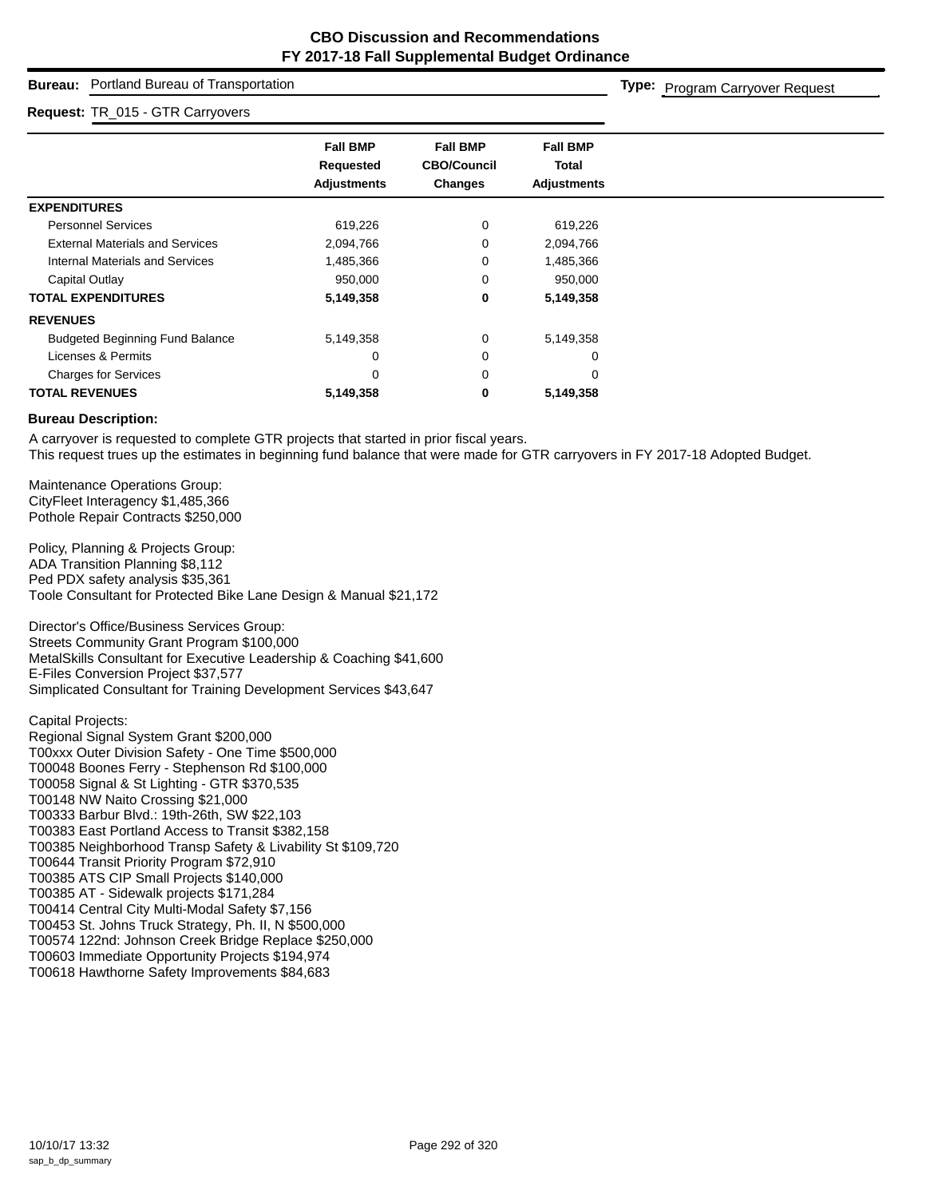# CBO Discussion and Recommendations
## FY 2017-18 Fall Supplemental Budget Ordinance

**Bureau:** Portland Bureau of Transportation

**Type:** Program Carryover Request

**Request:** TR_015 - GTR Carryovers

| | Fall BMP Requested Adjustments | Fall BMP CBO/Council Changes | Fall BMP Total Adjustments |
|---|---|---|---|
| **EXPENDITURES** | | | |
| Personnel Services | 619,226 | 0 | 619,226 |
| External Materials and Services | 2,094,766 | 0 | 2,094,766 |
| Internal Materials and Services | 1,485,366 | 0 | 1,485,366 |
| Capital Outlay | 950,000 | 0 | 950,000 |
| **TOTAL EXPENDITURES** | **5,149,358** | **0** | **5,149,358** |
| **REVENUES** | | | |
| Budgeted Beginning Fund Balance | 5,149,358 | 0 | 5,149,358 |
| Licenses & Permits | 0 | 0 | 0 |
| Charges for Services | 0 | 0 | 0 |
| **TOTAL REVENUES** | **5,149,358** | **0** | **5,149,358** |

**Bureau Description:**

A carryover is requested to complete GTR projects that started in prior fiscal years.
This request trues up the estimates in beginning fund balance that were made for GTR carryovers in FY 2017-18 Adopted Budget.

Maintenance Operations Group:
CityFleet Interagency $1,485,366
Pothole Repair Contracts $250,000

Policy, Planning & Projects Group:
ADA Transition Planning $8,112
Ped PDX safety analysis $35,361
Toole Consultant for Protected Bike Lane Design & Manual $21,172

Director's Office/Business Services Group:
Streets Community Grant Program $100,000
MetalSkills Consultant for Executive Leadership & Coaching $41,600
E-Files Conversion Project $37,577
Simplicated Consultant for Training Development Services $43,647

Capital Projects:
Regional Signal System Grant $200,000
T00xxx Outer Division Safety - One Time $500,000
T00048 Boones Ferry - Stephenson Rd $100,000
T00058 Signal & St Lighting - GTR $370,535
T00148 NW Naito Crossing $21,000
T00333 Barbur Blvd.: 19th-26th, SW $22,103
T00383 East Portland Access to Transit $382,158
T00385 Neighborhood Transp Safety & Livability St $109,720
T00644 Transit Priority Program $72,910
T00385 ATS CIP Small Projects $140,000
T00385 AT - Sidewalk projects $171,284
T00414 Central City Multi-Modal Safety $7,156
T00453 St. Johns Truck Strategy, Ph. II, N $500,000
T00574 122nd: Johnson Creek Bridge Replace $250,000
T00603 Immediate Opportunity Projects $194,974
T00618 Hawthorne Safety Improvements $84,683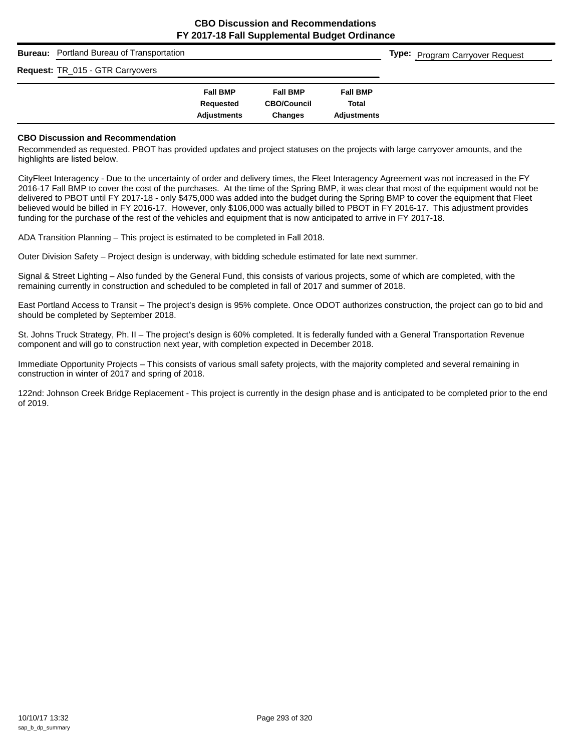# CBO Discussion and Recommendations
## FY 2017-18 Fall Supplemental Budget Ordinance

**Bureau:** Portland Bureau of Transportation

**Type:** Program Carryover Request

**Request:** TR_015 - GTR Carryovers

| Fall BMP Requested Adjustments | Fall BMP CBO/Council Changes | Fall BMP Total Adjustments |
|---|---|---|

### CBO Discussion and Recommendation

Recommended as requested. PBOT has provided updates and project statuses on the projects with large carryover amounts, and the highlights are listed below.

CityFleet Interagency - Due to the uncertainty of order and delivery times, the Fleet Interagency Agreement was not increased in the FY 2016-17 Fall BMP to cover the cost of the purchases. At the time of the Spring BMP, it was clear that most of the equipment would not be delivered to PBOT until FY 2017-18 - only $475,000 was added into the budget during the Spring BMP to cover the equipment that Fleet believed would be billed in FY 2016-17. However, only $106,000 was actually billed to PBOT in FY 2016-17. This adjustment provides funding for the purchase of the rest of the vehicles and equipment that is now anticipated to arrive in FY 2017-18.

ADA Transition Planning – This project is estimated to be completed in Fall 2018.

Outer Division Safety – Project design is underway, with bidding schedule estimated for late next summer.

Signal & Street Lighting – Also funded by the General Fund, this consists of various projects, some of which are completed, with the remaining currently in construction and scheduled to be completed in fall of 2017 and summer of 2018.

East Portland Access to Transit – The project's design is 95% complete. Once ODOT authorizes construction, the project can go to bid and should be completed by September 2018.

St. Johns Truck Strategy, Ph. II – The project's design is 60% completed. It is federally funded with a General Transportation Revenue component and will go to construction next year, with completion expected in December 2018.

Immediate Opportunity Projects – This consists of various small safety projects, with the majority completed and several remaining in construction in winter of 2017 and spring of 2018.

122nd: Johnson Creek Bridge Replacement - This project is currently in the design phase and is anticipated to be completed prior to the end of 2019.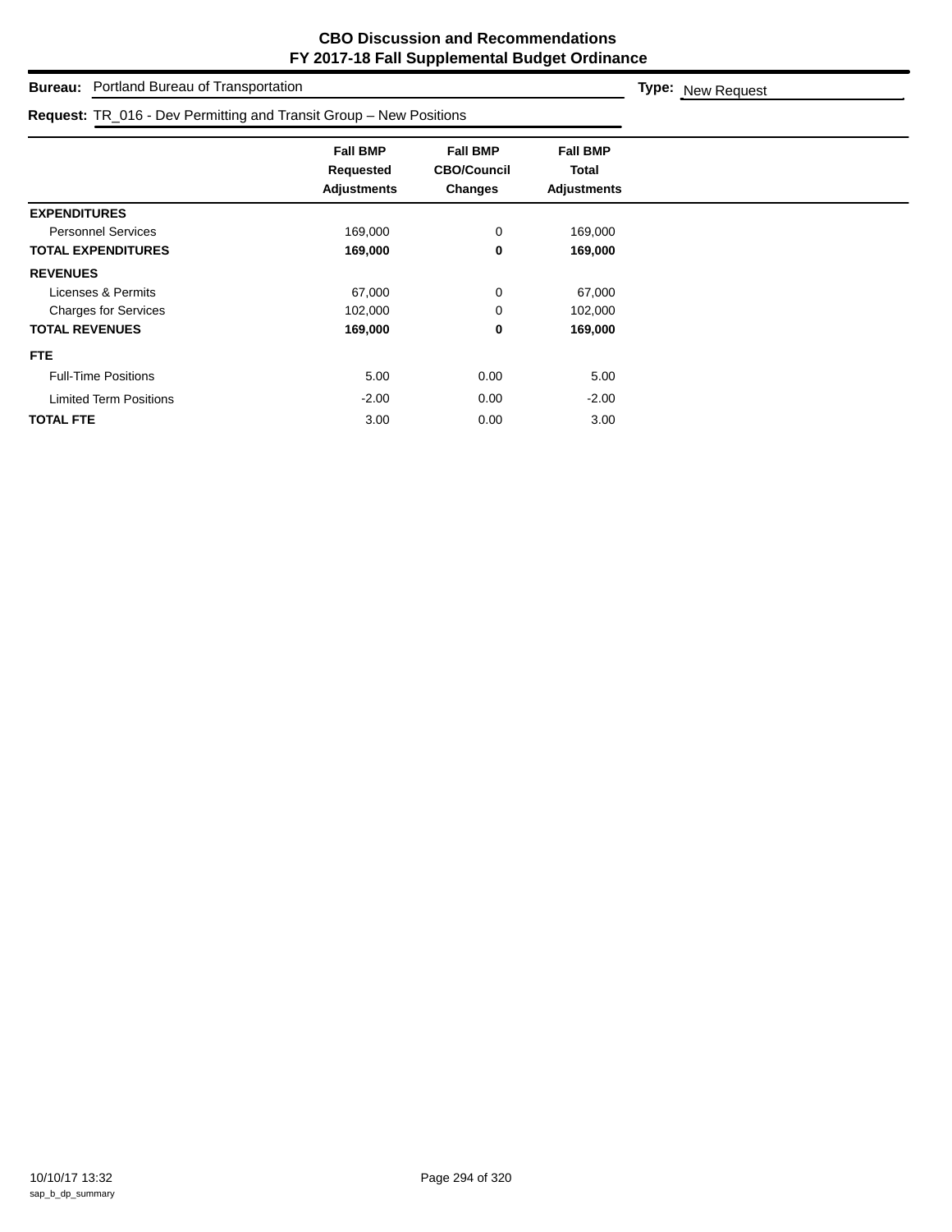**CBO Discussion and Recommendations**
**FY 2017-18 Fall Supplemental Budget Ordinance**

**Bureau:** Portland Bureau of Transportation

**Type:** New Request

**Request:** TR_016 - Dev Permitting and Transit Group – New Positions

| | Fall BMP Requested Adjustments | Fall BMP CBO/Council Changes | Fall BMP Total Adjustments |
|---|---|---|---|
| **EXPENDITURES** | | | |
| Personnel Services | 169,000 | 0 | 169,000 |
| **TOTAL EXPENDITURES** | **169,000** | **0** | **169,000** |
| **REVENUES** | | | |
| Licenses & Permits | 67,000 | 0 | 67,000 |
| Charges for Services | 102,000 | 0 | 102,000 |
| **TOTAL REVENUES** | **169,000** | **0** | **169,000** |
| **FTE** | | | |
| Full-Time Positions | 5.00 | 0.00 | 5.00 |
| Limited Term Positions | -2.00 | 0.00 | -2.00 |
| **TOTAL FTE** | 3.00 | 0.00 | 3.00 |

10/10/17 13:32
sap_b_dp_summary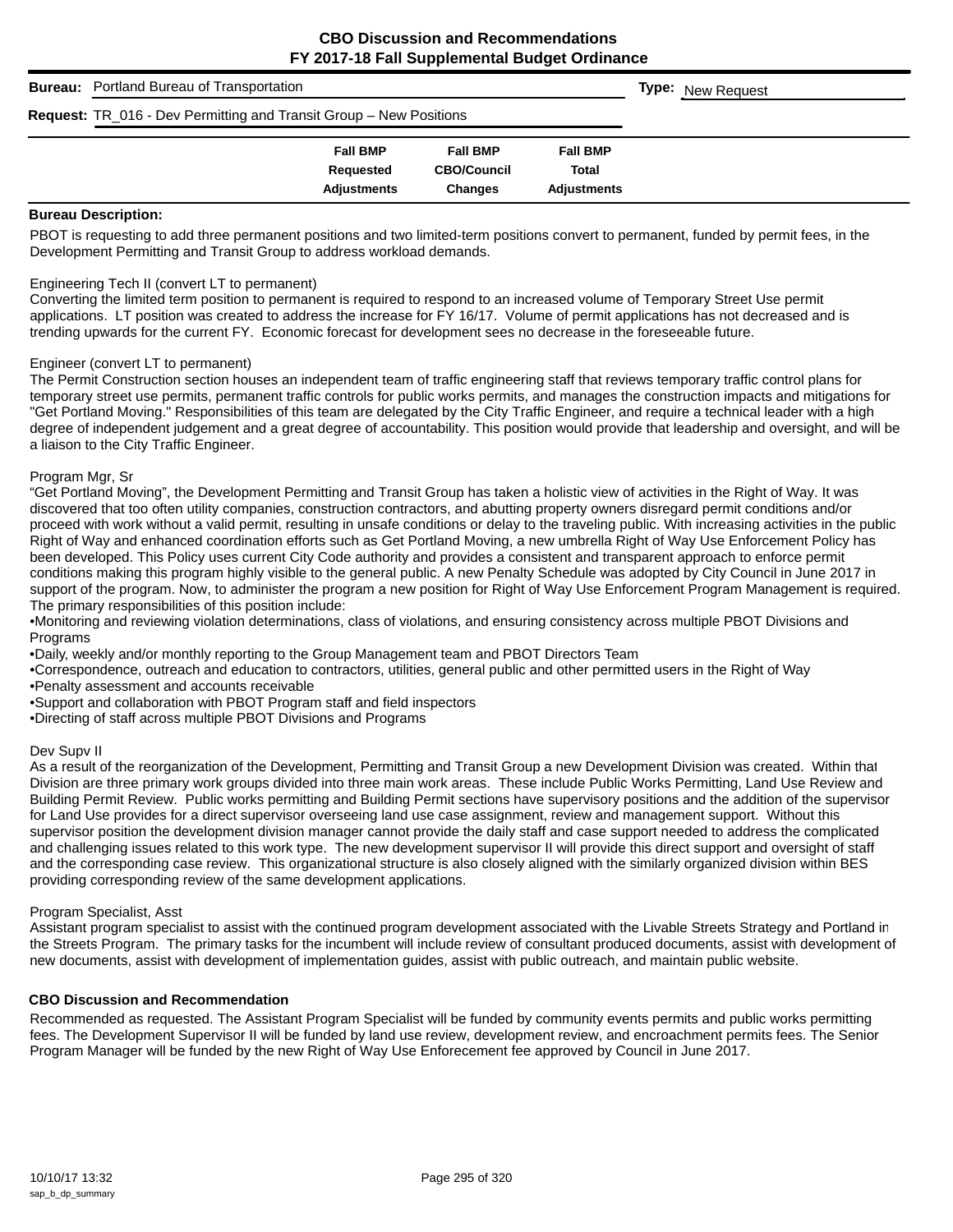# CBO Discussion and Recommendations
## FY 2017-18 Fall Supplemental Budget Ordinance

**Bureau:** Portland Bureau of Transportation

**Type:** New Request

**Request:** TR_016 - Dev Permitting and Transit Group – New Positions

| | Fall BMP Requested Adjustments | Fall BMP CBO/Council Changes | Fall BMP Total Adjustments |
|---|---|---|---|

### Bureau Description:

PBOT is requesting to add three permanent positions and two limited-term positions convert to permanent, funded by permit fees, in the Development Permitting and Transit Group to address workload demands.

Engineering Tech II (convert LT to permanent)
Converting the limited term position to permanent is required to respond to an increased volume of Temporary Street Use permit applications. LT position was created to address the increase for FY 16/17. Volume of permit applications has not decreased and is trending upwards for the current FY. Economic forecast for development sees no decrease in the foreseeable future.

Engineer (convert LT to permanent)
The Permit Construction section houses an independent team of traffic engineering staff that reviews temporary traffic control plans for temporary street use permits, permanent traffic controls for public works permits, and manages the construction impacts and mitigations for "Get Portland Moving." Responsibilities of this team are delegated by the City Traffic Engineer, and require a technical leader with a high degree of independent judgement and a great degree of accountability. This position would provide that leadership and oversight, and will be a liaison to the City Traffic Engineer.

Program Mgr, Sr
"Get Portland Moving", the Development Permitting and Transit Group has taken a holistic view of activities in the Right of Way. It was discovered that too often utility companies, construction contractors, and abutting property owners disregard permit conditions and/or proceed with work without a valid permit, resulting in unsafe conditions or delay to the traveling public. With increasing activities in the public Right of Way and enhanced coordination efforts such as Get Portland Moving, a new umbrella Right of Way Use Enforcement Policy has been developed. This Policy uses current City Code authority and provides a consistent and transparent approach to enforce permit conditions making this program highly visible to the general public. A new Penalty Schedule was adopted by City Council in June 2017 in support of the program. Now, to administer the program a new position for Right of Way Use Enforcement Program Management is required. The primary responsibilities of this position include:

- Monitoring and reviewing violation determinations, class of violations, and ensuring consistency across multiple PBOT Divisions and Programs
- Daily, weekly and/or monthly reporting to the Group Management team and PBOT Directors Team
- Correspondence, outreach and education to contractors, utilities, general public and other permitted users in the Right of Way
- Penalty assessment and accounts receivable
- Support and collaboration with PBOT Program staff and field inspectors
- Directing of staff across multiple PBOT Divisions and Programs

Dev Supv II
As a result of the reorganization of the Development, Permitting and Transit Group a new Development Division was created. Within that Division are three primary work groups divided into three main work areas. These include Public Works Permitting, Land Use Review and Building Permit Review. Public works permitting and Building Permit sections have supervisory positions and the addition of the supervisor for Land Use provides for a direct supervisor overseeing land use case assignment, review and management support. Without this supervisor position the development division manager cannot provide the daily staff and case support needed to address the complicated and challenging issues related to this work type. The new development supervisor II will provide this direct support and oversight of staff and the corresponding case review. This organizational structure is also closely aligned with the similarly organized division within BES providing corresponding review of the same development applications.

Program Specialist, Asst
Assistant program specialist to assist with the continued program development associated with the Livable Streets Strategy and Portland in the Streets Program. The primary tasks for the incumbent will include review of consultant produced documents, assist with development of new documents, assist with development of implementation guides, assist with public outreach, and maintain public website.

### CBO Discussion and Recommendation

Recommended as requested. The Assistant Program Specialist will be funded by community events permits and public works permitting fees. The Development Supervisor II will be funded by land use review, development review, and encroachment permits fees. The Senior Program Manager will be funded by the new Right of Way Use Enforecement fee approved by Council in June 2017.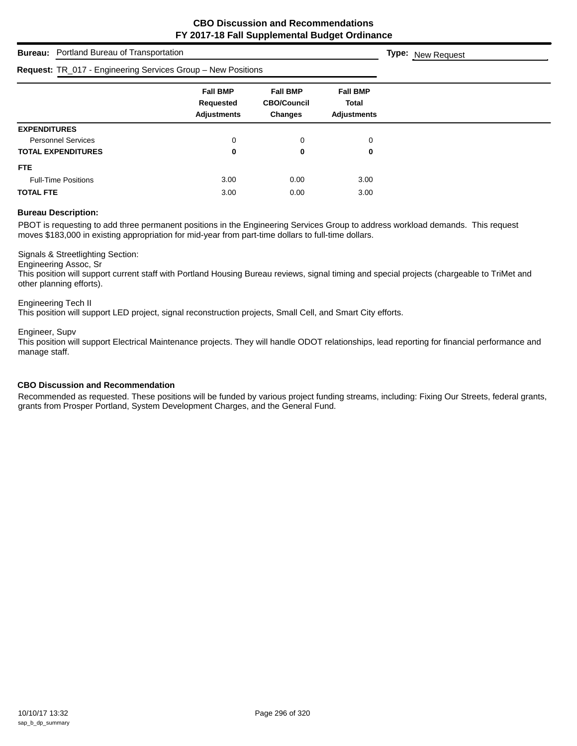# CBO Discussion and Recommendations
## FY 2017-18 Fall Supplemental Budget Ordinance

**Bureau:** Portland Bureau of Transportation

**Type:** New Request

**Request:** TR_017 - Engineering Services Group – New Positions

| | Fall BMP Requested Adjustments | Fall BMP CBO/Council Changes | Fall BMP Total Adjustments |
|---|---|---|---|
| **EXPENDITURES** | | | |
| Personnel Services | 0 | 0 | 0 |
| **TOTAL EXPENDITURES** | **0** | **0** | **0** |
| **FTE** | | | |
| Full-Time Positions | 3.00 | 0.00 | 3.00 |
| **TOTAL FTE** | 3.00 | 0.00 | 3.00 |

### Bureau Description:

PBOT is requesting to add three permanent positions in the Engineering Services Group to address workload demands. This request moves $183,000 in existing appropriation for mid-year from part-time dollars to full-time dollars.

Signals & Streetlighting Section:
Engineering Assoc, Sr
This position will support current staff with Portland Housing Bureau reviews, signal timing and special projects (chargeable to TriMet and other planning efforts).

Engineering Tech II
This position will support LED project, signal reconstruction projects, Small Cell, and Smart City efforts.

Engineer, Supv
This position will support Electrical Maintenance projects. They will handle ODOT relationships, lead reporting for financial performance and manage staff.

### CBO Discussion and Recommendation

Recommended as requested. These positions will be funded by various project funding streams, including: Fixing Our Streets, federal grants, grants from Prosper Portland, System Development Charges, and the General Fund.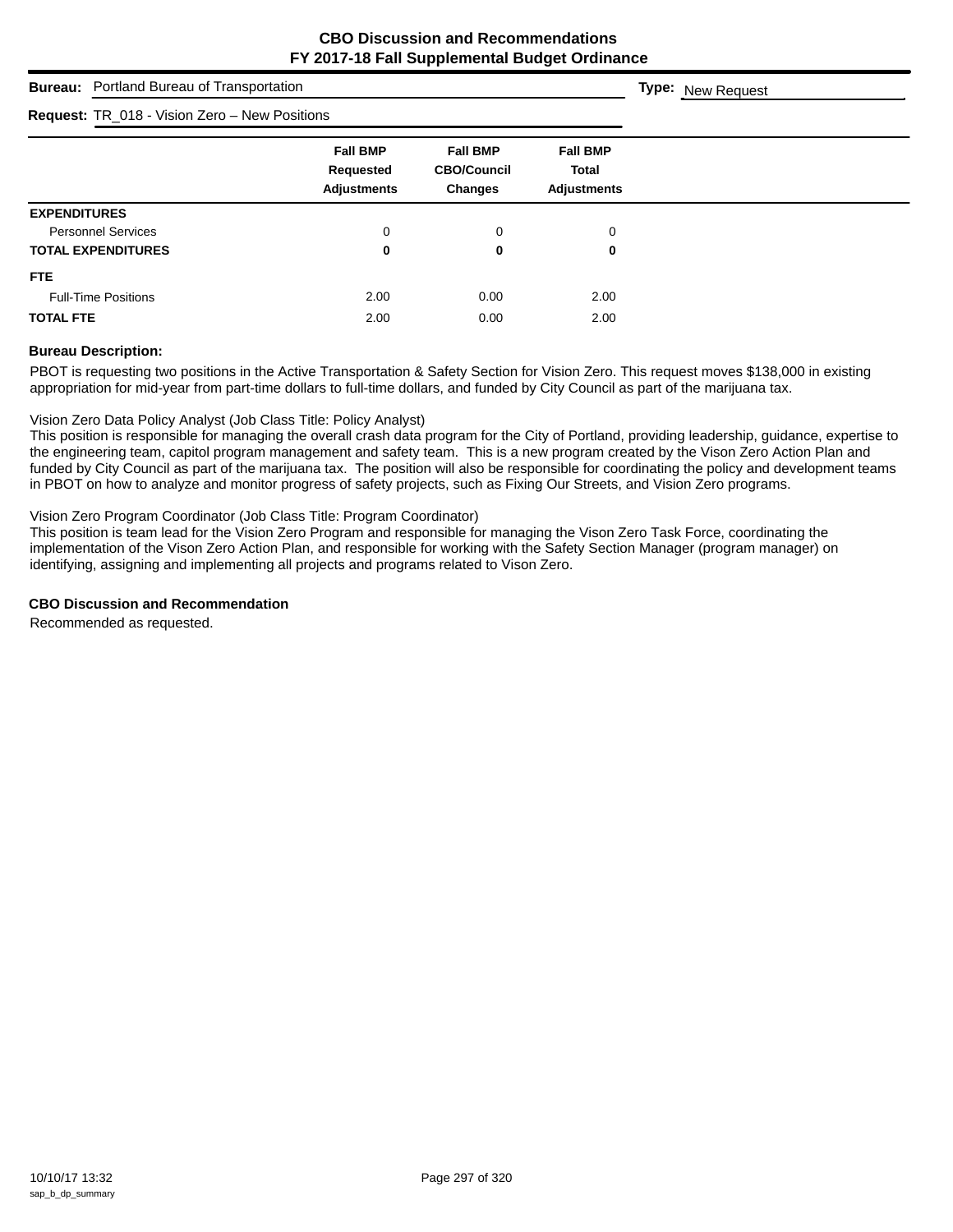# CBO Discussion and Recommendations
## FY 2017-18 Fall Supplemental Budget Ordinance

**Bureau:** Portland Bureau of Transportation

**Type:** New Request

**Request:** TR_018 - Vision Zero – New Positions

| | Fall BMP Requested Adjustments | Fall BMP CBO/Council Changes | Fall BMP Total Adjustments |
|---|---|---|---|
| **EXPENDITURES** | | | |
| Personnel Services | 0 | 0 | 0 |
| **TOTAL EXPENDITURES** | **0** | **0** | **0** |
| **FTE** | | | |
| Full-Time Positions | 2.00 | 0.00 | 2.00 |
| **TOTAL FTE** | 2.00 | 0.00 | 2.00 |

**Bureau Description:**

PBOT is requesting two positions in the Active Transportation & Safety Section for Vision Zero. This request moves $138,000 in existing appropriation for mid-year from part-time dollars to full-time dollars, and funded by City Council as part of the marijuana tax.

Vision Zero Data Policy Analyst (Job Class Title: Policy Analyst)
This position is responsible for managing the overall crash data program for the City of Portland, providing leadership, guidance, expertise to the engineering team, capitol program management and safety team. This is a new program created by the Vison Zero Action Plan and funded by City Council as part of the marijuana tax. The position will also be responsible for coordinating the policy and development teams in PBOT on how to analyze and monitor progress of safety projects, such as Fixing Our Streets, and Vision Zero programs.

Vision Zero Program Coordinator (Job Class Title: Program Coordinator)
This position is team lead for the Vision Zero Program and responsible for managing the Vison Zero Task Force, coordinating the implementation of the Vison Zero Action Plan, and responsible for working with the Safety Section Manager (program manager) on identifying, assigning and implementing all projects and programs related to Vison Zero.

**CBO Discussion and Recommendation**

Recommended as requested.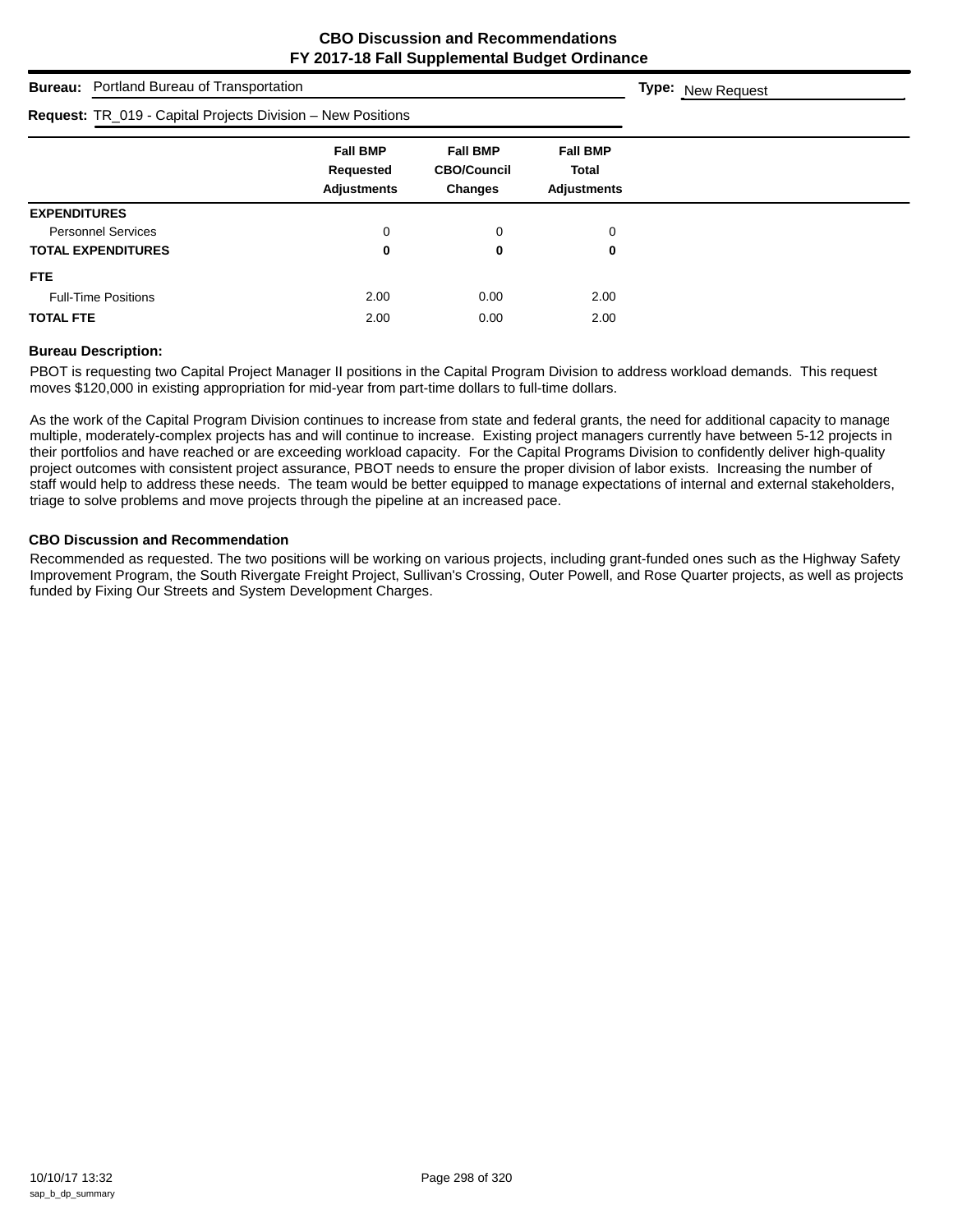## CBO Discussion and Recommendations
## FY 2017-18 Fall Supplemental Budget Ordinance

**Bureau:** Portland Bureau of Transportation

**Type:** New Request

**Request:** TR_019 - Capital Projects Division – New Positions

| | Fall BMP Requested Adjustments | Fall BMP CBO/Council Changes | Fall BMP Total Adjustments |
|---|---|---|---|
| **EXPENDITURES** | | | |
| Personnel Services | 0 | 0 | 0 |
| **TOTAL EXPENDITURES** | **0** | **0** | **0** |
| **FTE** | | | |
| Full-Time Positions | 2.00 | 0.00 | 2.00 |
| **TOTAL FTE** | 2.00 | 0.00 | 2.00 |

### Bureau Description:

PBOT is requesting two Capital Project Manager II positions in the Capital Program Division to address workload demands. This request moves $120,000 in existing appropriation for mid-year from part-time dollars to full-time dollars.

As the work of the Capital Program Division continues to increase from state and federal grants, the need for additional capacity to manage multiple, moderately-complex projects has and will continue to increase. Existing project managers currently have between 5-12 projects in their portfolios and have reached or are exceeding workload capacity. For the Capital Programs Division to confidently deliver high-quality project outcomes with consistent project assurance, PBOT needs to ensure the proper division of labor exists. Increasing the number of staff would help to address these needs. The team would be better equipped to manage expectations of internal and external stakeholders, triage to solve problems and move projects through the pipeline at an increased pace.

### CBO Discussion and Recommendation

Recommended as requested. The two positions will be working on various projects, including grant-funded ones such as the Highway Safety Improvement Program, the South Rivergate Freight Project, Sullivan's Crossing, Outer Powell, and Rose Quarter projects, as well as projects funded by Fixing Our Streets and System Development Charges.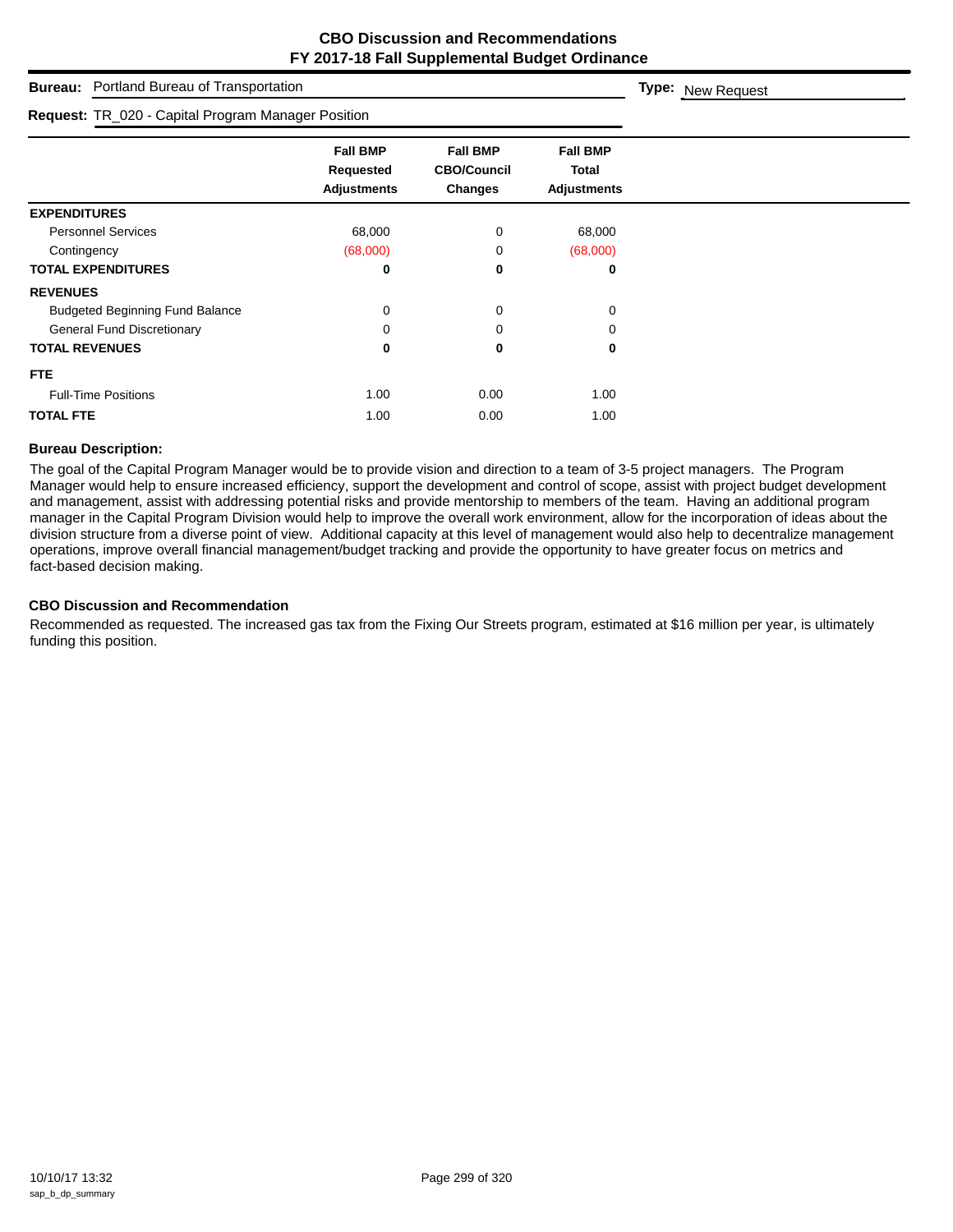# CBO Discussion and Recommendations
## FY 2017-18 Fall Supplemental Budget Ordinance

**Bureau:** Portland Bureau of Transportation

**Type:** New Request

**Request:** TR_020 - Capital Program Manager Position

| | Fall BMP Requested Adjustments | Fall BMP CBO/Council Changes | Fall BMP Total Adjustments |
|---|---|---|---|
| **EXPENDITURES** | | | |
| Personnel Services | 68,000 | 0 | 68,000 |
| Contingency | (68,000) | 0 | (68,000) |
| **TOTAL EXPENDITURES** | **0** | **0** | **0** |
| **REVENUES** | | | |
| Budgeted Beginning Fund Balance | 0 | 0 | 0 |
| General Fund Discretionary | 0 | 0 | 0 |
| **TOTAL REVENUES** | **0** | **0** | **0** |
| **FTE** | | | |
| Full-Time Positions | 1.00 | 0.00 | 1.00 |
| **TOTAL FTE** | 1.00 | 0.00 | 1.00 |

### Bureau Description:

The goal of the Capital Program Manager would be to provide vision and direction to a team of 3-5 project managers. The Program Manager would help to ensure increased efficiency, support the development and control of scope, assist with project budget development and management, assist with addressing potential risks and provide mentorship to members of the team. Having an additional program manager in the Capital Program Division would help to improve the overall work environment, allow for the incorporation of ideas about the division structure from a diverse point of view. Additional capacity at this level of management would also help to decentralize management operations, improve overall financial management/budget tracking and provide the opportunity to have greater focus on metrics and fact-based decision making.

### CBO Discussion and Recommendation

Recommended as requested. The increased gas tax from the Fixing Our Streets program, estimated at $16 million per year, is ultimately funding this position.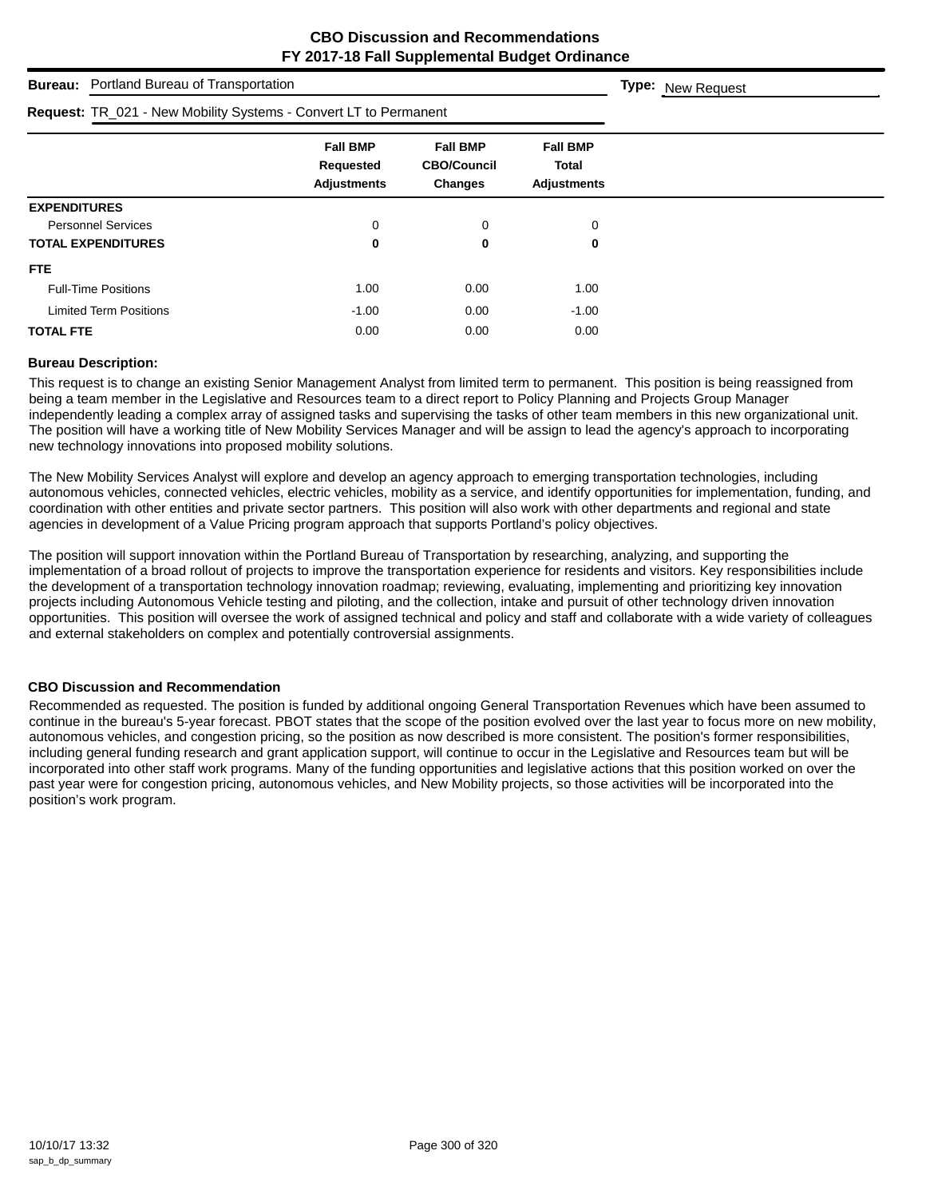# CBO Discussion and Recommendations
## FY 2017-18 Fall Supplemental Budget Ordinance

**Bureau:** Portland Bureau of Transportation **Type:** New Request

**Request:** TR_021 - New Mobility Systems - Convert LT to Permanent

| | Fall BMP Requested Adjustments | Fall BMP CBO/Council Changes | Fall BMP Total Adjustments |
|---|---|---|---|
| **EXPENDITURES** | | | |
| Personnel Services | 0 | 0 | 0 |
| **TOTAL EXPENDITURES** | **0** | **0** | **0** |
| **FTE** | | | |
| Full-Time Positions | 1.00 | 0.00 | 1.00 |
| Limited Term Positions | -1.00 | 0.00 | -1.00 |
| **TOTAL FTE** | 0.00 | 0.00 | 0.00 |

### Bureau Description:

This request is to change an existing Senior Management Analyst from limited term to permanent. This position is being reassigned from being a team member in the Legislative and Resources team to a direct report to Policy Planning and Projects Group Manager independently leading a complex array of assigned tasks and supervising the tasks of other team members in this new organizational unit. The position will have a working title of New Mobility Services Manager and will be assign to lead the agency's approach to incorporating new technology innovations into proposed mobility solutions.

The New Mobility Services Analyst will explore and develop an agency approach to emerging transportation technologies, including autonomous vehicles, connected vehicles, electric vehicles, mobility as a service, and identify opportunities for implementation, funding, and coordination with other entities and private sector partners. This position will also work with other departments and regional and state agencies in development of a Value Pricing program approach that supports Portland's policy objectives.

The position will support innovation within the Portland Bureau of Transportation by researching, analyzing, and supporting the implementation of a broad rollout of projects to improve the transportation experience for residents and visitors. Key responsibilities include the development of a transportation technology innovation roadmap; reviewing, evaluating, implementing and prioritizing key innovation projects including Autonomous Vehicle testing and piloting, and the collection, intake and pursuit of other technology driven innovation opportunities. This position will oversee the work of assigned technical and policy and staff and collaborate with a wide variety of colleagues and external stakeholders on complex and potentially controversial assignments.

### CBO Discussion and Recommendation

Recommended as requested. The position is funded by additional ongoing General Transportation Revenues which have been assumed to continue in the bureau's 5-year forecast. PBOT states that the scope of the position evolved over the last year to focus more on new mobility, autonomous vehicles, and congestion pricing, so the position as now described is more consistent. The position's former responsibilities, including general funding research and grant application support, will continue to occur in the Legislative and Resources team but will be incorporated into other staff work programs. Many of the funding opportunities and legislative actions that this position worked on over the past year were for congestion pricing, autonomous vehicles, and New Mobility projects, so those activities will be incorporated into the position's work program.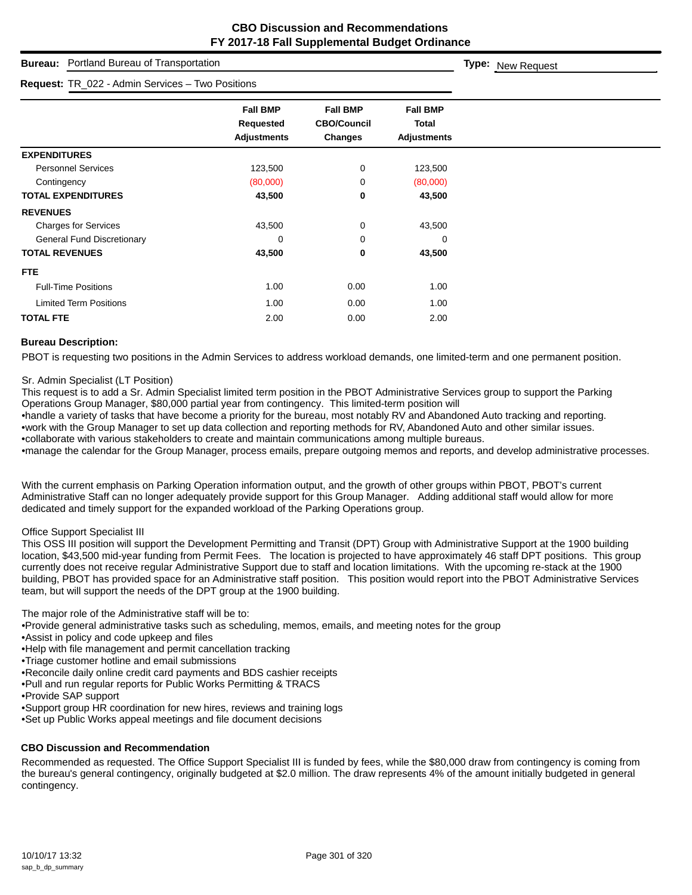# CBO Discussion and Recommendations
## FY 2017-18 Fall Supplemental Budget Ordinance

**Bureau:** Portland Bureau of Transportation **Type:** New Request

**Request:** TR_022 - Admin Services – Two Positions

| | Fall BMP Requested Adjustments | Fall BMP CBO/Council Changes | Fall BMP Total Adjustments |
|---|---|---|---|
| **EXPENDITURES** | | | |
| Personnel Services | 123,500 | 0 | 123,500 |
| Contingency | (80,000) | 0 | (80,000) |
| **TOTAL EXPENDITURES** | **43,500** | **0** | **43,500** |
| **REVENUES** | | | |
| Charges for Services | 43,500 | 0 | 43,500 |
| General Fund Discretionary | 0 | 0 | 0 |
| **TOTAL REVENUES** | **43,500** | **0** | **43,500** |
| **FTE** | | | |
| Full-Time Positions | 1.00 | 0.00 | 1.00 |
| Limited Term Positions | 1.00 | 0.00 | 1.00 |
| **TOTAL FTE** | 2.00 | 0.00 | 2.00 |

### Bureau Description:

PBOT is requesting two positions in the Admin Services to address workload demands, one limited-term and one permanent position.

Sr. Admin Specialist (LT Position)
This request is to add a Sr. Admin Specialist limited term position in the PBOT Administrative Services group to support the Parking Operations Group Manager, $80,000 partial year from contingency. This limited-term position will
•handle a variety of tasks that have become a priority for the bureau, most notably RV and Abandoned Auto tracking and reporting.
•work with the Group Manager to set up data collection and reporting methods for RV, Abandoned Auto and other similar issues.
•collaborate with various stakeholders to create and maintain communications among multiple bureaus.
•manage the calendar for the Group Manager, process emails, prepare outgoing memos and reports, and develop administrative processes.

With the current emphasis on Parking Operation information output, and the growth of other groups within PBOT, PBOT's current Administrative Staff can no longer adequately provide support for this Group Manager. Adding additional staff would allow for more dedicated and timely support for the expanded workload of the Parking Operations group.

Office Support Specialist III
This OSS III position will support the Development Permitting and Transit (DPT) Group with Administrative Support at the 1900 building location, $43,500 mid-year funding from Permit Fees. The location is projected to have approximately 46 staff DPT positions. This group currently does not receive regular Administrative Support due to staff and location limitations. With the upcoming re-stack at the 1900 building, PBOT has provided space for an Administrative staff position. This position would report into the PBOT Administrative Services team, but will support the needs of the DPT group at the 1900 building.

The major role of the Administrative staff will be to:
•Provide general administrative tasks such as scheduling, memos, emails, and meeting notes for the group
•Assist in policy and code upkeep and files
•Help with file management and permit cancellation tracking
•Triage customer hotline and email submissions
•Reconcile daily online credit card payments and BDS cashier receipts
•Pull and run regular reports for Public Works Permitting & TRACS
•Provide SAP support
•Support group HR coordination for new hires, reviews and training logs
•Set up Public Works appeal meetings and file document decisions

### CBO Discussion and Recommendation

Recommended as requested. The Office Support Specialist III is funded by fees, while the $80,000 draw from contingency is coming from the bureau's general contingency, originally budgeted at $2.0 million. The draw represents 4% of the amount initially budgeted in general contingency.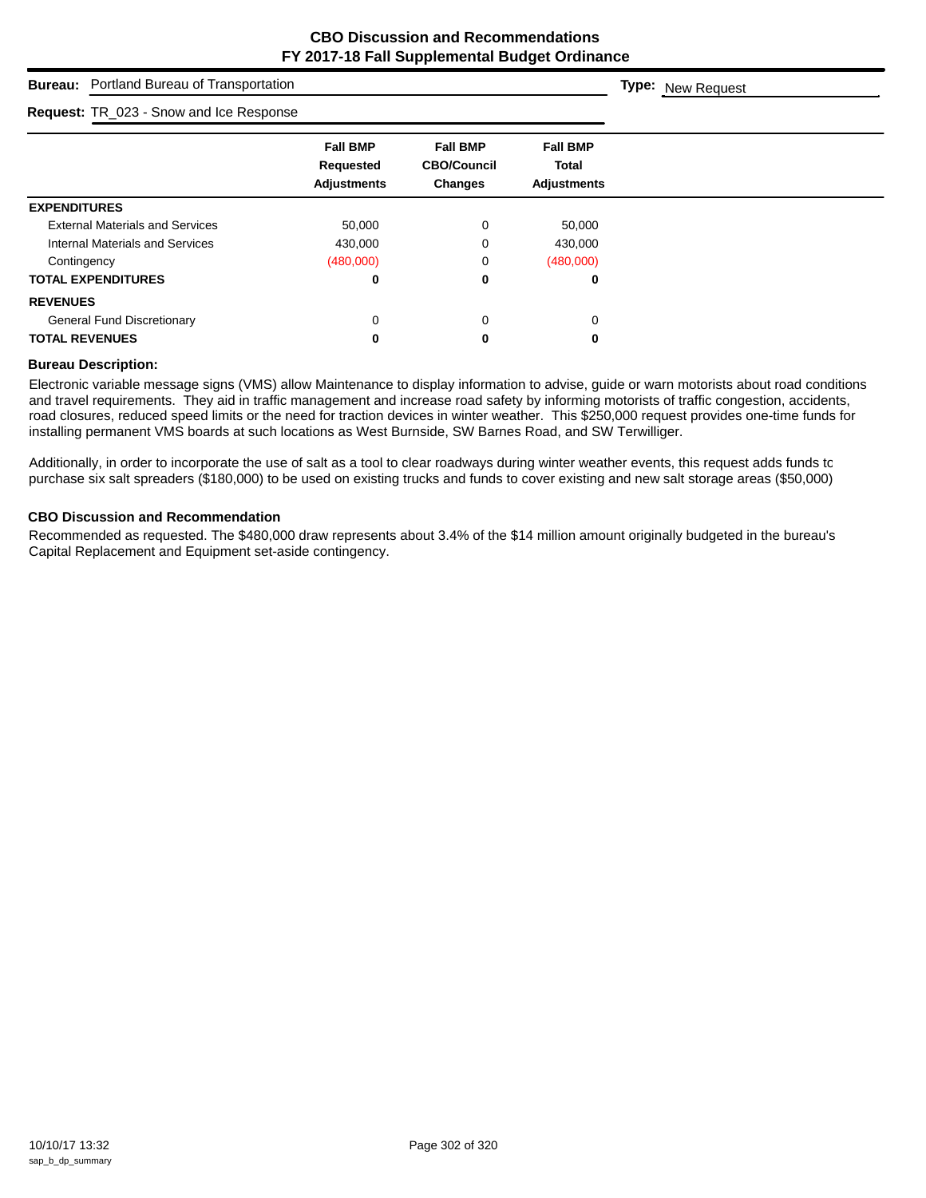**CBO Discussion and Recommendations**
**FY 2017-18 Fall Supplemental Budget Ordinance**

**Bureau:** Portland Bureau of Transportation

**Type:** New Request

**Request:** TR_023 - Snow and Ice Response

| | Fall BMP Requested Adjustments | Fall BMP CBO/Council Changes | Fall BMP Total Adjustments |
|---|---|---|---|
| **EXPENDITURES** | | | |
| External Materials and Services | 50,000 | 0 | 50,000 |
| Internal Materials and Services | 430,000 | 0 | 430,000 |
| Contingency | (480,000) | 0 | (480,000) |
| **TOTAL EXPENDITURES** | **0** | **0** | **0** |
| **REVENUES** | | | |
| General Fund Discretionary | 0 | 0 | 0 |
| **TOTAL REVENUES** | **0** | **0** | **0** |

**Bureau Description:**

Electronic variable message signs (VMS) allow Maintenance to display information to advise, guide or warn motorists about road conditions and travel requirements. They aid in traffic management and increase road safety by informing motorists of traffic congestion, accidents, road closures, reduced speed limits or the need for traction devices in winter weather. This $250,000 request provides one-time funds for installing permanent VMS boards at such locations as West Burnside, SW Barnes Road, and SW Terwilliger.

Additionally, in order to incorporate the use of salt as a tool to clear roadways during winter weather events, this request adds funds to purchase six salt spreaders ($180,000) to be used on existing trucks and funds to cover existing and new salt storage areas ($50,000)

**CBO Discussion and Recommendation**

Recommended as requested. The $480,000 draw represents about 3.4% of the $14 million amount originally budgeted in the bureau's Capital Replacement and Equipment set-aside contingency.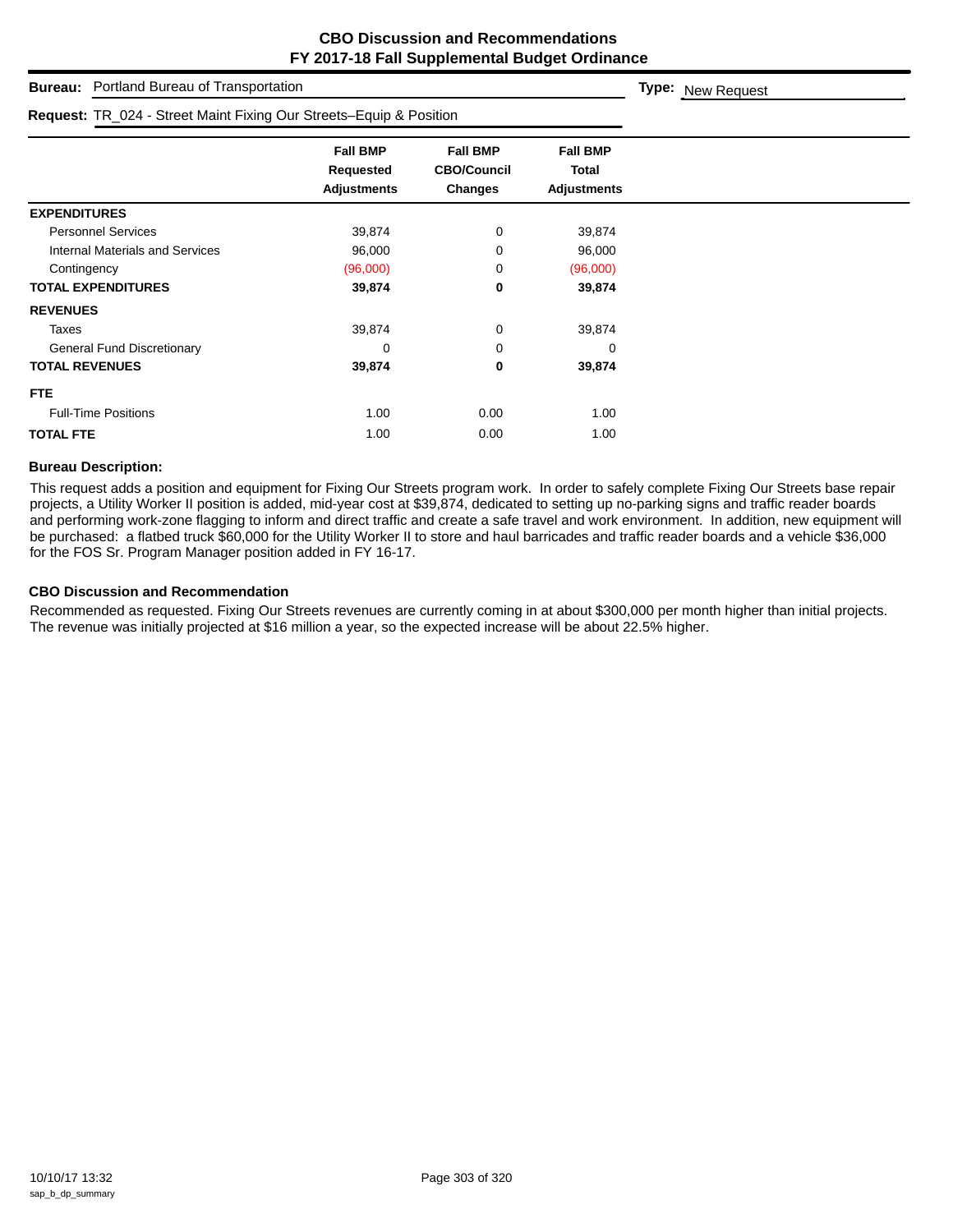# CBO Discussion and Recommendations
## FY 2017-18 Fall Supplemental Budget Ordinance

**Bureau:** Portland Bureau of Transportation

**Type:** New Request

**Request:** TR_024 - Street Maint Fixing Our Streets–Equip & Position

| | Fall BMP Requested Adjustments | Fall BMP CBO/Council Changes | Fall BMP Total Adjustments |
|---|---|---|---|
| **EXPENDITURES** | | | |
| Personnel Services | 39,874 | 0 | 39,874 |
| Internal Materials and Services | 96,000 | 0 | 96,000 |
| Contingency | (96,000) | 0 | (96,000) |
| **TOTAL EXPENDITURES** | **39,874** | **0** | **39,874** |
| **REVENUES** | | | |
| Taxes | 39,874 | 0 | 39,874 |
| General Fund Discretionary | 0 | 0 | 0 |
| **TOTAL REVENUES** | **39,874** | **0** | **39,874** |
| **FTE** | | | |
| Full-Time Positions | 1.00 | 0.00 | 1.00 |
| **TOTAL FTE** | 1.00 | 0.00 | 1.00 |

### Bureau Description:

This request adds a position and equipment for Fixing Our Streets program work. In order to safely complete Fixing Our Streets base repair projects, a Utility Worker II position is added, mid-year cost at $39,874, dedicated to setting up no-parking signs and traffic reader boards and performing work-zone flagging to inform and direct traffic and create a safe travel and work environment. In addition, new equipment will be purchased: a flatbed truck $60,000 for the Utility Worker II to store and haul barricades and traffic reader boards and a vehicle $36,000 for the FOS Sr. Program Manager position added in FY 16-17.

### CBO Discussion and Recommendation

Recommended as requested. Fixing Our Streets revenues are currently coming in at about $300,000 per month higher than initial projects. The revenue was initially projected at $16 million a year, so the expected increase will be about 22.5% higher.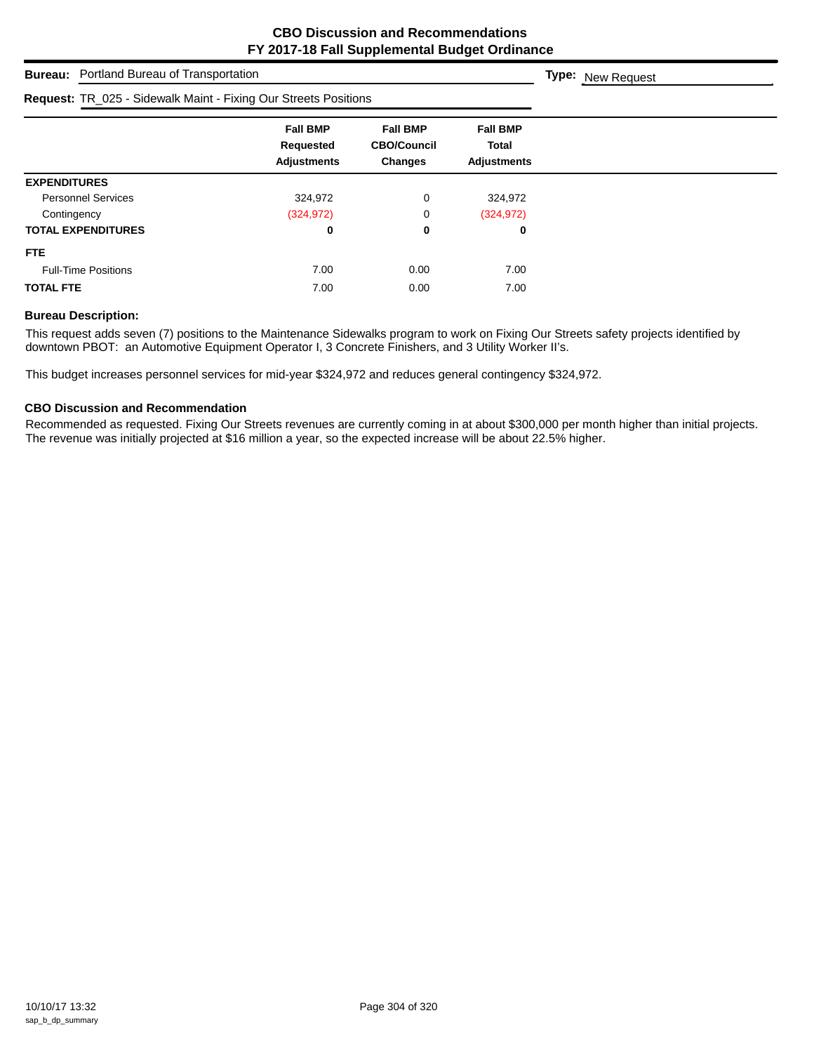# CBO Discussion and Recommendations
# FY 2017-18 Fall Supplemental Budget Ordinance

**Bureau:** Portland Bureau of Transportation

**Type:** New Request

**Request:** TR_025 - Sidewalk Maint - Fixing Our Streets Positions

| | Fall BMP Requested Adjustments | Fall BMP CBO/Council Changes | Fall BMP Total Adjustments |
|---|---|---|---|
| **EXPENDITURES** | | | |
| Personnel Services | 324,972 | 0 | 324,972 |
| Contingency | (324,972) | 0 | (324,972) |
| **TOTAL EXPENDITURES** | **0** | **0** | **0** |
| **FTE** | | | |
| Full-Time Positions | 7.00 | 0.00 | 7.00 |
| **TOTAL FTE** | 7.00 | 0.00 | 7.00 |

### Bureau Description:

This request adds seven (7) positions to the Maintenance Sidewalks program to work on Fixing Our Streets safety projects identified by downtown PBOT: an Automotive Equipment Operator I, 3 Concrete Finishers, and 3 Utility Worker II's.

This budget increases personnel services for mid-year $324,972 and reduces general contingency $324,972.

### CBO Discussion and Recommendation

Recommended as requested. Fixing Our Streets revenues are currently coming in at about $300,000 per month higher than initial projects. The revenue was initially projected at $16 million a year, so the expected increase will be about 22.5% higher.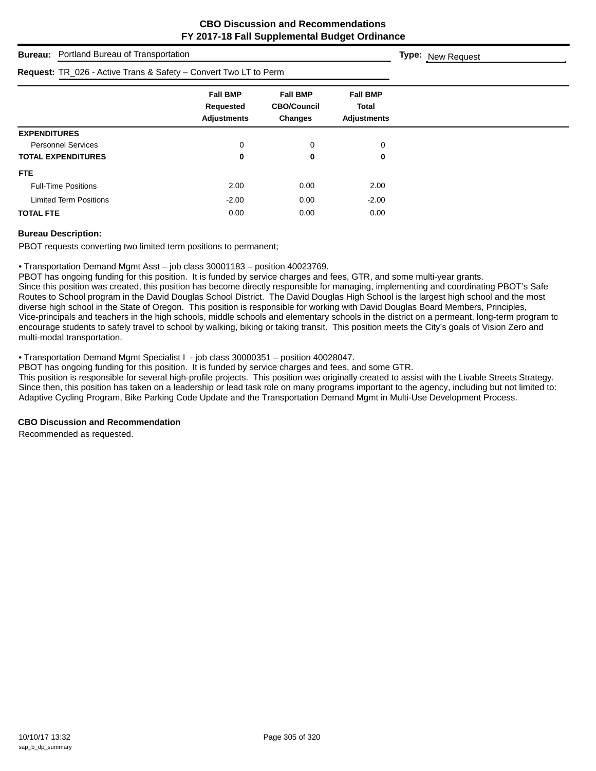# CBO Discussion and Recommendations
## FY 2017-18 Fall Supplemental Budget Ordinance

**Bureau:** Portland Bureau of Transportation

**Type:** New Request

**Request:** TR_026 - Active Trans & Safety – Convert Two LT to Perm

| | Fall BMP Requested Adjustments | Fall BMP CBO/Council Changes | Fall BMP Total Adjustments |
|---|---|---|---|
| **EXPENDITURES** | | | |
| Personnel Services | 0 | 0 | 0 |
| **TOTAL EXPENDITURES** | **0** | **0** | **0** |
| **FTE** | | | |
| Full-Time Positions | 2.00 | 0.00 | 2.00 |
| Limited Term Positions | -2.00 | 0.00 | -2.00 |
| **TOTAL FTE** | 0.00 | 0.00 | 0.00 |

### Bureau Description:

PBOT requests converting two limited term positions to permanent;

• Transportation Demand Mgmt Asst – job class 30001183 – position 40023769.
PBOT has ongoing funding for this position. It is funded by service charges and fees, GTR, and some multi-year grants.
Since this position was created, this position has become directly responsible for managing, implementing and coordinating PBOT's Safe Routes to School program in the David Douglas School District. The David Douglas High School is the largest high school and the most diverse high school in the State of Oregon. This position is responsible for working with David Douglas Board Members, Principles, Vice-principals and teachers in the high schools, middle schools and elementary schools in the district on a permeant, long-term program to encourage students to safely travel to school by walking, biking or taking transit. This position meets the City's goals of Vision Zero and multi-modal transportation.

• Transportation Demand Mgmt Specialist I - job class 30000351 – position 40028047.
PBOT has ongoing funding for this position. It is funded by service charges and fees, and some GTR.
This position is responsible for several high-profile projects. This position was originally created to assist with the Livable Streets Strategy. Since then, this position has taken on a leadership or lead task role on many programs important to the agency, including but not limited to: Adaptive Cycling Program, Bike Parking Code Update and the Transportation Demand Mgmt in Multi-Use Development Process.

### CBO Discussion and Recommendation

Recommended as requested.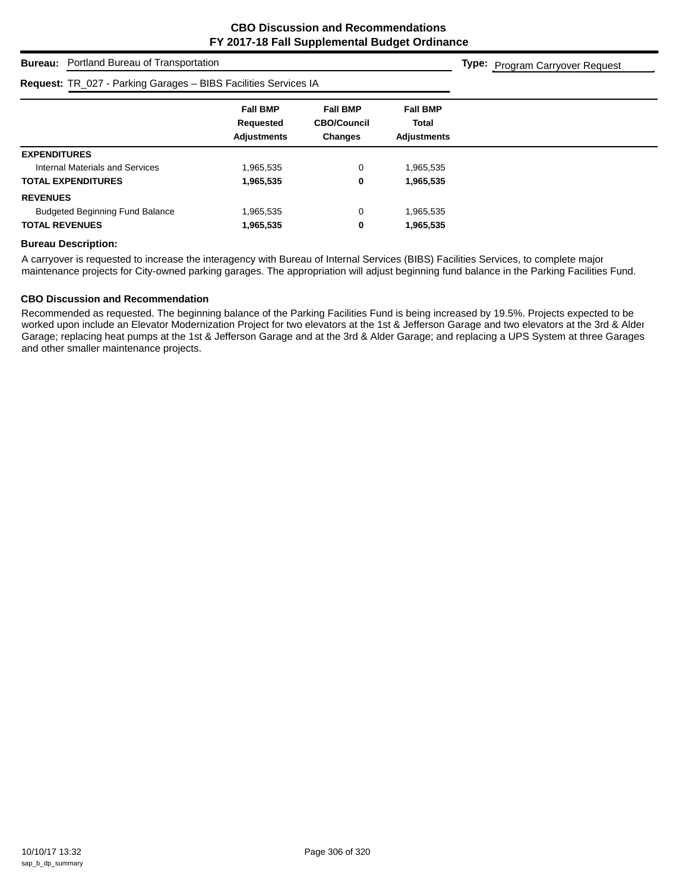# CBO Discussion and Recommendations
# FY 2017-18 Fall Supplemental Budget Ordinance

**Bureau:** Portland Bureau of Transportation **Type:** Program Carryover Request

**Request:** TR_027 - Parking Garages – BIBS Facilities Services IA

| | Fall BMP Requested Adjustments | Fall BMP CBO/Council Changes | Fall BMP Total Adjustments |
|---|---|---|---|
| **EXPENDITURES** | | | |
| Internal Materials and Services | 1,965,535 | 0 | 1,965,535 |
| **TOTAL EXPENDITURES** | **1,965,535** | **0** | **1,965,535** |
| **REVENUES** | | | |
| Budgeted Beginning Fund Balance | 1,965,535 | 0 | 1,965,535 |
| **TOTAL REVENUES** | **1,965,535** | **0** | **1,965,535** |

**Bureau Description:**

A carryover is requested to increase the interagency with Bureau of Internal Services (BIBS) Facilities Services, to complete major maintenance projects for City-owned parking garages. The appropriation will adjust beginning fund balance in the Parking Facilities Fund.

**CBO Discussion and Recommendation**

Recommended as requested. The beginning balance of the Parking Facilities Fund is being increased by 19.5%. Projects expected to be worked upon include an Elevator Modernization Project for two elevators at the 1st & Jefferson Garage and two elevators at the 3rd & Alder Garage; replacing heat pumps at the 1st & Jefferson Garage and at the 3rd & Alder Garage; and replacing a UPS System at three Garages and other smaller maintenance projects.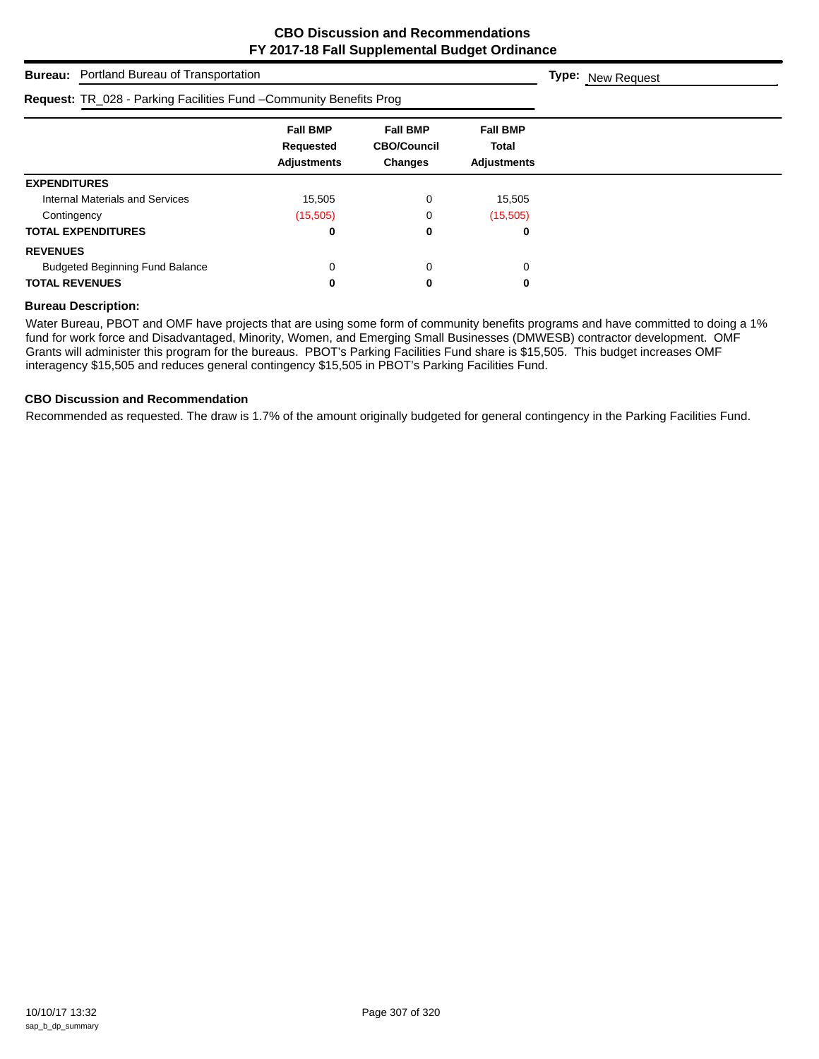# CBO Discussion and Recommendations
## FY 2017-18 Fall Supplemental Budget Ordinance

**Bureau:** Portland Bureau of Transportation

**Type:** New Request

**Request:** TR_028 - Parking Facilities Fund –Community Benefits Prog

| | Fall BMP Requested Adjustments | Fall BMP CBO/Council Changes | Fall BMP Total Adjustments |
|---|---|---|---|
| **EXPENDITURES** | | | |
| Internal Materials and Services | 15,505 | 0 | 15,505 |
| Contingency | (15,505) | 0 | (15,505) |
| **TOTAL EXPENDITURES** | **0** | **0** | **0** |
| **REVENUES** | | | |
| Budgeted Beginning Fund Balance | 0 | 0 | 0 |
| **TOTAL REVENUES** | **0** | **0** | **0** |

### Bureau Description:

Water Bureau, PBOT and OMF have projects that are using some form of community benefits programs and have committed to doing a 1% fund for work force and Disadvantaged, Minority, Women, and Emerging Small Businesses (DMWESB) contractor development. OMF Grants will administer this program for the bureaus. PBOT's Parking Facilities Fund share is $15,505. This budget increases OMF interagency $15,505 and reduces general contingency $15,505 in PBOT's Parking Facilities Fund.

### CBO Discussion and Recommendation

Recommended as requested. The draw is 1.7% of the amount originally budgeted for general contingency in the Parking Facilities Fund.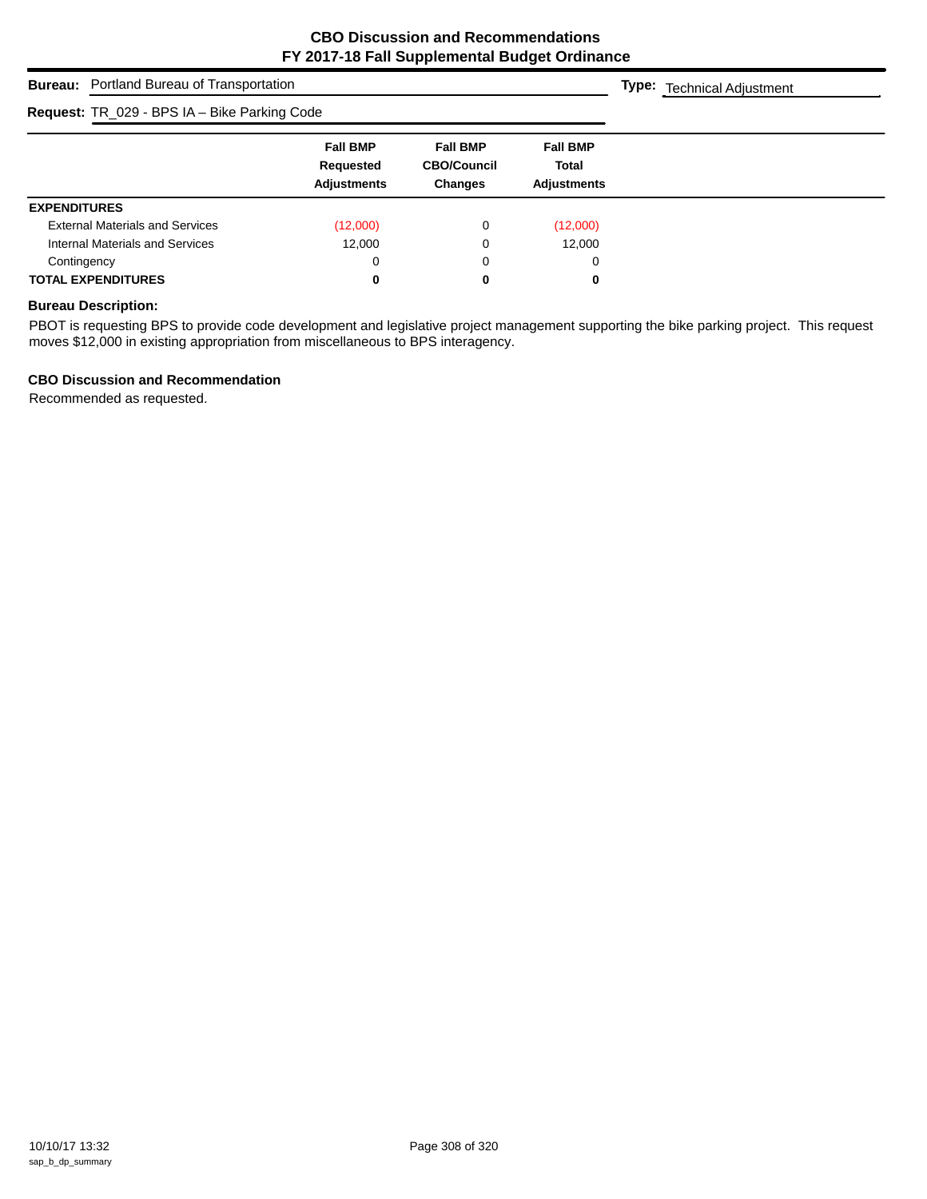# CBO Discussion and Recommendations
## FY 2017-18 Fall Supplemental Budget Ordinance

**Bureau:** Portland Bureau of Transportation

**Type:** Technical Adjustment

**Request:** TR_029 - BPS IA – Bike Parking Code

| | Fall BMP Requested Adjustments | Fall BMP CBO/Council Changes | Fall BMP Total Adjustments |
|---|---|---|---|
| **EXPENDITURES** | | | |
| External Materials and Services | (12,000) | 0 | (12,000) |
| Internal Materials and Services | 12,000 | 0 | 12,000 |
| Contingency | 0 | 0 | 0 |
| **TOTAL EXPENDITURES** | **0** | **0** | **0** |

**Bureau Description:**

PBOT is requesting BPS to provide code development and legislative project management supporting the bike parking project. This request moves $12,000 in existing appropriation from miscellaneous to BPS interagency.

**CBO Discussion and Recommendation**

Recommended as requested.

10/10/17 13:32
sap_b_dp_summary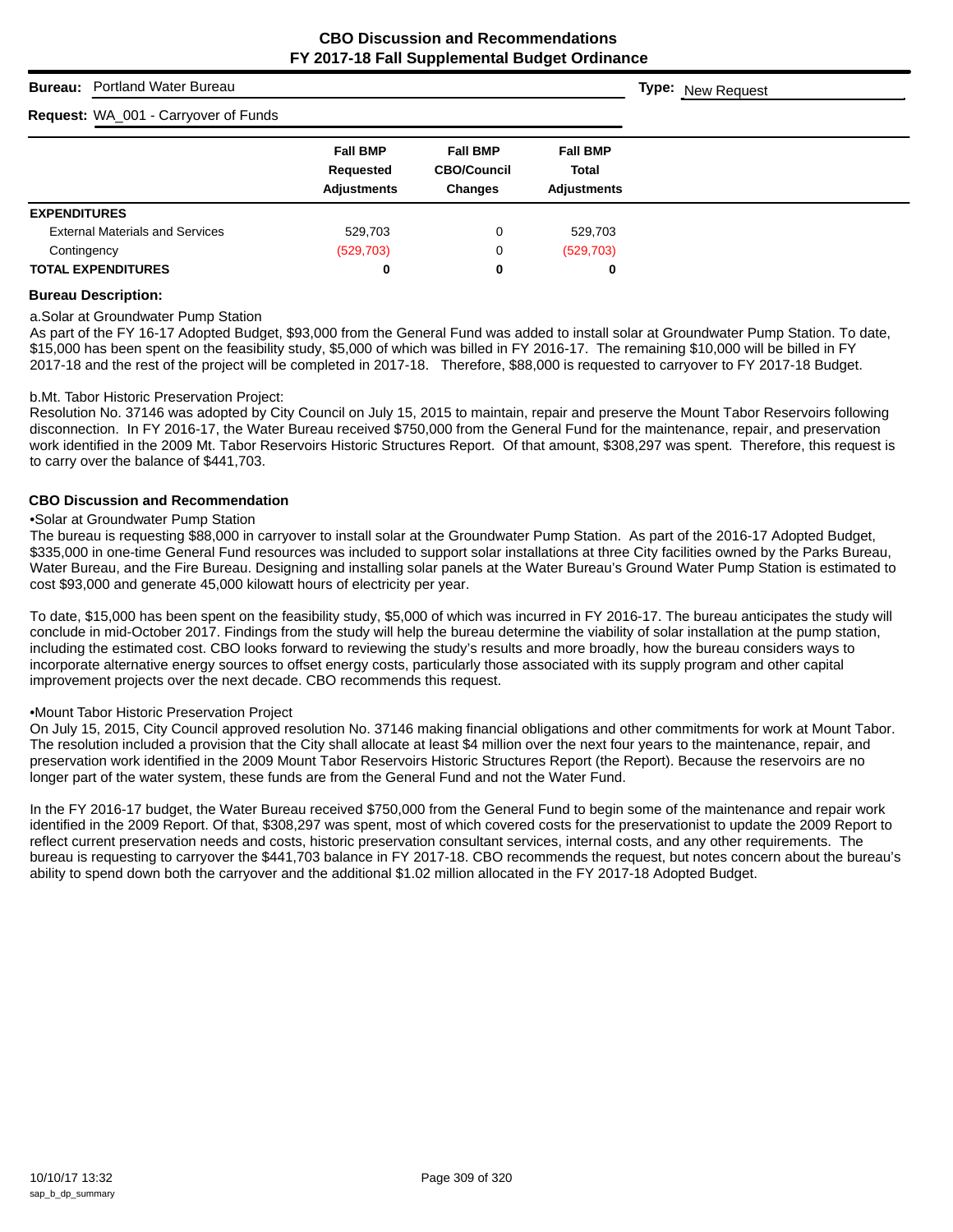# CBO Discussion and Recommendations
## FY 2017-18 Fall Supplemental Budget Ordinance

**Bureau:** Portland Water Bureau **Type:** New Request

**Request:** WA_001 - Carryover of Funds

| | Fall BMP Requested Adjustments | Fall BMP CBO/Council Changes | Fall BMP Total Adjustments |
|---|---|---|---|
| **EXPENDITURES** | | | |
| External Materials and Services | 529,703 | 0 | 529,703 |
| Contingency | (529,703) | 0 | (529,703) |
| **TOTAL EXPENDITURES** | **0** | **0** | **0** |

**Bureau Description:**

a.Solar at Groundwater Pump Station
As part of the FY 16-17 Adopted Budget, $93,000 from the General Fund was added to install solar at Groundwater Pump Station. To date, $15,000 has been spent on the feasibility study, $5,000 of which was billed in FY 2016-17. The remaining $10,000 will be billed in FY 2017-18 and the rest of the project will be completed in 2017-18. Therefore, $88,000 is requested to carryover to FY 2017-18 Budget.

b.Mt. Tabor Historic Preservation Project:
Resolution No. 37146 was adopted by City Council on July 15, 2015 to maintain, repair and preserve the Mount Tabor Reservoirs following disconnection. In FY 2016-17, the Water Bureau received $750,000 from the General Fund for the maintenance, repair, and preservation work identified in the 2009 Mt. Tabor Reservoirs Historic Structures Report. Of that amount, $308,297 was spent. Therefore, this request is to carry over the balance of $441,703.

**CBO Discussion and Recommendation**

•Solar at Groundwater Pump Station
The bureau is requesting $88,000 in carryover to install solar at the Groundwater Pump Station. As part of the 2016-17 Adopted Budget, $335,000 in one-time General Fund resources was included to support solar installations at three City facilities owned by the Parks Bureau, Water Bureau, and the Fire Bureau. Designing and installing solar panels at the Water Bureau's Ground Water Pump Station is estimated to cost $93,000 and generate 45,000 kilowatt hours of electricity per year.

To date, $15,000 has been spent on the feasibility study, $5,000 of which was incurred in FY 2016-17. The bureau anticipates the study will conclude in mid-October 2017. Findings from the study will help the bureau determine the viability of solar installation at the pump station, including the estimated cost. CBO looks forward to reviewing the study's results and more broadly, how the bureau considers ways to incorporate alternative energy sources to offset energy costs, particularly those associated with its supply program and other capital improvement projects over the next decade. CBO recommends this request.

•Mount Tabor Historic Preservation Project
On July 15, 2015, City Council approved resolution No. 37146 making financial obligations and other commitments for work at Mount Tabor. The resolution included a provision that the City shall allocate at least $4 million over the next four years to the maintenance, repair, and preservation work identified in the 2009 Mount Tabor Reservoirs Historic Structures Report (the Report). Because the reservoirs are no longer part of the water system, these funds are from the General Fund and not the Water Fund.

In the FY 2016-17 budget, the Water Bureau received $750,000 from the General Fund to begin some of the maintenance and repair work identified in the 2009 Report. Of that, $308,297 was spent, most of which covered costs for the preservationist to update the 2009 Report to reflect current preservation needs and costs, historic preservation consultant services, internal costs, and any other requirements. The bureau is requesting to carryover the $441,703 balance in FY 2017-18. CBO recommends the request, but notes concern about the bureau's ability to spend down both the carryover and the additional $1.02 million allocated in the FY 2017-18 Adopted Budget.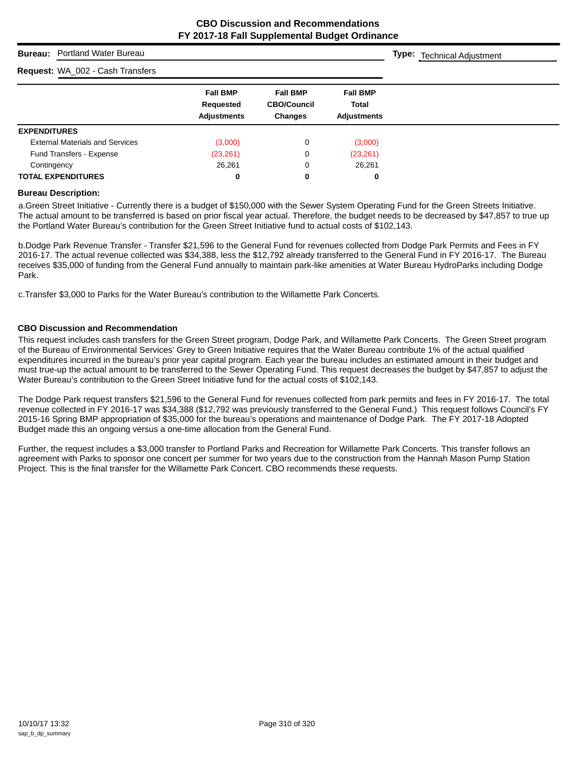## CBO Discussion and Recommendations
## FY 2017-18 Fall Supplemental Budget Ordinance

**Bureau:** Portland Water Bureau **Type:** Technical Adjustment

**Request:** WA_002 - Cash Transfers

| | Fall BMP Requested Adjustments | Fall BMP CBO/Council Changes | Fall BMP Total Adjustments |
|---|---|---|---|
| **EXPENDITURES** | | | |
| External Materials and Services | (3,000) | 0 | (3,000) |
| Fund Transfers - Expense | (23,261) | 0 | (23,261) |
| Contingency | 26,261 | 0 | 26,261 |
| **TOTAL EXPENDITURES** | **0** | **0** | **0** |

**Bureau Description:**

a.Green Street Initiative - Currently there is a budget of $150,000 with the Sewer System Operating Fund for the Green Streets Initiative. The actual amount to be transferred is based on prior fiscal year actual. Therefore, the budget needs to be decreased by $47,857 to true up the Portland Water Bureau's contribution for the Green Street Initiative fund to actual costs of $102,143.

b.Dodge Park Revenue Transfer - Transfer $21,596 to the General Fund for revenues collected from Dodge Park Permits and Fees in FY 2016-17. The actual revenue collected was $34,388, less the $12,792 already transferred to the General Fund in FY 2016-17. The Bureau receives $35,000 of funding from the General Fund annually to maintain park-like amenities at Water Bureau HydroParks including Dodge Park.

c.Transfer $3,000 to Parks for the Water Bureau's contribution to the Willamette Park Concerts.

**CBO Discussion and Recommendation**

This request includes cash transfers for the Green Street program, Dodge Park, and Willamette Park Concerts. The Green Street program of the Bureau of Environmental Services' Grey to Green Initiative requires that the Water Bureau contribute 1% of the actual qualified expenditures incurred in the bureau's prior year capital program. Each year the bureau includes an estimated amount in their budget and must true-up the actual amount to be transferred to the Sewer Operating Fund. This request decreases the budget by $47,857 to adjust the Water Bureau's contribution to the Green Street Initiative fund for the actual costs of $102,143.

The Dodge Park request transfers $21,596 to the General Fund for revenues collected from park permits and fees in FY 2016-17. The total revenue collected in FY 2016-17 was $34,388 ($12,792 was previously transferred to the General Fund.) This request follows Council's FY 2015-16 Spring BMP appropriation of $35,000 for the bureau's operations and maintenance of Dodge Park. The FY 2017-18 Adopted Budget made this an ongoing versus a one-time allocation from the General Fund.

Further, the request includes a $3,000 transfer to Portland Parks and Recreation for Willamette Park Concerts. This transfer follows an agreement with Parks to sponsor one concert per summer for two years due to the construction from the Hannah Mason Pump Station Project. This is the final transfer for the Willamette Park Concert. CBO recommends these requests.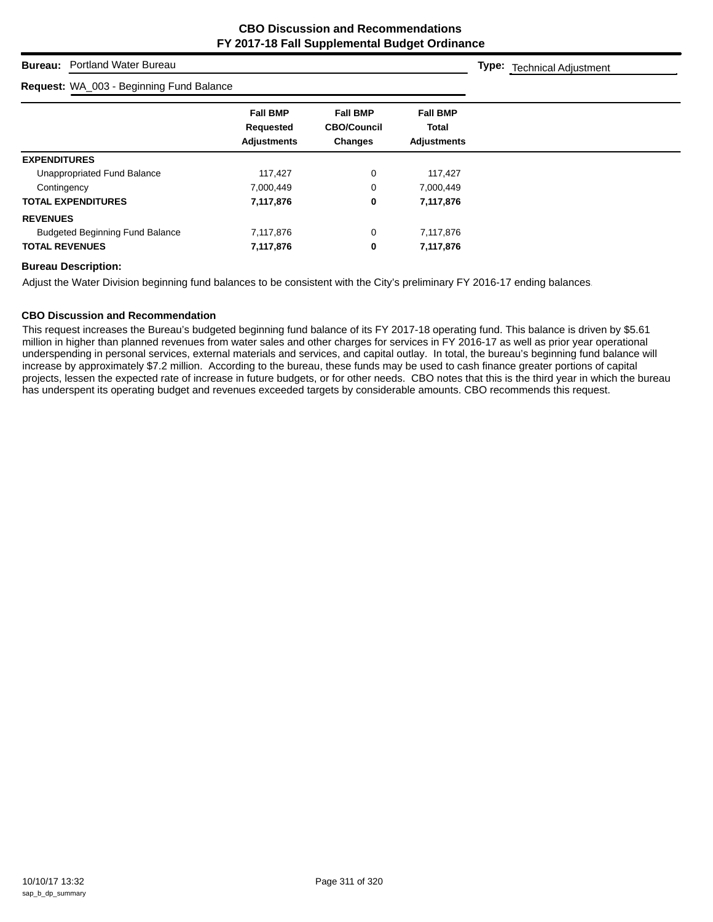# CBO Discussion and Recommendations
## FY 2017-18 Fall Supplemental Budget Ordinance

**Bureau:** Portland Water Bureau **Type:** Technical Adjustment

**Request:** WA_003 - Beginning Fund Balance

| | Fall BMP Requested Adjustments | Fall BMP CBO/Council Changes | Fall BMP Total Adjustments |
|---|---|---|---|
| **EXPENDITURES** | | | |
| Unappropriated Fund Balance | 117,427 | 0 | 117,427 |
| Contingency | 7,000,449 | 0 | 7,000,449 |
| **TOTAL EXPENDITURES** | **7,117,876** | **0** | **7,117,876** |
| **REVENUES** | | | |
| Budgeted Beginning Fund Balance | 7,117,876 | 0 | 7,117,876 |
| **TOTAL REVENUES** | **7,117,876** | **0** | **7,117,876** |

**Bureau Description:**

Adjust the Water Division beginning fund balances to be consistent with the City's preliminary FY 2016-17 ending balances.

**CBO Discussion and Recommendation**

This request increases the Bureau's budgeted beginning fund balance of its FY 2017-18 operating fund. This balance is driven by $5.61 million in higher than planned revenues from water sales and other charges for services in FY 2016-17 as well as prior year operational underspending in personal services, external materials and services, and capital outlay. In total, the bureau's beginning fund balance will increase by approximately $7.2 million. According to the bureau, these funds may be used to cash finance greater portions of capital projects, lessen the expected rate of increase in future budgets, or for other needs. CBO notes that this is the third year in which the bureau has underspent its operating budget and revenues exceeded targets by considerable amounts. CBO recommends this request.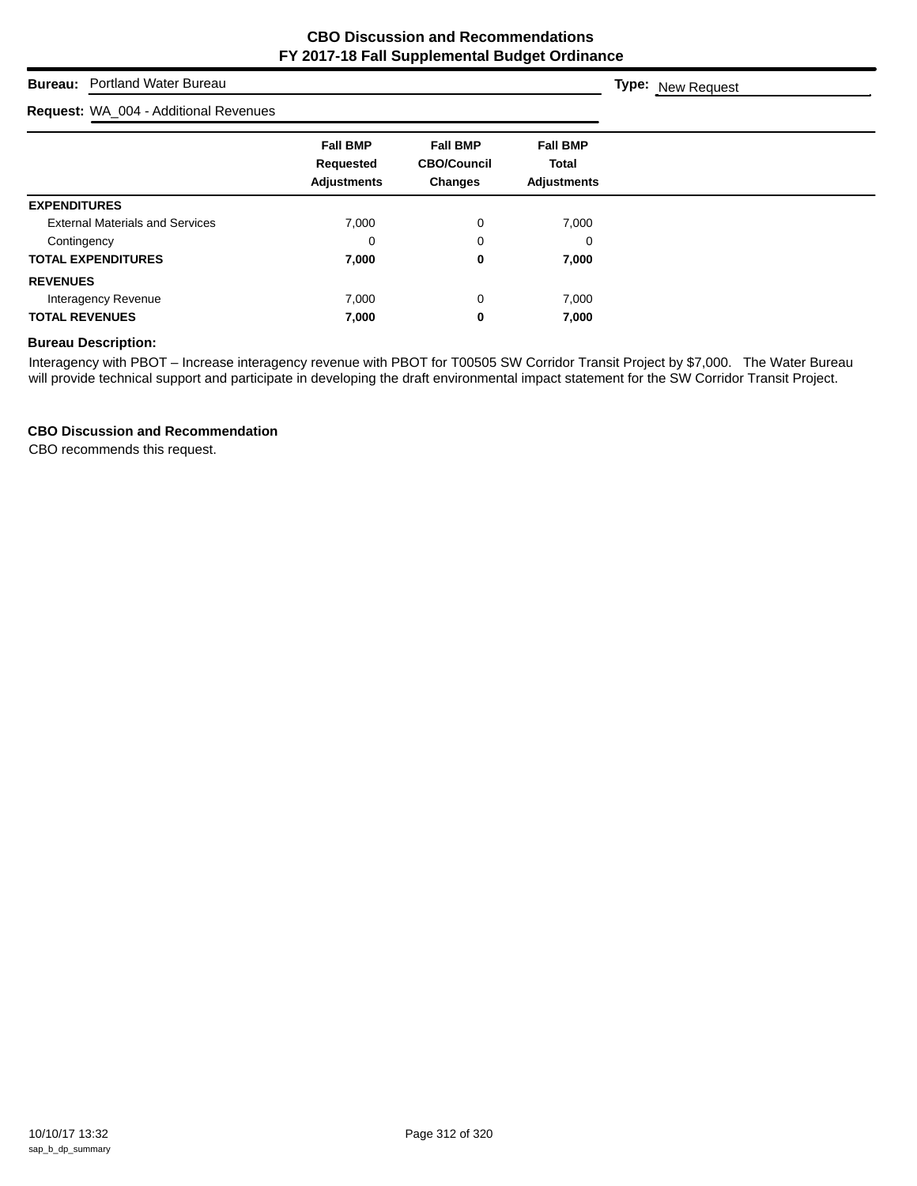# CBO Discussion and Recommendations
## FY 2017-18 Fall Supplemental Budget Ordinance

**Bureau:** Portland Water Bureau

**Type:** New Request

**Request:** WA_004 - Additional Revenues

| | Fall BMP Requested Adjustments | Fall BMP CBO/Council Changes | Fall BMP Total Adjustments |
|---|---|---|---|
| **EXPENDITURES** | | | |
| External Materials and Services | 7,000 | 0 | 7,000 |
| Contingency | 0 | 0 | 0 |
| **TOTAL EXPENDITURES** | **7,000** | **0** | **7,000** |
| **REVENUES** | | | |
| Interagency Revenue | 7,000 | 0 | 7,000 |
| **TOTAL REVENUES** | **7,000** | **0** | **7,000** |

### Bureau Description:

Interagency with PBOT – Increase interagency revenue with PBOT for T00505 SW Corridor Transit Project by $7,000. The Water Bureau will provide technical support and participate in developing the draft environmental impact statement for the SW Corridor Transit Project.

### CBO Discussion and Recommendation

CBO recommends this request.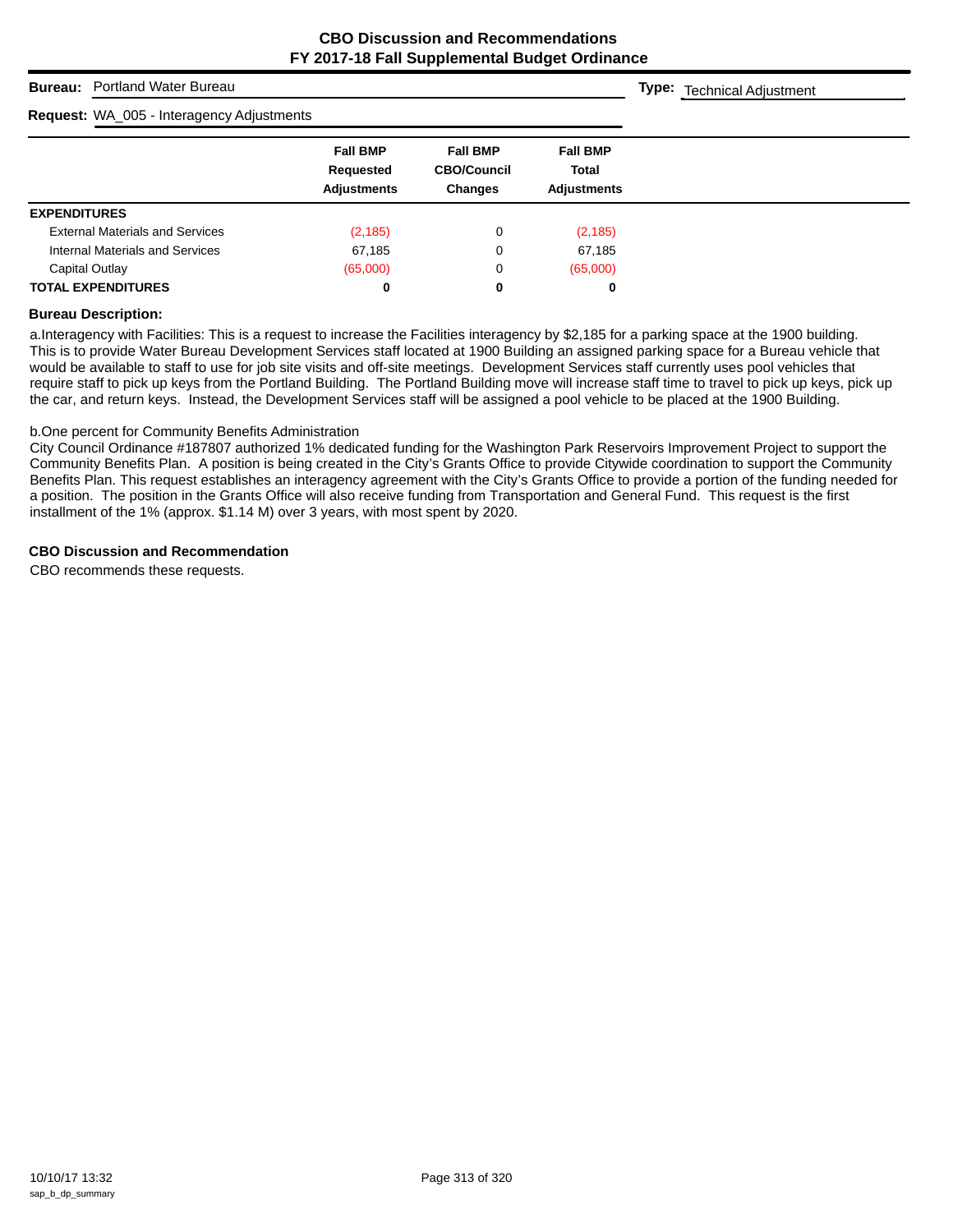## CBO Discussion and Recommendations
## FY 2017-18 Fall Supplemental Budget Ordinance

**Bureau:** Portland Water Bureau

**Type:** Technical Adjustment

**Request:** WA_005 - Interagency Adjustments

| | Fall BMP Requested Adjustments | Fall BMP CBO/Council Changes | Fall BMP Total Adjustments |
|---|---|---|---|
| **EXPENDITURES** | | | |
| External Materials and Services | (2,185) | 0 | (2,185) |
| Internal Materials and Services | 67,185 | 0 | 67,185 |
| Capital Outlay | (65,000) | 0 | (65,000) |
| **TOTAL EXPENDITURES** | **0** | **0** | **0** |

**Bureau Description:**

a.Interagency with Facilities: This is a request to increase the Facilities interagency by $2,185 for a parking space at the 1900 building. This is to provide Water Bureau Development Services staff located at 1900 Building an assigned parking space for a Bureau vehicle that would be available to staff to use for job site visits and off-site meetings. Development Services staff currently uses pool vehicles that require staff to pick up keys from the Portland Building. The Portland Building move will increase staff time to travel to pick up keys, pick up the car, and return keys. Instead, the Development Services staff will be assigned a pool vehicle to be placed at the 1900 Building.

b.One percent for Community Benefits Administration
City Council Ordinance #187807 authorized 1% dedicated funding for the Washington Park Reservoirs Improvement Project to support the Community Benefits Plan. A position is being created in the City's Grants Office to provide Citywide coordination to support the Community Benefits Plan. This request establishes an interagency agreement with the City's Grants Office to provide a portion of the funding needed for a position. The position in the Grants Office will also receive funding from Transportation and General Fund. This request is the first installment of the 1% (approx. $1.14 M) over 3 years, with most spent by 2020.

**CBO Discussion and Recommendation**

CBO recommends these requests.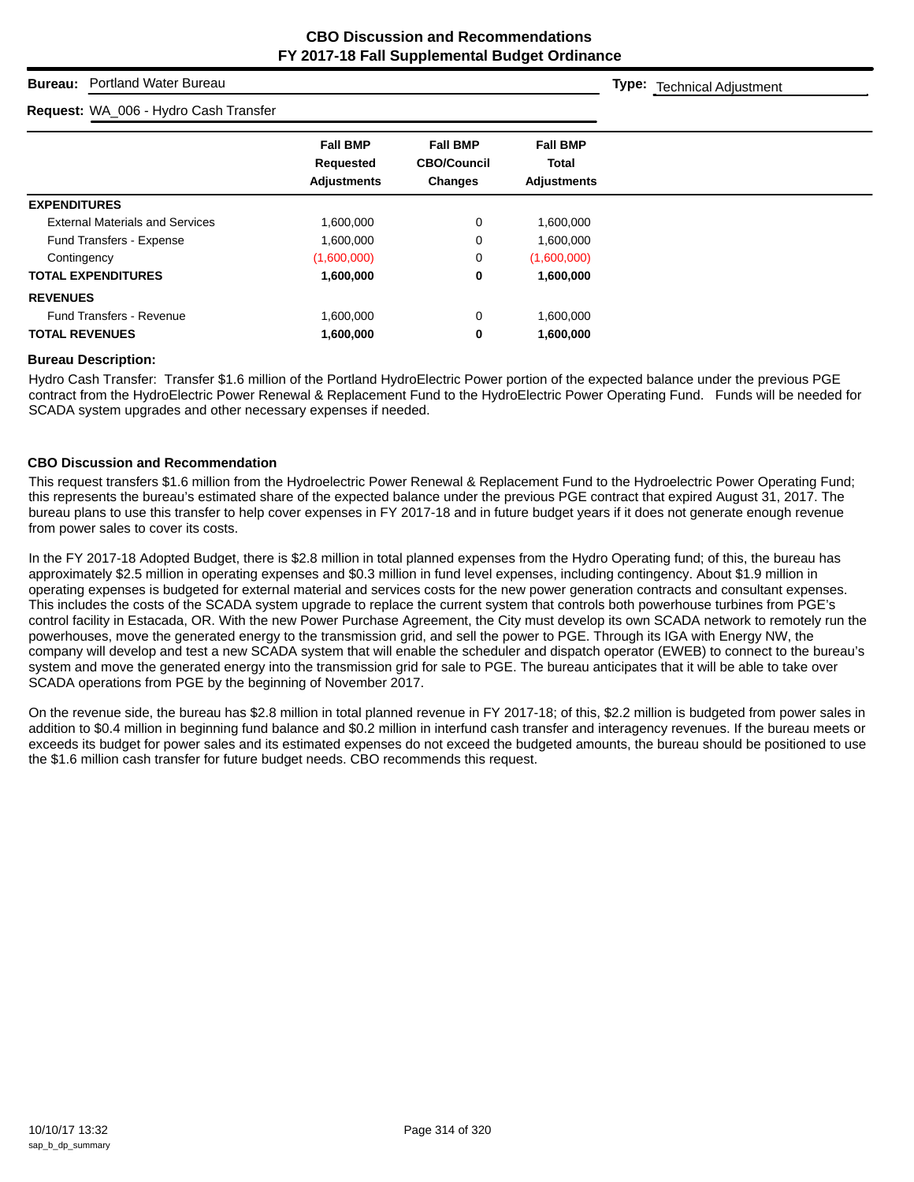# CBO Discussion and Recommendations
## FY 2017-18 Fall Supplemental Budget Ordinance

**Bureau:** Portland Water Bureau

**Type:** Technical Adjustment

**Request:** WA_006 - Hydro Cash Transfer

| | Fall BMP Requested Adjustments | Fall BMP CBO/Council Changes | Fall BMP Total Adjustments |
|---|---|---|---|
| **EXPENDITURES** | | | |
| External Materials and Services | 1,600,000 | 0 | 1,600,000 |
| Fund Transfers - Expense | 1,600,000 | 0 | 1,600,000 |
| Contingency | (1,600,000) | 0 | (1,600,000) |
| **TOTAL EXPENDITURES** | **1,600,000** | **0** | **1,600,000** |
| **REVENUES** | | | |
| Fund Transfers - Revenue | 1,600,000 | 0 | 1,600,000 |
| **TOTAL REVENUES** | **1,600,000** | **0** | **1,600,000** |

**Bureau Description:**

Hydro Cash Transfer: Transfer $1.6 million of the Portland HydroElectric Power portion of the expected balance under the previous PGE contract from the HydroElectric Power Renewal & Replacement Fund to the HydroElectric Power Operating Fund. Funds will be needed for SCADA system upgrades and other necessary expenses if needed.

**CBO Discussion and Recommendation**

This request transfers $1.6 million from the Hydroelectric Power Renewal & Replacement Fund to the Hydroelectric Power Operating Fund; this represents the bureau's estimated share of the expected balance under the previous PGE contract that expired August 31, 2017. The bureau plans to use this transfer to help cover expenses in FY 2017-18 and in future budget years if it does not generate enough revenue from power sales to cover its costs.

In the FY 2017-18 Adopted Budget, there is $2.8 million in total planned expenses from the Hydro Operating fund; of this, the bureau has approximately $2.5 million in operating expenses and $0.3 million in fund level expenses, including contingency. About $1.9 million in operating expenses is budgeted for external material and services costs for the new power generation contracts and consultant expenses. This includes the costs of the SCADA system upgrade to replace the current system that controls both powerhouse turbines from PGE's control facility in Estacada, OR. With the new Power Purchase Agreement, the City must develop its own SCADA network to remotely run the powerhouses, move the generated energy to the transmission grid, and sell the power to PGE. Through its IGA with Energy NW, the company will develop and test a new SCADA system that will enable the scheduler and dispatch operator (EWEB) to connect to the bureau's system and move the generated energy into the transmission grid for sale to PGE. The bureau anticipates that it will be able to take over SCADA operations from PGE by the beginning of November 2017.

On the revenue side, the bureau has $2.8 million in total planned revenue in FY 2017-18; of this, $2.2 million is budgeted from power sales in addition to $0.4 million in beginning fund balance and $0.2 million in interfund cash transfer and interagency revenues. If the bureau meets or exceeds its budget for power sales and its estimated expenses do not exceed the budgeted amounts, the bureau should be positioned to use the $1.6 million cash transfer for future budget needs. CBO recommends this request.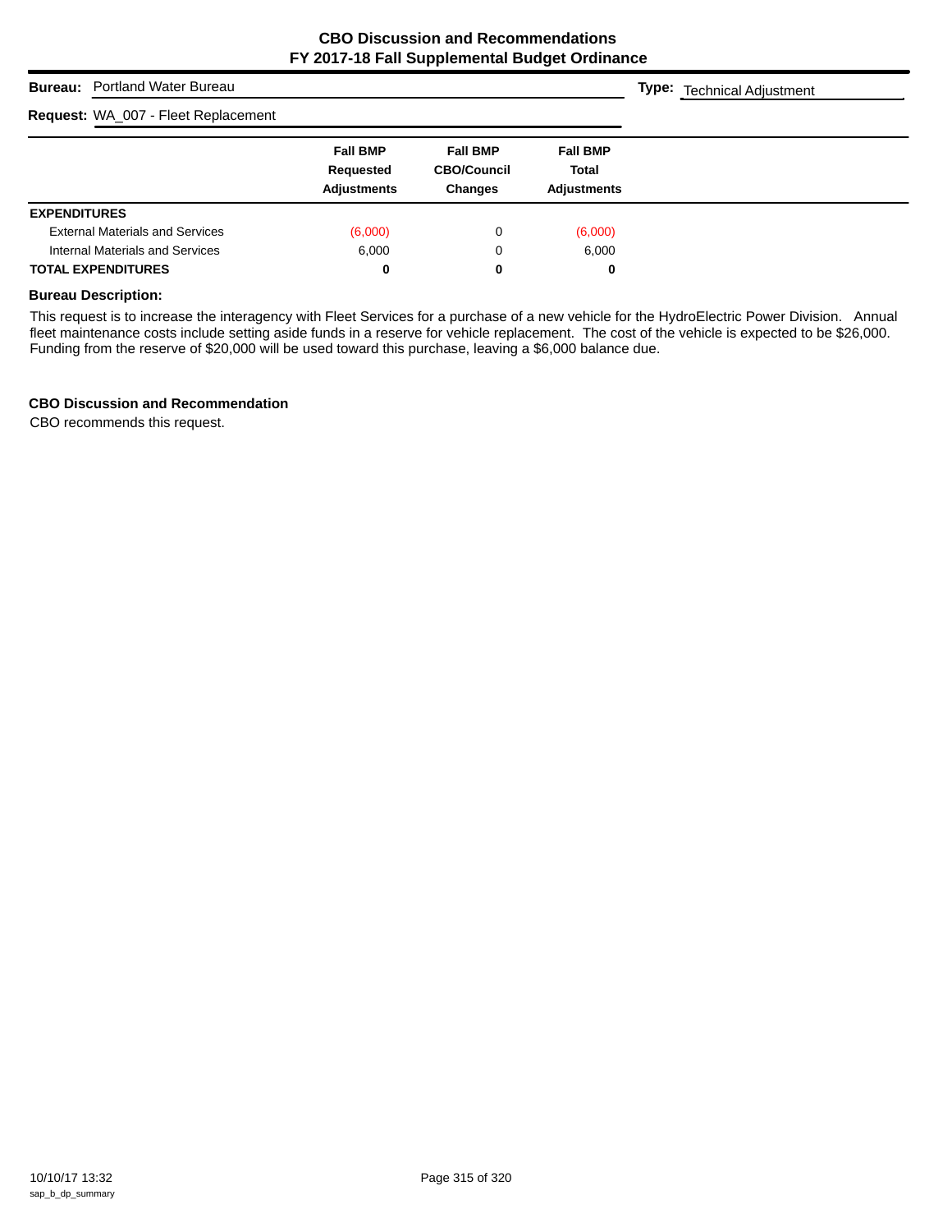# CBO Discussion and Recommendations
## FY 2017-18 Fall Supplemental Budget Ordinance

**Bureau:** Portland Water Bureau

**Type:** Technical Adjustment

**Request:** WA_007 - Fleet Replacement

| | Fall BMP Requested Adjustments | Fall BMP CBO/Council Changes | Fall BMP Total Adjustments |
|---|---|---|---|
| **EXPENDITURES** | | | |
| External Materials and Services | (6,000) | 0 | (6,000) |
| Internal Materials and Services | 6,000 | 0 | 6,000 |
| **TOTAL EXPENDITURES** | **0** | **0** | **0** |

**Bureau Description:**

This request is to increase the interagency with Fleet Services for a purchase of a new vehicle for the HydroElectric Power Division. Annual fleet maintenance costs include setting aside funds in a reserve for vehicle replacement. The cost of the vehicle is expected to be $26,000. Funding from the reserve of $20,000 will be used toward this purchase, leaving a $6,000 balance due.

**CBO Discussion and Recommendation**

CBO recommends this request.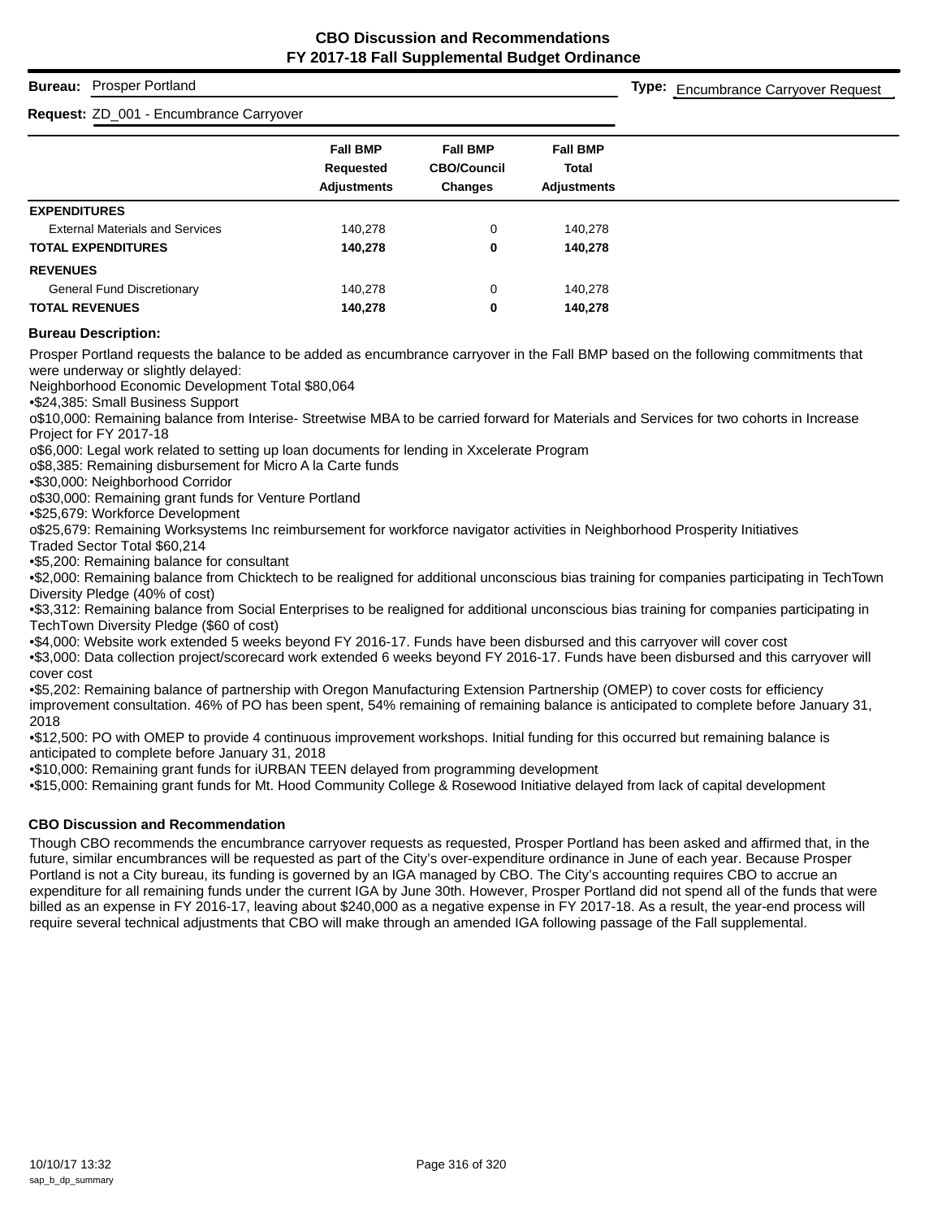## CBO Discussion and Recommendations
## FY 2017-18 Fall Supplemental Budget Ordinance

**Bureau:** Prosper Portland

**Type:** Encumbrance Carryover Request

**Request:** ZD_001 - Encumbrance Carryover

| | Fall BMP Requested Adjustments | Fall BMP CBO/Council Changes | Fall BMP Total Adjustments |
|---|---|---|---|
| **EXPENDITURES** | | | |
| External Materials and Services | 140,278 | 0 | 140,278 |
| **TOTAL EXPENDITURES** | **140,278** | **0** | **140,278** |
| **REVENUES** | | | |
| General Fund Discretionary | 140,278 | 0 | 140,278 |
| **TOTAL REVENUES** | **140,278** | **0** | **140,278** |

**Bureau Description:**

Prosper Portland requests the balance to be added as encumbrance carryover in the Fall BMP based on the following commitments that were underway or slightly delayed:

Neighborhood Economic Development Total $80,064

•$24,385: Small Business Support

o$10,000: Remaining balance from Interise- Streetwise MBA to be carried forward for Materials and Services for two cohorts in Increase Project for FY 2017-18

o$6,000: Legal work related to setting up loan documents for lending in Xxcelerate Program

o$8,385: Remaining disbursement for Micro A la Carte funds

•$30,000: Neighborhood Corridor

o$30,000: Remaining grant funds for Venture Portland

•$25,679: Workforce Development

o$25,679: Remaining Worksystems Inc reimbursement for workforce navigator activities in Neighborhood Prosperity Initiatives

Traded Sector Total $60,214

•$5,200: Remaining balance for consultant

•$2,000: Remaining balance from Chicktech to be realigned for additional unconscious bias training for companies participating in TechTown Diversity Pledge (40% of cost)

•$3,312: Remaining balance from Social Enterprises to be realigned for additional unconscious bias training for companies participating in TechTown Diversity Pledge ($60 of cost)

•$4,000: Website work extended 5 weeks beyond FY 2016-17. Funds have been disbursed and this carryover will cover cost

•$3,000: Data collection project/scorecard work extended 6 weeks beyond FY 2016-17. Funds have been disbursed and this carryover will cover cost

•$5,202: Remaining balance of partnership with Oregon Manufacturing Extension Partnership (OMEP) to cover costs for efficiency improvement consultation. 46% of PO has been spent, 54% remaining of remaining balance is anticipated to complete before January 31, 2018

•$12,500: PO with OMEP to provide 4 continuous improvement workshops. Initial funding for this occurred but remaining balance is anticipated to complete before January 31, 2018

•$10,000: Remaining grant funds for iURBAN TEEN delayed from programming development

•$15,000: Remaining grant funds for Mt. Hood Community College & Rosewood Initiative delayed from lack of capital development

**CBO Discussion and Recommendation**

Though CBO recommends the encumbrance carryover requests as requested, Prosper Portland has been asked and affirmed that, in the future, similar encumbrances will be requested as part of the City's over-expenditure ordinance in June of each year. Because Prosper Portland is not a City bureau, its funding is governed by an IGA managed by CBO. The City's accounting requires CBO to accrue an expenditure for all remaining funds under the current IGA by June 30th. However, Prosper Portland did not spend all of the funds that were billed as an expense in FY 2016-17, leaving about $240,000 as a negative expense in FY 2017-18. As a result, the year-end process will require several technical adjustments that CBO will make through an amended IGA following passage of the Fall supplemental.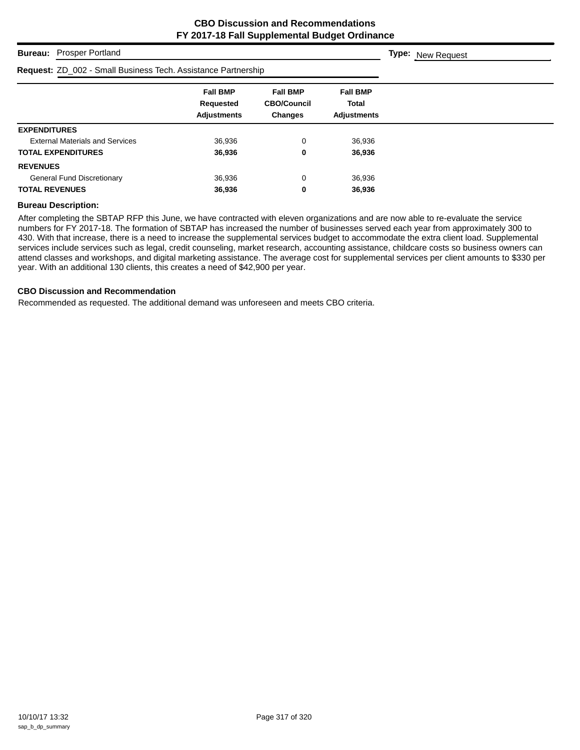# CBO Discussion and Recommendations
## FY 2017-18 Fall Supplemental Budget Ordinance

**Bureau:** Prosper Portland **Type:** New Request

**Request:** ZD_002 - Small Business Tech. Assistance Partnership

| | Fall BMP Requested Adjustments | Fall BMP CBO/Council Changes | Fall BMP Total Adjustments |
|---|---|---|---|
| **EXPENDITURES** | | | |
| External Materials and Services | 36,936 | 0 | 36,936 |
| **TOTAL EXPENDITURES** | **36,936** | **0** | **36,936** |
| **REVENUES** | | | |
| General Fund Discretionary | 36,936 | 0 | 36,936 |
| **TOTAL REVENUES** | **36,936** | **0** | **36,936** |

**Bureau Description:**

After completing the SBTAP RFP this June, we have contracted with eleven organizations and are now able to re-evaluate the service numbers for FY 2017-18. The formation of SBTAP has increased the number of businesses served each year from approximately 300 to 430. With that increase, there is a need to increase the supplemental services budget to accommodate the extra client load. Supplemental services include services such as legal, credit counseling, market research, accounting assistance, childcare costs so business owners can attend classes and workshops, and digital marketing assistance. The average cost for supplemental services per client amounts to $330 per year. With an additional 130 clients, this creates a need of $42,900 per year.

**CBO Discussion and Recommendation**

Recommended as requested. The additional demand was unforeseen and meets CBO criteria.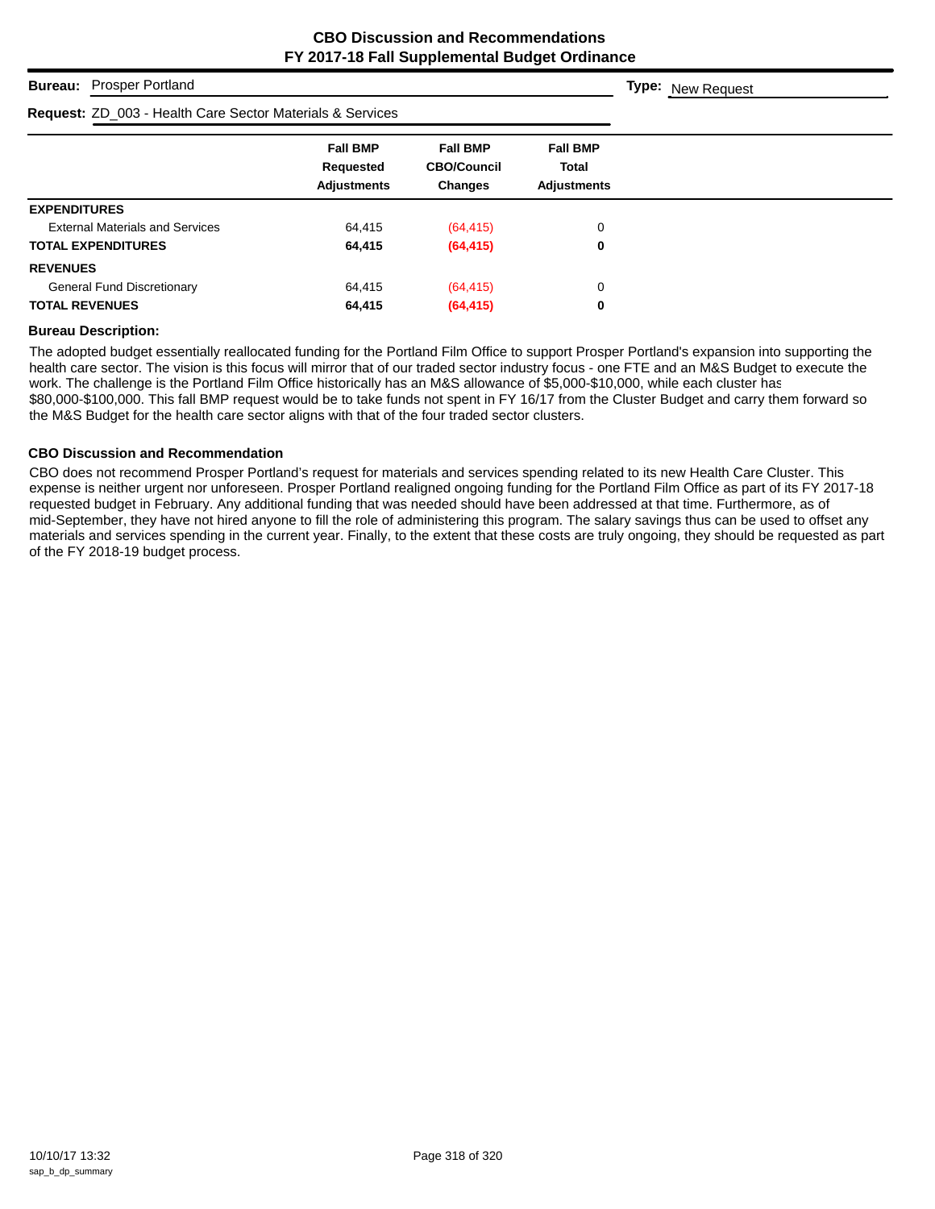# CBO Discussion and Recommendations
## FY 2017-18 Fall Supplemental Budget Ordinance

**Bureau:** Prosper Portland

**Type:** New Request

**Request:** ZD_003 - Health Care Sector Materials & Services

| | Fall BMP Requested Adjustments | Fall BMP CBO/Council Changes | Fall BMP Total Adjustments |
|---|---|---|---|
| **EXPENDITURES** | | | |
| External Materials and Services | 64,415 | (64,415) | 0 |
| **TOTAL EXPENDITURES** | **64,415** | **(64,415)** | **0** |
| **REVENUES** | | | |
| General Fund Discretionary | 64,415 | (64,415) | 0 |
| **TOTAL REVENUES** | **64,415** | **(64,415)** | **0** |

### Bureau Description:

The adopted budget essentially reallocated funding for the Portland Film Office to support Prosper Portland's expansion into supporting the health care sector. The vision is this focus will mirror that of our traded sector industry focus - one FTE and an M&S Budget to execute the work. The challenge is the Portland Film Office historically has an M&S allowance of $5,000-$10,000, while each cluster has $80,000-$100,000. This fall BMP request would be to take funds not spent in FY 16/17 from the Cluster Budget and carry them forward so the M&S Budget for the health care sector aligns with that of the four traded sector clusters.

### CBO Discussion and Recommendation

CBO does not recommend Prosper Portland's request for materials and services spending related to its new Health Care Cluster. This expense is neither urgent nor unforeseen. Prosper Portland realigned ongoing funding for the Portland Film Office as part of its FY 2017-18 requested budget in February. Any additional funding that was needed should have been addressed at that time. Furthermore, as of mid-September, they have not hired anyone to fill the role of administering this program. The salary savings thus can be used to offset any materials and services spending in the current year. Finally, to the extent that these costs are truly ongoing, they should be requested as part of the FY 2018-19 budget process.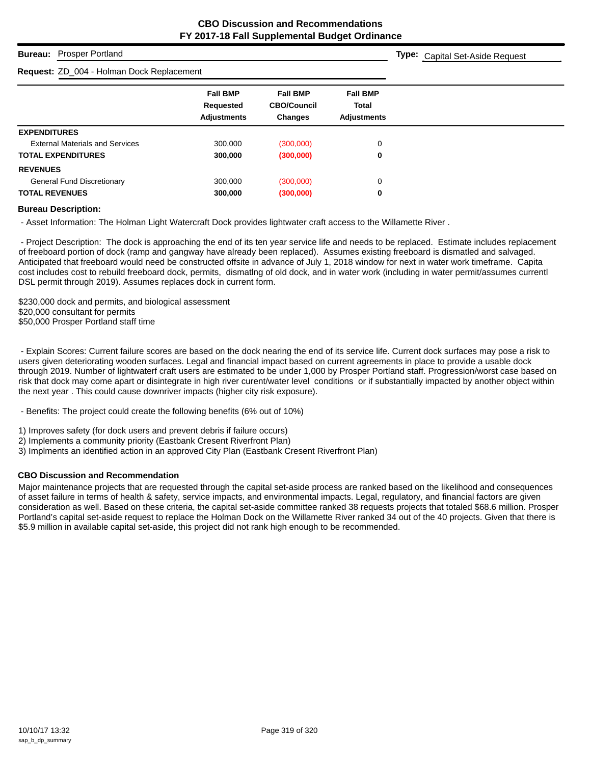# CBO Discussion and Recommendations
## FY 2017-18 Fall Supplemental Budget Ordinance

**Bureau:** Prosper Portland

**Type:** Capital Set-Aside Request

**Request:** ZD_004 - Holman Dock Replacement

| | Fall BMP Requested Adjustments | Fall BMP CBO/Council Changes | Fall BMP Total Adjustments |
|---|---|---|---|
| **EXPENDITURES** | | | |
| External Materials and Services | 300,000 | (300,000) | 0 |
| **TOTAL EXPENDITURES** | **300,000** | **(300,000)** | **0** |
| **REVENUES** | | | |
| General Fund Discretionary | 300,000 | (300,000) | 0 |
| **TOTAL REVENUES** | **300,000** | **(300,000)** | **0** |

**Bureau Description:**

- Asset Information: The Holman Light Watercraft Dock provides lightwater craft access to the Willamette River .

- Project Description: The dock is approaching the end of its ten year service life and needs to be replaced. Estimate includes replacement of freeboard portion of dock (ramp and gangway have already been replaced). Assumes existing freeboard is dismatled and salvaged. Anticipated that freeboard would need be constructed offsite in advance of July 1, 2018 window for next in water work timeframe. Capita cost includes cost to rebuild freeboard dock, permits, dismatlng of old dock, and in water work (including in water permit/assumes currentl DSL permit through 2019). Assumes replaces dock in current form.

$230,000 dock and permits, and biological assessment
$20,000 consultant for permits
$50,000 Prosper Portland staff time

- Explain Scores: Current failure scores are based on the dock nearing the end of its service life. Current dock surfaces may pose a risk to users given deteriorating wooden surfaces. Legal and financial impact based on current agreements in place to provide a usable dock through 2019. Number of lightwaterf craft users are estimated to be under 1,000 by Prosper Portland staff. Progression/worst case based on risk that dock may come apart or disintegrate in high river curent/water level conditions or if substantially impacted by another object within the next year . This could cause downriver impacts (higher city risk exposure).

- Benefits: The project could create the following benefits (6% out of 10%)

1) Improves safety (for dock users and prevent debris if failure occurs)
2) Implements a community priority (Eastbank Cresent Riverfront Plan)
3) Implments an identified action in an approved City Plan (Eastbank Cresent Riverfront Plan)

**CBO Discussion and Recommendation**

Major maintenance projects that are requested through the capital set-aside process are ranked based on the likelihood and consequences of asset failure in terms of health & safety, service impacts, and environmental impacts. Legal, regulatory, and financial factors are given consideration as well. Based on these criteria, the capital set-aside committee ranked 38 requests projects that totaled $68.6 million. Prosper Portland's capital set-aside request to replace the Holman Dock on the Willamette River ranked 34 out of the 40 projects. Given that there is $5.9 million in available capital set-aside, this project did not rank high enough to be recommended.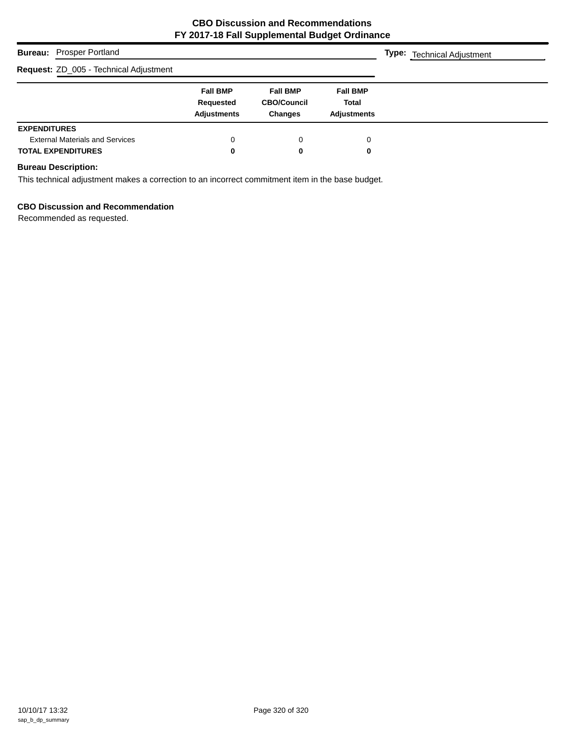**CBO Discussion and Recommendations**
**FY 2017-18 Fall Supplemental Budget Ordinance**

**Bureau:** Prosper Portland

**Type:** Technical Adjustment

**Request:** ZD_005 - Technical Adjustment

| | Fall BMP Requested Adjustments | Fall BMP CBO/Council Changes | Fall BMP Total Adjustments |
|---|---|---|---|
| **EXPENDITURES** | | | |
| External Materials and Services | 0 | 0 | 0 |
| **TOTAL EXPENDITURES** | **0** | **0** | **0** |

**Bureau Description:**

This technical adjustment makes a correction to an incorrect commitment item in the base budget.

**CBO Discussion and Recommendation**

Recommended as requested.

10/10/17 13:32
sap_b_dp_summary